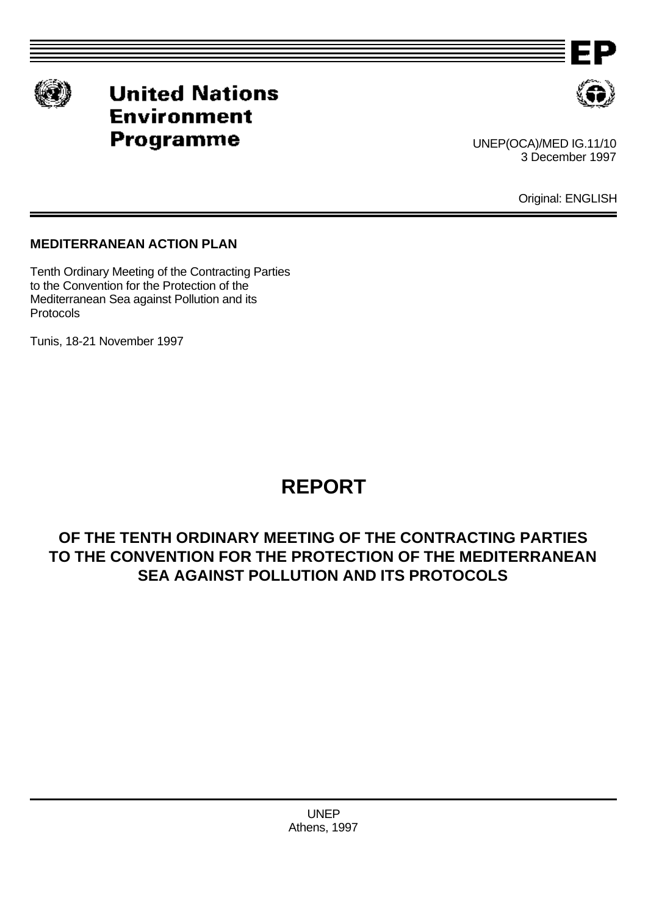# United Nations Environment Programme

UNEP(OCA)/MED IG.11/10
3 December 1997

Original: ENGLISH

**MEDITERRANEAN ACTION PLAN**

Tenth Ordinary Meeting of the Contracting Parties to the Convention for the Protection of the Mediterranean Sea against Pollution and its Protocols

Tunis, 18-21 November 1997

# REPORT

## OF THE TENTH ORDINARY MEETING OF THE CONTRACTING PARTIES TO THE CONVENTION FOR THE PROTECTION OF THE MEDITERRANEAN SEA AGAINST POLLUTION AND ITS PROTOCOLS

UNEP
Athens, 1997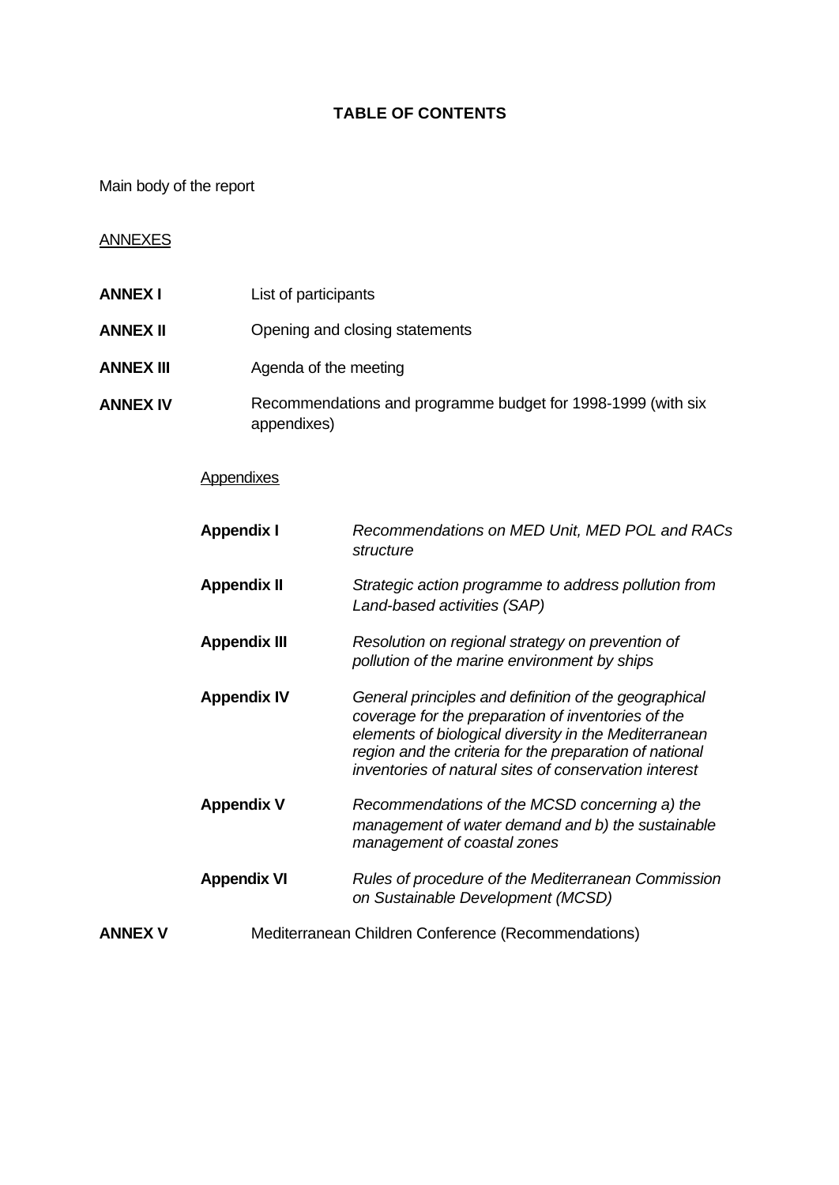# TABLE OF CONTENTS

Main body of the report

ANNEXES

**ANNEX I** List of participants

**ANNEX II** Opening and closing statements

**ANNEX III** Agenda of the meeting

**ANNEX IV** Recommendations and programme budget for 1998-1999 (with six appendixes)

Appendixes

**Appendix I** *Recommendations on MED Unit, MED POL and RACs structure*

**Appendix II** *Strategic action programme to address pollution from Land-based activities (SAP)*

**Appendix III** *Resolution on regional strategy on prevention of pollution of the marine environment by ships*

**Appendix IV** *General principles and definition of the geographical coverage for the preparation of inventories of the elements of biological diversity in the Mediterranean region and the criteria for the preparation of national inventories of natural sites of conservation interest*

**Appendix V** *Recommendations of the MCSD concerning a) the management of water demand and b) the sustainable management of coastal zones*

**Appendix VI** *Rules of procedure of the Mediterranean Commission on Sustainable Development (MCSD)*

**ANNEX V** Mediterranean Children Conference (Recommendations)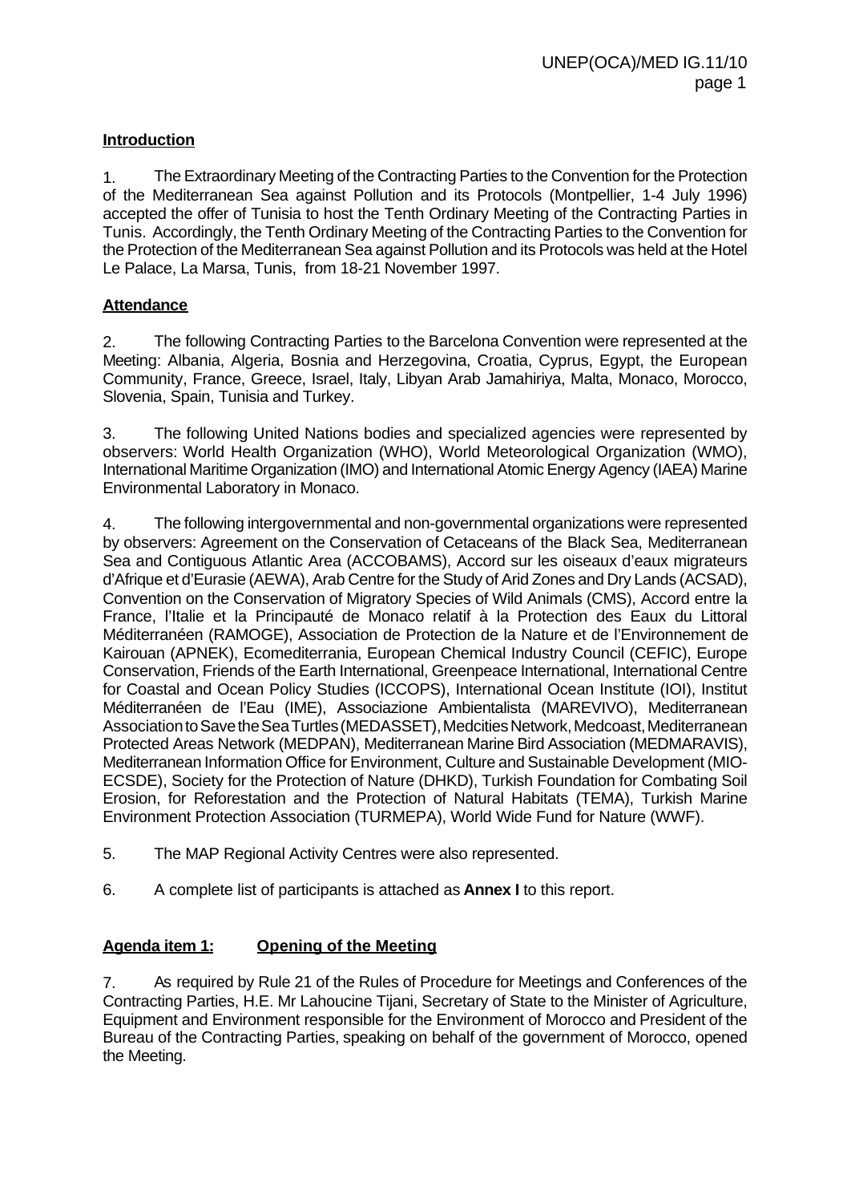**Introduction**

1. The Extraordinary Meeting of the Contracting Parties to the Convention for the Protection of the Mediterranean Sea against Pollution and its Protocols (Montpellier, 1-4 July 1996) accepted the offer of Tunisia to host the Tenth Ordinary Meeting of the Contracting Parties in Tunis. Accordingly, the Tenth Ordinary Meeting of the Contracting Parties to the Convention for the Protection of the Mediterranean Sea against Pollution and its Protocols was held at the Hotel Le Palace, La Marsa, Tunis, from 18-21 November 1997.

**Attendance**

2. The following Contracting Parties to the Barcelona Convention were represented at the Meeting: Albania, Algeria, Bosnia and Herzegovina, Croatia, Cyprus, Egypt, the European Community, France, Greece, Israel, Italy, Libyan Arab Jamahiriya, Malta, Monaco, Morocco, Slovenia, Spain, Tunisia and Turkey.

3. The following United Nations bodies and specialized agencies were represented by observers: World Health Organization (WHO), World Meteorological Organization (WMO), International Maritime Organization (IMO) and International Atomic Energy Agency (IAEA) Marine Environmental Laboratory in Monaco.

4. The following intergovernmental and non-governmental organizations were represented by observers: Agreement on the Conservation of Cetaceans of the Black Sea, Mediterranean Sea and Contiguous Atlantic Area (ACCOBAMS), Accord sur les oiseaux d'eaux migrateurs d'Afrique et d'Eurasie (AEWA), Arab Centre for the Study of Arid Zones and Dry Lands (ACSAD), Convention on the Conservation of Migratory Species of Wild Animals (CMS), Accord entre la France, l'Italie et la Principauté de Monaco relatif à la Protection des Eaux du Littoral Méditerranéen (RAMOGE), Association de Protection de la Nature et de l'Environnement de Kairouan (APNEK), Ecomediterrania, European Chemical Industry Council (CEFIC), Europe Conservation, Friends of the Earth International, Greenpeace International, International Centre for Coastal and Ocean Policy Studies (ICCOPS), International Ocean Institute (IOI), Institut Méditerranéen de l'Eau (IME), Associazione Ambientalista (MAREVIVO), Mediterranean Association to Save the Sea Turtles (MEDASSET), Medcities Network, Medcoast, Mediterranean Protected Areas Network (MEDPAN), Mediterranean Marine Bird Association (MEDMARAVIS), Mediterranean Information Office for Environment, Culture and Sustainable Development (MIO-ECSDE), Society for the Protection of Nature (DHKD), Turkish Foundation for Combating Soil Erosion, for Reforestation and the Protection of Natural Habitats (TEMA), Turkish Marine Environment Protection Association (TURMEPA), World Wide Fund for Nature (WWF).

5. The MAP Regional Activity Centres were also represented.

6. A complete list of participants is attached as **Annex I** to this report.

**Agenda item 1: Opening of the Meeting**

7. As required by Rule 21 of the Rules of Procedure for Meetings and Conferences of the Contracting Parties, H.E. Mr Lahoucine Tijani, Secretary of State to the Minister of Agriculture, Equipment and Environment responsible for the Environment of Morocco and President of the Bureau of the Contracting Parties, speaking on behalf of the government of Morocco, opened the Meeting.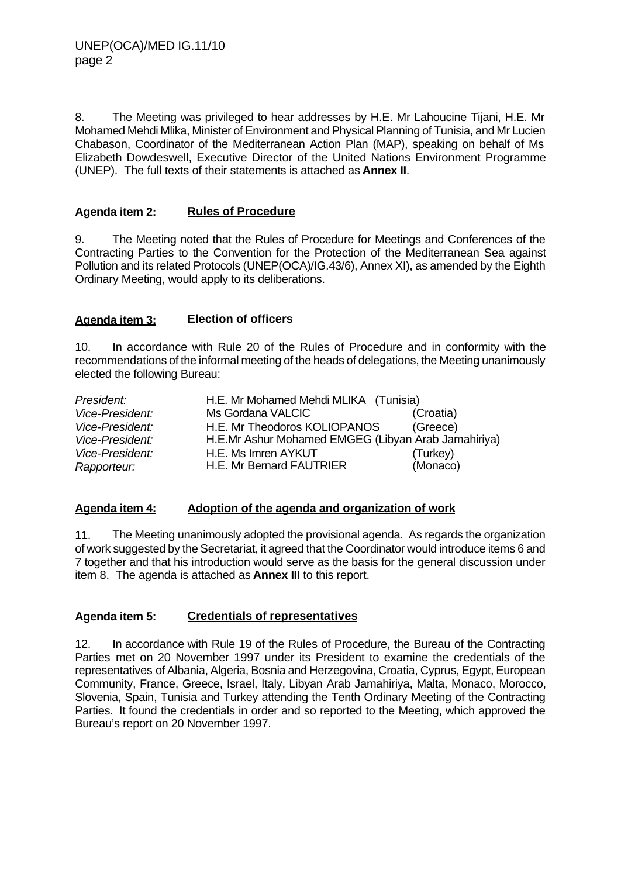8. The Meeting was privileged to hear addresses by H.E. Mr Lahoucine Tijani, H.E. Mr Mohamed Mehdi Mlika, Minister of Environment and Physical Planning of Tunisia, and Mr Lucien Chabason, Coordinator of the Mediterranean Action Plan (MAP), speaking on behalf of Ms Elizabeth Dowdeswell, Executive Director of the United Nations Environment Programme (UNEP). The full texts of their statements is attached as **Annex II**.

## Agenda item 2: Rules of Procedure

9. The Meeting noted that the Rules of Procedure for Meetings and Conferences of the Contracting Parties to the Convention for the Protection of the Mediterranean Sea against Pollution and its related Protocols (UNEP(OCA)/IG.43/6), Annex XI), as amended by the Eighth Ordinary Meeting, would apply to its deliberations.

## Agenda item 3: Election of officers

10. In accordance with Rule 20 of the Rules of Procedure and in conformity with the recommendations of the informal meeting of the heads of delegations, the Meeting unanimously elected the following Bureau:

| | | |
|---|---|---|
| *President:* | H.E. Mr Mohamed Mehdi MLIKA | (Tunisia) |
| *Vice-President:* | Ms Gordana VALCIC | (Croatia) |
| *Vice-President:* | H.E. Mr Theodoros KOLIOPANOS | (Greece) |
| *Vice-President:* | H.E.Mr Ashur Mohamed EMGEG | (Libyan Arab Jamahiriya) |
| *Vice-President:* | H.E. Ms Imren AYKUT | (Turkey) |
| *Rapporteur:* | H.E. Mr Bernard FAUTRIER | (Monaco) |

## Agenda item 4: Adoption of the agenda and organization of work

11. The Meeting unanimously adopted the provisional agenda. As regards the organization of work suggested by the Secretariat, it agreed that the Coordinator would introduce items 6 and 7 together and that his introduction would serve as the basis for the general discussion under item 8. The agenda is attached as **Annex III** to this report.

## Agenda item 5: Credentials of representatives

12. In accordance with Rule 19 of the Rules of Procedure, the Bureau of the Contracting Parties met on 20 November 1997 under its President to examine the credentials of the representatives of Albania, Algeria, Bosnia and Herzegovina, Croatia, Cyprus, Egypt, European Community, France, Greece, Israel, Italy, Libyan Arab Jamahiriya, Malta, Monaco, Morocco, Slovenia, Spain, Tunisia and Turkey attending the Tenth Ordinary Meeting of the Contracting Parties. It found the credentials in order and so reported to the Meeting, which approved the Bureau's report on 20 November 1997.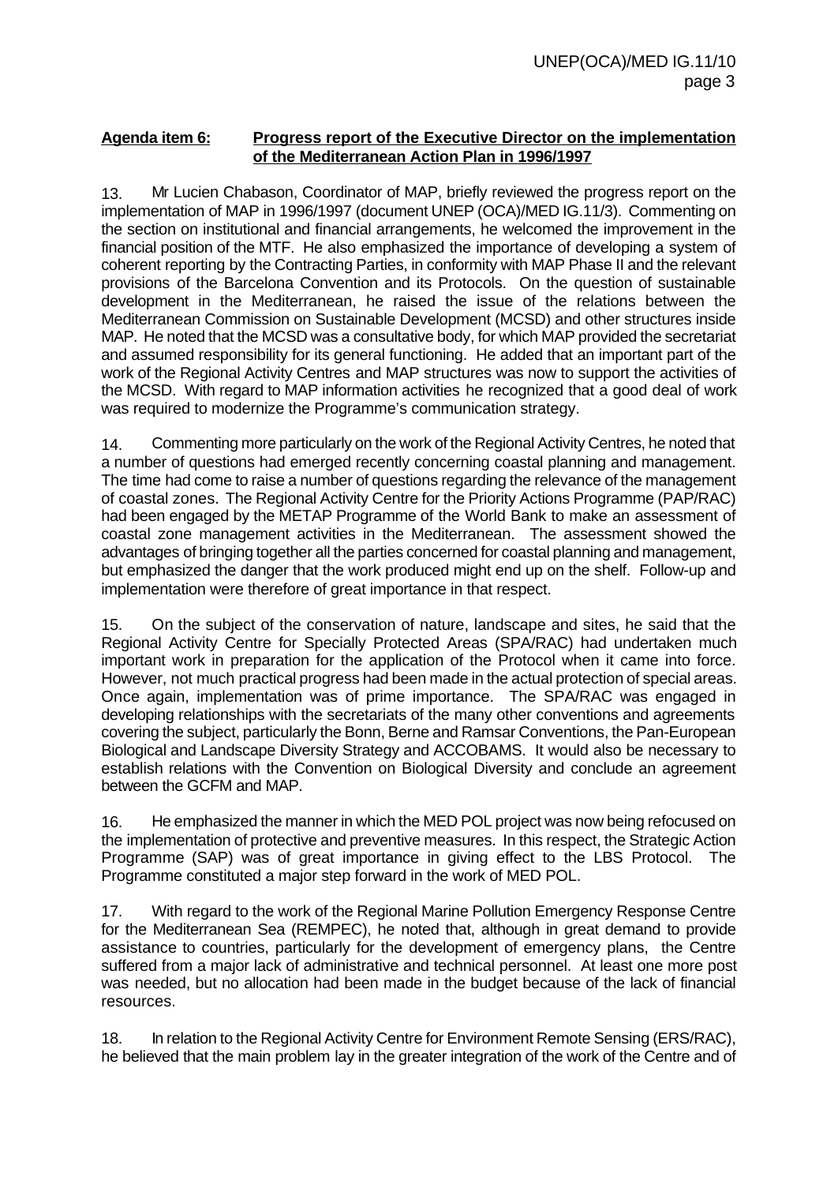**Agenda item 6: Progress report of the Executive Director on the implementation of the Mediterranean Action Plan in 1996/1997**

13. Mr Lucien Chabason, Coordinator of MAP, briefly reviewed the progress report on the implementation of MAP in 1996/1997 (document UNEP (OCA)/MED IG.11/3). Commenting on the section on institutional and financial arrangements, he welcomed the improvement in the financial position of the MTF. He also emphasized the importance of developing a system of coherent reporting by the Contracting Parties, in conformity with MAP Phase II and the relevant provisions of the Barcelona Convention and its Protocols. On the question of sustainable development in the Mediterranean, he raised the issue of the relations between the Mediterranean Commission on Sustainable Development (MCSD) and other structures inside MAP. He noted that the MCSD was a consultative body, for which MAP provided the secretariat and assumed responsibility for its general functioning. He added that an important part of the work of the Regional Activity Centres and MAP structures was now to support the activities of the MCSD. With regard to MAP information activities he recognized that a good deal of work was required to modernize the Programme's communication strategy.

14. Commenting more particularly on the work of the Regional Activity Centres, he noted that a number of questions had emerged recently concerning coastal planning and management. The time had come to raise a number of questions regarding the relevance of the management of coastal zones. The Regional Activity Centre for the Priority Actions Programme (PAP/RAC) had been engaged by the METAP Programme of the World Bank to make an assessment of coastal zone management activities in the Mediterranean. The assessment showed the advantages of bringing together all the parties concerned for coastal planning and management, but emphasized the danger that the work produced might end up on the shelf. Follow-up and implementation were therefore of great importance in that respect.

15. On the subject of the conservation of nature, landscape and sites, he said that the Regional Activity Centre for Specially Protected Areas (SPA/RAC) had undertaken much important work in preparation for the application of the Protocol when it came into force. However, not much practical progress had been made in the actual protection of special areas. Once again, implementation was of prime importance. The SPA/RAC was engaged in developing relationships with the secretariats of the many other conventions and agreements covering the subject, particularly the Bonn, Berne and Ramsar Conventions, the Pan-European Biological and Landscape Diversity Strategy and ACCOBAMS. It would also be necessary to establish relations with the Convention on Biological Diversity and conclude an agreement between the GCFM and MAP.

16. He emphasized the manner in which the MED POL project was now being refocused on the implementation of protective and preventive measures. In this respect, the Strategic Action Programme (SAP) was of great importance in giving effect to the LBS Protocol. The Programme constituted a major step forward in the work of MED POL.

17. With regard to the work of the Regional Marine Pollution Emergency Response Centre for the Mediterranean Sea (REMPEC), he noted that, although in great demand to provide assistance to countries, particularly for the development of emergency plans, the Centre suffered from a major lack of administrative and technical personnel. At least one more post was needed, but no allocation had been made in the budget because of the lack of financial resources.

18. In relation to the Regional Activity Centre for Environment Remote Sensing (ERS/RAC), he believed that the main problem lay in the greater integration of the work of the Centre and of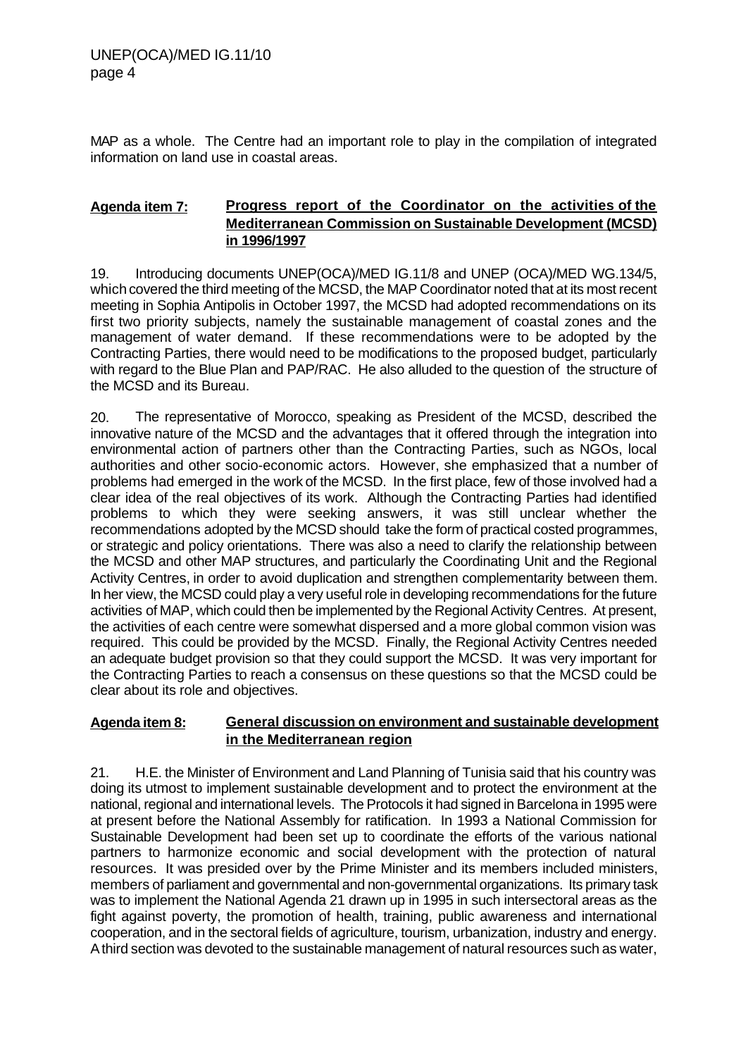MAP as a whole. The Centre had an important role to play in the compilation of integrated information on land use in coastal areas.

## Agenda item 7: Progress report of the Coordinator on the activities of the Mediterranean Commission on Sustainable Development (MCSD) in 1996/1997

19. Introducing documents UNEP(OCA)/MED IG.11/8 and UNEP (OCA)/MED WG.134/5, which covered the third meeting of the MCSD, the MAP Coordinator noted that at its most recent meeting in Sophia Antipolis in October 1997, the MCSD had adopted recommendations on its first two priority subjects, namely the sustainable management of coastal zones and the management of water demand. If these recommendations were to be adopted by the Contracting Parties, there would need to be modifications to the proposed budget, particularly with regard to the Blue Plan and PAP/RAC. He also alluded to the question of the structure of the MCSD and its Bureau.

20. The representative of Morocco, speaking as President of the MCSD, described the innovative nature of the MCSD and the advantages that it offered through the integration into environmental action of partners other than the Contracting Parties, such as NGOs, local authorities and other socio-economic actors. However, she emphasized that a number of problems had emerged in the work of the MCSD. In the first place, few of those involved had a clear idea of the real objectives of its work. Although the Contracting Parties had identified problems to which they were seeking answers, it was still unclear whether the recommendations adopted by the MCSD should take the form of practical costed programmes, or strategic and policy orientations. There was also a need to clarify the relationship between the MCSD and other MAP structures, and particularly the Coordinating Unit and the Regional Activity Centres, in order to avoid duplication and strengthen complementarity between them. In her view, the MCSD could play a very useful role in developing recommendations for the future activities of MAP, which could then be implemented by the Regional Activity Centres. At present, the activities of each centre were somewhat dispersed and a more global common vision was required. This could be provided by the MCSD. Finally, the Regional Activity Centres needed an adequate budget provision so that they could support the MCSD. It was very important for the Contracting Parties to reach a consensus on these questions so that the MCSD could be clear about its role and objectives.

## Agenda item 8: General discussion on environment and sustainable development in the Mediterranean region

21. H.E. the Minister of Environment and Land Planning of Tunisia said that his country was doing its utmost to implement sustainable development and to protect the environment at the national, regional and international levels. The Protocols it had signed in Barcelona in 1995 were at present before the National Assembly for ratification. In 1993 a National Commission for Sustainable Development had been set up to coordinate the efforts of the various national partners to harmonize economic and social development with the protection of natural resources. It was presided over by the Prime Minister and its members included ministers, members of parliament and governmental and non-governmental organizations. Its primary task was to implement the National Agenda 21 drawn up in 1995 in such intersectoral areas as the fight against poverty, the promotion of health, training, public awareness and international cooperation, and in the sectoral fields of agriculture, tourism, urbanization, industry and energy. A third section was devoted to the sustainable management of natural resources such as water,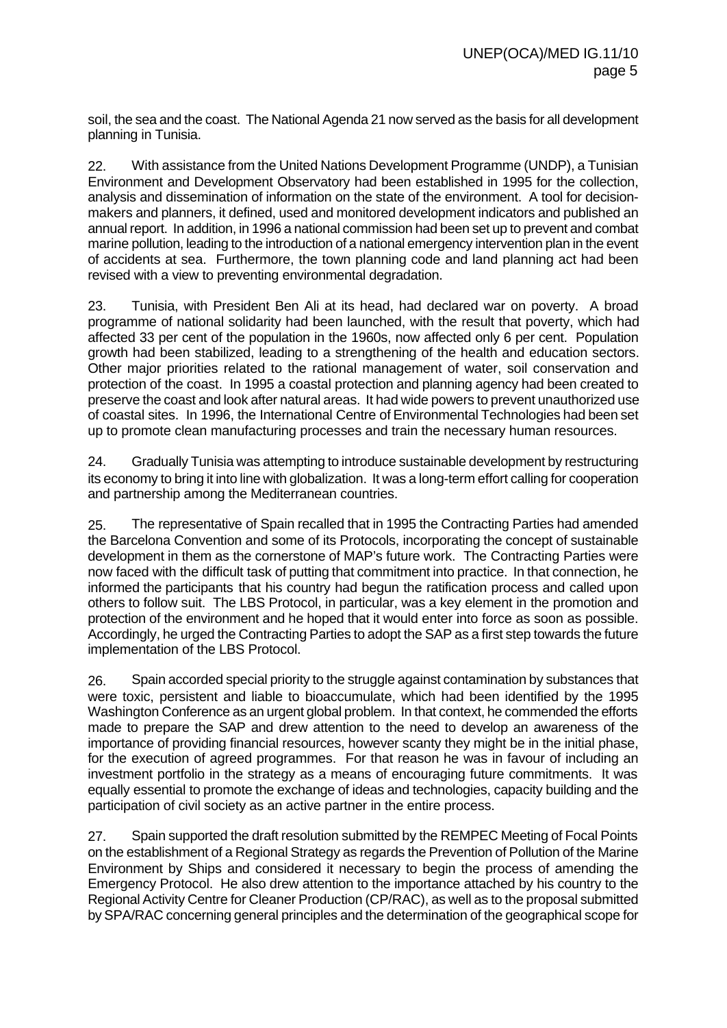soil, the sea and the coast. The National Agenda 21 now served as the basis for all development planning in Tunisia.

22. With assistance from the United Nations Development Programme (UNDP), a Tunisian Environment and Development Observatory had been established in 1995 for the collection, analysis and dissemination of information on the state of the environment. A tool for decision-makers and planners, it defined, used and monitored development indicators and published an annual report. In addition, in 1996 a national commission had been set up to prevent and combat marine pollution, leading to the introduction of a national emergency intervention plan in the event of accidents at sea. Furthermore, the town planning code and land planning act had been revised with a view to preventing environmental degradation.

23. Tunisia, with President Ben Ali at its head, had declared war on poverty. A broad programme of national solidarity had been launched, with the result that poverty, which had affected 33 per cent of the population in the 1960s, now affected only 6 per cent. Population growth had been stabilized, leading to a strengthening of the health and education sectors. Other major priorities related to the rational management of water, soil conservation and protection of the coast. In 1995 a coastal protection and planning agency had been created to preserve the coast and look after natural areas. It had wide powers to prevent unauthorized use of coastal sites. In 1996, the International Centre of Environmental Technologies had been set up to promote clean manufacturing processes and train the necessary human resources.

24. Gradually Tunisia was attempting to introduce sustainable development by restructuring its economy to bring it into line with globalization. It was a long-term effort calling for cooperation and partnership among the Mediterranean countries.

25. The representative of Spain recalled that in 1995 the Contracting Parties had amended the Barcelona Convention and some of its Protocols, incorporating the concept of sustainable development in them as the cornerstone of MAP's future work. The Contracting Parties were now faced with the difficult task of putting that commitment into practice. In that connection, he informed the participants that his country had begun the ratification process and called upon others to follow suit. The LBS Protocol, in particular, was a key element in the promotion and protection of the environment and he hoped that it would enter into force as soon as possible. Accordingly, he urged the Contracting Parties to adopt the SAP as a first step towards the future implementation of the LBS Protocol.

26. Spain accorded special priority to the struggle against contamination by substances that were toxic, persistent and liable to bioaccumulate, which had been identified by the 1995 Washington Conference as an urgent global problem. In that context, he commended the efforts made to prepare the SAP and drew attention to the need to develop an awareness of the importance of providing financial resources, however scanty they might be in the initial phase, for the execution of agreed programmes. For that reason he was in favour of including an investment portfolio in the strategy as a means of encouraging future commitments. It was equally essential to promote the exchange of ideas and technologies, capacity building and the participation of civil society as an active partner in the entire process.

27. Spain supported the draft resolution submitted by the REMPEC Meeting of Focal Points on the establishment of a Regional Strategy as regards the Prevention of Pollution of the Marine Environment by Ships and considered it necessary to begin the process of amending the Emergency Protocol. He also drew attention to the importance attached by his country to the Regional Activity Centre for Cleaner Production (CP/RAC), as well as to the proposal submitted by SPA/RAC concerning general principles and the determination of the geographical scope for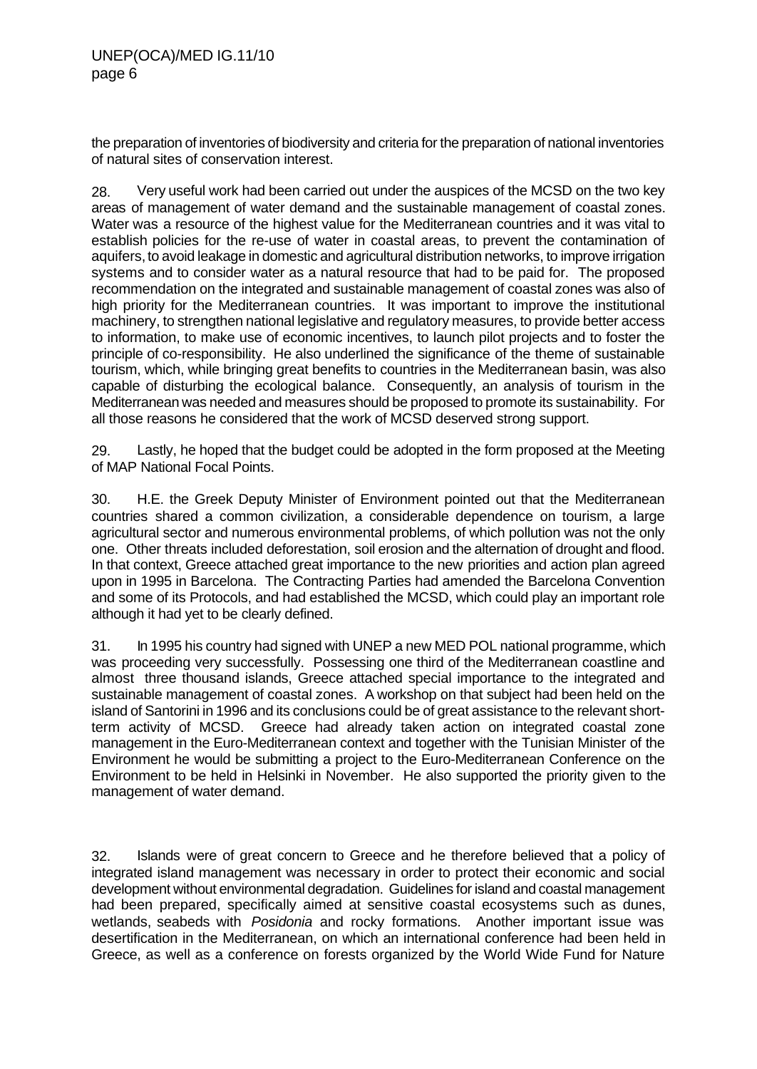the preparation of inventories of biodiversity and criteria for the preparation of national inventories of natural sites of conservation interest.

28. Very useful work had been carried out under the auspices of the MCSD on the two key areas of management of water demand and the sustainable management of coastal zones. Water was a resource of the highest value for the Mediterranean countries and it was vital to establish policies for the re-use of water in coastal areas, to prevent the contamination of aquifers, to avoid leakage in domestic and agricultural distribution networks, to improve irrigation systems and to consider water as a natural resource that had to be paid for. The proposed recommendation on the integrated and sustainable management of coastal zones was also of high priority for the Mediterranean countries. It was important to improve the institutional machinery, to strengthen national legislative and regulatory measures, to provide better access to information, to make use of economic incentives, to launch pilot projects and to foster the principle of co-responsibility. He also underlined the significance of the theme of sustainable tourism, which, while bringing great benefits to countries in the Mediterranean basin, was also capable of disturbing the ecological balance. Consequently, an analysis of tourism in the Mediterranean was needed and measures should be proposed to promote its sustainability. For all those reasons he considered that the work of MCSD deserved strong support.

29. Lastly, he hoped that the budget could be adopted in the form proposed at the Meeting of MAP National Focal Points.

30. H.E. the Greek Deputy Minister of Environment pointed out that the Mediterranean countries shared a common civilization, a considerable dependence on tourism, a large agricultural sector and numerous environmental problems, of which pollution was not the only one. Other threats included deforestation, soil erosion and the alternation of drought and flood. In that context, Greece attached great importance to the new priorities and action plan agreed upon in 1995 in Barcelona. The Contracting Parties had amended the Barcelona Convention and some of its Protocols, and had established the MCSD, which could play an important role although it had yet to be clearly defined.

31. In 1995 his country had signed with UNEP a new MED POL national programme, which was proceeding very successfully. Possessing one third of the Mediterranean coastline and almost three thousand islands, Greece attached special importance to the integrated and sustainable management of coastal zones. A workshop on that subject had been held on the island of Santorini in 1996 and its conclusions could be of great assistance to the relevant short-term activity of MCSD. Greece had already taken action on integrated coastal zone management in the Euro-Mediterranean context and together with the Tunisian Minister of the Environment he would be submitting a project to the Euro-Mediterranean Conference on the Environment to be held in Helsinki in November. He also supported the priority given to the management of water demand.

32. Islands were of great concern to Greece and he therefore believed that a policy of integrated island management was necessary in order to protect their economic and social development without environmental degradation. Guidelines for island and coastal management had been prepared, specifically aimed at sensitive coastal ecosystems such as dunes, wetlands, seabeds with *Posidonia* and rocky formations. Another important issue was desertification in the Mediterranean, on which an international conference had been held in Greece, as well as a conference on forests organized by the World Wide Fund for Nature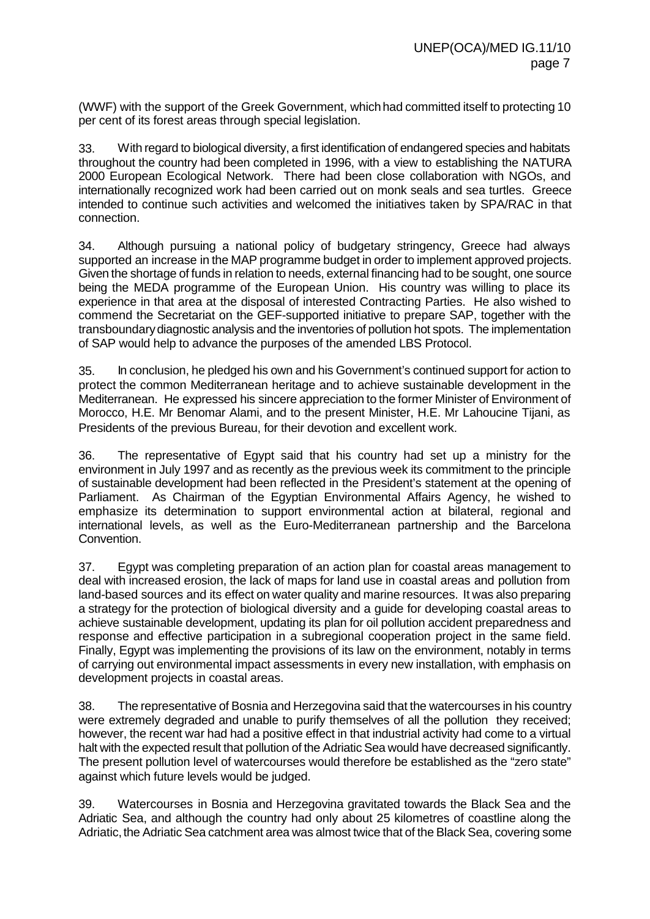(WWF) with the support of the Greek Government, which had committed itself to protecting 10 per cent of its forest areas through special legislation.

33. With regard to biological diversity, a first identification of endangered species and habitats throughout the country had been completed in 1996, with a view to establishing the NATURA 2000 European Ecological Network. There had been close collaboration with NGOs, and internationally recognized work had been carried out on monk seals and sea turtles. Greece intended to continue such activities and welcomed the initiatives taken by SPA/RAC in that connection.

34. Although pursuing a national policy of budgetary stringency, Greece had always supported an increase in the MAP programme budget in order to implement approved projects. Given the shortage of funds in relation to needs, external financing had to be sought, one source being the MEDA programme of the European Union. His country was willing to place its experience in that area at the disposal of interested Contracting Parties. He also wished to commend the Secretariat on the GEF-supported initiative to prepare SAP, together with the transboundary diagnostic analysis and the inventories of pollution hot spots. The implementation of SAP would help to advance the purposes of the amended LBS Protocol.

35. In conclusion, he pledged his own and his Government's continued support for action to protect the common Mediterranean heritage and to achieve sustainable development in the Mediterranean. He expressed his sincere appreciation to the former Minister of Environment of Morocco, H.E. Mr Benomar Alami, and to the present Minister, H.E. Mr Lahoucine Tijani, as Presidents of the previous Bureau, for their devotion and excellent work.

36. The representative of Egypt said that his country had set up a ministry for the environment in July 1997 and as recently as the previous week its commitment to the principle of sustainable development had been reflected in the President's statement at the opening of Parliament. As Chairman of the Egyptian Environmental Affairs Agency, he wished to emphasize its determination to support environmental action at bilateral, regional and international levels, as well as the Euro-Mediterranean partnership and the Barcelona Convention.

37. Egypt was completing preparation of an action plan for coastal areas management to deal with increased erosion, the lack of maps for land use in coastal areas and pollution from land-based sources and its effect on water quality and marine resources. It was also preparing a strategy for the protection of biological diversity and a guide for developing coastal areas to achieve sustainable development, updating its plan for oil pollution accident preparedness and response and effective participation in a subregional cooperation project in the same field. Finally, Egypt was implementing the provisions of its law on the environment, notably in terms of carrying out environmental impact assessments in every new installation, with emphasis on development projects in coastal areas.

38. The representative of Bosnia and Herzegovina said that the watercourses in his country were extremely degraded and unable to purify themselves of all the pollution they received; however, the recent war had had a positive effect in that industrial activity had come to a virtual halt with the expected result that pollution of the Adriatic Sea would have decreased significantly. The present pollution level of watercourses would therefore be established as the "zero state" against which future levels would be judged.

39. Watercourses in Bosnia and Herzegovina gravitated towards the Black Sea and the Adriatic Sea, and although the country had only about 25 kilometres of coastline along the Adriatic, the Adriatic Sea catchment area was almost twice that of the Black Sea, covering some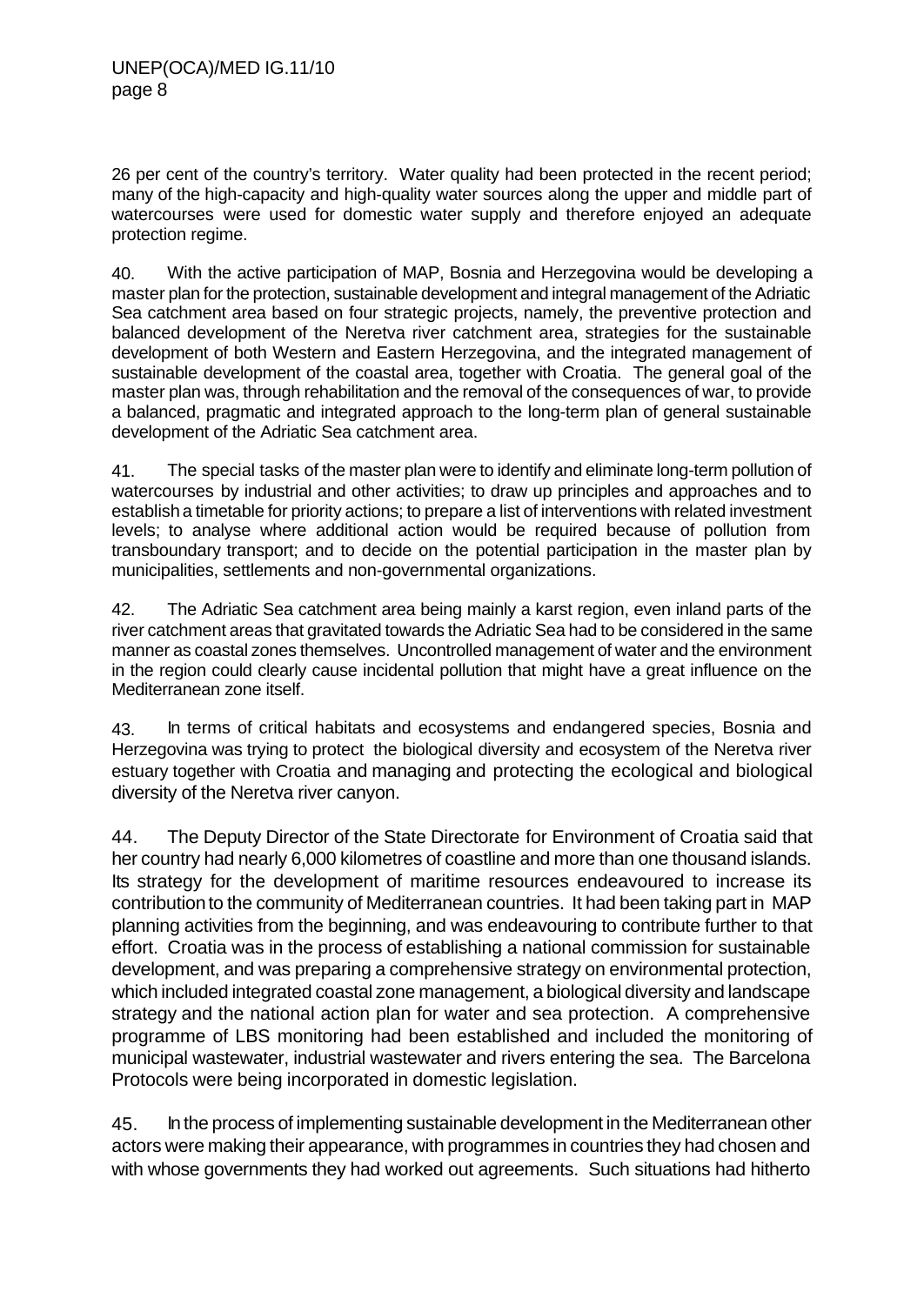26 per cent of the country's territory. Water quality had been protected in the recent period; many of the high-capacity and high-quality water sources along the upper and middle part of watercourses were used for domestic water supply and therefore enjoyed an adequate protection regime.

40. With the active participation of MAP, Bosnia and Herzegovina would be developing a master plan for the protection, sustainable development and integral management of the Adriatic Sea catchment area based on four strategic projects, namely, the preventive protection and balanced development of the Neretva river catchment area, strategies for the sustainable development of both Western and Eastern Herzegovina, and the integrated management of sustainable development of the coastal area, together with Croatia. The general goal of the master plan was, through rehabilitation and the removal of the consequences of war, to provide a balanced, pragmatic and integrated approach to the long-term plan of general sustainable development of the Adriatic Sea catchment area.

41. The special tasks of the master plan were to identify and eliminate long-term pollution of watercourses by industrial and other activities; to draw up principles and approaches and to establish a timetable for priority actions; to prepare a list of interventions with related investment levels; to analyse where additional action would be required because of pollution from transboundary transport; and to decide on the potential participation in the master plan by municipalities, settlements and non-governmental organizations.

42. The Adriatic Sea catchment area being mainly a karst region, even inland parts of the river catchment areas that gravitated towards the Adriatic Sea had to be considered in the same manner as coastal zones themselves. Uncontrolled management of water and the environment in the region could clearly cause incidental pollution that might have a great influence on the Mediterranean zone itself.

43. In terms of critical habitats and ecosystems and endangered species, Bosnia and Herzegovina was trying to protect the biological diversity and ecosystem of the Neretva river estuary together with Croatia and managing and protecting the ecological and biological diversity of the Neretva river canyon.

44. The Deputy Director of the State Directorate for Environment of Croatia said that her country had nearly 6,000 kilometres of coastline and more than one thousand islands. Its strategy for the development of maritime resources endeavoured to increase its contribution to the community of Mediterranean countries. It had been taking part in MAP planning activities from the beginning, and was endeavouring to contribute further to that effort. Croatia was in the process of establishing a national commission for sustainable development, and was preparing a comprehensive strategy on environmental protection, which included integrated coastal zone management, a biological diversity and landscape strategy and the national action plan for water and sea protection. A comprehensive programme of LBS monitoring had been established and included the monitoring of municipal wastewater, industrial wastewater and rivers entering the sea. The Barcelona Protocols were being incorporated in domestic legislation.

45. In the process of implementing sustainable development in the Mediterranean other actors were making their appearance, with programmes in countries they had chosen and with whose governments they had worked out agreements. Such situations had hitherto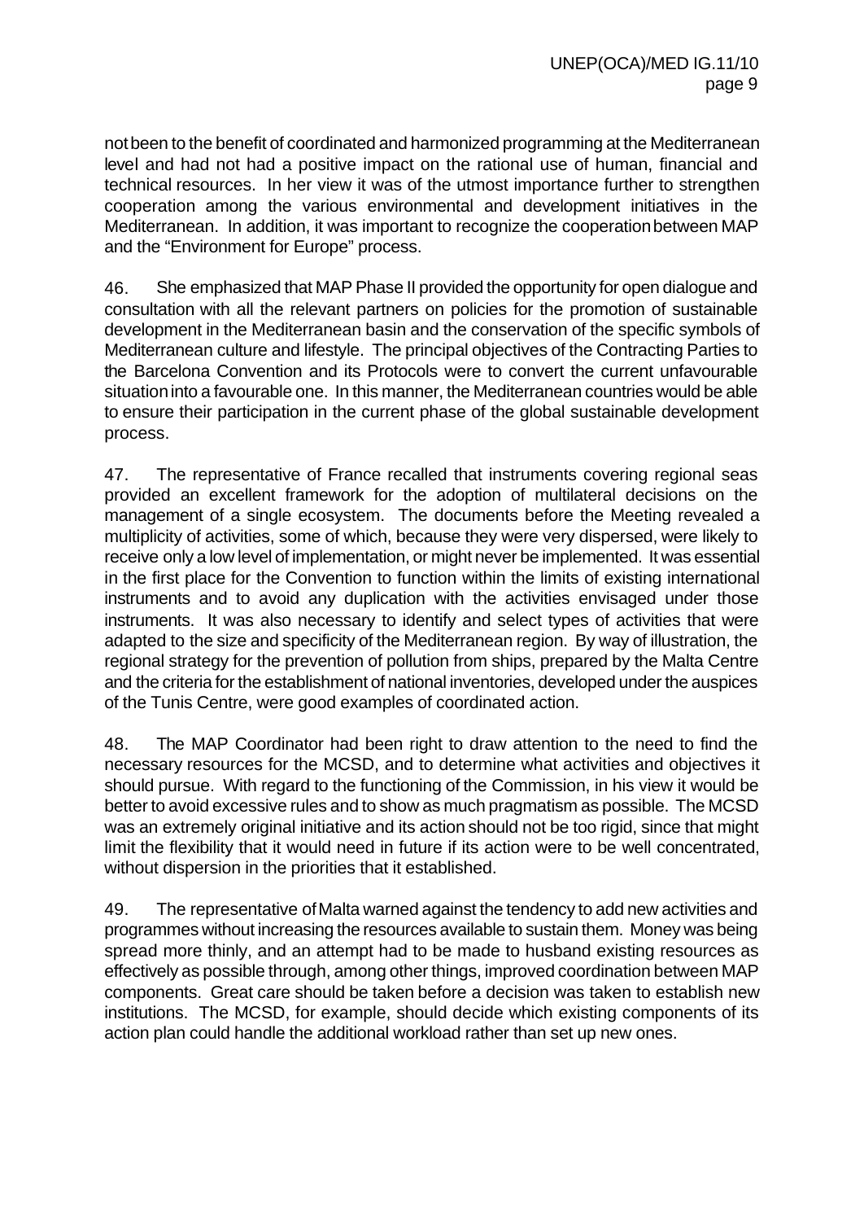not been to the benefit of coordinated and harmonized programming at the Mediterranean level and had not had a positive impact on the rational use of human, financial and technical resources. In her view it was of the utmost importance further to strengthen cooperation among the various environmental and development initiatives in the Mediterranean. In addition, it was important to recognize the cooperation between MAP and the "Environment for Europe" process.

46. She emphasized that MAP Phase II provided the opportunity for open dialogue and consultation with all the relevant partners on policies for the promotion of sustainable development in the Mediterranean basin and the conservation of the specific symbols of Mediterranean culture and lifestyle. The principal objectives of the Contracting Parties to the Barcelona Convention and its Protocols were to convert the current unfavourable situation into a favourable one. In this manner, the Mediterranean countries would be able to ensure their participation in the current phase of the global sustainable development process.

47. The representative of France recalled that instruments covering regional seas provided an excellent framework for the adoption of multilateral decisions on the management of a single ecosystem. The documents before the Meeting revealed a multiplicity of activities, some of which, because they were very dispersed, were likely to receive only a low level of implementation, or might never be implemented. It was essential in the first place for the Convention to function within the limits of existing international instruments and to avoid any duplication with the activities envisaged under those instruments. It was also necessary to identify and select types of activities that were adapted to the size and specificity of the Mediterranean region. By way of illustration, the regional strategy for the prevention of pollution from ships, prepared by the Malta Centre and the criteria for the establishment of national inventories, developed under the auspices of the Tunis Centre, were good examples of coordinated action.

48. The MAP Coordinator had been right to draw attention to the need to find the necessary resources for the MCSD, and to determine what activities and objectives it should pursue. With regard to the functioning of the Commission, in his view it would be better to avoid excessive rules and to show as much pragmatism as possible. The MCSD was an extremely original initiative and its action should not be too rigid, since that might limit the flexibility that it would need in future if its action were to be well concentrated, without dispersion in the priorities that it established.

49. The representative of Malta warned against the tendency to add new activities and programmes without increasing the resources available to sustain them. Money was being spread more thinly, and an attempt had to be made to husband existing resources as effectively as possible through, among other things, improved coordination between MAP components. Great care should be taken before a decision was taken to establish new institutions. The MCSD, for example, should decide which existing components of its action plan could handle the additional workload rather than set up new ones.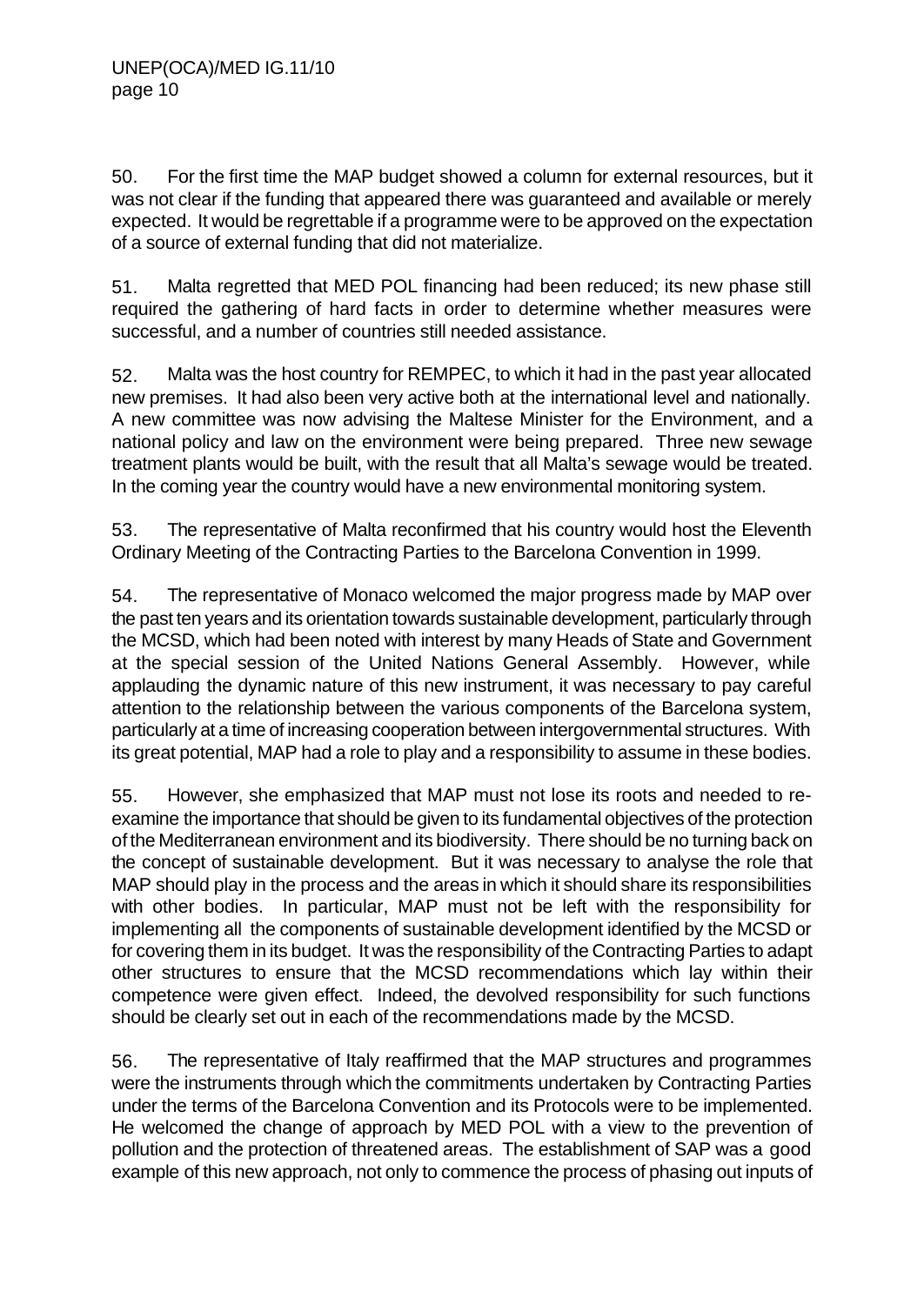50. For the first time the MAP budget showed a column for external resources, but it was not clear if the funding that appeared there was guaranteed and available or merely expected. It would be regrettable if a programme were to be approved on the expectation of a source of external funding that did not materialize.

51. Malta regretted that MED POL financing had been reduced; its new phase still required the gathering of hard facts in order to determine whether measures were successful, and a number of countries still needed assistance.

52. Malta was the host country for REMPEC, to which it had in the past year allocated new premises. It had also been very active both at the international level and nationally. A new committee was now advising the Maltese Minister for the Environment, and a national policy and law on the environment were being prepared. Three new sewage treatment plants would be built, with the result that all Malta's sewage would be treated. In the coming year the country would have a new environmental monitoring system.

53. The representative of Malta reconfirmed that his country would host the Eleventh Ordinary Meeting of the Contracting Parties to the Barcelona Convention in 1999.

54. The representative of Monaco welcomed the major progress made by MAP over the past ten years and its orientation towards sustainable development, particularly through the MCSD, which had been noted with interest by many Heads of State and Government at the special session of the United Nations General Assembly. However, while applauding the dynamic nature of this new instrument, it was necessary to pay careful attention to the relationship between the various components of the Barcelona system, particularly at a time of increasing cooperation between intergovernmental structures. With its great potential, MAP had a role to play and a responsibility to assume in these bodies.

55. However, she emphasized that MAP must not lose its roots and needed to re-examine the importance that should be given to its fundamental objectives of the protection of the Mediterranean environment and its biodiversity. There should be no turning back on the concept of sustainable development. But it was necessary to analyse the role that MAP should play in the process and the areas in which it should share its responsibilities with other bodies. In particular, MAP must not be left with the responsibility for implementing all the components of sustainable development identified by the MCSD or for covering them in its budget. It was the responsibility of the Contracting Parties to adapt other structures to ensure that the MCSD recommendations which lay within their competence were given effect. Indeed, the devolved responsibility for such functions should be clearly set out in each of the recommendations made by the MCSD.

56. The representative of Italy reaffirmed that the MAP structures and programmes were the instruments through which the commitments undertaken by Contracting Parties under the terms of the Barcelona Convention and its Protocols were to be implemented. He welcomed the change of approach by MED POL with a view to the prevention of pollution and the protection of threatened areas. The establishment of SAP was a good example of this new approach, not only to commence the process of phasing out inputs of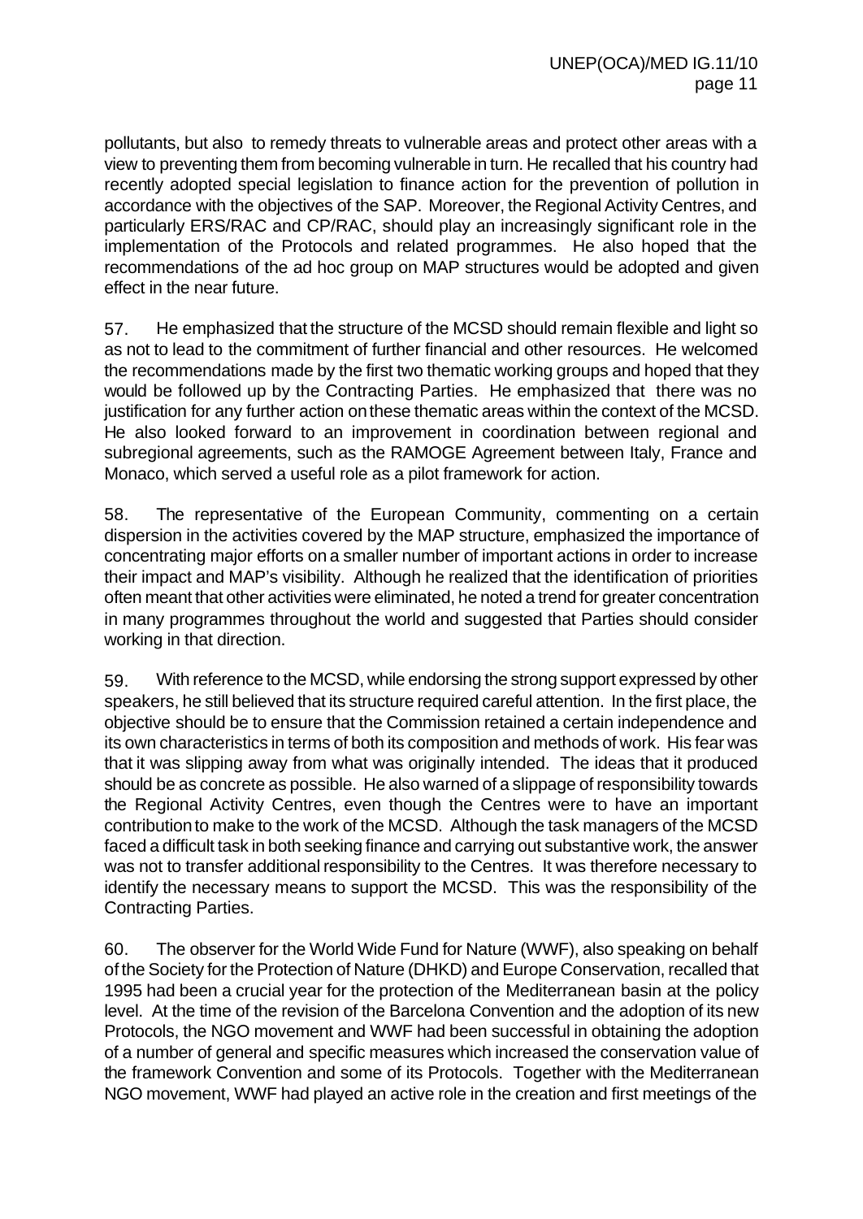pollutants, but also to remedy threats to vulnerable areas and protect other areas with a view to preventing them from becoming vulnerable in turn. He recalled that his country had recently adopted special legislation to finance action for the prevention of pollution in accordance with the objectives of the SAP. Moreover, the Regional Activity Centres, and particularly ERS/RAC and CP/RAC, should play an increasingly significant role in the implementation of the Protocols and related programmes. He also hoped that the recommendations of the ad hoc group on MAP structures would be adopted and given effect in the near future.

57. He emphasized that the structure of the MCSD should remain flexible and light so as not to lead to the commitment of further financial and other resources. He welcomed the recommendations made by the first two thematic working groups and hoped that they would be followed up by the Contracting Parties. He emphasized that there was no justification for any further action on these thematic areas within the context of the MCSD. He also looked forward to an improvement in coordination between regional and subregional agreements, such as the RAMOGE Agreement between Italy, France and Monaco, which served a useful role as a pilot framework for action.

58. The representative of the European Community, commenting on a certain dispersion in the activities covered by the MAP structure, emphasized the importance of concentrating major efforts on a smaller number of important actions in order to increase their impact and MAP's visibility. Although he realized that the identification of priorities often meant that other activities were eliminated, he noted a trend for greater concentration in many programmes throughout the world and suggested that Parties should consider working in that direction.

59. With reference to the MCSD, while endorsing the strong support expressed by other speakers, he still believed that its structure required careful attention. In the first place, the objective should be to ensure that the Commission retained a certain independence and its own characteristics in terms of both its composition and methods of work. His fear was that it was slipping away from what was originally intended. The ideas that it produced should be as concrete as possible. He also warned of a slippage of responsibility towards the Regional Activity Centres, even though the Centres were to have an important contribution to make to the work of the MCSD. Although the task managers of the MCSD faced a difficult task in both seeking finance and carrying out substantive work, the answer was not to transfer additional responsibility to the Centres. It was therefore necessary to identify the necessary means to support the MCSD. This was the responsibility of the Contracting Parties.

60. The observer for the World Wide Fund for Nature (WWF), also speaking on behalf of the Society for the Protection of Nature (DHKD) and Europe Conservation, recalled that 1995 had been a crucial year for the protection of the Mediterranean basin at the policy level. At the time of the revision of the Barcelona Convention and the adoption of its new Protocols, the NGO movement and WWF had been successful in obtaining the adoption of a number of general and specific measures which increased the conservation value of the framework Convention and some of its Protocols. Together with the Mediterranean NGO movement, WWF had played an active role in the creation and first meetings of the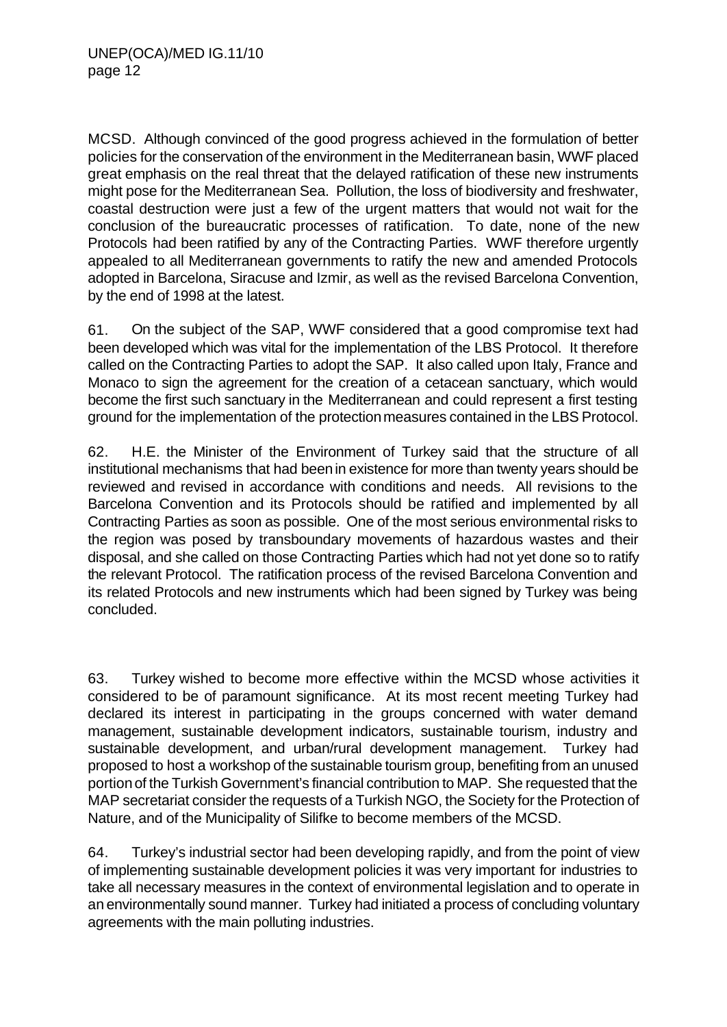MCSD. Although convinced of the good progress achieved in the formulation of better policies for the conservation of the environment in the Mediterranean basin, WWF placed great emphasis on the real threat that the delayed ratification of these new instruments might pose for the Mediterranean Sea. Pollution, the loss of biodiversity and freshwater, coastal destruction were just a few of the urgent matters that would not wait for the conclusion of the bureaucratic processes of ratification. To date, none of the new Protocols had been ratified by any of the Contracting Parties. WWF therefore urgently appealed to all Mediterranean governments to ratify the new and amended Protocols adopted in Barcelona, Siracuse and Izmir, as well as the revised Barcelona Convention, by the end of 1998 at the latest.

61. On the subject of the SAP, WWF considered that a good compromise text had been developed which was vital for the implementation of the LBS Protocol. It therefore called on the Contracting Parties to adopt the SAP. It also called upon Italy, France and Monaco to sign the agreement for the creation of a cetacean sanctuary, which would become the first such sanctuary in the Mediterranean and could represent a first testing ground for the implementation of the protection measures contained in the LBS Protocol.

62. H.E. the Minister of the Environment of Turkey said that the structure of all institutional mechanisms that had been in existence for more than twenty years should be reviewed and revised in accordance with conditions and needs. All revisions to the Barcelona Convention and its Protocols should be ratified and implemented by all Contracting Parties as soon as possible. One of the most serious environmental risks to the region was posed by transboundary movements of hazardous wastes and their disposal, and she called on those Contracting Parties which had not yet done so to ratify the relevant Protocol. The ratification process of the revised Barcelona Convention and its related Protocols and new instruments which had been signed by Turkey was being concluded.

63. Turkey wished to become more effective within the MCSD whose activities it considered to be of paramount significance. At its most recent meeting Turkey had declared its interest in participating in the groups concerned with water demand management, sustainable development indicators, sustainable tourism, industry and sustainable development, and urban/rural development management. Turkey had proposed to host a workshop of the sustainable tourism group, benefiting from an unused portion of the Turkish Government's financial contribution to MAP. She requested that the MAP secretariat consider the requests of a Turkish NGO, the Society for the Protection of Nature, and of the Municipality of Silifke to become members of the MCSD.

64. Turkey's industrial sector had been developing rapidly, and from the point of view of implementing sustainable development policies it was very important for industries to take all necessary measures in the context of environmental legislation and to operate in an environmentally sound manner. Turkey had initiated a process of concluding voluntary agreements with the main polluting industries.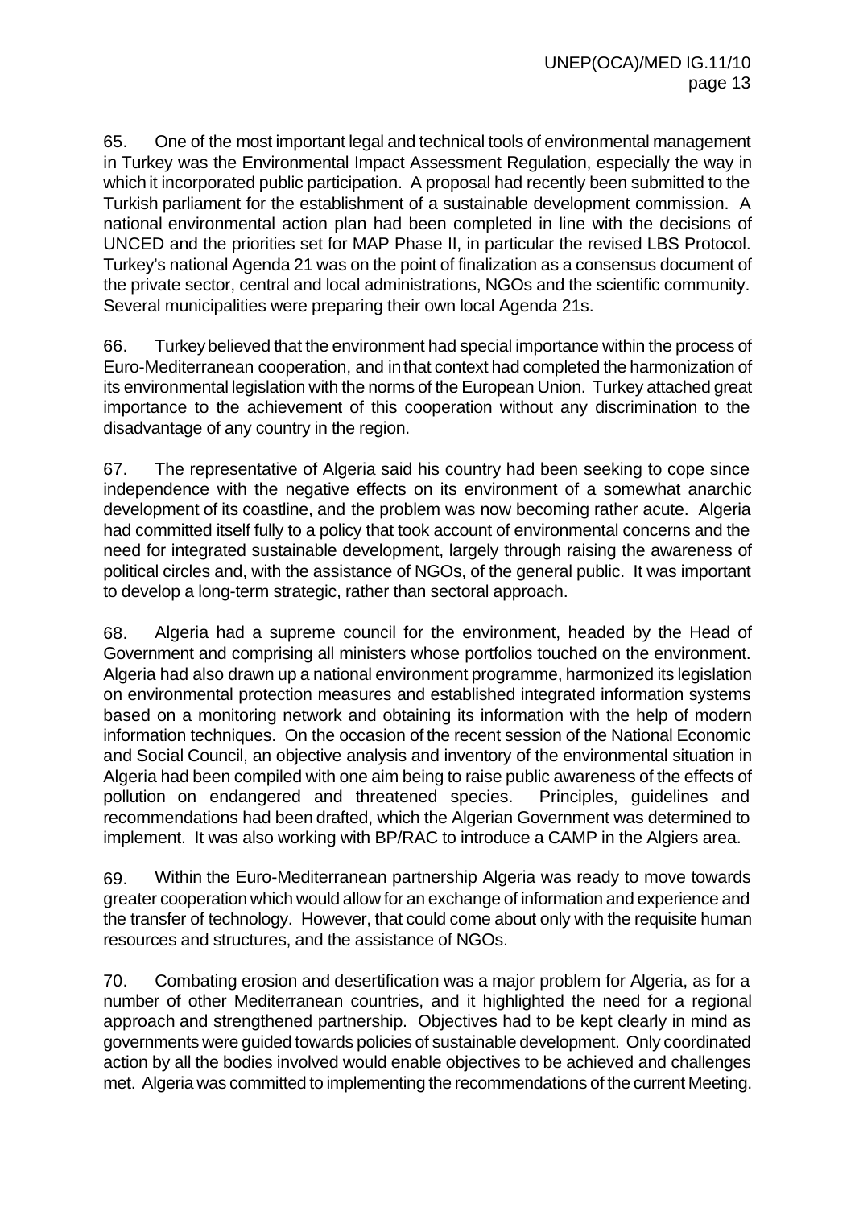65. One of the most important legal and technical tools of environmental management in Turkey was the Environmental Impact Assessment Regulation, especially the way in which it incorporated public participation. A proposal had recently been submitted to the Turkish parliament for the establishment of a sustainable development commission. A national environmental action plan had been completed in line with the decisions of UNCED and the priorities set for MAP Phase II, in particular the revised LBS Protocol. Turkey's national Agenda 21 was on the point of finalization as a consensus document of the private sector, central and local administrations, NGOs and the scientific community. Several municipalities were preparing their own local Agenda 21s.

66. Turkey believed that the environment had special importance within the process of Euro-Mediterranean cooperation, and in that context had completed the harmonization of its environmental legislation with the norms of the European Union. Turkey attached great importance to the achievement of this cooperation without any discrimination to the disadvantage of any country in the region.

67. The representative of Algeria said his country had been seeking to cope since independence with the negative effects on its environment of a somewhat anarchic development of its coastline, and the problem was now becoming rather acute. Algeria had committed itself fully to a policy that took account of environmental concerns and the need for integrated sustainable development, largely through raising the awareness of political circles and, with the assistance of NGOs, of the general public. It was important to develop a long-term strategic, rather than sectoral approach.

68. Algeria had a supreme council for the environment, headed by the Head of Government and comprising all ministers whose portfolios touched on the environment. Algeria had also drawn up a national environment programme, harmonized its legislation on environmental protection measures and established integrated information systems based on a monitoring network and obtaining its information with the help of modern information techniques. On the occasion of the recent session of the National Economic and Social Council, an objective analysis and inventory of the environmental situation in Algeria had been compiled with one aim being to raise public awareness of the effects of pollution on endangered and threatened species. Principles, guidelines and recommendations had been drafted, which the Algerian Government was determined to implement. It was also working with BP/RAC to introduce a CAMP in the Algiers area.

69. Within the Euro-Mediterranean partnership Algeria was ready to move towards greater cooperation which would allow for an exchange of information and experience and the transfer of technology. However, that could come about only with the requisite human resources and structures, and the assistance of NGOs.

70. Combating erosion and desertification was a major problem for Algeria, as for a number of other Mediterranean countries, and it highlighted the need for a regional approach and strengthened partnership. Objectives had to be kept clearly in mind as governments were guided towards policies of sustainable development. Only coordinated action by all the bodies involved would enable objectives to be achieved and challenges met. Algeria was committed to implementing the recommendations of the current Meeting.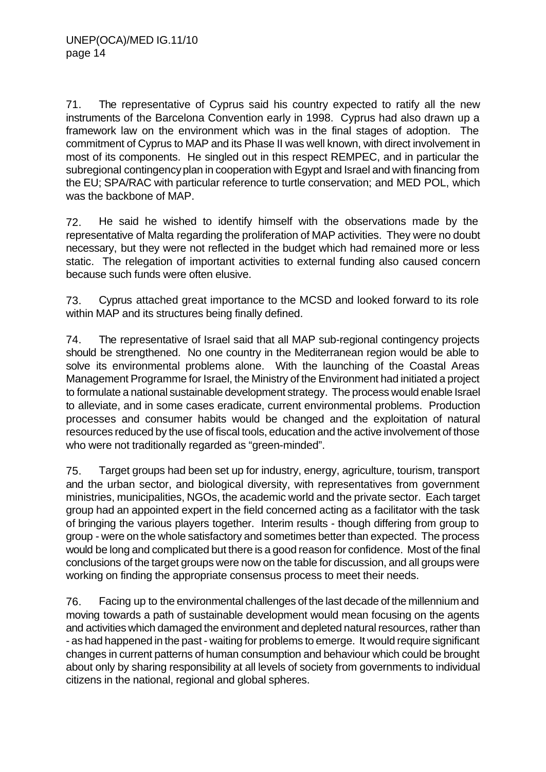71. The representative of Cyprus said his country expected to ratify all the new instruments of the Barcelona Convention early in 1998. Cyprus had also drawn up a framework law on the environment which was in the final stages of adoption. The commitment of Cyprus to MAP and its Phase II was well known, with direct involvement in most of its components. He singled out in this respect REMPEC, and in particular the subregional contingency plan in cooperation with Egypt and Israel and with financing from the EU; SPA/RAC with particular reference to turtle conservation; and MED POL, which was the backbone of MAP.

72. He said he wished to identify himself with the observations made by the representative of Malta regarding the proliferation of MAP activities. They were no doubt necessary, but they were not reflected in the budget which had remained more or less static. The relegation of important activities to external funding also caused concern because such funds were often elusive.

73. Cyprus attached great importance to the MCSD and looked forward to its role within MAP and its structures being finally defined.

74. The representative of Israel said that all MAP sub-regional contingency projects should be strengthened. No one country in the Mediterranean region would be able to solve its environmental problems alone. With the launching of the Coastal Areas Management Programme for Israel, the Ministry of the Environment had initiated a project to formulate a national sustainable development strategy. The process would enable Israel to alleviate, and in some cases eradicate, current environmental problems. Production processes and consumer habits would be changed and the exploitation of natural resources reduced by the use of fiscal tools, education and the active involvement of those who were not traditionally regarded as "green-minded".

75. Target groups had been set up for industry, energy, agriculture, tourism, transport and the urban sector, and biological diversity, with representatives from government ministries, municipalities, NGOs, the academic world and the private sector. Each target group had an appointed expert in the field concerned acting as a facilitator with the task of bringing the various players together. Interim results - though differing from group to group - were on the whole satisfactory and sometimes better than expected. The process would be long and complicated but there is a good reason for confidence. Most of the final conclusions of the target groups were now on the table for discussion, and all groups were working on finding the appropriate consensus process to meet their needs.

76. Facing up to the environmental challenges of the last decade of the millennium and moving towards a path of sustainable development would mean focusing on the agents and activities which damaged the environment and depleted natural resources, rather than - as had happened in the past - waiting for problems to emerge. It would require significant changes in current patterns of human consumption and behaviour which could be brought about only by sharing responsibility at all levels of society from governments to individual citizens in the national, regional and global spheres.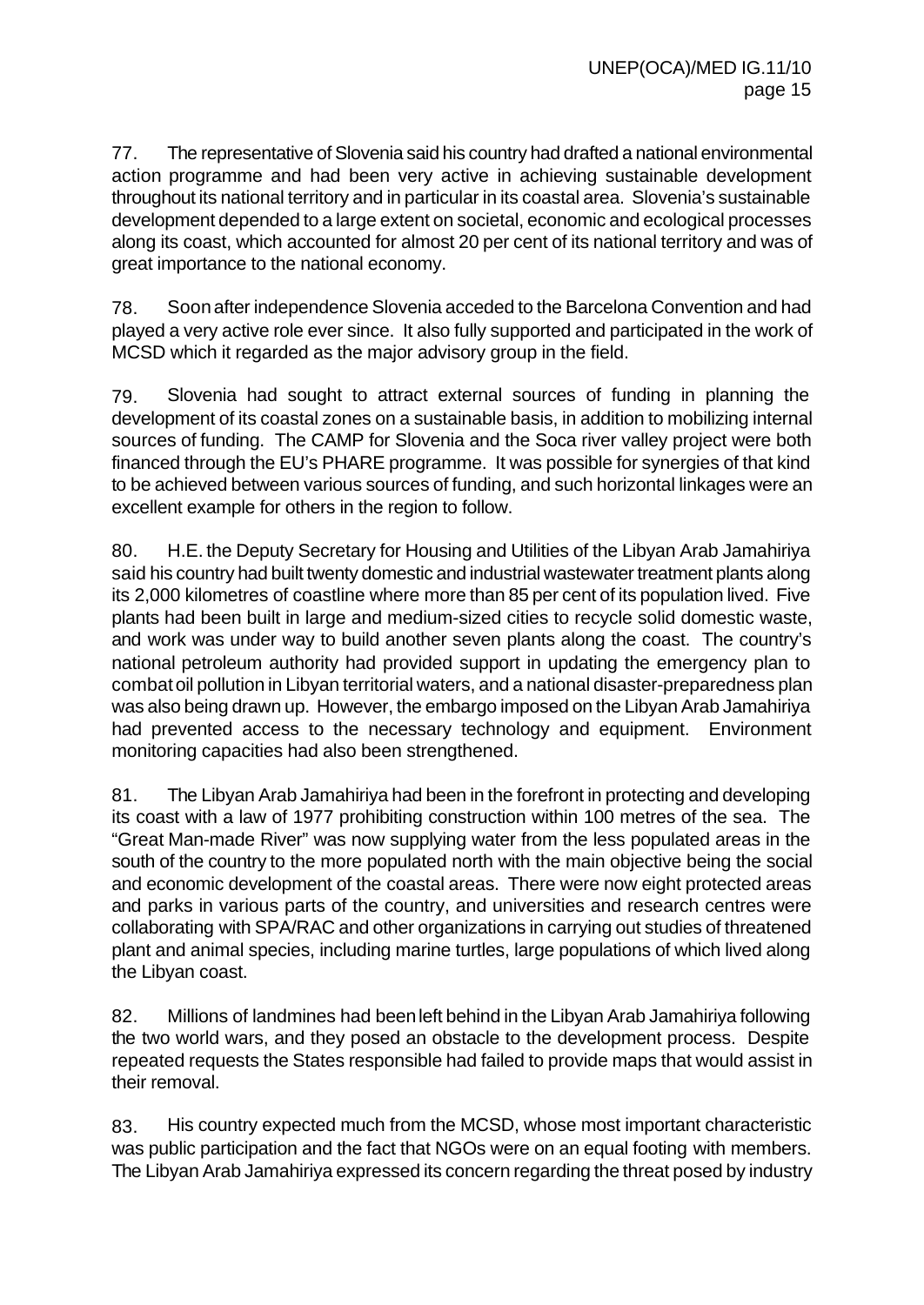77. The representative of Slovenia said his country had drafted a national environmental action programme and had been very active in achieving sustainable development throughout its national territory and in particular in its coastal area. Slovenia's sustainable development depended to a large extent on societal, economic and ecological processes along its coast, which accounted for almost 20 per cent of its national territory and was of great importance to the national economy.

78. Soon after independence Slovenia acceded to the Barcelona Convention and had played a very active role ever since. It also fully supported and participated in the work of MCSD which it regarded as the major advisory group in the field.

79. Slovenia had sought to attract external sources of funding in planning the development of its coastal zones on a sustainable basis, in addition to mobilizing internal sources of funding. The CAMP for Slovenia and the Soca river valley project were both financed through the EU's PHARE programme. It was possible for synergies of that kind to be achieved between various sources of funding, and such horizontal linkages were an excellent example for others in the region to follow.

80. H.E. the Deputy Secretary for Housing and Utilities of the Libyan Arab Jamahiriya said his country had built twenty domestic and industrial wastewater treatment plants along its 2,000 kilometres of coastline where more than 85 per cent of its population lived. Five plants had been built in large and medium-sized cities to recycle solid domestic waste, and work was under way to build another seven plants along the coast. The country's national petroleum authority had provided support in updating the emergency plan to combat oil pollution in Libyan territorial waters, and a national disaster-preparedness plan was also being drawn up. However, the embargo imposed on the Libyan Arab Jamahiriya had prevented access to the necessary technology and equipment. Environment monitoring capacities had also been strengthened.

81. The Libyan Arab Jamahiriya had been in the forefront in protecting and developing its coast with a law of 1977 prohibiting construction within 100 metres of the sea. The "Great Man-made River" was now supplying water from the less populated areas in the south of the country to the more populated north with the main objective being the social and economic development of the coastal areas. There were now eight protected areas and parks in various parts of the country, and universities and research centres were collaborating with SPA/RAC and other organizations in carrying out studies of threatened plant and animal species, including marine turtles, large populations of which lived along the Libyan coast.

82. Millions of landmines had been left behind in the Libyan Arab Jamahiriya following the two world wars, and they posed an obstacle to the development process. Despite repeated requests the States responsible had failed to provide maps that would assist in their removal.

83. His country expected much from the MCSD, whose most important characteristic was public participation and the fact that NGOs were on an equal footing with members. The Libyan Arab Jamahiriya expressed its concern regarding the threat posed by industry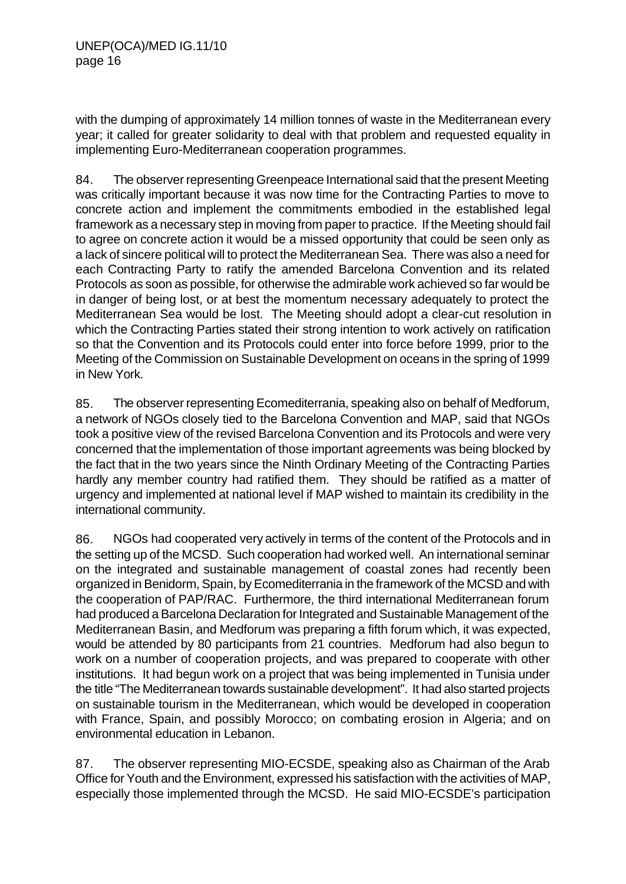with the dumping of approximately 14 million tonnes of waste in the Mediterranean every year; it called for greater solidarity to deal with that problem and requested equality in implementing Euro-Mediterranean cooperation programmes.

84. The observer representing Greenpeace International said that the present Meeting was critically important because it was now time for the Contracting Parties to move to concrete action and implement the commitments embodied in the established legal framework as a necessary step in moving from paper to practice. If the Meeting should fail to agree on concrete action it would be a missed opportunity that could be seen only as a lack of sincere political will to protect the Mediterranean Sea. There was also a need for each Contracting Party to ratify the amended Barcelona Convention and its related Protocols as soon as possible, for otherwise the admirable work achieved so far would be in danger of being lost, or at best the momentum necessary adequately to protect the Mediterranean Sea would be lost. The Meeting should adopt a clear-cut resolution in which the Contracting Parties stated their strong intention to work actively on ratification so that the Convention and its Protocols could enter into force before 1999, prior to the Meeting of the Commission on Sustainable Development on oceans in the spring of 1999 in New York.

85. The observer representing Ecomediterrania, speaking also on behalf of Medforum, a network of NGOs closely tied to the Barcelona Convention and MAP, said that NGOs took a positive view of the revised Barcelona Convention and its Protocols and were very concerned that the implementation of those important agreements was being blocked by the fact that in the two years since the Ninth Ordinary Meeting of the Contracting Parties hardly any member country had ratified them. They should be ratified as a matter of urgency and implemented at national level if MAP wished to maintain its credibility in the international community.

86. NGOs had cooperated very actively in terms of the content of the Protocols and in the setting up of the MCSD. Such cooperation had worked well. An international seminar on the integrated and sustainable management of coastal zones had recently been organized in Benidorm, Spain, by Ecomediterrania in the framework of the MCSD and with the cooperation of PAP/RAC. Furthermore, the third international Mediterranean forum had produced a Barcelona Declaration for Integrated and Sustainable Management of the Mediterranean Basin, and Medforum was preparing a fifth forum which, it was expected, would be attended by 80 participants from 21 countries. Medforum had also begun to work on a number of cooperation projects, and was prepared to cooperate with other institutions. It had begun work on a project that was being implemented in Tunisia under the title "The Mediterranean towards sustainable development". It had also started projects on sustainable tourism in the Mediterranean, which would be developed in cooperation with France, Spain, and possibly Morocco; on combating erosion in Algeria; and on environmental education in Lebanon.

87. The observer representing MIO-ECSDE, speaking also as Chairman of the Arab Office for Youth and the Environment, expressed his satisfaction with the activities of MAP, especially those implemented through the MCSD. He said MIO-ECSDE's participation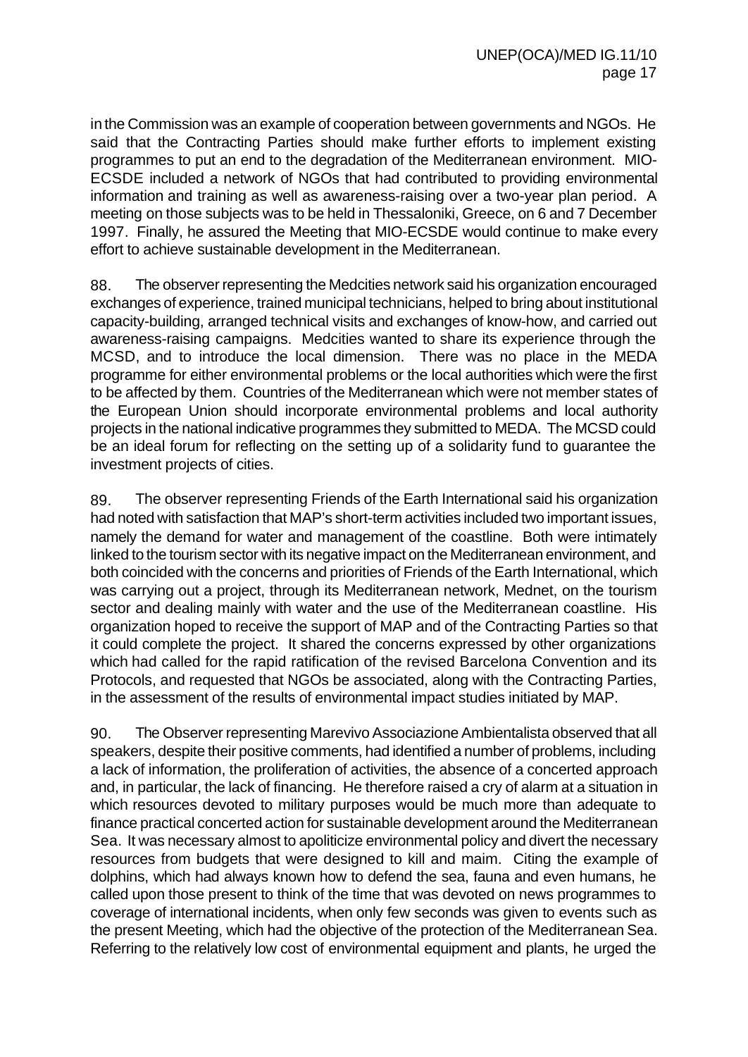in the Commission was an example of cooperation between governments and NGOs. He said that the Contracting Parties should make further efforts to implement existing programmes to put an end to the degradation of the Mediterranean environment. MIO-ECSDE included a network of NGOs that had contributed to providing environmental information and training as well as awareness-raising over a two-year plan period. A meeting on those subjects was to be held in Thessaloniki, Greece, on 6 and 7 December 1997. Finally, he assured the Meeting that MIO-ECSDE would continue to make every effort to achieve sustainable development in the Mediterranean.

88. The observer representing the Medcities network said his organization encouraged exchanges of experience, trained municipal technicians, helped to bring about institutional capacity-building, arranged technical visits and exchanges of know-how, and carried out awareness-raising campaigns. Medcities wanted to share its experience through the MCSD, and to introduce the local dimension. There was no place in the MEDA programme for either environmental problems or the local authorities which were the first to be affected by them. Countries of the Mediterranean which were not member states of the European Union should incorporate environmental problems and local authority projects in the national indicative programmes they submitted to MEDA. The MCSD could be an ideal forum for reflecting on the setting up of a solidarity fund to guarantee the investment projects of cities.

89. The observer representing Friends of the Earth International said his organization had noted with satisfaction that MAP's short-term activities included two important issues, namely the demand for water and management of the coastline. Both were intimately linked to the tourism sector with its negative impact on the Mediterranean environment, and both coincided with the concerns and priorities of Friends of the Earth International, which was carrying out a project, through its Mediterranean network, Mednet, on the tourism sector and dealing mainly with water and the use of the Mediterranean coastline. His organization hoped to receive the support of MAP and of the Contracting Parties so that it could complete the project. It shared the concerns expressed by other organizations which had called for the rapid ratification of the revised Barcelona Convention and its Protocols, and requested that NGOs be associated, along with the Contracting Parties, in the assessment of the results of environmental impact studies initiated by MAP.

90. The Observer representing Marevivo Associazione Ambientalista observed that all speakers, despite their positive comments, had identified a number of problems, including a lack of information, the proliferation of activities, the absence of a concerted approach and, in particular, the lack of financing. He therefore raised a cry of alarm at a situation in which resources devoted to military purposes would be much more than adequate to finance practical concerted action for sustainable development around the Mediterranean Sea. It was necessary almost to apoliticize environmental policy and divert the necessary resources from budgets that were designed to kill and maim. Citing the example of dolphins, which had always known how to defend the sea, fauna and even humans, he called upon those present to think of the time that was devoted on news programmes to coverage of international incidents, when only few seconds was given to events such as the present Meeting, which had the objective of the protection of the Mediterranean Sea. Referring to the relatively low cost of environmental equipment and plants, he urged the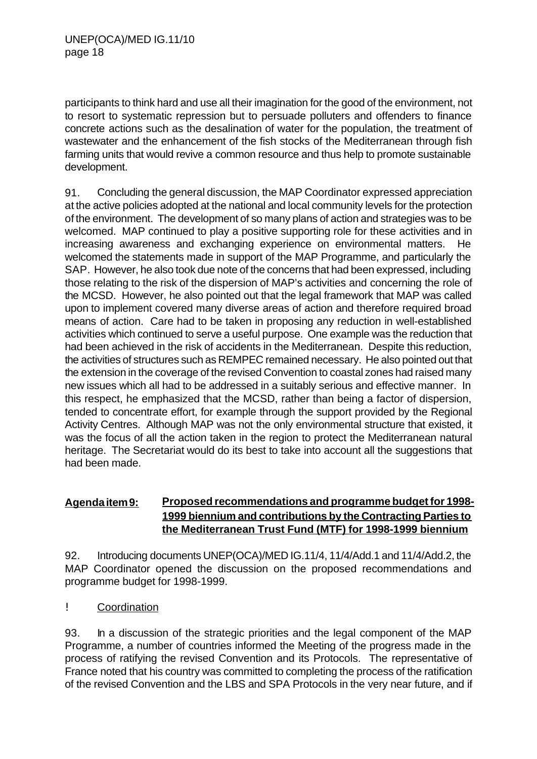participants to think hard and use all their imagination for the good of the environment, not to resort to systematic repression but to persuade polluters and offenders to finance concrete actions such as the desalination of water for the population, the treatment of wastewater and the enhancement of the fish stocks of the Mediterranean through fish farming units that would revive a common resource and thus help to promote sustainable development.

91. Concluding the general discussion, the MAP Coordinator expressed appreciation at the active policies adopted at the national and local community levels for the protection of the environment. The development of so many plans of action and strategies was to be welcomed. MAP continued to play a positive supporting role for these activities and in increasing awareness and exchanging experience on environmental matters. He welcomed the statements made in support of the MAP Programme, and particularly the SAP. However, he also took due note of the concerns that had been expressed, including those relating to the risk of the dispersion of MAP's activities and concerning the role of the MCSD. However, he also pointed out that the legal framework that MAP was called upon to implement covered many diverse areas of action and therefore required broad means of action. Care had to be taken in proposing any reduction in well-established activities which continued to serve a useful purpose. One example was the reduction that had been achieved in the risk of accidents in the Mediterranean. Despite this reduction, the activities of structures such as REMPEC remained necessary. He also pointed out that the extension in the coverage of the revised Convention to coastal zones had raised many new issues which all had to be addressed in a suitably serious and effective manner. In this respect, he emphasized that the MCSD, rather than being a factor of dispersion, tended to concentrate effort, for example through the support provided by the Regional Activity Centres. Although MAP was not the only environmental structure that existed, it was the focus of all the action taken in the region to protect the Mediterranean natural heritage. The Secretariat would do its best to take into account all the suggestions that had been made.

## Agenda item 9: Proposed recommendations and programme budget for 1998-1999 biennium and contributions by the Contracting Parties to the Mediterranean Trust Fund (MTF) for 1998-1999 biennium

92. Introducing documents UNEP(OCA)/MED IG.11/4, 11/4/Add.1 and 11/4/Add.2, the MAP Coordinator opened the discussion on the proposed recommendations and programme budget for 1998-1999.

- Coordination

93. In a discussion of the strategic priorities and the legal component of the MAP Programme, a number of countries informed the Meeting of the progress made in the process of ratifying the revised Convention and its Protocols. The representative of France noted that his country was committed to completing the process of the ratification of the revised Convention and the LBS and SPA Protocols in the very near future, and if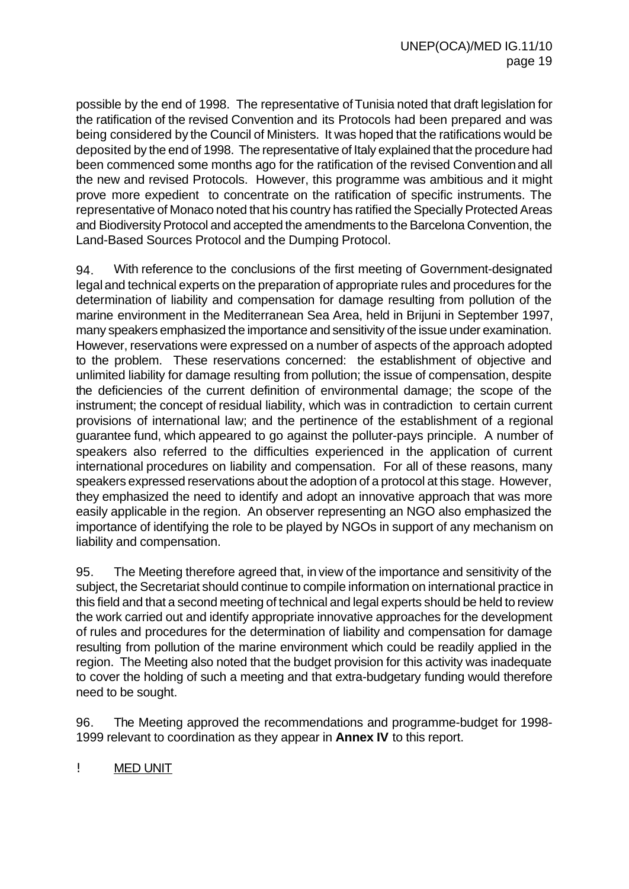possible by the end of 1998. The representative of Tunisia noted that draft legislation for the ratification of the revised Convention and its Protocols had been prepared and was being considered by the Council of Ministers. It was hoped that the ratifications would be deposited by the end of 1998. The representative of Italy explained that the procedure had been commenced some months ago for the ratification of the revised Convention and all the new and revised Protocols. However, this programme was ambitious and it might prove more expedient to concentrate on the ratification of specific instruments. The representative of Monaco noted that his country has ratified the Specially Protected Areas and Biodiversity Protocol and accepted the amendments to the Barcelona Convention, the Land-Based Sources Protocol and the Dumping Protocol.

94. With reference to the conclusions of the first meeting of Government-designated legal and technical experts on the preparation of appropriate rules and procedures for the determination of liability and compensation for damage resulting from pollution of the marine environment in the Mediterranean Sea Area, held in Brijuni in September 1997, many speakers emphasized the importance and sensitivity of the issue under examination. However, reservations were expressed on a number of aspects of the approach adopted to the problem. These reservations concerned: the establishment of objective and unlimited liability for damage resulting from pollution; the issue of compensation, despite the deficiencies of the current definition of environmental damage; the scope of the instrument; the concept of residual liability, which was in contradiction to certain current provisions of international law; and the pertinence of the establishment of a regional guarantee fund, which appeared to go against the polluter-pays principle. A number of speakers also referred to the difficulties experienced in the application of current international procedures on liability and compensation. For all of these reasons, many speakers expressed reservations about the adoption of a protocol at this stage. However, they emphasized the need to identify and adopt an innovative approach that was more easily applicable in the region. An observer representing an NGO also emphasized the importance of identifying the role to be played by NGOs in support of any mechanism on liability and compensation.

95. The Meeting therefore agreed that, in view of the importance and sensitivity of the subject, the Secretariat should continue to compile information on international practice in this field and that a second meeting of technical and legal experts should be held to review the work carried out and identify appropriate innovative approaches for the development of rules and procedures for the determination of liability and compensation for damage resulting from pollution of the marine environment which could be readily applied in the region. The Meeting also noted that the budget provision for this activity was inadequate to cover the holding of such a meeting and that extra-budgetary funding would therefore need to be sought.

96. The Meeting approved the recommendations and programme-budget for 1998-1999 relevant to coordination as they appear in **Annex IV** to this report.

! MED UNIT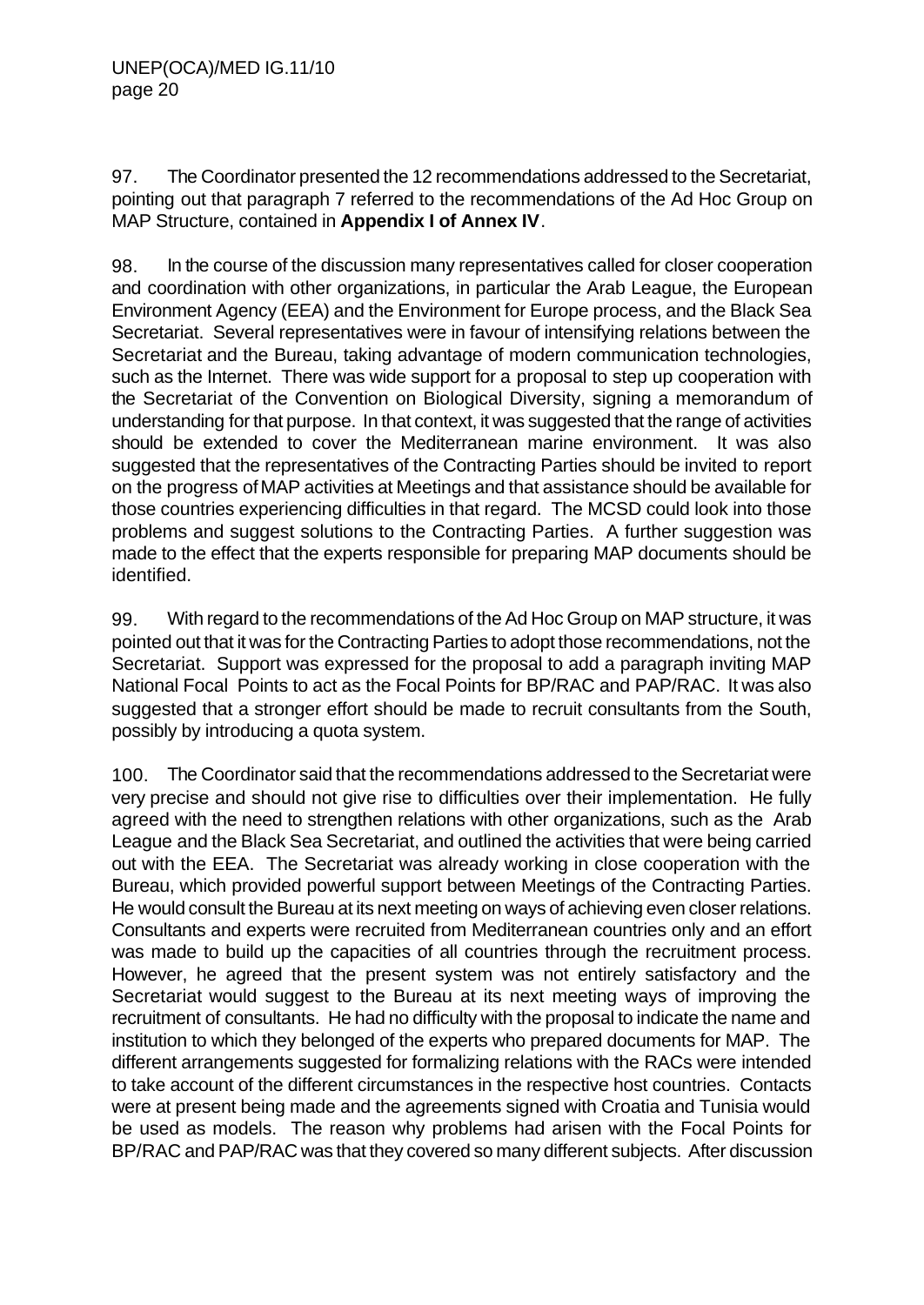97. The Coordinator presented the 12 recommendations addressed to the Secretariat, pointing out that paragraph 7 referred to the recommendations of the Ad Hoc Group on MAP Structure, contained in **Appendix I of Annex IV**.

98. In the course of the discussion many representatives called for closer cooperation and coordination with other organizations, in particular the Arab League, the European Environment Agency (EEA) and the Environment for Europe process, and the Black Sea Secretariat. Several representatives were in favour of intensifying relations between the Secretariat and the Bureau, taking advantage of modern communication technologies, such as the Internet. There was wide support for a proposal to step up cooperation with the Secretariat of the Convention on Biological Diversity, signing a memorandum of understanding for that purpose. In that context, it was suggested that the range of activities should be extended to cover the Mediterranean marine environment. It was also suggested that the representatives of the Contracting Parties should be invited to report on the progress of MAP activities at Meetings and that assistance should be available for those countries experiencing difficulties in that regard. The MCSD could look into those problems and suggest solutions to the Contracting Parties. A further suggestion was made to the effect that the experts responsible for preparing MAP documents should be identified.

99. With regard to the recommendations of the Ad Hoc Group on MAP structure, it was pointed out that it was for the Contracting Parties to adopt those recommendations, not the Secretariat. Support was expressed for the proposal to add a paragraph inviting MAP National Focal Points to act as the Focal Points for BP/RAC and PAP/RAC. It was also suggested that a stronger effort should be made to recruit consultants from the South, possibly by introducing a quota system.

100. The Coordinator said that the recommendations addressed to the Secretariat were very precise and should not give rise to difficulties over their implementation. He fully agreed with the need to strengthen relations with other organizations, such as the Arab League and the Black Sea Secretariat, and outlined the activities that were being carried out with the EEA. The Secretariat was already working in close cooperation with the Bureau, which provided powerful support between Meetings of the Contracting Parties. He would consult the Bureau at its next meeting on ways of achieving even closer relations. Consultants and experts were recruited from Mediterranean countries only and an effort was made to build up the capacities of all countries through the recruitment process. However, he agreed that the present system was not entirely satisfactory and the Secretariat would suggest to the Bureau at its next meeting ways of improving the recruitment of consultants. He had no difficulty with the proposal to indicate the name and institution to which they belonged of the experts who prepared documents for MAP. The different arrangements suggested for formalizing relations with the RACs were intended to take account of the different circumstances in the respective host countries. Contacts were at present being made and the agreements signed with Croatia and Tunisia would be used as models. The reason why problems had arisen with the Focal Points for BP/RAC and PAP/RAC was that they covered so many different subjects. After discussion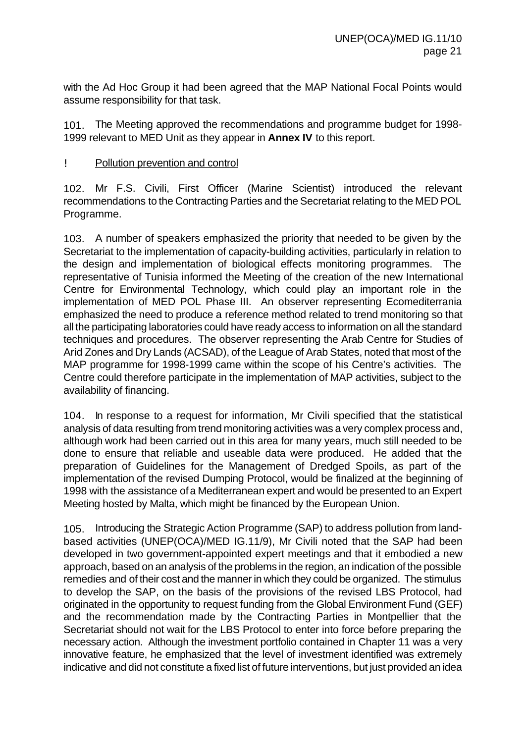with the Ad Hoc Group it had been agreed that the MAP National Focal Points would assume responsibility for that task.

101. The Meeting approved the recommendations and programme budget for 1998-1999 relevant to MED Unit as they appear in **Annex IV** to this report.

! Pollution prevention and control

102. Mr F.S. Civili, First Officer (Marine Scientist) introduced the relevant recommendations to the Contracting Parties and the Secretariat relating to the MED POL Programme.

103. A number of speakers emphasized the priority that needed to be given by the Secretariat to the implementation of capacity-building activities, particularly in relation to the design and implementation of biological effects monitoring programmes. The representative of Tunisia informed the Meeting of the creation of the new International Centre for Environmental Technology, which could play an important role in the implementation of MED POL Phase III. An observer representing Ecomediterrania emphasized the need to produce a reference method related to trend monitoring so that all the participating laboratories could have ready access to information on all the standard techniques and procedures. The observer representing the Arab Centre for Studies of Arid Zones and Dry Lands (ACSAD), of the League of Arab States, noted that most of the MAP programme for 1998-1999 came within the scope of his Centre's activities. The Centre could therefore participate in the implementation of MAP activities, subject to the availability of financing.

104. In response to a request for information, Mr Civili specified that the statistical analysis of data resulting from trend monitoring activities was a very complex process and, although work had been carried out in this area for many years, much still needed to be done to ensure that reliable and useable data were produced. He added that the preparation of Guidelines for the Management of Dredged Spoils, as part of the implementation of the revised Dumping Protocol, would be finalized at the beginning of 1998 with the assistance of a Mediterranean expert and would be presented to an Expert Meeting hosted by Malta, which might be financed by the European Union.

105. Introducing the Strategic Action Programme (SAP) to address pollution from land-based activities (UNEP(OCA)/MED IG.11/9), Mr Civili noted that the SAP had been developed in two government-appointed expert meetings and that it embodied a new approach, based on an analysis of the problems in the region, an indication of the possible remedies and of their cost and the manner in which they could be organized. The stimulus to develop the SAP, on the basis of the provisions of the revised LBS Protocol, had originated in the opportunity to request funding from the Global Environment Fund (GEF) and the recommendation made by the Contracting Parties in Montpellier that the Secretariat should not wait for the LBS Protocol to enter into force before preparing the necessary action. Although the investment portfolio contained in Chapter 11 was a very innovative feature, he emphasized that the level of investment identified was extremely indicative and did not constitute a fixed list of future interventions, but just provided an idea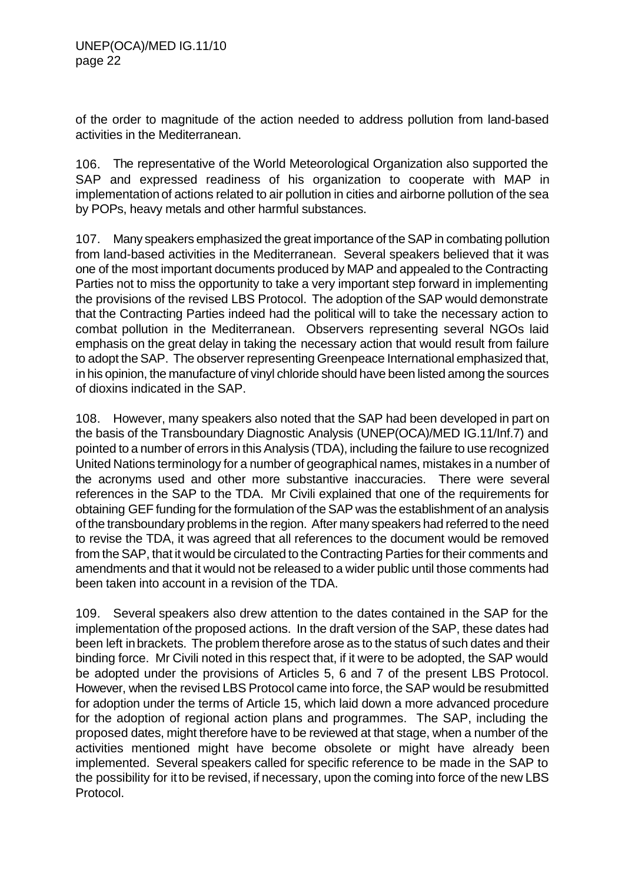of the order to magnitude of the action needed to address pollution from land-based activities in the Mediterranean.

106. The representative of the World Meteorological Organization also supported the SAP and expressed readiness of his organization to cooperate with MAP in implementation of actions related to air pollution in cities and airborne pollution of the sea by POPs, heavy metals and other harmful substances.

107. Many speakers emphasized the great importance of the SAP in combating pollution from land-based activities in the Mediterranean. Several speakers believed that it was one of the most important documents produced by MAP and appealed to the Contracting Parties not to miss the opportunity to take a very important step forward in implementing the provisions of the revised LBS Protocol. The adoption of the SAP would demonstrate that the Contracting Parties indeed had the political will to take the necessary action to combat pollution in the Mediterranean. Observers representing several NGOs laid emphasis on the great delay in taking the necessary action that would result from failure to adopt the SAP. The observer representing Greenpeace International emphasized that, in his opinion, the manufacture of vinyl chloride should have been listed among the sources of dioxins indicated in the SAP.

108. However, many speakers also noted that the SAP had been developed in part on the basis of the Transboundary Diagnostic Analysis (UNEP(OCA)/MED IG.11/Inf.7) and pointed to a number of errors in this Analysis (TDA), including the failure to use recognized United Nations terminology for a number of geographical names, mistakes in a number of the acronyms used and other more substantive inaccuracies. There were several references in the SAP to the TDA. Mr Civili explained that one of the requirements for obtaining GEF funding for the formulation of the SAP was the establishment of an analysis of the transboundary problems in the region. After many speakers had referred to the need to revise the TDA, it was agreed that all references to the document would be removed from the SAP, that it would be circulated to the Contracting Parties for their comments and amendments and that it would not be released to a wider public until those comments had been taken into account in a revision of the TDA.

109. Several speakers also drew attention to the dates contained in the SAP for the implementation of the proposed actions. In the draft version of the SAP, these dates had been left in brackets. The problem therefore arose as to the status of such dates and their binding force. Mr Civili noted in this respect that, if it were to be adopted, the SAP would be adopted under the provisions of Articles 5, 6 and 7 of the present LBS Protocol. However, when the revised LBS Protocol came into force, the SAP would be resubmitted for adoption under the terms of Article 15, which laid down a more advanced procedure for the adoption of regional action plans and programmes. The SAP, including the proposed dates, might therefore have to be reviewed at that stage, when a number of the activities mentioned might have become obsolete or might have already been implemented. Several speakers called for specific reference to be made in the SAP to the possibility for it to be revised, if necessary, upon the coming into force of the new LBS Protocol.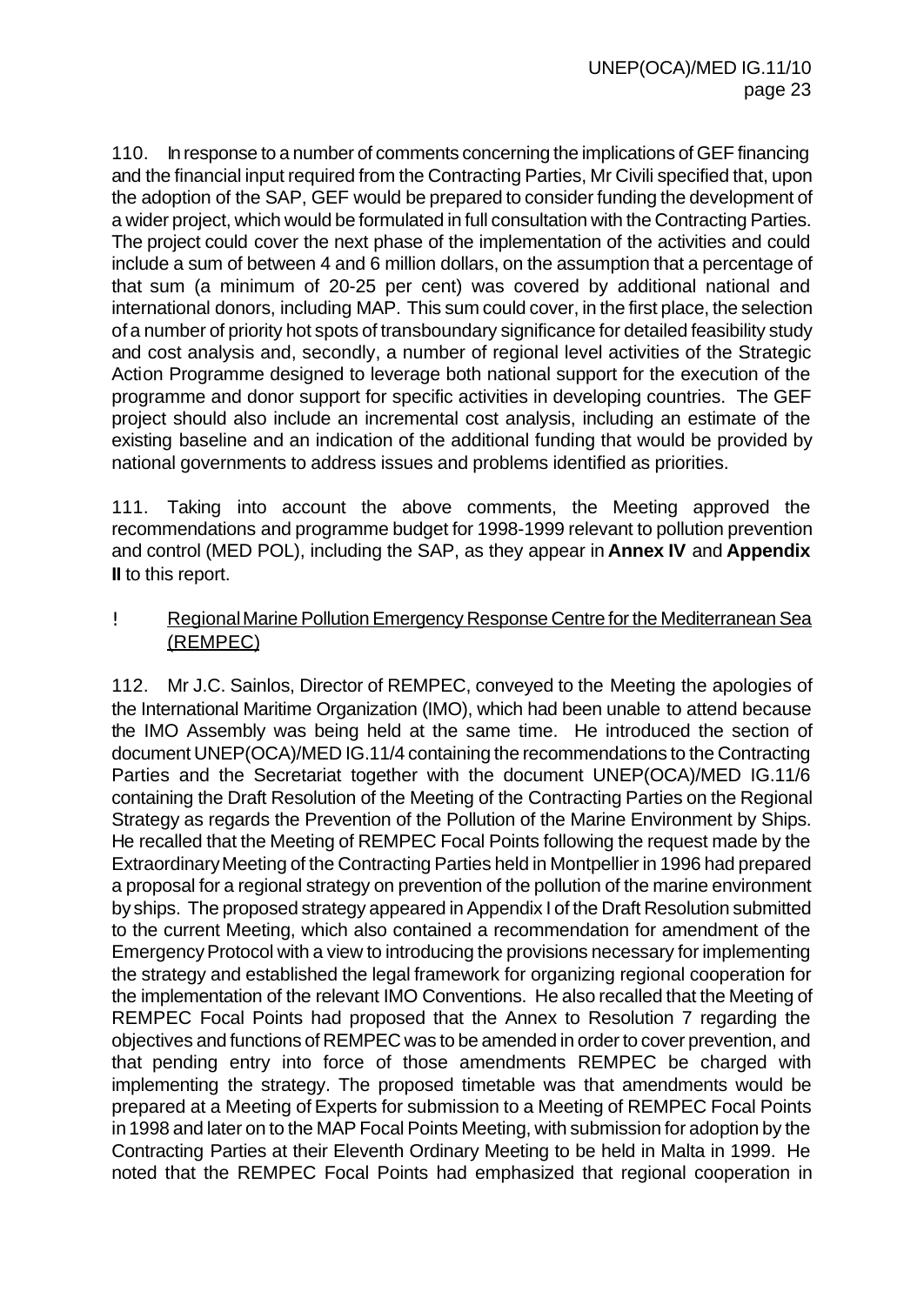110. In response to a number of comments concerning the implications of GEF financing and the financial input required from the Contracting Parties, Mr Civili specified that, upon the adoption of the SAP, GEF would be prepared to consider funding the development of a wider project, which would be formulated in full consultation with the Contracting Parties. The project could cover the next phase of the implementation of the activities and could include a sum of between 4 and 6 million dollars, on the assumption that a percentage of that sum (a minimum of 20-25 per cent) was covered by additional national and international donors, including MAP. This sum could cover, in the first place, the selection of a number of priority hot spots of transboundary significance for detailed feasibility study and cost analysis and, secondly, a number of regional level activities of the Strategic Action Programme designed to leverage both national support for the execution of the programme and donor support for specific activities in developing countries. The GEF project should also include an incremental cost analysis, including an estimate of the existing baseline and an indication of the additional funding that would be provided by national governments to address issues and problems identified as priorities.

111. Taking into account the above comments, the Meeting approved the recommendations and programme budget for 1998-1999 relevant to pollution prevention and control (MED POL), including the SAP, as they appear in **Annex IV** and **Appendix II** to this report.

- Regional Marine Pollution Emergency Response Centre for the Mediterranean Sea (REMPEC)

112. Mr J.C. Sainlos, Director of REMPEC, conveyed to the Meeting the apologies of the International Maritime Organization (IMO), which had been unable to attend because the IMO Assembly was being held at the same time. He introduced the section of document UNEP(OCA)/MED IG.11/4 containing the recommendations to the Contracting Parties and the Secretariat together with the document UNEP(OCA)/MED IG.11/6 containing the Draft Resolution of the Meeting of the Contracting Parties on the Regional Strategy as regards the Prevention of the Pollution of the Marine Environment by Ships. He recalled that the Meeting of REMPEC Focal Points following the request made by the Extraordinary Meeting of the Contracting Parties held in Montpellier in 1996 had prepared a proposal for a regional strategy on prevention of the pollution of the marine environment by ships. The proposed strategy appeared in Appendix I of the Draft Resolution submitted to the current Meeting, which also contained a recommendation for amendment of the Emergency Protocol with a view to introducing the provisions necessary for implementing the strategy and established the legal framework for organizing regional cooperation for the implementation of the relevant IMO Conventions. He also recalled that the Meeting of REMPEC Focal Points had proposed that the Annex to Resolution 7 regarding the objectives and functions of REMPEC was to be amended in order to cover prevention, and that pending entry into force of those amendments REMPEC be charged with implementing the strategy. The proposed timetable was that amendments would be prepared at a Meeting of Experts for submission to a Meeting of REMPEC Focal Points in 1998 and later on to the MAP Focal Points Meeting, with submission for adoption by the Contracting Parties at their Eleventh Ordinary Meeting to be held in Malta in 1999. He noted that the REMPEC Focal Points had emphasized that regional cooperation in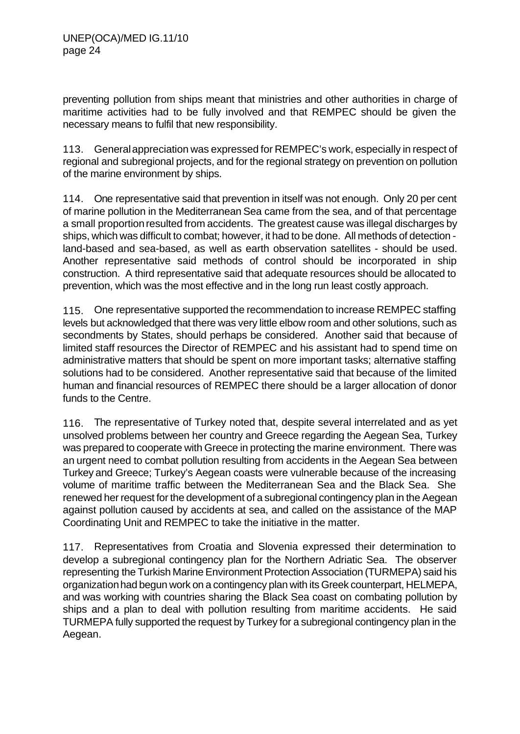preventing pollution from ships meant that ministries and other authorities in charge of maritime activities had to be fully involved and that REMPEC should be given the necessary means to fulfil that new responsibility.

113. General appreciation was expressed for REMPEC's work, especially in respect of regional and subregional projects, and for the regional strategy on prevention on pollution of the marine environment by ships.

114. One representative said that prevention in itself was not enough. Only 20 per cent of marine pollution in the Mediterranean Sea came from the sea, and of that percentage a small proportion resulted from accidents. The greatest cause was illegal discharges by ships, which was difficult to combat; however, it had to be done. All methods of detection - land-based and sea-based, as well as earth observation satellites - should be used. Another representative said methods of control should be incorporated in ship construction. A third representative said that adequate resources should be allocated to prevention, which was the most effective and in the long run least costly approach.

115. One representative supported the recommendation to increase REMPEC staffing levels but acknowledged that there was very little elbow room and other solutions, such as secondments by States, should perhaps be considered. Another said that because of limited staff resources the Director of REMPEC and his assistant had to spend time on administrative matters that should be spent on more important tasks; alternative staffing solutions had to be considered. Another representative said that because of the limited human and financial resources of REMPEC there should be a larger allocation of donor funds to the Centre.

116. The representative of Turkey noted that, despite several interrelated and as yet unsolved problems between her country and Greece regarding the Aegean Sea, Turkey was prepared to cooperate with Greece in protecting the marine environment. There was an urgent need to combat pollution resulting from accidents in the Aegean Sea between Turkey and Greece; Turkey's Aegean coasts were vulnerable because of the increasing volume of maritime traffic between the Mediterranean Sea and the Black Sea. She renewed her request for the development of a subregional contingency plan in the Aegean against pollution caused by accidents at sea, and called on the assistance of the MAP Coordinating Unit and REMPEC to take the initiative in the matter.

117. Representatives from Croatia and Slovenia expressed their determination to develop a subregional contingency plan for the Northern Adriatic Sea. The observer representing the Turkish Marine Environment Protection Association (TURMEPA) said his organization had begun work on a contingency plan with its Greek counterpart, HELMEPA, and was working with countries sharing the Black Sea coast on combating pollution by ships and a plan to deal with pollution resulting from maritime accidents. He said TURMEPA fully supported the request by Turkey for a subregional contingency plan in the Aegean.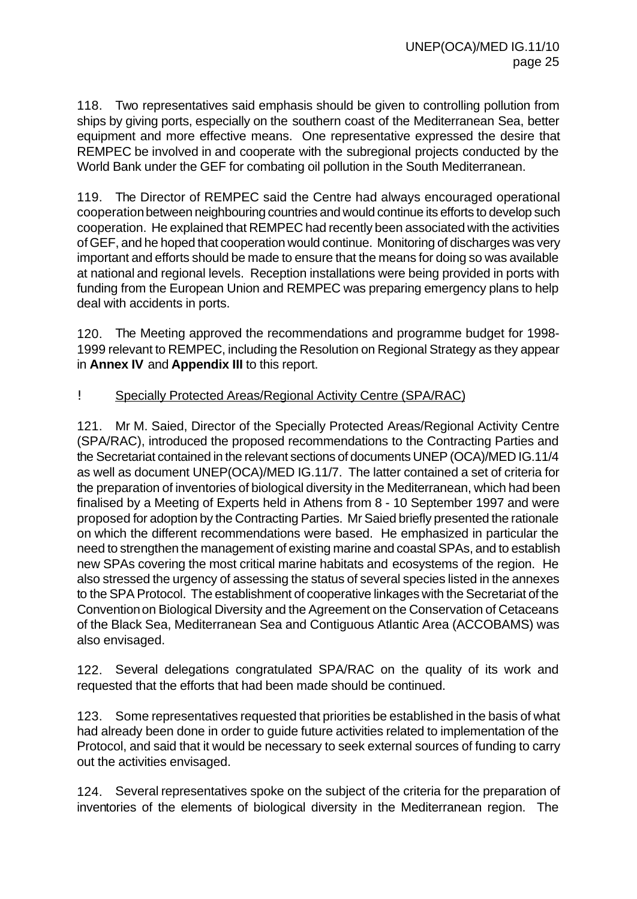118. Two representatives said emphasis should be given to controlling pollution from ships by giving ports, especially on the southern coast of the Mediterranean Sea, better equipment and more effective means. One representative expressed the desire that REMPEC be involved in and cooperate with the subregional projects conducted by the World Bank under the GEF for combating oil pollution in the South Mediterranean.

119. The Director of REMPEC said the Centre had always encouraged operational cooperation between neighbouring countries and would continue its efforts to develop such cooperation. He explained that REMPEC had recently been associated with the activities of GEF, and he hoped that cooperation would continue. Monitoring of discharges was very important and efforts should be made to ensure that the means for doing so was available at national and regional levels. Reception installations were being provided in ports with funding from the European Union and REMPEC was preparing emergency plans to help deal with accidents in ports.

120. The Meeting approved the recommendations and programme budget for 1998-1999 relevant to REMPEC, including the Resolution on Regional Strategy as they appear in **Annex IV** and **Appendix III** to this report.

! Specially Protected Areas/Regional Activity Centre (SPA/RAC)

121. Mr M. Saied, Director of the Specially Protected Areas/Regional Activity Centre (SPA/RAC), introduced the proposed recommendations to the Contracting Parties and the Secretariat contained in the relevant sections of documents UNEP (OCA)/MED IG.11/4 as well as document UNEP(OCA)/MED IG.11/7. The latter contained a set of criteria for the preparation of inventories of biological diversity in the Mediterranean, which had been finalised by a Meeting of Experts held in Athens from 8 - 10 September 1997 and were proposed for adoption by the Contracting Parties. Mr Saied briefly presented the rationale on which the different recommendations were based. He emphasized in particular the need to strengthen the management of existing marine and coastal SPAs, and to establish new SPAs covering the most critical marine habitats and ecosystems of the region. He also stressed the urgency of assessing the status of several species listed in the annexes to the SPA Protocol. The establishment of cooperative linkages with the Secretariat of the Convention on Biological Diversity and the Agreement on the Conservation of Cetaceans of the Black Sea, Mediterranean Sea and Contiguous Atlantic Area (ACCOBAMS) was also envisaged.

122. Several delegations congratulated SPA/RAC on the quality of its work and requested that the efforts that had been made should be continued.

123. Some representatives requested that priorities be established in the basis of what had already been done in order to guide future activities related to implementation of the Protocol, and said that it would be necessary to seek external sources of funding to carry out the activities envisaged.

124. Several representatives spoke on the subject of the criteria for the preparation of inventories of the elements of biological diversity in the Mediterranean region. The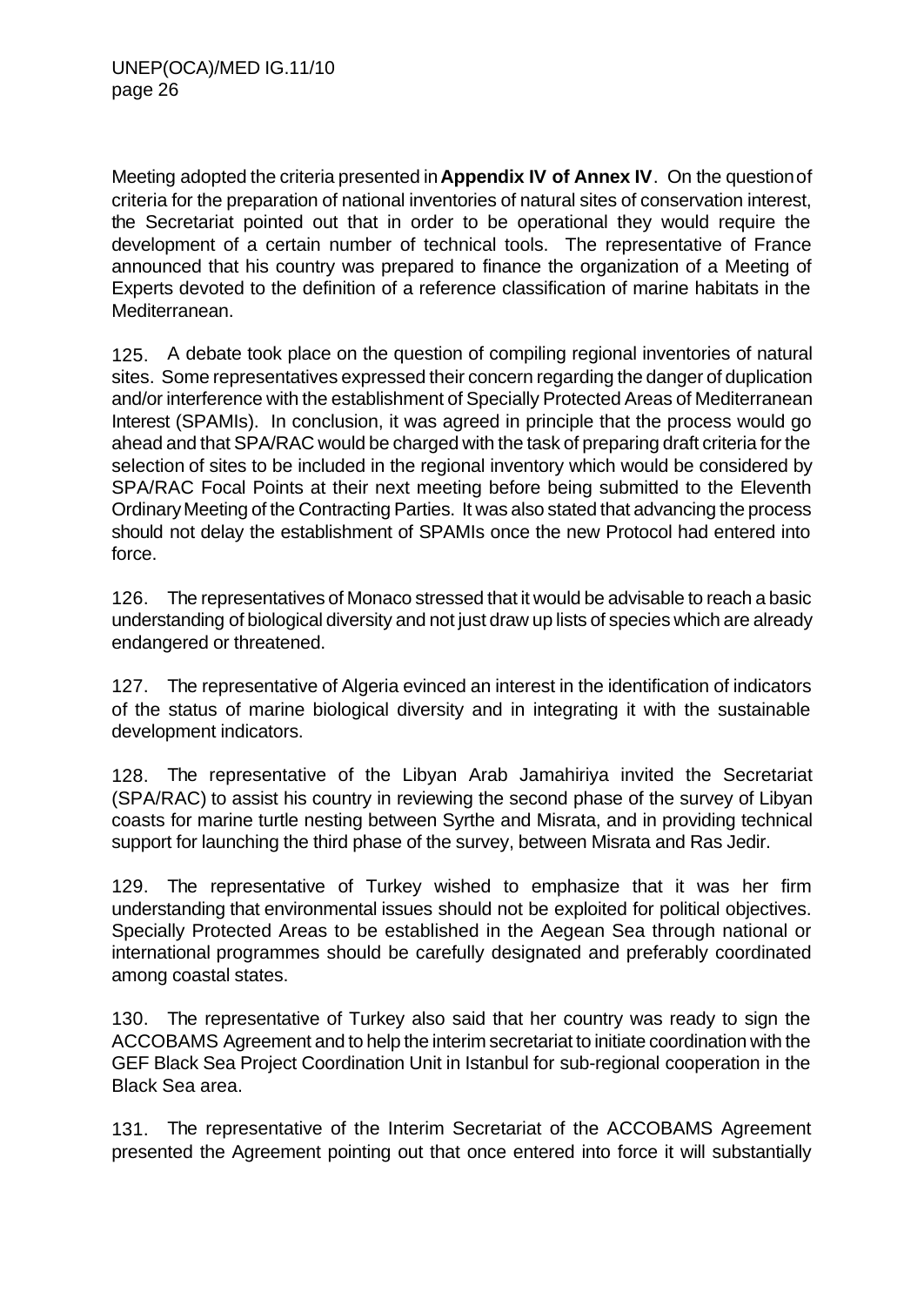Meeting adopted the criteria presented in **Appendix IV of Annex IV**. On the question of criteria for the preparation of national inventories of natural sites of conservation interest, the Secretariat pointed out that in order to be operational they would require the development of a certain number of technical tools. The representative of France announced that his country was prepared to finance the organization of a Meeting of Experts devoted to the definition of a reference classification of marine habitats in the Mediterranean.

125. A debate took place on the question of compiling regional inventories of natural sites. Some representatives expressed their concern regarding the danger of duplication and/or interference with the establishment of Specially Protected Areas of Mediterranean Interest (SPAMIs). In conclusion, it was agreed in principle that the process would go ahead and that SPA/RAC would be charged with the task of preparing draft criteria for the selection of sites to be included in the regional inventory which would be considered by SPA/RAC Focal Points at their next meeting before being submitted to the Eleventh Ordinary Meeting of the Contracting Parties. It was also stated that advancing the process should not delay the establishment of SPAMIs once the new Protocol had entered into force.

126. The representatives of Monaco stressed that it would be advisable to reach a basic understanding of biological diversity and not just draw up lists of species which are already endangered or threatened.

127. The representative of Algeria evinced an interest in the identification of indicators of the status of marine biological diversity and in integrating it with the sustainable development indicators.

128. The representative of the Libyan Arab Jamahiriya invited the Secretariat (SPA/RAC) to assist his country in reviewing the second phase of the survey of Libyan coasts for marine turtle nesting between Syrthe and Misrata, and in providing technical support for launching the third phase of the survey, between Misrata and Ras Jedir.

129. The representative of Turkey wished to emphasize that it was her firm understanding that environmental issues should not be exploited for political objectives. Specially Protected Areas to be established in the Aegean Sea through national or international programmes should be carefully designated and preferably coordinated among coastal states.

130. The representative of Turkey also said that her country was ready to sign the ACCOBAMS Agreement and to help the interim secretariat to initiate coordination with the GEF Black Sea Project Coordination Unit in Istanbul for sub-regional cooperation in the Black Sea area.

131. The representative of the Interim Secretariat of the ACCOBAMS Agreement presented the Agreement pointing out that once entered into force it will substantially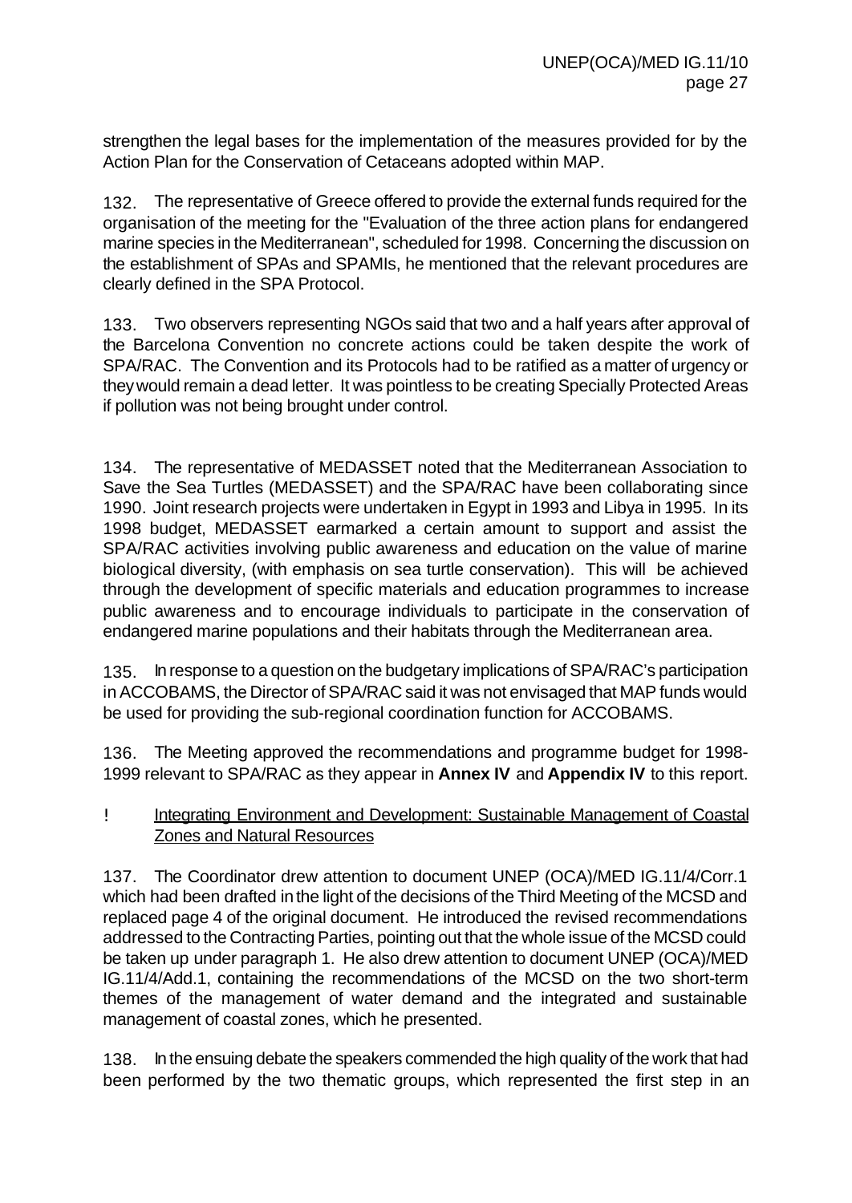strengthen the legal bases for the implementation of the measures provided for by the Action Plan for the Conservation of Cetaceans adopted within MAP.

132. The representative of Greece offered to provide the external funds required for the organisation of the meeting for the "Evaluation of the three action plans for endangered marine species in the Mediterranean", scheduled for 1998. Concerning the discussion on the establishment of SPAs and SPAMIs, he mentioned that the relevant procedures are clearly defined in the SPA Protocol.

133. Two observers representing NGOs said that two and a half years after approval of the Barcelona Convention no concrete actions could be taken despite the work of SPA/RAC. The Convention and its Protocols had to be ratified as a matter of urgency or they would remain a dead letter. It was pointless to be creating Specially Protected Areas if pollution was not being brought under control.

134. The representative of MEDASSET noted that the Mediterranean Association to Save the Sea Turtles (MEDASSET) and the SPA/RAC have been collaborating since 1990. Joint research projects were undertaken in Egypt in 1993 and Libya in 1995. In its 1998 budget, MEDASSET earmarked a certain amount to support and assist the SPA/RAC activities involving public awareness and education on the value of marine biological diversity, (with emphasis on sea turtle conservation). This will be achieved through the development of specific materials and education programmes to increase public awareness and to encourage individuals to participate in the conservation of endangered marine populations and their habitats through the Mediterranean area.

135. In response to a question on the budgetary implications of SPA/RAC's participation in ACCOBAMS, the Director of SPA/RAC said it was not envisaged that MAP funds would be used for providing the sub-regional coordination function for ACCOBAMS.

136. The Meeting approved the recommendations and programme budget for 1998-1999 relevant to SPA/RAC as they appear in **Annex IV** and **Appendix IV** to this report.

- Integrating Environment and Development: Sustainable Management of Coastal Zones and Natural Resources

137. The Coordinator drew attention to document UNEP (OCA)/MED IG.11/4/Corr.1 which had been drafted in the light of the decisions of the Third Meeting of the MCSD and replaced page 4 of the original document. He introduced the revised recommendations addressed to the Contracting Parties, pointing out that the whole issue of the MCSD could be taken up under paragraph 1. He also drew attention to document UNEP (OCA)/MED IG.11/4/Add.1, containing the recommendations of the MCSD on the two short-term themes of the management of water demand and the integrated and sustainable management of coastal zones, which he presented.

138. In the ensuing debate the speakers commended the high quality of the work that had been performed by the two thematic groups, which represented the first step in an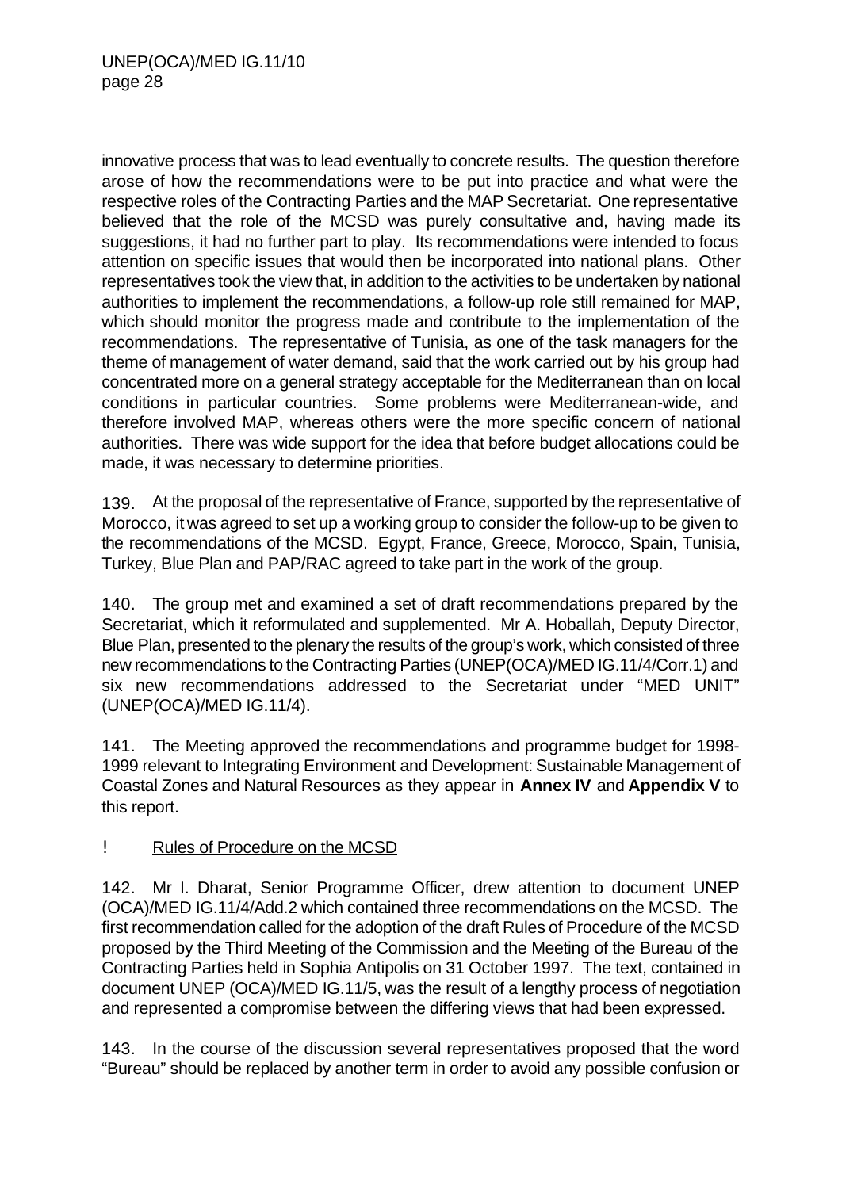innovative process that was to lead eventually to concrete results. The question therefore arose of how the recommendations were to be put into practice and what were the respective roles of the Contracting Parties and the MAP Secretariat. One representative believed that the role of the MCSD was purely consultative and, having made its suggestions, it had no further part to play. Its recommendations were intended to focus attention on specific issues that would then be incorporated into national plans. Other representatives took the view that, in addition to the activities to be undertaken by national authorities to implement the recommendations, a follow-up role still remained for MAP, which should monitor the progress made and contribute to the implementation of the recommendations. The representative of Tunisia, as one of the task managers for the theme of management of water demand, said that the work carried out by his group had concentrated more on a general strategy acceptable for the Mediterranean than on local conditions in particular countries. Some problems were Mediterranean-wide, and therefore involved MAP, whereas others were the more specific concern of national authorities. There was wide support for the idea that before budget allocations could be made, it was necessary to determine priorities.

139. At the proposal of the representative of France, supported by the representative of Morocco, it was agreed to set up a working group to consider the follow-up to be given to the recommendations of the MCSD. Egypt, France, Greece, Morocco, Spain, Tunisia, Turkey, Blue Plan and PAP/RAC agreed to take part in the work of the group.

140. The group met and examined a set of draft recommendations prepared by the Secretariat, which it reformulated and supplemented. Mr A. Hoballah, Deputy Director, Blue Plan, presented to the plenary the results of the group's work, which consisted of three new recommendations to the Contracting Parties (UNEP(OCA)/MED IG.11/4/Corr.1) and six new recommendations addressed to the Secretariat under "MED UNIT" (UNEP(OCA)/MED IG.11/4).

141. The Meeting approved the recommendations and programme budget for 1998-1999 relevant to Integrating Environment and Development: Sustainable Management of Coastal Zones and Natural Resources as they appear in **Annex IV** and **Appendix V** to this report.

! Rules of Procedure on the MCSD

142. Mr I. Dharat, Senior Programme Officer, drew attention to document UNEP (OCA)/MED IG.11/4/Add.2 which contained three recommendations on the MCSD. The first recommendation called for the adoption of the draft Rules of Procedure of the MCSD proposed by the Third Meeting of the Commission and the Meeting of the Bureau of the Contracting Parties held in Sophia Antipolis on 31 October 1997. The text, contained in document UNEP (OCA)/MED IG.11/5, was the result of a lengthy process of negotiation and represented a compromise between the differing views that had been expressed.

143. In the course of the discussion several representatives proposed that the word "Bureau" should be replaced by another term in order to avoid any possible confusion or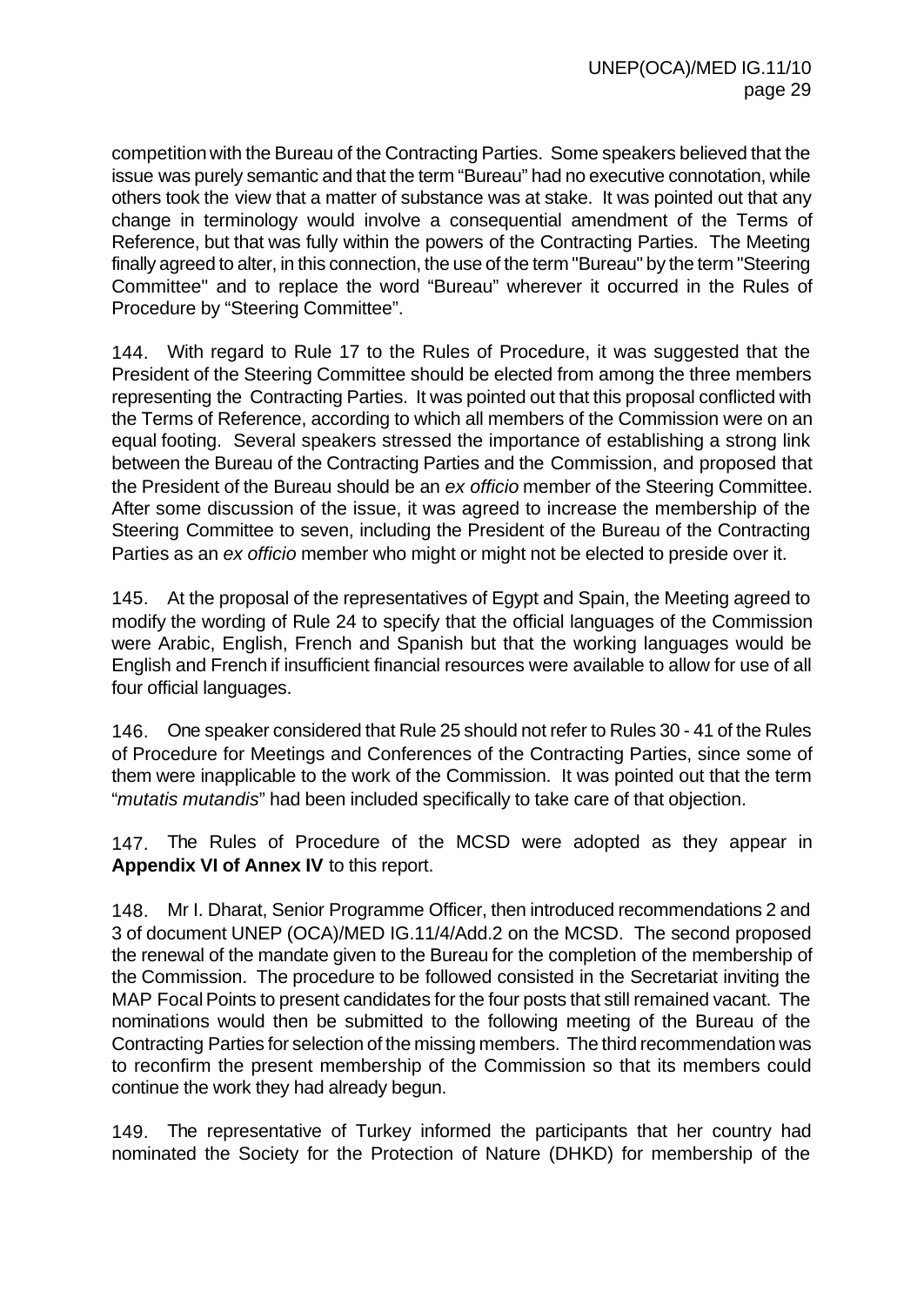competition with the Bureau of the Contracting Parties. Some speakers believed that the issue was purely semantic and that the term "Bureau" had no executive connotation, while others took the view that a matter of substance was at stake. It was pointed out that any change in terminology would involve a consequential amendment of the Terms of Reference, but that was fully within the powers of the Contracting Parties. The Meeting finally agreed to alter, in this connection, the use of the term "Bureau" by the term "Steering Committee" and to replace the word "Bureau" wherever it occurred in the Rules of Procedure by "Steering Committee".

144. With regard to Rule 17 to the Rules of Procedure, it was suggested that the President of the Steering Committee should be elected from among the three members representing the Contracting Parties. It was pointed out that this proposal conflicted with the Terms of Reference, according to which all members of the Commission were on an equal footing. Several speakers stressed the importance of establishing a strong link between the Bureau of the Contracting Parties and the Commission, and proposed that the President of the Bureau should be an *ex officio* member of the Steering Committee. After some discussion of the issue, it was agreed to increase the membership of the Steering Committee to seven, including the President of the Bureau of the Contracting Parties as an *ex officio* member who might or might not be elected to preside over it.

145. At the proposal of the representatives of Egypt and Spain, the Meeting agreed to modify the wording of Rule 24 to specify that the official languages of the Commission were Arabic, English, French and Spanish but that the working languages would be English and French if insufficient financial resources were available to allow for use of all four official languages.

146. One speaker considered that Rule 25 should not refer to Rules 30 - 41 of the Rules of Procedure for Meetings and Conferences of the Contracting Parties, since some of them were inapplicable to the work of the Commission. It was pointed out that the term "*mutatis mutandis*" had been included specifically to take care of that objection.

147. The Rules of Procedure of the MCSD were adopted as they appear in **Appendix VI of Annex IV** to this report.

148. Mr I. Dharat, Senior Programme Officer, then introduced recommendations 2 and 3 of document UNEP (OCA)/MED IG.11/4/Add.2 on the MCSD. The second proposed the renewal of the mandate given to the Bureau for the completion of the membership of the Commission. The procedure to be followed consisted in the Secretariat inviting the MAP Focal Points to present candidates for the four posts that still remained vacant. The nominations would then be submitted to the following meeting of the Bureau of the Contracting Parties for selection of the missing members. The third recommendation was to reconfirm the present membership of the Commission so that its members could continue the work they had already begun.

149. The representative of Turkey informed the participants that her country had nominated the Society for the Protection of Nature (DHKD) for membership of the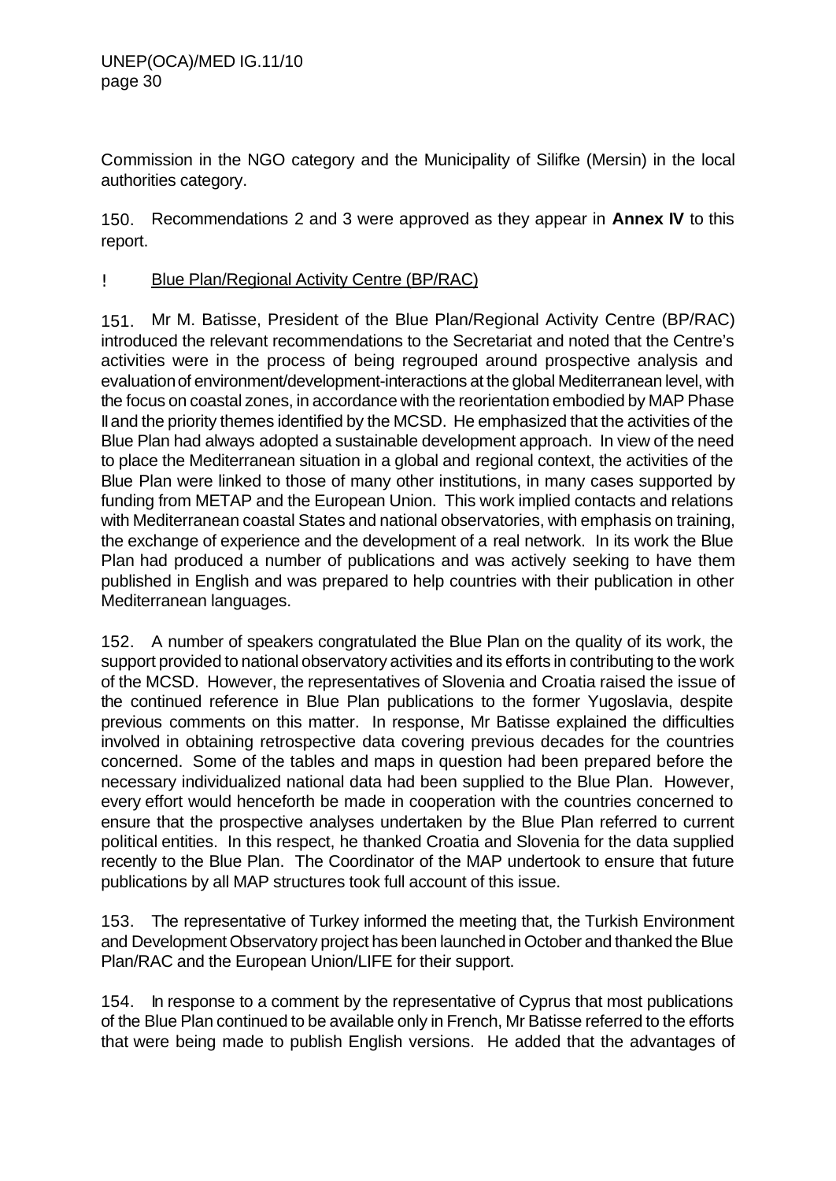Commission in the NGO category and the Municipality of Silifke (Mersin) in the local authorities category.

150. Recommendations 2 and 3 were approved as they appear in **Annex IV** to this report.

! <u>Blue Plan/Regional Activity Centre (BP/RAC)</u>

151. Mr M. Batisse, President of the Blue Plan/Regional Activity Centre (BP/RAC) introduced the relevant recommendations to the Secretariat and noted that the Centre's activities were in the process of being regrouped around prospective analysis and evaluation of environment/development-interactions at the global Mediterranean level, with the focus on coastal zones, in accordance with the reorientation embodied by MAP Phase II and the priority themes identified by the MCSD. He emphasized that the activities of the Blue Plan had always adopted a sustainable development approach. In view of the need to place the Mediterranean situation in a global and regional context, the activities of the Blue Plan were linked to those of many other institutions, in many cases supported by funding from METAP and the European Union. This work implied contacts and relations with Mediterranean coastal States and national observatories, with emphasis on training, the exchange of experience and the development of a real network. In its work the Blue Plan had produced a number of publications and was actively seeking to have them published in English and was prepared to help countries with their publication in other Mediterranean languages.

152. A number of speakers congratulated the Blue Plan on the quality of its work, the support provided to national observatory activities and its efforts in contributing to the work of the MCSD. However, the representatives of Slovenia and Croatia raised the issue of the continued reference in Blue Plan publications to the former Yugoslavia, despite previous comments on this matter. In response, Mr Batisse explained the difficulties involved in obtaining retrospective data covering previous decades for the countries concerned. Some of the tables and maps in question had been prepared before the necessary individualized national data had been supplied to the Blue Plan. However, every effort would henceforth be made in cooperation with the countries concerned to ensure that the prospective analyses undertaken by the Blue Plan referred to current political entities. In this respect, he thanked Croatia and Slovenia for the data supplied recently to the Blue Plan. The Coordinator of the MAP undertook to ensure that future publications by all MAP structures took full account of this issue.

153. The representative of Turkey informed the meeting that, the Turkish Environment and Development Observatory project has been launched in October and thanked the Blue Plan/RAC and the European Union/LIFE for their support.

154. In response to a comment by the representative of Cyprus that most publications of the Blue Plan continued to be available only in French, Mr Batisse referred to the efforts that were being made to publish English versions. He added that the advantages of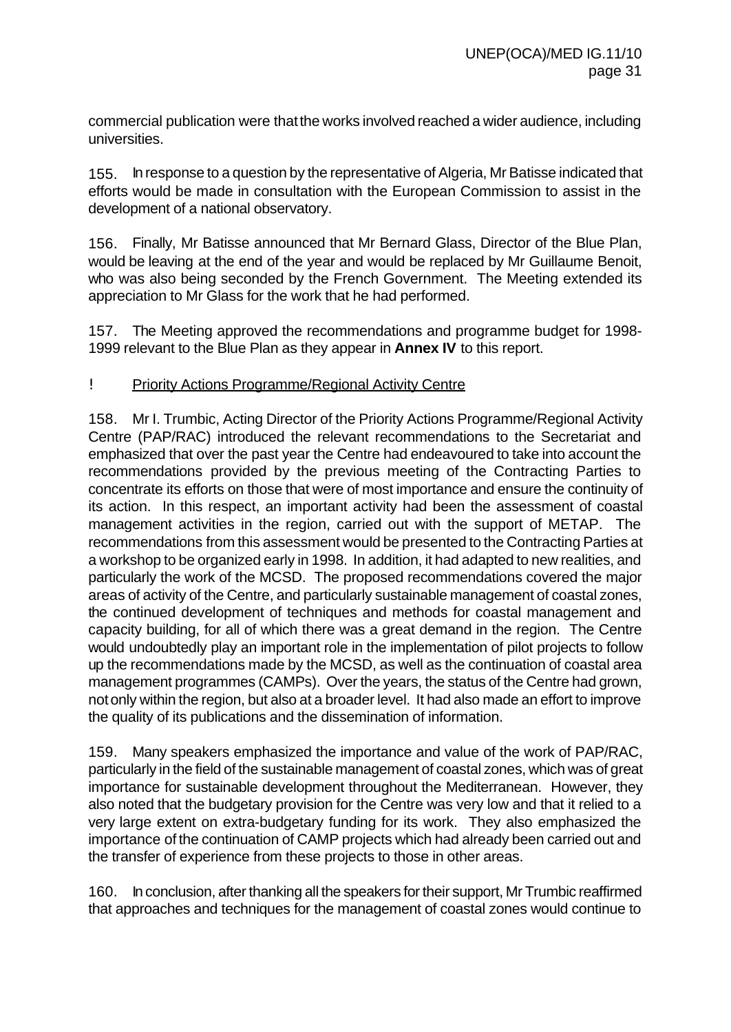commercial publication were that the works involved reached a wider audience, including universities.

155. In response to a question by the representative of Algeria, Mr Batisse indicated that efforts would be made in consultation with the European Commission to assist in the development of a national observatory.

156. Finally, Mr Batisse announced that Mr Bernard Glass, Director of the Blue Plan, would be leaving at the end of the year and would be replaced by Mr Guillaume Benoit, who was also being seconded by the French Government. The Meeting extended its appreciation to Mr Glass for the work that he had performed.

157. The Meeting approved the recommendations and programme budget for 1998-1999 relevant to the Blue Plan as they appear in **Annex IV** to this report.

! Priority Actions Programme/Regional Activity Centre

158. Mr I. Trumbic, Acting Director of the Priority Actions Programme/Regional Activity Centre (PAP/RAC) introduced the relevant recommendations to the Secretariat and emphasized that over the past year the Centre had endeavoured to take into account the recommendations provided by the previous meeting of the Contracting Parties to concentrate its efforts on those that were of most importance and ensure the continuity of its action. In this respect, an important activity had been the assessment of coastal management activities in the region, carried out with the support of METAP. The recommendations from this assessment would be presented to the Contracting Parties at a workshop to be organized early in 1998. In addition, it had adapted to new realities, and particularly the work of the MCSD. The proposed recommendations covered the major areas of activity of the Centre, and particularly sustainable management of coastal zones, the continued development of techniques and methods for coastal management and capacity building, for all of which there was a great demand in the region. The Centre would undoubtedly play an important role in the implementation of pilot projects to follow up the recommendations made by the MCSD, as well as the continuation of coastal area management programmes (CAMPs). Over the years, the status of the Centre had grown, not only within the region, but also at a broader level. It had also made an effort to improve the quality of its publications and the dissemination of information.

159. Many speakers emphasized the importance and value of the work of PAP/RAC, particularly in the field of the sustainable management of coastal zones, which was of great importance for sustainable development throughout the Mediterranean. However, they also noted that the budgetary provision for the Centre was very low and that it relied to a very large extent on extra-budgetary funding for its work. They also emphasized the importance of the continuation of CAMP projects which had already been carried out and the transfer of experience from these projects to those in other areas.

160. In conclusion, after thanking all the speakers for their support, Mr Trumbic reaffirmed that approaches and techniques for the management of coastal zones would continue to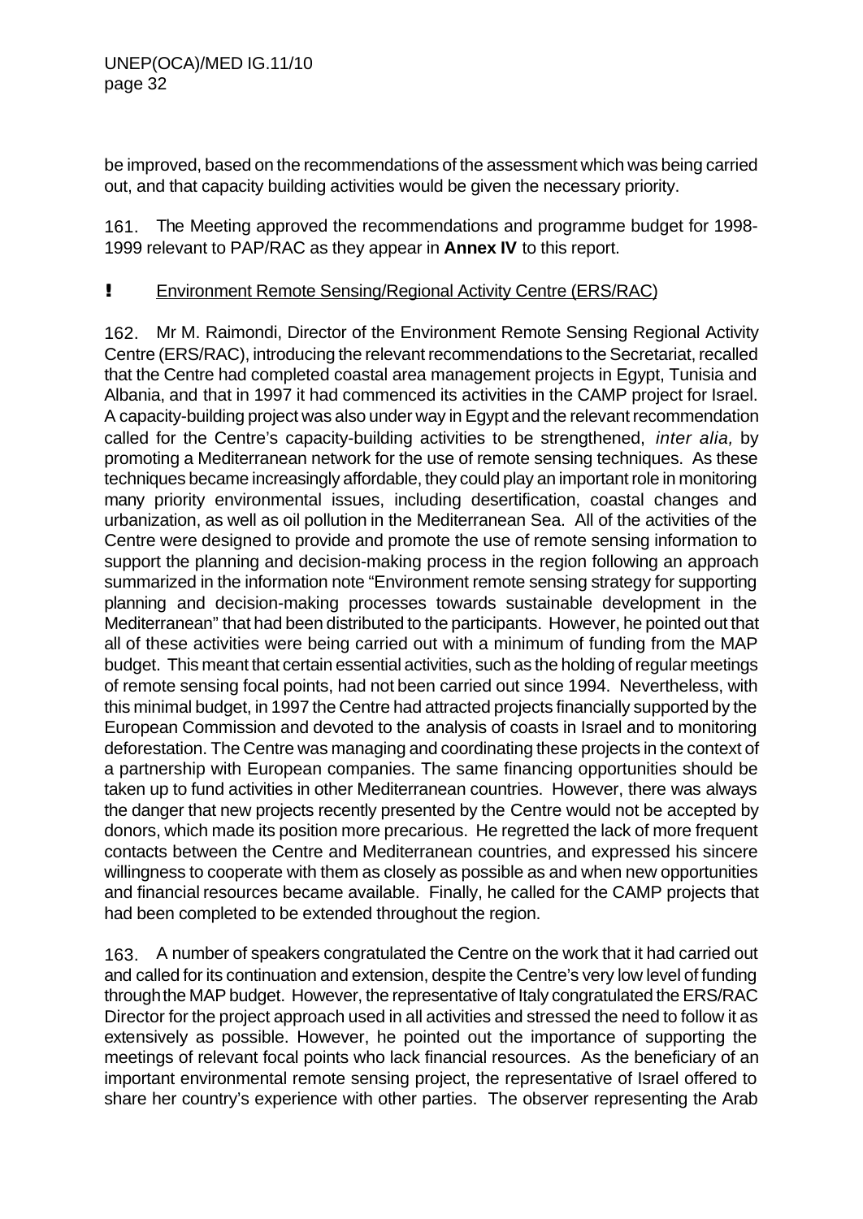be improved, based on the recommendations of the assessment which was being carried out, and that capacity building activities would be given the necessary priority.

161. The Meeting approved the recommendations and programme budget for 1998-1999 relevant to PAP/RAC as they appear in **Annex IV** to this report.

! Environment Remote Sensing/Regional Activity Centre (ERS/RAC)

162. Mr M. Raimondi, Director of the Environment Remote Sensing Regional Activity Centre (ERS/RAC), introducing the relevant recommendations to the Secretariat, recalled that the Centre had completed coastal area management projects in Egypt, Tunisia and Albania, and that in 1997 it had commenced its activities in the CAMP project for Israel. A capacity-building project was also under way in Egypt and the relevant recommendation called for the Centre's capacity-building activities to be strengthened, *inter alia,* by promoting a Mediterranean network for the use of remote sensing techniques. As these techniques became increasingly affordable, they could play an important role in monitoring many priority environmental issues, including desertification, coastal changes and urbanization, as well as oil pollution in the Mediterranean Sea. All of the activities of the Centre were designed to provide and promote the use of remote sensing information to support the planning and decision-making process in the region following an approach summarized in the information note "Environment remote sensing strategy for supporting planning and decision-making processes towards sustainable development in the Mediterranean" that had been distributed to the participants. However, he pointed out that all of these activities were being carried out with a minimum of funding from the MAP budget. This meant that certain essential activities, such as the holding of regular meetings of remote sensing focal points, had not been carried out since 1994. Nevertheless, with this minimal budget, in 1997 the Centre had attracted projects financially supported by the European Commission and devoted to the analysis of coasts in Israel and to monitoring deforestation. The Centre was managing and coordinating these projects in the context of a partnership with European companies. The same financing opportunities should be taken up to fund activities in other Mediterranean countries. However, there was always the danger that new projects recently presented by the Centre would not be accepted by donors, which made its position more precarious. He regretted the lack of more frequent contacts between the Centre and Mediterranean countries, and expressed his sincere willingness to cooperate with them as closely as possible as and when new opportunities and financial resources became available. Finally, he called for the CAMP projects that had been completed to be extended throughout the region.

163. A number of speakers congratulated the Centre on the work that it had carried out and called for its continuation and extension, despite the Centre's very low level of funding through the MAP budget. However, the representative of Italy congratulated the ERS/RAC Director for the project approach used in all activities and stressed the need to follow it as extensively as possible. However, he pointed out the importance of supporting the meetings of relevant focal points who lack financial resources. As the beneficiary of an important environmental remote sensing project, the representative of Israel offered to share her country's experience with other parties. The observer representing the Arab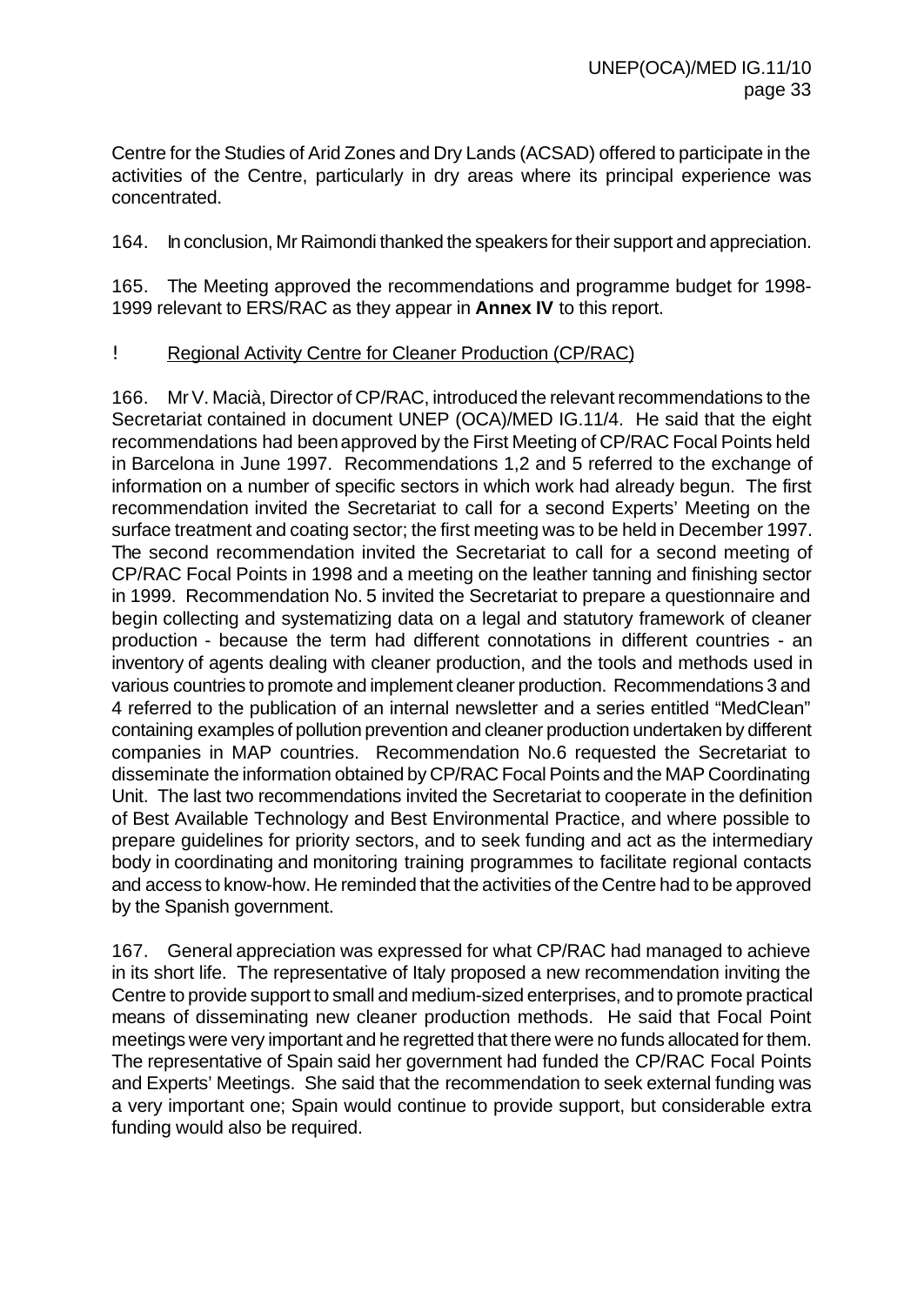Centre for the Studies of Arid Zones and Dry Lands (ACSAD) offered to participate in the activities of the Centre, particularly in dry areas where its principal experience was concentrated.

164. In conclusion, Mr Raimondi thanked the speakers for their support and appreciation.

165. The Meeting approved the recommendations and programme budget for 1998-1999 relevant to ERS/RAC as they appear in **Annex IV** to this report.

! Regional Activity Centre for Cleaner Production (CP/RAC)

166. Mr V. Macià, Director of CP/RAC, introduced the relevant recommendations to the Secretariat contained in document UNEP (OCA)/MED IG.11/4. He said that the eight recommendations had been approved by the First Meeting of CP/RAC Focal Points held in Barcelona in June 1997. Recommendations 1,2 and 5 referred to the exchange of information on a number of specific sectors in which work had already begun. The first recommendation invited the Secretariat to call for a second Experts' Meeting on the surface treatment and coating sector; the first meeting was to be held in December 1997. The second recommendation invited the Secretariat to call for a second meeting of CP/RAC Focal Points in 1998 and a meeting on the leather tanning and finishing sector in 1999. Recommendation No. 5 invited the Secretariat to prepare a questionnaire and begin collecting and systematizing data on a legal and statutory framework of cleaner production - because the term had different connotations in different countries - an inventory of agents dealing with cleaner production, and the tools and methods used in various countries to promote and implement cleaner production. Recommendations 3 and 4 referred to the publication of an internal newsletter and a series entitled "MedClean" containing examples of pollution prevention and cleaner production undertaken by different companies in MAP countries. Recommendation No.6 requested the Secretariat to disseminate the information obtained by CP/RAC Focal Points and the MAP Coordinating Unit. The last two recommendations invited the Secretariat to cooperate in the definition of Best Available Technology and Best Environmental Practice, and where possible to prepare guidelines for priority sectors, and to seek funding and act as the intermediary body in coordinating and monitoring training programmes to facilitate regional contacts and access to know-how. He reminded that the activities of the Centre had to be approved by the Spanish government.

167. General appreciation was expressed for what CP/RAC had managed to achieve in its short life. The representative of Italy proposed a new recommendation inviting the Centre to provide support to small and medium-sized enterprises, and to promote practical means of disseminating new cleaner production methods. He said that Focal Point meetings were very important and he regretted that there were no funds allocated for them. The representative of Spain said her government had funded the CP/RAC Focal Points and Experts' Meetings. She said that the recommendation to seek external funding was a very important one; Spain would continue to provide support, but considerable extra funding would also be required.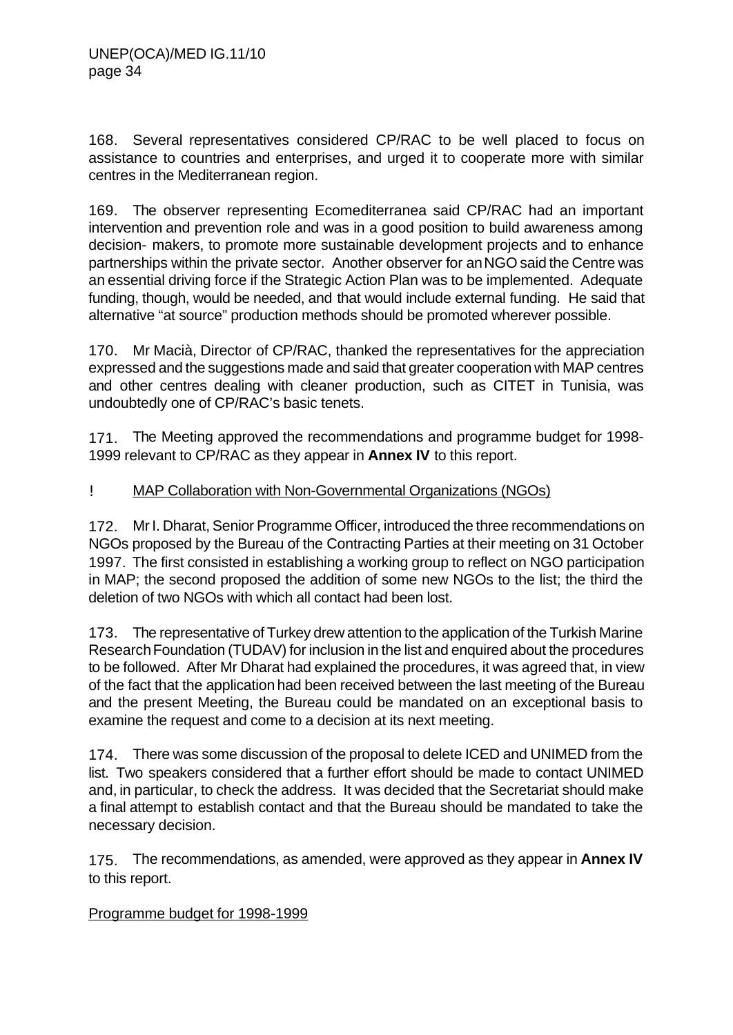168. Several representatives considered CP/RAC to be well placed to focus on assistance to countries and enterprises, and urged it to cooperate more with similar centres in the Mediterranean region.

169. The observer representing Ecomediterranea said CP/RAC had an important intervention and prevention role and was in a good position to build awareness among decision- makers, to promote more sustainable development projects and to enhance partnerships within the private sector. Another observer for an NGO said the Centre was an essential driving force if the Strategic Action Plan was to be implemented. Adequate funding, though, would be needed, and that would include external funding. He said that alternative "at source" production methods should be promoted wherever possible.

170. Mr Macià, Director of CP/RAC, thanked the representatives for the appreciation expressed and the suggestions made and said that greater cooperation with MAP centres and other centres dealing with cleaner production, such as CITET in Tunisia, was undoubtedly one of CP/RAC's basic tenets.

171. The Meeting approved the recommendations and programme budget for 1998-1999 relevant to CP/RAC as they appear in **Annex IV** to this report.

! MAP Collaboration with Non-Governmental Organizations (NGOs)

172. Mr I. Dharat, Senior Programme Officer, introduced the three recommendations on NGOs proposed by the Bureau of the Contracting Parties at their meeting on 31 October 1997. The first consisted in establishing a working group to reflect on NGO participation in MAP; the second proposed the addition of some new NGOs to the list; the third the deletion of two NGOs with which all contact had been lost.

173. The representative of Turkey drew attention to the application of the Turkish Marine Research Foundation (TUDAV) for inclusion in the list and enquired about the procedures to be followed. After Mr Dharat had explained the procedures, it was agreed that, in view of the fact that the application had been received between the last meeting of the Bureau and the present Meeting, the Bureau could be mandated on an exceptional basis to examine the request and come to a decision at its next meeting.

174. There was some discussion of the proposal to delete ICED and UNIMED from the list. Two speakers considered that a further effort should be made to contact UNIMED and, in particular, to check the address. It was decided that the Secretariat should make a final attempt to establish contact and that the Bureau should be mandated to take the necessary decision.

175. The recommendations, as amended, were approved as they appear in **Annex IV** to this report.

Programme budget for 1998-1999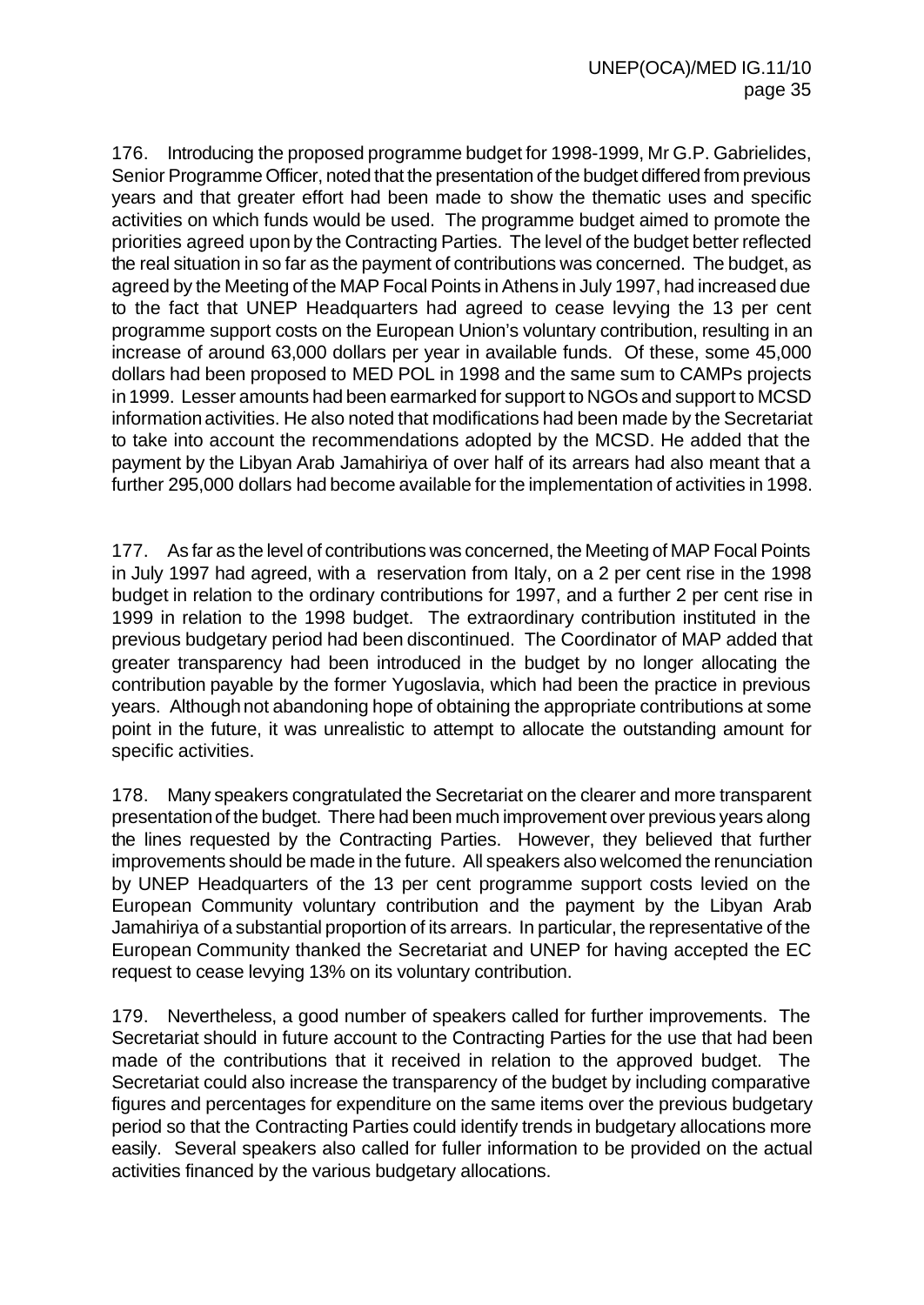176. Introducing the proposed programme budget for 1998-1999, Mr G.P. Gabrielides, Senior Programme Officer, noted that the presentation of the budget differed from previous years and that greater effort had been made to show the thematic uses and specific activities on which funds would be used. The programme budget aimed to promote the priorities agreed upon by the Contracting Parties. The level of the budget better reflected the real situation in so far as the payment of contributions was concerned. The budget, as agreed by the Meeting of the MAP Focal Points in Athens in July 1997, had increased due to the fact that UNEP Headquarters had agreed to cease levying the 13 per cent programme support costs on the European Union's voluntary contribution, resulting in an increase of around 63,000 dollars per year in available funds. Of these, some 45,000 dollars had been proposed to MED POL in 1998 and the same sum to CAMPs projects in 1999. Lesser amounts had been earmarked for support to NGOs and support to MCSD information activities. He also noted that modifications had been made by the Secretariat to take into account the recommendations adopted by the MCSD. He added that the payment by the Libyan Arab Jamahiriya of over half of its arrears had also meant that a further 295,000 dollars had become available for the implementation of activities in 1998.

177. As far as the level of contributions was concerned, the Meeting of MAP Focal Points in July 1997 had agreed, with a reservation from Italy, on a 2 per cent rise in the 1998 budget in relation to the ordinary contributions for 1997, and a further 2 per cent rise in 1999 in relation to the 1998 budget. The extraordinary contribution instituted in the previous budgetary period had been discontinued. The Coordinator of MAP added that greater transparency had been introduced in the budget by no longer allocating the contribution payable by the former Yugoslavia, which had been the practice in previous years. Although not abandoning hope of obtaining the appropriate contributions at some point in the future, it was unrealistic to attempt to allocate the outstanding amount for specific activities.

178. Many speakers congratulated the Secretariat on the clearer and more transparent presentation of the budget. There had been much improvement over previous years along the lines requested by the Contracting Parties. However, they believed that further improvements should be made in the future. All speakers also welcomed the renunciation by UNEP Headquarters of the 13 per cent programme support costs levied on the European Community voluntary contribution and the payment by the Libyan Arab Jamahiriya of a substantial proportion of its arrears. In particular, the representative of the European Community thanked the Secretariat and UNEP for having accepted the EC request to cease levying 13% on its voluntary contribution.

179. Nevertheless, a good number of speakers called for further improvements. The Secretariat should in future account to the Contracting Parties for the use that had been made of the contributions that it received in relation to the approved budget. The Secretariat could also increase the transparency of the budget by including comparative figures and percentages for expenditure on the same items over the previous budgetary period so that the Contracting Parties could identify trends in budgetary allocations more easily. Several speakers also called for fuller information to be provided on the actual activities financed by the various budgetary allocations.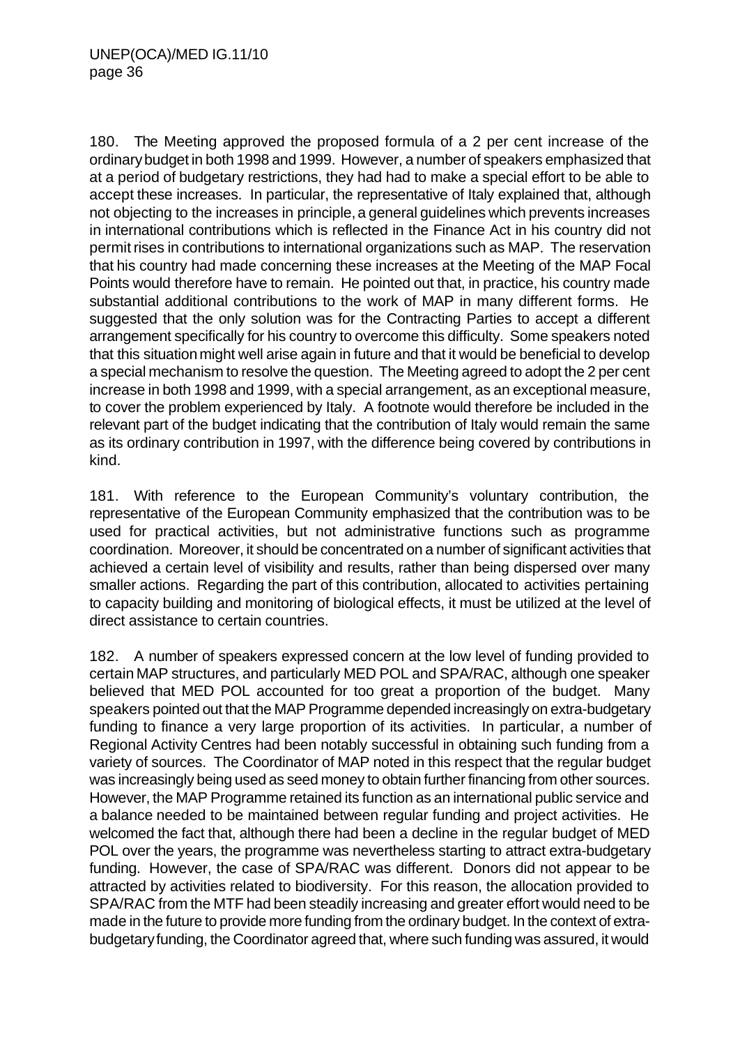180. The Meeting approved the proposed formula of a 2 per cent increase of the ordinary budget in both 1998 and 1999. However, a number of speakers emphasized that at a period of budgetary restrictions, they had had to make a special effort to be able to accept these increases. In particular, the representative of Italy explained that, although not objecting to the increases in principle, a general guidelines which prevents increases in international contributions which is reflected in the Finance Act in his country did not permit rises in contributions to international organizations such as MAP. The reservation that his country had made concerning these increases at the Meeting of the MAP Focal Points would therefore have to remain. He pointed out that, in practice, his country made substantial additional contributions to the work of MAP in many different forms. He suggested that the only solution was for the Contracting Parties to accept a different arrangement specifically for his country to overcome this difficulty. Some speakers noted that this situation might well arise again in future and that it would be beneficial to develop a special mechanism to resolve the question. The Meeting agreed to adopt the 2 per cent increase in both 1998 and 1999, with a special arrangement, as an exceptional measure, to cover the problem experienced by Italy. A footnote would therefore be included in the relevant part of the budget indicating that the contribution of Italy would remain the same as its ordinary contribution in 1997, with the difference being covered by contributions in kind.

181. With reference to the European Community's voluntary contribution, the representative of the European Community emphasized that the contribution was to be used for practical activities, but not administrative functions such as programme coordination. Moreover, it should be concentrated on a number of significant activities that achieved a certain level of visibility and results, rather than being dispersed over many smaller actions. Regarding the part of this contribution, allocated to activities pertaining to capacity building and monitoring of biological effects, it must be utilized at the level of direct assistance to certain countries.

182. A number of speakers expressed concern at the low level of funding provided to certain MAP structures, and particularly MED POL and SPA/RAC, although one speaker believed that MED POL accounted for too great a proportion of the budget. Many speakers pointed out that the MAP Programme depended increasingly on extra-budgetary funding to finance a very large proportion of its activities. In particular, a number of Regional Activity Centres had been notably successful in obtaining such funding from a variety of sources. The Coordinator of MAP noted in this respect that the regular budget was increasingly being used as seed money to obtain further financing from other sources. However, the MAP Programme retained its function as an international public service and a balance needed to be maintained between regular funding and project activities. He welcomed the fact that, although there had been a decline in the regular budget of MED POL over the years, the programme was nevertheless starting to attract extra-budgetary funding. However, the case of SPA/RAC was different. Donors did not appear to be attracted by activities related to biodiversity. For this reason, the allocation provided to SPA/RAC from the MTF had been steadily increasing and greater effort would need to be made in the future to provide more funding from the ordinary budget. In the context of extra-budgetary funding, the Coordinator agreed that, where such funding was assured, it would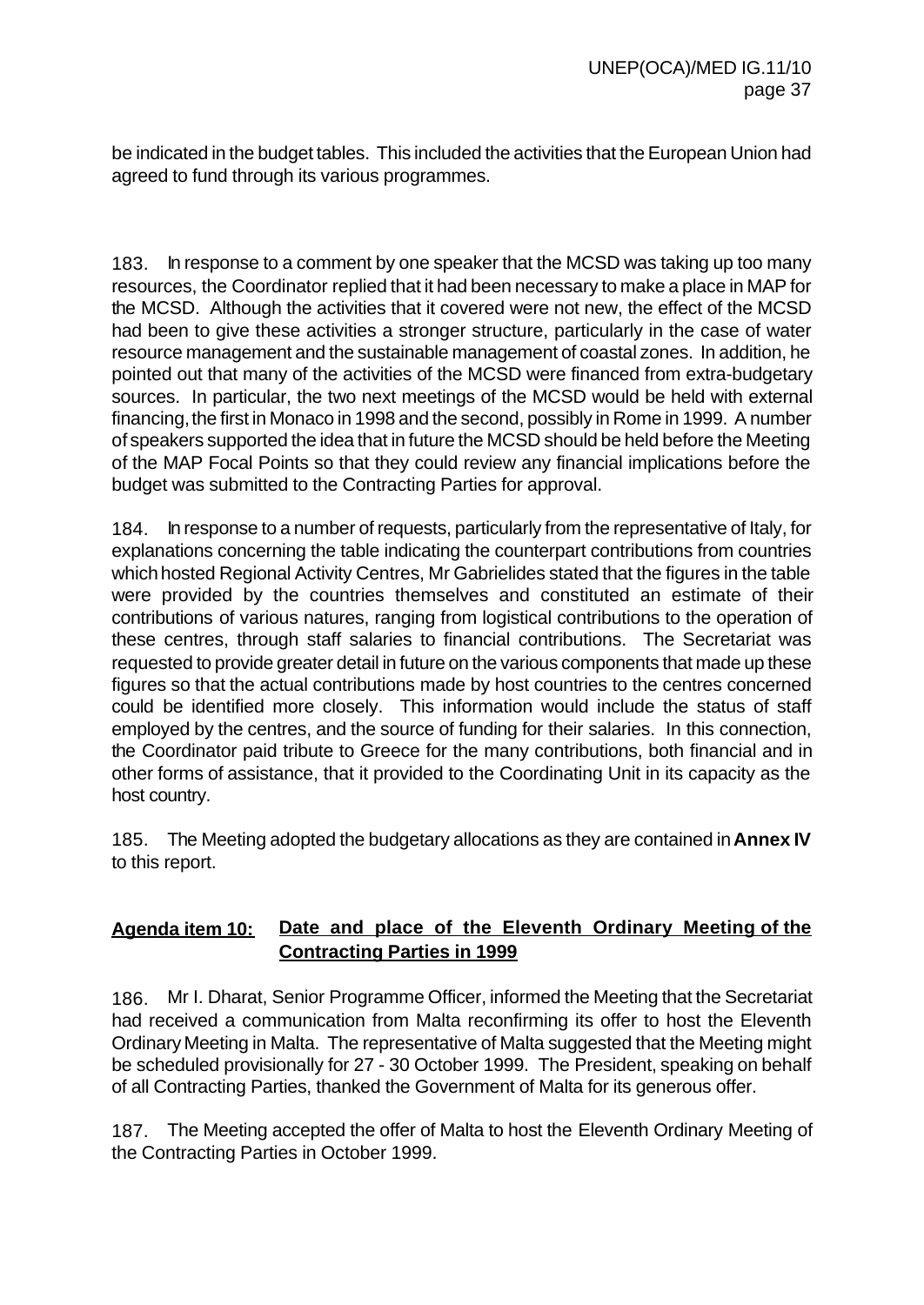be indicated in the budget tables. This included the activities that the European Union had agreed to fund through its various programmes.

183. In response to a comment by one speaker that the MCSD was taking up too many resources, the Coordinator replied that it had been necessary to make a place in MAP for the MCSD. Although the activities that it covered were not new, the effect of the MCSD had been to give these activities a stronger structure, particularly in the case of water resource management and the sustainable management of coastal zones. In addition, he pointed out that many of the activities of the MCSD were financed from extra-budgetary sources. In particular, the two next meetings of the MCSD would be held with external financing, the first in Monaco in 1998 and the second, possibly in Rome in 1999. A number of speakers supported the idea that in future the MCSD should be held before the Meeting of the MAP Focal Points so that they could review any financial implications before the budget was submitted to the Contracting Parties for approval.

184. In response to a number of requests, particularly from the representative of Italy, for explanations concerning the table indicating the counterpart contributions from countries which hosted Regional Activity Centres, Mr Gabrielides stated that the figures in the table were provided by the countries themselves and constituted an estimate of their contributions of various natures, ranging from logistical contributions to the operation of these centres, through staff salaries to financial contributions. The Secretariat was requested to provide greater detail in future on the various components that made up these figures so that the actual contributions made by host countries to the centres concerned could be identified more closely. This information would include the status of staff employed by the centres, and the source of funding for their salaries. In this connection, the Coordinator paid tribute to Greece for the many contributions, both financial and in other forms of assistance, that it provided to the Coordinating Unit in its capacity as the host country.

185. The Meeting adopted the budgetary allocations as they are contained in **Annex IV** to this report.

## Agenda item 10: Date and place of the Eleventh Ordinary Meeting of the Contracting Parties in 1999

186. Mr I. Dharat, Senior Programme Officer, informed the Meeting that the Secretariat had received a communication from Malta reconfirming its offer to host the Eleventh Ordinary Meeting in Malta. The representative of Malta suggested that the Meeting might be scheduled provisionally for 27 - 30 October 1999. The President, speaking on behalf of all Contracting Parties, thanked the Government of Malta for its generous offer.

187. The Meeting accepted the offer of Malta to host the Eleventh Ordinary Meeting of the Contracting Parties in October 1999.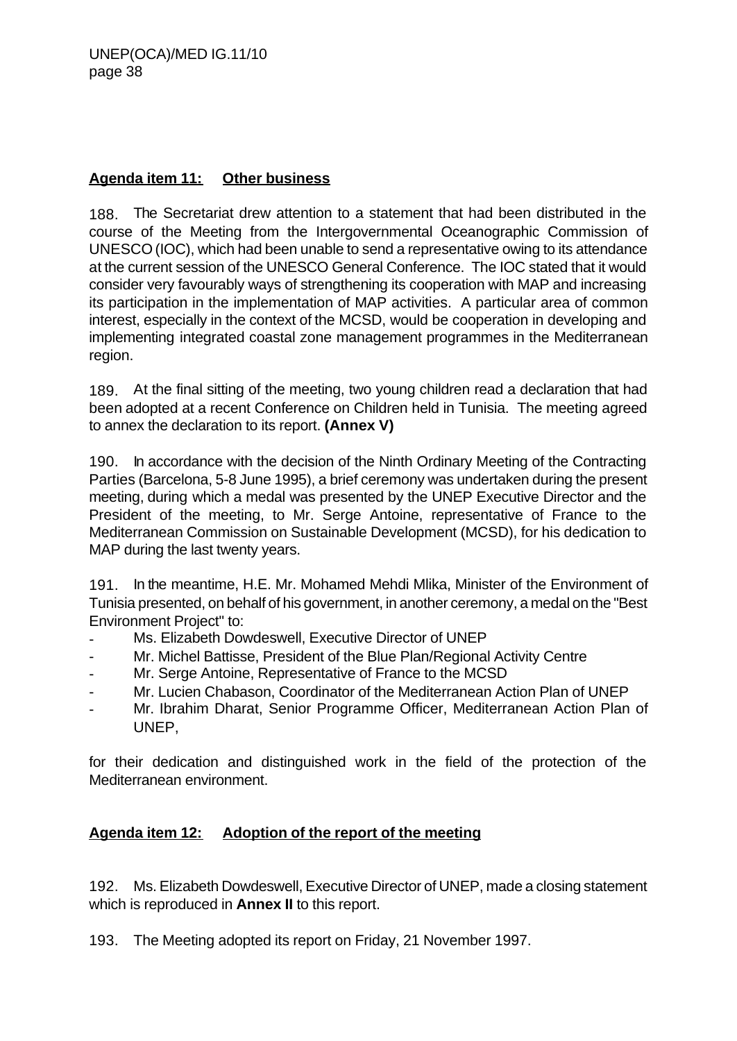## Agenda item 11: Other business

188. The Secretariat drew attention to a statement that had been distributed in the course of the Meeting from the Intergovernmental Oceanographic Commission of UNESCO (IOC), which had been unable to send a representative owing to its attendance at the current session of the UNESCO General Conference. The IOC stated that it would consider very favourably ways of strengthening its cooperation with MAP and increasing its participation in the implementation of MAP activities. A particular area of common interest, especially in the context of the MCSD, would be cooperation in developing and implementing integrated coastal zone management programmes in the Mediterranean region.

189. At the final sitting of the meeting, two young children read a declaration that had been adopted at a recent Conference on Children held in Tunisia. The meeting agreed to annex the declaration to its report. **(Annex V)**

190. In accordance with the decision of the Ninth Ordinary Meeting of the Contracting Parties (Barcelona, 5-8 June 1995), a brief ceremony was undertaken during the present meeting, during which a medal was presented by the UNEP Executive Director and the President of the meeting, to Mr. Serge Antoine, representative of France to the Mediterranean Commission on Sustainable Development (MCSD), for his dedication to MAP during the last twenty years.

191. In the meantime, H.E. Mr. Mohamed Mehdi Mlika, Minister of the Environment of Tunisia presented, on behalf of his government, in another ceremony, a medal on the "Best Environment Project" to:

- Ms. Elizabeth Dowdeswell, Executive Director of UNEP
- Mr. Michel Battisse, President of the Blue Plan/Regional Activity Centre
- Mr. Serge Antoine, Representative of France to the MCSD
- Mr. Lucien Chabason, Coordinator of the Mediterranean Action Plan of UNEP
- Mr. Ibrahim Dharat, Senior Programme Officer, Mediterranean Action Plan of UNEP,

for their dedication and distinguished work in the field of the protection of the Mediterranean environment.

## Agenda item 12: Adoption of the report of the meeting

192. Ms. Elizabeth Dowdeswell, Executive Director of UNEP, made a closing statement which is reproduced in **Annex II** to this report.

193. The Meeting adopted its report on Friday, 21 November 1997.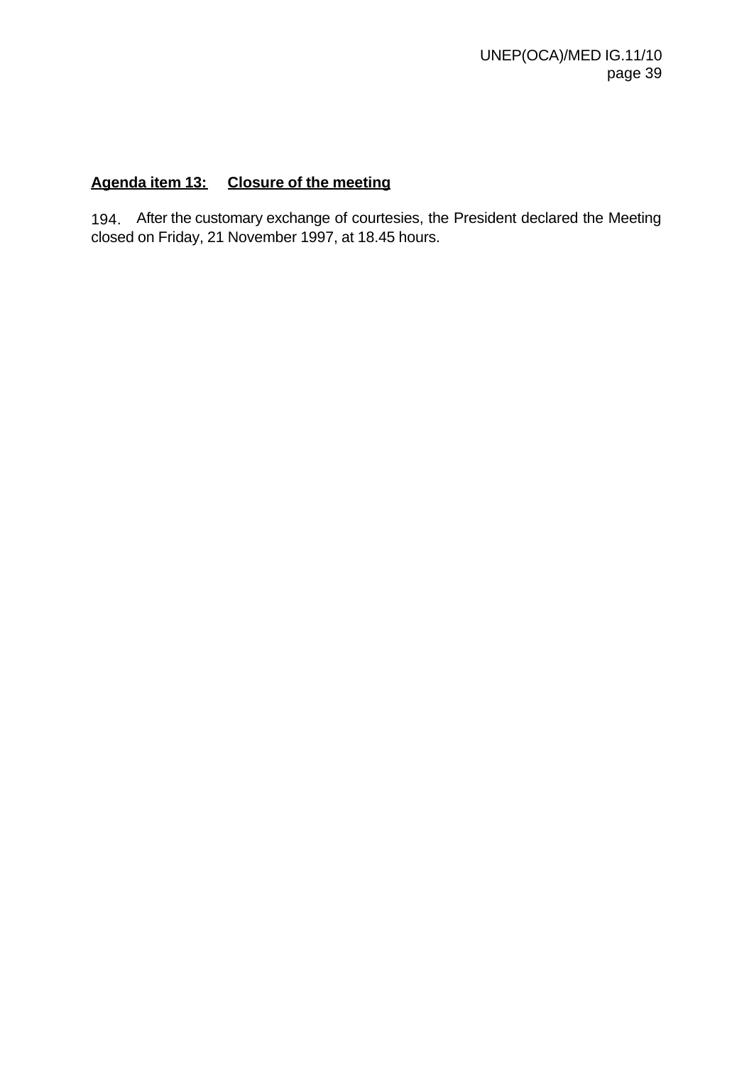**Agenda item 13: Closure of the meeting**

194. After the customary exchange of courtesies, the President declared the Meeting closed on Friday, 21 November 1997, at 18.45 hours.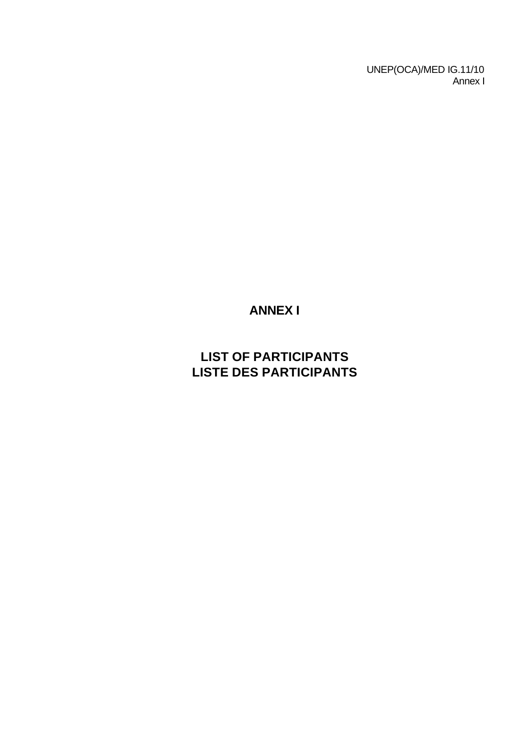# ANNEX I

## LIST OF PARTICIPANTS
## LISTE DES PARTICIPANTS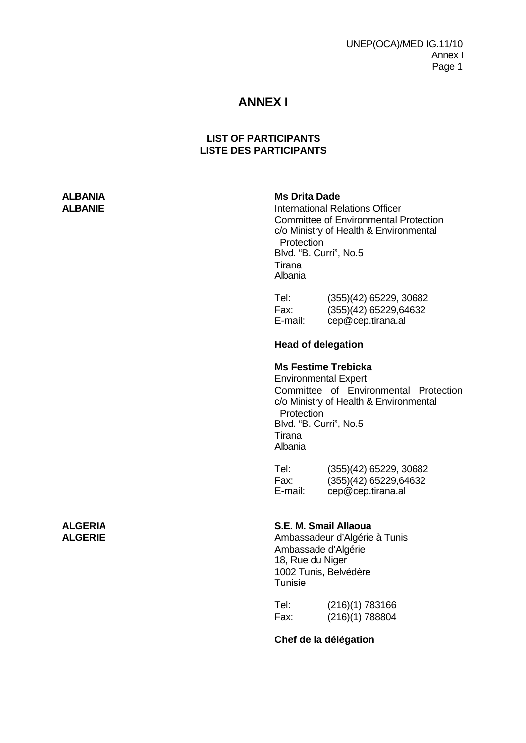# ANNEX I

## LIST OF PARTICIPANTS
## LISTE DES PARTICIPANTS

**ALBANIA**
**ALBANIE**

**Ms Drita Dade**
International Relations Officer
Committee of Environmental Protection
c/o Ministry of Health & Environmental Protection
Blvd. "B. Curri", No.5
Tirana
Albania

Tel: (355)(42) 65229, 30682
Fax: (355)(42) 65229,64632
E-mail: cep@cep.tirana.al

**Head of delegation**

**Ms Festime Trebicka**
Environmental Expert
Committee of Environmental Protection
c/o Ministry of Health & Environmental Protection
Blvd. "B. Curri", No.5
Tirana
Albania

Tel: (355)(42) 65229, 30682
Fax: (355)(42) 65229,64632
E-mail: cep@cep.tirana.al

**ALGERIA**
**ALGERIE**

**S.E. M. Smail Allaoua**
Ambassadeur d'Algérie à Tunis
Ambassade d'Algérie
18, Rue du Niger
1002 Tunis, Belvédère
Tunisie

Tel: (216)(1) 783166
Fax: (216)(1) 788804

**Chef de la délégation**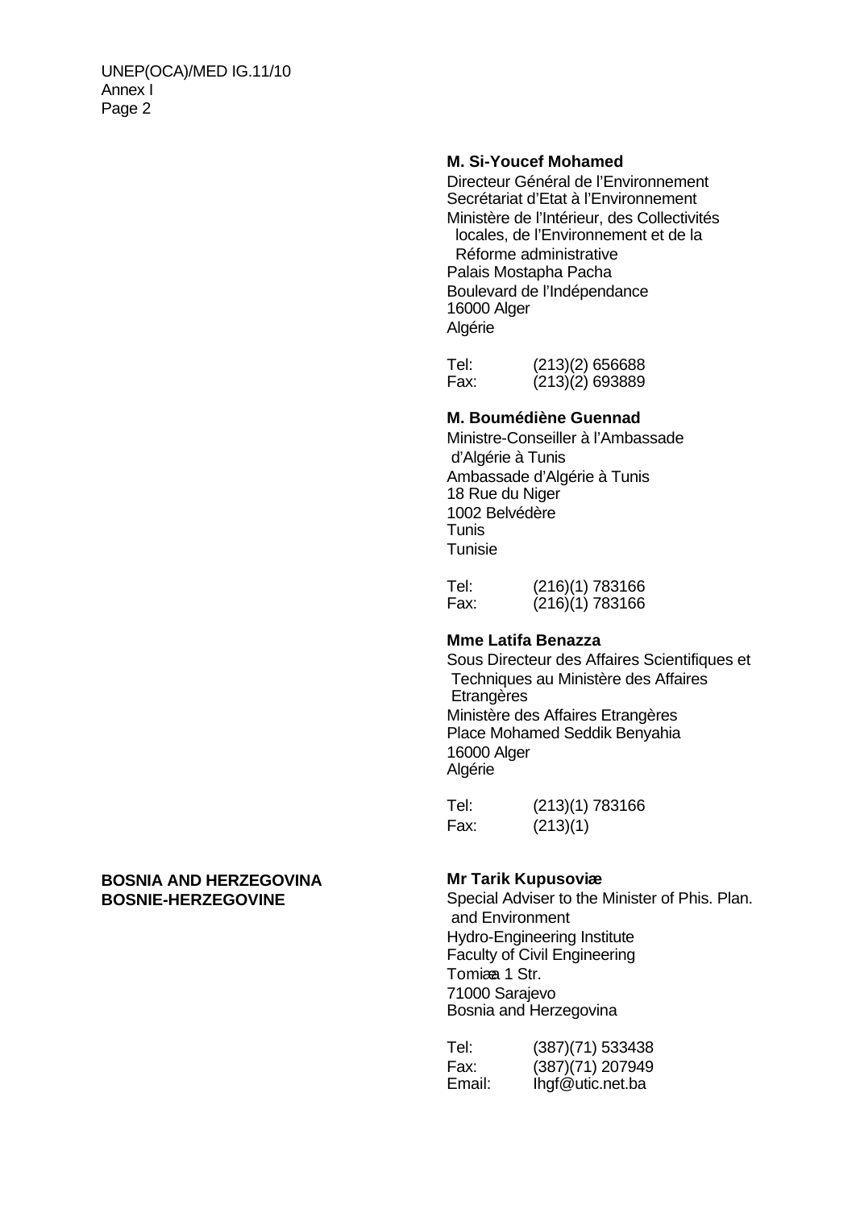**M. Si-Youcef Mohamed**
Directeur Général de l'Environnement
Secrétariat d'Etat à l'Environnement
Ministère de l'Intérieur, des Collectivités locales, de l'Environnement et de la Réforme administrative
Palais Mostapha Pacha
Boulevard de l'Indépendance
16000 Alger
Algérie

Tel: (213)(2) 656688
Fax: (213)(2) 693889

**M. Boumédiène Guennad**
Ministre-Conseiller à l'Ambassade d'Algérie à Tunis
Ambassade d'Algérie à Tunis
18 Rue du Niger
1002 Belvédère
Tunis
Tunisie

Tel: (216)(1) 783166
Fax: (216)(1) 783166

**Mme Latifa Benazza**
Sous Directeur des Affaires Scientifiques et Techniques au Ministère des Affaires Etrangères
Ministère des Affaires Etrangères
Place Mohamed Seddik Benyahia
16000 Alger
Algérie

Tel: (213)(1) 783166
Fax: (213)(1)

**BOSNIA AND HERZEGOVINA**
**BOSNIE-HERZEGOVINE**

**Mr Tarik Kupusoviæ**
Special Adviser to the Minister of Phis. Plan. and Environment
Hydro-Engineering Institute
Faculty of Civil Engineering
Tomiæa 1 Str.
71000 Sarajevo
Bosnia and Herzegovina

Tel: (387)(71) 533438
Fax: (387)(71) 207949
Email: Ihgf@utic.net.ba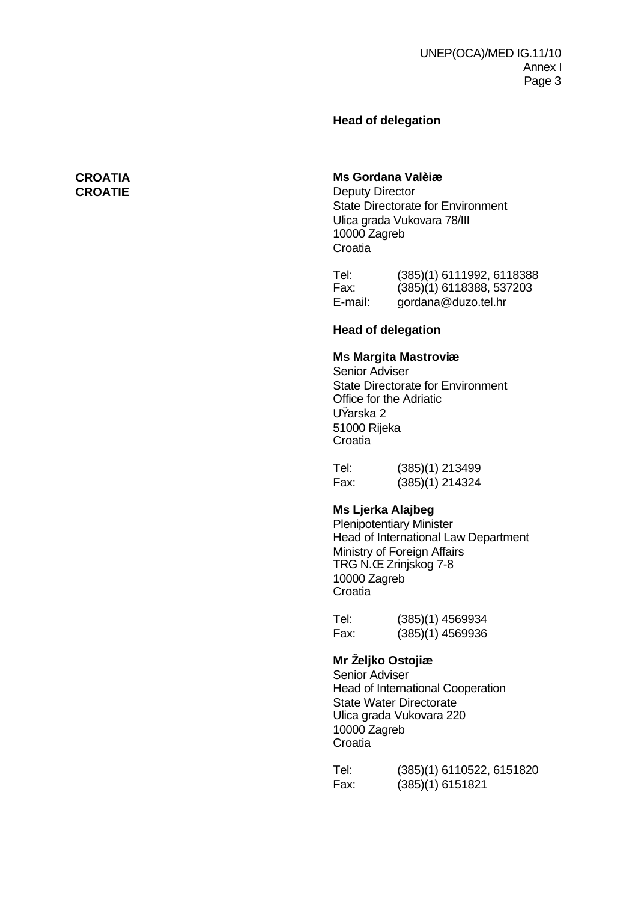**Head of delegation**

**CROATIA**
**CROATIE**

**Ms Gordana Valèiæ**
Deputy Director
State Directorate for Environment
Ulica grada Vukovara 78/III
10000 Zagreb
Croatia

Tel: (385)(1) 6111992, 6118388
Fax: (385)(1) 6118388, 537203
E-mail: gordana@duzo.tel.hr

**Head of delegation**

**Ms Margita Mastroviæ**
Senior Adviser
State Directorate for Environment
Office for the Adriatic
UŸarska 2
51000 Rijeka
Croatia

Tel: (385)(1) 213499
Fax: (385)(1) 214324

**Ms Ljerka Alajbeg**
Plenipotentiary Minister
Head of International Law Department
Ministry of Foreign Affairs
TRG N.Œ Zrinjskog 7-8
10000 Zagreb
Croatia

Tel: (385)(1) 4569934
Fax: (385)(1) 4569936

**Mr Željko Ostojiæ**
Senior Adviser
Head of International Cooperation
State Water Directorate
Ulica grada Vukovara 220
10000 Zagreb
Croatia

Tel: (385)(1) 6110522, 6151820
Fax: (385)(1) 6151821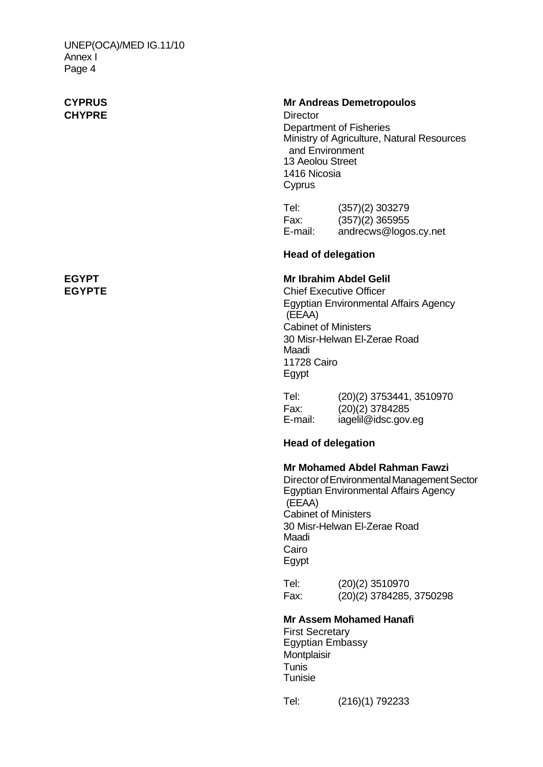**CYPRUS**
**CHYPRE**

**Mr Andreas Demetropoulos**
Director
Department of Fisheries
Ministry of Agriculture, Natural Resources and Environment
13 Aeolou Street
1416 Nicosia
Cyprus

Tel: (357)(2) 303279
Fax: (357)(2) 365955
E-mail: andrecws@logos.cy.net

**Head of delegation**

**EGYPT**
**EGYPTE**

**Mr Ibrahim Abdel Gelil**
Chief Executive Officer
Egyptian Environmental Affairs Agency (EEAA)
Cabinet of Ministers
30 Misr-Helwan El-Zerae Road
Maadi
11728 Cairo
Egypt

Tel: (20)(2) 3753441, 3510970
Fax: (20)(2) 3784285
E-mail: iagelil@idsc.gov.eg

**Head of delegation**

**Mr Mohamed Abdel Rahman Fawzi**
Director of Environmental Management Sector
Egyptian Environmental Affairs Agency (EEAA)
Cabinet of Ministers
30 Misr-Helwan El-Zerae Road
Maadi
Cairo
Egypt

Tel: (20)(2) 3510970
Fax: (20)(2) 3784285, 3750298

**Mr Assem Mohamed Hanafi**
First Secretary
Egyptian Embassy
Montplaisir
Tunis
Tunisie

Tel: (216)(1) 792233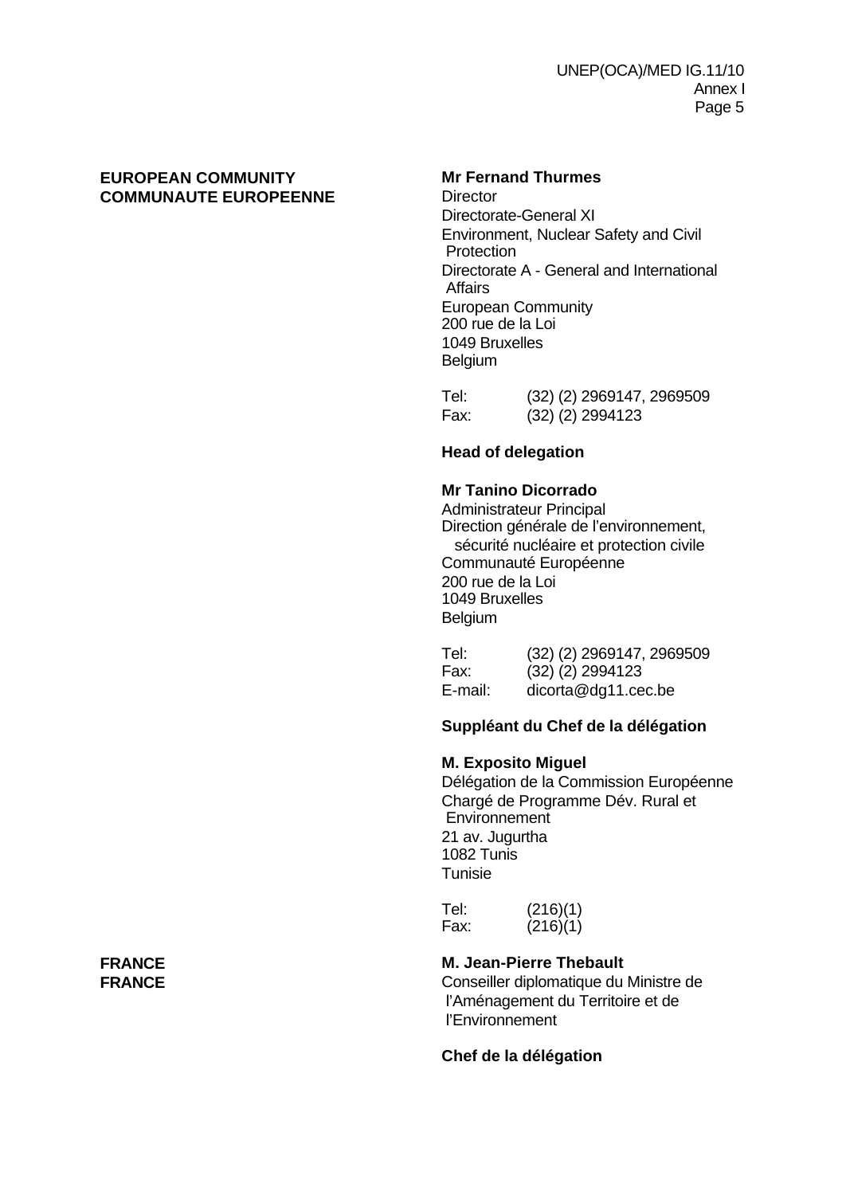**EUROPEAN COMMUNITY**
**COMMUNAUTE EUROPEENNE**

**Mr Fernand Thurmes**
Director
Directorate-General XI
Environment, Nuclear Safety and Civil Protection
Directorate A - General and International Affairs
European Community
200 rue de la Loi
1049 Bruxelles
Belgium

Tel: (32) (2) 2969147, 2969509
Fax: (32) (2) 2994123

**Head of delegation**

**Mr Tanino Dicorrado**
Administrateur Principal
Direction générale de l'environnement, sécurité nucléaire et protection civile
Communauté Européenne
200 rue de la Loi
1049 Bruxelles
Belgium

Tel: (32) (2) 2969147, 2969509
Fax: (32) (2) 2994123
E-mail: dicorta@dg11.cec.be

**Suppléant du Chef de la délégation**

**M. Exposito Miguel**
Délégation de la Commission Européenne
Chargé de Programme Dév. Rural et Environnement
21 av. Jugurtha
1082 Tunis
Tunisie

Tel: (216)(1)
Fax: (216)(1)

**FRANCE**
**FRANCE**

**M. Jean-Pierre Thebault**
Conseiller diplomatique du Ministre de l'Aménagement du Territoire et de l'Environnement

**Chef de la délégation**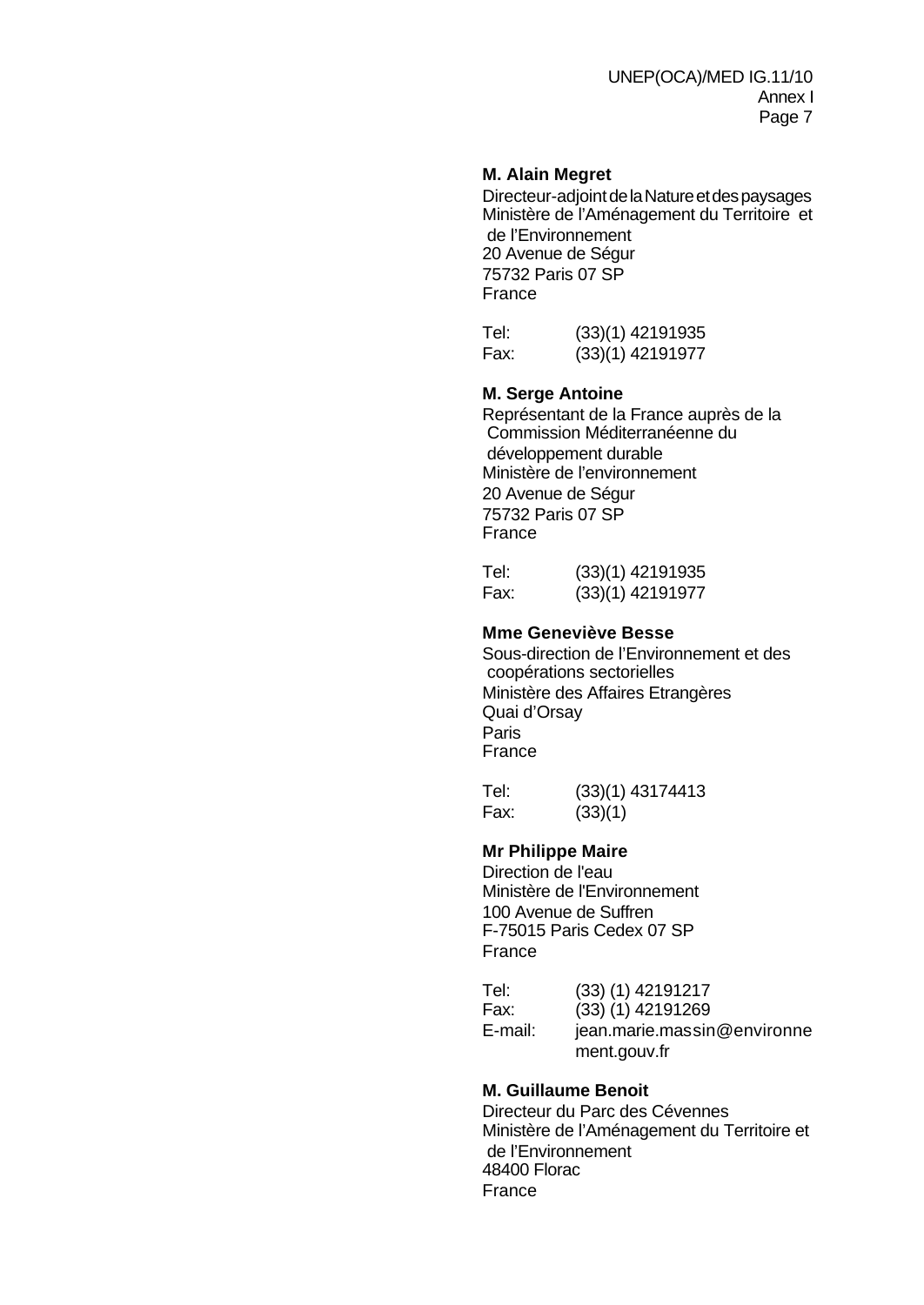**M. Alain Megret**

Directeur-adjoint de la Nature et des paysages
Ministère de l'Aménagement du Territoire et de l'Environnement
20 Avenue de Ségur
75732 Paris 07 SP
France

Tel: (33)(1) 42191935
Fax: (33)(1) 42191977

**M. Serge Antoine**

Représentant de la France auprès de la Commission Méditerranéenne du développement durable
Ministère de l'environnement
20 Avenue de Ségur
75732 Paris 07 SP
France

Tel: (33)(1) 42191935
Fax: (33)(1) 42191977

**Mme Geneviève Besse**

Sous-direction de l'Environnement et des coopérations sectorielles
Ministère des Affaires Etrangères
Quai d'Orsay
Paris
France

Tel: (33)(1) 43174413
Fax: (33)(1)

**Mr Philippe Maire**

Direction de l'eau
Ministère de l'Environnement
100 Avenue de Suffren
F-75015 Paris Cedex 07 SP
France

Tel: (33) (1) 42191217
Fax: (33) (1) 42191269
E-mail: jean.marie.massin@environnement.gouv.fr

**M. Guillaume Benoit**

Directeur du Parc des Cévennes
Ministère de l'Aménagement du Territoire et de l'Environnement
48400 Florac
France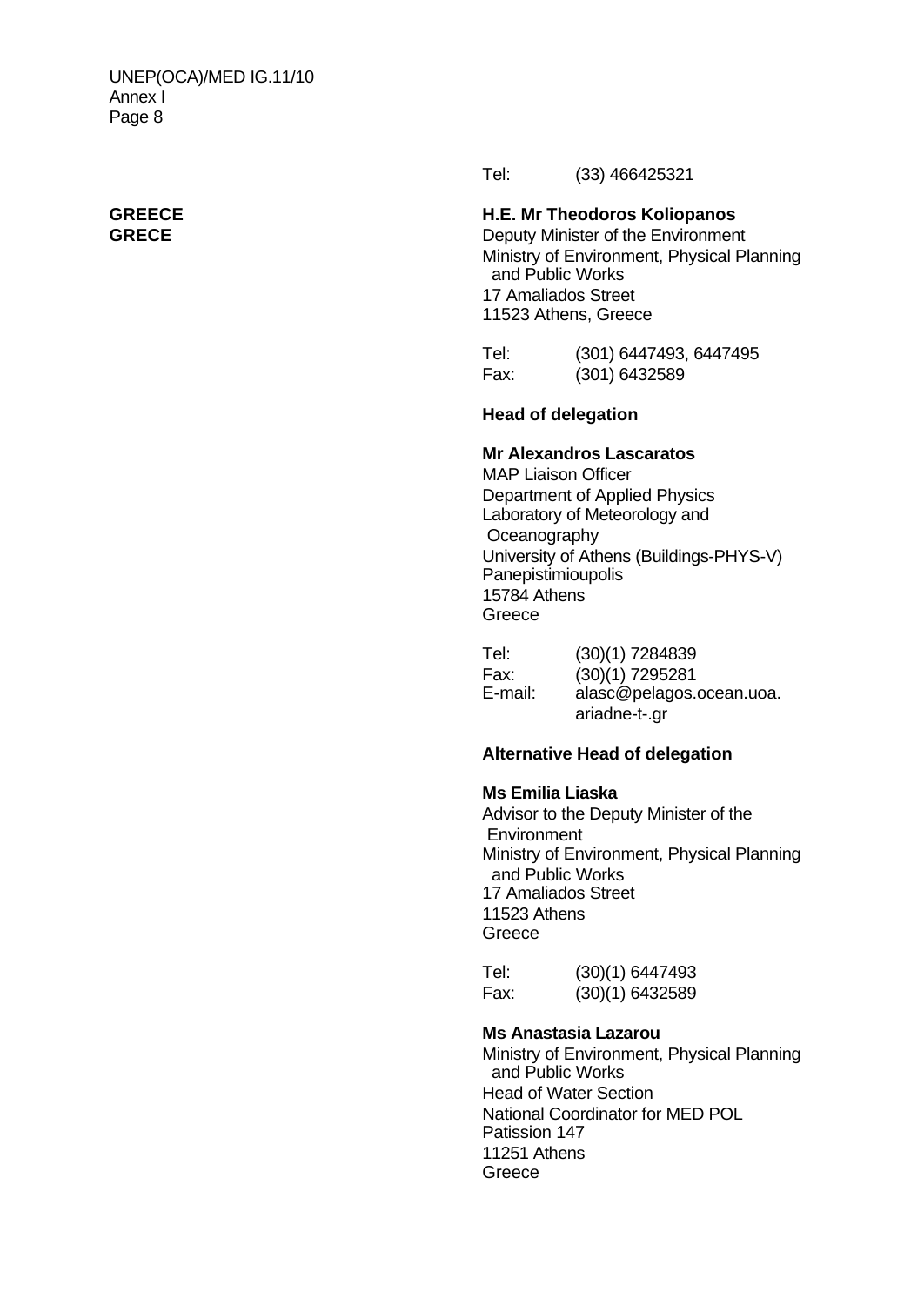Tel: (33) 466425321

**GREECE**
**GRECE**

**H.E. Mr Theodoros Koliopanos**
Deputy Minister of the Environment
Ministry of Environment, Physical Planning and Public Works
17 Amaliados Street
11523 Athens, Greece

Tel: (301) 6447493, 6447495
Fax: (301) 6432589

**Head of delegation**

**Mr Alexandros Lascaratos**
MAP Liaison Officer
Department of Applied Physics
Laboratory of Meteorology and Oceanography
University of Athens (Buildings-PHYS-V)
Panepistimioupolis
15784 Athens
Greece

Tel: (30)(1) 7284839
Fax: (30)(1) 7295281
E-mail: alasc@pelagos.ocean.uoa.ariadne-t-.gr

**Alternative Head of delegation**

**Ms Emilia Liaska**
Advisor to the Deputy Minister of the Environment
Ministry of Environment, Physical Planning and Public Works
17 Amaliados Street
11523 Athens
Greece

Tel: (30)(1) 6447493
Fax: (30)(1) 6432589

**Ms Anastasia Lazarou**
Ministry of Environment, Physical Planning and Public Works
Head of Water Section
National Coordinator for MED POL
Patission 147
11251 Athens
Greece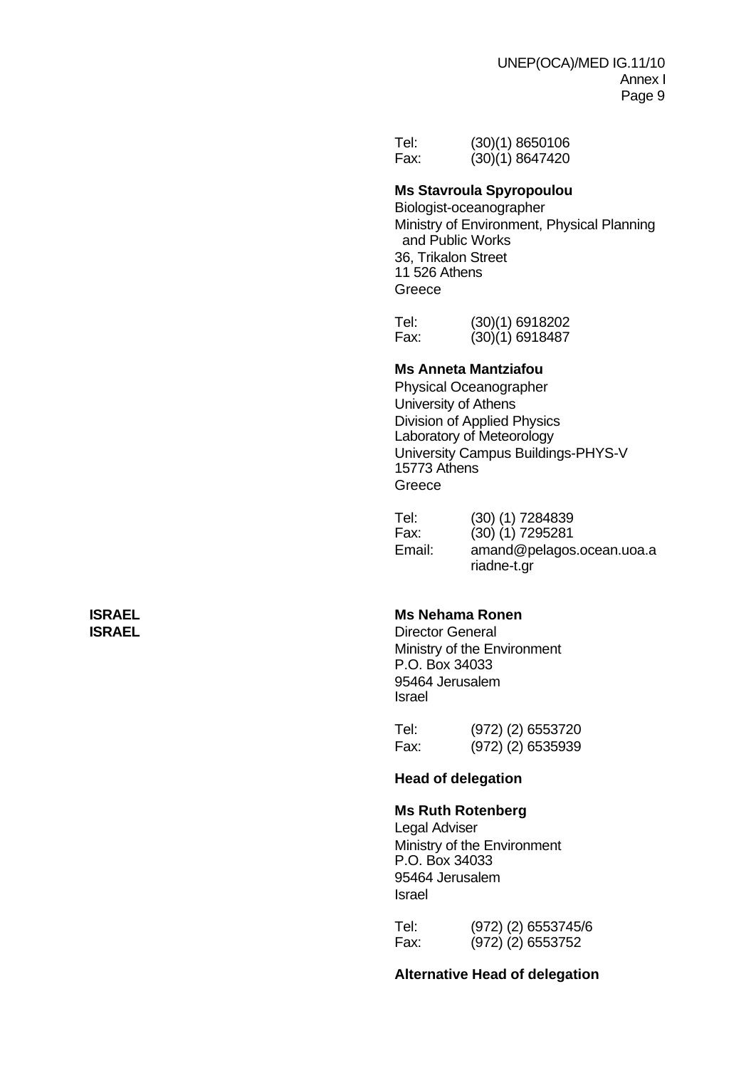Tel: (30)(1) 8650106
Fax: (30)(1) 8647420

**Ms Stavroula Spyropoulou**
Biologist-oceanographer
Ministry of Environment, Physical Planning and Public Works
36, Trikalon Street
11 526 Athens
Greece

Tel: (30)(1) 6918202
Fax: (30)(1) 6918487

**Ms Anneta Mantziafou**
Physical Oceanographer
University of Athens
Division of Applied Physics
Laboratory of Meteorology
University Campus Buildings-PHYS-V
15773 Athens
Greece

Tel: (30) (1) 7284839
Fax: (30) (1) 7295281
Email: amand@pelagos.ocean.uoa.ariadne-t.gr

**ISRAEL**
**ISRAEL**

**Ms Nehama Ronen**
Director General
Ministry of the Environment
P.O. Box 34033
95464 Jerusalem
Israel

Tel: (972) (2) 6553720
Fax: (972) (2) 6535939

**Head of delegation**

**Ms Ruth Rotenberg**
Legal Adviser
Ministry of the Environment
P.O. Box 34033
95464 Jerusalem
Israel

Tel: (972) (2) 6553745/6
Fax: (972) (2) 6553752

**Alternative Head of delegation**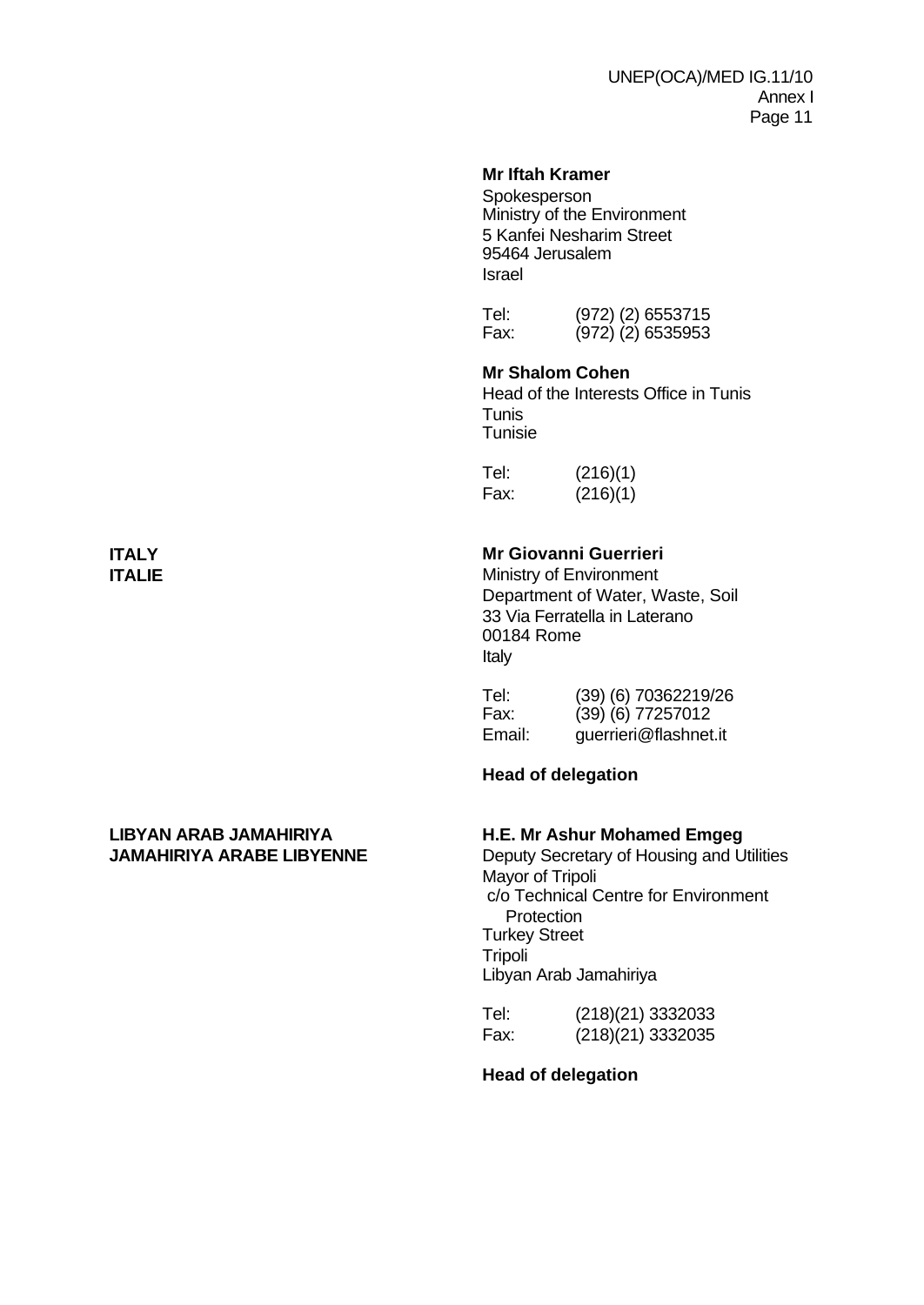**Mr Iftah Kramer**
Spokesperson
Ministry of the Environment
5 Kanfei Nesharim Street
95464 Jerusalem
Israel

Tel: (972) (2) 6553715
Fax: (972) (2) 6535953

**Mr Shalom Cohen**
Head of the Interests Office in Tunis
Tunis
Tunisie

Tel: (216)(1)
Fax: (216)(1)

**ITALY**
**ITALIE**

**Mr Giovanni Guerrieri**
Ministry of Environment
Department of Water, Waste, Soil
33 Via Ferratella in Laterano
00184 Rome
Italy

Tel: (39) (6) 70362219/26
Fax: (39) (6) 77257012
Email: guerrieri@flashnet.it

**Head of delegation**

**LIBYAN ARAB JAMAHIRIYA**
**JAMAHIRIYA ARABE LIBYENNE**

**H.E. Mr Ashur Mohamed Emgeg**
Deputy Secretary of Housing and Utilities
Mayor of Tripoli
c/o Technical Centre for Environment Protection
Turkey Street
Tripoli
Libyan Arab Jamahiriya

Tel: (218)(21) 3332033
Fax: (218)(21) 3332035

**Head of delegation**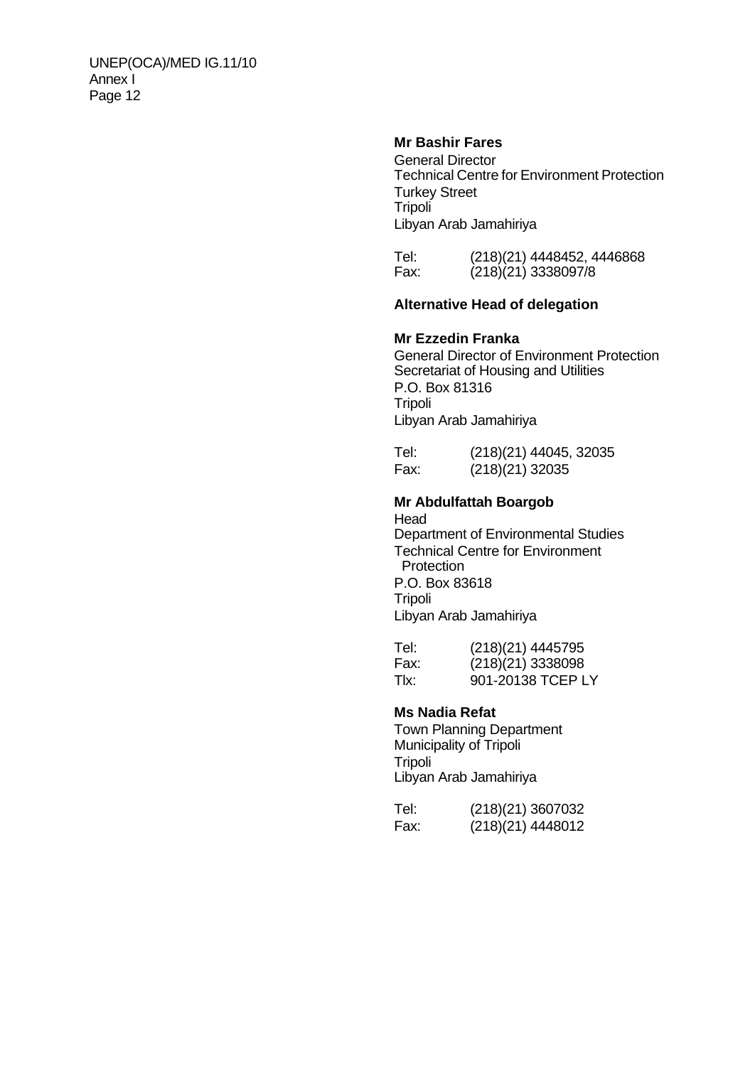**Mr Bashir Fares**
General Director
Technical Centre for Environment Protection
Turkey Street
Tripoli
Libyan Arab Jamahiriya

Tel: (218)(21) 4448452, 4446868
Fax: (218)(21) 3338097/8

**Alternative Head of delegation**

**Mr Ezzedin Franka**
General Director of Environment Protection
Secretariat of Housing and Utilities
P.O. Box 81316
Tripoli
Libyan Arab Jamahiriya

Tel: (218)(21) 44045, 32035
Fax: (218)(21) 32035

**Mr Abdulfattah Boargob**
Head
Department of Environmental Studies
Technical Centre for Environment Protection
P.O. Box 83618
Tripoli
Libyan Arab Jamahiriya

Tel: (218)(21) 4445795
Fax: (218)(21) 3338098
Tlx: 901-20138 TCEP LY

**Ms Nadia Refat**
Town Planning Department
Municipality of Tripoli
Tripoli
Libyan Arab Jamahiriya

Tel: (218)(21) 3607032
Fax: (218)(21) 4448012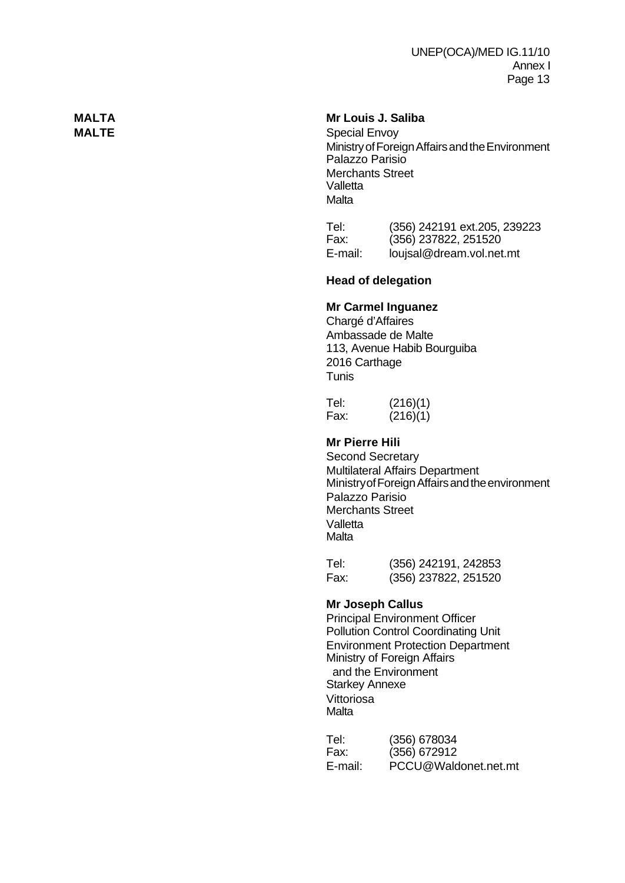**MALTA**
**MALTE**

**Mr Louis J. Saliba**
Special Envoy
Ministry of Foreign Affairs and the Environment
Palazzo Parisio
Merchants Street
Valletta
Malta

Tel: (356) 242191 ext.205, 239223
Fax: (356) 237822, 251520
E-mail: loujsal@dream.vol.net.mt

**Head of delegation**

**Mr Carmel Inguanez**
Chargé d'Affaires
Ambassade de Malte
113, Avenue Habib Bourguiba
2016 Carthage
Tunis

Tel: (216)(1)
Fax: (216)(1)

**Mr Pierre Hili**
Second Secretary
Multilateral Affairs Department
Ministry of Foreign Affairs and the environment
Palazzo Parisio
Merchants Street
Valletta
Malta

Tel: (356) 242191, 242853
Fax: (356) 237822, 251520

**Mr Joseph Callus**
Principal Environment Officer
Pollution Control Coordinating Unit
Environment Protection Department
Ministry of Foreign Affairs
and the Environment
Starkey Annexe
Vittoriosa
Malta

Tel: (356) 678034
Fax: (356) 672912
E-mail: PCCU@Waldonet.net.mt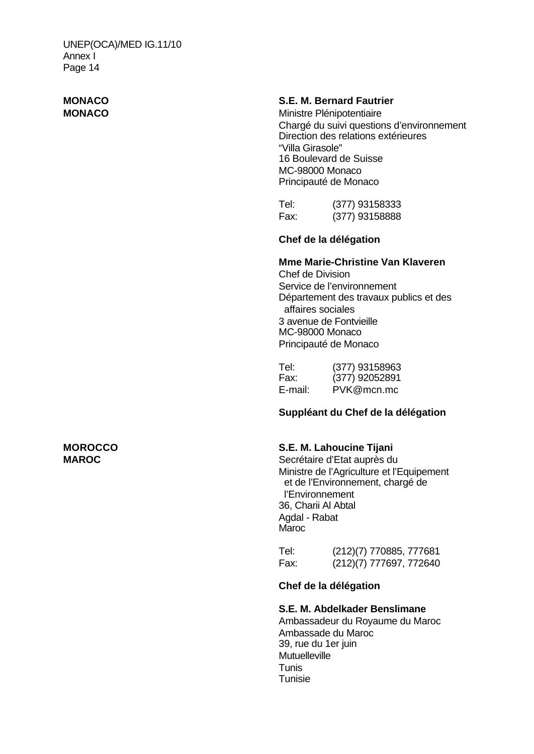**MONACO**
**MONACO**

**S.E. M. Bernard Fautrier**
Ministre Plénipotentiaire
Chargé du suivi questions d'environnement
Direction des relations extérieures
"Villa Girasole"
16 Boulevard de Suisse
MC-98000 Monaco
Principauté de Monaco

Tel: (377) 93158333
Fax: (377) 93158888

**Chef de la délégation**

**Mme Marie-Christine Van Klaveren**
Chef de Division
Service de l'environnement
Département des travaux publics et des affaires sociales
3 avenue de Fontvieille
MC-98000 Monaco
Principauté de Monaco

Tel: (377) 93158963
Fax: (377) 92052891
E-mail: PVK@mcn.mc

**Suppléant du Chef de la délégation**

**MOROCCO**
**MAROC**

**S.E. M. Lahoucine Tijani**
Secrétaire d'Etat auprès du
Ministre de l'Agriculture et l'Equipement et de l'Environnement, chargé de l'Environnement
36, Charii Al Abtal
Agdal - Rabat
Maroc

Tel: (212)(7) 770885, 777681
Fax: (212)(7) 777697, 772640

**Chef de la délégation**

**S.E. M. Abdelkader Benslimane**
Ambassadeur du Royaume du Maroc
Ambassade du Maroc
39, rue du 1er juin
Mutuelleville
Tunis
Tunisie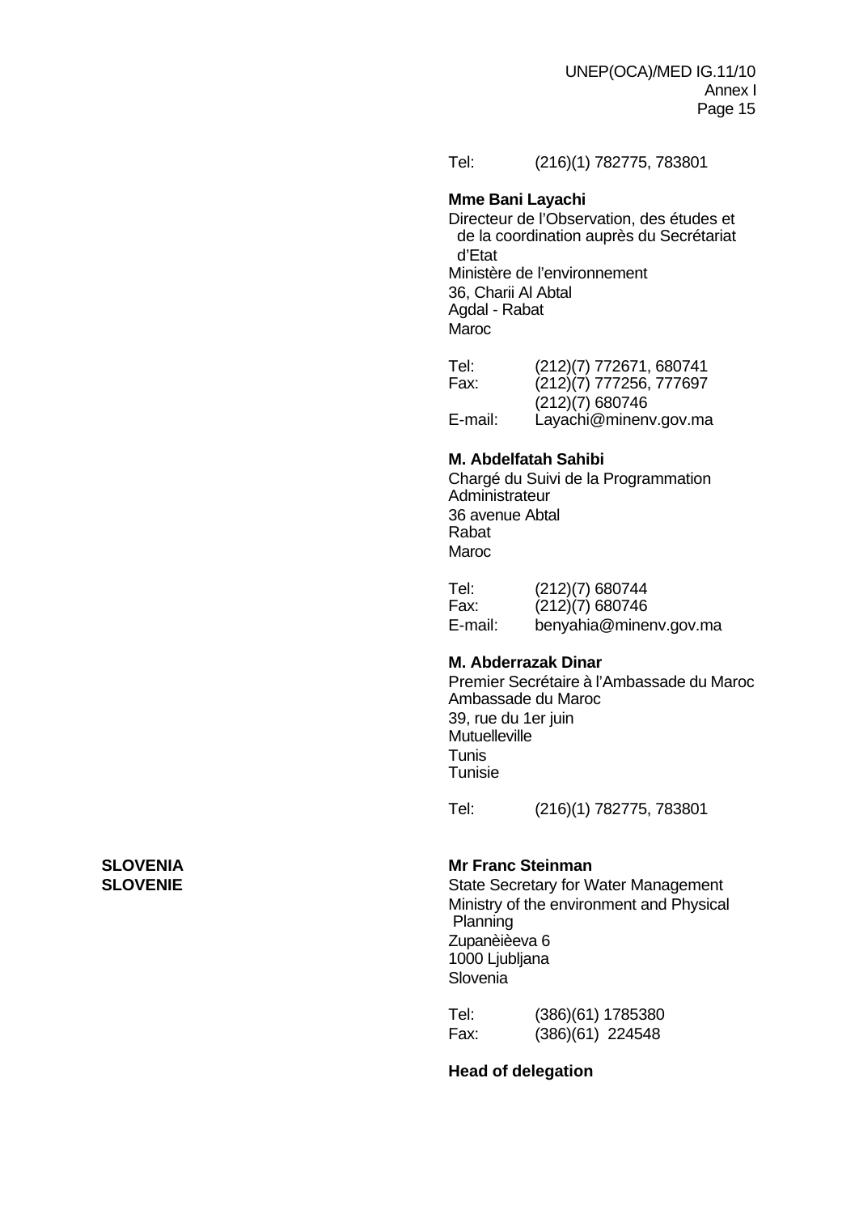Tel: (216)(1) 782775, 783801

**Mme Bani Layachi**
Directeur de l'Observation, des études et de la coordination auprès du Secrétariat d'Etat
Ministère de l'environnement
36, Charii Al Abtal
Agdal - Rabat
Maroc

Tel: (212)(7) 772671, 680741
Fax: (212)(7) 777256, 777697
(212)(7) 680746
E-mail: Layachi@minenv.gov.ma

**M. Abdelfatah Sahibi**
Chargé du Suivi de la Programmation
Administrateur
36 avenue Abtal
Rabat
Maroc

Tel: (212)(7) 680744
Fax: (212)(7) 680746
E-mail: benyahia@minenv.gov.ma

**M. Abderrazak Dinar**
Premier Secrétaire à l'Ambassade du Maroc
Ambassade du Maroc
39, rue du 1er juin
Mutuelleville
Tunis
Tunisie

Tel: (216)(1) 782775, 783801

**SLOVENIA**
**SLOVENIE**

**Mr Franc Steinman**
State Secretary for Water Management
Ministry of the environment and Physical Planning
Zupanèièeva 6
1000 Ljubljana
Slovenia

Tel: (386)(61) 1785380
Fax: (386)(61) 224548

**Head of delegation**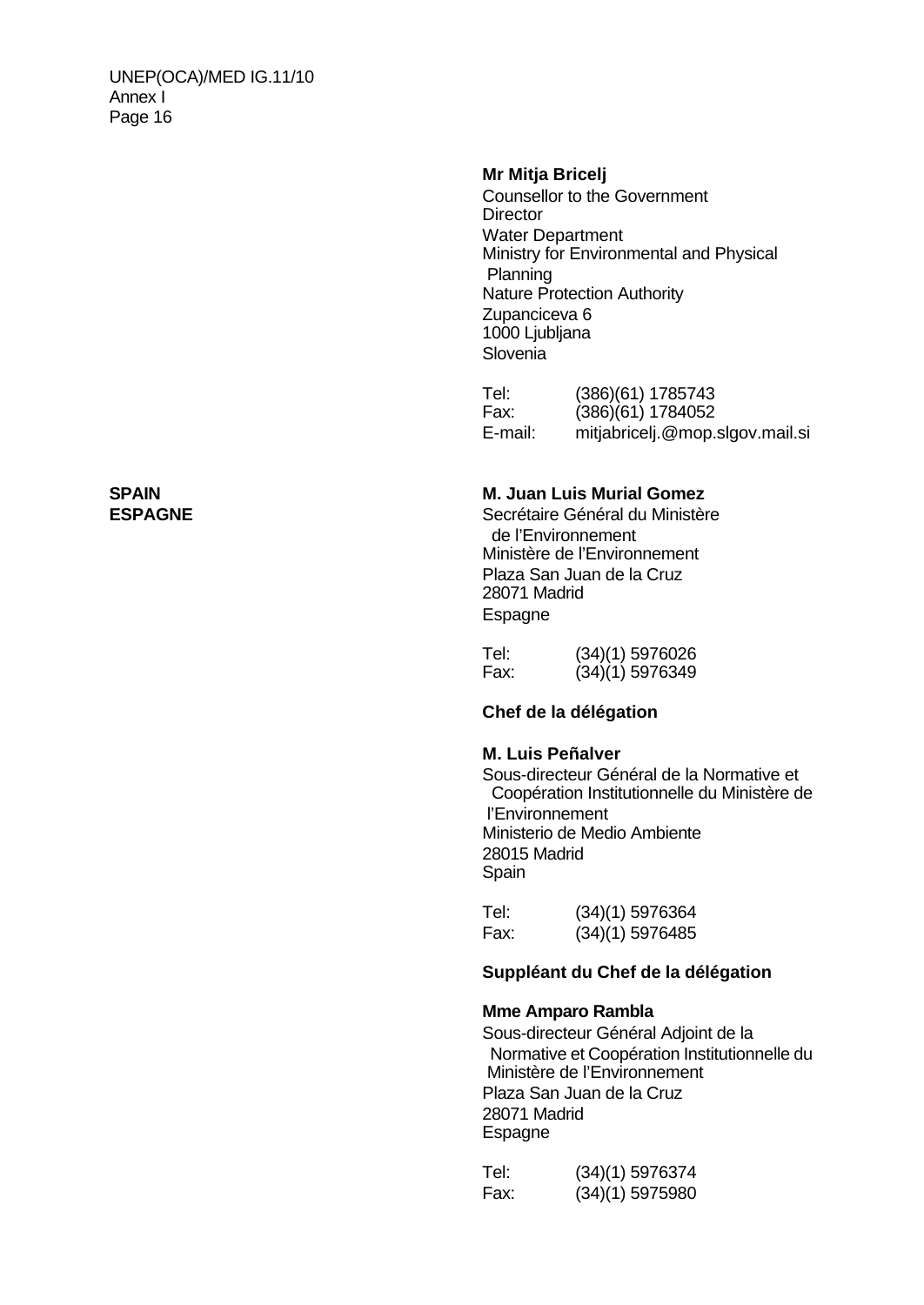**Mr Mitja Bricelj**
Counsellor to the Government
Director
Water Department
Ministry for Environmental and Physical Planning
Nature Protection Authority
Zupanciceva 6
1000 Ljubljana
Slovenia

Tel: (386)(61) 1785743
Fax: (386)(61) 1784052
E-mail: mitjabricelj.@mop.slgov.mail.si

**SPAIN**
**ESPAGNE**

**M. Juan Luis Murial Gomez**
Secrétaire Général du Ministère de l'Environnement
Ministère de l'Environnement
Plaza San Juan de la Cruz
28071 Madrid
Espagne

Tel: (34)(1) 5976026
Fax: (34)(1) 5976349

**Chef de la délégation**

**M. Luis Peñalver**
Sous-directeur Général de la Normative et Coopération Institutionnelle du Ministère de l'Environnement
Ministerio de Medio Ambiente
28015 Madrid
Spain

Tel: (34)(1) 5976364
Fax: (34)(1) 5976485

**Suppléant du Chef de la délégation**

**Mme Amparo Rambla**
Sous-directeur Général Adjoint de la Normative et Coopération Institutionnelle du Ministère de l'Environnement
Plaza San Juan de la Cruz
28071 Madrid
Espagne

Tel: (34)(1) 5976374
Fax: (34)(1) 5975980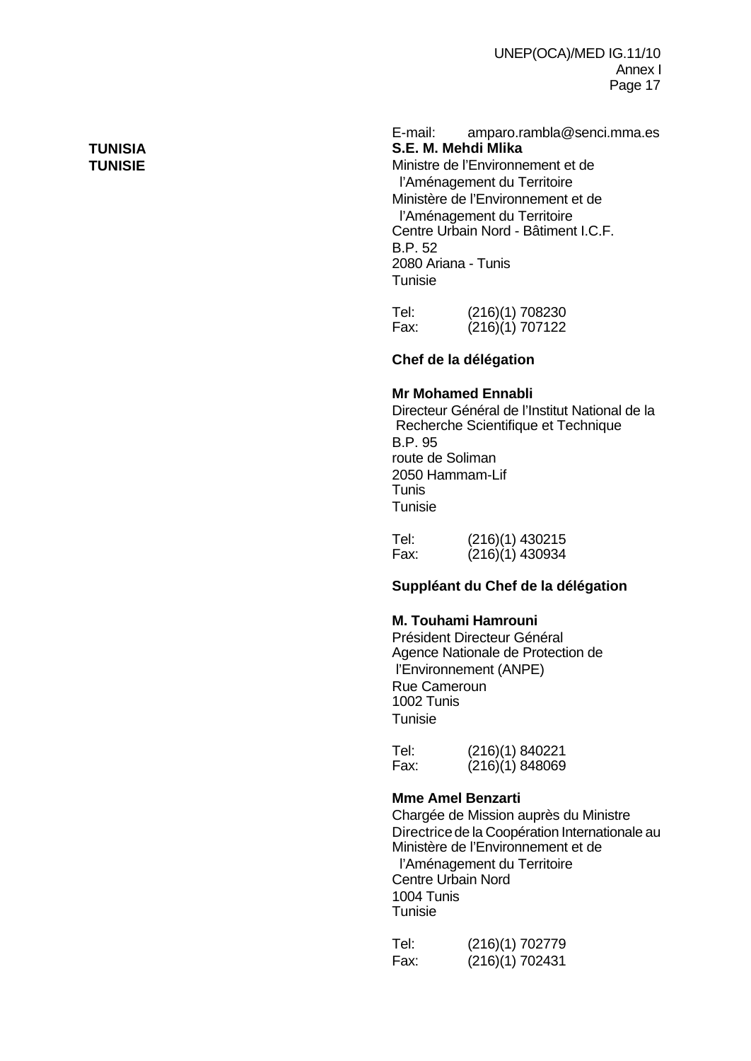E-mail: amparo.rambla@senci.mma.es

**TUNISIA**
**TUNISIE**

**S.E. M. Mehdi Mlika**
Ministre de l'Environnement et de l'Aménagement du Territoire
Ministère de l'Environnement et de l'Aménagement du Territoire
Centre Urbain Nord - Bâtiment I.C.F.
B.P. 52
2080 Ariana - Tunis
Tunisie

Tel: (216)(1) 708230
Fax: (216)(1) 707122

**Chef de la délégation**

**Mr Mohamed Ennabli**
Directeur Général de l'Institut National de la Recherche Scientifique et Technique
B.P. 95
route de Soliman
2050 Hammam-Lif
Tunis
Tunisie

Tel: (216)(1) 430215
Fax: (216)(1) 430934

**Suppléant du Chef de la délégation**

**M. Touhami Hamrouni**
Président Directeur Général
Agence Nationale de Protection de l'Environnement (ANPE)
Rue Cameroun
1002 Tunis
Tunisie

Tel: (216)(1) 840221
Fax: (216)(1) 848069

**Mme Amel Benzarti**
Chargée de Mission auprès du Ministre
Directrice de la Coopération Internationale au Ministère de l'Environnement et de l'Aménagement du Territoire
Centre Urbain Nord
1004 Tunis
Tunisie

Tel: (216)(1) 702779
Fax: (216)(1) 702431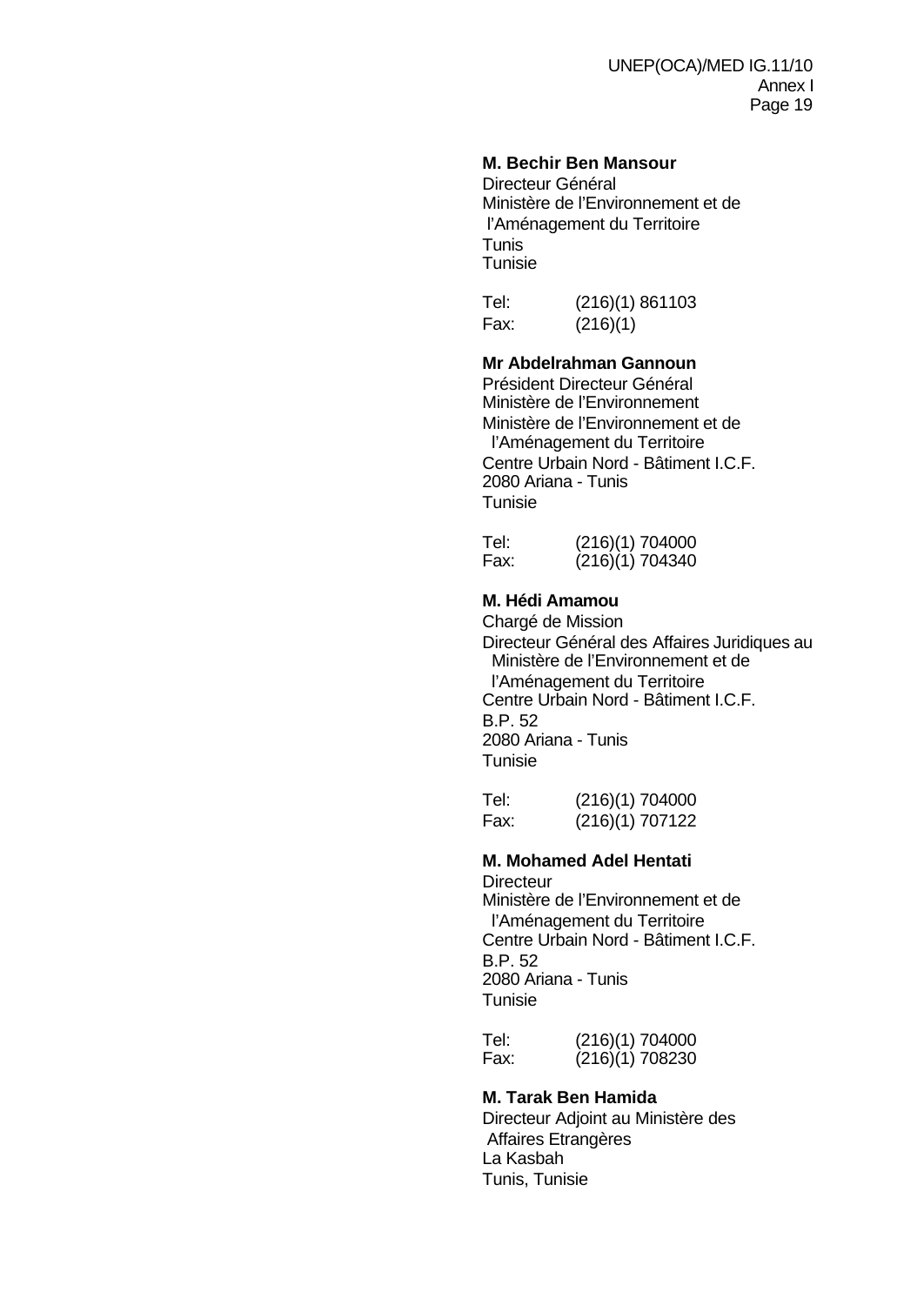**M. Bechir Ben Mansour**
Directeur Général
Ministère de l'Environnement et de
l'Aménagement du Territoire
Tunis
Tunisie

Tel: (216)(1) 861103
Fax: (216)(1)

**Mr Abdelrahman Gannoun**
Président Directeur Général
Ministère de l'Environnement
Ministère de l'Environnement et de
l'Aménagement du Territoire
Centre Urbain Nord - Bâtiment I.C.F.
2080 Ariana - Tunis
Tunisie

Tel: (216)(1) 704000
Fax: (216)(1) 704340

**M. Hédi Amamou**
Chargé de Mission
Directeur Général des Affaires Juridiques au
Ministère de l'Environnement et de
l'Aménagement du Territoire
Centre Urbain Nord - Bâtiment I.C.F.
B.P. 52
2080 Ariana - Tunis
Tunisie

Tel: (216)(1) 704000
Fax: (216)(1) 707122

**M. Mohamed Adel Hentati**
Directeur
Ministère de l'Environnement et de
l'Aménagement du Territoire
Centre Urbain Nord - Bâtiment I.C.F.
B.P. 52
2080 Ariana - Tunis
Tunisie

Tel: (216)(1) 704000
Fax: (216)(1) 708230

**M. Tarak Ben Hamida**
Directeur Adjoint au Ministère des
Affaires Etrangères
La Kasbah
Tunis, Tunisie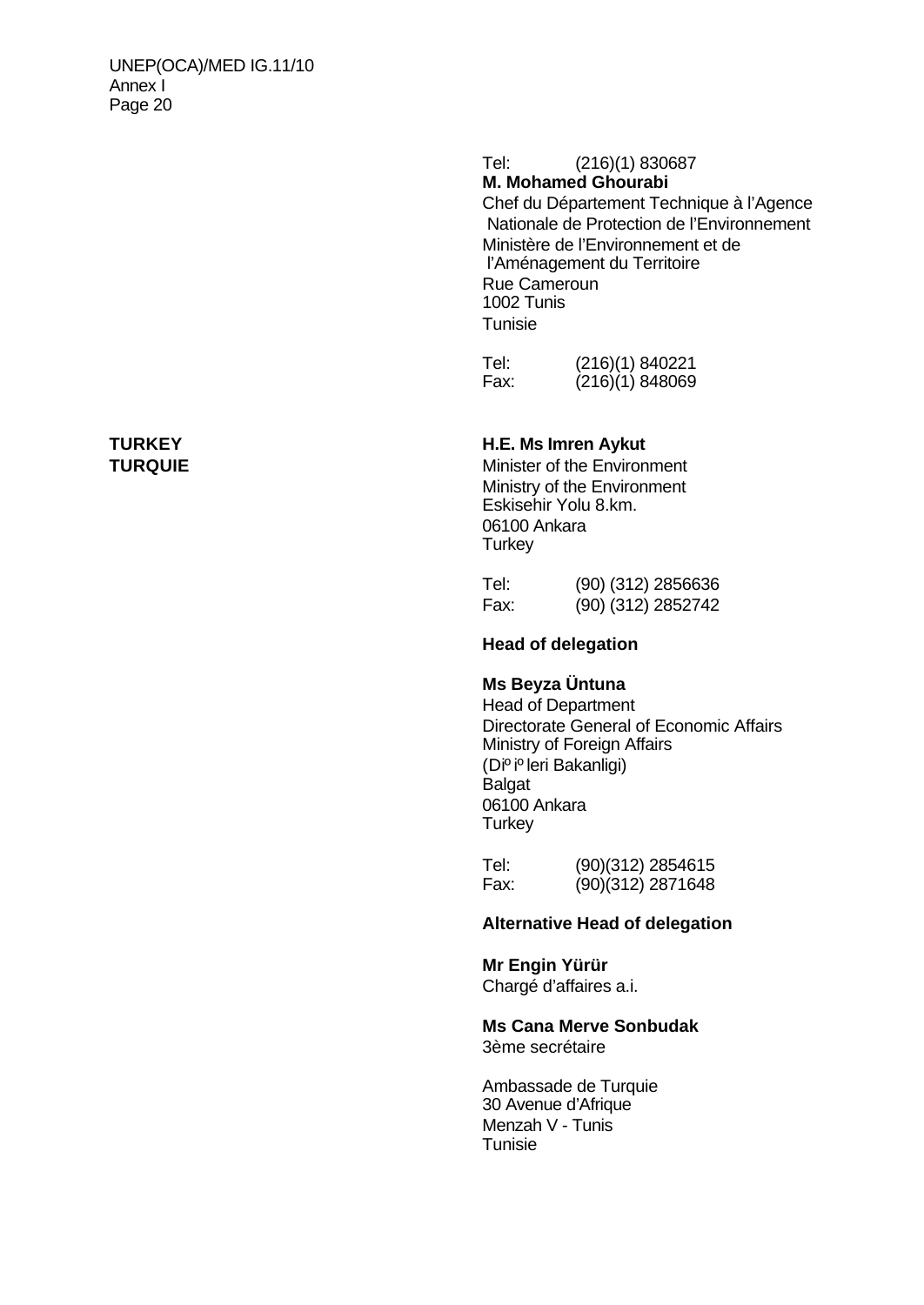Tel: (216)(1) 830687

**M. Mohamed Ghourabi**
Chef du Département Technique à l'Agence Nationale de Protection de l'Environnement
Ministère de l'Environnement et de l'Aménagement du Territoire
Rue Cameroun
1002 Tunis
Tunisie

Tel: (216)(1) 840221
Fax: (216)(1) 848069

**TURKEY**
**TURQUIE**

**H.E. Ms Imren Aykut**
Minister of the Environment
Ministry of the Environment
Eskisehir Yolu 8.km.
06100 Ankara
Turkey

Tel: (90) (312) 2856636
Fax: (90) (312) 2852742

**Head of delegation**

**Ms Beyza Üntuna**
Head of Department
Directorate General of Economic Affairs
Ministry of Foreign Affairs
(Diºiºleri Bakanligi)
Balgat
06100 Ankara
Turkey

Tel: (90)(312) 2854615
Fax: (90)(312) 2871648

**Alternative Head of delegation**

**Mr Engin Yürür**
Chargé d'affaires a.i.

**Ms Cana Merve Sonbudak**
3ème secrétaire

Ambassade de Turquie
30 Avenue d'Afrique
Menzah V - Tunis
Tunisie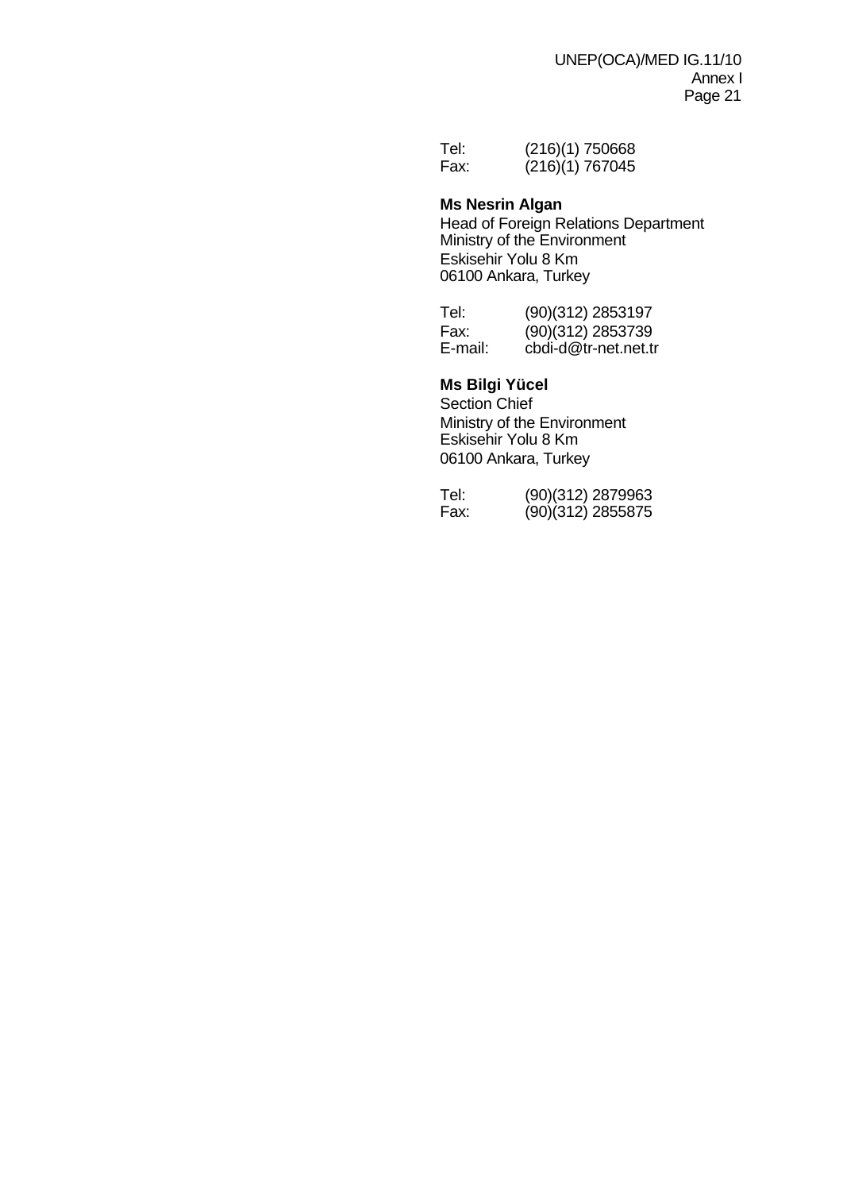Tel: (216)(1) 750668
Fax: (216)(1) 767045

**Ms Nesrin Algan**
Head of Foreign Relations Department
Ministry of the Environment
Eskisehir Yolu 8 Km
06100 Ankara, Turkey

Tel: (90)(312) 2853197
Fax: (90)(312) 2853739
E-mail: cbdi-d@tr-net.net.tr

**Ms Bilgi Yücel**
Section Chief
Ministry of the Environment
Eskisehir Yolu 8 Km
06100 Ankara, Turkey

Tel: (90)(312) 2879963
Fax: (90)(312) 2855875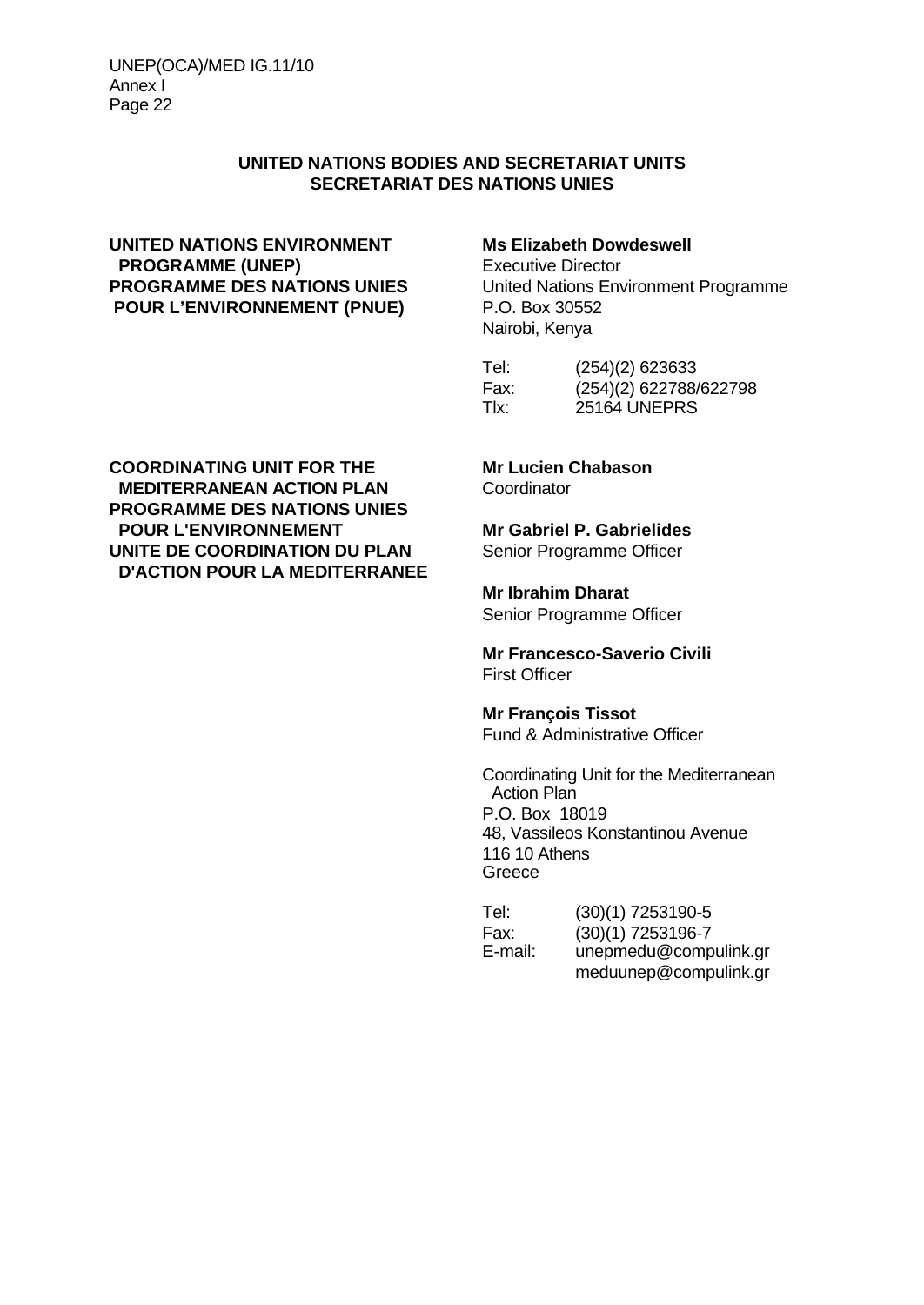## UNITED NATIONS BODIES AND SECRETARIAT UNITS
## SECRETARIAT DES NATIONS UNIES

**UNITED NATIONS ENVIRONMENT PROGRAMME (UNEP)**
**PROGRAMME DES NATIONS UNIES POUR L'ENVIRONNEMENT (PNUE)**

**Ms Elizabeth Dowdeswell**
Executive Director
United Nations Environment Programme
P.O. Box 30552
Nairobi, Kenya

Tel: (254)(2) 623633
Fax: (254)(2) 622788/622798
Tlx: 25164 UNEPRS

**COORDINATING UNIT FOR THE MEDITERRANEAN ACTION PLAN**
**PROGRAMME DES NATIONS UNIES POUR L'ENVIRONNEMENT**
**UNITE DE COORDINATION DU PLAN D'ACTION POUR LA MEDITERRANEE**

**Mr Lucien Chabason**
Coordinator

**Mr Gabriel P. Gabrielides**
Senior Programme Officer

**Mr Ibrahim Dharat**
Senior Programme Officer

**Mr Francesco-Saverio Civili**
First Officer

**Mr François Tissot**
Fund & Administrative Officer

Coordinating Unit for the Mediterranean Action Plan
P.O. Box 18019
48, Vassileos Konstantinou Avenue
116 10 Athens
Greece

Tel: (30)(1) 7253190-5
Fax: (30)(1) 7253196-7
E-mail: unepmedu@compulink.gr
meduunep@compulink.gr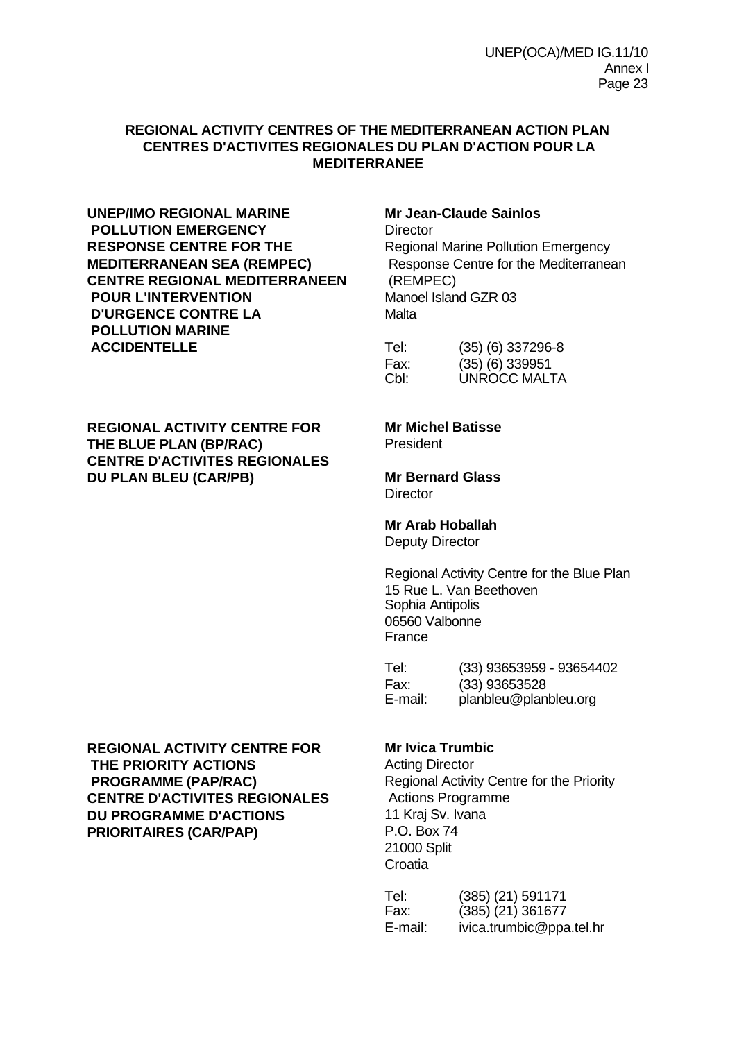**REGIONAL ACTIVITY CENTRES OF THE MEDITERRANEAN ACTION PLAN**
**CENTRES D'ACTIVITES REGIONALES DU PLAN D'ACTION POUR LA MEDITERRANEE**

**UNEP/IMO REGIONAL MARINE POLLUTION EMERGENCY RESPONSE CENTRE FOR THE MEDITERRANEAN SEA (REMPEC)**
**CENTRE REGIONAL MEDITERRANEEN POUR L'INTERVENTION D'URGENCE CONTRE LA POLLUTION MARINE ACCIDENTELLE**

**Mr Jean-Claude Sainlos**
Director
Regional Marine Pollution Emergency Response Centre for the Mediterranean (REMPEC)
Manoel Island GZR 03
Malta

Tel: (35) (6) 337296-8
Fax: (35) (6) 339951
Cbl: UNROCC MALTA

**REGIONAL ACTIVITY CENTRE FOR THE BLUE PLAN (BP/RAC)**
**CENTRE D'ACTIVITES REGIONALES DU PLAN BLEU (CAR/PB)**

**Mr Michel Batisse**
President

**Mr Bernard Glass**
Director

**Mr Arab Hoballah**
Deputy Director

Regional Activity Centre for the Blue Plan
15 Rue L. Van Beethoven
Sophia Antipolis
06560 Valbonne
France

Tel: (33) 93653959 - 93654402
Fax: (33) 93653528
E-mail: planbleu@planbleu.org

**REGIONAL ACTIVITY CENTRE FOR THE PRIORITY ACTIONS PROGRAMME (PAP/RAC)**
**CENTRE D'ACTIVITES REGIONALES DU PROGRAMME D'ACTIONS PRIORITAIRES (CAR/PAP)**

**Mr Ivica Trumbic**
Acting Director
Regional Activity Centre for the Priority Actions Programme
11 Kraj Sv. Ivana
P.O. Box 74
21000 Split
Croatia

Tel: (385) (21) 591171
Fax: (385) (21) 361677
E-mail: ivica.trumbic@ppa.tel.hr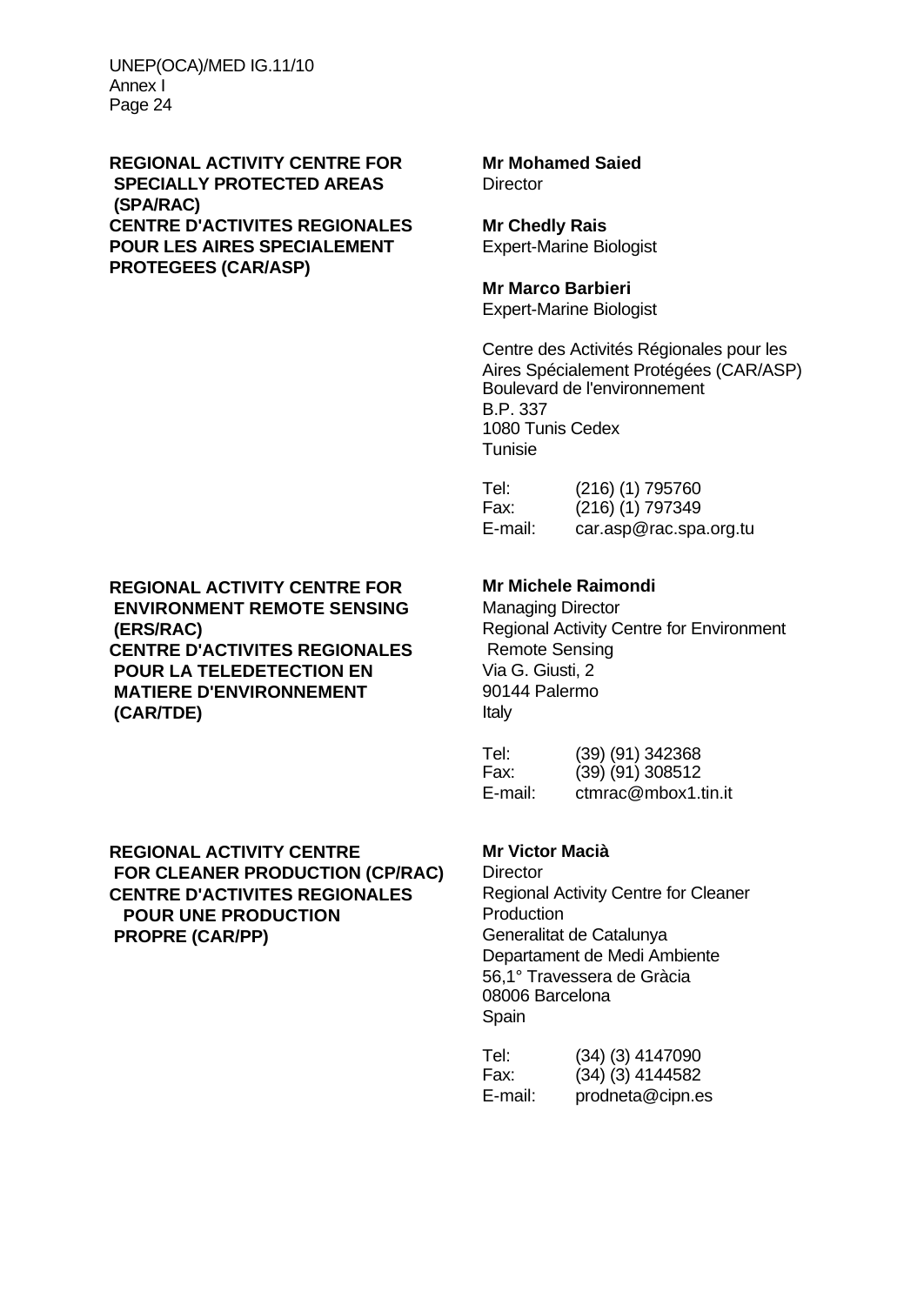**REGIONAL ACTIVITY CENTRE FOR SPECIALLY PROTECTED AREAS (SPA/RAC)**
**CENTRE D'ACTIVITES REGIONALES POUR LES AIRES SPECIALEMENT PROTEGEES (CAR/ASP)**

**Mr Mohamed Saied**
Director

**Mr Chedly Rais**
Expert-Marine Biologist

**Mr Marco Barbieri**
Expert-Marine Biologist

Centre des Activités Régionales pour les Aires Spécialement Protégées (CAR/ASP)
Boulevard de l'environnement
B.P. 337
1080 Tunis Cedex
Tunisie

Tel: (216) (1) 795760
Fax: (216) (1) 797349
E-mail: car.asp@rac.spa.org.tu

**REGIONAL ACTIVITY CENTRE FOR ENVIRONMENT REMOTE SENSING (ERS/RAC)**
**CENTRE D'ACTIVITES REGIONALES POUR LA TELEDETECTION EN MATIERE D'ENVIRONNEMENT (CAR/TDE)**

**Mr Michele Raimondi**
Managing Director
Regional Activity Centre for Environment Remote Sensing
Via G. Giusti, 2
90144 Palermo
Italy

Tel: (39) (91) 342368
Fax: (39) (91) 308512
E-mail: ctmrac@mbox1.tin.it

**REGIONAL ACTIVITY CENTRE FOR CLEANER PRODUCTION (CP/RAC)**
**CENTRE D'ACTIVITES REGIONALES POUR UNE PRODUCTION PROPRE (CAR/PP)**

**Mr Victor Macià**
Director
Regional Activity Centre for Cleaner Production
Generalitat de Catalunya
Departament de Medi Ambiente
56,1° Travessera de Gràcia
08006 Barcelona
Spain

Tel: (34) (3) 4147090
Fax: (34) (3) 4144582
E-mail: prodneta@cipn.es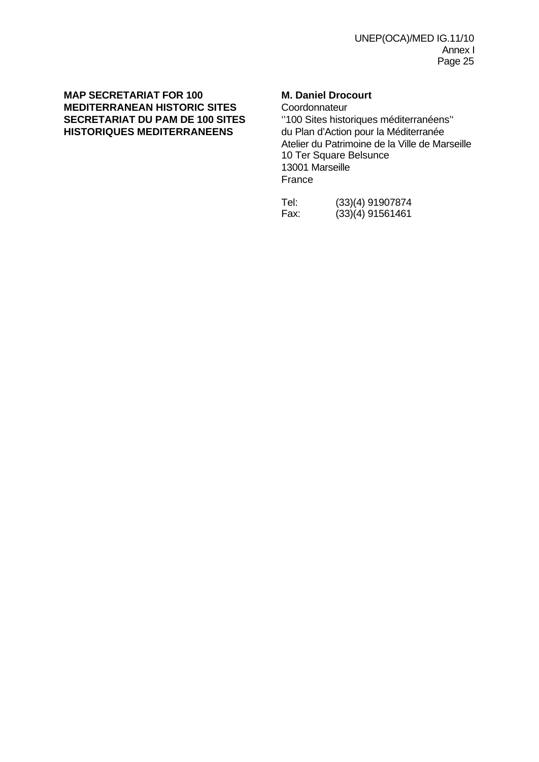**MAP SECRETARIAT FOR 100 MEDITERRANEAN HISTORIC SITES**
**SECRETARIAT DU PAM DE 100 SITES HISTORIQUES MEDITERRANEENS**

**M. Daniel Drocourt**
Coordonnateur
''100 Sites historiques méditerranéens''
du Plan d'Action pour la Méditerranée
Atelier du Patrimoine de la Ville de Marseille
10 Ter Square Belsunce
13001 Marseille
France

Tel: (33)(4) 91907874
Fax: (33)(4) 91561461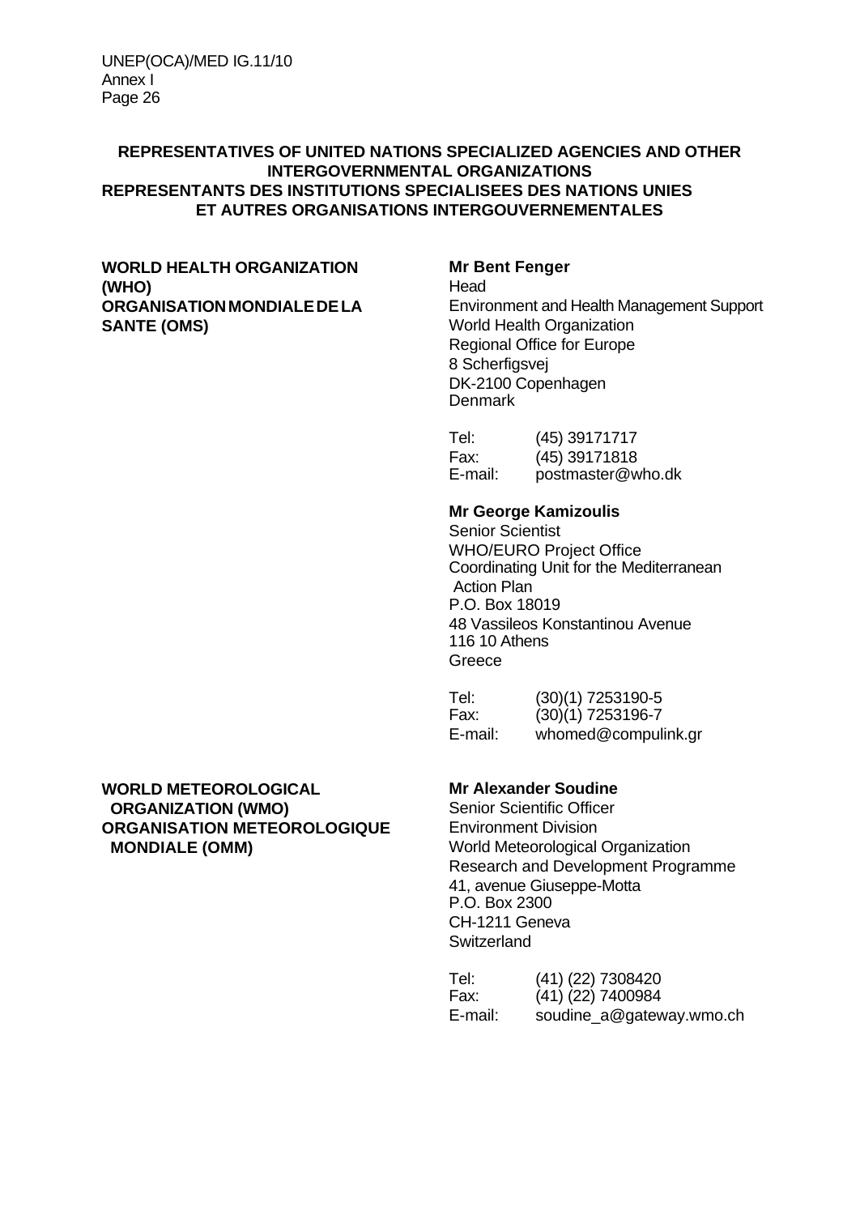**REPRESENTATIVES OF UNITED NATIONS SPECIALIZED AGENCIES AND OTHER INTERGOVERNMENTAL ORGANIZATIONS**
**REPRESENTANTS DES INSTITUTIONS SPECIALISEES DES NATIONS UNIES ET AUTRES ORGANISATIONS INTERGOUVERNEMENTALES**

**WORLD HEALTH ORGANIZATION (WHO)**
**ORGANISATION MONDIALE DE LA SANTE (OMS)**

**Mr Bent Fenger**
Head
Environment and Health Management Support
World Health Organization
Regional Office for Europe
8 Scherfigsvej
DK-2100 Copenhagen
Denmark

Tel: (45) 39171717
Fax: (45) 39171818
E-mail: postmaster@who.dk

**Mr George Kamizoulis**
Senior Scientist
WHO/EURO Project Office
Coordinating Unit for the Mediterranean Action Plan
P.O. Box 18019
48 Vassileos Konstantinou Avenue
116 10 Athens
Greece

Tel: (30)(1) 7253190-5
Fax: (30)(1) 7253196-7
E-mail: whomed@compulink.gr

**WORLD METEOROLOGICAL ORGANIZATION (WMO)**
**ORGANISATION METEOROLOGIQUE MONDIALE (OMM)**

**Mr Alexander Soudine**
Senior Scientific Officer
Environment Division
World Meteorological Organization
Research and Development Programme
41, avenue Giuseppe-Motta
P.O. Box 2300
CH-1211 Geneva
Switzerland

Tel: (41) (22) 7308420
Fax: (41) (22) 7400984
E-mail: soudine_a@gateway.wmo.ch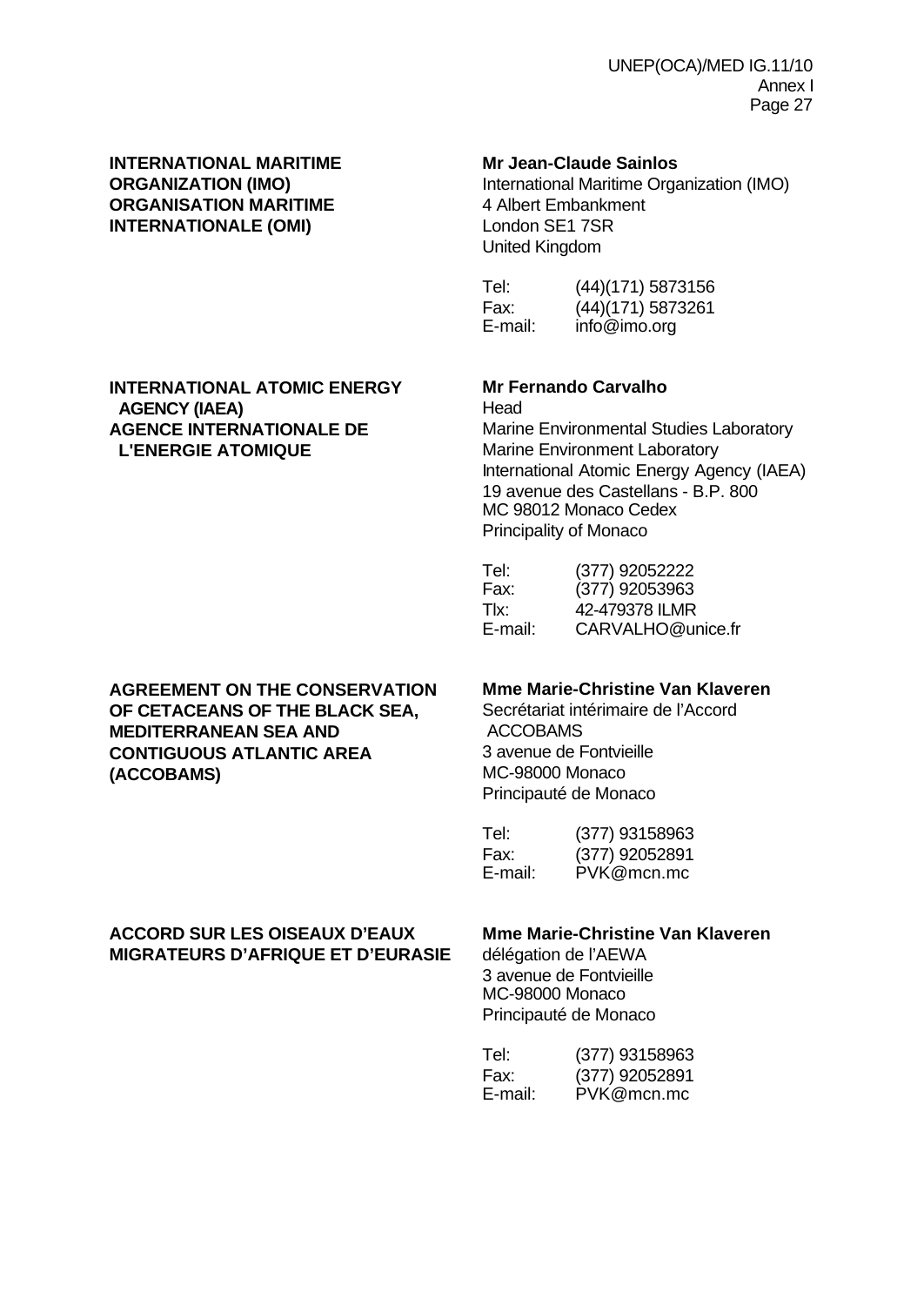**INTERNATIONAL MARITIME ORGANIZATION (IMO)**
**ORGANISATION MARITIME INTERNATIONALE (OMI)**

**Mr Jean-Claude Sainlos**
International Maritime Organization (IMO)
4 Albert Embankment
London SE1 7SR
United Kingdom

Tel: (44)(171) 5873156
Fax: (44)(171) 5873261
E-mail: info@imo.org

**INTERNATIONAL ATOMIC ENERGY AGENCY (IAEA)**
**AGENCE INTERNATIONALE DE L'ENERGIE ATOMIQUE**

**Mr Fernando Carvalho**
Head
Marine Environmental Studies Laboratory
Marine Environment Laboratory
International Atomic Energy Agency (IAEA)
19 avenue des Castellans - B.P. 800
MC 98012 Monaco Cedex
Principality of Monaco

Tel: (377) 92052222
Fax: (377) 92053963
Tlx: 42-479378 ILMR
E-mail: CARVALHO@unice.fr

**AGREEMENT ON THE CONSERVATION OF CETACEANS OF THE BLACK SEA, MEDITERRANEAN SEA AND CONTIGUOUS ATLANTIC AREA (ACCOBAMS)**

**Mme Marie-Christine Van Klaveren**
Secrétariat intérimaire de l'Accord ACCOBAMS
3 avenue de Fontvieille
MC-98000 Monaco
Principauté de Monaco

Tel: (377) 93158963
Fax: (377) 92052891
E-mail: PVK@mcn.mc

**ACCORD SUR LES OISEAUX D'EAUX MIGRATEURS D'AFRIQUE ET D'EURASIE**

**Mme Marie-Christine Van Klaveren**
délégation de l'AEWA
3 avenue de Fontvieille
MC-98000 Monaco
Principauté de Monaco

Tel: (377) 93158963
Fax: (377) 92052891
E-mail: PVK@mcn.mc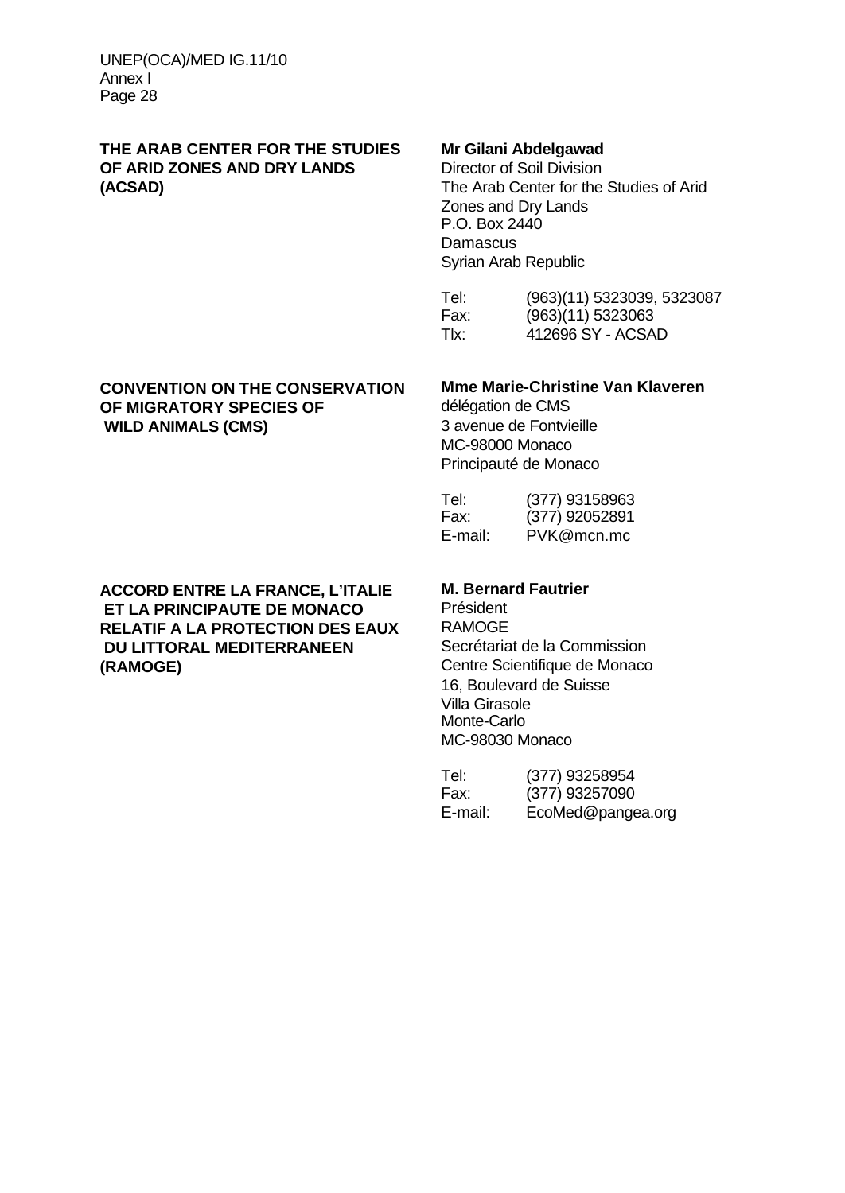**THE ARAB CENTER FOR THE STUDIES OF ARID ZONES AND DRY LANDS (ACSAD)**

**Mr Gilani Abdelgawad**
Director of Soil Division
The Arab Center for the Studies of Arid Zones and Dry Lands
P.O. Box 2440
Damascus
Syrian Arab Republic

Tel: (963)(11) 5323039, 5323087
Fax: (963)(11) 5323063
Tlx: 412696 SY - ACSAD

**CONVENTION ON THE CONSERVATION OF MIGRATORY SPECIES OF WILD ANIMALS (CMS)**

**Mme Marie-Christine Van Klaveren**
délégation de CMS
3 avenue de Fontvieille
MC-98000 Monaco
Principauté de Monaco

Tel: (377) 93158963
Fax: (377) 92052891
E-mail: PVK@mcn.mc

**ACCORD ENTRE LA FRANCE, L'ITALIE ET LA PRINCIPAUTE DE MONACO RELATIF A LA PROTECTION DES EAUX DU LITTORAL MEDITERRANEEN (RAMOGE)**

**M. Bernard Fautrier**
Président
RAMOGE
Secrétariat de la Commission
Centre Scientifique de Monaco
16, Boulevard de Suisse
Villa Girasole
Monte-Carlo
MC-98030 Monaco

Tel: (377) 93258954
Fax: (377) 93257090
E-mail: EcoMed@pangea.org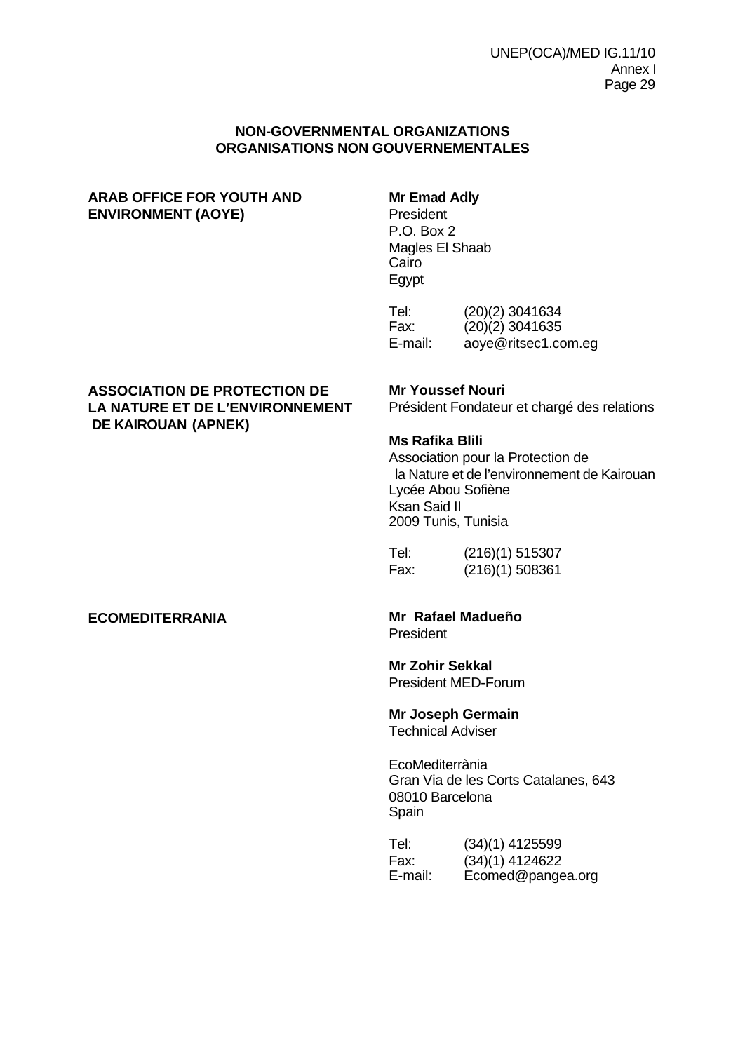## NON-GOVERNMENTAL ORGANIZATIONS
## ORGANISATIONS NON GOUVERNEMENTALES

**ARAB OFFICE FOR YOUTH AND ENVIRONMENT (AOYE)**

**Mr Emad Adly**
President
P.O. Box 2
Magles El Shaab
Cairo
Egypt

Tel: (20)(2) 3041634
Fax: (20)(2) 3041635
E-mail: aoye@ritsec1.com.eg

**ASSOCIATION DE PROTECTION DE LA NATURE ET DE L'ENVIRONNEMENT DE KAIROUAN (APNEK)**

**Mr Youssef Nouri**
Président Fondateur et chargé des relations

**Ms Rafika Blili**
Association pour la Protection de la Nature et de l'environnement de Kairouan
Lycée Abou Sofiène
Ksan Said II
2009 Tunis, Tunisia

Tel: (216)(1) 515307
Fax: (216)(1) 508361

**ECOMEDITERRANIA**

**Mr Rafael Madueño**
President

**Mr Zohir Sekkal**
President MED-Forum

**Mr Joseph Germain**
Technical Adviser

EcoMediterrània
Gran Via de les Corts Catalanes, 643
08010 Barcelona
Spain

Tel: (34)(1) 4125599
Fax: (34)(1) 4124622
E-mail: Ecomed@pangea.org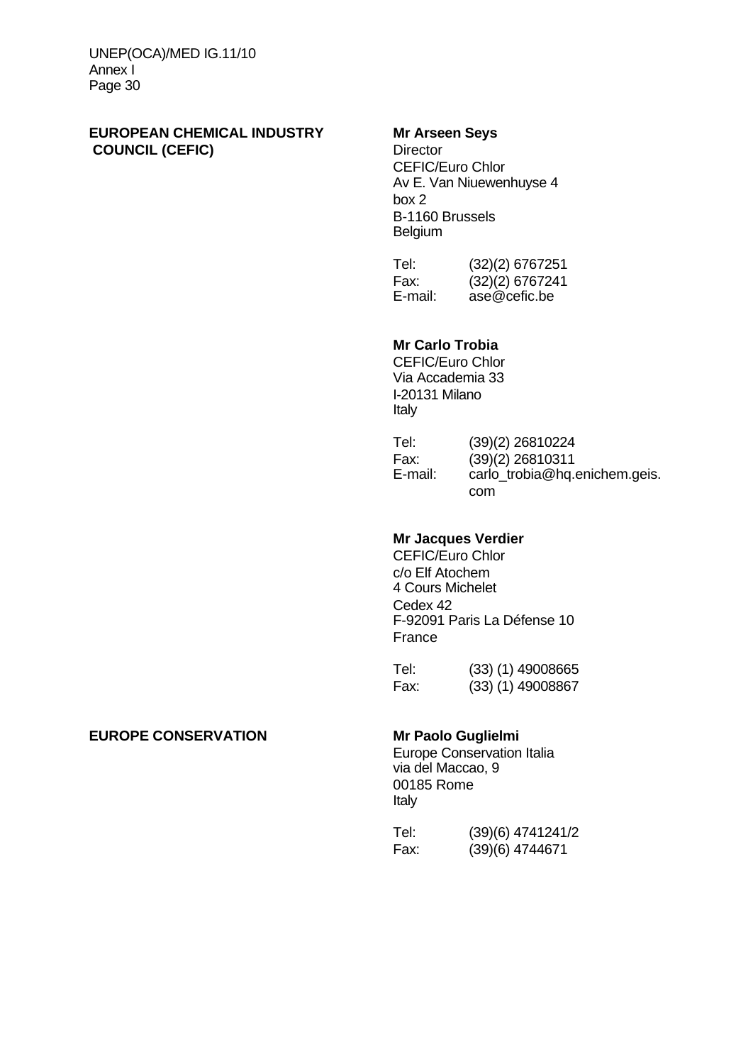**EUROPEAN CHEMICAL INDUSTRY COUNCIL (CEFIC)**

**Mr Arseen Seys**
Director
CEFIC/Euro Chlor
Av E. Van Niuewenhuyse 4
box 2
B-1160 Brussels
Belgium

Tel: (32)(2) 6767251
Fax: (32)(2) 6767241
E-mail: ase@cefic.be

**Mr Carlo Trobia**
CEFIC/Euro Chlor
Via Accademia 33
I-20131 Milano
Italy

Tel: (39)(2) 26810224
Fax: (39)(2) 26810311
E-mail: carlo_trobia@hq.enichem.geis.com

**Mr Jacques Verdier**
CEFIC/Euro Chlor
c/o Elf Atochem
4 Cours Michelet
Cedex 42
F-92091 Paris La Défense 10
France

Tel: (33) (1) 49008665
Fax: (33) (1) 49008867

**EUROPE CONSERVATION**

**Mr Paolo Guglielmi**
Europe Conservation Italia
via del Maccao, 9
00185 Rome
Italy

Tel: (39)(6) 4741241/2
Fax: (39)(6) 4744671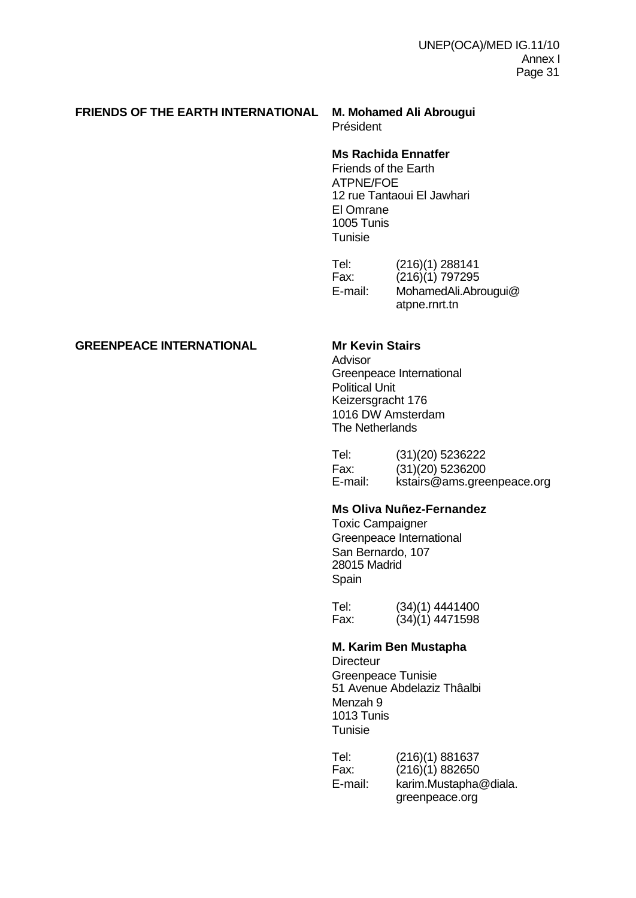**FRIENDS OF THE EARTH INTERNATIONAL**

**M. Mohamed Ali Abrougui**
Président

**Ms Rachida Ennatfer**
Friends of the Earth
ATPNE/FOE
12 rue Tantaoui El Jawhari
El Omrane
1005 Tunis
Tunisie

Tel: (216)(1) 288141
Fax: (216)(1) 797295
E-mail: MohamedAli.Abrougui@atpne.rnrt.tn

**GREENPEACE INTERNATIONAL**

**Mr Kevin Stairs**
Advisor
Greenpeace International
Political Unit
Keizersgracht 176
1016 DW Amsterdam
The Netherlands

Tel: (31)(20) 5236222
Fax: (31)(20) 5236200
E-mail: kstairs@ams.greenpeace.org

**Ms Oliva Nuñez-Fernandez**
Toxic Campaigner
Greenpeace International
San Bernardo, 107
28015 Madrid
Spain

Tel: (34)(1) 4441400
Fax: (34)(1) 4471598

**M. Karim Ben Mustapha**
Directeur
Greenpeace Tunisie
51 Avenue Abdelaziz Thâalbi
Menzah 9
1013 Tunis
Tunisie

Tel: (216)(1) 881637
Fax: (216)(1) 882650
E-mail: karim.Mustapha@diala.greenpeace.org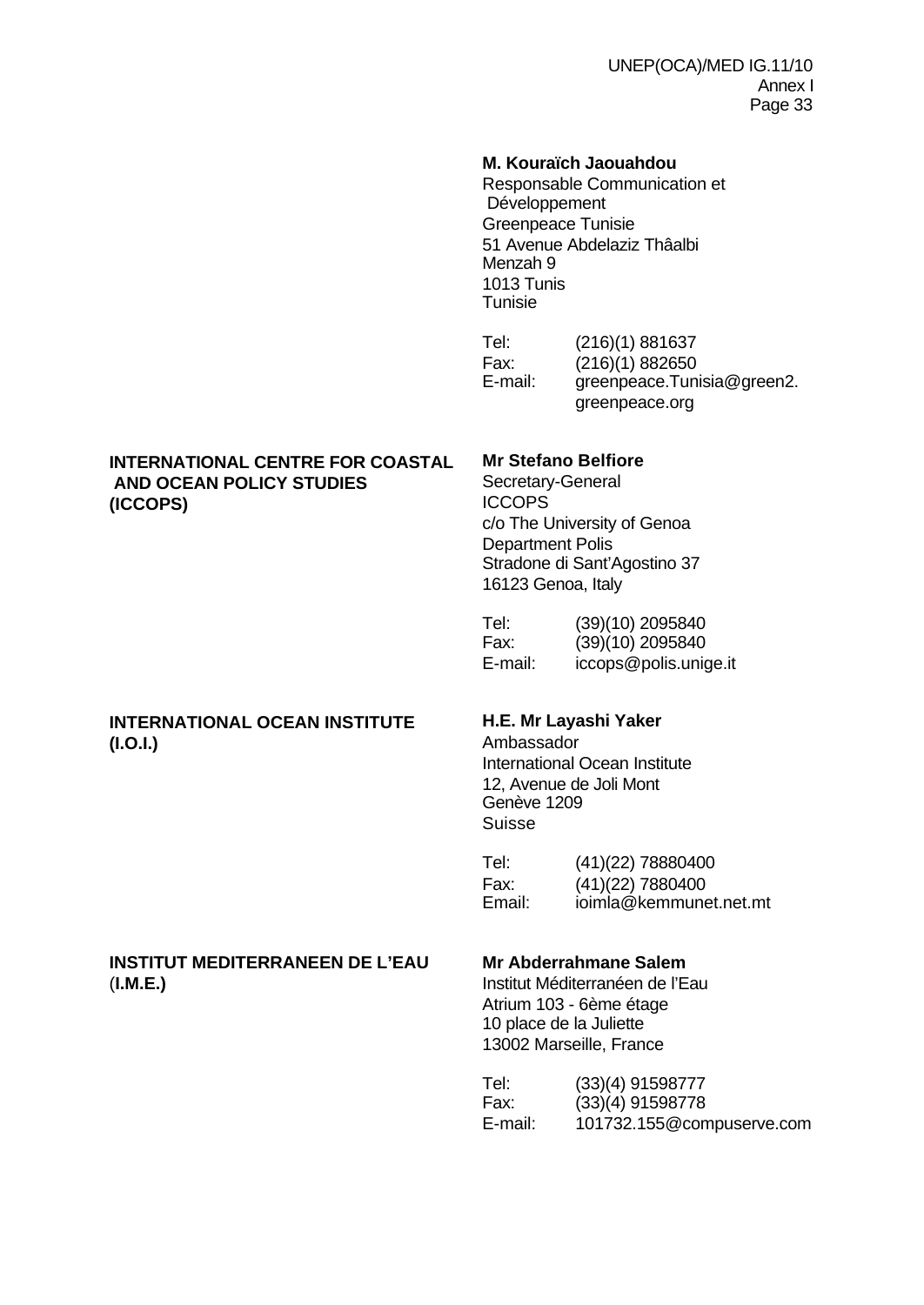**M. Kouraïch Jaouahdou**
Responsable Communication et Développement
Greenpeace Tunisie
51 Avenue Abdelaziz Thâalbi
Menzah 9
1013 Tunis
Tunisie

Tel: (216)(1) 881637
Fax: (216)(1) 882650
E-mail: greenpeace.Tunisia@green2.greenpeace.org

**INTERNATIONAL CENTRE FOR COASTAL AND OCEAN POLICY STUDIES (ICCOPS)**

**Mr Stefano Belfiore**
Secretary-General
ICCOPS
c/o The University of Genoa
Department Polis
Stradone di Sant'Agostino 37
16123 Genoa, Italy

Tel: (39)(10) 2095840
Fax: (39)(10) 2095840
E-mail: iccops@polis.unige.it

**INTERNATIONAL OCEAN INSTITUTE (I.O.I.)**

**H.E. Mr Layashi Yaker**
Ambassador
International Ocean Institute
12, Avenue de Joli Mont
Genève 1209
Suisse

Tel: (41)(22) 78880400
Fax: (41)(22) 7880400
Email: ioimla@kemmunet.net.mt

**INSTITUT MEDITERRANEEN DE L'EAU (I.M.E.)**

**Mr Abderrahmane Salem**
Institut Méditerranéen de l'Eau
Atrium 103 - 6ème étage
10 place de la Juliette
13002 Marseille, France

Tel: (33)(4) 91598777
Fax: (33)(4) 91598778
E-mail: 101732.155@compuserve.com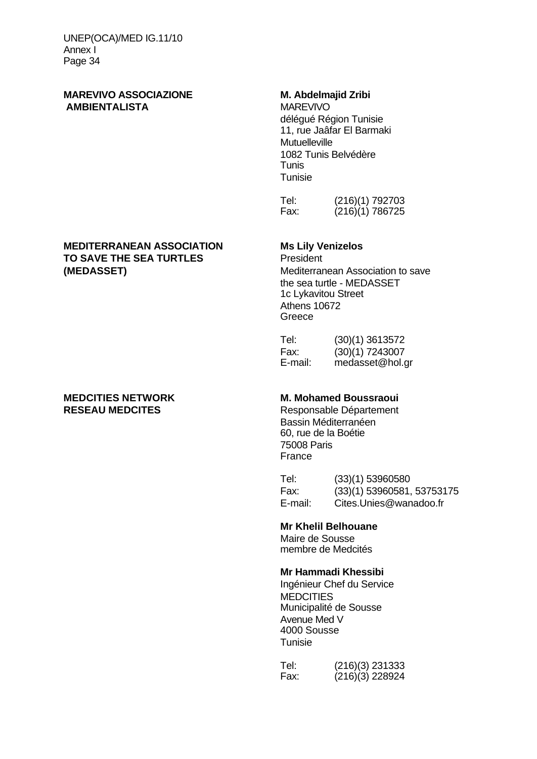**MAREVIVO ASSOCIAZIONE AMBIENTALISTA**

**M. Abdelmajid Zribi**
MAREVIVO
délégué Région Tunisie
11, rue Jaâfar El Barmaki
Mutuelleville
1082 Tunis Belvédère
Tunis
Tunisie

Tel: (216)(1) 792703
Fax: (216)(1) 786725

**MEDITERRANEAN ASSOCIATION TO SAVE THE SEA TURTLES (MEDASSET)**

**Ms Lily Venizelos**
President
Mediterranean Association to save the sea turtle - MEDASSET
1c Lykavitou Street
Athens 10672
Greece

Tel: (30)(1) 3613572
Fax: (30)(1) 7243007
E-mail: medasset@hol.gr

**MEDCITIES NETWORK RESEAU MEDCITES**

**M. Mohamed Boussraoui**
Responsable Département
Bassin Méditerranéen
60, rue de la Boétie
75008 Paris
France

Tel: (33)(1) 53960580
Fax: (33)(1) 53960581, 53753175
E-mail: Cites.Unies@wanadoo.fr

**Mr Khelil Belhouane**
Maire de Sousse
membre de Medcités

**Mr Hammadi Khessibi**
Ingénieur Chef du Service
MEDCITIES
Municipalité de Sousse
Avenue Med V
4000 Sousse
Tunisie

Tel: (216)(3) 231333
Fax: (216)(3) 228924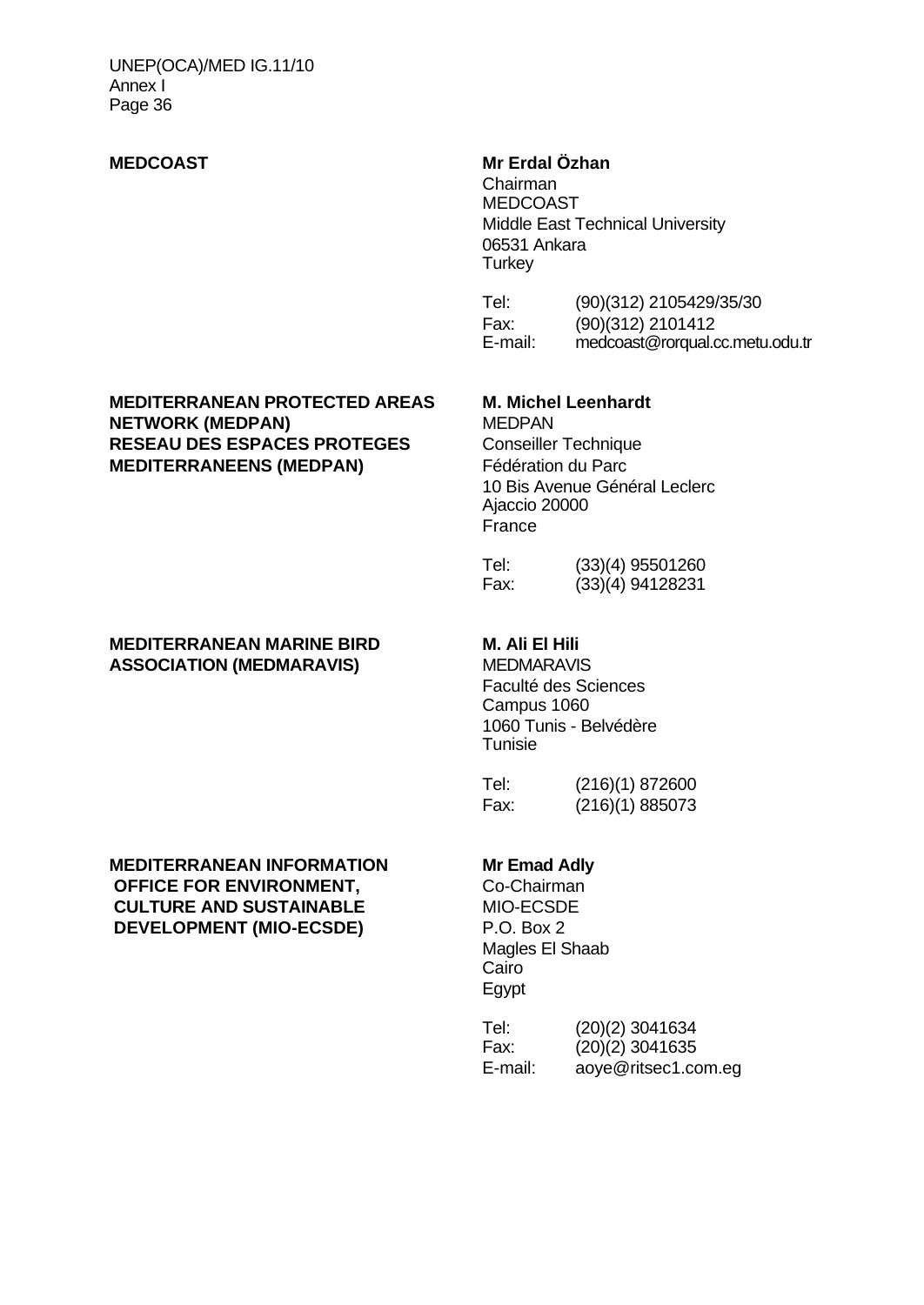**MEDCOAST**

**Mr Erdal Özhan**
Chairman
MEDCOAST
Middle East Technical University
06531 Ankara
Turkey

Tel: (90)(312) 2105429/35/30
Fax: (90)(312) 2101412
E-mail: medcoast@rorqual.cc.metu.odu.tr

**MEDITERRANEAN PROTECTED AREAS NETWORK (MEDPAN)**
**RESEAU DES ESPACES PROTEGES MEDITERRANEENS (MEDPAN)**

**M. Michel Leenhardt**
MEDPAN
Conseiller Technique
Fédération du Parc
10 Bis Avenue Général Leclerc
Ajaccio 20000
France

Tel: (33)(4) 95501260
Fax: (33)(4) 94128231

**MEDITERRANEAN MARINE BIRD ASSOCIATION (MEDMARAVIS)**

**M. Ali El Hili**
MEDMARAVIS
Faculté des Sciences
Campus 1060
1060 Tunis - Belvédère
Tunisie

Tel: (216)(1) 872600
Fax: (216)(1) 885073

**MEDITERRANEAN INFORMATION OFFICE FOR ENVIRONMENT, CULTURE AND SUSTAINABLE DEVELOPMENT (MIO-ECSDE)**

**Mr Emad Adly**
Co-Chairman
MIO-ECSDE
P.O. Box 2
Magles El Shaab
Cairo
Egypt

Tel: (20)(2) 3041634
Fax: (20)(2) 3041635
E-mail: aoye@ritsec1.com.eg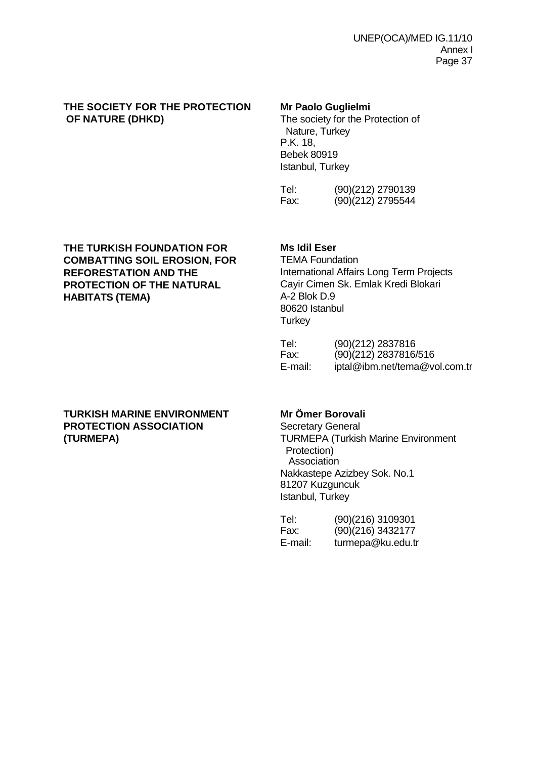**THE SOCIETY FOR THE PROTECTION OF NATURE (DHKD)**

**Mr Paolo Guglielmi**
The society for the Protection of Nature, Turkey
P.K. 18,
Bebek 80919
Istanbul, Turkey

Tel: (90)(212) 2790139
Fax: (90)(212) 2795544

**THE TURKISH FOUNDATION FOR COMBATTING SOIL EROSION, FOR REFORESTATION AND THE PROTECTION OF THE NATURAL HABITATS (TEMA)**

**Ms Idil Eser**
TEMA Foundation
International Affairs Long Term Projects
Cayir Cimen Sk. Emlak Kredi Blokari
A-2 Blok D.9
80620 Istanbul
Turkey

Tel: (90)(212) 2837816
Fax: (90)(212) 2837816/516
E-mail: iptal@ibm.net/tema@vol.com.tr

**TURKISH MARINE ENVIRONMENT PROTECTION ASSOCIATION (TURMEPA)**

**Mr Ömer Borovali**
Secretary General
TURMEPA (Turkish Marine Environment Protection) Association
Nakkastepe Azizbey Sok. No.1
81207 Kuzguncuk
Istanbul, Turkey

Tel: (90)(216) 3109301
Fax: (90)(216) 3432177
E-mail: turmepa@ku.edu.tr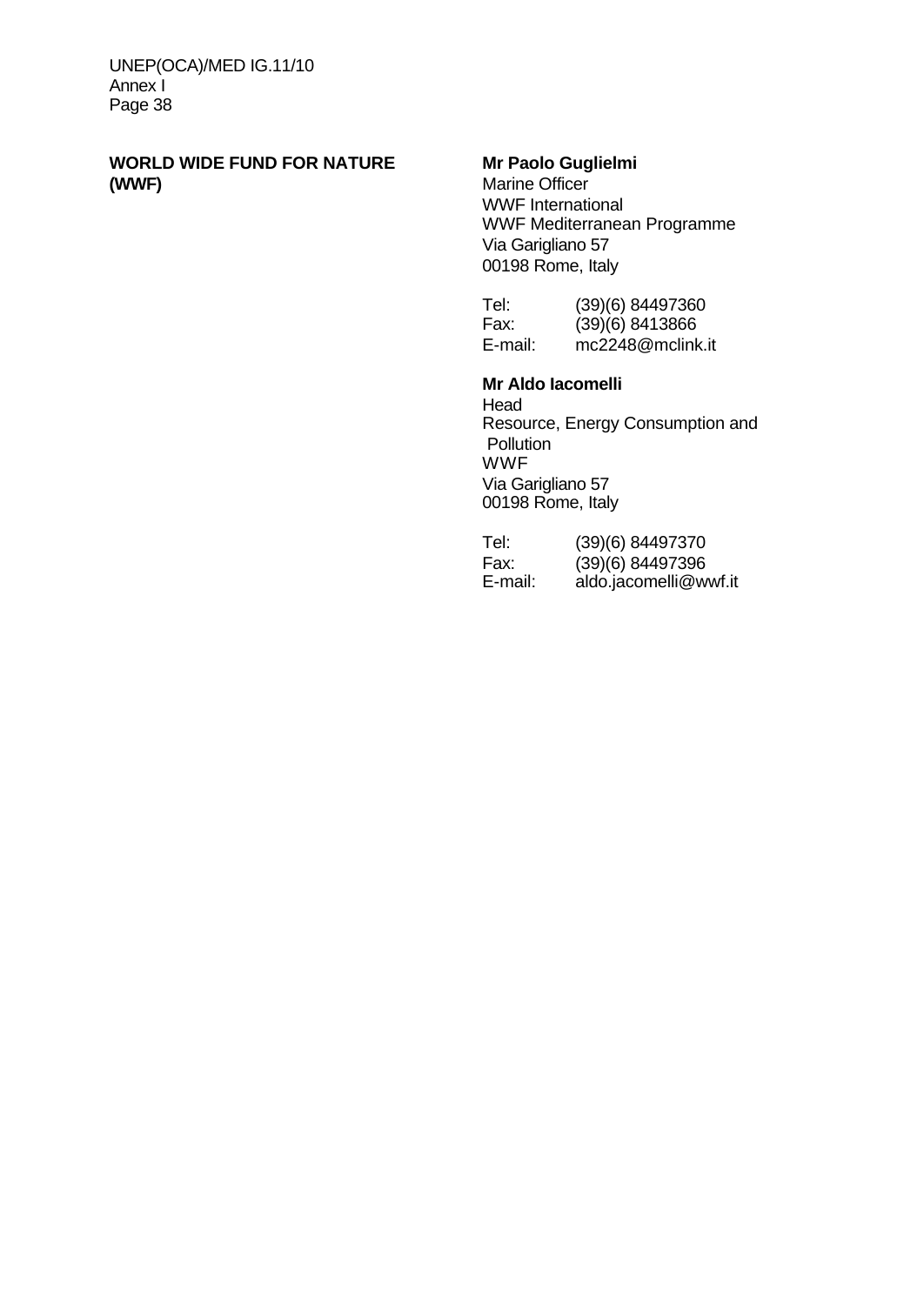**WORLD WIDE FUND FOR NATURE (WWF)**

**Mr Paolo Guglielmi**
Marine Officer
WWF International
WWF Mediterranean Programme
Via Garigliano 57
00198 Rome, Italy

Tel: (39)(6) 84497360
Fax: (39)(6) 8413866
E-mail: mc2248@mclink.it

**Mr Aldo Iacomelli**
Head
Resource, Energy Consumption and Pollution
WWF
Via Garigliano 57
00198 Rome, Italy

Tel: (39)(6) 84497370
Fax: (39)(6) 84497396
E-mail: aldo.jacomelli@wwf.it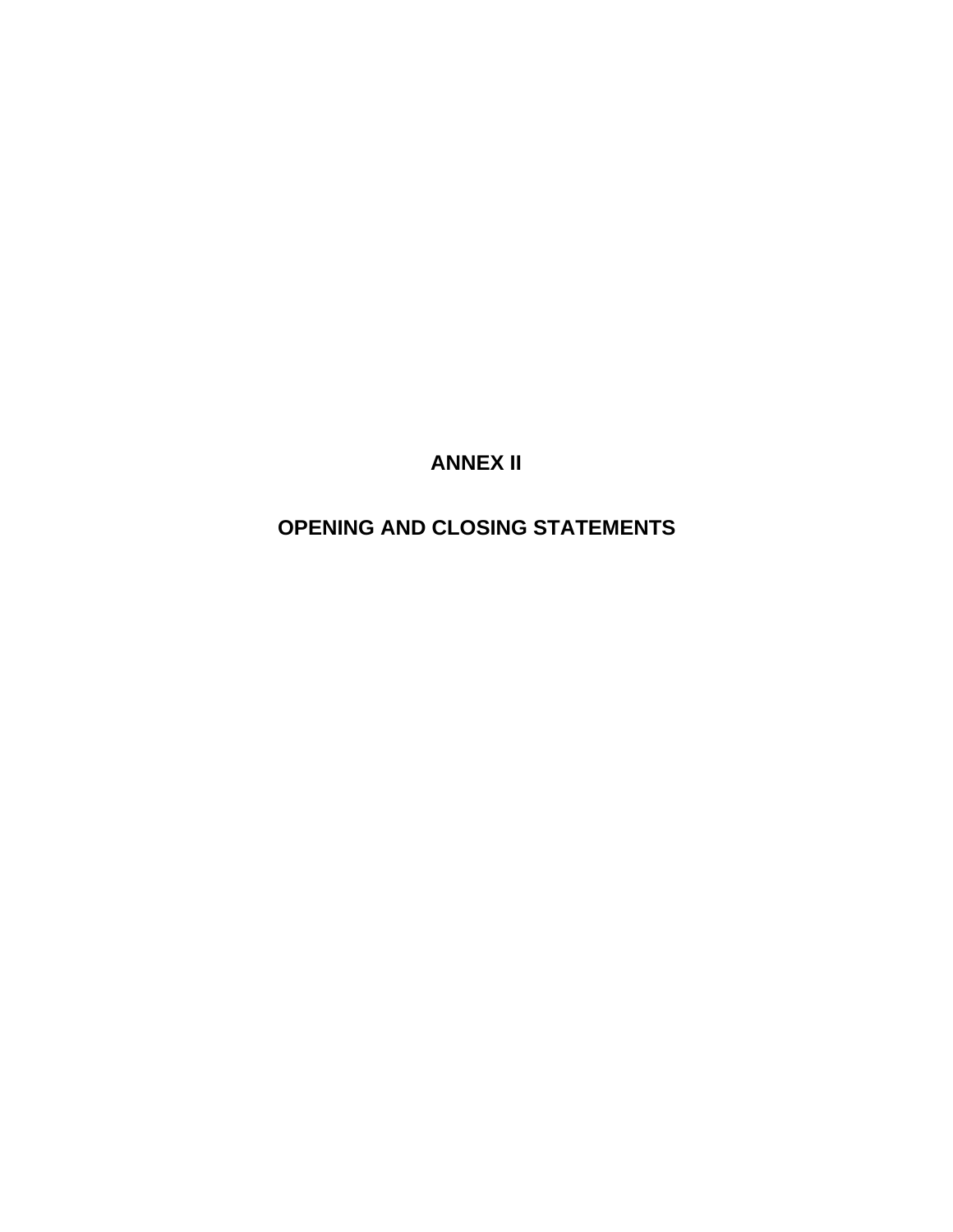# ANNEX II

# OPENING AND CLOSING STATEMENTS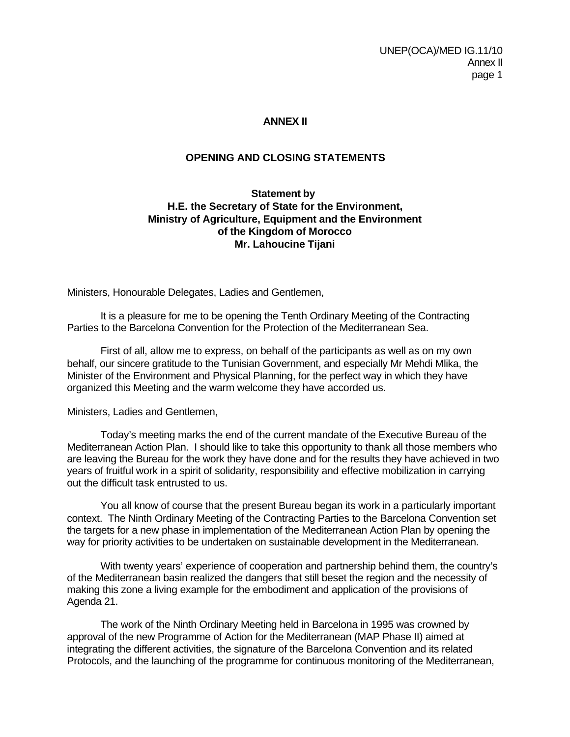# ANNEX II

## OPENING AND CLOSING STATEMENTS

### Statement by H.E. the Secretary of State for the Environment, Ministry of Agriculture, Equipment and the Environment of the Kingdom of Morocco Mr. Lahoucine Tijani

Ministers, Honourable Delegates, Ladies and Gentlemen,

It is a pleasure for me to be opening the Tenth Ordinary Meeting of the Contracting Parties to the Barcelona Convention for the Protection of the Mediterranean Sea.

First of all, allow me to express, on behalf of the participants as well as on my own behalf, our sincere gratitude to the Tunisian Government, and especially Mr Mehdi Mlika, the Minister of the Environment and Physical Planning, for the perfect way in which they have organized this Meeting and the warm welcome they have accorded us.

Ministers, Ladies and Gentlemen,

Today's meeting marks the end of the current mandate of the Executive Bureau of the Mediterranean Action Plan. I should like to take this opportunity to thank all those members who are leaving the Bureau for the work they have done and for the results they have achieved in two years of fruitful work in a spirit of solidarity, responsibility and effective mobilization in carrying out the difficult task entrusted to us.

You all know of course that the present Bureau began its work in a particularly important context. The Ninth Ordinary Meeting of the Contracting Parties to the Barcelona Convention set the targets for a new phase in implementation of the Mediterranean Action Plan by opening the way for priority activities to be undertaken on sustainable development in the Mediterranean.

With twenty years' experience of cooperation and partnership behind them, the country's of the Mediterranean basin realized the dangers that still beset the region and the necessity of making this zone a living example for the embodiment and application of the provisions of Agenda 21.

The work of the Ninth Ordinary Meeting held in Barcelona in 1995 was crowned by approval of the new Programme of Action for the Mediterranean (MAP Phase II) aimed at integrating the different activities, the signature of the Barcelona Convention and its related Protocols, and the launching of the programme for continuous monitoring of the Mediterranean,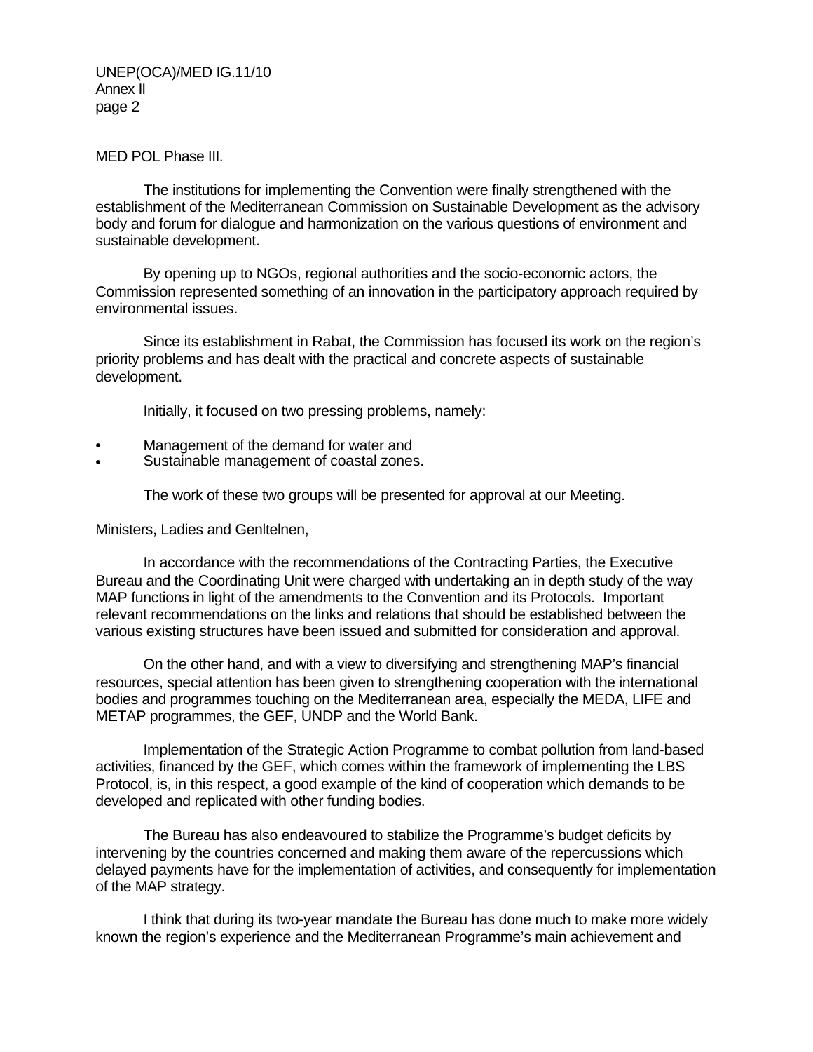MED POL Phase III.

The institutions for implementing the Convention were finally strengthened with the establishment of the Mediterranean Commission on Sustainable Development as the advisory body and forum for dialogue and harmonization on the various questions of environment and sustainable development.

By opening up to NGOs, regional authorities and the socio-economic actors, the Commission represented something of an innovation in the participatory approach required by environmental issues.

Since its establishment in Rabat, the Commission has focused its work on the region's priority problems and has dealt with the practical and concrete aspects of sustainable development.

Initially, it focused on two pressing problems, namely:

- Management of the demand for water and
- Sustainable management of coastal zones.

The work of these two groups will be presented for approval at our Meeting.

Ministers, Ladies and Genltelnen,

In accordance with the recommendations of the Contracting Parties, the Executive Bureau and the Coordinating Unit were charged with undertaking an in depth study of the way MAP functions in light of the amendments to the Convention and its Protocols. Important relevant recommendations on the links and relations that should be established between the various existing structures have been issued and submitted for consideration and approval.

On the other hand, and with a view to diversifying and strengthening MAP's financial resources, special attention has been given to strengthening cooperation with the international bodies and programmes touching on the Mediterranean area, especially the MEDA, LIFE and METAP programmes, the GEF, UNDP and the World Bank.

Implementation of the Strategic Action Programme to combat pollution from land-based activities, financed by the GEF, which comes within the framework of implementing the LBS Protocol, is, in this respect, a good example of the kind of cooperation which demands to be developed and replicated with other funding bodies.

The Bureau has also endeavoured to stabilize the Programme's budget deficits by intervening by the countries concerned and making them aware of the repercussions which delayed payments have for the implementation of activities, and consequently for implementation of the MAP strategy.

I think that during its two-year mandate the Bureau has done much to make more widely known the region's experience and the Mediterranean Programme's main achievement and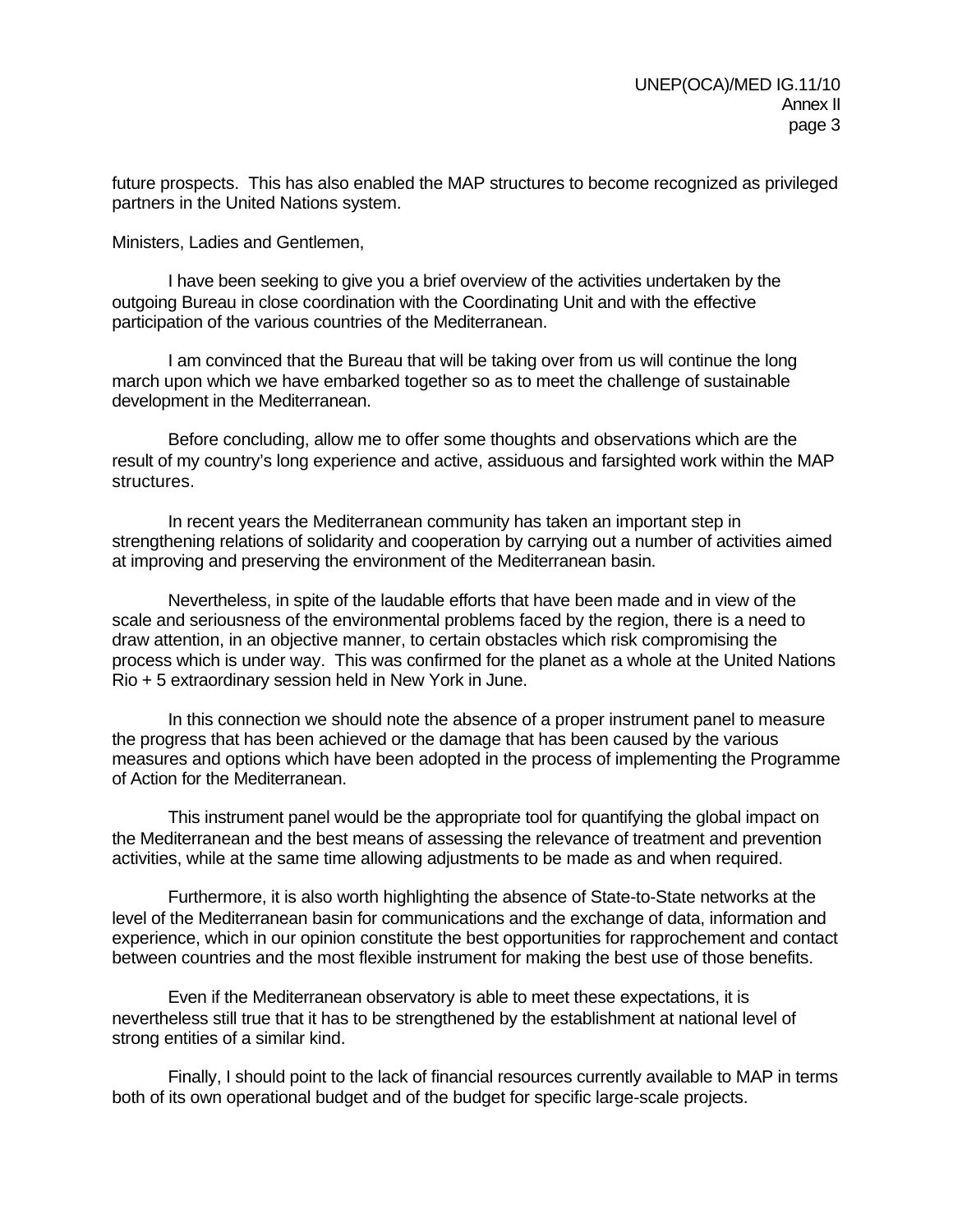future prospects. This has also enabled the MAP structures to become recognized as privileged partners in the United Nations system.

Ministers, Ladies and Gentlemen,

I have been seeking to give you a brief overview of the activities undertaken by the outgoing Bureau in close coordination with the Coordinating Unit and with the effective participation of the various countries of the Mediterranean.

I am convinced that the Bureau that will be taking over from us will continue the long march upon which we have embarked together so as to meet the challenge of sustainable development in the Mediterranean.

Before concluding, allow me to offer some thoughts and observations which are the result of my country's long experience and active, assiduous and farsighted work within the MAP structures.

In recent years the Mediterranean community has taken an important step in strengthening relations of solidarity and cooperation by carrying out a number of activities aimed at improving and preserving the environment of the Mediterranean basin.

Nevertheless, in spite of the laudable efforts that have been made and in view of the scale and seriousness of the environmental problems faced by the region, there is a need to draw attention, in an objective manner, to certain obstacles which risk compromising the process which is under way. This was confirmed for the planet as a whole at the United Nations Rio + 5 extraordinary session held in New York in June.

In this connection we should note the absence of a proper instrument panel to measure the progress that has been achieved or the damage that has been caused by the various measures and options which have been adopted in the process of implementing the Programme of Action for the Mediterranean.

This instrument panel would be the appropriate tool for quantifying the global impact on the Mediterranean and the best means of assessing the relevance of treatment and prevention activities, while at the same time allowing adjustments to be made as and when required.

Furthermore, it is also worth highlighting the absence of State-to-State networks at the level of the Mediterranean basin for communications and the exchange of data, information and experience, which in our opinion constitute the best opportunities for rapprochement and contact between countries and the most flexible instrument for making the best use of those benefits.

Even if the Mediterranean observatory is able to meet these expectations, it is nevertheless still true that it has to be strengthened by the establishment at national level of strong entities of a similar kind.

Finally, I should point to the lack of financial resources currently available to MAP in terms both of its own operational budget and of the budget for specific large-scale projects.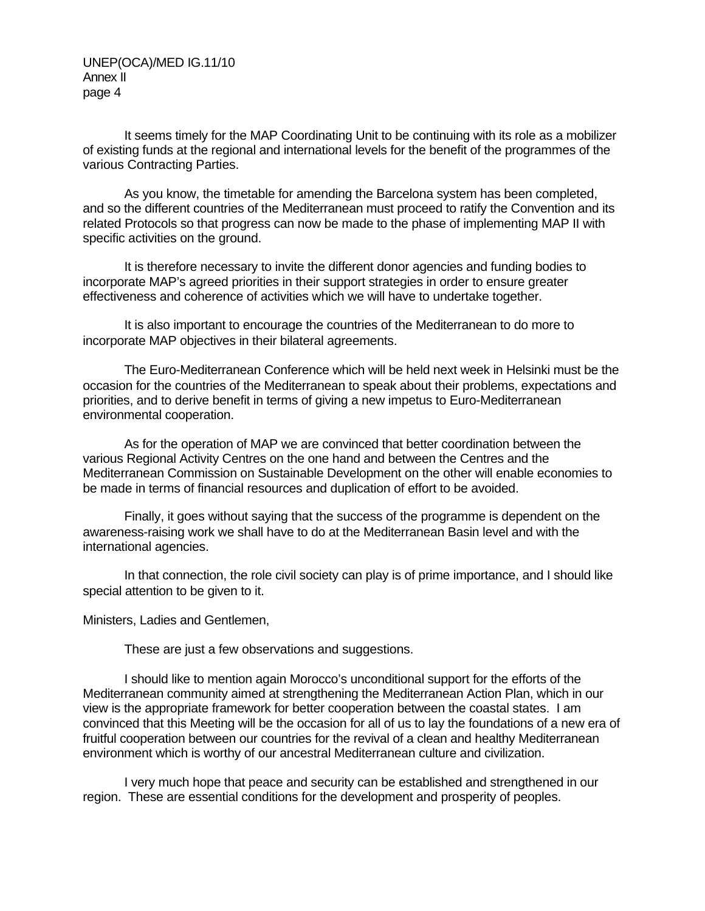It seems timely for the MAP Coordinating Unit to be continuing with its role as a mobilizer of existing funds at the regional and international levels for the benefit of the programmes of the various Contracting Parties.

As you know, the timetable for amending the Barcelona system has been completed, and so the different countries of the Mediterranean must proceed to ratify the Convention and its related Protocols so that progress can now be made to the phase of implementing MAP II with specific activities on the ground.

It is therefore necessary to invite the different donor agencies and funding bodies to incorporate MAP's agreed priorities in their support strategies in order to ensure greater effectiveness and coherence of activities which we will have to undertake together.

It is also important to encourage the countries of the Mediterranean to do more to incorporate MAP objectives in their bilateral agreements.

The Euro-Mediterranean Conference which will be held next week in Helsinki must be the occasion for the countries of the Mediterranean to speak about their problems, expectations and priorities, and to derive benefit in terms of giving a new impetus to Euro-Mediterranean environmental cooperation.

As for the operation of MAP we are convinced that better coordination between the various Regional Activity Centres on the one hand and between the Centres and the Mediterranean Commission on Sustainable Development on the other will enable economies to be made in terms of financial resources and duplication of effort to be avoided.

Finally, it goes without saying that the success of the programme is dependent on the awareness-raising work we shall have to do at the Mediterranean Basin level and with the international agencies.

In that connection, the role civil society can play is of prime importance, and I should like special attention to be given to it.

Ministers, Ladies and Gentlemen,

These are just a few observations and suggestions.

I should like to mention again Morocco's unconditional support for the efforts of the Mediterranean community aimed at strengthening the Mediterranean Action Plan, which in our view is the appropriate framework for better cooperation between the coastal states. I am convinced that this Meeting will be the occasion for all of us to lay the foundations of a new era of fruitful cooperation between our countries for the revival of a clean and healthy Mediterranean environment which is worthy of our ancestral Mediterranean culture and civilization.

I very much hope that peace and security can be established and strengthened in our region. These are essential conditions for the development and prosperity of peoples.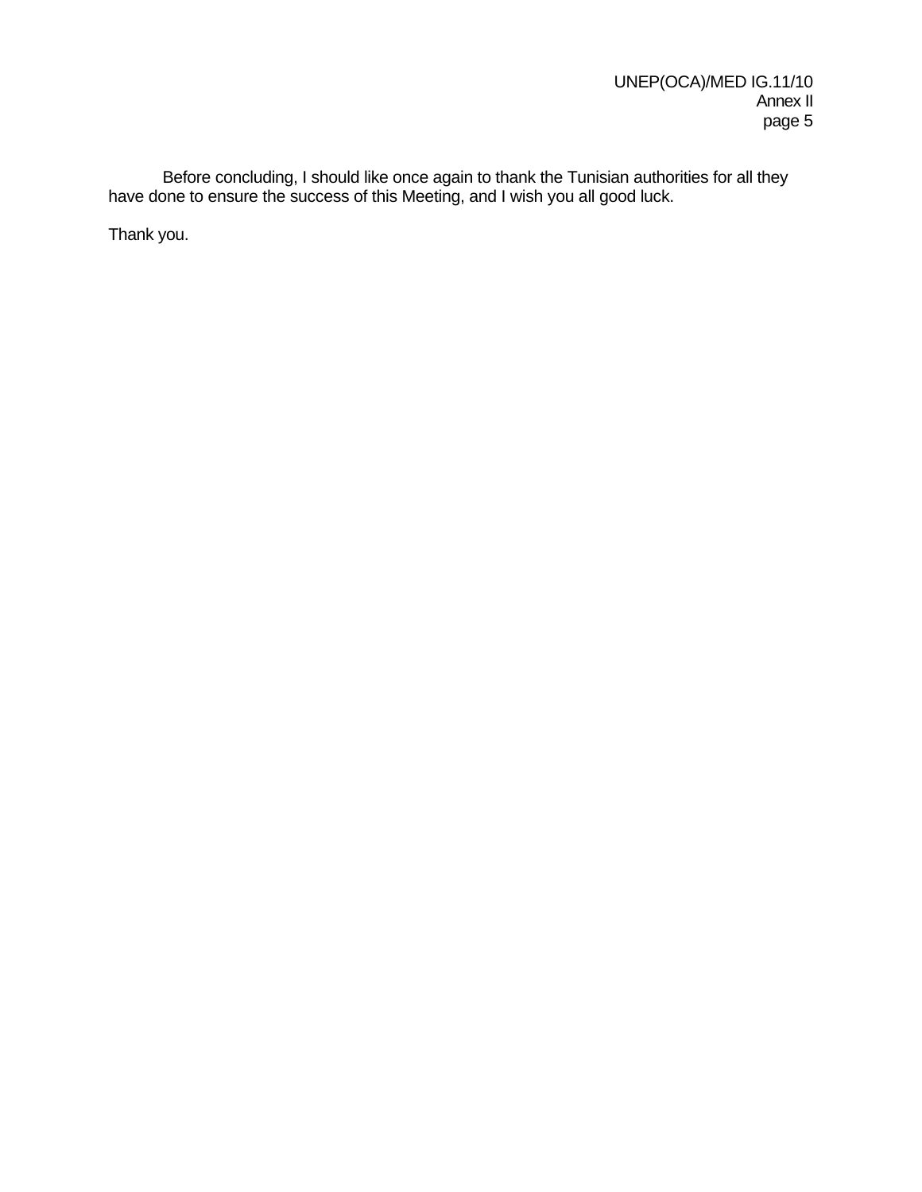Before concluding, I should like once again to thank the Tunisian authorities for all they have done to ensure the success of this Meeting, and I wish you all good luck.

Thank you.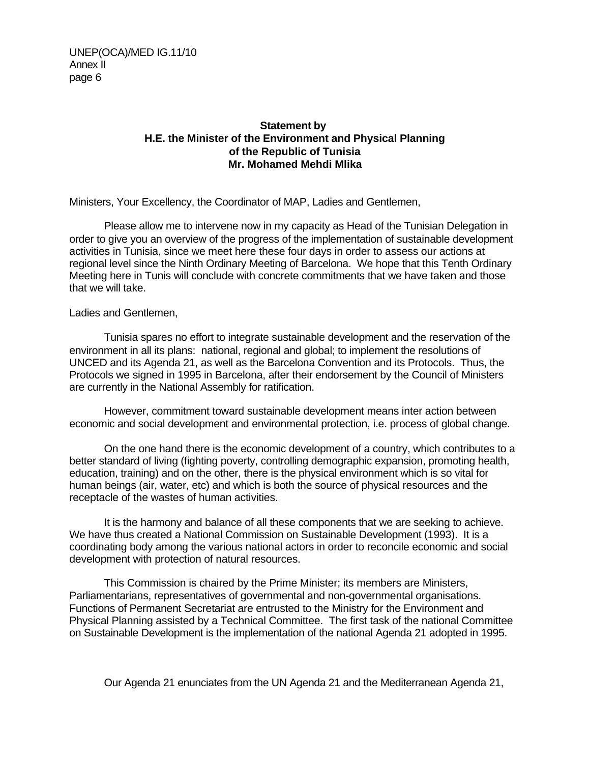**Statement by**
**H.E. the Minister of the Environment and Physical Planning**
**of the Republic of Tunisia**
**Mr. Mohamed Mehdi Mlika**

Ministers, Your Excellency, the Coordinator of MAP, Ladies and Gentlemen,

Please allow me to intervene now in my capacity as Head of the Tunisian Delegation in order to give you an overview of the progress of the implementation of sustainable development activities in Tunisia, since we meet here these four days in order to assess our actions at regional level since the Ninth Ordinary Meeting of Barcelona. We hope that this Tenth Ordinary Meeting here in Tunis will conclude with concrete commitments that we have taken and those that we will take.

Ladies and Gentlemen,

Tunisia spares no effort to integrate sustainable development and the reservation of the environment in all its plans: national, regional and global; to implement the resolutions of UNCED and its Agenda 21, as well as the Barcelona Convention and its Protocols. Thus, the Protocols we signed in 1995 in Barcelona, after their endorsement by the Council of Ministers are currently in the National Assembly for ratification.

However, commitment toward sustainable development means inter action between economic and social development and environmental protection, i.e. process of global change.

On the one hand there is the economic development of a country, which contributes to a better standard of living (fighting poverty, controlling demographic expansion, promoting health, education, training) and on the other, there is the physical environment which is so vital for human beings (air, water, etc) and which is both the source of physical resources and the receptacle of the wastes of human activities.

It is the harmony and balance of all these components that we are seeking to achieve. We have thus created a National Commission on Sustainable Development (1993). It is a coordinating body among the various national actors in order to reconcile economic and social development with protection of natural resources.

This Commission is chaired by the Prime Minister; its members are Ministers, Parliamentarians, representatives of governmental and non-governmental organisations. Functions of Permanent Secretariat are entrusted to the Ministry for the Environment and Physical Planning assisted by a Technical Committee. The first task of the national Committee on Sustainable Development is the implementation of the national Agenda 21 adopted in 1995.

Our Agenda 21 enunciates from the UN Agenda 21 and the Mediterranean Agenda 21,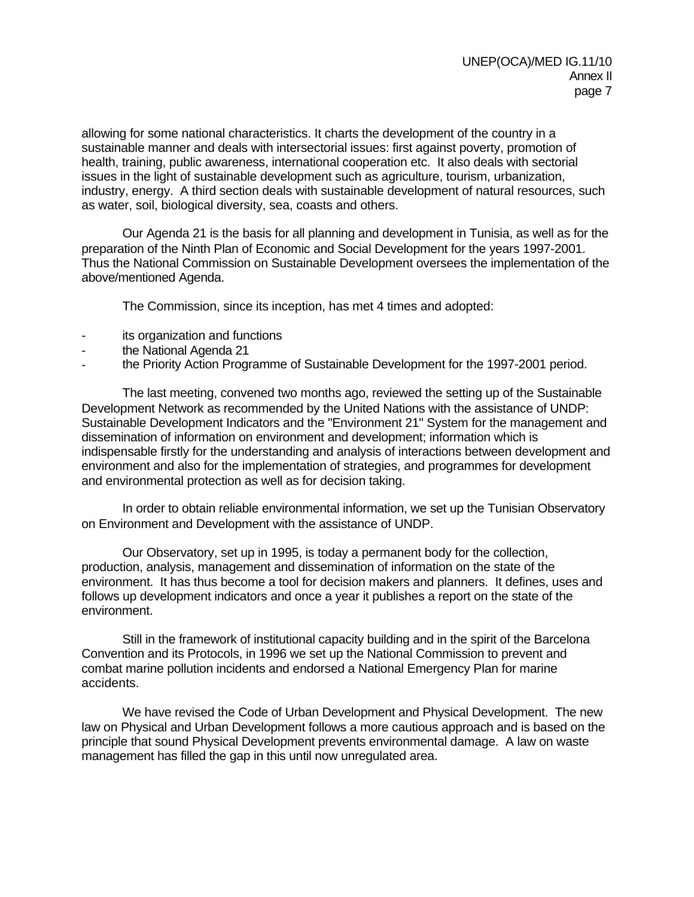allowing for some national characteristics. It charts the development of the country in a sustainable manner and deals with intersectorial issues: first against poverty, promotion of health, training, public awareness, international cooperation etc. It also deals with sectorial issues in the light of sustainable development such as agriculture, tourism, urbanization, industry, energy. A third section deals with sustainable development of natural resources, such as water, soil, biological diversity, sea, coasts and others.

Our Agenda 21 is the basis for all planning and development in Tunisia, as well as for the preparation of the Ninth Plan of Economic and Social Development for the years 1997-2001. Thus the National Commission on Sustainable Development oversees the implementation of the above/mentioned Agenda.

The Commission, since its inception, has met 4 times and adopted:

- its organization and functions
- the National Agenda 21
- the Priority Action Programme of Sustainable Development for the 1997-2001 period.

The last meeting, convened two months ago, reviewed the setting up of the Sustainable Development Network as recommended by the United Nations with the assistance of UNDP: Sustainable Development Indicators and the "Environment 21" System for the management and dissemination of information on environment and development; information which is indispensable firstly for the understanding and analysis of interactions between development and environment and also for the implementation of strategies, and programmes for development and environmental protection as well as for decision taking.

In order to obtain reliable environmental information, we set up the Tunisian Observatory on Environment and Development with the assistance of UNDP.

Our Observatory, set up in 1995, is today a permanent body for the collection, production, analysis, management and dissemination of information on the state of the environment. It has thus become a tool for decision makers and planners. It defines, uses and follows up development indicators and once a year it publishes a report on the state of the environment.

Still in the framework of institutional capacity building and in the spirit of the Barcelona Convention and its Protocols, in 1996 we set up the National Commission to prevent and combat marine pollution incidents and endorsed a National Emergency Plan for marine accidents.

We have revised the Code of Urban Development and Physical Development. The new law on Physical and Urban Development follows a more cautious approach and is based on the principle that sound Physical Development prevents environmental damage. A law on waste management has filled the gap in this until now unregulated area.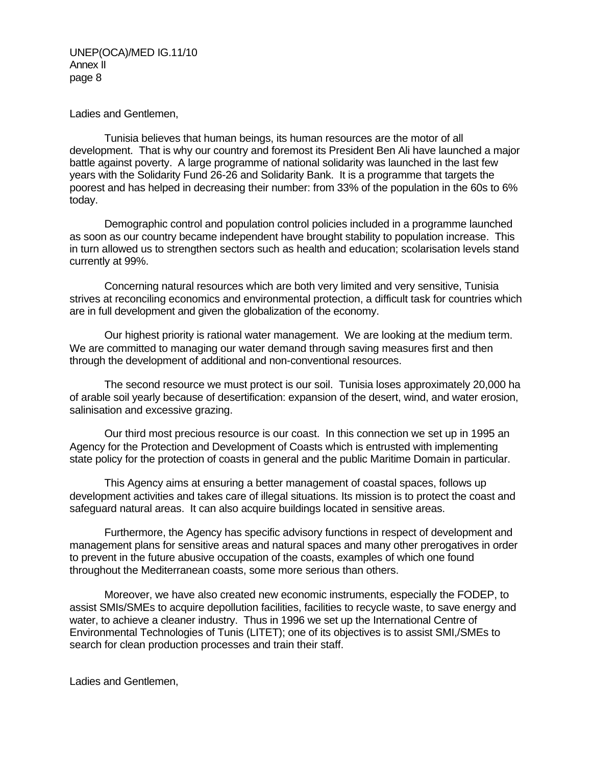Ladies and Gentlemen,

Tunisia believes that human beings, its human resources are the motor of all development. That is why our country and foremost its President Ben Ali have launched a major battle against poverty. A large programme of national solidarity was launched in the last few years with the Solidarity Fund 26-26 and Solidarity Bank. It is a programme that targets the poorest and has helped in decreasing their number: from 33% of the population in the 60s to 6% today.

Demographic control and population control policies included in a programme launched as soon as our country became independent have brought stability to population increase. This in turn allowed us to strengthen sectors such as health and education; scolarisation levels stand currently at 99%.

Concerning natural resources which are both very limited and very sensitive, Tunisia strives at reconciling economics and environmental protection, a difficult task for countries which are in full development and given the globalization of the economy.

Our highest priority is rational water management. We are looking at the medium term. We are committed to managing our water demand through saving measures first and then through the development of additional and non-conventional resources.

The second resource we must protect is our soil. Tunisia loses approximately 20,000 ha of arable soil yearly because of desertification: expansion of the desert, wind, and water erosion, salinisation and excessive grazing.

Our third most precious resource is our coast. In this connection we set up in 1995 an Agency for the Protection and Development of Coasts which is entrusted with implementing state policy for the protection of coasts in general and the public Maritime Domain in particular.

This Agency aims at ensuring a better management of coastal spaces, follows up development activities and takes care of illegal situations. Its mission is to protect the coast and safeguard natural areas. It can also acquire buildings located in sensitive areas.

Furthermore, the Agency has specific advisory functions in respect of development and management plans for sensitive areas and natural spaces and many other prerogatives in order to prevent in the future abusive occupation of the coasts, examples of which one found throughout the Mediterranean coasts, some more serious than others.

Moreover, we have also created new economic instruments, especially the FODEP, to assist SMIs/SMEs to acquire depollution facilities, facilities to recycle waste, to save energy and water, to achieve a cleaner industry. Thus in 1996 we set up the International Centre of Environmental Technologies of Tunis (LITET); one of its objectives is to assist SMI,/SMEs to search for clean production processes and train their staff.

Ladies and Gentlemen,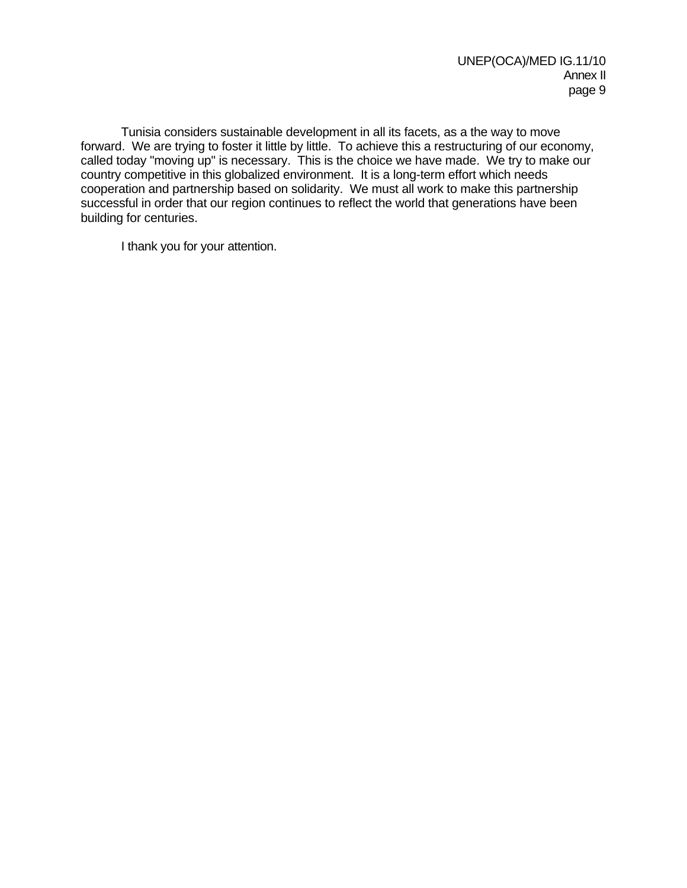Tunisia considers sustainable development in all its facets, as a the way to move forward. We are trying to foster it little by little. To achieve this a restructuring of our economy, called today "moving up" is necessary. This is the choice we have made. We try to make our country competitive in this globalized environment. It is a long-term effort which needs cooperation and partnership based on solidarity. We must all work to make this partnership successful in order that our region continues to reflect the world that generations have been building for centuries.

I thank you for your attention.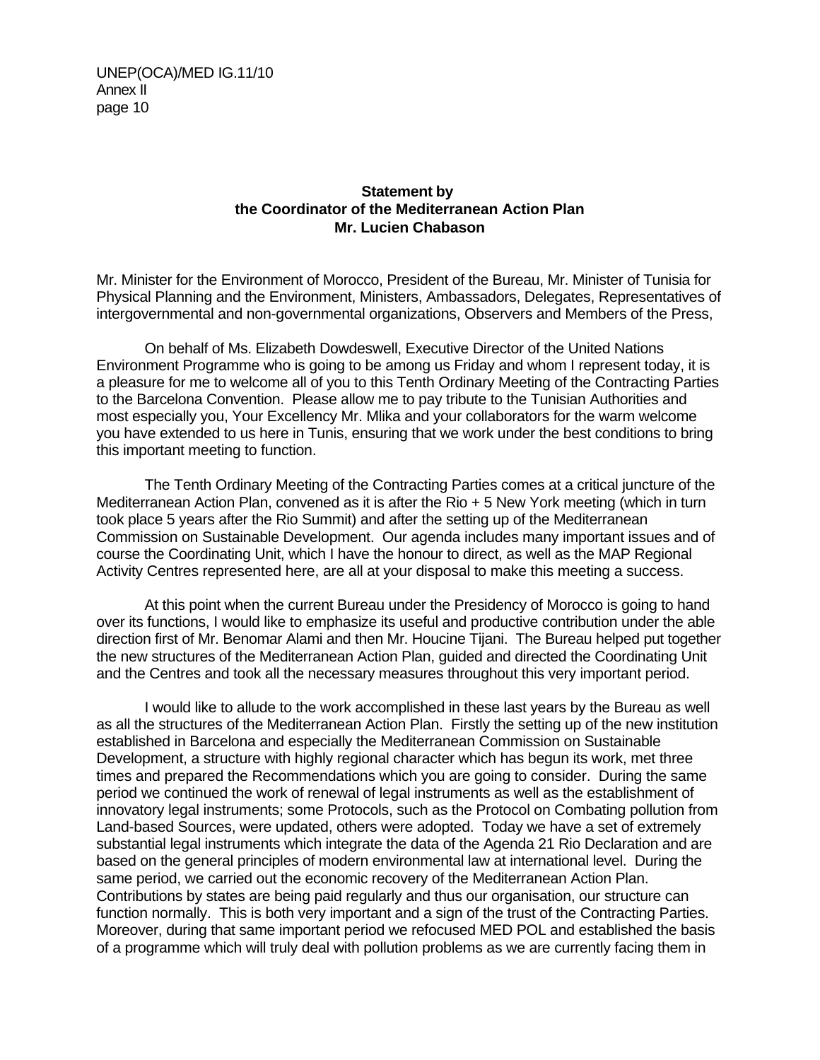**Statement by**
**the Coordinator of the Mediterranean Action Plan**
**Mr. Lucien Chabason**

Mr. Minister for the Environment of Morocco, President of the Bureau, Mr. Minister of Tunisia for Physical Planning and the Environment, Ministers, Ambassadors, Delegates, Representatives of intergovernmental and non-governmental organizations, Observers and Members of the Press,

On behalf of Ms. Elizabeth Dowdeswell, Executive Director of the United Nations Environment Programme who is going to be among us Friday and whom I represent today, it is a pleasure for me to welcome all of you to this Tenth Ordinary Meeting of the Contracting Parties to the Barcelona Convention. Please allow me to pay tribute to the Tunisian Authorities and most especially you, Your Excellency Mr. Mlika and your collaborators for the warm welcome you have extended to us here in Tunis, ensuring that we work under the best conditions to bring this important meeting to function.

The Tenth Ordinary Meeting of the Contracting Parties comes at a critical juncture of the Mediterranean Action Plan, convened as it is after the Rio + 5 New York meeting (which in turn took place 5 years after the Rio Summit) and after the setting up of the Mediterranean Commission on Sustainable Development. Our agenda includes many important issues and of course the Coordinating Unit, which I have the honour to direct, as well as the MAP Regional Activity Centres represented here, are all at your disposal to make this meeting a success.

At this point when the current Bureau under the Presidency of Morocco is going to hand over its functions, I would like to emphasize its useful and productive contribution under the able direction first of Mr. Benomar Alami and then Mr. Houcine Tijani. The Bureau helped put together the new structures of the Mediterranean Action Plan, guided and directed the Coordinating Unit and the Centres and took all the necessary measures throughout this very important period.

I would like to allude to the work accomplished in these last years by the Bureau as well as all the structures of the Mediterranean Action Plan. Firstly the setting up of the new institution established in Barcelona and especially the Mediterranean Commission on Sustainable Development, a structure with highly regional character which has begun its work, met three times and prepared the Recommendations which you are going to consider. During the same period we continued the work of renewal of legal instruments as well as the establishment of innovatory legal instruments; some Protocols, such as the Protocol on Combating pollution from Land-based Sources, were updated, others were adopted. Today we have a set of extremely substantial legal instruments which integrate the data of the Agenda 21 Rio Declaration and are based on the general principles of modern environmental law at international level. During the same period, we carried out the economic recovery of the Mediterranean Action Plan. Contributions by states are being paid regularly and thus our organisation, our structure can function normally. This is both very important and a sign of the trust of the Contracting Parties. Moreover, during that same important period we refocused MED POL and established the basis of a programme which will truly deal with pollution problems as we are currently facing them in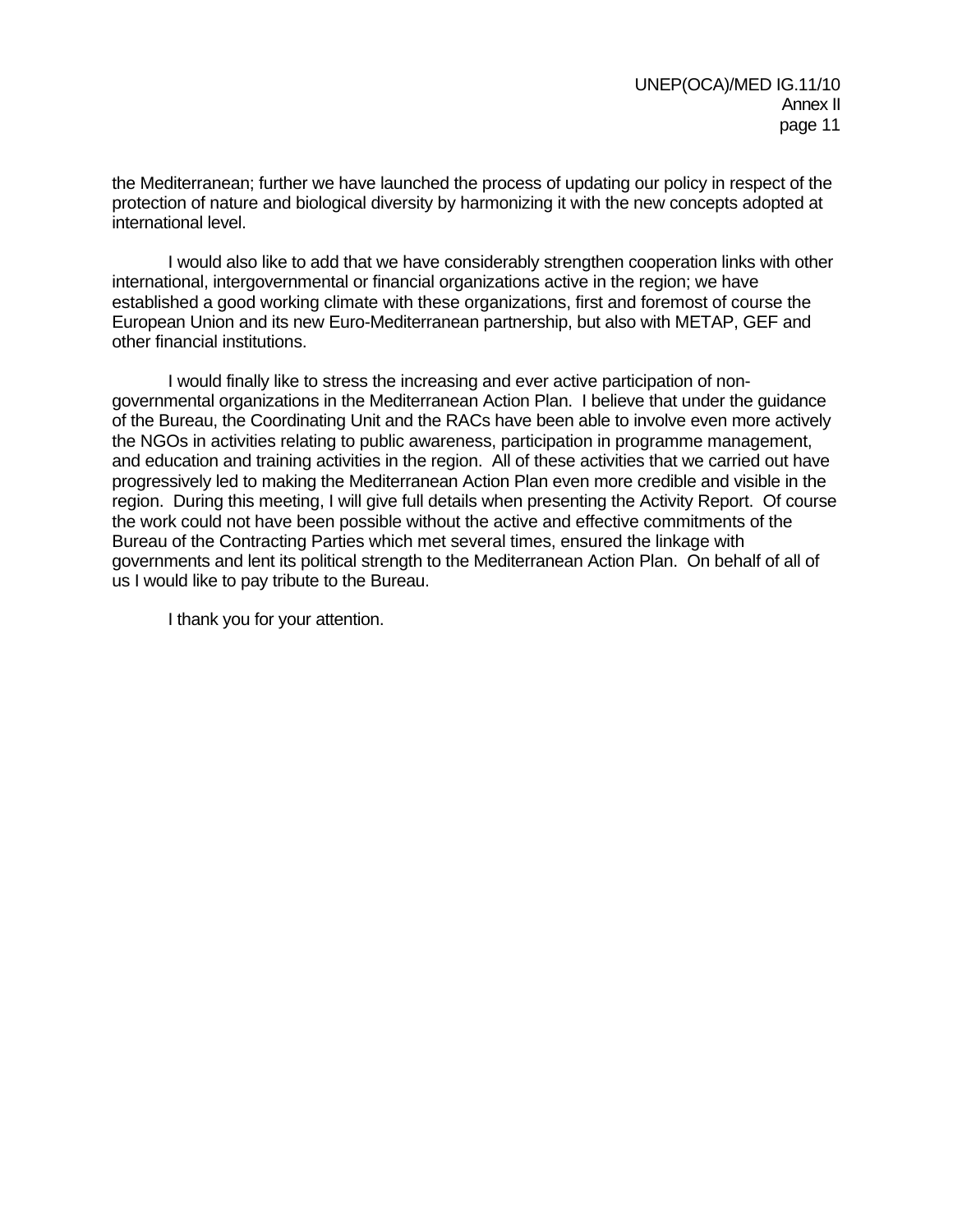the Mediterranean; further we have launched the process of updating our policy in respect of the protection of nature and biological diversity by harmonizing it with the new concepts adopted at international level.

I would also like to add that we have considerably strengthen cooperation links with other international, intergovernmental or financial organizations active in the region; we have established a good working climate with these organizations, first and foremost of course the European Union and its new Euro-Mediterranean partnership, but also with METAP, GEF and other financial institutions.

I would finally like to stress the increasing and ever active participation of non-governmental organizations in the Mediterranean Action Plan. I believe that under the guidance of the Bureau, the Coordinating Unit and the RACs have been able to involve even more actively the NGOs in activities relating to public awareness, participation in programme management, and education and training activities in the region. All of these activities that we carried out have progressively led to making the Mediterranean Action Plan even more credible and visible in the region. During this meeting, I will give full details when presenting the Activity Report. Of course the work could not have been possible without the active and effective commitments of the Bureau of the Contracting Parties which met several times, ensured the linkage with governments and lent its political strength to the Mediterranean Action Plan. On behalf of all of us I would like to pay tribute to the Bureau.

I thank you for your attention.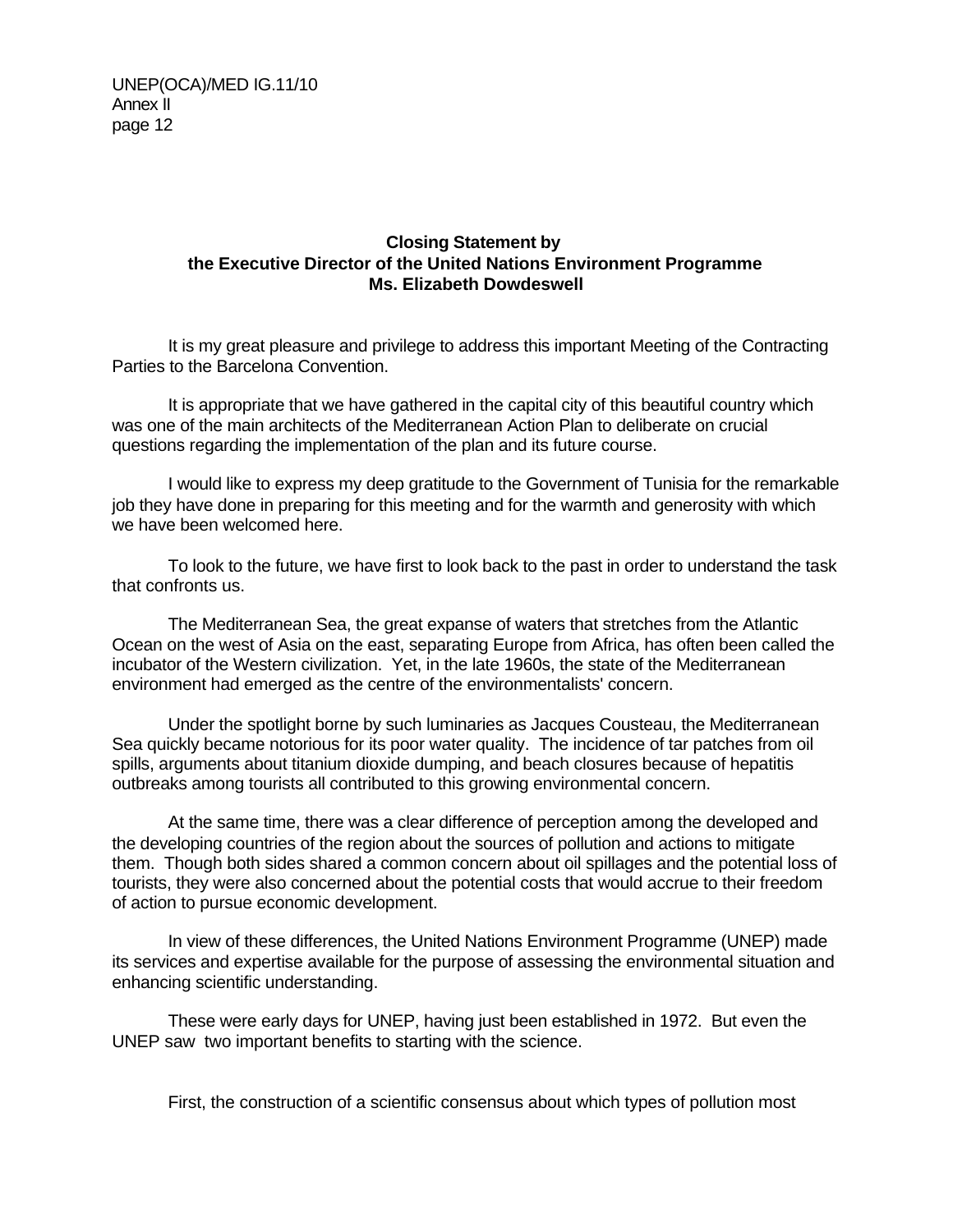### Closing Statement by the Executive Director of the United Nations Environment Programme Ms. Elizabeth Dowdeswell

It is my great pleasure and privilege to address this important Meeting of the Contracting Parties to the Barcelona Convention.

It is appropriate that we have gathered in the capital city of this beautiful country which was one of the main architects of the Mediterranean Action Plan to deliberate on crucial questions regarding the implementation of the plan and its future course.

I would like to express my deep gratitude to the Government of Tunisia for the remarkable job they have done in preparing for this meeting and for the warmth and generosity with which we have been welcomed here.

To look to the future, we have first to look back to the past in order to understand the task that confronts us.

The Mediterranean Sea, the great expanse of waters that stretches from the Atlantic Ocean on the west of Asia on the east, separating Europe from Africa, has often been called the incubator of the Western civilization. Yet, in the late 1960s, the state of the Mediterranean environment had emerged as the centre of the environmentalists' concern.

Under the spotlight borne by such luminaries as Jacques Cousteau, the Mediterranean Sea quickly became notorious for its poor water quality. The incidence of tar patches from oil spills, arguments about titanium dioxide dumping, and beach closures because of hepatitis outbreaks among tourists all contributed to this growing environmental concern.

At the same time, there was a clear difference of perception among the developed and the developing countries of the region about the sources of pollution and actions to mitigate them. Though both sides shared a common concern about oil spillages and the potential loss of tourists, they were also concerned about the potential costs that would accrue to their freedom of action to pursue economic development.

In view of these differences, the United Nations Environment Programme (UNEP) made its services and expertise available for the purpose of assessing the environmental situation and enhancing scientific understanding.

These were early days for UNEP, having just been established in 1972. But even the UNEP saw two important benefits to starting with the science.

First, the construction of a scientific consensus about which types of pollution most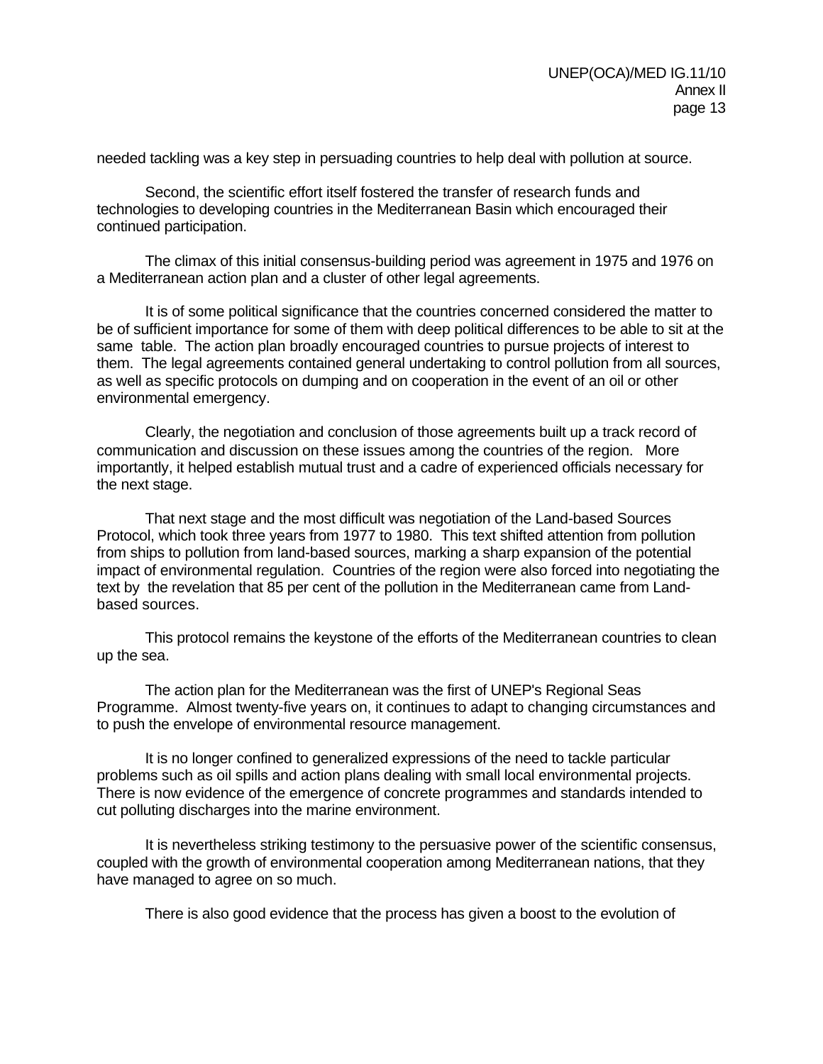needed tackling was a key step in persuading countries to help deal with pollution at source.

Second, the scientific effort itself fostered the transfer of research funds and technologies to developing countries in the Mediterranean Basin which encouraged their continued participation.

The climax of this initial consensus-building period was agreement in 1975 and 1976 on a Mediterranean action plan and a cluster of other legal agreements.

It is of some political significance that the countries concerned considered the matter to be of sufficient importance for some of them with deep political differences to be able to sit at the same table. The action plan broadly encouraged countries to pursue projects of interest to them. The legal agreements contained general undertaking to control pollution from all sources, as well as specific protocols on dumping and on cooperation in the event of an oil or other environmental emergency.

Clearly, the negotiation and conclusion of those agreements built up a track record of communication and discussion on these issues among the countries of the region. More importantly, it helped establish mutual trust and a cadre of experienced officials necessary for the next stage.

That next stage and the most difficult was negotiation of the Land-based Sources Protocol, which took three years from 1977 to 1980. This text shifted attention from pollution from ships to pollution from land-based sources, marking a sharp expansion of the potential impact of environmental regulation. Countries of the region were also forced into negotiating the text by the revelation that 85 per cent of the pollution in the Mediterranean came from Land-based sources.

This protocol remains the keystone of the efforts of the Mediterranean countries to clean up the sea.

The action plan for the Mediterranean was the first of UNEP's Regional Seas Programme. Almost twenty-five years on, it continues to adapt to changing circumstances and to push the envelope of environmental resource management.

It is no longer confined to generalized expressions of the need to tackle particular problems such as oil spills and action plans dealing with small local environmental projects. There is now evidence of the emergence of concrete programmes and standards intended to cut polluting discharges into the marine environment.

It is nevertheless striking testimony to the persuasive power of the scientific consensus, coupled with the growth of environmental cooperation among Mediterranean nations, that they have managed to agree on so much.

There is also good evidence that the process has given a boost to the evolution of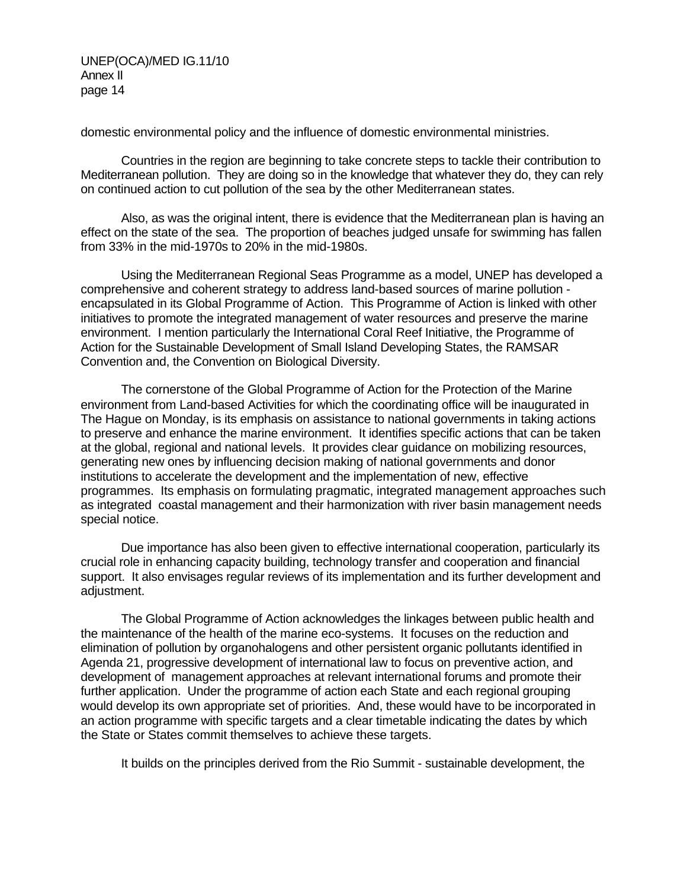domestic environmental policy and the influence of domestic environmental ministries.

Countries in the region are beginning to take concrete steps to tackle their contribution to Mediterranean pollution. They are doing so in the knowledge that whatever they do, they can rely on continued action to cut pollution of the sea by the other Mediterranean states.

Also, as was the original intent, there is evidence that the Mediterranean plan is having an effect on the state of the sea. The proportion of beaches judged unsafe for swimming has fallen from 33% in the mid-1970s to 20% in the mid-1980s.

Using the Mediterranean Regional Seas Programme as a model, UNEP has developed a comprehensive and coherent strategy to address land-based sources of marine pollution - encapsulated in its Global Programme of Action. This Programme of Action is linked with other initiatives to promote the integrated management of water resources and preserve the marine environment. I mention particularly the International Coral Reef Initiative, the Programme of Action for the Sustainable Development of Small Island Developing States, the RAMSAR Convention and, the Convention on Biological Diversity.

The cornerstone of the Global Programme of Action for the Protection of the Marine environment from Land-based Activities for which the coordinating office will be inaugurated in The Hague on Monday, is its emphasis on assistance to national governments in taking actions to preserve and enhance the marine environment. It identifies specific actions that can be taken at the global, regional and national levels. It provides clear guidance on mobilizing resources, generating new ones by influencing decision making of national governments and donor institutions to accelerate the development and the implementation of new, effective programmes. Its emphasis on formulating pragmatic, integrated management approaches such as integrated coastal management and their harmonization with river basin management needs special notice.

Due importance has also been given to effective international cooperation, particularly its crucial role in enhancing capacity building, technology transfer and cooperation and financial support. It also envisages regular reviews of its implementation and its further development and adjustment.

The Global Programme of Action acknowledges the linkages between public health and the maintenance of the health of the marine eco-systems. It focuses on the reduction and elimination of pollution by organohalogens and other persistent organic pollutants identified in Agenda 21, progressive development of international law to focus on preventive action, and development of management approaches at relevant international forums and promote their further application. Under the programme of action each State and each regional grouping would develop its own appropriate set of priorities. And, these would have to be incorporated in an action programme with specific targets and a clear timetable indicating the dates by which the State or States commit themselves to achieve these targets.

It builds on the principles derived from the Rio Summit - sustainable development, the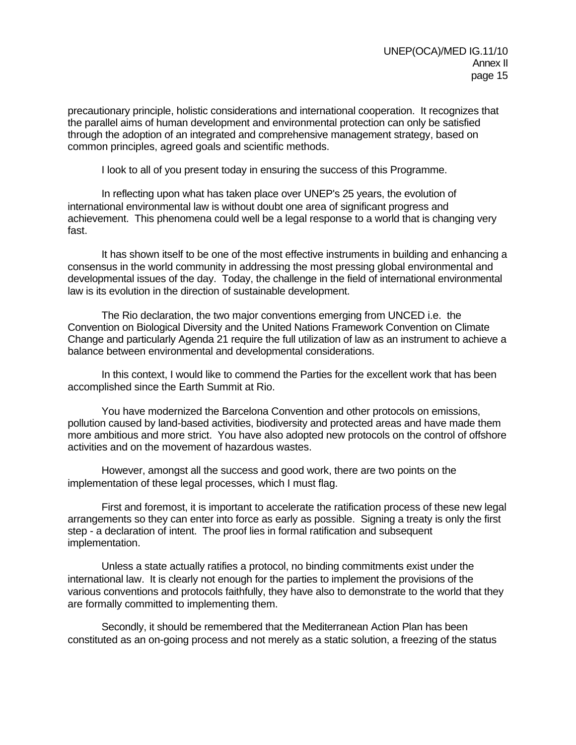precautionary principle, holistic considerations and international cooperation. It recognizes that the parallel aims of human development and environmental protection can only be satisfied through the adoption of an integrated and comprehensive management strategy, based on common principles, agreed goals and scientific methods.

I look to all of you present today in ensuring the success of this Programme.

In reflecting upon what has taken place over UNEP's 25 years, the evolution of international environmental law is without doubt one area of significant progress and achievement. This phenomena could well be a legal response to a world that is changing very fast.

It has shown itself to be one of the most effective instruments in building and enhancing a consensus in the world community in addressing the most pressing global environmental and developmental issues of the day. Today, the challenge in the field of international environmental law is its evolution in the direction of sustainable development.

The Rio declaration, the two major conventions emerging from UNCED i.e. the Convention on Biological Diversity and the United Nations Framework Convention on Climate Change and particularly Agenda 21 require the full utilization of law as an instrument to achieve a balance between environmental and developmental considerations.

In this context, I would like to commend the Parties for the excellent work that has been accomplished since the Earth Summit at Rio.

You have modernized the Barcelona Convention and other protocols on emissions, pollution caused by land-based activities, biodiversity and protected areas and have made them more ambitious and more strict. You have also adopted new protocols on the control of offshore activities and on the movement of hazardous wastes.

However, amongst all the success and good work, there are two points on the implementation of these legal processes, which I must flag.

First and foremost, it is important to accelerate the ratification process of these new legal arrangements so they can enter into force as early as possible. Signing a treaty is only the first step - a declaration of intent. The proof lies in formal ratification and subsequent implementation.

Unless a state actually ratifies a protocol, no binding commitments exist under the international law. It is clearly not enough for the parties to implement the provisions of the various conventions and protocols faithfully, they have also to demonstrate to the world that they are formally committed to implementing them.

Secondly, it should be remembered that the Mediterranean Action Plan has been constituted as an on-going process and not merely as a static solution, a freezing of the status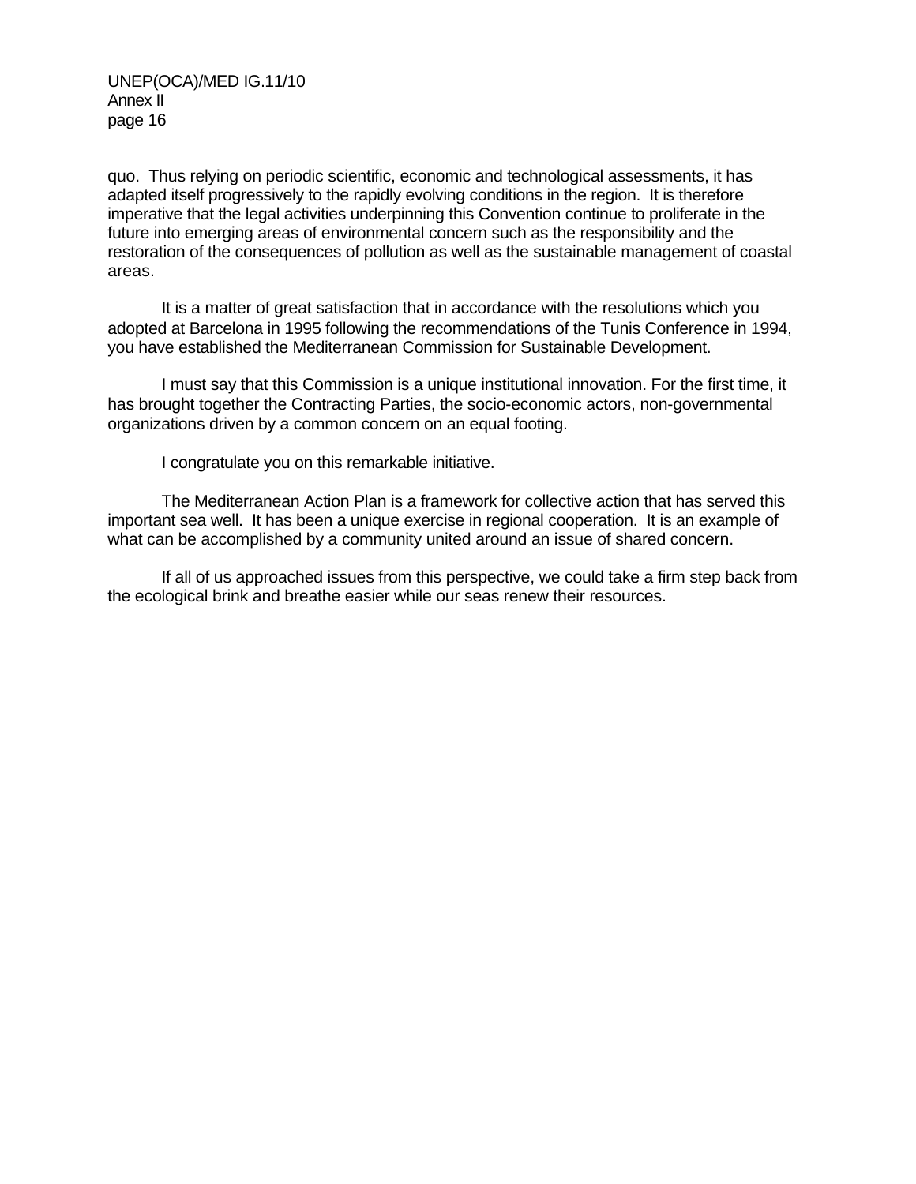quo.  Thus relying on periodic scientific, economic and technological assessments, it has adapted itself progressively to the rapidly evolving conditions in the region.  It is therefore imperative that the legal activities underpinning this Convention continue to proliferate in the future into emerging areas of environmental concern such as the responsibility and the restoration of the consequences of pollution as well as the sustainable management of coastal areas.

It is a matter of great satisfaction that in accordance with the resolutions which you adopted at Barcelona in 1995 following the recommendations of the Tunis Conference in 1994, you have established the Mediterranean Commission for Sustainable Development.

I must say that this Commission is a unique institutional innovation. For the first time, it has brought together the Contracting Parties, the socio-economic actors, non-governmental organizations driven by a common concern on an equal footing.

I congratulate you on this remarkable initiative.

The Mediterranean Action Plan is a framework for collective action that has served this important sea well.  It has been a unique exercise in regional cooperation.  It is an example of what can be accomplished by a community united around an issue of shared concern.

If all of us approached issues from this perspective, we could take a firm step back from the ecological brink and breathe easier while our seas renew their resources.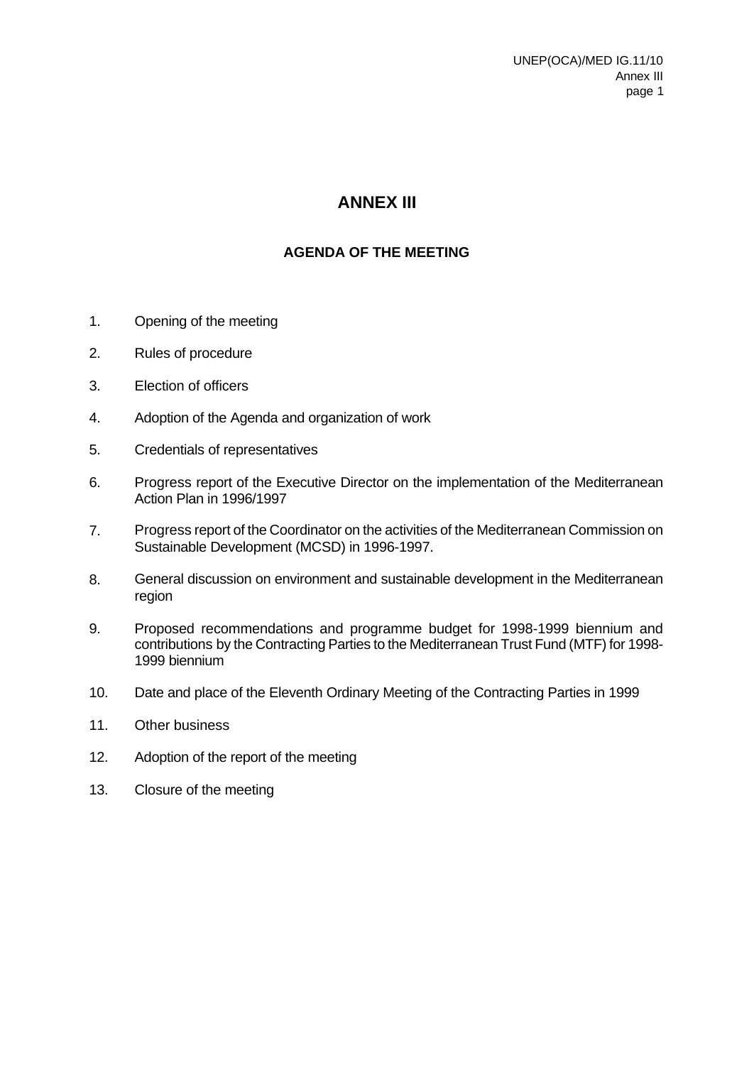# ANNEX III

## AGENDA OF THE MEETING

1. Opening of the meeting

2. Rules of procedure

3. Election of officers

4. Adoption of the Agenda and organization of work

5. Credentials of representatives

6. Progress report of the Executive Director on the implementation of the Mediterranean Action Plan in 1996/1997

7. Progress report of the Coordinator on the activities of the Mediterranean Commission on Sustainable Development (MCSD) in 1996-1997.

8. General discussion on environment and sustainable development in the Mediterranean region

9. Proposed recommendations and programme budget for 1998-1999 biennium and contributions by the Contracting Parties to the Mediterranean Trust Fund (MTF) for 1998-1999 biennium

10. Date and place of the Eleventh Ordinary Meeting of the Contracting Parties in 1999

11. Other business

12. Adoption of the report of the meeting

13. Closure of the meeting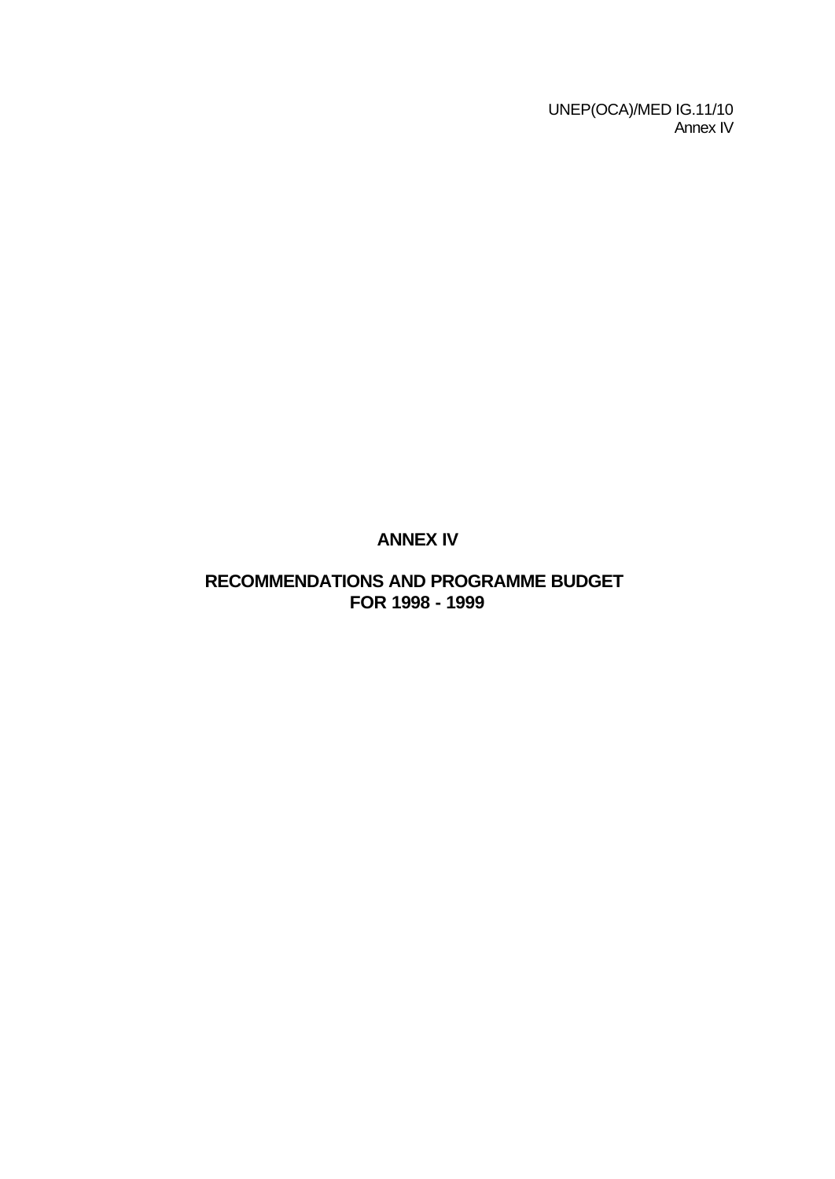# ANNEX IV

## RECOMMENDATIONS AND PROGRAMME BUDGET FOR 1998 - 1999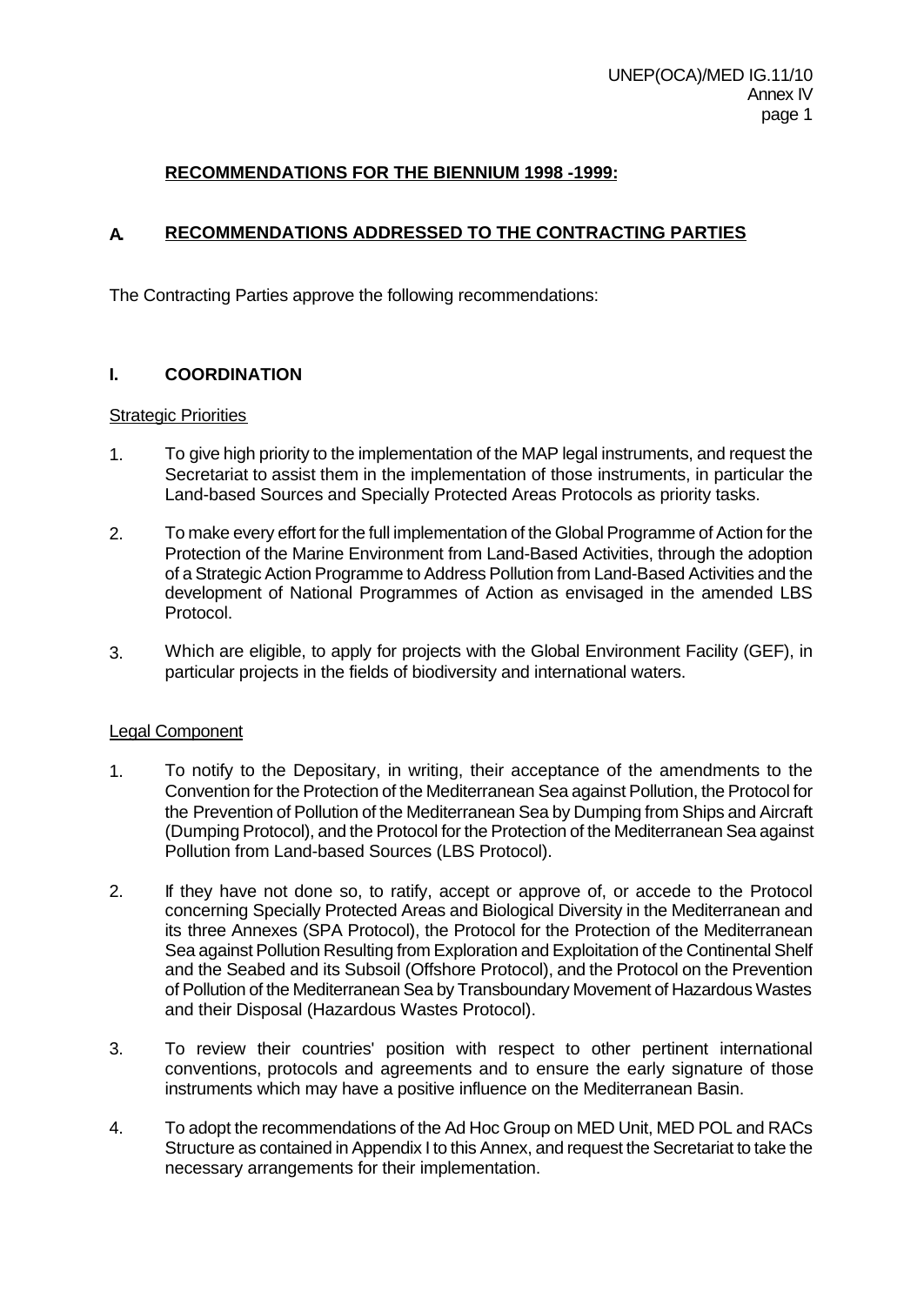## RECOMMENDATIONS FOR THE BIENNIUM 1998 -1999:

## A. RECOMMENDATIONS ADDRESSED TO THE CONTRACTING PARTIES

The Contracting Parties approve the following recommendations:

### I. COORDINATION

Strategic Priorities

1. To give high priority to the implementation of the MAP legal instruments, and request the Secretariat to assist them in the implementation of those instruments, in particular the Land-based Sources and Specially Protected Areas Protocols as priority tasks.

2. To make every effort for the full implementation of the Global Programme of Action for the Protection of the Marine Environment from Land-Based Activities, through the adoption of a Strategic Action Programme to Address Pollution from Land-Based Activities and the development of National Programmes of Action as envisaged in the amended LBS Protocol.

3. Which are eligible, to apply for projects with the Global Environment Facility (GEF), in particular projects in the fields of biodiversity and international waters.

Legal Component

1. To notify to the Depositary, in writing, their acceptance of the amendments to the Convention for the Protection of the Mediterranean Sea against Pollution, the Protocol for the Prevention of Pollution of the Mediterranean Sea by Dumping from Ships and Aircraft (Dumping Protocol), and the Protocol for the Protection of the Mediterranean Sea against Pollution from Land-based Sources (LBS Protocol).

2. If they have not done so, to ratify, accept or approve of, or accede to the Protocol concerning Specially Protected Areas and Biological Diversity in the Mediterranean and its three Annexes (SPA Protocol), the Protocol for the Protection of the Mediterranean Sea against Pollution Resulting from Exploration and Exploitation of the Continental Shelf and the Seabed and its Subsoil (Offshore Protocol), and the Protocol on the Prevention of Pollution of the Mediterranean Sea by Transboundary Movement of Hazardous Wastes and their Disposal (Hazardous Wastes Protocol).

3. To review their countries' position with respect to other pertinent international conventions, protocols and agreements and to ensure the early signature of those instruments which may have a positive influence on the Mediterranean Basin.

4. To adopt the recommendations of the Ad Hoc Group on MED Unit, MED POL and RACs Structure as contained in Appendix I to this Annex, and request the Secretariat to take the necessary arrangements for their implementation.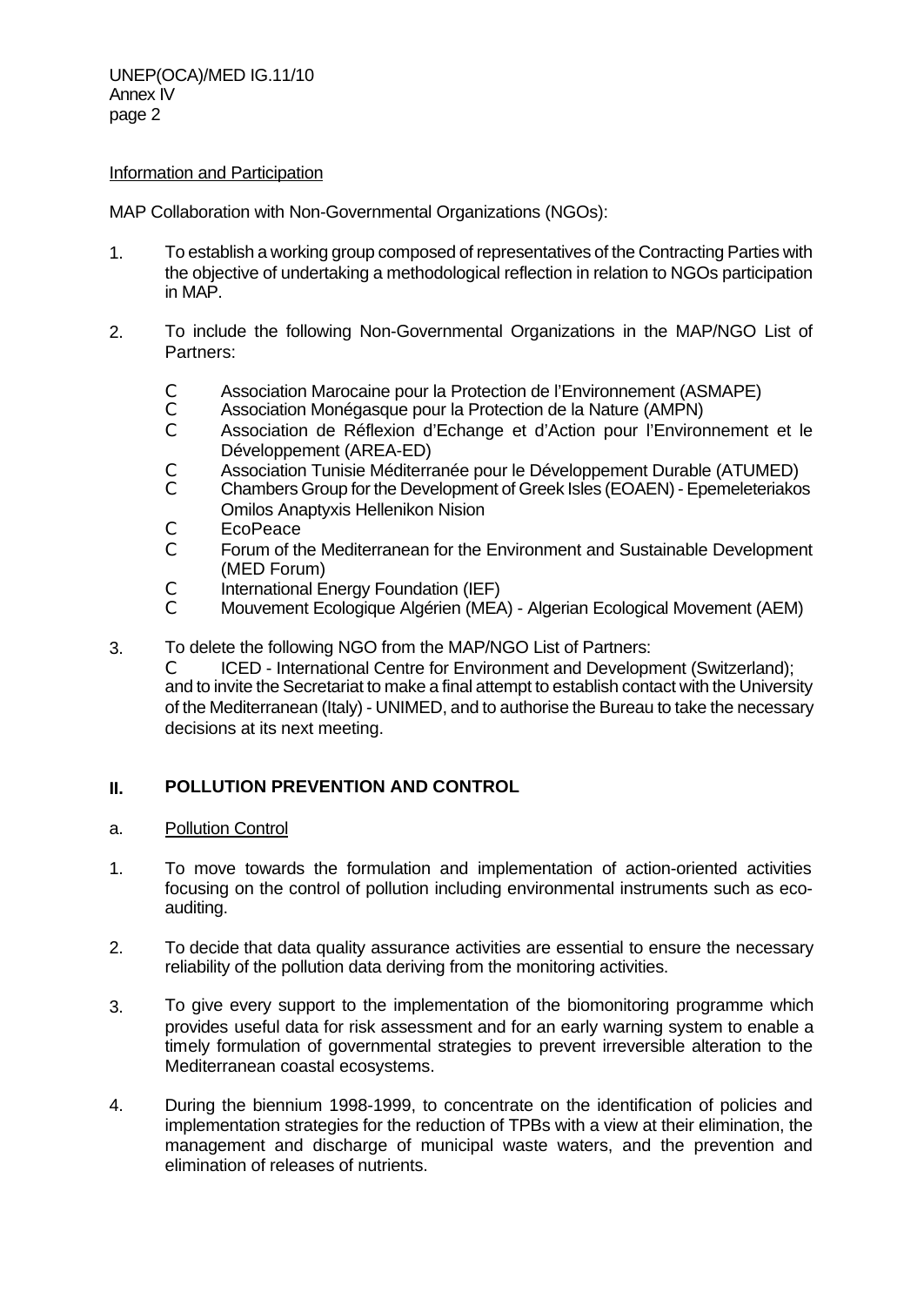Information and Participation

MAP Collaboration with Non-Governmental Organizations (NGOs):

1. To establish a working group composed of representatives of the Contracting Parties with the objective of undertaking a methodological reflection in relation to NGOs participation in MAP.

2. To include the following Non-Governmental Organizations in the MAP/NGO List of Partners:

   - Association Marocaine pour la Protection de l'Environnement (ASMAPE)
   - Association Monégasque pour la Protection de la Nature (AMPN)
   - Association de Réflexion d'Echange et d'Action pour l'Environnement et le Développement (AREA-ED)
   - Association Tunisie Méditerranée pour le Développement Durable (ATUMED)
   - Chambers Group for the Development of Greek Isles (EOAEN) - Epemeleteriakos Omilos Anaptyxis Hellenikon Nision
   - EcoPeace
   - Forum of the Mediterranean for the Environment and Sustainable Development (MED Forum)
   - International Energy Foundation (IEF)
   - Mouvement Ecologique Algérien (MEA) - Algerian Ecological Movement (AEM)

3. To delete the following NGO from the MAP/NGO List of Partners:
   - ICED - International Centre for Environment and Development (Switzerland);

   and to invite the Secretariat to make a final attempt to establish contact with the University of the Mediterranean (Italy) - UNIMED, and to authorise the Bureau to take the necessary decisions at its next meeting.

## II. POLLUTION PREVENTION AND CONTROL

a. Pollution Control

1. To move towards the formulation and implementation of action-oriented activities focusing on the control of pollution including environmental instruments such as eco-auditing.

2. To decide that data quality assurance activities are essential to ensure the necessary reliability of the pollution data deriving from the monitoring activities.

3. To give every support to the implementation of the biomonitoring programme which provides useful data for risk assessment and for an early warning system to enable a timely formulation of governmental strategies to prevent irreversible alteration to the Mediterranean coastal ecosystems.

4. During the biennium 1998-1999, to concentrate on the identification of policies and implementation strategies for the reduction of TPBs with a view at their elimination, the management and discharge of municipal waste waters, and the prevention and elimination of releases of nutrients.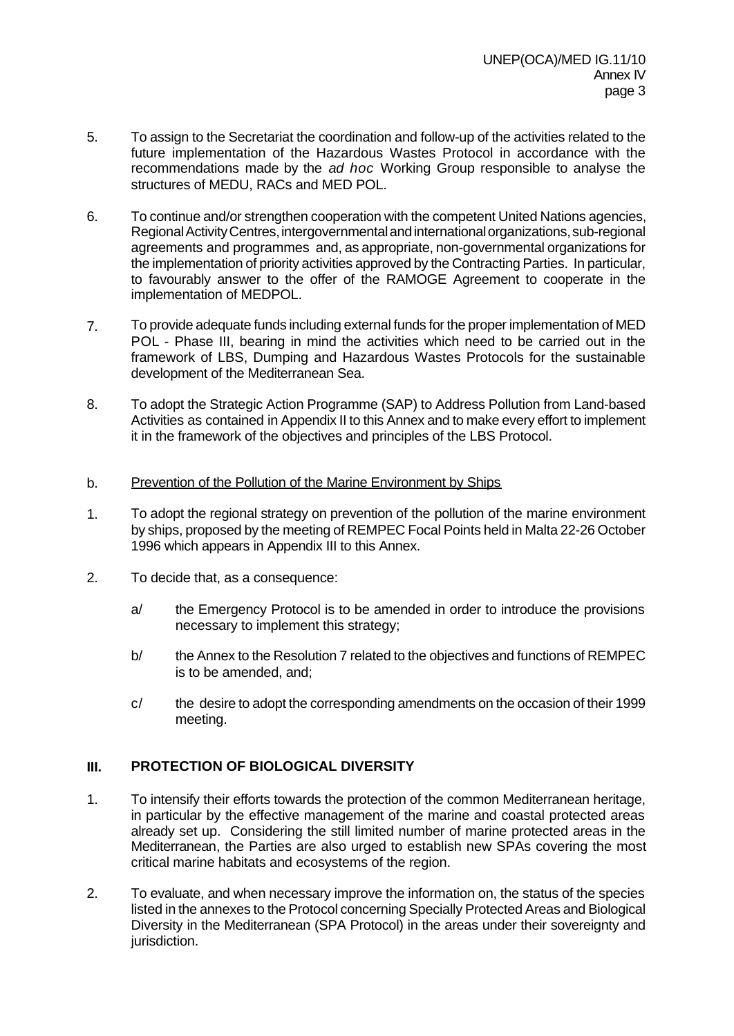5. To assign to the Secretariat the coordination and follow-up of the activities related to the future implementation of the Hazardous Wastes Protocol in accordance with the recommendations made by the *ad hoc* Working Group responsible to analyse the structures of MEDU, RACs and MED POL.

6. To continue and/or strengthen cooperation with the competent United Nations agencies, Regional Activity Centres, intergovernmental and international organizations, sub-regional agreements and programmes and, as appropriate, non-governmental organizations for the implementation of priority activities approved by the Contracting Parties. In particular, to favourably answer to the offer of the RAMOGE Agreement to cooperate in the implementation of MEDPOL.

7. To provide adequate funds including external funds for the proper implementation of MED POL - Phase III, bearing in mind the activities which need to be carried out in the framework of LBS, Dumping and Hazardous Wastes Protocols for the sustainable development of the Mediterranean Sea.

8. To adopt the Strategic Action Programme (SAP) to Address Pollution from Land-based Activities as contained in Appendix II to this Annex and to make every effort to implement it in the framework of the objectives and principles of the LBS Protocol.

b. Prevention of the Pollution of the Marine Environment by Ships

1. To adopt the regional strategy on prevention of the pollution of the marine environment by ships, proposed by the meeting of REMPEC Focal Points held in Malta 22-26 October 1996 which appears in Appendix III to this Annex.

2. To decide that, as a consequence:

   a/ the Emergency Protocol is to be amended in order to introduce the provisions necessary to implement this strategy;

   b/ the Annex to the Resolution 7 related to the objectives and functions of REMPEC is to be amended, and;

   c/ the desire to adopt the corresponding amendments on the occasion of their 1999 meeting.

## III. PROTECTION OF BIOLOGICAL DIVERSITY

1. To intensify their efforts towards the protection of the common Mediterranean heritage, in particular by the effective management of the marine and coastal protected areas already set up. Considering the still limited number of marine protected areas in the Mediterranean, the Parties are also urged to establish new SPAs covering the most critical marine habitats and ecosystems of the region.

2. To evaluate, and when necessary improve the information on, the status of the species listed in the annexes to the Protocol concerning Specially Protected Areas and Biological Diversity in the Mediterranean (SPA Protocol) in the areas under their sovereignty and jurisdiction.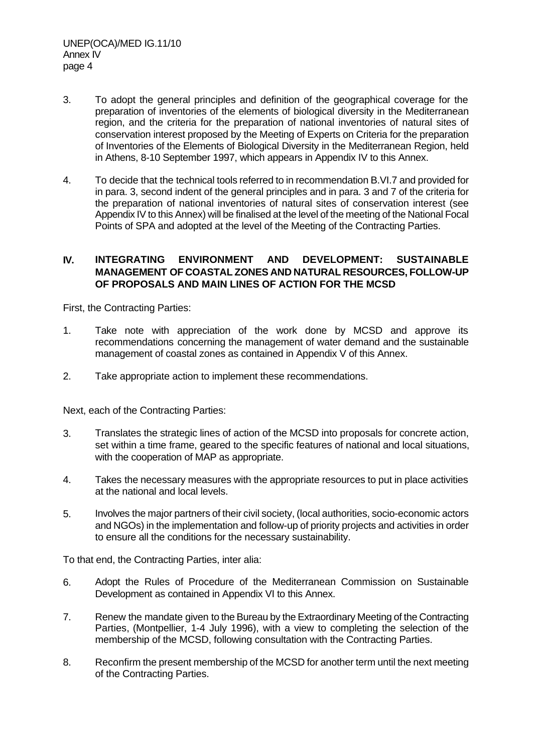3. To adopt the general principles and definition of the geographical coverage for the preparation of inventories of the elements of biological diversity in the Mediterranean region, and the criteria for the preparation of national inventories of natural sites of conservation interest proposed by the Meeting of Experts on Criteria for the preparation of Inventories of the Elements of Biological Diversity in the Mediterranean Region, held in Athens, 8-10 September 1997, which appears in Appendix IV to this Annex.

4. To decide that the technical tools referred to in recommendation B.VI.7 and provided for in para. 3, second indent of the general principles and in para. 3 and 7 of the criteria for the preparation of national inventories of natural sites of conservation interest (see Appendix IV to this Annex) will be finalised at the level of the meeting of the National Focal Points of SPA and adopted at the level of the Meeting of the Contracting Parties.

## IV. INTEGRATING ENVIRONMENT AND DEVELOPMENT: SUSTAINABLE MANAGEMENT OF COASTAL ZONES AND NATURAL RESOURCES, FOLLOW-UP OF PROPOSALS AND MAIN LINES OF ACTION FOR THE MCSD

First, the Contracting Parties:

1. Take note with appreciation of the work done by MCSD and approve its recommendations concerning the management of water demand and the sustainable management of coastal zones as contained in Appendix V of this Annex.

2. Take appropriate action to implement these recommendations.

Next, each of the Contracting Parties:

3. Translates the strategic lines of action of the MCSD into proposals for concrete action, set within a time frame, geared to the specific features of national and local situations, with the cooperation of MAP as appropriate.

4. Takes the necessary measures with the appropriate resources to put in place activities at the national and local levels.

5. Involves the major partners of their civil society, (local authorities, socio-economic actors and NGOs) in the implementation and follow-up of priority projects and activities in order to ensure all the conditions for the necessary sustainability.

To that end, the Contracting Parties, inter alia:

6. Adopt the Rules of Procedure of the Mediterranean Commission on Sustainable Development as contained in Appendix VI to this Annex.

7. Renew the mandate given to the Bureau by the Extraordinary Meeting of the Contracting Parties, (Montpellier, 1-4 July 1996), with a view to completing the selection of the membership of the MCSD, following consultation with the Contracting Parties.

8. Reconfirm the present membership of the MCSD for another term until the next meeting of the Contracting Parties.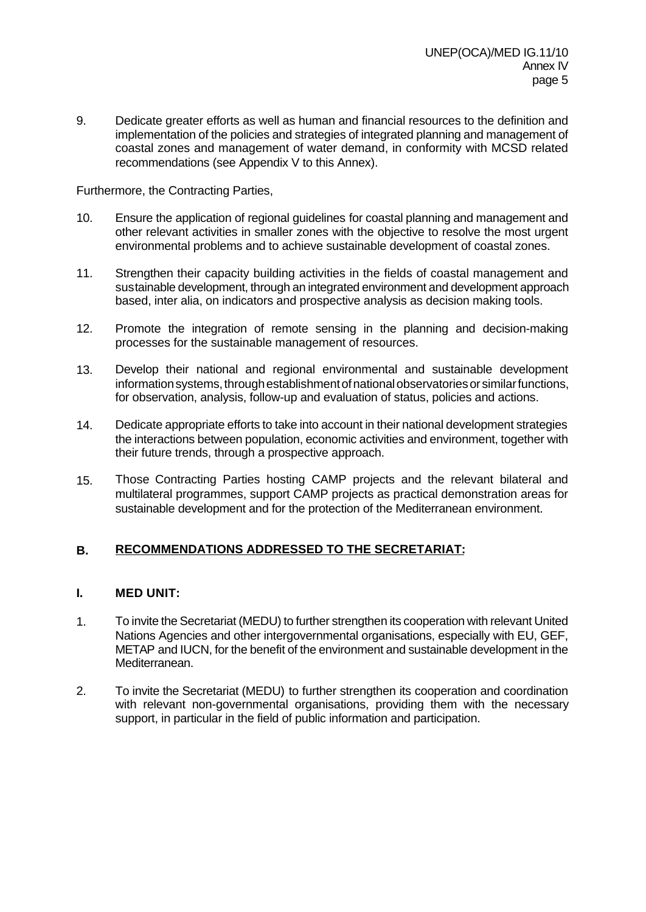9. Dedicate greater efforts as well as human and financial resources to the definition and implementation of the policies and strategies of integrated planning and management of coastal zones and management of water demand, in conformity with MCSD related recommendations (see Appendix V to this Annex).

Furthermore, the Contracting Parties,

10. Ensure the application of regional guidelines for coastal planning and management and other relevant activities in smaller zones with the objective to resolve the most urgent environmental problems and to achieve sustainable development of coastal zones.

11. Strengthen their capacity building activities in the fields of coastal management and sustainable development, through an integrated environment and development approach based, inter alia, on indicators and prospective analysis as decision making tools.

12. Promote the integration of remote sensing in the planning and decision-making processes for the sustainable management of resources.

13. Develop their national and regional environmental and sustainable development information systems, through establishment of national observatories or similar functions, for observation, analysis, follow-up and evaluation of status, policies and actions.

14. Dedicate appropriate efforts to take into account in their national development strategies the interactions between population, economic activities and environment, together with their future trends, through a prospective approach.

15. Those Contracting Parties hosting CAMP projects and the relevant bilateral and multilateral programmes, support CAMP projects as practical demonstration areas for sustainable development and for the protection of the Mediterranean environment.

## B. <u>RECOMMENDATIONS ADDRESSED TO THE SECRETARIAT:</u>

### I. MED UNIT:

1. To invite the Secretariat (MEDU) to further strengthen its cooperation with relevant United Nations Agencies and other intergovernmental organisations, especially with EU, GEF, METAP and IUCN, for the benefit of the environment and sustainable development in the Mediterranean.

2. To invite the Secretariat (MEDU) to further strengthen its cooperation and coordination with relevant non-governmental organisations, providing them with the necessary support, in particular in the field of public information and participation.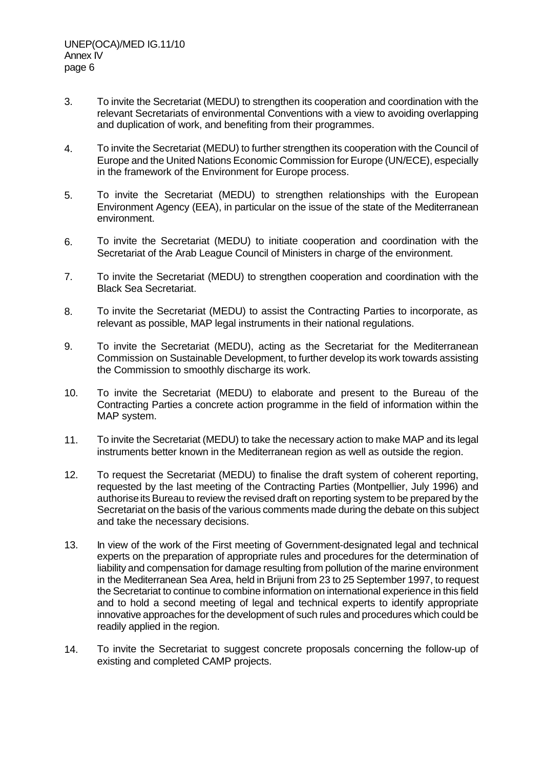3. To invite the Secretariat (MEDU) to strengthen its cooperation and coordination with the relevant Secretariats of environmental Conventions with a view to avoiding overlapping and duplication of work, and benefiting from their programmes.

4. To invite the Secretariat (MEDU) to further strengthen its cooperation with the Council of Europe and the United Nations Economic Commission for Europe (UN/ECE), especially in the framework of the Environment for Europe process.

5. To invite the Secretariat (MEDU) to strengthen relationships with the European Environment Agency (EEA), in particular on the issue of the state of the Mediterranean environment.

6. To invite the Secretariat (MEDU) to initiate cooperation and coordination with the Secretariat of the Arab League Council of Ministers in charge of the environment.

7. To invite the Secretariat (MEDU) to strengthen cooperation and coordination with the Black Sea Secretariat.

8. To invite the Secretariat (MEDU) to assist the Contracting Parties to incorporate, as relevant as possible, MAP legal instruments in their national regulations.

9. To invite the Secretariat (MEDU), acting as the Secretariat for the Mediterranean Commission on Sustainable Development, to further develop its work towards assisting the Commission to smoothly discharge its work.

10. To invite the Secretariat (MEDU) to elaborate and present to the Bureau of the Contracting Parties a concrete action programme in the field of information within the MAP system.

11. To invite the Secretariat (MEDU) to take the necessary action to make MAP and its legal instruments better known in the Mediterranean region as well as outside the region.

12. To request the Secretariat (MEDU) to finalise the draft system of coherent reporting, requested by the last meeting of the Contracting Parties (Montpellier, July 1996) and authorise its Bureau to review the revised draft on reporting system to be prepared by the Secretariat on the basis of the various comments made during the debate on this subject and take the necessary decisions.

13. In view of the work of the First meeting of Government-designated legal and technical experts on the preparation of appropriate rules and procedures for the determination of liability and compensation for damage resulting from pollution of the marine environment in the Mediterranean Sea Area, held in Brijuni from 23 to 25 September 1997, to request the Secretariat to continue to combine information on international experience in this field and to hold a second meeting of legal and technical experts to identify appropriate innovative approaches for the development of such rules and procedures which could be readily applied in the region.

14. To invite the Secretariat to suggest concrete proposals concerning the follow-up of existing and completed CAMP projects.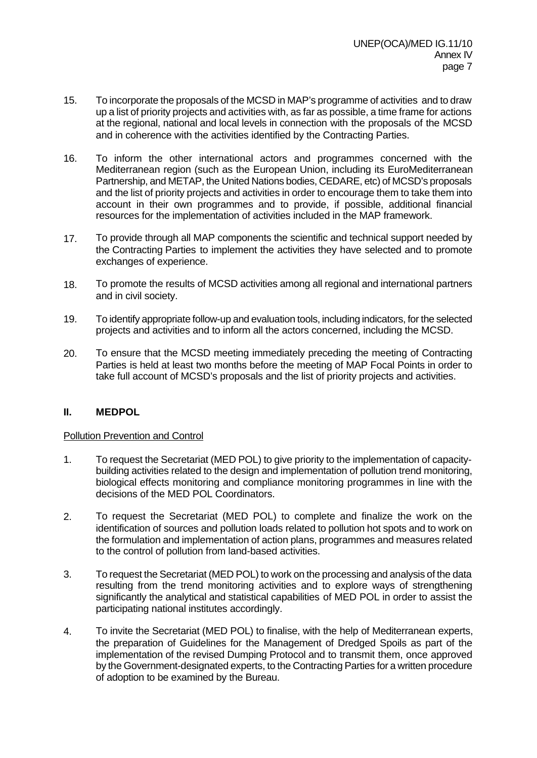15. To incorporate the proposals of the MCSD in MAP's programme of activities and to draw up a list of priority projects and activities with, as far as possible, a time frame for actions at the regional, national and local levels in connection with the proposals of the MCSD and in coherence with the activities identified by the Contracting Parties.

16. To inform the other international actors and programmes concerned with the Mediterranean region (such as the European Union, including its EuroMediterranean Partnership, and METAP, the United Nations bodies, CEDARE, etc) of MCSD's proposals and the list of priority projects and activities in order to encourage them to take them into account in their own programmes and to provide, if possible, additional financial resources for the implementation of activities included in the MAP framework.

17. To provide through all MAP components the scientific and technical support needed by the Contracting Parties to implement the activities they have selected and to promote exchanges of experience.

18. To promote the results of MCSD activities among all regional and international partners and in civil society.

19. To identify appropriate follow-up and evaluation tools, including indicators, for the selected projects and activities and to inform all the actors concerned, including the MCSD.

20. To ensure that the MCSD meeting immediately preceding the meeting of Contracting Parties is held at least two months before the meeting of MAP Focal Points in order to take full account of MCSD's proposals and the list of priority projects and activities.

## II. MEDPOL

Pollution Prevention and Control

1. To request the Secretariat (MED POL) to give priority to the implementation of capacity-building activities related to the design and implementation of pollution trend monitoring, biological effects monitoring and compliance monitoring programmes in line with the decisions of the MED POL Coordinators.

2. To request the Secretariat (MED POL) to complete and finalize the work on the identification of sources and pollution loads related to pollution hot spots and to work on the formulation and implementation of action plans, programmes and measures related to the control of pollution from land-based activities.

3. To request the Secretariat (MED POL) to work on the processing and analysis of the data resulting from the trend monitoring activities and to explore ways of strengthening significantly the analytical and statistical capabilities of MED POL in order to assist the participating national institutes accordingly.

4. To invite the Secretariat (MED POL) to finalise, with the help of Mediterranean experts, the preparation of Guidelines for the Management of Dredged Spoils as part of the implementation of the revised Dumping Protocol and to transmit them, once approved by the Government-designated experts, to the Contracting Parties for a written procedure of adoption to be examined by the Bureau.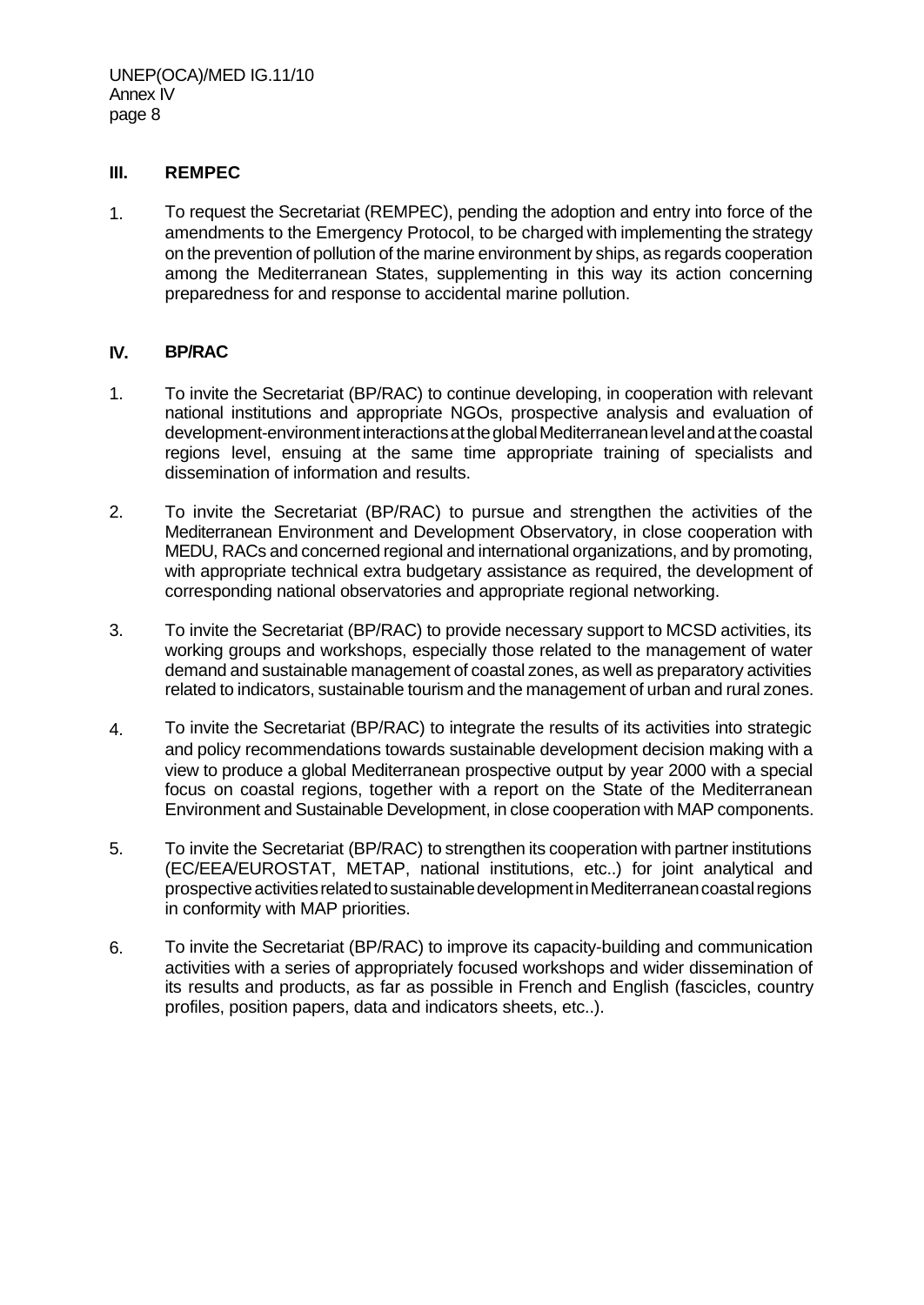## III. REMPEC

1. To request the Secretariat (REMPEC), pending the adoption and entry into force of the amendments to the Emergency Protocol, to be charged with implementing the strategy on the prevention of pollution of the marine environment by ships, as regards cooperation among the Mediterranean States, supplementing in this way its action concerning preparedness for and response to accidental marine pollution.

## IV. BP/RAC

1. To invite the Secretariat (BP/RAC) to continue developing, in cooperation with relevant national institutions and appropriate NGOs, prospective analysis and evaluation of development-environment interactions at the global Mediterranean level and at the coastal regions level, ensuing at the same time appropriate training of specialists and dissemination of information and results.

2. To invite the Secretariat (BP/RAC) to pursue and strengthen the activities of the Mediterranean Environment and Development Observatory, in close cooperation with MEDU, RACs and concerned regional and international organizations, and by promoting, with appropriate technical extra budgetary assistance as required, the development of corresponding national observatories and appropriate regional networking.

3. To invite the Secretariat (BP/RAC) to provide necessary support to MCSD activities, its working groups and workshops, especially those related to the management of water demand and sustainable management of coastal zones, as well as preparatory activities related to indicators, sustainable tourism and the management of urban and rural zones.

4. To invite the Secretariat (BP/RAC) to integrate the results of its activities into strategic and policy recommendations towards sustainable development decision making with a view to produce a global Mediterranean prospective output by year 2000 with a special focus on coastal regions, together with a report on the State of the Mediterranean Environment and Sustainable Development, in close cooperation with MAP components.

5. To invite the Secretariat (BP/RAC) to strengthen its cooperation with partner institutions (EC/EEA/EUROSTAT, METAP, national institutions, etc..) for joint analytical and prospective activities related to sustainable development in Mediterranean coastal regions in conformity with MAP priorities.

6. To invite the Secretariat (BP/RAC) to improve its capacity-building and communication activities with a series of appropriately focused workshops and wider dissemination of its results and products, as far as possible in French and English (fascicles, country profiles, position papers, data and indicators sheets, etc..).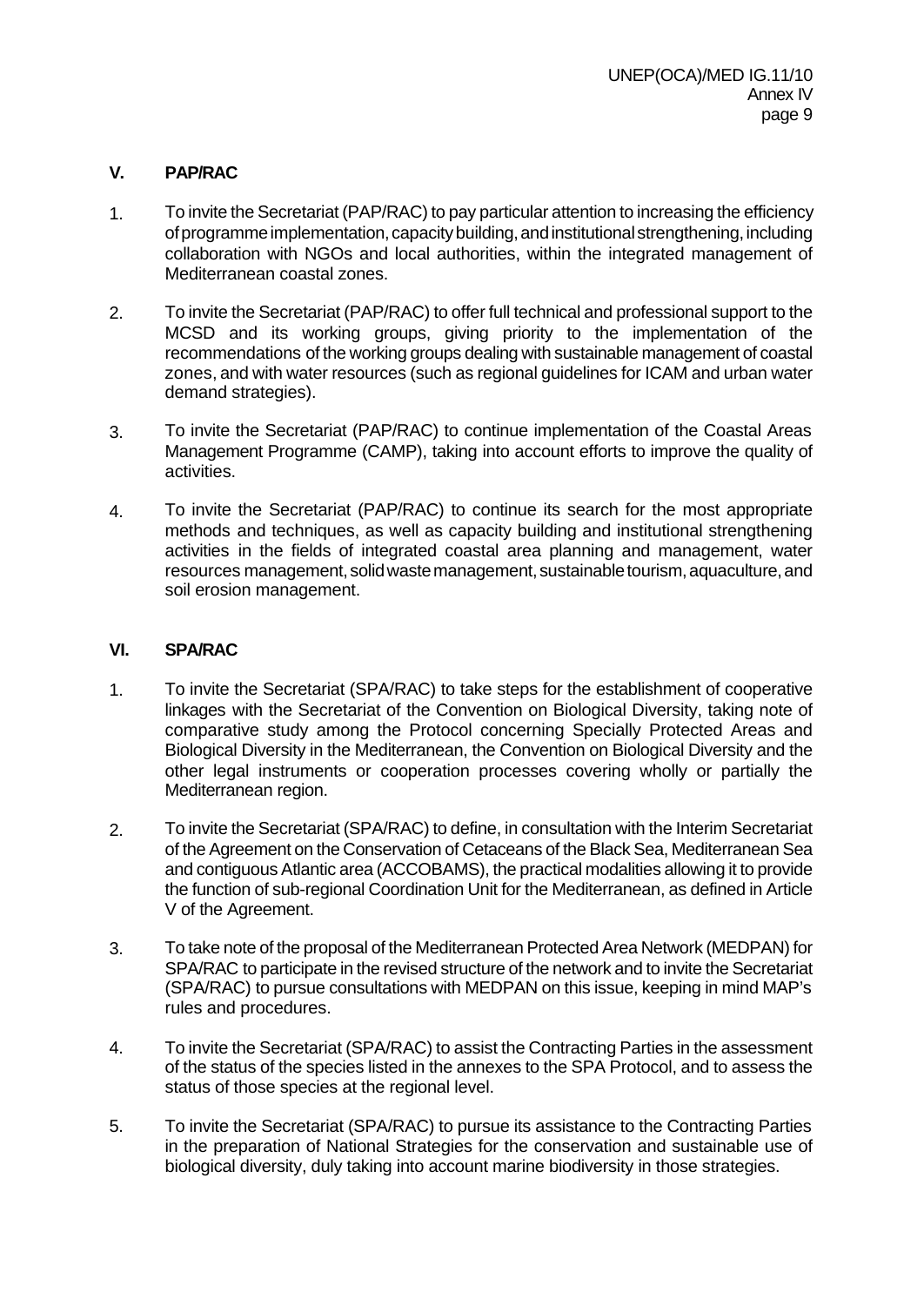## V. PAP/RAC

1. To invite the Secretariat (PAP/RAC) to pay particular attention to increasing the efficiency of programme implementation, capacity building, and institutional strengthening, including collaboration with NGOs and local authorities, within the integrated management of Mediterranean coastal zones.

2. To invite the Secretariat (PAP/RAC) to offer full technical and professional support to the MCSD and its working groups, giving priority to the implementation of the recommendations of the working groups dealing with sustainable management of coastal zones, and with water resources (such as regional guidelines for ICAM and urban water demand strategies).

3. To invite the Secretariat (PAP/RAC) to continue implementation of the Coastal Areas Management Programme (CAMP), taking into account efforts to improve the quality of activities.

4. To invite the Secretariat (PAP/RAC) to continue its search for the most appropriate methods and techniques, as well as capacity building and institutional strengthening activities in the fields of integrated coastal area planning and management, water resources management, solid waste management, sustainable tourism, aquaculture, and soil erosion management.

## VI. SPA/RAC

1. To invite the Secretariat (SPA/RAC) to take steps for the establishment of cooperative linkages with the Secretariat of the Convention on Biological Diversity, taking note of comparative study among the Protocol concerning Specially Protected Areas and Biological Diversity in the Mediterranean, the Convention on Biological Diversity and the other legal instruments or cooperation processes covering wholly or partially the Mediterranean region.

2. To invite the Secretariat (SPA/RAC) to define, in consultation with the Interim Secretariat of the Agreement on the Conservation of Cetaceans of the Black Sea, Mediterranean Sea and contiguous Atlantic area (ACCOBAMS), the practical modalities allowing it to provide the function of sub-regional Coordination Unit for the Mediterranean, as defined in Article V of the Agreement.

3. To take note of the proposal of the Mediterranean Protected Area Network (MEDPAN) for SPA/RAC to participate in the revised structure of the network and to invite the Secretariat (SPA/RAC) to pursue consultations with MEDPAN on this issue, keeping in mind MAP's rules and procedures.

4. To invite the Secretariat (SPA/RAC) to assist the Contracting Parties in the assessment of the status of the species listed in the annexes to the SPA Protocol, and to assess the status of those species at the regional level.

5. To invite the Secretariat (SPA/RAC) to pursue its assistance to the Contracting Parties in the preparation of National Strategies for the conservation and sustainable use of biological diversity, duly taking into account marine biodiversity in those strategies.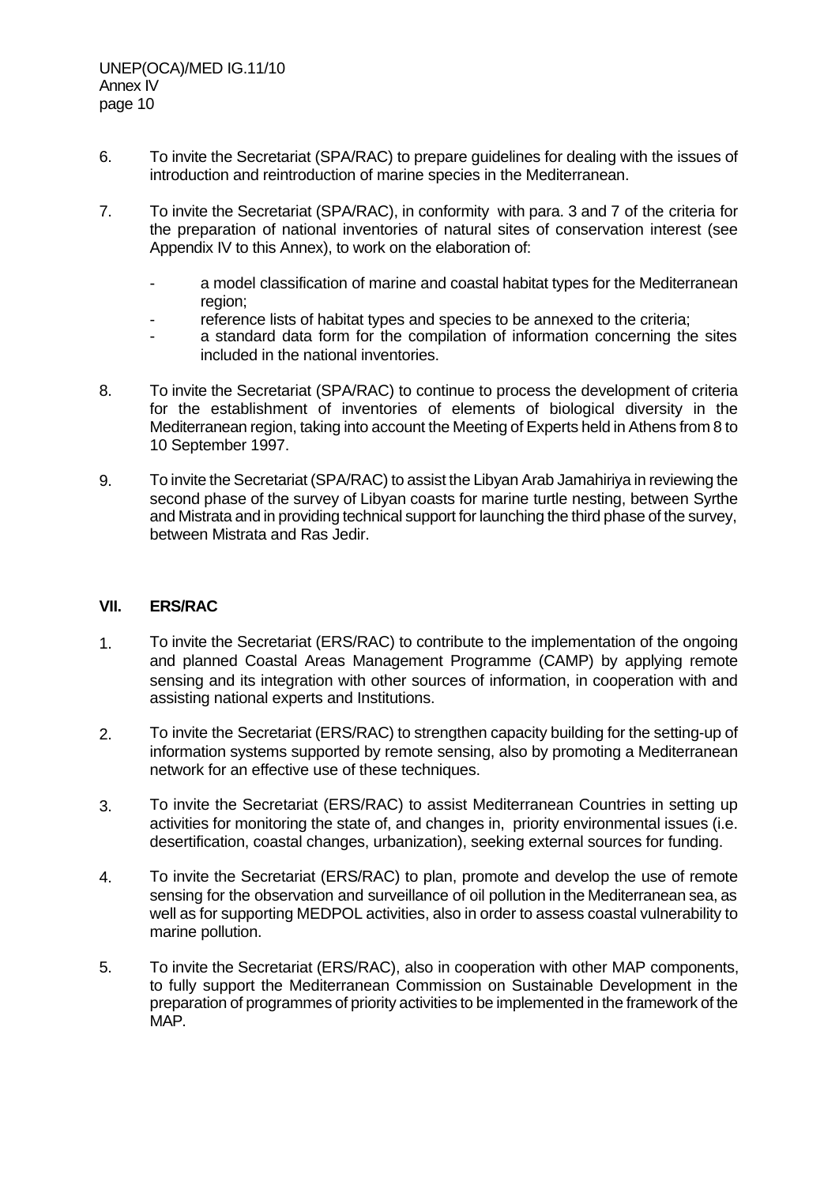6. To invite the Secretariat (SPA/RAC) to prepare guidelines for dealing with the issues of introduction and reintroduction of marine species in the Mediterranean.

7. To invite the Secretariat (SPA/RAC), in conformity with para. 3 and 7 of the criteria for the preparation of national inventories of natural sites of conservation interest (see Appendix IV to this Annex), to work on the elaboration of:

   - a model classification of marine and coastal habitat types for the Mediterranean region;
   - reference lists of habitat types and species to be annexed to the criteria;
   - a standard data form for the compilation of information concerning the sites included in the national inventories.

8. To invite the Secretariat (SPA/RAC) to continue to process the development of criteria for the establishment of inventories of elements of biological diversity in the Mediterranean region, taking into account the Meeting of Experts held in Athens from 8 to 10 September 1997.

9. To invite the Secretariat (SPA/RAC) to assist the Libyan Arab Jamahiriya in reviewing the second phase of the survey of Libyan coasts for marine turtle nesting, between Syrthe and Mistrata and in providing technical support for launching the third phase of the survey, between Mistrata and Ras Jedir.

## VII. ERS/RAC

1. To invite the Secretariat (ERS/RAC) to contribute to the implementation of the ongoing and planned Coastal Areas Management Programme (CAMP) by applying remote sensing and its integration with other sources of information, in cooperation with and assisting national experts and Institutions.

2. To invite the Secretariat (ERS/RAC) to strengthen capacity building for the setting-up of information systems supported by remote sensing, also by promoting a Mediterranean network for an effective use of these techniques.

3. To invite the Secretariat (ERS/RAC) to assist Mediterranean Countries in setting up activities for monitoring the state of, and changes in, priority environmental issues (i.e. desertification, coastal changes, urbanization), seeking external sources for funding.

4. To invite the Secretariat (ERS/RAC) to plan, promote and develop the use of remote sensing for the observation and surveillance of oil pollution in the Mediterranean sea, as well as for supporting MEDPOL activities, also in order to assess coastal vulnerability to marine pollution.

5. To invite the Secretariat (ERS/RAC), also in cooperation with other MAP components, to fully support the Mediterranean Commission on Sustainable Development in the preparation of programmes of priority activities to be implemented in the framework of the MAP.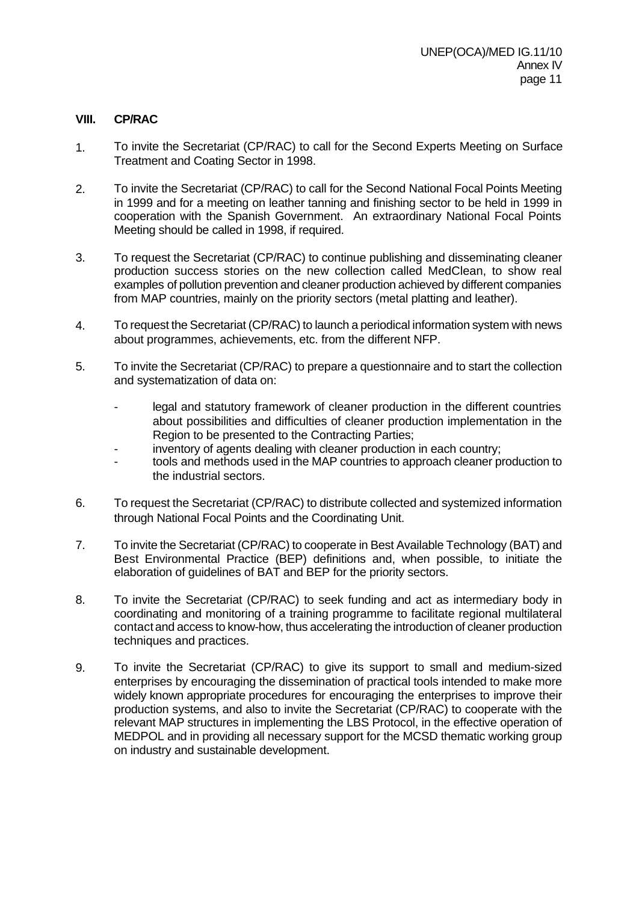## VIII. CP/RAC

1. To invite the Secretariat (CP/RAC) to call for the Second Experts Meeting on Surface Treatment and Coating Sector in 1998.

2. To invite the Secretariat (CP/RAC) to call for the Second National Focal Points Meeting in 1999 and for a meeting on leather tanning and finishing sector to be held in 1999 in cooperation with the Spanish Government. An extraordinary National Focal Points Meeting should be called in 1998, if required.

3. To request the Secretariat (CP/RAC) to continue publishing and disseminating cleaner production success stories on the new collection called MedClean, to show real examples of pollution prevention and cleaner production achieved by different companies from MAP countries, mainly on the priority sectors (metal platting and leather).

4. To request the Secretariat (CP/RAC) to launch a periodical information system with news about programmes, achievements, etc. from the different NFP.

5. To invite the Secretariat (CP/RAC) to prepare a questionnaire and to start the collection and systematization of data on:

   - legal and statutory framework of cleaner production in the different countries about possibilities and difficulties of cleaner production implementation in the Region to be presented to the Contracting Parties;
   - inventory of agents dealing with cleaner production in each country;
   - tools and methods used in the MAP countries to approach cleaner production to the industrial sectors.

6. To request the Secretariat (CP/RAC) to distribute collected and systemized information through National Focal Points and the Coordinating Unit.

7. To invite the Secretariat (CP/RAC) to cooperate in Best Available Technology (BAT) and Best Environmental Practice (BEP) definitions and, when possible, to initiate the elaboration of guidelines of BAT and BEP for the priority sectors.

8. To invite the Secretariat (CP/RAC) to seek funding and act as intermediary body in coordinating and monitoring of a training programme to facilitate regional multilateral contact and access to know-how, thus accelerating the introduction of cleaner production techniques and practices.

9. To invite the Secretariat (CP/RAC) to give its support to small and medium-sized enterprises by encouraging the dissemination of practical tools intended to make more widely known appropriate procedures for encouraging the enterprises to improve their production systems, and also to invite the Secretariat (CP/RAC) to cooperate with the relevant MAP structures in implementing the LBS Protocol, in the effective operation of MEDPOL and in providing all necessary support for the MCSD thematic working group on industry and sustainable development.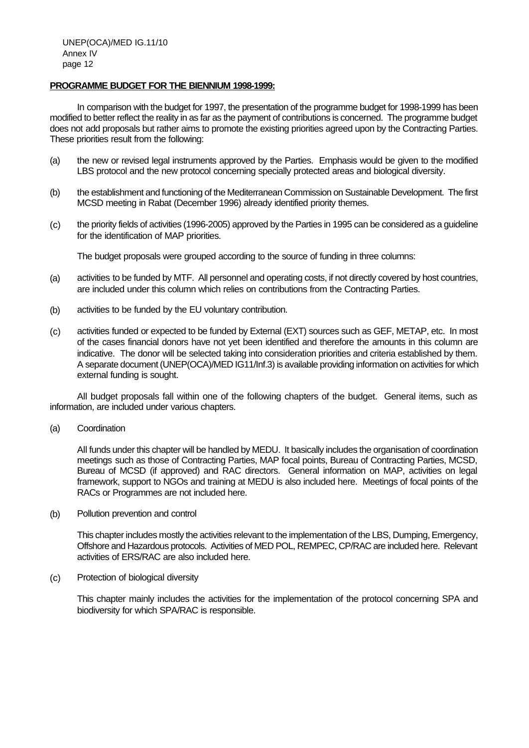**PROGRAMME BUDGET FOR THE BIENNIUM 1998-1999:**

In comparison with the budget for 1997, the presentation of the programme budget for 1998-1999 has been modified to better reflect the reality in as far as the payment of contributions is concerned. The programme budget does not add proposals but rather aims to promote the existing priorities agreed upon by the Contracting Parties. These priorities result from the following:

(a) the new or revised legal instruments approved by the Parties. Emphasis would be given to the modified LBS protocol and the new protocol concerning specially protected areas and biological diversity.

(b) the establishment and functioning of the Mediterranean Commission on Sustainable Development. The first MCSD meeting in Rabat (December 1996) already identified priority themes.

(c) the priority fields of activities (1996-2005) approved by the Parties in 1995 can be considered as a guideline for the identification of MAP priorities.

The budget proposals were grouped according to the source of funding in three columns:

(a) activities to be funded by MTF. All personnel and operating costs, if not directly covered by host countries, are included under this column which relies on contributions from the Contracting Parties.

(b) activities to be funded by the EU voluntary contribution.

(c) activities funded or expected to be funded by External (EXT) sources such as GEF, METAP, etc. In most of the cases financial donors have not yet been identified and therefore the amounts in this column are indicative. The donor will be selected taking into consideration priorities and criteria established by them. A separate document (UNEP(OCA)/MED IG11/Inf.3) is available providing information on activities for which external funding is sought.

All budget proposals fall within one of the following chapters of the budget. General items, such as information, are included under various chapters.

(a) Coordination

All funds under this chapter will be handled by MEDU. It basically includes the organisation of coordination meetings such as those of Contracting Parties, MAP focal points, Bureau of Contracting Parties, MCSD, Bureau of MCSD (if approved) and RAC directors. General information on MAP, activities on legal framework, support to NGOs and training at MEDU is also included here. Meetings of focal points of the RACs or Programmes are not included here.

(b) Pollution prevention and control

This chapter includes mostly the activities relevant to the implementation of the LBS, Dumping, Emergency, Offshore and Hazardous protocols. Activities of MED POL, REMPEC, CP/RAC are included here. Relevant activities of ERS/RAC are also included here.

(c) Protection of biological diversity

This chapter mainly includes the activities for the implementation of the protocol concerning SPA and biodiversity for which SPA/RAC is responsible.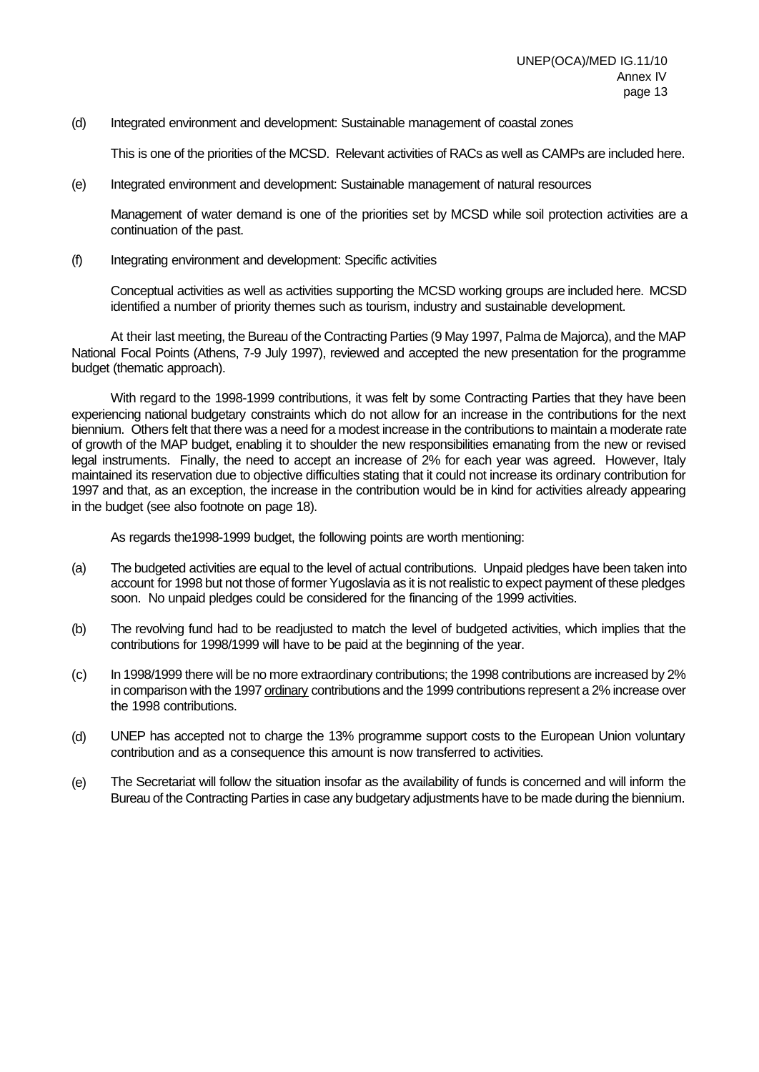(d) Integrated environment and development: Sustainable management of coastal zones

This is one of the priorities of the MCSD. Relevant activities of RACs as well as CAMPs are included here.

(e) Integrated environment and development: Sustainable management of natural resources

Management of water demand is one of the priorities set by MCSD while soil protection activities are a continuation of the past.

(f) Integrating environment and development: Specific activities

Conceptual activities as well as activities supporting the MCSD working groups are included here. MCSD identified a number of priority themes such as tourism, industry and sustainable development.

At their last meeting, the Bureau of the Contracting Parties (9 May 1997, Palma de Majorca), and the MAP National Focal Points (Athens, 7-9 July 1997), reviewed and accepted the new presentation for the programme budget (thematic approach).

With regard to the 1998-1999 contributions, it was felt by some Contracting Parties that they have been experiencing national budgetary constraints which do not allow for an increase in the contributions for the next biennium. Others felt that there was a need for a modest increase in the contributions to maintain a moderate rate of growth of the MAP budget, enabling it to shoulder the new responsibilities emanating from the new or revised legal instruments. Finally, the need to accept an increase of 2% for each year was agreed. However, Italy maintained its reservation due to objective difficulties stating that it could not increase its ordinary contribution for 1997 and that, as an exception, the increase in the contribution would be in kind for activities already appearing in the budget (see also footnote on page 18).

As regards the1998-1999 budget, the following points are worth mentioning:

(a) The budgeted activities are equal to the level of actual contributions. Unpaid pledges have been taken into account for 1998 but not those of former Yugoslavia as it is not realistic to expect payment of these pledges soon. No unpaid pledges could be considered for the financing of the 1999 activities.

(b) The revolving fund had to be readjusted to match the level of budgeted activities, which implies that the contributions for 1998/1999 will have to be paid at the beginning of the year.

(c) In 1998/1999 there will be no more extraordinary contributions; the 1998 contributions are increased by 2% in comparison with the 1997 ordinary contributions and the 1999 contributions represent a 2% increase over the 1998 contributions.

(d) UNEP has accepted not to charge the 13% programme support costs to the European Union voluntary contribution and as a consequence this amount is now transferred to activities.

(e) The Secretariat will follow the situation insofar as the availability of funds is concerned and will inform the Bureau of the Contracting Parties in case any budgetary adjustments have to be made during the biennium.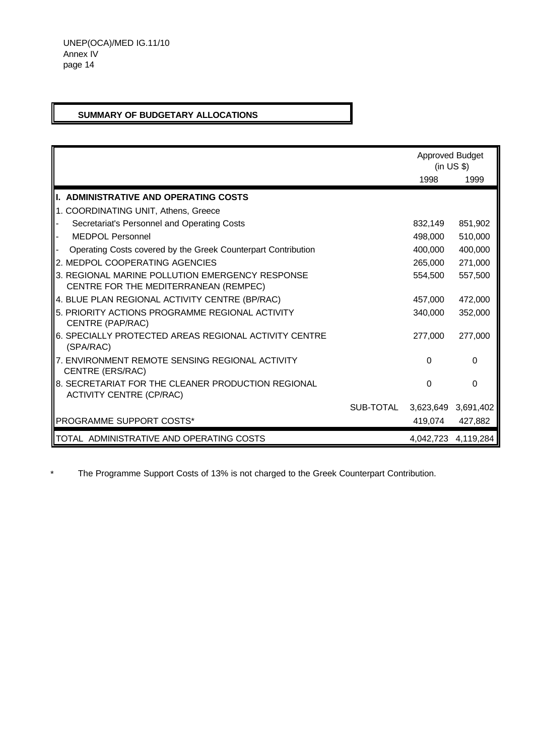## SUMMARY OF BUDGETARY ALLOCATIONS

| | | Approved Budget (in US $) | |
|---|---|---|---|
| | | 1998 | 1999 |
| **I. ADMINISTRATIVE AND OPERATING COSTS** | | | |
| 1. COORDINATING UNIT, Athens, Greece | | | |
| - Secretariat's Personnel and Operating Costs | | 832,149 | 851,902 |
| - MEDPOL Personnel | | 498,000 | 510,000 |
| - Operating Costs covered by the Greek Counterpart Contribution | | 400,000 | 400,000 |
| 2. MEDPOL COOPERATING AGENCIES | | 265,000 | 271,000 |
| 3. REGIONAL MARINE POLLUTION EMERGENCY RESPONSE CENTRE FOR THE MEDITERRANEAN (REMPEC) | | 554,500 | 557,500 |
| 4. BLUE PLAN REGIONAL ACTIVITY CENTRE (BP/RAC) | | 457,000 | 472,000 |
| 5. PRIORITY ACTIONS PROGRAMME REGIONAL ACTIVITY CENTRE (PAP/RAC) | | 340,000 | 352,000 |
| 6. SPECIALLY PROTECTED AREAS REGIONAL ACTIVITY CENTRE (SPA/RAC) | | 277,000 | 277,000 |
| 7. ENVIRONMENT REMOTE SENSING REGIONAL ACTIVITY CENTRE (ERS/RAC) | | 0 | 0 |
| 8. SECRETARIAT FOR THE CLEANER PRODUCTION REGIONAL ACTIVITY CENTRE (CP/RAC) | | 0 | 0 |
| | SUB-TOTAL | 3,623,649 | 3,691,402 |
| PROGRAMME SUPPORT COSTS* | | 419,074 | 427,882 |
| TOTAL ADMINISTRATIVE AND OPERATING COSTS | | 4,042,723 | 4,119,284 |

\* The Programme Support Costs of 13% is not charged to the Greek Counterpart Contribution.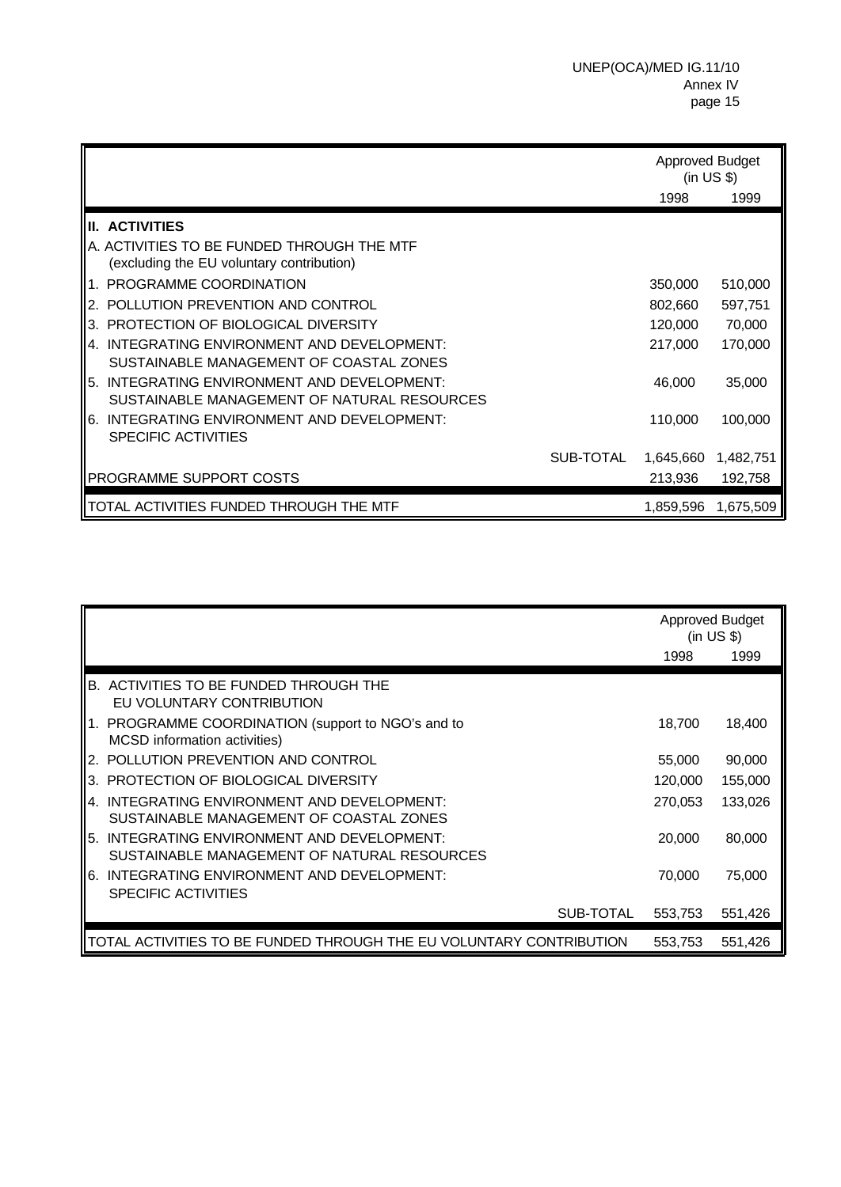| | | Approved Budget (in US $) | |
|---|---|---|---|
| | | 1998 | 1999 |
| **II. ACTIVITIES** | | | |
| A. ACTIVITIES TO BE FUNDED THROUGH THE MTF (excluding the EU voluntary contribution) | | | |
| 1. PROGRAMME COORDINATION | | 350,000 | 510,000 |
| 2. POLLUTION PREVENTION AND CONTROL | | 802,660 | 597,751 |
| 3. PROTECTION OF BIOLOGICAL DIVERSITY | | 120,000 | 70,000 |
| 4. INTEGRATING ENVIRONMENT AND DEVELOPMENT: SUSTAINABLE MANAGEMENT OF COASTAL ZONES | | 217,000 | 170,000 |
| 5. INTEGRATING ENVIRONMENT AND DEVELOPMENT: SUSTAINABLE MANAGEMENT OF NATURAL RESOURCES | | 46,000 | 35,000 |
| 6. INTEGRATING ENVIRONMENT AND DEVELOPMENT: SPECIFIC ACTIVITIES | | 110,000 | 100,000 |
| | SUB-TOTAL | 1,645,660 | 1,482,751 |
| PROGRAMME SUPPORT COSTS | | 213,936 | 192,758 |
| TOTAL ACTIVITIES FUNDED THROUGH THE MTF | | 1,859,596 | 1,675,509 |

| | | Approved Budget (in US $) | |
|---|---|---|---|
| | | 1998 | 1999 |
| B. ACTIVITIES TO BE FUNDED THROUGH THE EU VOLUNTARY CONTRIBUTION | | | |
| 1. PROGRAMME COORDINATION (support to NGO's and to MCSD information activities) | | 18,700 | 18,400 |
| 2. POLLUTION PREVENTION AND CONTROL | | 55,000 | 90,000 |
| 3. PROTECTION OF BIOLOGICAL DIVERSITY | | 120,000 | 155,000 |
| 4. INTEGRATING ENVIRONMENT AND DEVELOPMENT: SUSTAINABLE MANAGEMENT OF COASTAL ZONES | | 270,053 | 133,026 |
| 5. INTEGRATING ENVIRONMENT AND DEVELOPMENT: SUSTAINABLE MANAGEMENT OF NATURAL RESOURCES | | 20,000 | 80,000 |
| 6. INTEGRATING ENVIRONMENT AND DEVELOPMENT: SPECIFIC ACTIVITIES | | 70,000 | 75,000 |
| | SUB-TOTAL | 553,753 | 551,426 |
| TOTAL ACTIVITIES TO BE FUNDED THROUGH THE EU VOLUNTARY CONTRIBUTION | | 553,753 | 551,426 |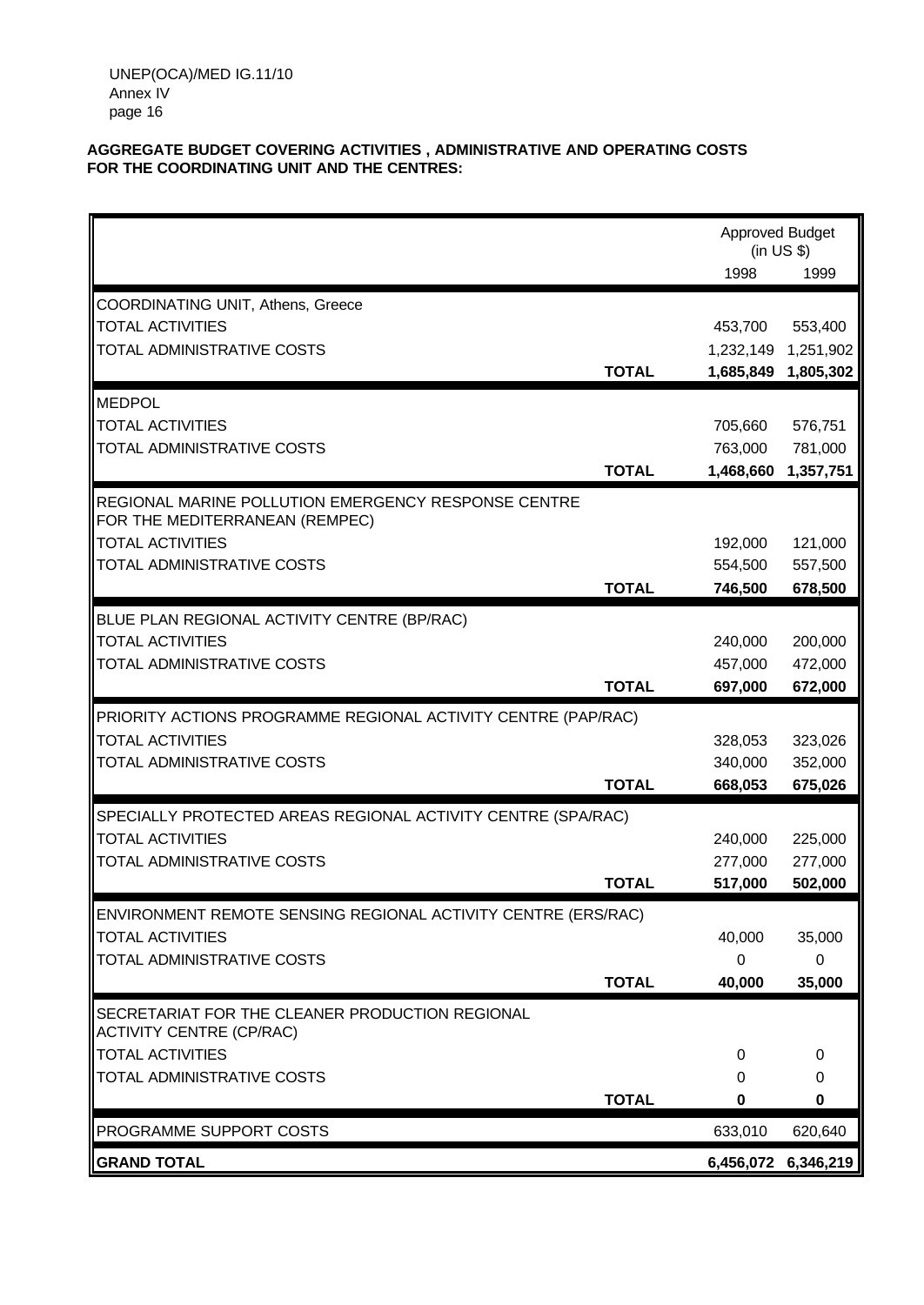**AGGREGATE BUDGET COVERING ACTIVITIES , ADMINISTRATIVE AND OPERATING COSTS FOR THE COORDINATING UNIT AND THE CENTRES:**

| | | Approved Budget (in US $) | |
|---|---|---|---|
| | | 1998 | 1999 |
| COORDINATING UNIT, Athens, Greece | | | |
| TOTAL ACTIVITIES | | 453,700 | 553,400 |
| TOTAL ADMINISTRATIVE COSTS | | 1,232,149 | 1,251,902 |
| | **TOTAL** | **1,685,849** | **1,805,302** |
| MEDPOL | | | |
| TOTAL ACTIVITIES | | 705,660 | 576,751 |
| TOTAL ADMINISTRATIVE COSTS | | 763,000 | 781,000 |
| | **TOTAL** | **1,468,660** | **1,357,751** |
| REGIONAL MARINE POLLUTION EMERGENCY RESPONSE CENTRE FOR THE MEDITERRANEAN (REMPEC) | | | |
| TOTAL ACTIVITIES | | 192,000 | 121,000 |
| TOTAL ADMINISTRATIVE COSTS | | 554,500 | 557,500 |
| | **TOTAL** | **746,500** | **678,500** |
| BLUE PLAN REGIONAL ACTIVITY CENTRE (BP/RAC) | | | |
| TOTAL ACTIVITIES | | 240,000 | 200,000 |
| TOTAL ADMINISTRATIVE COSTS | | 457,000 | 472,000 |
| | **TOTAL** | **697,000** | **672,000** |
| PRIORITY ACTIONS PROGRAMME REGIONAL ACTIVITY CENTRE (PAP/RAC) | | | |
| TOTAL ACTIVITIES | | 328,053 | 323,026 |
| TOTAL ADMINISTRATIVE COSTS | | 340,000 | 352,000 |
| | **TOTAL** | **668,053** | **675,026** |
| SPECIALLY PROTECTED AREAS REGIONAL ACTIVITY CENTRE (SPA/RAC) | | | |
| TOTAL ACTIVITIES | | 240,000 | 225,000 |
| TOTAL ADMINISTRATIVE COSTS | | 277,000 | 277,000 |
| | **TOTAL** | **517,000** | **502,000** |
| ENVIRONMENT REMOTE SENSING REGIONAL ACTIVITY CENTRE (ERS/RAC) | | | |
| TOTAL ACTIVITIES | | 40,000 | 35,000 |
| TOTAL ADMINISTRATIVE COSTS | | 0 | 0 |
| | **TOTAL** | **40,000** | **35,000** |
| SECRETARIAT FOR THE CLEANER PRODUCTION REGIONAL ACTIVITY CENTRE (CP/RAC) | | | |
| TOTAL ACTIVITIES | | 0 | 0 |
| TOTAL ADMINISTRATIVE COSTS | | 0 | 0 |
| | **TOTAL** | **0** | **0** |
| PROGRAMME SUPPORT COSTS | | 633,010 | 620,640 |
| **GRAND TOTAL** | | **6,456,072** | **6,346,219** |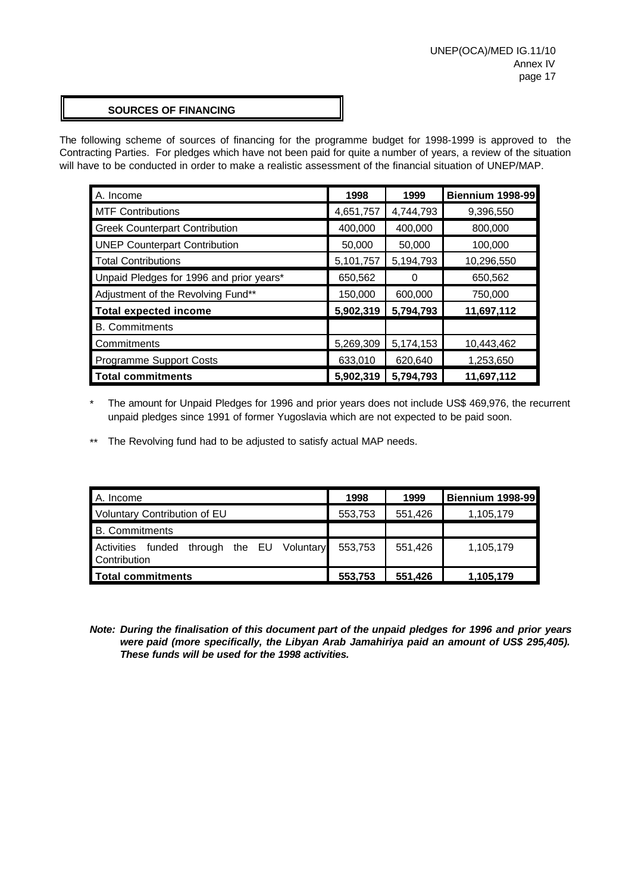## SOURCES OF FINANCING

The following scheme of sources of financing for the programme budget for 1998-1999 is approved to the Contracting Parties. For pledges which have not been paid for quite a number of years, a review of the situation will have to be conducted in order to make a realistic assessment of the financial situation of UNEP/MAP.

| A. Income | 1998 | 1999 | Biennium 1998-99 |
|---|---|---|---|
| MTF Contributions | 4,651,757 | 4,744,793 | 9,396,550 |
| Greek Counterpart Contribution | 400,000 | 400,000 | 800,000 |
| UNEP Counterpart Contribution | 50,000 | 50,000 | 100,000 |
| Total Contributions | 5,101,757 | 5,194,793 | 10,296,550 |
| Unpaid Pledges for 1996 and prior years* | 650,562 | 0 | 650,562 |
| Adjustment of the Revolving Fund** | 150,000 | 600,000 | 750,000 |
| **Total expected income** | **5,902,319** | **5,794,793** | **11,697,112** |
| B. Commitments | | | |
| Commitments | 5,269,309 | 5,174,153 | 10,443,462 |
| Programme Support Costs | 633,010 | 620,640 | 1,253,650 |
| **Total commitments** | **5,902,319** | **5,794,793** | **11,697,112** |

\* The amount for Unpaid Pledges for 1996 and prior years does not include US$ 469,976, the recurrent unpaid pledges since 1991 of former Yugoslavia which are not expected to be paid soon.

\** The Revolving fund had to be adjusted to satisfy actual MAP needs.

| A. Income | 1998 | 1999 | Biennium 1998-99 |
|---|---|---|---|
| Voluntary Contribution of EU | 553,753 | 551,426 | 1,105,179 |
| B. Commitments | | | |
| Activities funded through the EU Voluntary Contribution | 553,753 | 551,426 | 1,105,179 |
| **Total commitments** | **553,753** | **551,426** | **1,105,179** |

***Note: During the finalisation of this document part of the unpaid pledges for 1996 and prior years were paid (more specifically, the Libyan Arab Jamahiriya paid an amount of US$ 295,405). These funds will be used for the 1998 activities.***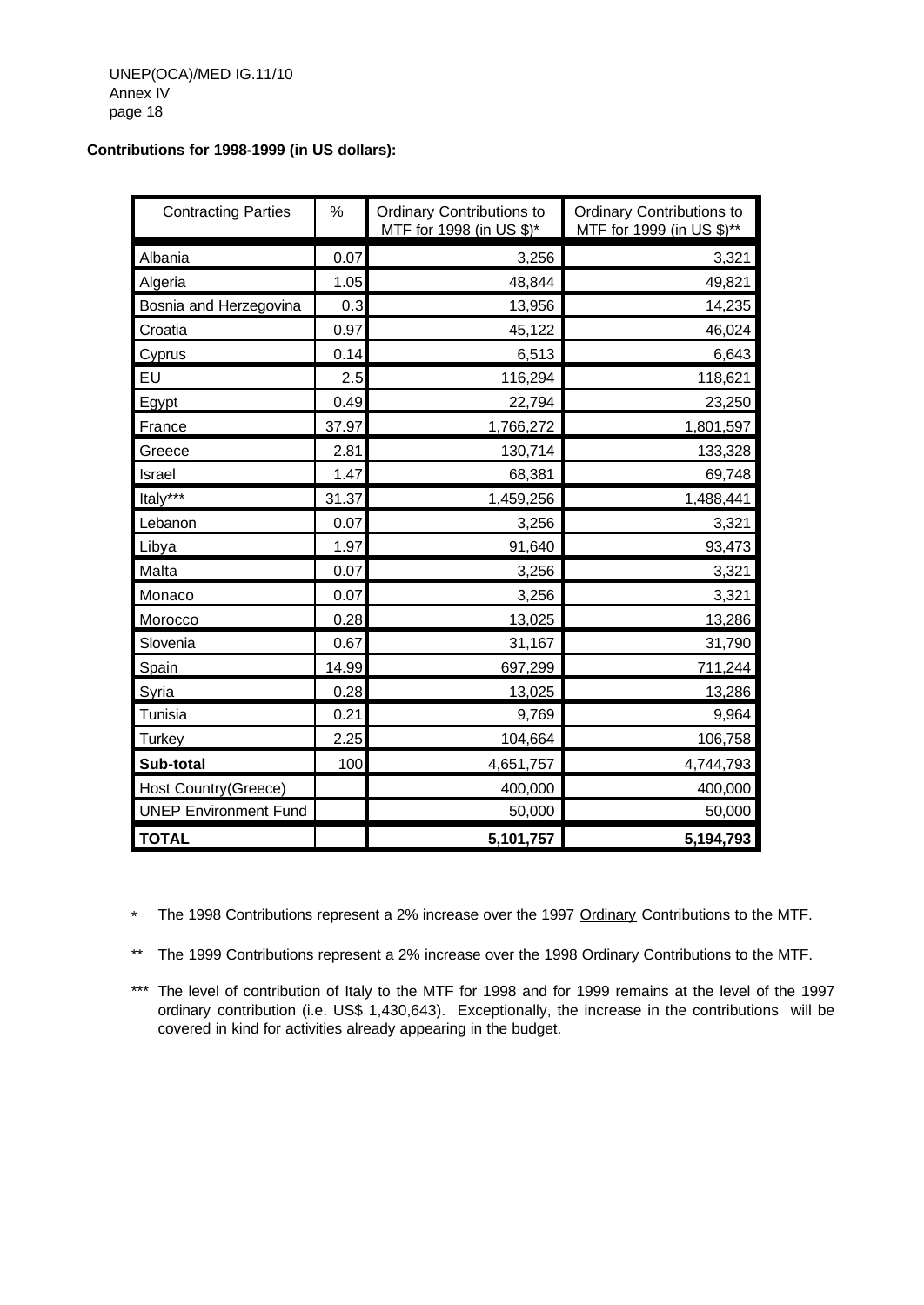**Contributions for 1998-1999 (in US dollars):**

| Contracting Parties | % | Ordinary Contributions to MTF for 1998 (in US $)* | Ordinary Contributions to MTF for 1999 (in US $)** |
|---|---|---|---|
| Albania | 0.07 | 3,256 | 3,321 |
| Algeria | 1.05 | 48,844 | 49,821 |
| Bosnia and Herzegovina | 0.3 | 13,956 | 14,235 |
| Croatia | 0.97 | 45,122 | 46,024 |
| Cyprus | 0.14 | 6,513 | 6,643 |
| EU | 2.5 | 116,294 | 118,621 |
| Egypt | 0.49 | 22,794 | 23,250 |
| France | 37.97 | 1,766,272 | 1,801,597 |
| Greece | 2.81 | 130,714 | 133,328 |
| Israel | 1.47 | 68,381 | 69,748 |
| Italy*** | 31.37 | 1,459,256 | 1,488,441 |
| Lebanon | 0.07 | 3,256 | 3,321 |
| Libya | 1.97 | 91,640 | 93,473 |
| Malta | 0.07 | 3,256 | 3,321 |
| Monaco | 0.07 | 3,256 | 3,321 |
| Morocco | 0.28 | 13,025 | 13,286 |
| Slovenia | 0.67 | 31,167 | 31,790 |
| Spain | 14.99 | 697,299 | 711,244 |
| Syria | 0.28 | 13,025 | 13,286 |
| Tunisia | 0.21 | 9,769 | 9,964 |
| Turkey | 2.25 | 104,664 | 106,758 |
| **Sub-total** | 100 | 4,651,757 | 4,744,793 |
| Host Country(Greece) | | 400,000 | 400,000 |
| UNEP Environment Fund | | 50,000 | 50,000 |
| **TOTAL** | | **5,101,757** | **5,194,793** |

\* The 1998 Contributions represent a 2% increase over the 1997 Ordinary Contributions to the MTF.

** The 1999 Contributions represent a 2% increase over the 1998 Ordinary Contributions to the MTF.

*** The level of contribution of Italy to the MTF for 1998 and for 1999 remains at the level of the 1997 ordinary contribution (i.e. US$ 1,430,643). Exceptionally, the increase in the contributions will be covered in kind for activities already appearing in the budget.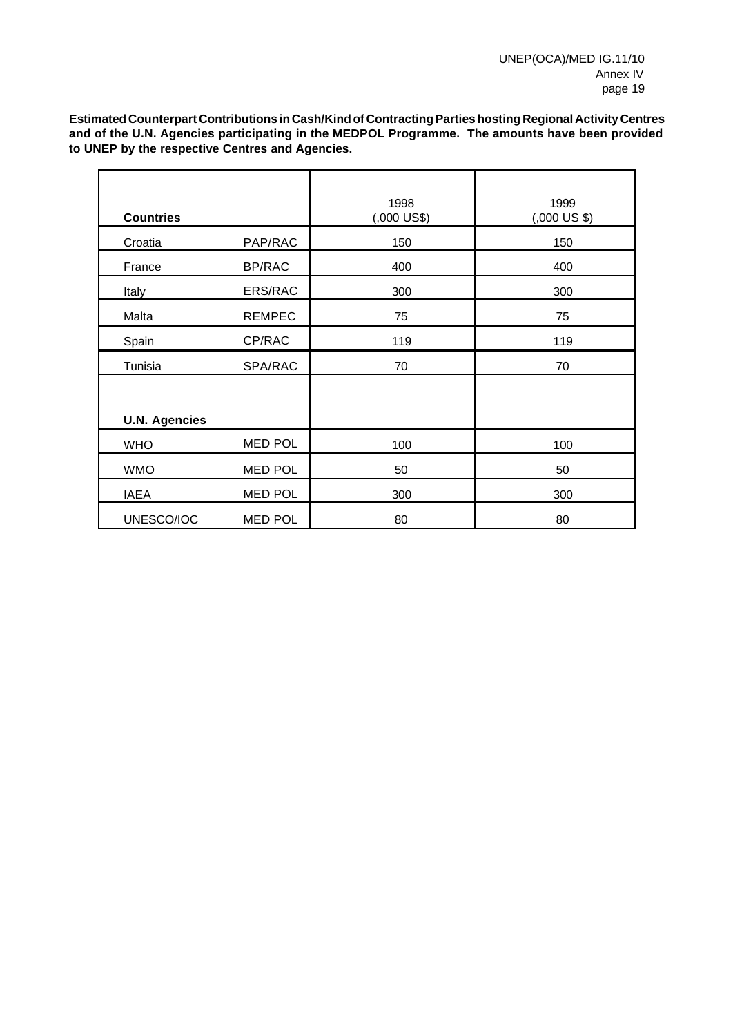**Estimated Counterpart Contributions in Cash/Kind of Contracting Parties hosting Regional Activity Centres and of the U.N. Agencies participating in the MEDPOL Programme. The amounts have been provided to UNEP by the respective Centres and Agencies.**

| **Countries** | | 1998 (,000 US$) | 1999 (,000 US $) |
|---|---|---|---|
| Croatia | PAP/RAC | 150 | 150 |
| France | BP/RAC | 400 | 400 |
| Italy | ERS/RAC | 300 | 300 |
| Malta | REMPEC | 75 | 75 |
| Spain | CP/RAC | 119 | 119 |
| Tunisia | SPA/RAC | 70 | 70 |
| **U.N. Agencies** | | | |
| WHO | MED POL | 100 | 100 |
| WMO | MED POL | 50 | 50 |
| IAEA | MED POL | 300 | 300 |
| UNESCO/IOC | MED POL | 80 | 80 |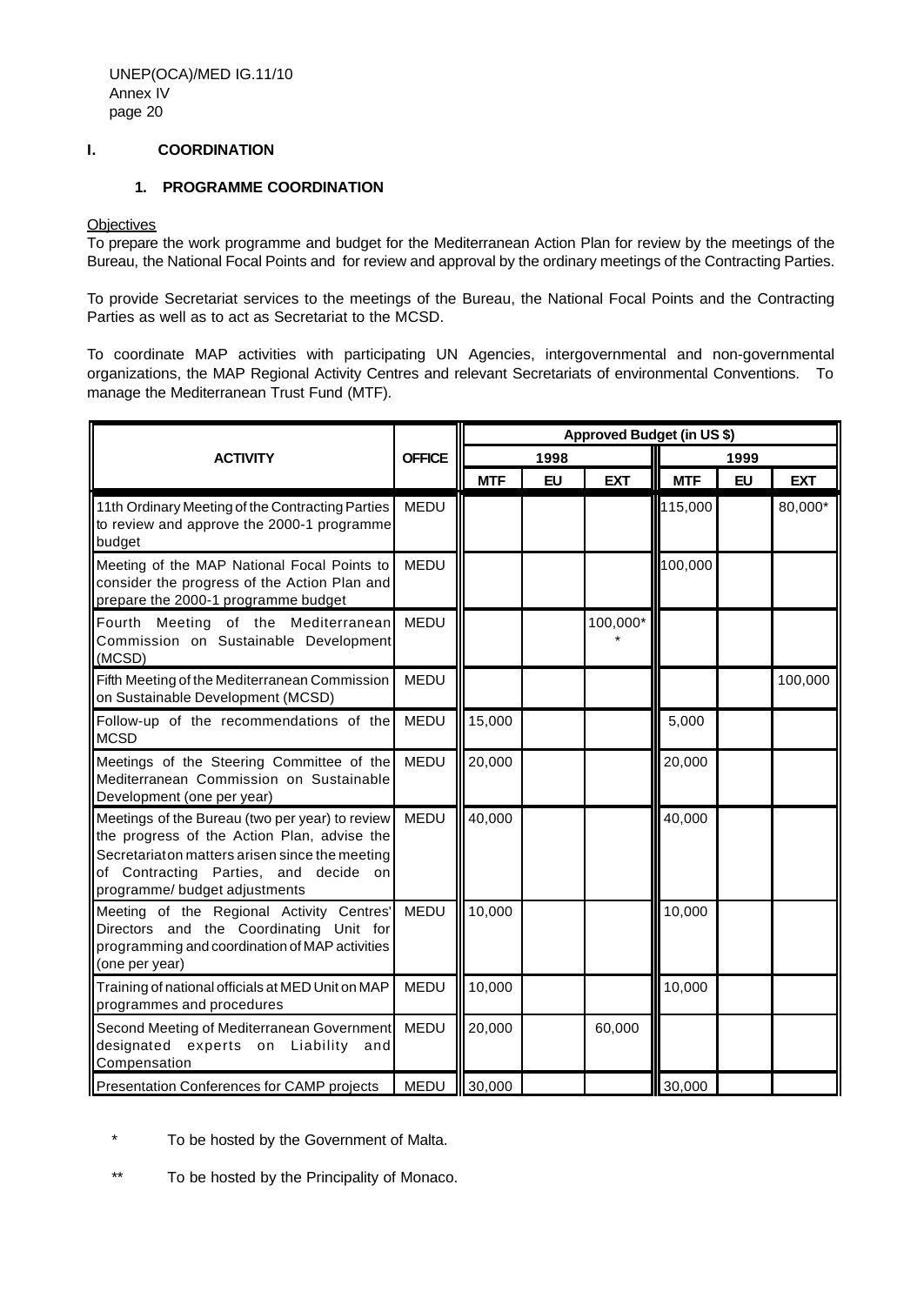## I. COORDINATION

### 1. PROGRAMME COORDINATION

Objectives

To prepare the work programme and budget for the Mediterranean Action Plan for review by the meetings of the Bureau, the National Focal Points and for review and approval by the ordinary meetings of the Contracting Parties.

To provide Secretariat services to the meetings of the Bureau, the National Focal Points and the Contracting Parties as well as to act as Secretariat to the MCSD.

To coordinate MAP activities with participating UN Agencies, intergovernmental and non-governmental organizations, the MAP Regional Activity Centres and relevant Secretariats of environmental Conventions. To manage the Mediterranean Trust Fund (MTF).

| ACTIVITY | OFFICE | Approved Budget (in US $) | | | | | |
|---|---|---|---|---|---|---|---|
| | | 1998 | | | 1999 | | |
| | | MTF | EU | EXT | MTF | EU | EXT |
| 11th Ordinary Meeting of the Contracting Parties to review and approve the 2000-1 programme budget | MEDU | | | | 115,000 | | 80,000* |
| Meeting of the MAP National Focal Points to consider the progress of the Action Plan and prepare the 2000-1 programme budget | MEDU | | | | 100,000 | | |
| Fourth Meeting of the Mediterranean Commission on Sustainable Development (MCSD) | MEDU | | | 100,000** | | | |
| Fifth Meeting of the Mediterranean Commission on Sustainable Development (MCSD) | MEDU | | | | | | 100,000 |
| Follow-up of the recommendations of the MCSD | MEDU | 15,000 | | | 5,000 | | |
| Meetings of the Steering Committee of the Mediterranean Commission on Sustainable Development (one per year) | MEDU | 20,000 | | | 20,000 | | |
| Meetings of the Bureau (two per year) to review the progress of the Action Plan, advise the Secretariat on matters arisen since the meeting of Contracting Parties, and decide on programme/ budget adjustments | MEDU | 40,000 | | | 40,000 | | |
| Meeting of the Regional Activity Centres' Directors and the Coordinating Unit for programming and coordination of MAP activities (one per year) | MEDU | 10,000 | | | 10,000 | | |
| Training of national officials at MED Unit on MAP programmes and procedures | MEDU | 10,000 | | | 10,000 | | |
| Second Meeting of Mediterranean Government designated experts on Liability and Compensation | MEDU | 20,000 | | 60,000 | | | |
| Presentation Conferences for CAMP projects | MEDU | 30,000 | | | 30,000 | | |

\* To be hosted by the Government of Malta.

\*\* To be hosted by the Principality of Monaco.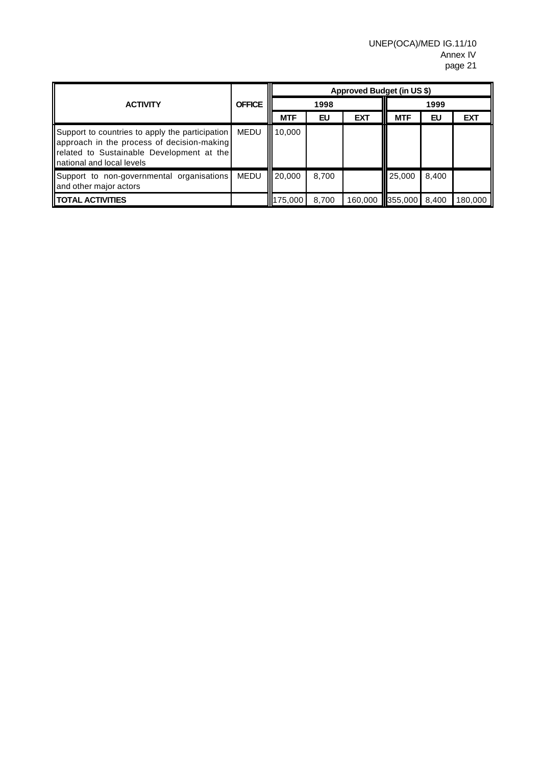| ACTIVITY | OFFICE | Approved Budget (in US $) | | | | | |
|---|---|---|---|---|---|---|---|
| | | 1998 | | | 1999 | | |
| | | MTF | EU | EXT | MTF | EU | EXT |
| Support to countries to apply the participation approach in the process of decision-making related to Sustainable Development at the national and local levels | MEDU | 10,000 | | | | | |
| Support to non-governmental organisations and other major actors | MEDU | 20,000 | 8,700 | | 25,000 | 8,400 | |
| **TOTAL ACTIVITIES** | | 175,000 | 8,700 | 160,000 | 355,000 | 8,400 | 180,000 |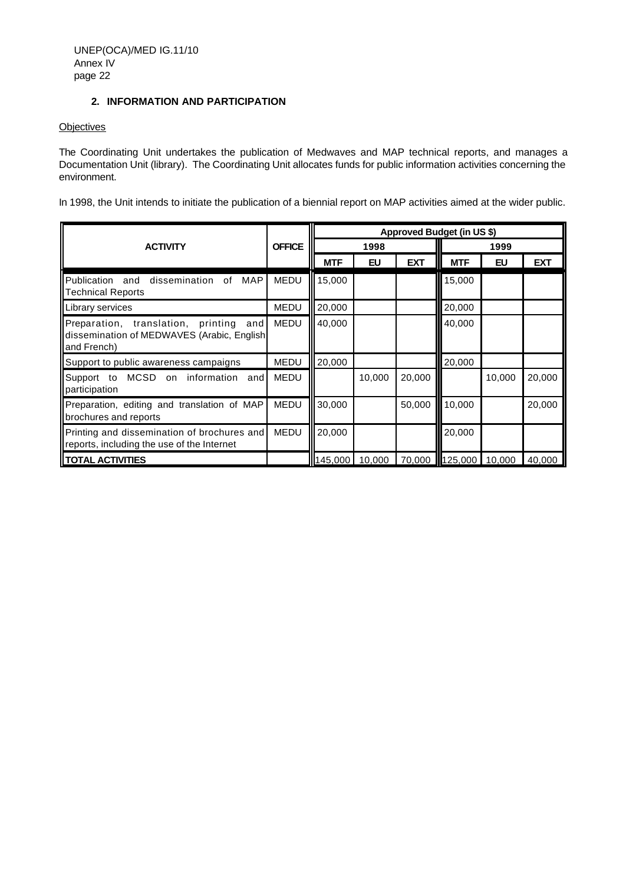## 2. INFORMATION AND PARTICIPATION

Objectives

The Coordinating Unit undertakes the publication of Medwaves and MAP technical reports, and manages a Documentation Unit (library). The Coordinating Unit allocates funds for public information activities concerning the environment.

In 1998, the Unit intends to initiate the publication of a biennial report on MAP activities aimed at the wider public.

| ACTIVITY | OFFICE | Approved Budget (in US $) | | | | | |
|---|---|---|---|---|---|---|---|
| | | 1998 | | | 1999 | | |
| | | MTF | EU | EXT | MTF | EU | EXT |
| Publication and dissemination of MAP Technical Reports | MEDU | 15,000 | | | 15,000 | | |
| Library services | MEDU | 20,000 | | | 20,000 | | |
| Preparation, translation, printing and dissemination of MEDWAVES (Arabic, English and French) | MEDU | 40,000 | | | 40,000 | | |
| Support to public awareness campaigns | MEDU | 20,000 | | | 20,000 | | |
| Support to MCSD on information and participation | MEDU | | 10,000 | 20,000 | | 10,000 | 20,000 |
| Preparation, editing and translation of MAP brochures and reports | MEDU | 30,000 | | 50,000 | 10,000 | | 20,000 |
| Printing and dissemination of brochures and reports, including the use of the Internet | MEDU | 20,000 | | | 20,000 | | |
| **TOTAL ACTIVITIES** | | 145,000 | 10,000 | 70,000 | 125,000 | 10,000 | 40,000 |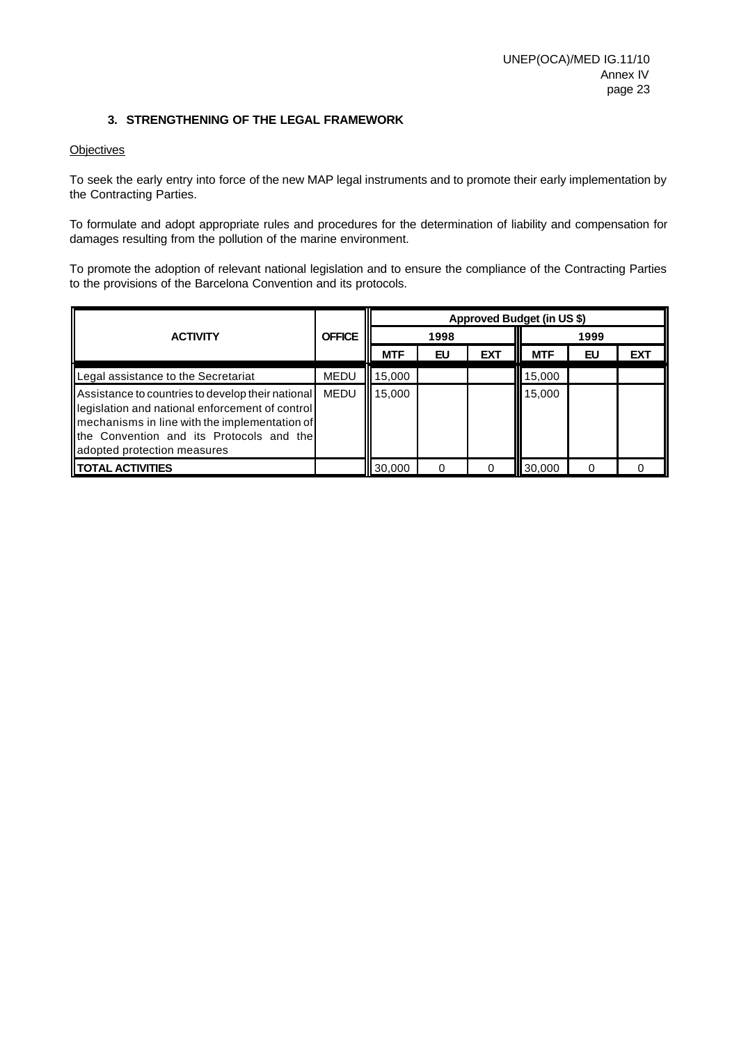### 3. STRENGTHENING OF THE LEGAL FRAMEWORK

Objectives

To seek the early entry into force of the new MAP legal instruments and to promote their early implementation by the Contracting Parties.

To formulate and adopt appropriate rules and procedures for the determination of liability and compensation for damages resulting from the pollution of the marine environment.

To promote the adoption of relevant national legislation and to ensure the compliance of the Contracting Parties to the provisions of the Barcelona Convention and its protocols.

| ACTIVITY | OFFICE | Approved Budget (in US $) | | | | | |
|---|---|---|---|---|---|---|---|
| | | 1998 | | | 1999 | | |
| | | MTF | EU | EXT | MTF | EU | EXT |
| Legal assistance to the Secretariat | MEDU | 15,000 | | | 15,000 | | |
| Assistance to countries to develop their national legislation and national enforcement of control mechanisms in line with the implementation of the Convention and its Protocols and the adopted protection measures | MEDU | 15,000 | | | 15,000 | | |
| **TOTAL ACTIVITIES** | | 30,000 | 0 | 0 | 30,000 | 0 | 0 |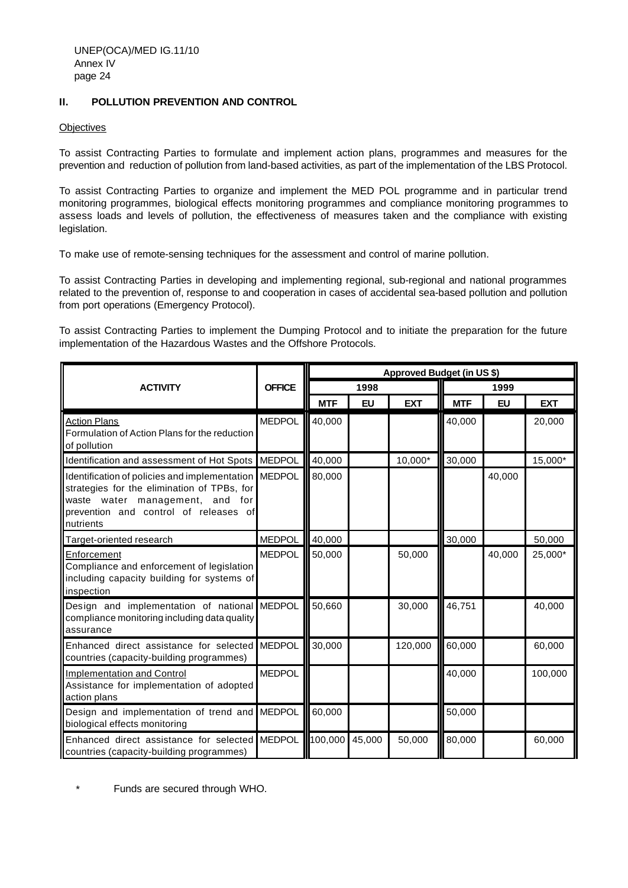## II. POLLUTION PREVENTION AND CONTROL

Objectives

To assist Contracting Parties to formulate and implement action plans, programmes and measures for the prevention and reduction of pollution from land-based activities, as part of the implementation of the LBS Protocol.

To assist Contracting Parties to organize and implement the MED POL programme and in particular trend monitoring programmes, biological effects monitoring programmes and compliance monitoring programmes to assess loads and levels of pollution, the effectiveness of measures taken and the compliance with existing legislation.

To make use of remote-sensing techniques for the assessment and control of marine pollution.

To assist Contracting Parties in developing and implementing regional, sub-regional and national programmes related to the prevention of, response to and cooperation in cases of accidental sea-based pollution and pollution from port operations (Emergency Protocol).

To assist Contracting Parties to implement the Dumping Protocol and to initiate the preparation for the future implementation of the Hazardous Wastes and the Offshore Protocols.

| ACTIVITY | OFFICE | Approved Budget (in US $) | | | | | |
|---|---|---|---|---|---|---|---|
| | | 1998 | | | 1999 | | |
| | | MTF | EU | EXT | MTF | EU | EXT |
| Action Plans<br>Formulation of Action Plans for the reduction of pollution | MEDPOL | 40,000 | | | 40,000 | | 20,000 |
| Identification and assessment of Hot Spots | MEDPOL | 40,000 | | 10,000* | 30,000 | | 15,000* |
| Identification of policies and implementation strategies for the elimination of TPBs, for waste water management, and for prevention and control of releases of nutrients | MEDPOL | 80,000 | | | | 40,000 | |
| Target-oriented research | MEDPOL | 40,000 | | | 30,000 | | 50,000 |
| Enforcement<br>Compliance and enforcement of legislation including capacity building for systems of inspection | MEDPOL | 50,000 | | 50,000 | | 40,000 | 25,000* |
| Design and implementation of national compliance monitoring including data quality assurance | MEDPOL | 50,660 | | 30,000 | 46,751 | | 40,000 |
| Enhanced direct assistance for selected countries (capacity-building programmes) | MEDPOL | 30,000 | | 120,000 | 60,000 | | 60,000 |
| Implementation and Control<br>Assistance for implementation of adopted action plans | MEDPOL | | | | 40,000 | | 100,000 |
| Design and implementation of trend and biological effects monitoring | MEDPOL | 60,000 | | | 50,000 | | |
| Enhanced direct assistance for selected countries (capacity-building programmes) | MEDPOL | 100,000 | 45,000 | 50,000 | 80,000 | | 60,000 |

\* Funds are secured through WHO.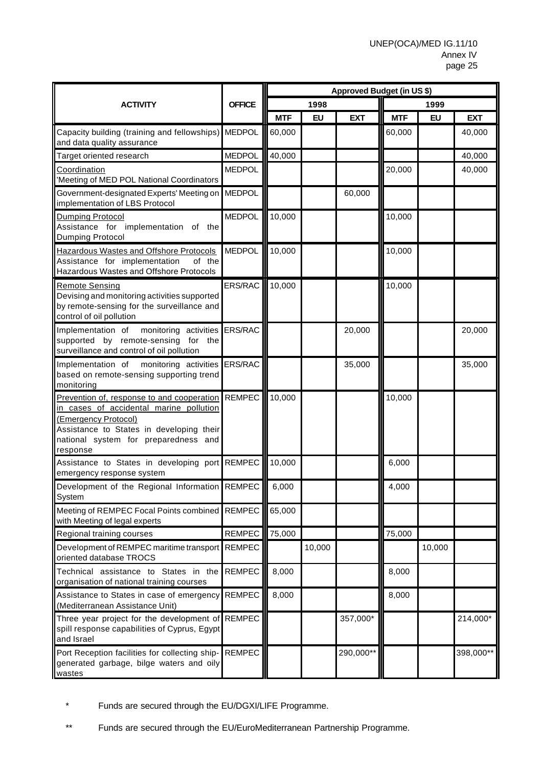| ACTIVITY | OFFICE | Approved Budget (in US $) | | | | | |
|---|---|---|---|---|---|---|---|
| | | 1998 | | | 1999 | | |
| | | MTF | EU | EXT | MTF | EU | EXT |
| Capacity building (training and fellowships) and data quality assurance | MEDPOL | 60,000 | | | 60,000 | | 40,000 |
| Target oriented research | MEDPOL | 40,000 | | | | | 40,000 |
| Coordination<br>'Meeting of MED POL National Coordinators | MEDPOL | | | | 20,000 | | 40,000 |
| Government-designated Experts' Meeting on implementation of LBS Protocol | MEDPOL | | | 60,000 | | | |
| Dumping Protocol<br>Assistance for implementation of the Dumping Protocol | MEDPOL | 10,000 | | | 10,000 | | |
| Hazardous Wastes and Offshore Protocols<br>Assistance for implementation of the Hazardous Wastes and Offshore Protocols | MEDPOL | 10,000 | | | 10,000 | | |
| Remote Sensing<br>Devising and monitoring activities supported by remote-sensing for the surveillance and control of oil pollution | ERS/RAC | 10,000 | | | 10,000 | | |
| Implementation of monitoring activities supported by remote-sensing for the surveillance and control of oil pollution | ERS/RAC | | | 20,000 | | | 20,000 |
| Implementation of monitoring activities based on remote-sensing supporting trend monitoring | ERS/RAC | | | 35,000 | | | 35,000 |
| Prevention of, response to and cooperation in cases of accidental marine pollution (Emergency Protocol)<br>Assistance to States in developing their national system for preparedness and response | REMPEC | 10,000 | | | 10,000 | | |
| Assistance to States in developing port emergency response system | REMPEC | 10,000 | | | 6,000 | | |
| Development of the Regional Information System | REMPEC | 6,000 | | | 4,000 | | |
| Meeting of REMPEC Focal Points combined with Meeting of legal experts | REMPEC | 65,000 | | | | | |
| Regional training courses | REMPEC | 75,000 | | | 75,000 | | |
| Development of REMPEC maritime transport oriented database TROCS | REMPEC | | 10,000 | | | 10,000 | |
| Technical assistance to States in the organisation of national training courses | REMPEC | 8,000 | | | 8,000 | | |
| Assistance to States in case of emergency (Mediterranean Assistance Unit) | REMPEC | 8,000 | | | 8,000 | | |
| Three year project for the development of spill response capabilities of Cyprus, Egypt and Israel | REMPEC | | | 357,000* | | | 214,000* |
| Port Reception facilities for collecting ship-generated garbage, bilge waters and oily wastes | REMPEC | | | 290,000** | | | 398,000** |

\* Funds are secured through the EU/DGXI/LIFE Programme.

\*\* Funds are secured through the EU/EuroMediterranean Partnership Programme.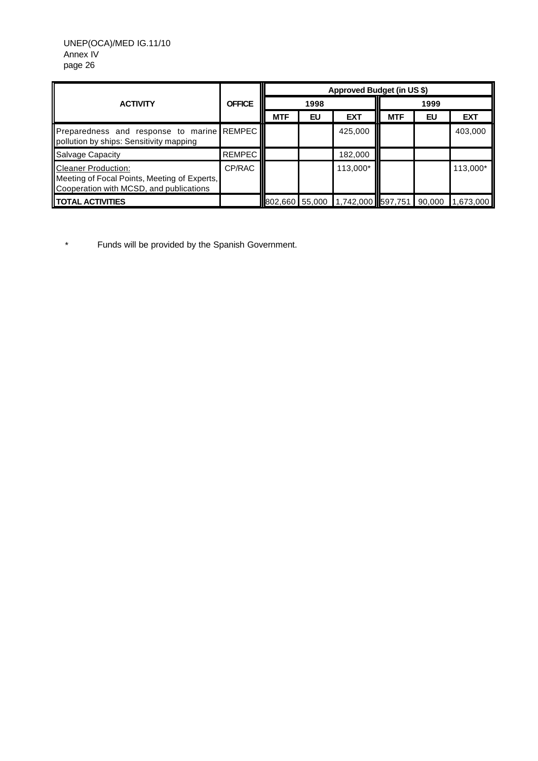| ACTIVITY | OFFICE | Approved Budget (in US $) | | | | | |
|---|---|---|---|---|---|---|---|
| | | 1998 | | | 1999 | | |
| | | MTF | EU | EXT | MTF | EU | EXT |
| Preparedness and response to marine pollution by ships: Sensitivity mapping | REMPEC | | | 425,000 | | | 403,000 |
| Salvage Capacity | REMPEC | | | 182,000 | | | |
| Cleaner Production: Meeting of Focal Points, Meeting of Experts, Cooperation with MCSD, and publications | CP/RAC | | | 113,000* | | | 113,000* |
| **TOTAL ACTIVITIES** | | 802,660 | 55,000 | 1,742,000 | 597,751 | 90,000 | 1,673,000 |

\* Funds will be provided by the Spanish Government.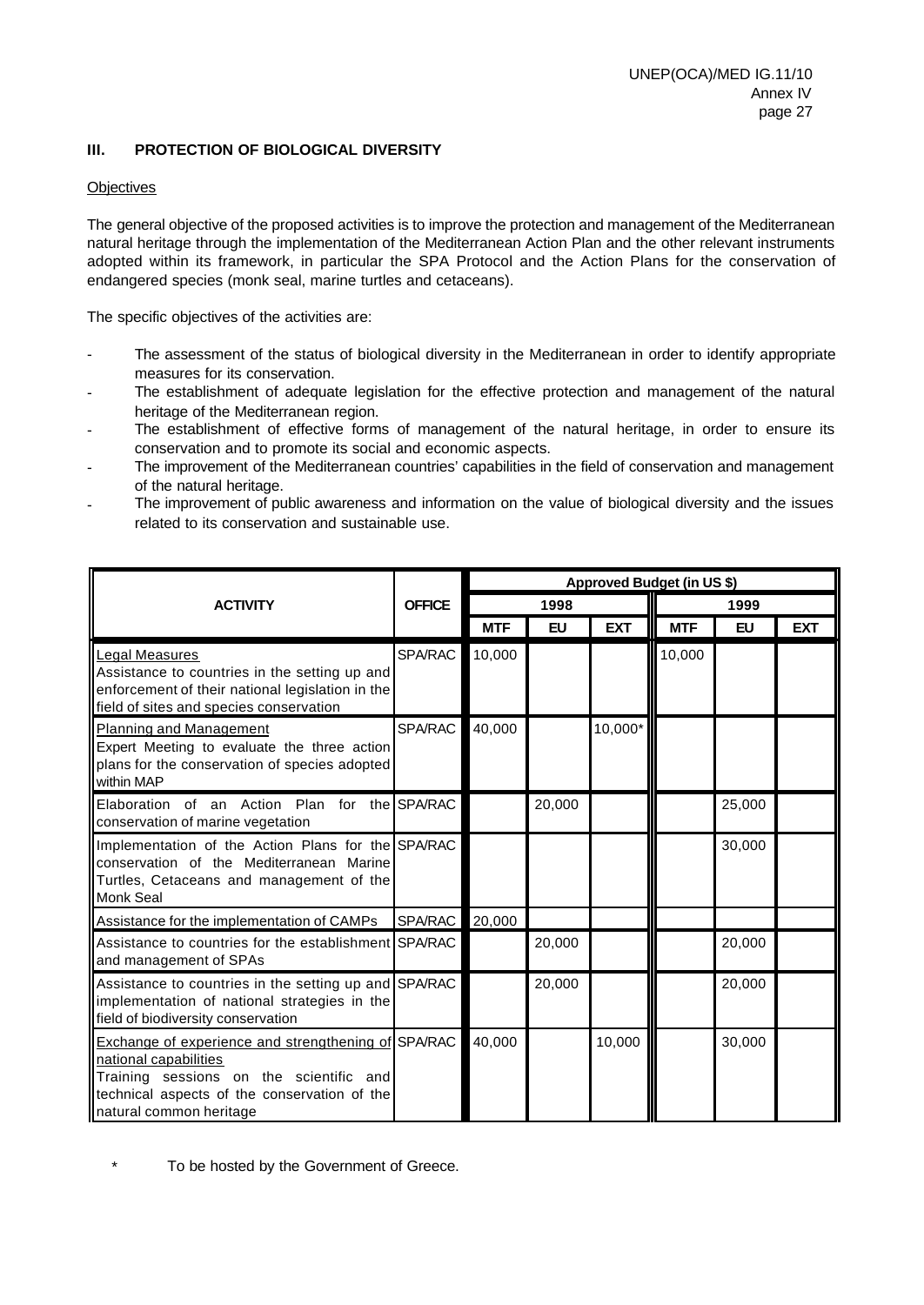### III. PROTECTION OF BIOLOGICAL DIVERSITY

Objectives

The general objective of the proposed activities is to improve the protection and management of the Mediterranean natural heritage through the implementation of the Mediterranean Action Plan and the other relevant instruments adopted within its framework, in particular the SPA Protocol and the Action Plans for the conservation of endangered species (monk seal, marine turtles and cetaceans).

The specific objectives of the activities are:

- The assessment of the status of biological diversity in the Mediterranean in order to identify appropriate measures for its conservation.
- The establishment of adequate legislation for the effective protection and management of the natural heritage of the Mediterranean region.
- The establishment of effective forms of management of the natural heritage, in order to ensure its conservation and to promote its social and economic aspects.
- The improvement of the Mediterranean countries' capabilities in the field of conservation and management of the natural heritage.
- The improvement of public awareness and information on the value of biological diversity and the issues related to its conservation and sustainable use.

| ACTIVITY | OFFICE | Approved Budget (in US $) | | | | | |
|---|---|---|---|---|---|---|---|
| | | 1998 | | | 1999 | | |
| | | MTF | EU | EXT | MTF | EU | EXT |
| Legal Measures<br>Assistance to countries in the setting up and enforcement of their national legislation in the field of sites and species conservation | SPA/RAC | 10,000 | | | 10,000 | | |
| Planning and Management<br>Expert Meeting to evaluate the three action plans for the conservation of species adopted within MAP | SPA/RAC | 40,000 | | 10,000* | | | |
| Elaboration of an Action Plan for the conservation of marine vegetation | SPA/RAC | | 20,000 | | | 25,000 | |
| Implementation of the Action Plans for the conservation of the Mediterranean Marine Turtles, Cetaceans and management of the Monk Seal | SPA/RAC | | | | | 30,000 | |
| Assistance for the implementation of CAMPs | SPA/RAC | 20,000 | | | | | |
| Assistance to countries for the establishment and management of SPAs | SPA/RAC | | 20,000 | | | 20,000 | |
| Assistance to countries in the setting up and implementation of national strategies in the field of biodiversity conservation | SPA/RAC | | 20,000 | | | 20,000 | |
| Exchange of experience and strengthening of national capabilities<br>Training sessions on the scientific and technical aspects of the conservation of the natural common heritage | SPA/RAC | 40,000 | | 10,000 | | 30,000 | |

\* To be hosted by the Government of Greece.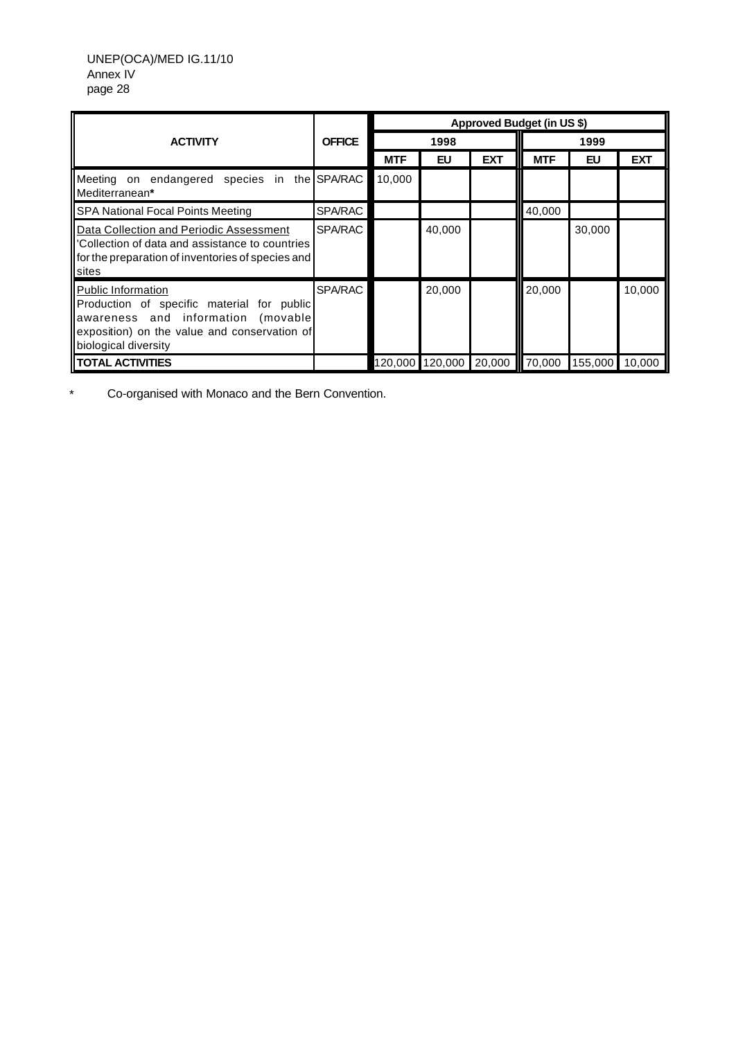| ACTIVITY | OFFICE | Approved Budget (in US $) | | | | | |
|---|---|---|---|---|---|---|---|
| | | 1998 | | | 1999 | | |
| | | MTF | EU | EXT | MTF | EU | EXT |
| Meeting on endangered species in the Mediterranean* | SPA/RAC | 10,000 | | | | | |
| SPA National Focal Points Meeting | SPA/RAC | | | | 40,000 | | |
| Data Collection and Periodic Assessment 'Collection of data and assistance to countries for the preparation of inventories of species and sites | SPA/RAC | | 40,000 | | | 30,000 | |
| Public Information Production of specific material for public awareness and information (movable exposition) on the value and conservation of biological diversity | SPA/RAC | | 20,000 | | 20,000 | | 10,000 |
| **TOTAL ACTIVITIES** | | 120,000 | 120,000 | 20,000 | 70,000 | 155,000 | 10,000 |

\* Co-organised with Monaco and the Bern Convention.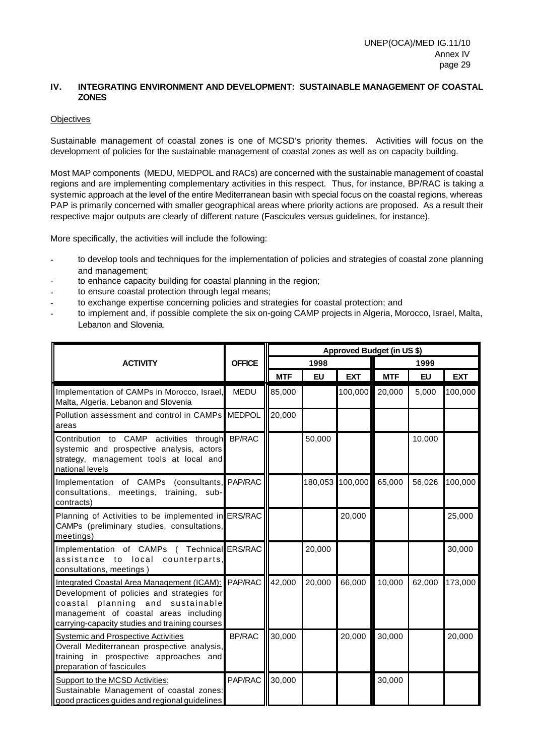## IV. INTEGRATING ENVIRONMENT AND DEVELOPMENT: SUSTAINABLE MANAGEMENT OF COASTAL ZONES

Objectives

Sustainable management of coastal zones is one of MCSD's priority themes. Activities will focus on the development of policies for the sustainable management of coastal zones as well as on capacity building.

Most MAP components (MEDU, MEDPOL and RACs) are concerned with the sustainable management of coastal regions and are implementing complementary activities in this respect. Thus, for instance, BP/RAC is taking a systemic approach at the level of the entire Mediterranean basin with special focus on the coastal regions, whereas PAP is primarily concerned with smaller geographical areas where priority actions are proposed. As a result their respective major outputs are clearly of different nature (Fascicules versus guidelines, for instance).

More specifically, the activities will include the following:

- to develop tools and techniques for the implementation of policies and strategies of coastal zone planning and management;
- to enhance capacity building for coastal planning in the region;
- to ensure coastal protection through legal means;
- to exchange expertise concerning policies and strategies for coastal protection; and
- to implement and, if possible complete the six on-going CAMP projects in Algeria, Morocco, Israel, Malta, Lebanon and Slovenia.

| ACTIVITY | OFFICE | Approved Budget (in US $) | | | | | |
|---|---|---|---|---|---|---|---|
| | | 1998 | | | 1999 | | |
| | | MTF | EU | EXT | MTF | EU | EXT |
| Implementation of CAMPs in Morocco, Israel, Malta, Algeria, Lebanon and Slovenia | MEDU | 85,000 | | 100,000 | 20,000 | 5,000 | 100,000 |
| Pollution assessment and control in CAMPs areas | MEDPOL | 20,000 | | | | | |
| Contribution to CAMP activities through systemic and prospective analysis, actors strategy, management tools at local and national levels | BP/RAC | | 50,000 | | | 10,000 | |
| Implementation of CAMPs (consultants, consultations, meetings, training, sub-contracts) | PAP/RAC | | 180,053 | 100,000 | 65,000 | 56,026 | 100,000 |
| Planning of Activities to be implemented in CAMPs (preliminary studies, consultations, meetings) | ERS/RAC | | | 20,000 | | | 25,000 |
| Implementation of CAMPs ( Technical assistance to local counterparts, consultations, meetings ) | ERS/RAC | | 20,000 | | | | 30,000 |
| Integrated Coastal Area Management (ICAM): Development of policies and strategies for coastal planning and sustainable management of coastal areas including carrying-capacity studies and training courses | PAP/RAC | 42,000 | 20,000 | 66,000 | 10,000 | 62,000 | 173,000 |
| Systemic and Prospective Activities Overall Mediterranean prospective analysis, training in prospective approaches and preparation of fascicules | BP/RAC | 30,000 | | 20,000 | 30,000 | | 20,000 |
| Support to the MCSD Activities: Sustainable Management of coastal zones: good practices guides and regional guidelines | PAP/RAC | 30,000 | | | 30,000 | | |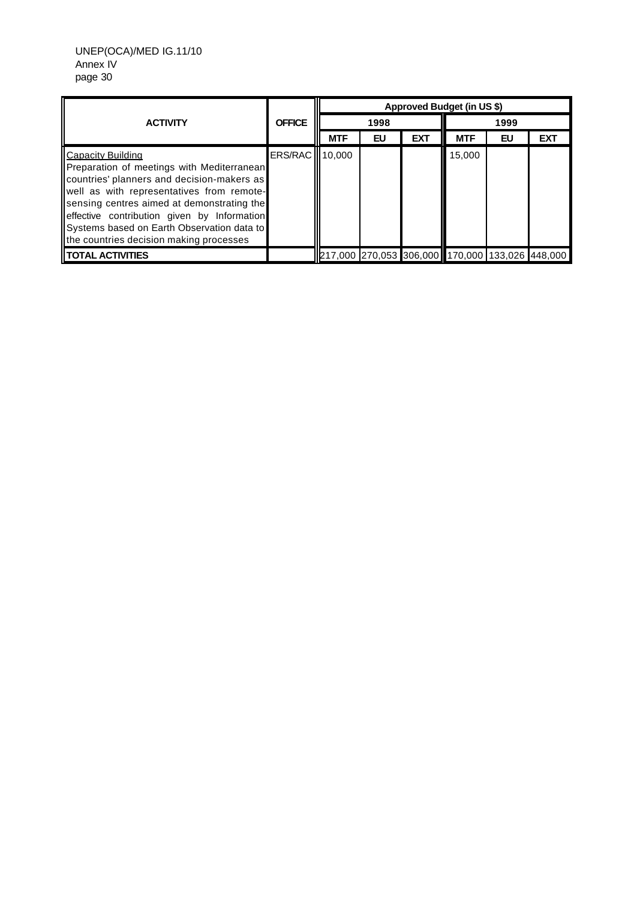| ACTIVITY | OFFICE | Approved Budget (in US $) | | | | | |
|---|---|---|---|---|---|---|---|
| | | 1998 | | | 1999 | | |
| | | MTF | EU | EXT | MTF | EU | EXT |
| Capacity Building<br>Preparation of meetings with Mediterranean countries' planners and decision-makers as well as with representatives from remote-sensing centres aimed at demonstrating the effective contribution given by Information Systems based on Earth Observation data to the countries decision making processes | ERS/RAC | 10,000 | | | 15,000 | | |
| **TOTAL ACTIVITIES** | | 217,000 | 270,053 | 306,000 | 170,000 | 133,026 | 448,000 |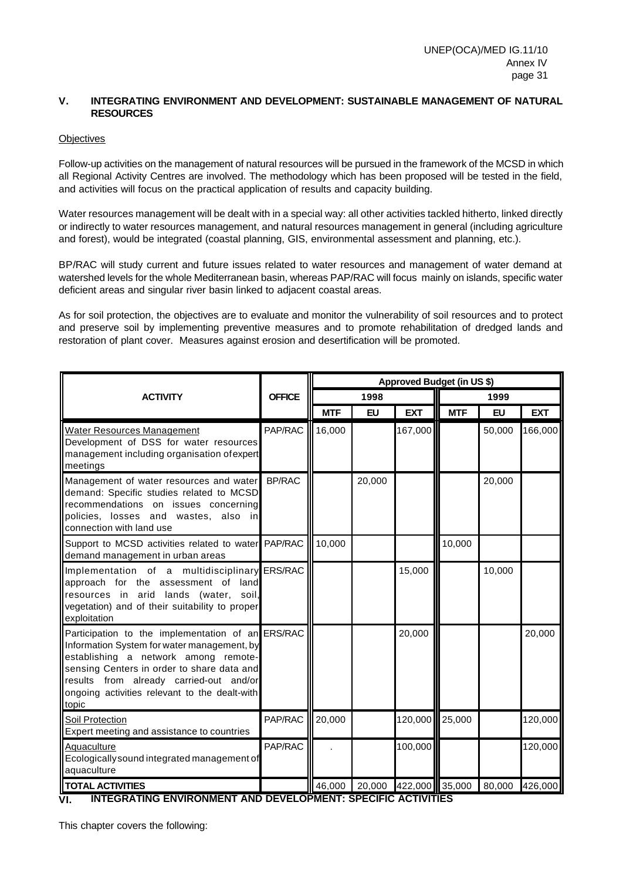## V. INTEGRATING ENVIRONMENT AND DEVELOPMENT: SUSTAINABLE MANAGEMENT OF NATURAL RESOURCES

Objectives

Follow-up activities on the management of natural resources will be pursued in the framework of the MCSD in which all Regional Activity Centres are involved. The methodology which has been proposed will be tested in the field, and activities will focus on the practical application of results and capacity building.

Water resources management will be dealt with in a special way: all other activities tackled hitherto, linked directly or indirectly to water resources management, and natural resources management in general (including agriculture and forest), would be integrated (coastal planning, GIS, environmental assessment and planning, etc.).

BP/RAC will study current and future issues related to water resources and management of water demand at watershed levels for the whole Mediterranean basin, whereas PAP/RAC will focus mainly on islands, specific water deficient areas and singular river basin linked to adjacent coastal areas.

As for soil protection, the objectives are to evaluate and monitor the vulnerability of soil resources and to protect and preserve soil by implementing preventive measures and to promote rehabilitation of dredged lands and restoration of plant cover. Measures against erosion and desertification will be promoted.

| ACTIVITY | OFFICE | Approved Budget (in US $) | | | | | |
|---|---|---|---|---|---|---|---|
| | | 1998 | | | 1999 | | |
| | | MTF | EU | EXT | MTF | EU | EXT |
| Water Resources Management<br>Development of DSS for water resources management including organisation of expert meetings | PAP/RAC | 16,000 | | 167,000 | | 50,000 | 166,000 |
| Management of water resources and water demand: Specific studies related to MCSD recommendations on issues concerning policies, losses and wastes, also in connection with land use | BP/RAC | | 20,000 | | | 20,000 | |
| Support to MCSD activities related to water demand management in urban areas | PAP/RAC | 10,000 | | | 10,000 | | |
| Implementation of a multidisciplinary approach for the assessment of land resources in arid lands (water, soil, vegetation) and of their suitability to proper exploitation | ERS/RAC | | | 15,000 | | 10,000 | |
| Participation to the implementation of an Information System for water management, by establishing a network among remote-sensing Centers in order to share data and results from already carried-out and/or ongoing activities relevant to the dealt-with topic | ERS/RAC | | | 20,000 | | | 20,000 |
| Soil Protection<br>Expert meeting and assistance to countries | PAP/RAC | 20,000 | | 120,000 | 25,000 | | 120,000 |
| Aquaculture<br>Ecologically sound integrated management of aquaculture | PAP/RAC | . | | 100,000 | | | 120,000 |
| **TOTAL ACTIVITIES** | | 46,000 | 20,000 | 422,000 | 35,000 | 80,000 | 426,000 |

## VI. INTEGRATING ENVIRONMENT AND DEVELOPMENT: SPECIFIC ACTIVITIES

This chapter covers the following: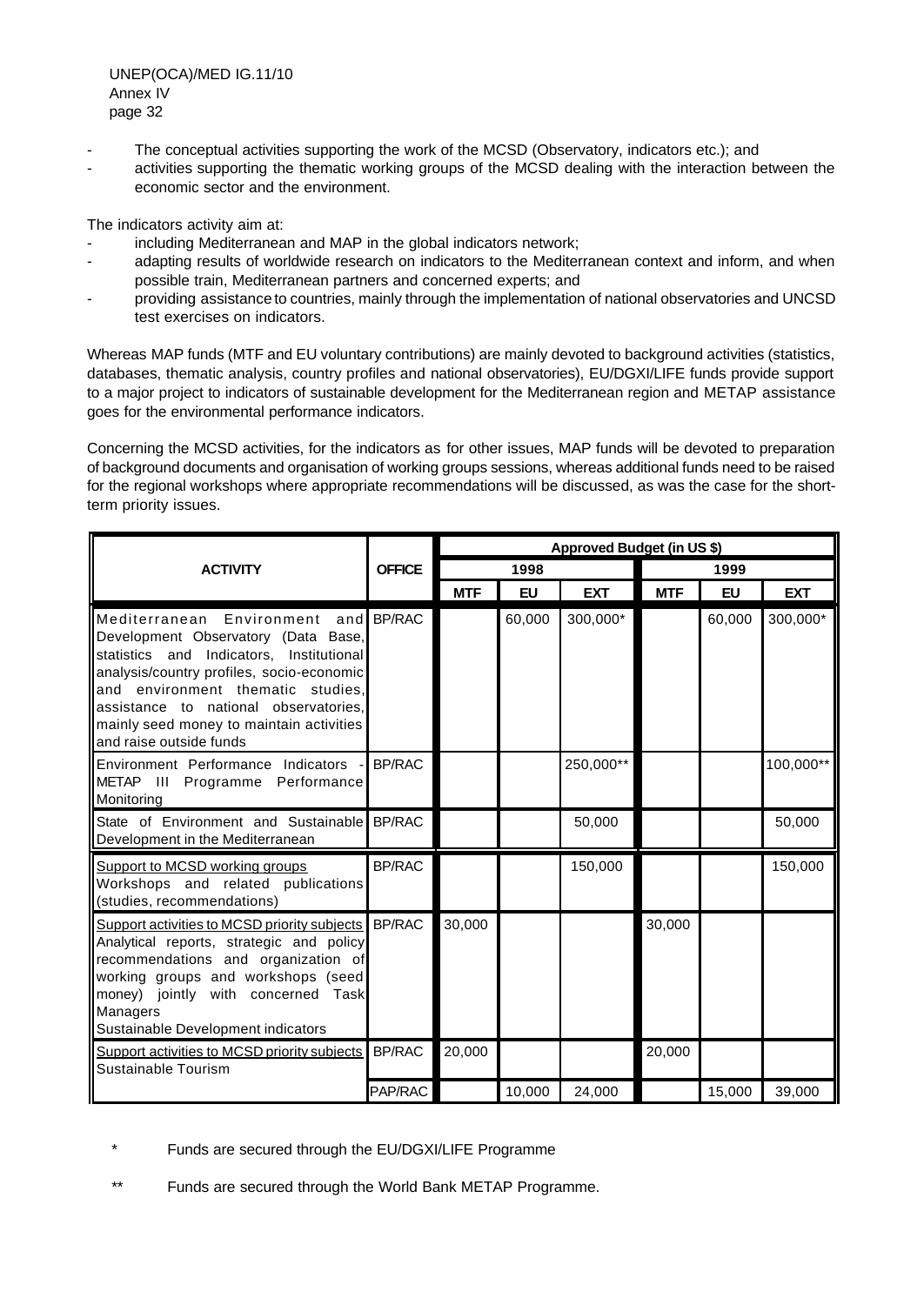- The conceptual activities supporting the work of the MCSD (Observatory, indicators etc.); and
- activities supporting the thematic working groups of the MCSD dealing with the interaction between the economic sector and the environment.

The indicators activity aim at:
- including Mediterranean and MAP in the global indicators network;
- adapting results of worldwide research on indicators to the Mediterranean context and inform, and when possible train, Mediterranean partners and concerned experts; and
- providing assistance to countries, mainly through the implementation of national observatories and UNCSD test exercises on indicators.

Whereas MAP funds (MTF and EU voluntary contributions) are mainly devoted to background activities (statistics, databases, thematic analysis, country profiles and national observatories), EU/DGXI/LIFE funds provide support to a major project to indicators of sustainable development for the Mediterranean region and METAP assistance goes for the environmental performance indicators.

Concerning the MCSD activities, for the indicators as for other issues, MAP funds will be devoted to preparation of background documents and organisation of working groups sessions, whereas additional funds need to be raised for the regional workshops where appropriate recommendations will be discussed, as was the case for the short-term priority issues.

| ACTIVITY | OFFICE | Approved Budget (in US $) | | | | | |
|---|---|---|---|---|---|---|---|
| | | 1998 | | | 1999 | | |
| | | MTF | EU | EXT | MTF | EU | EXT |
| Mediterranean Environment and Development Observatory (Data Base, statistics and Indicators, Institutional analysis/country profiles, socio-economic and environment thematic studies, assistance to national observatories, mainly seed money to maintain activities and raise outside funds | BP/RAC | | 60,000 | 300,000* | | 60,000 | 300,000* |
| Environment Performance Indicators - METAP III Programme Performance Monitoring | BP/RAC | | | 250,000** | | | 100,000** |
| State of Environment and Sustainable Development in the Mediterranean | BP/RAC | | | 50,000 | | | 50,000 |
| Support to MCSD working groups<br>Workshops and related publications (studies, recommendations) | BP/RAC | | | 150,000 | | | 150,000 |
| Support activities to MCSD priority subjects<br>Analytical reports, strategic and policy recommendations and organization of working groups and workshops (seed money) jointly with concerned Task Managers<br>Sustainable Development indicators | BP/RAC | 30,000 | | | 30,000 | | |
| Support activities to MCSD priority subjects<br>Sustainable Tourism | BP/RAC | 20,000 | | | 20,000 | | |
| | PAP/RAC | | 10,000 | 24,000 | | 15,000 | 39,000 |

\* Funds are secured through the EU/DGXI/LIFE Programme

\** Funds are secured through the World Bank METAP Programme.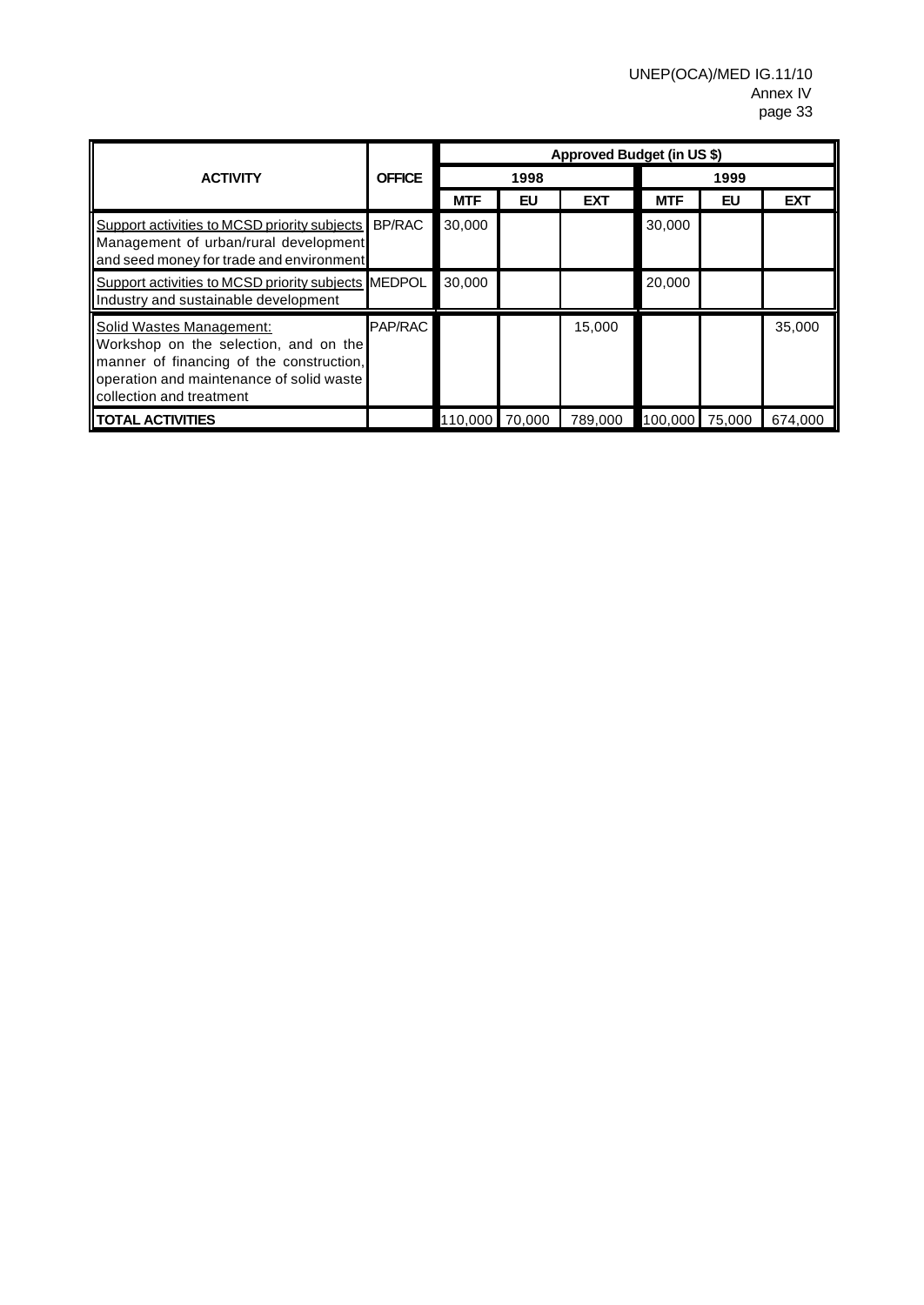| ACTIVITY | OFFICE | Approved Budget (in US $) | | | | | |
|---|---|---|---|---|---|---|---|
| | | 1998 | | | 1999 | | |
| | | MTF | EU | EXT | MTF | EU | EXT |
| Support activities to MCSD priority subjects Management of urban/rural development and seed money for trade and environment | BP/RAC | 30,000 | | | 30,000 | | |
| Support activities to MCSD priority subjects Industry and sustainable development | MEDPOL | 30,000 | | | 20,000 | | |
| Solid Wastes Management: Workshop on the selection, and on the manner of financing of the construction, operation and maintenance of solid waste collection and treatment | PAP/RAC | | | 15,000 | | | 35,000 |
| **TOTAL ACTIVITIES** | | 110,000 | 70,000 | 789,000 | 100,000 | 75,000 | 674,000 |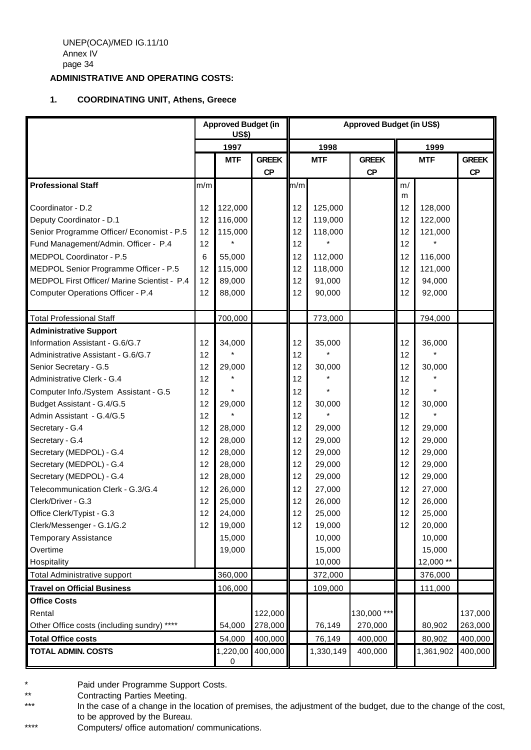**ADMINISTRATIVE AND OPERATING COSTS:**

**1. COORDINATING UNIT, Athens, Greece**

| | Approved Budget (in US$) | | | Approved Budget (in US$) | | | | | |
|---|---|---|---|---|---|---|---|---|---|
| | 1997 | | | 1998 | | | 1999 | | |
| | | MTF | GREEK CP | | MTF | GREEK CP | | MTF | GREEK CP |
| **Professional Staff** | m/m | | | m/m | | | m/m | | |
| Coordinator - D.2 | 12 | 122,000 | | 12 | 125,000 | | 12 | 128,000 | |
| Deputy Coordinator - D.1 | 12 | 116,000 | | 12 | 119,000 | | 12 | 122,000 | |
| Senior Programme Officer/ Economist - P.5 | 12 | 115,000 | | 12 | 118,000 | | 12 | 121,000 | |
| Fund Management/Admin. Officer - P.4 | 12 | * | | 12 | * | | 12 | * | |
| MEDPOL Coordinator - P.5 | 6 | 55,000 | | 12 | 112,000 | | 12 | 116,000 | |
| MEDPOL Senior Programme Officer - P.5 | 12 | 115,000 | | 12 | 118,000 | | 12 | 121,000 | |
| MEDPOL First Officer/ Marine Scientist - P.4 | 12 | 89,000 | | 12 | 91,000 | | 12 | 94,000 | |
| Computer Operations Officer - P.4 | 12 | 88,000 | | 12 | 90,000 | | 12 | 92,000 | |
| Total Professional Staff | | 700,000 | | | 773,000 | | | 794,000 | |
| **Administrative Support** | | | | | | | | | |
| Information Assistant - G.6/G.7 | 12 | 34,000 | | 12 | 35,000 | | 12 | 36,000 | |
| Administrative Assistant - G.6/G.7 | 12 | * | | 12 | * | | 12 | * | |
| Senior Secretary - G.5 | 12 | 29,000 | | 12 | 30,000 | | 12 | 30,000 | |
| Administrative Clerk - G.4 | 12 | * | | 12 | * | | 12 | * | |
| Computer Info./System Assistant - G.5 | 12 | * | | 12 | * | | 12 | * | |
| Budget Assistant - G.4/G.5 | 12 | 29,000 | | 12 | 30,000 | | 12 | 30,000 | |
| Admin Assistant - G.4/G.5 | 12 | * | | 12 | * | | 12 | * | |
| Secretary - G.4 | 12 | 28,000 | | 12 | 29,000 | | 12 | 29,000 | |
| Secretary - G.4 | 12 | 28,000 | | 12 | 29,000 | | 12 | 29,000 | |
| Secretary (MEDPOL) - G.4 | 12 | 28,000 | | 12 | 29,000 | | 12 | 29,000 | |
| Secretary (MEDPOL) - G.4 | 12 | 28,000 | | 12 | 29,000 | | 12 | 29,000 | |
| Secretary (MEDPOL) - G.4 | 12 | 28,000 | | 12 | 29,000 | | 12 | 29,000 | |
| Telecommunication Clerk - G.3/G.4 | 12 | 26,000 | | 12 | 27,000 | | 12 | 27,000 | |
| Clerk/Driver - G.3 | 12 | 25,000 | | 12 | 26,000 | | 12 | 26,000 | |
| Office Clerk/Typist - G.3 | 12 | 24,000 | | 12 | 25,000 | | 12 | 25,000 | |
| Clerk/Messenger - G.1/G.2 | 12 | 19,000 | | 12 | 19,000 | | 12 | 20,000 | |
| Temporary Assistance | | 15,000 | | | 10,000 | | | 10,000 | |
| Overtime | | 19,000 | | | 15,000 | | | 15,000 | |
| Hospitality | | | | | 10,000 | | | 12,000 ** | |
| Total Administrative support | | 360,000 | | | 372,000 | | | 376,000 | |
| **Travel on Official Business** | | 106,000 | | | 109,000 | | | 111,000 | |
| **Office Costs** | | | | | | | | | |
| Rental | | | 122,000 | | | 130,000 *** | | | 137,000 |
| Other Office costs (including sundry) **** | | 54,000 | 278,000 | | 76,149 | 270,000 | | 80,902 | 263,000 |
| **Total Office costs** | | 54,000 | 400,000 | | 76,149 | 400,000 | | 80,902 | 400,000 |
| **TOTAL ADMIN. COSTS** | | 1,220,000 | 400,000 | | 1,330,149 | 400,000 | | 1,361,902 | 400,000 |

\* Paid under Programme Support Costs.

\** Contracting Parties Meeting.

\*** In the case of a change in the location of premises, the adjustment of the budget, due to the change of the cost, to be approved by the Bureau.

\**** Computers/ office automation/ communications.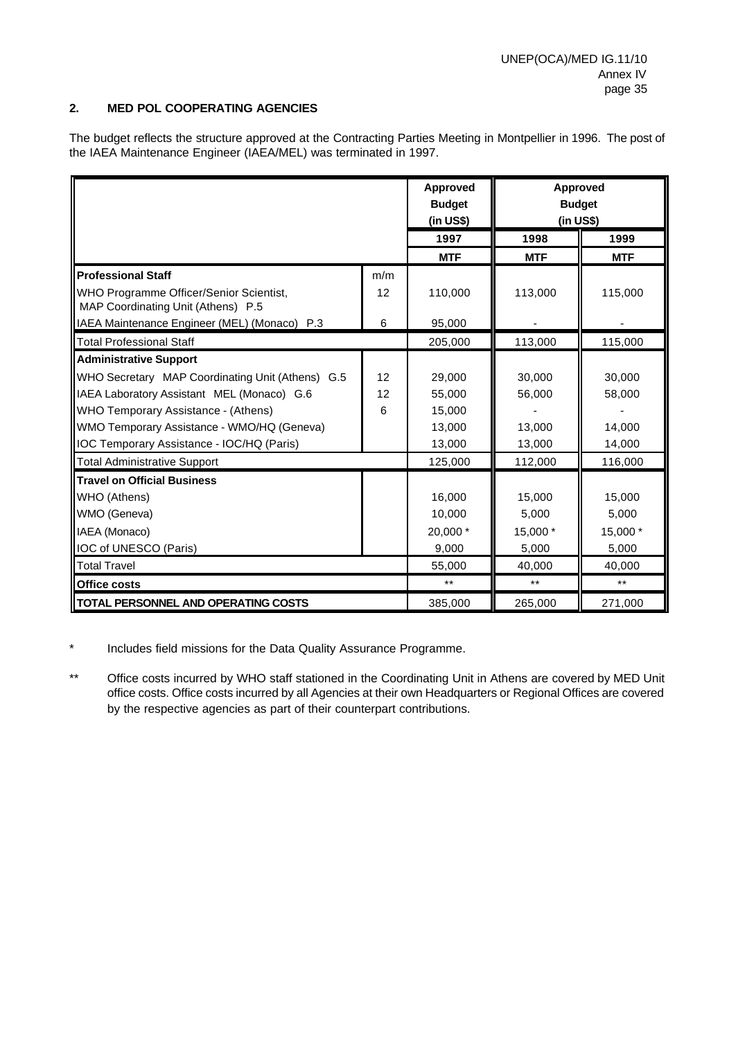## 2. MED POL COOPERATING AGENCIES

The budget reflects the structure approved at the Contracting Parties Meeting in Montpellier in 1996. The post of the IAEA Maintenance Engineer (IAEA/MEL) was terminated in 1997.

| | | Approved Budget (in US$) | Approved Budget (in US$) | |
|---|---|---|---|---|
| | | 1997 | 1998 | 1999 |
| | | MTF | MTF | MTF |
| **Professional Staff** | m/m | | | |
| WHO Programme Officer/Senior Scientist, MAP Coordinating Unit (Athens) P.5 | 12 | 110,000 | 113,000 | 115,000 |
| IAEA Maintenance Engineer (MEL) (Monaco) P.3 | 6 | 95,000 | - | - |
| Total Professional Staff | | 205,000 | 113,000 | 115,000 |
| **Administrative Support** | | | | |
| WHO Secretary MAP Coordinating Unit (Athens) G.5 | 12 | 29,000 | 30,000 | 30,000 |
| IAEA Laboratory Assistant MEL (Monaco) G.6 | 12 | 55,000 | 56,000 | 58,000 |
| WHO Temporary Assistance - (Athens) | 6 | 15,000 | - | - |
| WMO Temporary Assistance - WMO/HQ (Geneva) | | 13,000 | 13,000 | 14,000 |
| IOC Temporary Assistance - IOC/HQ (Paris) | | 13,000 | 13,000 | 14,000 |
| Total Administrative Support | | 125,000 | 112,000 | 116,000 |
| **Travel on Official Business** | | | | |
| WHO (Athens) | | 16,000 | 15,000 | 15,000 |
| WMO (Geneva) | | 10,000 | 5,000 | 5,000 |
| IAEA (Monaco) | | 20,000 * | 15,000 * | 15,000 * |
| IOC of UNESCO (Paris) | | 9,000 | 5,000 | 5,000 |
| Total Travel | | 55,000 | 40,000 | 40,000 |
| **Office costs** | | ** | ** | ** |
| **TOTAL PERSONNEL AND OPERATING COSTS** | | 385,000 | 265,000 | 271,000 |

\* Includes field missions for the Data Quality Assurance Programme.

\*\* Office costs incurred by WHO staff stationed in the Coordinating Unit in Athens are covered by MED Unit office costs. Office costs incurred by all Agencies at their own Headquarters or Regional Offices are covered by the respective agencies as part of their counterpart contributions.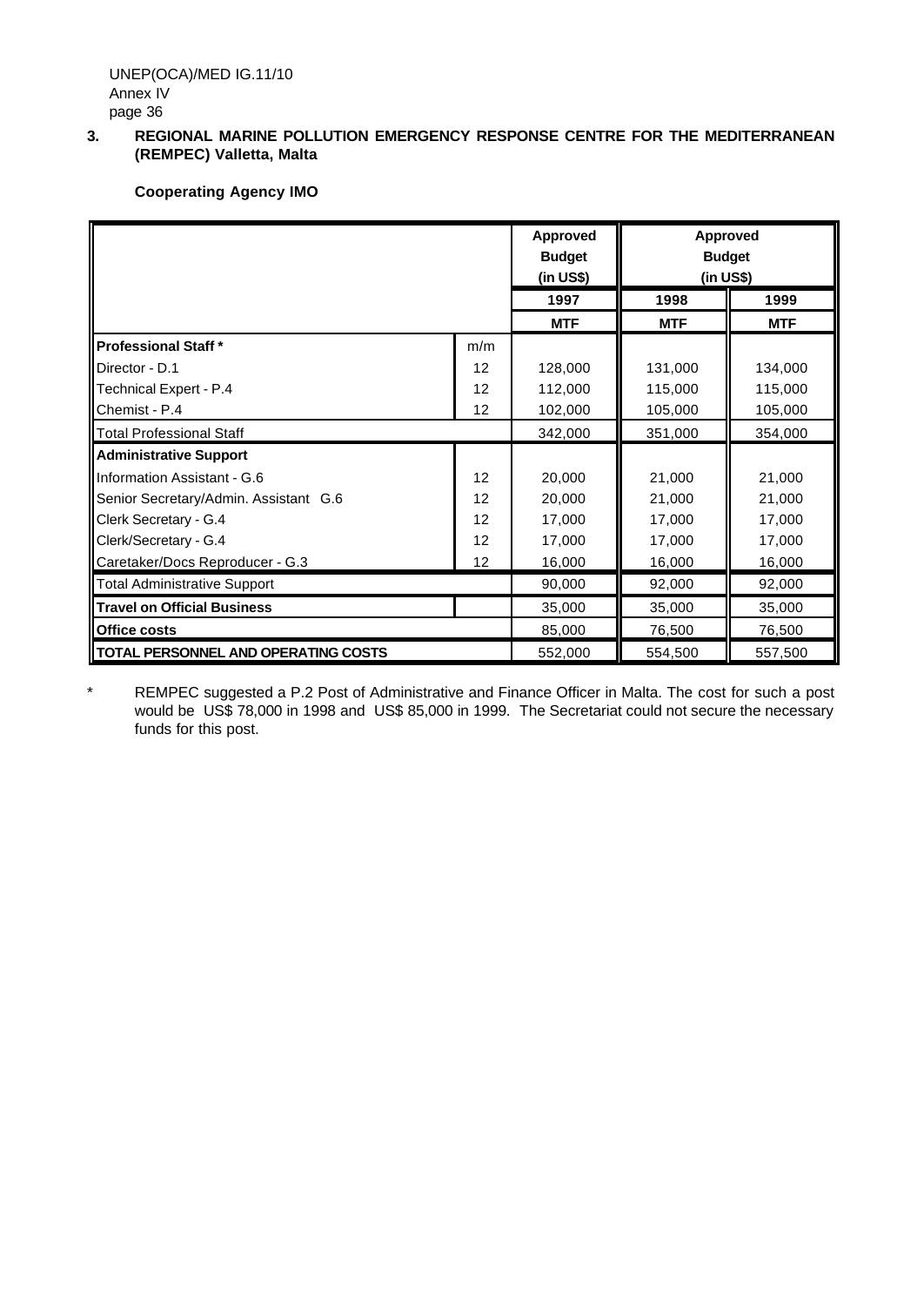### 3. REGIONAL MARINE POLLUTION EMERGENCY RESPONSE CENTRE FOR THE MEDITERRANEAN (REMPEC) Valletta, Malta

**Cooperating Agency IMO**

| | | Approved Budget (in US$) | Approved Budget (in US$) | |
|---|---|---|---|---|
| | | 1997 | 1998 | 1999 |
| | | MTF | MTF | MTF |
| **Professional Staff *** | m/m | | | |
| Director - D.1 | 12 | 128,000 | 131,000 | 134,000 |
| Technical Expert - P.4 | 12 | 112,000 | 115,000 | 115,000 |
| Chemist - P.4 | 12 | 102,000 | 105,000 | 105,000 |
| Total Professional Staff | | 342,000 | 351,000 | 354,000 |
| **Administrative Support** | | | | |
| Information Assistant - G.6 | 12 | 20,000 | 21,000 | 21,000 |
| Senior Secretary/Admin. Assistant G.6 | 12 | 20,000 | 21,000 | 21,000 |
| Clerk Secretary - G.4 | 12 | 17,000 | 17,000 | 17,000 |
| Clerk/Secretary - G.4 | 12 | 17,000 | 17,000 | 17,000 |
| Caretaker/Docs Reproducer - G.3 | 12 | 16,000 | 16,000 | 16,000 |
| Total Administrative Support | | 90,000 | 92,000 | 92,000 |
| **Travel on Official Business** | | 35,000 | 35,000 | 35,000 |
| **Office costs** | | 85,000 | 76,500 | 76,500 |
| **TOTAL PERSONNEL AND OPERATING COSTS** | | 552,000 | 554,500 | 557,500 |

\* REMPEC suggested a P.2 Post of Administrative and Finance Officer in Malta. The cost for such a post would be US$ 78,000 in 1998 and US$ 85,000 in 1999. The Secretariat could not secure the necessary funds for this post.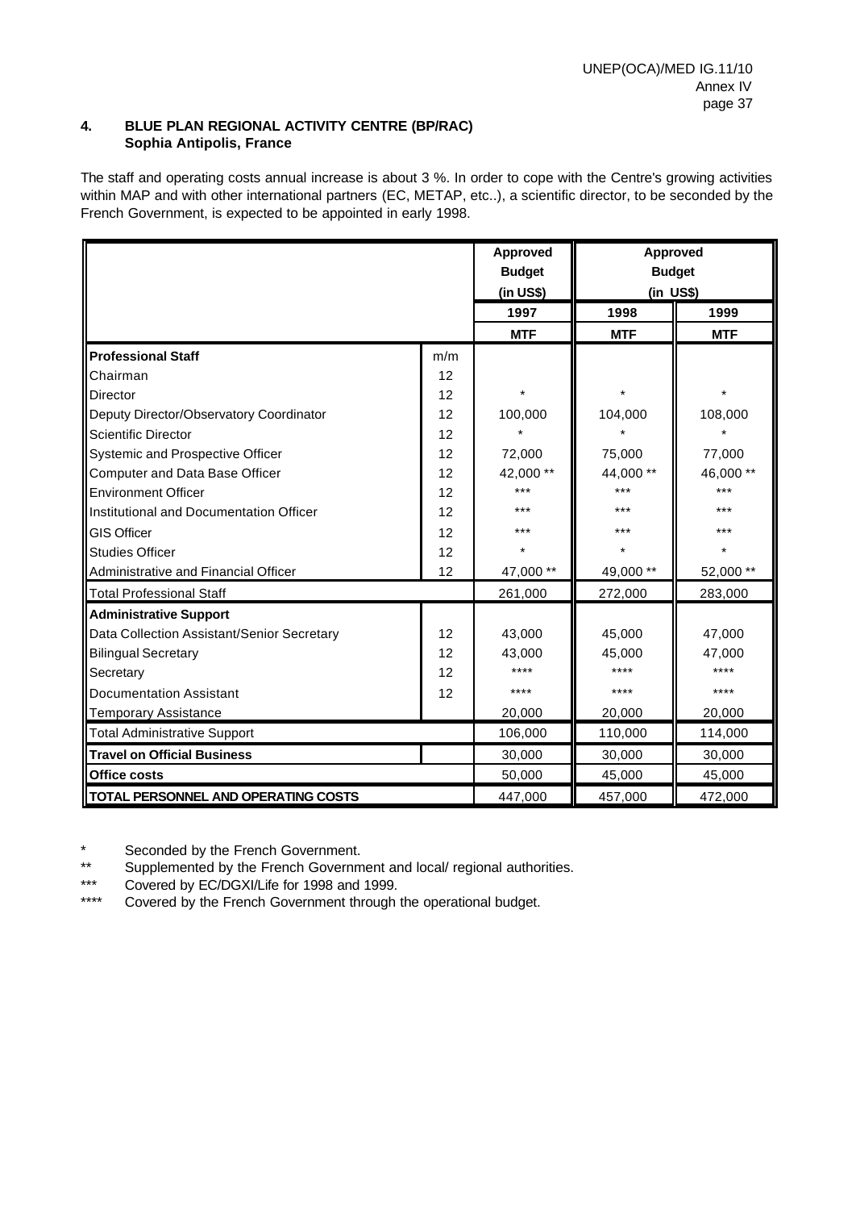## 4. BLUE PLAN REGIONAL ACTIVITY CENTRE (BP/RAC)
**Sophia Antipolis, France**

The staff and operating costs annual increase is about 3 %. In order to cope with the Centre's growing activities within MAP and with other international partners (EC, METAP, etc..), a scientific director, to be seconded by the French Government, is expected to be appointed in early 1998.

| | | Approved Budget (in US$) | Approved Budget (in US$) | |
|---|---|---|---|---|
| | | 1997 | 1998 | 1999 |
| | | MTF | MTF | MTF |
| **Professional Staff** | m/m | | | |
| Chairman | 12 | | | |
| Director | 12 | * | * | * |
| Deputy Director/Observatory Coordinator | 12 | 100,000 | 104,000 | 108,000 |
| Scientific Director | 12 | * | * | * |
| Systemic and Prospective Officer | 12 | 72,000 | 75,000 | 77,000 |
| Computer and Data Base Officer | 12 | 42,000 ** | 44,000 ** | 46,000 ** |
| Environment Officer | 12 | *** | *** | *** |
| Institutional and Documentation Officer | 12 | *** | *** | *** |
| GIS Officer | 12 | *** | *** | *** |
| Studies Officer | 12 | * | * | * |
| Administrative and Financial Officer | 12 | 47,000 ** | 49,000 ** | 52,000 ** |
| Total Professional Staff | | 261,000 | 272,000 | 283,000 |
| **Administrative Support** | | | | |
| Data Collection Assistant/Senior Secretary | 12 | 43,000 | 45,000 | 47,000 |
| Bilingual Secretary | 12 | 43,000 | 45,000 | 47,000 |
| Secretary | 12 | **** | **** | **** |
| Documentation Assistant | 12 | **** | **** | **** |
| Temporary Assistance | | 20,000 | 20,000 | 20,000 |
| Total Administrative Support | | 106,000 | 110,000 | 114,000 |
| **Travel on Official Business** | | 30,000 | 30,000 | 30,000 |
| **Office costs** | | 50,000 | 45,000 | 45,000 |
| **TOTAL PERSONNEL AND OPERATING COSTS** | | 447,000 | 457,000 | 472,000 |

\* Seconded by the French Government.
\*\* Supplemented by the French Government and local/ regional authorities.
\*\*\* Covered by EC/DGXI/Life for 1998 and 1999.
\*\*\*\* Covered by the French Government through the operational budget.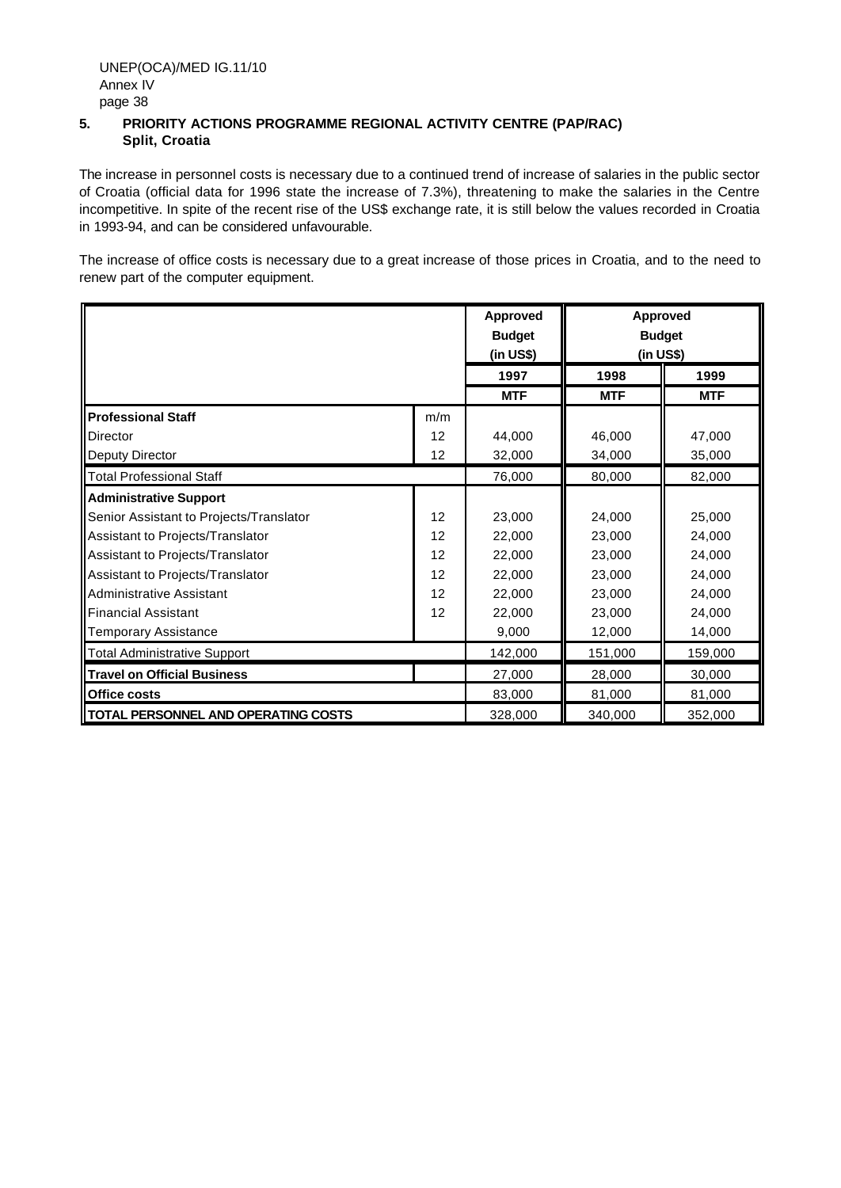## 5. PRIORITY ACTIONS PROGRAMME REGIONAL ACTIVITY CENTRE (PAP/RAC) Split, Croatia

The increase in personnel costs is necessary due to a continued trend of increase of salaries in the public sector of Croatia (official data for 1996 state the increase of 7.3%), threatening to make the salaries in the Centre incompetitive. In spite of the recent rise of the US$ exchange rate, it is still below the values recorded in Croatia in 1993-94, and can be considered unfavourable.

The increase of office costs is necessary due to a great increase of those prices in Croatia, and to the need to renew part of the computer equipment.

| | | Approved Budget (in US$) | Approved Budget (in US$) | |
|---|---|---|---|---|
| | | 1997 | 1998 | 1999 |
| | | MTF | MTF | MTF |
| **Professional Staff** | m/m | | | |
| Director | 12 | 44,000 | 46,000 | 47,000 |
| Deputy Director | 12 | 32,000 | 34,000 | 35,000 |
| Total Professional Staff | | 76,000 | 80,000 | 82,000 |
| **Administrative Support** | | | | |
| Senior Assistant to Projects/Translator | 12 | 23,000 | 24,000 | 25,000 |
| Assistant to Projects/Translator | 12 | 22,000 | 23,000 | 24,000 |
| Assistant to Projects/Translator | 12 | 22,000 | 23,000 | 24,000 |
| Assistant to Projects/Translator | 12 | 22,000 | 23,000 | 24,000 |
| Administrative Assistant | 12 | 22,000 | 23,000 | 24,000 |
| Financial Assistant | 12 | 22,000 | 23,000 | 24,000 |
| Temporary Assistance | | 9,000 | 12,000 | 14,000 |
| Total Administrative Support | | 142,000 | 151,000 | 159,000 |
| **Travel on Official Business** | | 27,000 | 28,000 | 30,000 |
| **Office costs** | | 83,000 | 81,000 | 81,000 |
| **TOTAL PERSONNEL AND OPERATING COSTS** | | 328,000 | 340,000 | 352,000 |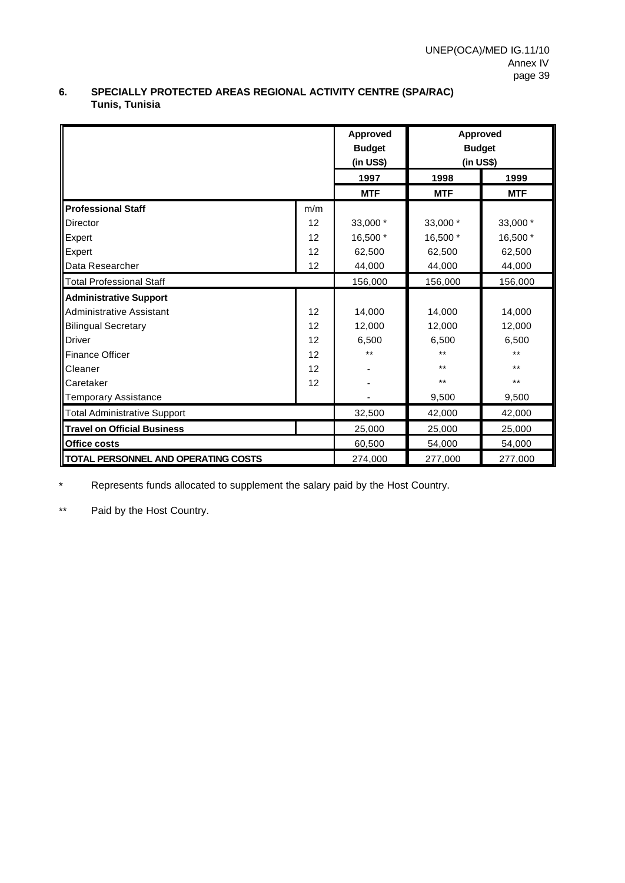## 6. SPECIALLY PROTECTED AREAS REGIONAL ACTIVITY CENTRE (SPA/RAC) Tunis, Tunisia

| | | Approved Budget (in US$) | Approved Budget (in US$) | |
|---|---|---|---|---|
| | | 1997 | 1998 | 1999 |
| | | MTF | MTF | MTF |
| **Professional Staff** | m/m | | | |
| Director | 12 | 33,000 * | 33,000 * | 33,000 * |
| Expert | 12 | 16,500 * | 16,500 * | 16,500 * |
| Expert | 12 | 62,500 | 62,500 | 62,500 |
| Data Researcher | 12 | 44,000 | 44,000 | 44,000 |
| Total Professional Staff | | 156,000 | 156,000 | 156,000 |
| **Administrative Support** | | | | |
| Administrative Assistant | 12 | 14,000 | 14,000 | 14,000 |
| Bilingual Secretary | 12 | 12,000 | 12,000 | 12,000 |
| Driver | 12 | 6,500 | 6,500 | 6,500 |
| Finance Officer | 12 | ** | ** | ** |
| Cleaner | 12 | - | ** | ** |
| Caretaker | 12 | - | ** | ** |
| Temporary Assistance | | - | 9,500 | 9,500 |
| Total Administrative Support | | 32,500 | 42,000 | 42,000 |
| **Travel on Official Business** | | 25,000 | 25,000 | 25,000 |
| **Office costs** | | 60,500 | 54,000 | 54,000 |
| **TOTAL PERSONNEL AND OPERATING COSTS** | | 274,000 | 277,000 | 277,000 |

\* Represents funds allocated to supplement the salary paid by the Host Country.

\** Paid by the Host Country.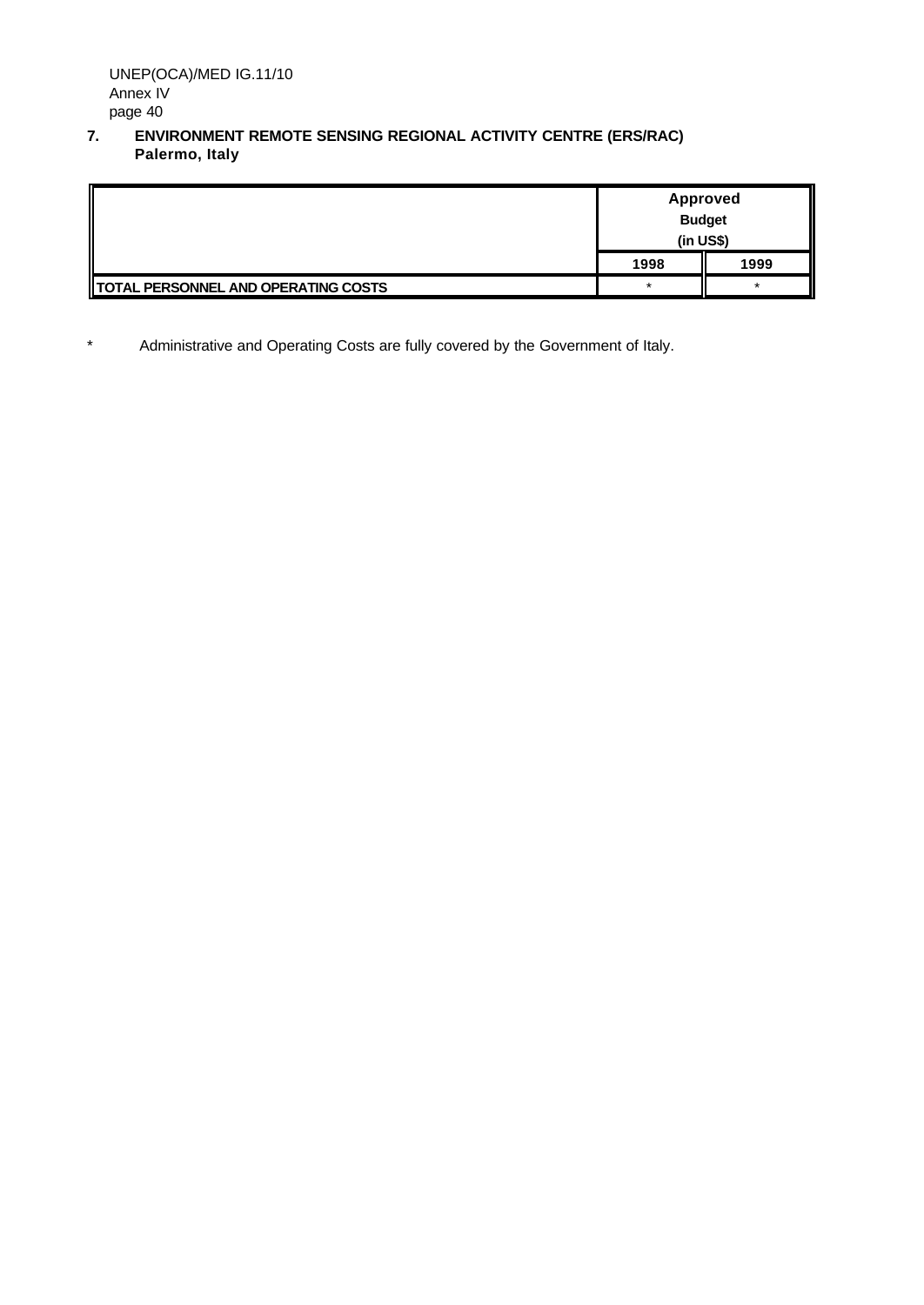## 7. ENVIRONMENT REMOTE SENSING REGIONAL ACTIVITY CENTRE (ERS/RAC) Palermo, Italy

| | Approved Budget (in US$) | |
|---|---|---|
| | 1998 | 1999 |
| TOTAL PERSONNEL AND OPERATING COSTS | * | * |

\* Administrative and Operating Costs are fully covered by the Government of Italy.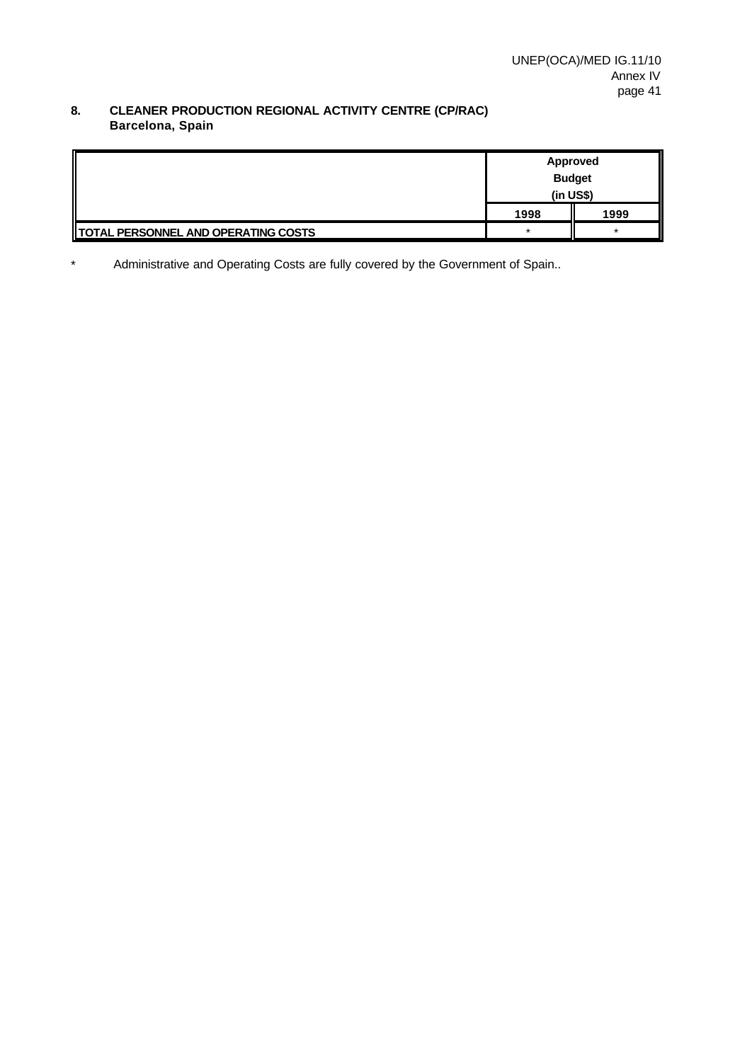## 8. CLEANER PRODUCTION REGIONAL ACTIVITY CENTRE (CP/RAC) Barcelona, Spain

| | Approved Budget (in US$) | |
|---|---|---|
| | 1998 | 1999 |
| TOTAL PERSONNEL AND OPERATING COSTS | * | * |

\* Administrative and Operating Costs are fully covered by the Government of Spain..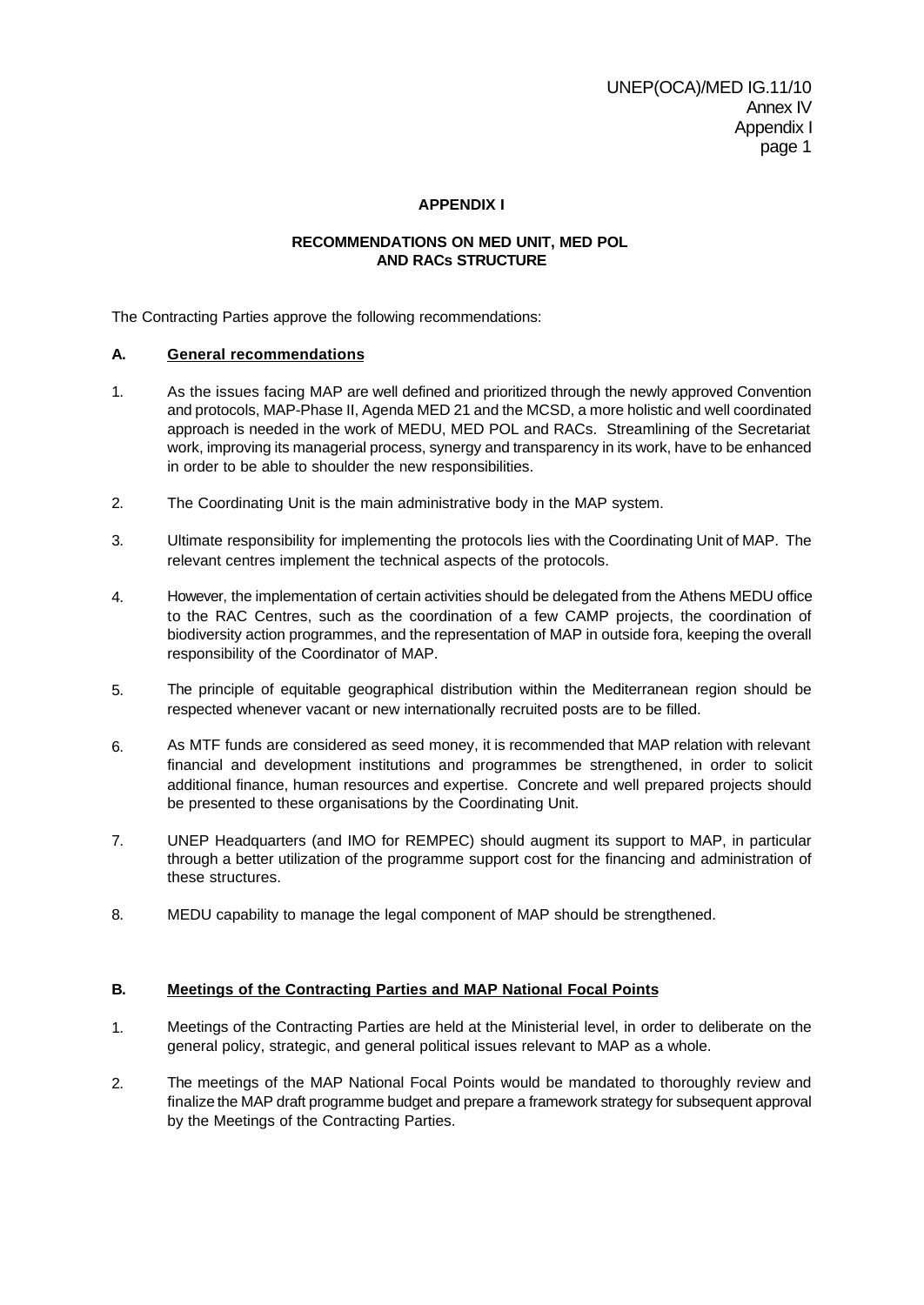**APPENDIX I**

**RECOMMENDATIONS ON MED UNIT, MED POL AND RACs STRUCTURE**

The Contracting Parties approve the following recommendations:

**A. General recommendations**

1. As the issues facing MAP are well defined and prioritized through the newly approved Convention and protocols, MAP-Phase II, Agenda MED 21 and the MCSD, a more holistic and well coordinated approach is needed in the work of MEDU, MED POL and RACs. Streamlining of the Secretariat work, improving its managerial process, synergy and transparency in its work, have to be enhanced in order to be able to shoulder the new responsibilities.

2. The Coordinating Unit is the main administrative body in the MAP system.

3. Ultimate responsibility for implementing the protocols lies with the Coordinating Unit of MAP. The relevant centres implement the technical aspects of the protocols.

4. However, the implementation of certain activities should be delegated from the Athens MEDU office to the RAC Centres, such as the coordination of a few CAMP projects, the coordination of biodiversity action programmes, and the representation of MAP in outside fora, keeping the overall responsibility of the Coordinator of MAP.

5. The principle of equitable geographical distribution within the Mediterranean region should be respected whenever vacant or new internationally recruited posts are to be filled.

6. As MTF funds are considered as seed money, it is recommended that MAP relation with relevant financial and development institutions and programmes be strengthened, in order to solicit additional finance, human resources and expertise. Concrete and well prepared projects should be presented to these organisations by the Coordinating Unit.

7. UNEP Headquarters (and IMO for REMPEC) should augment its support to MAP, in particular through a better utilization of the programme support cost for the financing and administration of these structures.

8. MEDU capability to manage the legal component of MAP should be strengthened.

**B. Meetings of the Contracting Parties and MAP National Focal Points**

1. Meetings of the Contracting Parties are held at the Ministerial level, in order to deliberate on the general policy, strategic, and general political issues relevant to MAP as a whole.

2. The meetings of the MAP National Focal Points would be mandated to thoroughly review and finalize the MAP draft programme budget and prepare a framework strategy for subsequent approval by the Meetings of the Contracting Parties.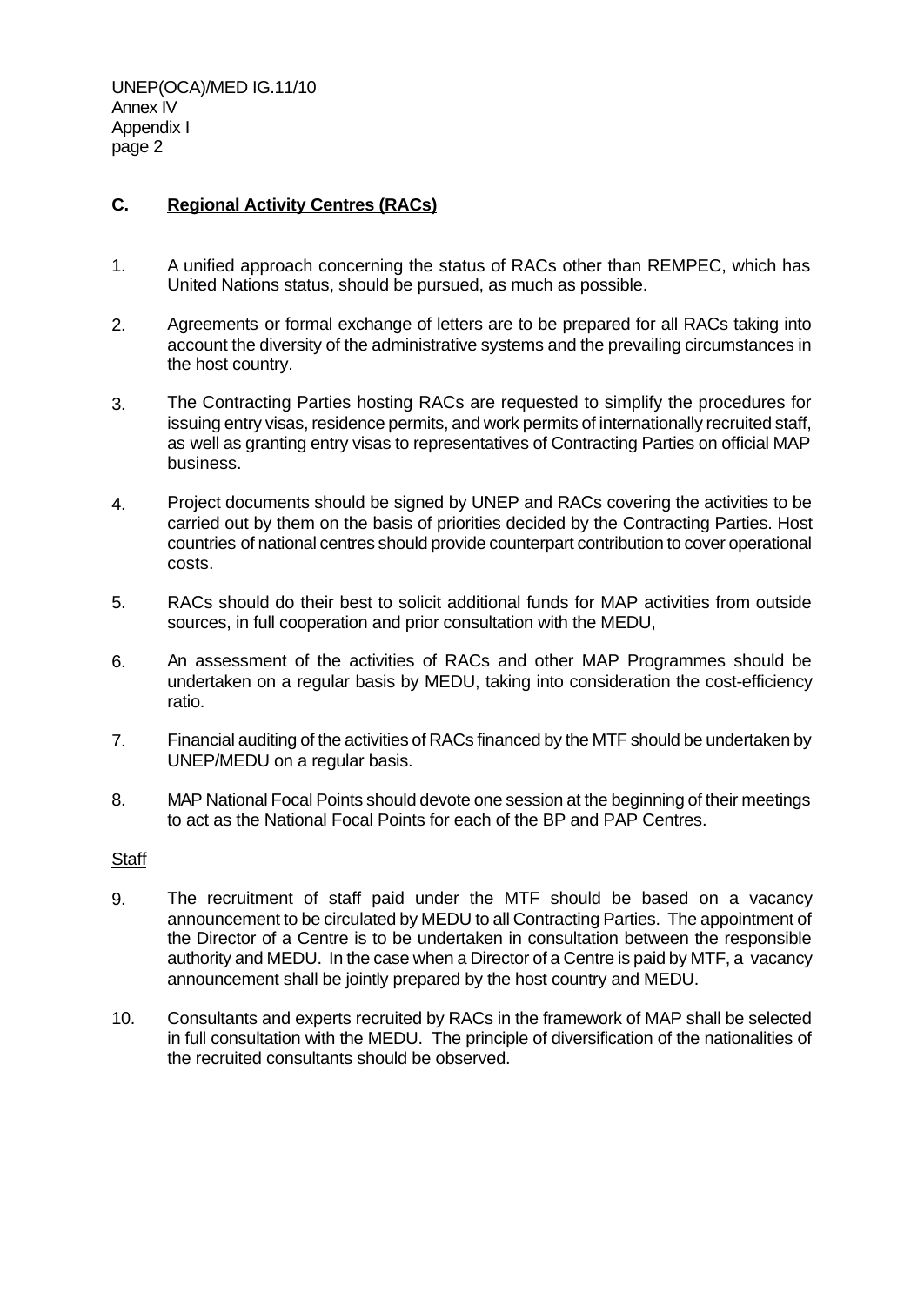## C. Regional Activity Centres (RACs)

1. A unified approach concerning the status of RACs other than REMPEC, which has United Nations status, should be pursued, as much as possible.

2. Agreements or formal exchange of letters are to be prepared for all RACs taking into account the diversity of the administrative systems and the prevailing circumstances in the host country.

3. The Contracting Parties hosting RACs are requested to simplify the procedures for issuing entry visas, residence permits, and work permits of internationally recruited staff, as well as granting entry visas to representatives of Contracting Parties on official MAP business.

4. Project documents should be signed by UNEP and RACs covering the activities to be carried out by them on the basis of priorities decided by the Contracting Parties. Host countries of national centres should provide counterpart contribution to cover operational costs.

5. RACs should do their best to solicit additional funds for MAP activities from outside sources, in full cooperation and prior consultation with the MEDU,

6. An assessment of the activities of RACs and other MAP Programmes should be undertaken on a regular basis by MEDU, taking into consideration the cost-efficiency ratio.

7. Financial auditing of the activities of RACs financed by the MTF should be undertaken by UNEP/MEDU on a regular basis.

8. MAP National Focal Points should devote one session at the beginning of their meetings to act as the National Focal Points for each of the BP and PAP Centres.

Staff

9. The recruitment of staff paid under the MTF should be based on a vacancy announcement to be circulated by MEDU to all Contracting Parties. The appointment of the Director of a Centre is to be undertaken in consultation between the responsible authority and MEDU. In the case when a Director of a Centre is paid by MTF, a vacancy announcement shall be jointly prepared by the host country and MEDU.

10. Consultants and experts recruited by RACs in the framework of MAP shall be selected in full consultation with the MEDU. The principle of diversification of the nationalities of the recruited consultants should be observed.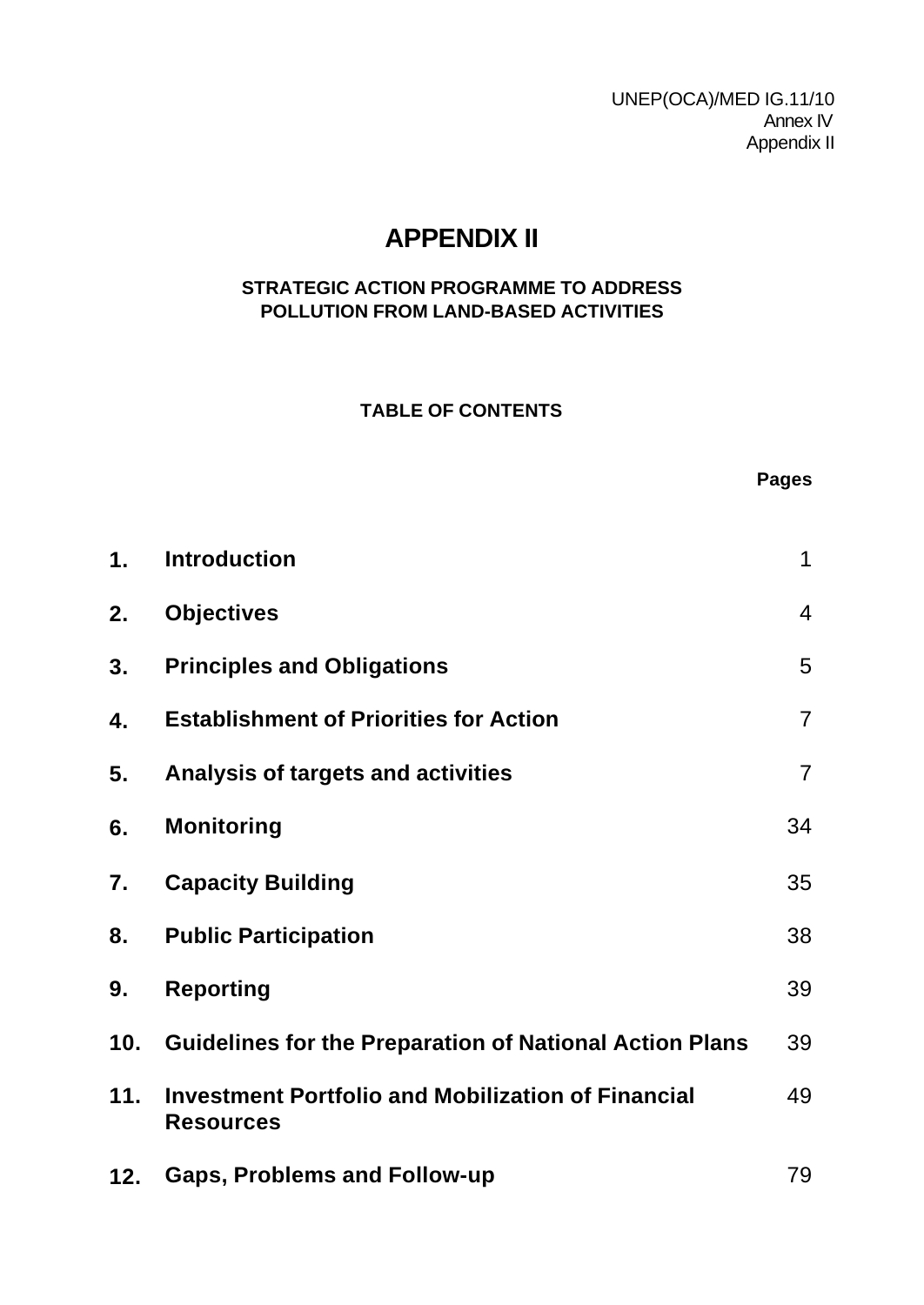UNEP(OCA)/MED IG.11/10
Annex IV
Appendix II

# APPENDIX II

## STRATEGIC ACTION PROGRAMME TO ADDRESS POLLUTION FROM LAND-BASED ACTIVITIES

### TABLE OF CONTENTS

| | | Pages |
|---|---|---|
| **1.** | **Introduction** | 1 |
| **2.** | **Objectives** | 4 |
| **3.** | **Principles and Obligations** | 5 |
| **4.** | **Establishment of Priorities for Action** | 7 |
| **5.** | **Analysis of targets and activities** | 7 |
| **6.** | **Monitoring** | 34 |
| **7.** | **Capacity Building** | 35 |
| **8.** | **Public Participation** | 38 |
| **9.** | **Reporting** | 39 |
| **10.** | **Guidelines for the Preparation of National Action Plans** | 39 |
| **11.** | **Investment Portfolio and Mobilization of Financial Resources** | 49 |
| **12.** | **Gaps, Problems and Follow-up** | 79 |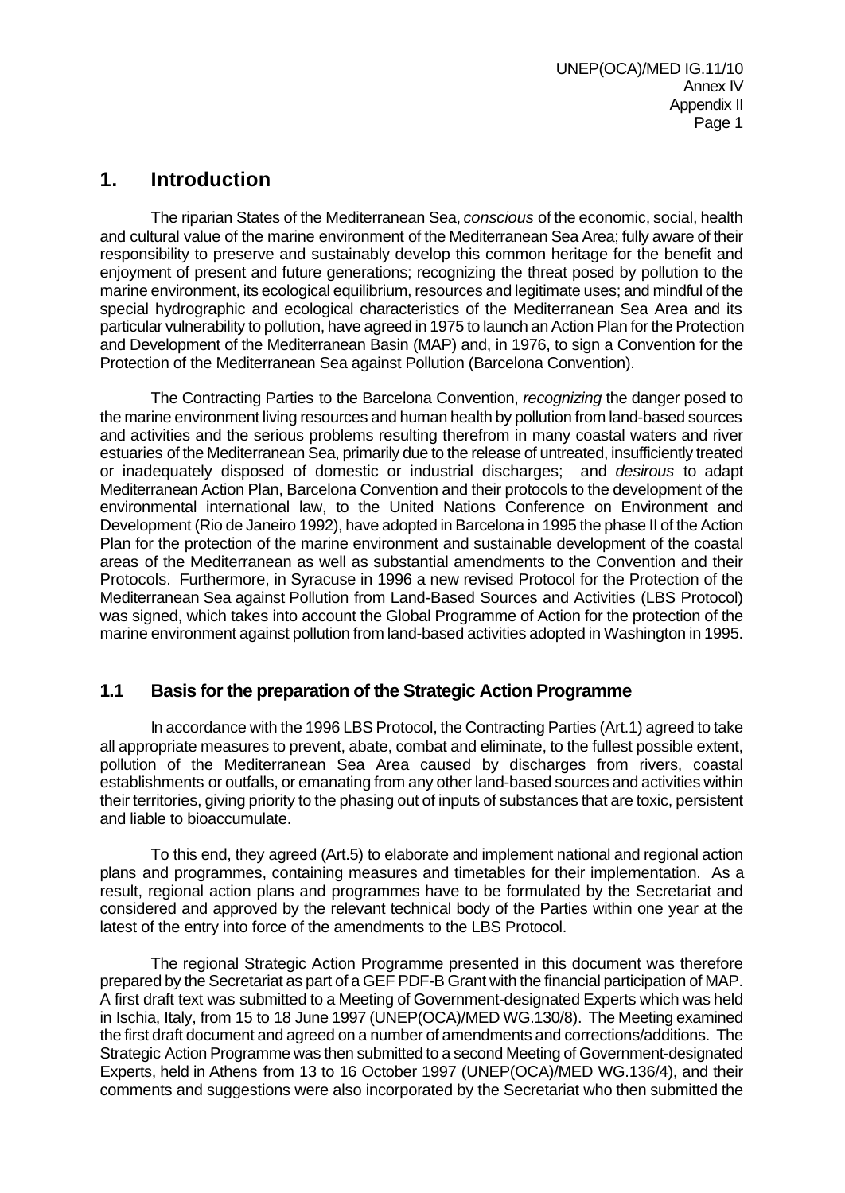# 1. Introduction

The riparian States of the Mediterranean Sea, *conscious* of the economic, social, health and cultural value of the marine environment of the Mediterranean Sea Area; fully aware of their responsibility to preserve and sustainably develop this common heritage for the benefit and enjoyment of present and future generations; recognizing the threat posed by pollution to the marine environment, its ecological equilibrium, resources and legitimate uses; and mindful of the special hydrographic and ecological characteristics of the Mediterranean Sea Area and its particular vulnerability to pollution, have agreed in 1975 to launch an Action Plan for the Protection and Development of the Mediterranean Basin (MAP) and, in 1976, to sign a Convention for the Protection of the Mediterranean Sea against Pollution (Barcelona Convention).

The Contracting Parties to the Barcelona Convention, *recognizing* the danger posed to the marine environment living resources and human health by pollution from land-based sources and activities and the serious problems resulting therefrom in many coastal waters and river estuaries of the Mediterranean Sea, primarily due to the release of untreated, insufficiently treated or inadequately disposed of domestic or industrial discharges; and *desirous* to adapt Mediterranean Action Plan, Barcelona Convention and their protocols to the development of the environmental international law, to the United Nations Conference on Environment and Development (Rio de Janeiro 1992), have adopted in Barcelona in 1995 the phase II of the Action Plan for the protection of the marine environment and sustainable development of the coastal areas of the Mediterranean as well as substantial amendments to the Convention and their Protocols. Furthermore, in Syracuse in 1996 a new revised Protocol for the Protection of the Mediterranean Sea against Pollution from Land-Based Sources and Activities (LBS Protocol) was signed, which takes into account the Global Programme of Action for the protection of the marine environment against pollution from land-based activities adopted in Washington in 1995.

## 1.1 Basis for the preparation of the Strategic Action Programme

In accordance with the 1996 LBS Protocol, the Contracting Parties (Art.1) agreed to take all appropriate measures to prevent, abate, combat and eliminate, to the fullest possible extent, pollution of the Mediterranean Sea Area caused by discharges from rivers, coastal establishments or outfalls, or emanating from any other land-based sources and activities within their territories, giving priority to the phasing out of inputs of substances that are toxic, persistent and liable to bioaccumulate.

To this end, they agreed (Art.5) to elaborate and implement national and regional action plans and programmes, containing measures and timetables for their implementation. As a result, regional action plans and programmes have to be formulated by the Secretariat and considered and approved by the relevant technical body of the Parties within one year at the latest of the entry into force of the amendments to the LBS Protocol.

The regional Strategic Action Programme presented in this document was therefore prepared by the Secretariat as part of a GEF PDF-B Grant with the financial participation of MAP. A first draft text was submitted to a Meeting of Government-designated Experts which was held in Ischia, Italy, from 15 to 18 June 1997 (UNEP(OCA)/MED WG.130/8). The Meeting examined the first draft document and agreed on a number of amendments and corrections/additions. The Strategic Action Programme was then submitted to a second Meeting of Government-designated Experts, held in Athens from 13 to 16 October 1997 (UNEP(OCA)/MED WG.136/4), and their comments and suggestions were also incorporated by the Secretariat who then submitted the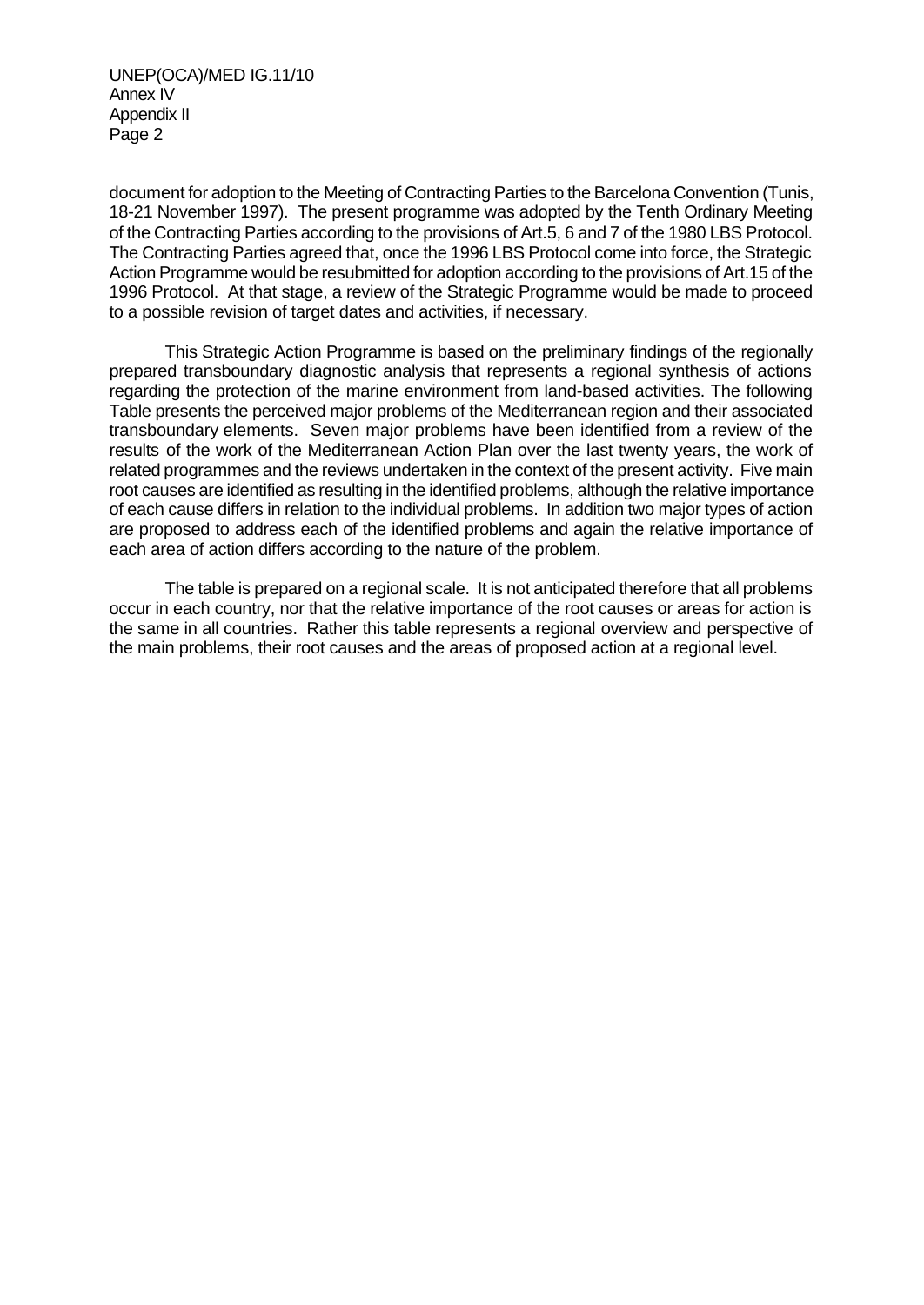document for adoption to the Meeting of Contracting Parties to the Barcelona Convention (Tunis, 18-21 November 1997). The present programme was adopted by the Tenth Ordinary Meeting of the Contracting Parties according to the provisions of Art.5, 6 and 7 of the 1980 LBS Protocol. The Contracting Parties agreed that, once the 1996 LBS Protocol come into force, the Strategic Action Programme would be resubmitted for adoption according to the provisions of Art.15 of the 1996 Protocol. At that stage, a review of the Strategic Programme would be made to proceed to a possible revision of target dates and activities, if necessary.

This Strategic Action Programme is based on the preliminary findings of the regionally prepared transboundary diagnostic analysis that represents a regional synthesis of actions regarding the protection of the marine environment from land-based activities. The following Table presents the perceived major problems of the Mediterranean region and their associated transboundary elements. Seven major problems have been identified from a review of the results of the work of the Mediterranean Action Plan over the last twenty years, the work of related programmes and the reviews undertaken in the context of the present activity. Five main root causes are identified as resulting in the identified problems, although the relative importance of each cause differs in relation to the individual problems. In addition two major types of action are proposed to address each of the identified problems and again the relative importance of each area of action differs according to the nature of the problem.

The table is prepared on a regional scale. It is not anticipated therefore that all problems occur in each country, nor that the relative importance of the root causes or areas for action is the same in all countries. Rather this table represents a regional overview and perspective of the main problems, their root causes and the areas of proposed action at a regional level.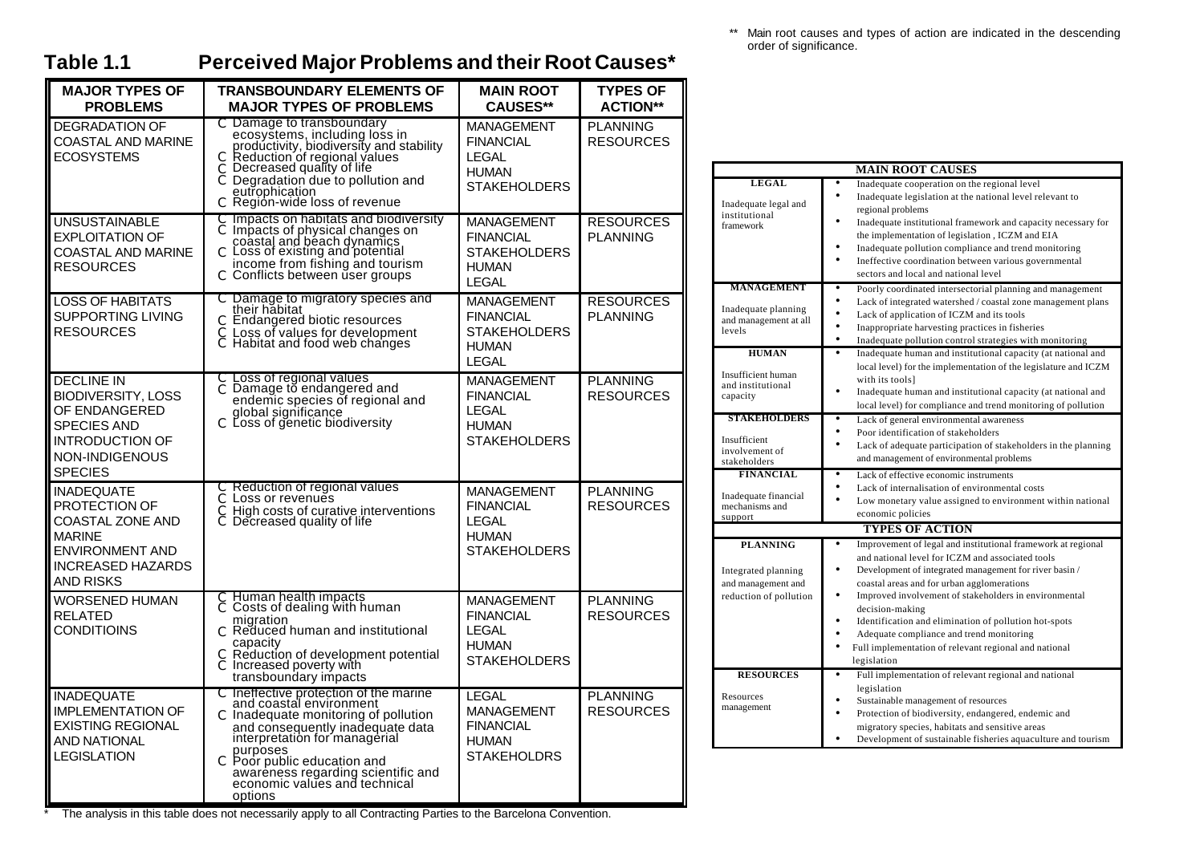## Table 1.1 Perceived Major Problems and their Root Causes*

| MAJOR TYPES OF PROBLEMS | TRANSBOUNDARY ELEMENTS OF MAJOR TYPES OF PROBLEMS | MAIN ROOT CAUSES** | TYPES OF ACTION** |
|---|---|---|---|
| DEGRADATION OF COASTAL AND MARINE ECOSYSTEMS | C Damage to transboundary ecosystems, including loss in productivity, biodiversity and stability<br>C Reduction of regional values<br>C Decreased quality of life<br>C Degradation due to pollution and eutrophication<br>C Region-wide loss of revenue | MANAGEMENT<br>FINANCIAL<br>LEGAL<br>HUMAN<br>STAKEHOLDERS | PLANNING<br>RESOURCES |
| UNSUSTAINABLE EXPLOITATION OF COASTAL AND MARINE RESOURCES | C Impacts on habitats and biodiversity<br>C Impacts of physical changes on coastal and beach dynamics<br>C Loss of existing and potential income from fishing and tourism<br>C Conflicts between user groups | MANAGEMENT<br>FINANCIAL<br>STAKEHOLDERS<br>HUMAN<br>LEGAL | RESOURCES<br>PLANNING |
| LOSS OF HABITATS SUPPORTING LIVING RESOURCES | C Damage to migratory species and their habitat<br>C Endangered biotic resources<br>C Loss of values for development<br>C Habitat and food web changes | MANAGEMENT<br>FINANCIAL<br>STAKEHOLDERS<br>HUMAN<br>LEGAL | RESOURCES<br>PLANNING |
| DECLINE IN BIODIVERSITY, LOSS OF ENDANGERED SPECIES AND INTRODUCTION OF NON-INDIGENOUS SPECIES | C Loss of regional values<br>C Damage to endangered and endemic species of regional and global significance<br>C Loss of genetic biodiversity | MANAGEMENT<br>FINANCIAL<br>LEGAL<br>HUMAN<br>STAKEHOLDERS | PLANNING<br>RESOURCES |
| INADEQUATE PROTECTION OF COASTAL ZONE AND MARINE ENVIRONMENT AND INCREASED HAZARDS AND RISKS | C Reduction of regional values<br>C Loss or revenues<br>C High costs of curative interventions<br>C Decreased quality of life | MANAGEMENT<br>FINANCIAL<br>LEGAL<br>HUMAN<br>STAKEHOLDERS | PLANNING<br>RESOURCES |
| WORSENED HUMAN RELATED CONDITIOINS | C Human health impacts<br>C Costs of dealing with human migration<br>C Reduced human and institutional capacity<br>C Reduction of development potential<br>C Increased poverty with transboundary impacts | MANAGEMENT<br>FINANCIAL<br>LEGAL<br>HUMAN<br>STAKEHOLDERS | PLANNING<br>RESOURCES |
| INADEQUATE IMPLEMENTATION OF EXISTING REGIONAL AND NATIONAL LEGISLATION | C Ineffective protection of the marine and coastal environment<br>C Inadequate monitoring of pollution and consequently inadequate data interpretation for managerial purposes<br>C Poor public education and awareness regarding scientific and economic values and technical options | LEGAL<br>MANAGEMENT<br>FINANCIAL<br>HUMAN<br>STAKEHOLDRS | PLANNING<br>RESOURCES |

\* The analysis in this table does not necessarily apply to all Contracting Parties to the Barcelona Convention.

\*\* Main root causes and types of action are indicated in the descending order of significance.

| MAIN ROOT CAUSES | |
|---|---|
| **LEGAL**<br>Inadequate legal and institutional framework | • Inadequate cooperation on the regional level<br>• Inadequate legislation at the national level relevant to regional problems<br>• Inadequate institutional framework and capacity necessary for the implementation of legislation , ICZM and EIA<br>• Inadequate pollution compliance and trend monitoring<br>• Ineffective coordination between various governmental sectors and local and national level |
| **MANAGEMENT**<br>Inadequate planning and management at all levels | • Poorly coordinated intersectorial planning and management<br>• Lack of integrated watershed / coastal zone management plans<br>• Lack of application of ICZM and its tools<br>• Inappropriate harvesting practices in fisheries<br>• Inadequate pollution control strategies with monitoring |
| **HUMAN**<br>Insufficient human and institutional capacity | • Inadequate human and institutional capacity (at national and local level) for the implementation of the legislature and ICZM with its tools]<br>• Inadequate human and institutional capacity (at national and local level) for compliance and trend monitoring of pollution |
| **STAKEHOLDERS**<br>Insufficient involvement of stakeholders | • Lack of general environmental awareness<br>• Poor identification of stakeholders<br>• Lack of adequate participation of stakeholders in the planning and management of environmental problems |
| **FINANCIAL**<br>Inadequate financial mechanisms and support | • Lack of effective economic instruments<br>• Lack of internalisation of environmental costs<br>• Low monetary value assigned to environment within national economic policies |
| **TYPES OF ACTION** | |
| **PLANNING**<br>Integrated planning and management and reduction of pollution | • Improvement of legal and institutional framework at regional and national level for ICZM and associated tools<br>• Development of integrated management for river basin / coastal areas and for urban agglomerations<br>• Improved involvement of stakeholders in environmental decision-making<br>• Identification and elimination of pollution hot-spots<br>• Adequate compliance and trend monitoring<br>• Full implementation of relevant regional and national legislation |
| **RESOURCES**<br>Resources management | • Full implementation of relevant regional and national legislation<br>• Sustainable management of resources<br>• Protection of biodiversity, endangered, endemic and migratory species, habitats and sensitive areas<br>• Development of sustainable fisheries aquaculture and tourism |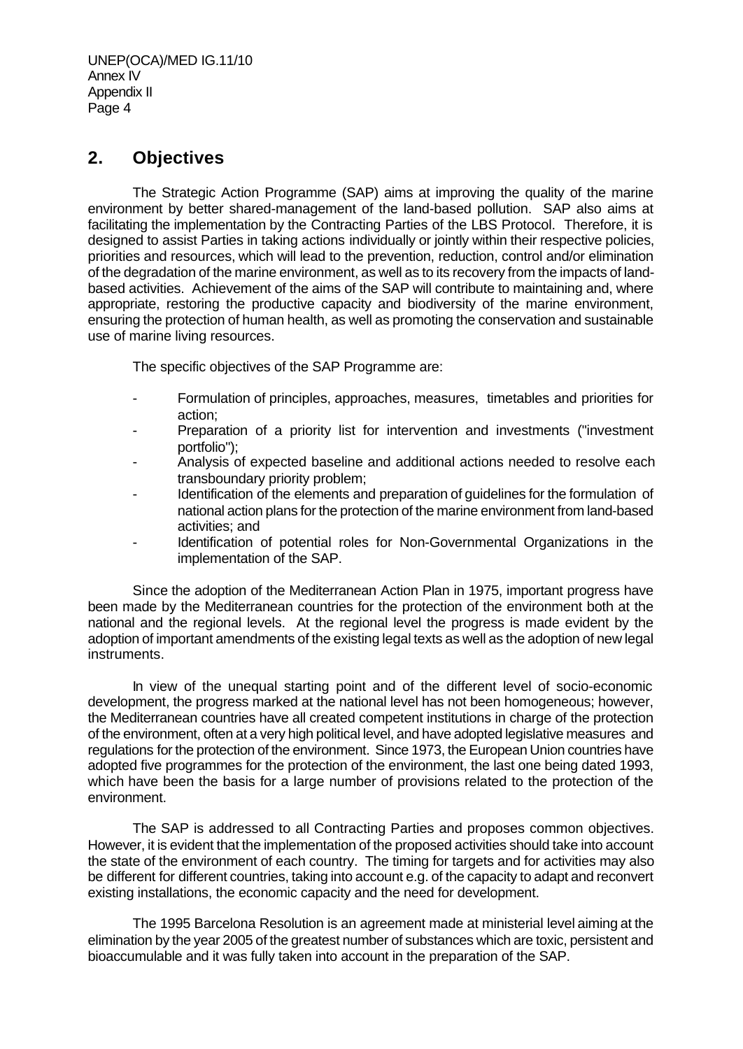## 2. Objectives

The Strategic Action Programme (SAP) aims at improving the quality of the marine environment by better shared-management of the land-based pollution. SAP also aims at facilitating the implementation by the Contracting Parties of the LBS Protocol. Therefore, it is designed to assist Parties in taking actions individually or jointly within their respective policies, priorities and resources, which will lead to the prevention, reduction, control and/or elimination of the degradation of the marine environment, as well as to its recovery from the impacts of land-based activities. Achievement of the aims of the SAP will contribute to maintaining and, where appropriate, restoring the productive capacity and biodiversity of the marine environment, ensuring the protection of human health, as well as promoting the conservation and sustainable use of marine living resources.

The specific objectives of the SAP Programme are:

- Formulation of principles, approaches, measures, timetables and priorities for action;
- Preparation of a priority list for intervention and investments ("investment portfolio");
- Analysis of expected baseline and additional actions needed to resolve each transboundary priority problem;
- Identification of the elements and preparation of guidelines for the formulation of national action plans for the protection of the marine environment from land-based activities; and
- Identification of potential roles for Non-Governmental Organizations in the implementation of the SAP.

Since the adoption of the Mediterranean Action Plan in 1975, important progress have been made by the Mediterranean countries for the protection of the environment both at the national and the regional levels. At the regional level the progress is made evident by the adoption of important amendments of the existing legal texts as well as the adoption of new legal instruments.

In view of the unequal starting point and of the different level of socio-economic development, the progress marked at the national level has not been homogeneous; however, the Mediterranean countries have all created competent institutions in charge of the protection of the environment, often at a very high political level, and have adopted legislative measures and regulations for the protection of the environment. Since 1973, the European Union countries have adopted five programmes for the protection of the environment, the last one being dated 1993, which have been the basis for a large number of provisions related to the protection of the environment.

The SAP is addressed to all Contracting Parties and proposes common objectives. However, it is evident that the implementation of the proposed activities should take into account the state of the environment of each country. The timing for targets and for activities may also be different for different countries, taking into account e.g. of the capacity to adapt and reconvert existing installations, the economic capacity and the need for development.

The 1995 Barcelona Resolution is an agreement made at ministerial level aiming at the elimination by the year 2005 of the greatest number of substances which are toxic, persistent and bioaccumulable and it was fully taken into account in the preparation of the SAP.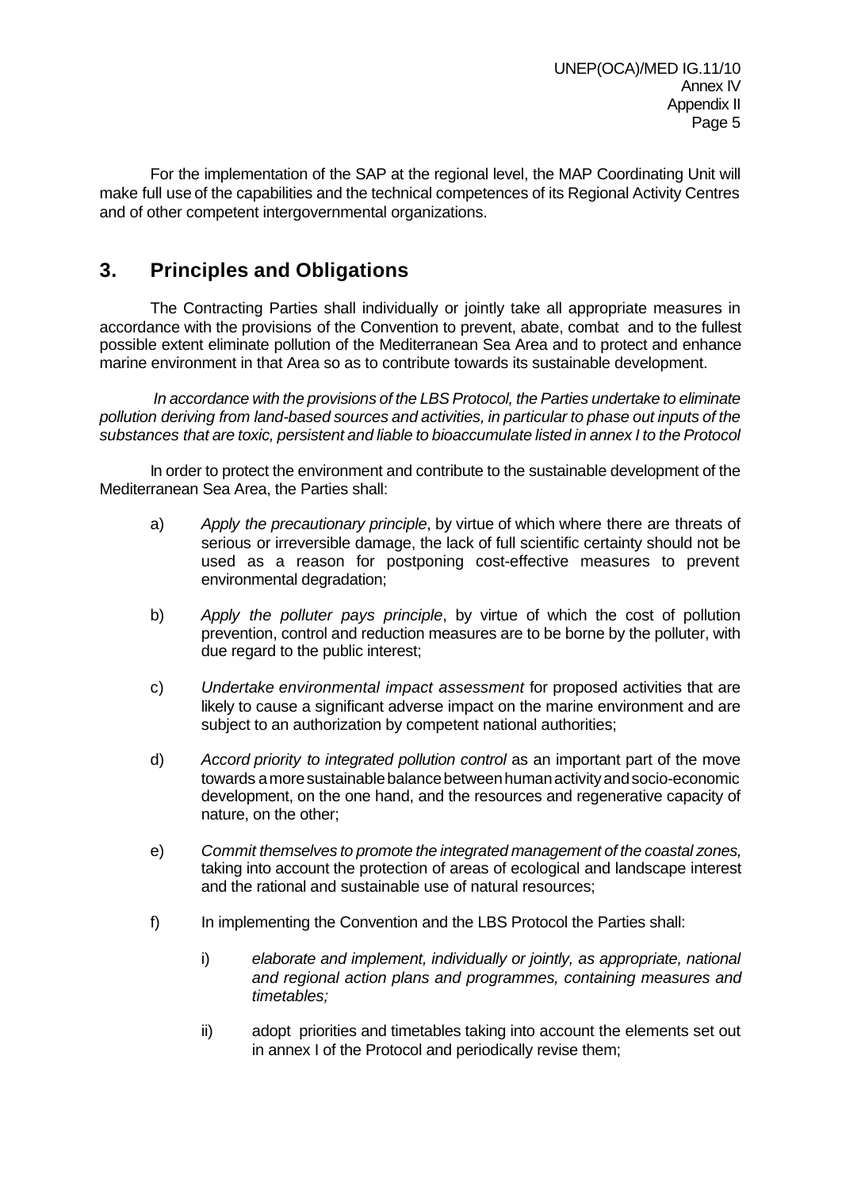For the implementation of the SAP at the regional level, the MAP Coordinating Unit will make full use of the capabilities and the technical competences of its Regional Activity Centres and of other competent intergovernmental organizations.

## 3. Principles and Obligations

The Contracting Parties shall individually or jointly take all appropriate measures in accordance with the provisions of the Convention to prevent, abate, combat and to the fullest possible extent eliminate pollution of the Mediterranean Sea Area and to protect and enhance marine environment in that Area so as to contribute towards its sustainable development.

*In accordance with the provisions of the LBS Protocol, the Parties undertake to eliminate pollution deriving from land-based sources and activities, in particular to phase out inputs of the substances that are toxic, persistent and liable to bioaccumulate listed in annex I to the Protocol*

In order to protect the environment and contribute to the sustainable development of the Mediterranean Sea Area, the Parties shall:

a) *Apply the precautionary principle*, by virtue of which where there are threats of serious or irreversible damage, the lack of full scientific certainty should not be used as a reason for postponing cost-effective measures to prevent environmental degradation;

b) *Apply the polluter pays principle*, by virtue of which the cost of pollution prevention, control and reduction measures are to be borne by the polluter, with due regard to the public interest;

c) *Undertake environmental impact assessment* for proposed activities that are likely to cause a significant adverse impact on the marine environment and are subject to an authorization by competent national authorities;

d) *Accord priority to integrated pollution control* as an important part of the move towards a more sustainable balance between human activity and socio-economic development, on the one hand, and the resources and regenerative capacity of nature, on the other;

e) *Commit themselves to promote the integrated management of the coastal zones,* taking into account the protection of areas of ecological and landscape interest and the rational and sustainable use of natural resources;

f) In implementing the Convention and the LBS Protocol the Parties shall:

   i) *elaborate and implement, individually or jointly, as appropriate, national and regional action plans and programmes, containing measures and timetables;*

   ii) adopt priorities and timetables taking into account the elements set out in annex I of the Protocol and periodically revise them;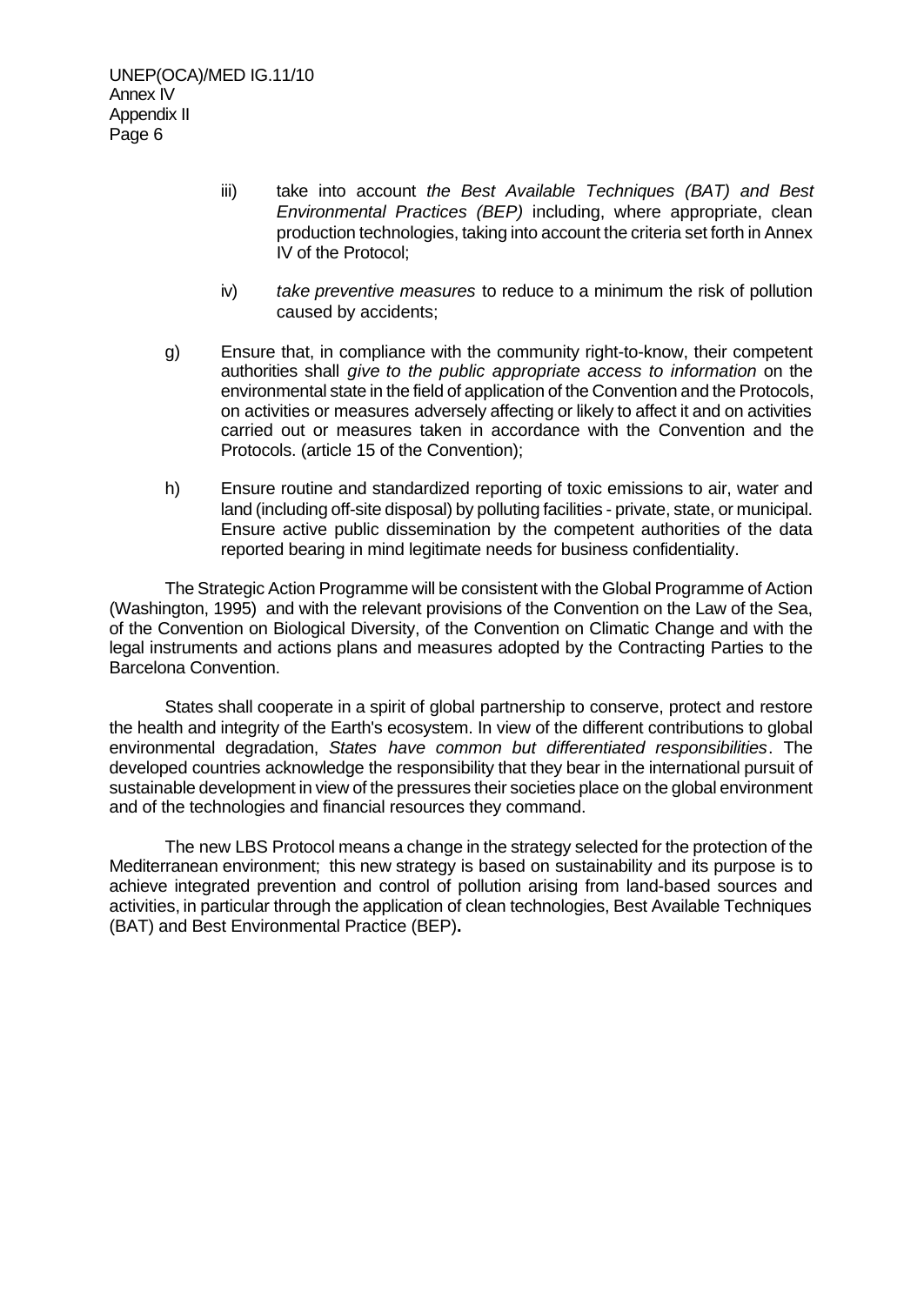iii) take into account *the Best Available Techniques (BAT) and Best Environmental Practices (BEP)* including, where appropriate, clean production technologies, taking into account the criteria set forth in Annex IV of the Protocol;

   iv) *take preventive measures* to reduce to a minimum the risk of pollution caused by accidents;

g) Ensure that, in compliance with the community right-to-know, their competent authorities shall *give to the public appropriate access to information* on the environmental state in the field of application of the Convention and the Protocols, on activities or measures adversely affecting or likely to affect it and on activities carried out or measures taken in accordance with the Convention and the Protocols. (article 15 of the Convention);

h) Ensure routine and standardized reporting of toxic emissions to air, water and land (including off-site disposal) by polluting facilities - private, state, or municipal. Ensure active public dissemination by the competent authorities of the data reported bearing in mind legitimate needs for business confidentiality.

The Strategic Action Programme will be consistent with the Global Programme of Action (Washington, 1995) and with the relevant provisions of the Convention on the Law of the Sea, of the Convention on Biological Diversity, of the Convention on Climatic Change and with the legal instruments and actions plans and measures adopted by the Contracting Parties to the Barcelona Convention.

States shall cooperate in a spirit of global partnership to conserve, protect and restore the health and integrity of the Earth's ecosystem. In view of the different contributions to global environmental degradation, *States have common but differentiated responsibilities*. The developed countries acknowledge the responsibility that they bear in the international pursuit of sustainable development in view of the pressures their societies place on the global environment and of the technologies and financial resources they command.

The new LBS Protocol means a change in the strategy selected for the protection of the Mediterranean environment; this new strategy is based on sustainability and its purpose is to achieve integrated prevention and control of pollution arising from land-based sources and activities, in particular through the application of clean technologies, Best Available Techniques (BAT) and Best Environmental Practice (BEP)**.**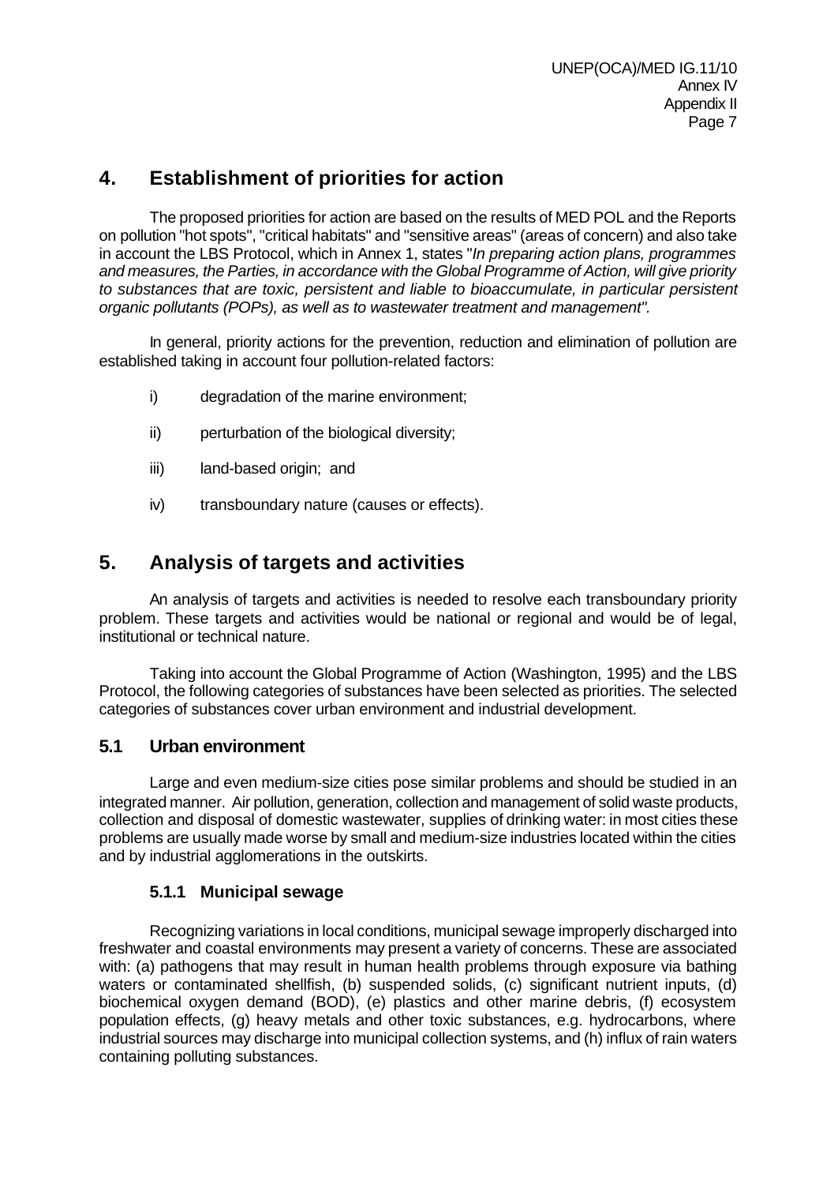## 4. Establishment of priorities for action

The proposed priorities for action are based on the results of MED POL and the Reports on pollution "hot spots", "critical habitats" and "sensitive areas" (areas of concern) and also take in account the LBS Protocol, which in Annex 1, states "*In preparing action plans, programmes and measures, the Parties, in accordance with the Global Programme of Action, will give priority to substances that are toxic, persistent and liable to bioaccumulate, in particular persistent organic pollutants (POPs), as well as to wastewater treatment and management".*

In general, priority actions for the prevention, reduction and elimination of pollution are established taking in account four pollution-related factors:

i) degradation of the marine environment;

ii) perturbation of the biological diversity;

iii) land-based origin; and

iv) transboundary nature (causes or effects).

## 5. Analysis of targets and activities

An analysis of targets and activities is needed to resolve each transboundary priority problem. These targets and activities would be national or regional and would be of legal, institutional or technical nature.

Taking into account the Global Programme of Action (Washington, 1995) and the LBS Protocol, the following categories of substances have been selected as priorities. The selected categories of substances cover urban environment and industrial development.

### 5.1 Urban environment

Large and even medium-size cities pose similar problems and should be studied in an integrated manner. Air pollution, generation, collection and management of solid waste products, collection and disposal of domestic wastewater, supplies of drinking water: in most cities these problems are usually made worse by small and medium-size industries located within the cities and by industrial agglomerations in the outskirts.

#### 5.1.1 Municipal sewage

Recognizing variations in local conditions, municipal sewage improperly discharged into freshwater and coastal environments may present a variety of concerns. These are associated with: (a) pathogens that may result in human health problems through exposure via bathing waters or contaminated shellfish, (b) suspended solids, (c) significant nutrient inputs, (d) biochemical oxygen demand (BOD), (e) plastics and other marine debris, (f) ecosystem population effects, (g) heavy metals and other toxic substances, e.g. hydrocarbons, where industrial sources may discharge into municipal collection systems, and (h) influx of rain waters containing polluting substances.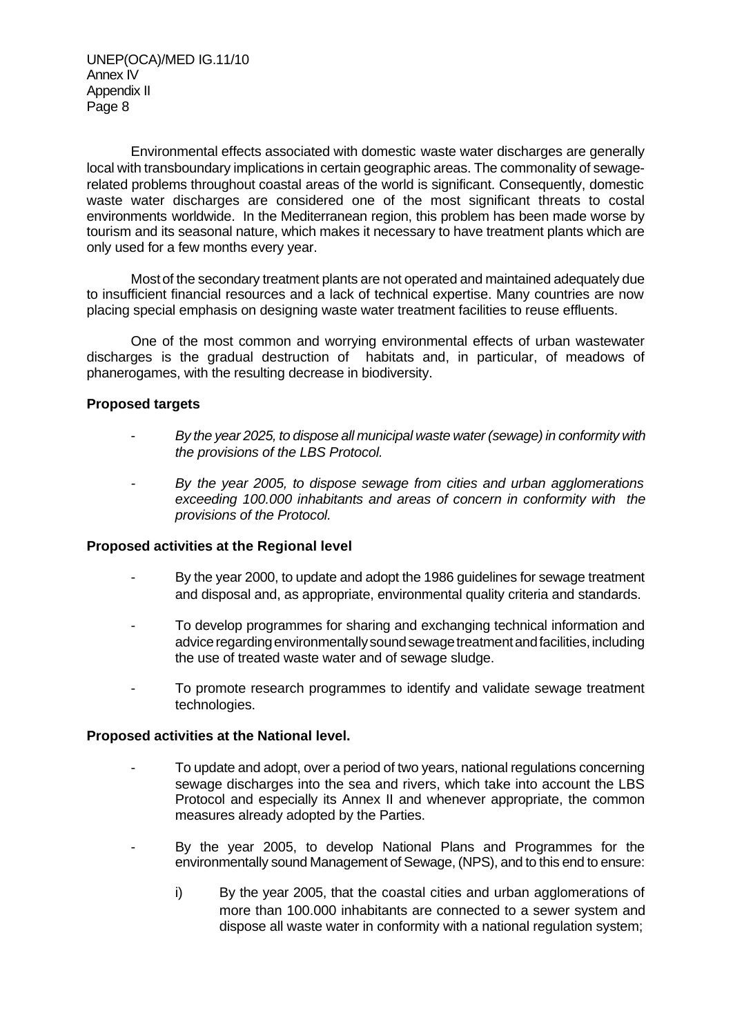Environmental effects associated with domestic waste water discharges are generally local with transboundary implications in certain geographic areas. The commonality of sewage-related problems throughout coastal areas of the world is significant. Consequently, domestic waste water discharges are considered one of the most significant threats to costal environments worldwide. In the Mediterranean region, this problem has been made worse by tourism and its seasonal nature, which makes it necessary to have treatment plants which are only used for a few months every year.

Most of the secondary treatment plants are not operated and maintained adequately due to insufficient financial resources and a lack of technical expertise. Many countries are now placing special emphasis on designing waste water treatment facilities to reuse effluents.

One of the most common and worrying environmental effects of urban wastewater discharges is the gradual destruction of habitats and, in particular, of meadows of phanerogames, with the resulting decrease in biodiversity.

**Proposed targets**

- *By the year 2025, to dispose all municipal waste water (sewage) in conformity with the provisions of the LBS Protocol.*
- *By the year 2005, to dispose sewage from cities and urban agglomerations exceeding 100.000 inhabitants and areas of concern in conformity with the provisions of the Protocol.*

**Proposed activities at the Regional level**

- By the year 2000, to update and adopt the 1986 guidelines for sewage treatment and disposal and, as appropriate, environmental quality criteria and standards.
- To develop programmes for sharing and exchanging technical information and advice regarding environmentally sound sewage treatment and facilities, including the use of treated waste water and of sewage sludge.
- To promote research programmes to identify and validate sewage treatment technologies.

**Proposed activities at the National level.**

- To update and adopt, over a period of two years, national regulations concerning sewage discharges into the sea and rivers, which take into account the LBS Protocol and especially its Annex II and whenever appropriate, the common measures already adopted by the Parties.
- By the year 2005, to develop National Plans and Programmes for the environmentally sound Management of Sewage, (NPS), and to this end to ensure:
  - i) By the year 2005, that the coastal cities and urban agglomerations of more than 100.000 inhabitants are connected to a sewer system and dispose all waste water in conformity with a national regulation system;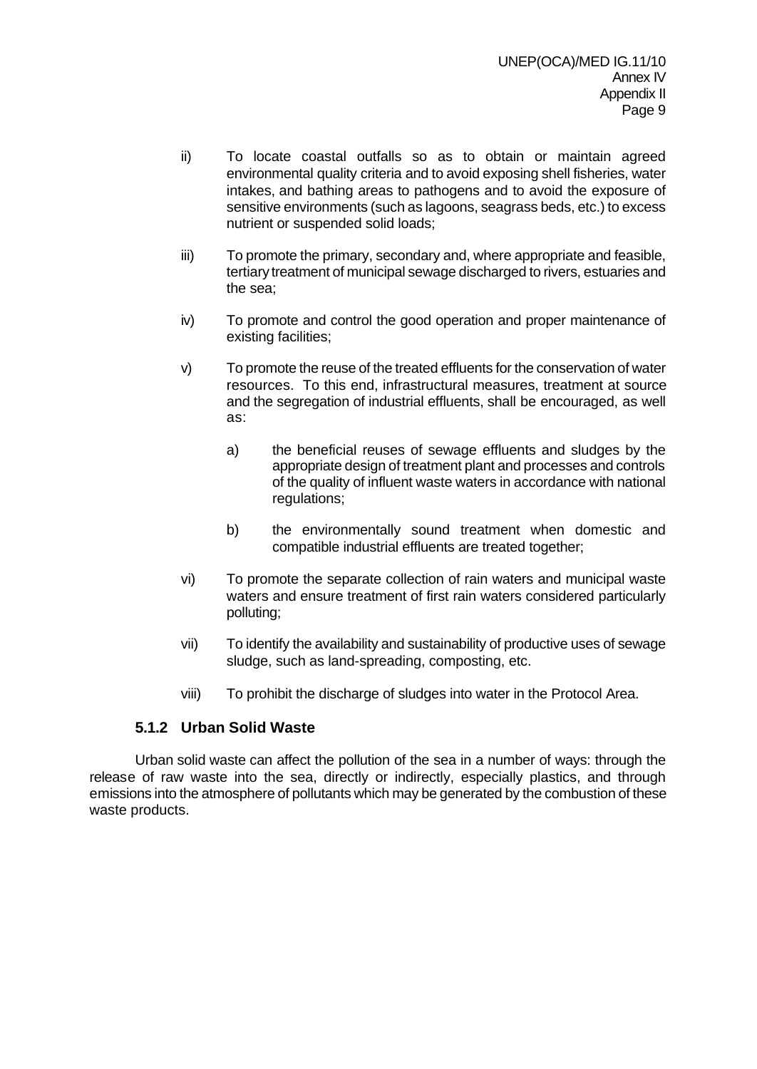ii) To locate coastal outfalls so as to obtain or maintain agreed environmental quality criteria and to avoid exposing shell fisheries, water intakes, and bathing areas to pathogens and to avoid the exposure of sensitive environments (such as lagoons, seagrass beds, etc.) to excess nutrient or suspended solid loads;

iii) To promote the primary, secondary and, where appropriate and feasible, tertiary treatment of municipal sewage discharged to rivers, estuaries and the sea;

iv) To promote and control the good operation and proper maintenance of existing facilities;

v) To promote the reuse of the treated effluents for the conservation of water resources. To this end, infrastructural measures, treatment at source and the segregation of industrial effluents, shall be encouraged, as well as:

   a) the beneficial reuses of sewage effluents and sludges by the appropriate design of treatment plant and processes and controls of the quality of influent waste waters in accordance with national regulations;

   b) the environmentally sound treatment when domestic and compatible industrial effluents are treated together;

vi) To promote the separate collection of rain waters and municipal waste waters and ensure treatment of first rain waters considered particularly polluting;

vii) To identify the availability and sustainability of productive uses of sewage sludge, such as land-spreading, composting, etc.

viii) To prohibit the discharge of sludges into water in the Protocol Area.

### 5.1.2 Urban Solid Waste

Urban solid waste can affect the pollution of the sea in a number of ways: through the release of raw waste into the sea, directly or indirectly, especially plastics, and through emissions into the atmosphere of pollutants which may be generated by the combustion of these waste products.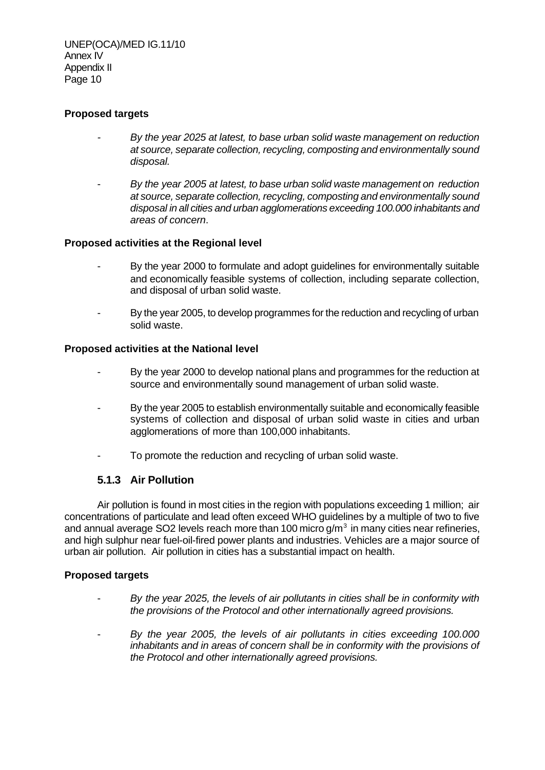**Proposed targets**

- *By the year 2025 at latest, to base urban solid waste management on reduction at source, separate collection, recycling, composting and environmentally sound disposal.*

- *By the year 2005 at latest, to base urban solid waste management on reduction at source, separate collection, recycling, composting and environmentally sound disposal in all cities and urban agglomerations exceeding 100.000 inhabitants and areas of concern*.

**Proposed activities at the Regional level**

- By the year 2000 to formulate and adopt guidelines for environmentally suitable and economically feasible systems of collection, including separate collection, and disposal of urban solid waste.

- By the year 2005, to develop programmes for the reduction and recycling of urban solid waste.

**Proposed activities at the National level**

- By the year 2000 to develop national plans and programmes for the reduction at source and environmentally sound management of urban solid waste.

- By the year 2005 to establish environmentally suitable and economically feasible systems of collection and disposal of urban solid waste in cities and urban agglomerations of more than 100,000 inhabitants.

- To promote the reduction and recycling of urban solid waste.

### 5.1.3 Air Pollution

Air pollution is found in most cities in the region with populations exceeding 1 million; air concentrations of particulate and lead often exceed WHO guidelines by a multiple of two to five and annual average SO2 levels reach more than 100 micro $g/m^3$ in many cities near refineries, and high sulphur near fuel-oil-fired power plants and industries. Vehicles are a major source of urban air pollution. Air pollution in cities has a substantial impact on health.

**Proposed targets**

- *By the year 2025, the levels of air pollutants in cities shall be in conformity with the provisions of the Protocol and other internationally agreed provisions.*

- *By the year 2005, the levels of air pollutants in cities exceeding 100.000 inhabitants and in areas of concern shall be in conformity with the provisions of the Protocol and other internationally agreed provisions.*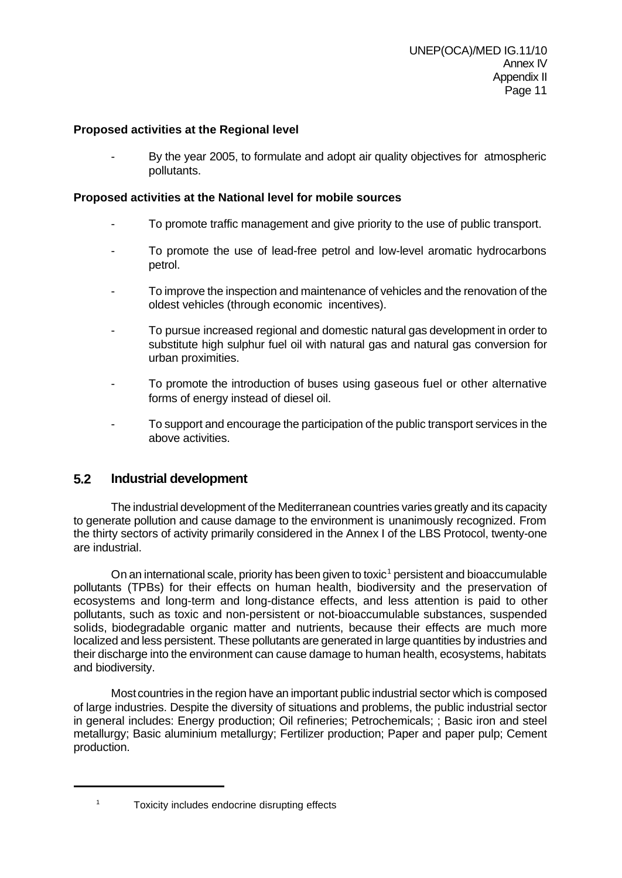**Proposed activities at the Regional level**

- By the year 2005, to formulate and adopt air quality objectives for atmospheric pollutants.

**Proposed activities at the National level for mobile sources**

- To promote traffic management and give priority to the use of public transport.

- To promote the use of lead-free petrol and low-level aromatic hydrocarbons petrol.

- To improve the inspection and maintenance of vehicles and the renovation of the oldest vehicles (through economic incentives).

- To pursue increased regional and domestic natural gas development in order to substitute high sulphur fuel oil with natural gas and natural gas conversion for urban proximities.

- To promote the introduction of buses using gaseous fuel or other alternative forms of energy instead of diesel oil.

- To support and encourage the participation of the public transport services in the above activities.

## 5.2 Industrial development

The industrial development of the Mediterranean countries varies greatly and its capacity to generate pollution and cause damage to the environment is unanimously recognized. From the thirty sectors of activity primarily considered in the Annex I of the LBS Protocol, twenty-one are industrial.

On an international scale, priority has been given to toxic[1] persistent and bioaccumulable pollutants (TPBs) for their effects on human health, biodiversity and the preservation of ecosystems and long-term and long-distance effects, and less attention is paid to other pollutants, such as toxic and non-persistent or not-bioaccumulable substances, suspended solids, biodegradable organic matter and nutrients, because their effects are much more localized and less persistent. These pollutants are generated in large quantities by industries and their discharge into the environment can cause damage to human health, ecosystems, habitats and biodiversity.

Most countries in the region have an important public industrial sector which is composed of large industries. Despite the diversity of situations and problems, the public industrial sector in general includes: Energy production; Oil refineries; Petrochemicals; ; Basic iron and steel metallurgy; Basic aluminium metallurgy; Fertilizer production; Paper and paper pulp; Cement production.

---

[1] Toxicity includes endocrine disrupting effects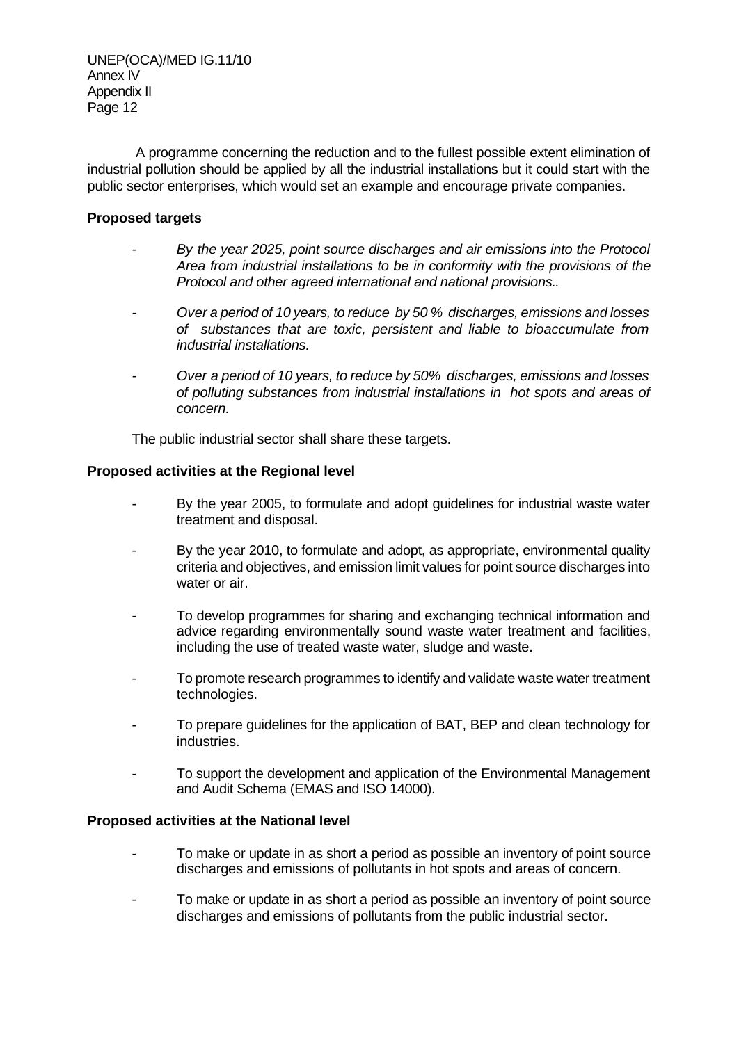A programme concerning the reduction and to the fullest possible extent elimination of industrial pollution should be applied by all the industrial installations but it could start with the public sector enterprises, which would set an example and encourage private companies.

**Proposed targets**

- *By the year 2025, point source discharges and air emissions into the Protocol Area from industrial installations to be in conformity with the provisions of the Protocol and other agreed international and national provisions..*
- *Over a period of 10 years, to reduce by 50 % discharges, emissions and losses of substances that are toxic, persistent and liable to bioaccumulate from industrial installations.*
- *Over a period of 10 years, to reduce by 50% discharges, emissions and losses of polluting substances from industrial installations in hot spots and areas of concern.*

The public industrial sector shall share these targets.

**Proposed activities at the Regional level**

- By the year 2005, to formulate and adopt guidelines for industrial waste water treatment and disposal.
- By the year 2010, to formulate and adopt, as appropriate, environmental quality criteria and objectives, and emission limit values for point source discharges into water or air.
- To develop programmes for sharing and exchanging technical information and advice regarding environmentally sound waste water treatment and facilities, including the use of treated waste water, sludge and waste.
- To promote research programmes to identify and validate waste water treatment technologies.
- To prepare guidelines for the application of BAT, BEP and clean technology for industries.
- To support the development and application of the Environmental Management and Audit Schema (EMAS and ISO 14000).

**Proposed activities at the National level**

- To make or update in as short a period as possible an inventory of point source discharges and emissions of pollutants in hot spots and areas of concern.
- To make or update in as short a period as possible an inventory of point source discharges and emissions of pollutants from the public industrial sector.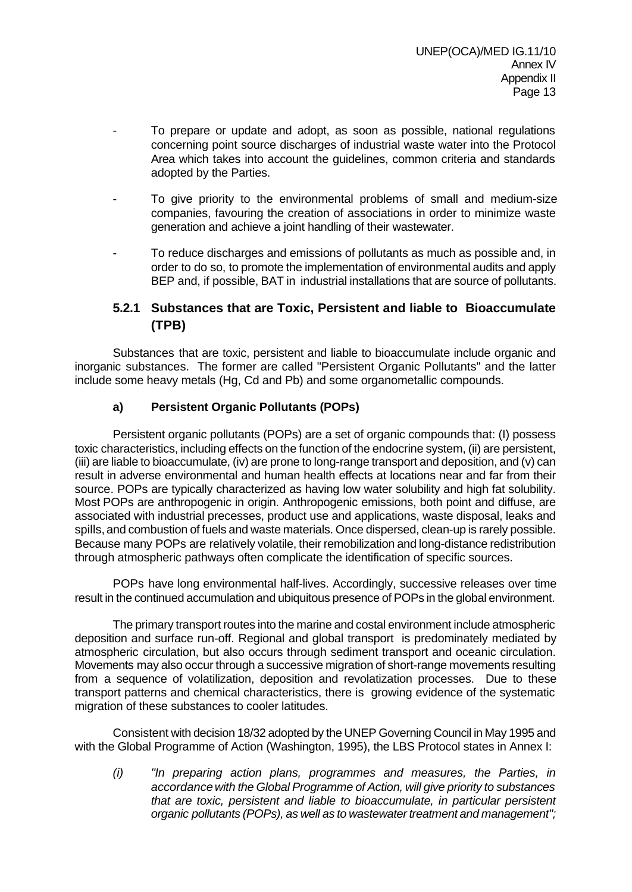- To prepare or update and adopt, as soon as possible, national regulations concerning point source discharges of industrial waste water into the Protocol Area which takes into account the guidelines, common criteria and standards adopted by the Parties.

- To give priority to the environmental problems of small and medium-size companies, favouring the creation of associations in order to minimize waste generation and achieve a joint handling of their wastewater.

- To reduce discharges and emissions of pollutants as much as possible and, in order to do so, to promote the implementation of environmental audits and apply BEP and, if possible, BAT in industrial installations that are source of pollutants.

### 5.2.1 Substances that are Toxic, Persistent and liable to Bioaccumulate (TPB)

Substances that are toxic, persistent and liable to bioaccumulate include organic and inorganic substances. The former are called "Persistent Organic Pollutants" and the latter include some heavy metals (Hg, Cd and Pb) and some organometallic compounds.

#### a) Persistent Organic Pollutants (POPs)

Persistent organic pollutants (POPs) are a set of organic compounds that: (I) possess toxic characteristics, including effects on the function of the endocrine system, (ii) are persistent, (iii) are liable to bioaccumulate, (iv) are prone to long-range transport and deposition, and (v) can result in adverse environmental and human health effects at locations near and far from their source. POPs are typically characterized as having low water solubility and high fat solubility. Most POPs are anthropogenic in origin. Anthropogenic emissions, both point and diffuse, are associated with industrial precesses, product use and applications, waste disposal, leaks and spills, and combustion of fuels and waste materials. Once dispersed, clean-up is rarely possible. Because many POPs are relatively volatile, their remobilization and long-distance redistribution through atmospheric pathways often complicate the identification of specific sources.

POPs have long environmental half-lives. Accordingly, successive releases over time result in the continued accumulation and ubiquitous presence of POPs in the global environment.

The primary transport routes into the marine and costal environment include atmospheric deposition and surface run-off. Regional and global transport is predominately mediated by atmospheric circulation, but also occurs through sediment transport and oceanic circulation. Movements may also occur through a successive migration of short-range movements resulting from a sequence of volatilization, deposition and revolatization processes. Due to these transport patterns and chemical characteristics, there is growing evidence of the systematic migration of these substances to cooler latitudes.

Consistent with decision 18/32 adopted by the UNEP Governing Council in May 1995 and with the Global Programme of Action (Washington, 1995), the LBS Protocol states in Annex I:

*(i) "In preparing action plans, programmes and measures, the Parties, in accordance with the Global Programme of Action, will give priority to substances that are toxic, persistent and liable to bioaccumulate, in particular persistent organic pollutants (POPs), as well as to wastewater treatment and management";*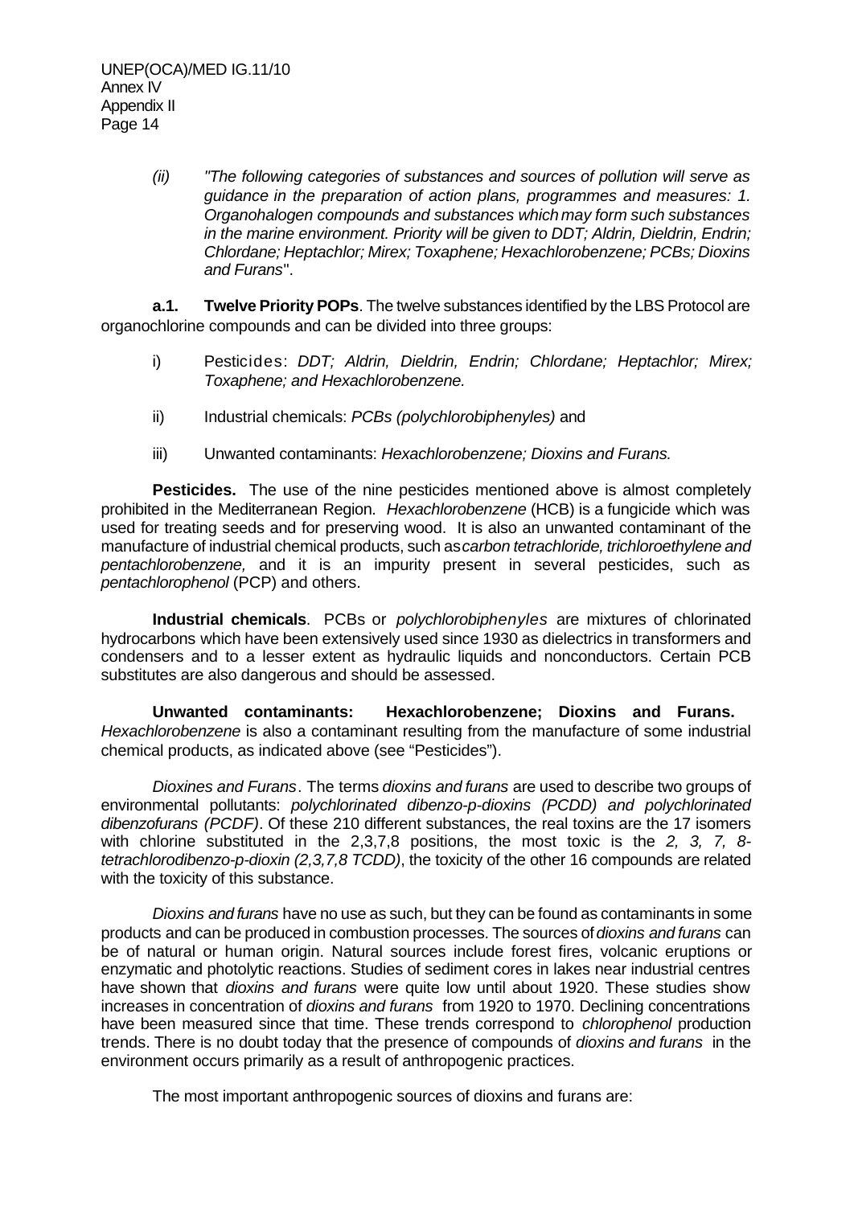(ii) *"The following categories of substances and sources of pollution will serve as guidance in the preparation of action plans, programmes and measures: 1. Organohalogen compounds and substances which may form such substances in the marine environment. Priority will be given to DDT; Aldrin, Dieldrin, Endrin; Chlordane; Heptachlor; Mirex; Toxaphene; Hexachlorobenzene; PCBs; Dioxins and Furans*".

**a.1. Twelve Priority POPs**. The twelve substances identified by the LBS Protocol are organochlorine compounds and can be divided into three groups:

i) Pesticides: *DDT; Aldrin, Dieldrin, Endrin; Chlordane; Heptachlor; Mirex; Toxaphene; and Hexachlorobenzene.*

ii) Industrial chemicals: *PCBs (polychlorobiphenyles)* and

iii) Unwanted contaminants: *Hexachlorobenzene; Dioxins and Furans.*

**Pesticides.** The use of the nine pesticides mentioned above is almost completely prohibited in the Mediterranean Region. *Hexachlorobenzene* (HCB) is a fungicide which was used for treating seeds and for preserving wood. It is also an unwanted contaminant of the manufacture of industrial chemical products, such as *carbon tetrachloride, trichloroethylene and pentachlorobenzene,* and it is an impurity present in several pesticides, such as *pentachlorophenol* (PCP) and others.

**Industrial chemicals**. PCBs or *polychlorobiphenyles* are mixtures of chlorinated hydrocarbons which have been extensively used since 1930 as dielectrics in transformers and condensers and to a lesser extent as hydraulic liquids and nonconductors. Certain PCB substitutes are also dangerous and should be assessed.

**Unwanted contaminants: Hexachlorobenzene; Dioxins and Furans.** *Hexachlorobenzene* is also a contaminant resulting from the manufacture of some industrial chemical products, as indicated above (see "Pesticides").

*Dioxines and Furans*. The terms *dioxins and furans* are used to describe two groups of environmental pollutants: *polychlorinated dibenzo-p-dioxins (PCDD) and polychlorinated dibenzofurans (PCDF)*. Of these 210 different substances, the real toxins are the 17 isomers with chlorine substituted in the 2,3,7,8 positions, the most toxic is the *2, 3, 7, 8-tetrachlorodibenzo-p-dioxin (2,3,7,8 TCDD)*, the toxicity of the other 16 compounds are related with the toxicity of this substance.

*Dioxins and furans* have no use as such, but they can be found as contaminants in some products and can be produced in combustion processes. The sources of *dioxins and furans* can be of natural or human origin. Natural sources include forest fires, volcanic eruptions or enzymatic and photolytic reactions. Studies of sediment cores in lakes near industrial centres have shown that *dioxins and furans* were quite low until about 1920. These studies show increases in concentration of *dioxins and furans* from 1920 to 1970. Declining concentrations have been measured since that time. These trends correspond to *chlorophenol* production trends. There is no doubt today that the presence of compounds of *dioxins and furans* in the environment occurs primarily as a result of anthropogenic practices.

The most important anthropogenic sources of dioxins and furans are: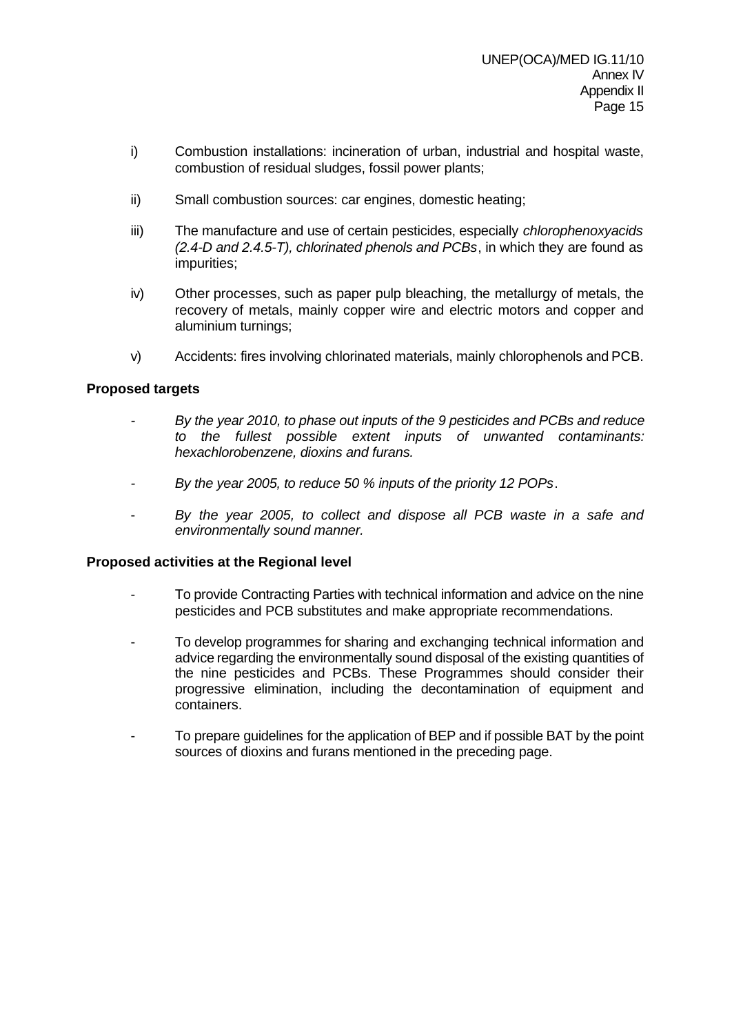i) Combustion installations: incineration of urban, industrial and hospital waste, combustion of residual sludges, fossil power plants;

ii) Small combustion sources: car engines, domestic heating;

iii) The manufacture and use of certain pesticides, especially *chlorophenoxyacids (2.4-D and 2.4.5-T), chlorinated phenols and PCBs*, in which they are found as impurities;

iv) Other processes, such as paper pulp bleaching, the metallurgy of metals, the recovery of metals, mainly copper wire and electric motors and copper and aluminium turnings;

v) Accidents: fires involving chlorinated materials, mainly chlorophenols and PCB.

**Proposed targets**

- *By the year 2010, to phase out inputs of the 9 pesticides and PCBs and reduce to the fullest possible extent inputs of unwanted contaminants: hexachlorobenzene, dioxins and furans.*
- *By the year 2005, to reduce 50 % inputs of the priority 12 POPs*.
- *By the year 2005, to collect and dispose all PCB waste in a safe and environmentally sound manner.*

**Proposed activities at the Regional level**

- To provide Contracting Parties with technical information and advice on the nine pesticides and PCB substitutes and make appropriate recommendations.
- To develop programmes for sharing and exchanging technical information and advice regarding the environmentally sound disposal of the existing quantities of the nine pesticides and PCBs. These Programmes should consider their progressive elimination, including the decontamination of equipment and containers.
- To prepare guidelines for the application of BEP and if possible BAT by the point sources of dioxins and furans mentioned in the preceding page.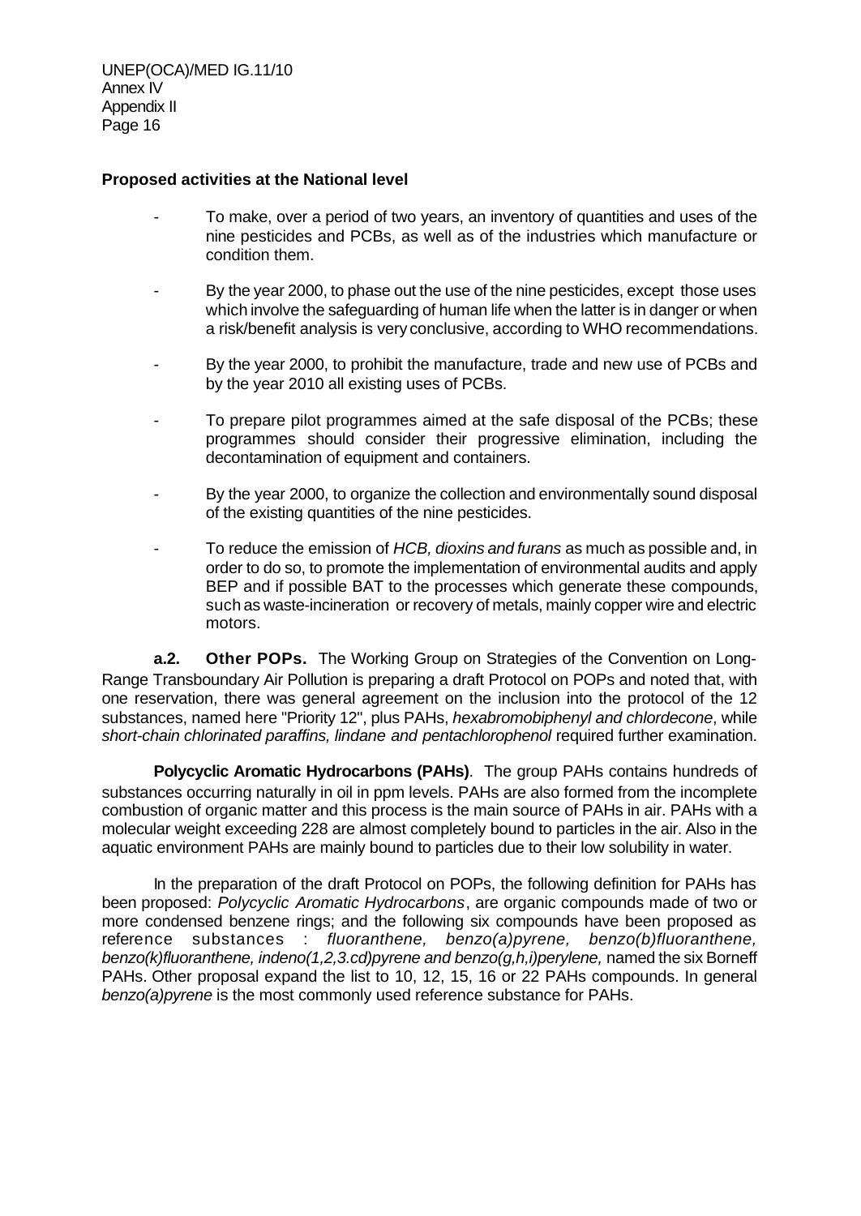**Proposed activities at the National level**

- To make, over a period of two years, an inventory of quantities and uses of the nine pesticides and PCBs, as well as of the industries which manufacture or condition them.
- By the year 2000, to phase out the use of the nine pesticides, except those uses which involve the safeguarding of human life when the latter is in danger or when a risk/benefit analysis is very conclusive, according to WHO recommendations.
- By the year 2000, to prohibit the manufacture, trade and new use of PCBs and by the year 2010 all existing uses of PCBs.
- To prepare pilot programmes aimed at the safe disposal of the PCBs; these programmes should consider their progressive elimination, including the decontamination of equipment and containers.
- By the year 2000, to organize the collection and environmentally sound disposal of the existing quantities of the nine pesticides.
- To reduce the emission of *HCB, dioxins and furans* as much as possible and, in order to do so, to promote the implementation of environmental audits and apply BEP and if possible BAT to the processes which generate these compounds, such as waste-incineration or recovery of metals, mainly copper wire and electric motors.

**a.2. Other POPs.** The Working Group on Strategies of the Convention on Long-Range Transboundary Air Pollution is preparing a draft Protocol on POPs and noted that, with one reservation, there was general agreement on the inclusion into the protocol of the 12 substances, named here "Priority 12", plus PAHs, *hexabromobiphenyl and chlordecone*, while *short-chain chlorinated paraffins, lindane and pentachlorophenol* required further examination.

**Polycyclic Aromatic Hydrocarbons (PAHs)**. The group PAHs contains hundreds of substances occurring naturally in oil in ppm levels. PAHs are also formed from the incomplete combustion of organic matter and this process is the main source of PAHs in air. PAHs with a molecular weight exceeding 228 are almost completely bound to particles in the air. Also in the aquatic environment PAHs are mainly bound to particles due to their low solubility in water.

In the preparation of the draft Protocol on POPs, the following definition for PAHs has been proposed: *Polycyclic Aromatic Hydrocarbons*, are organic compounds made of two or more condensed benzene rings; and the following six compounds have been proposed as reference substances : *fluoranthene, benzo(a)pyrene, benzo(b)fluoranthene, benzo(k)fluoranthene, indeno(1,2,3.cd)pyrene and benzo(g,h,i)perylene,* named the six Borneff PAHs. Other proposal expand the list to 10, 12, 15, 16 or 22 PAHs compounds. In general *benzo(a)pyrene* is the most commonly used reference substance for PAHs.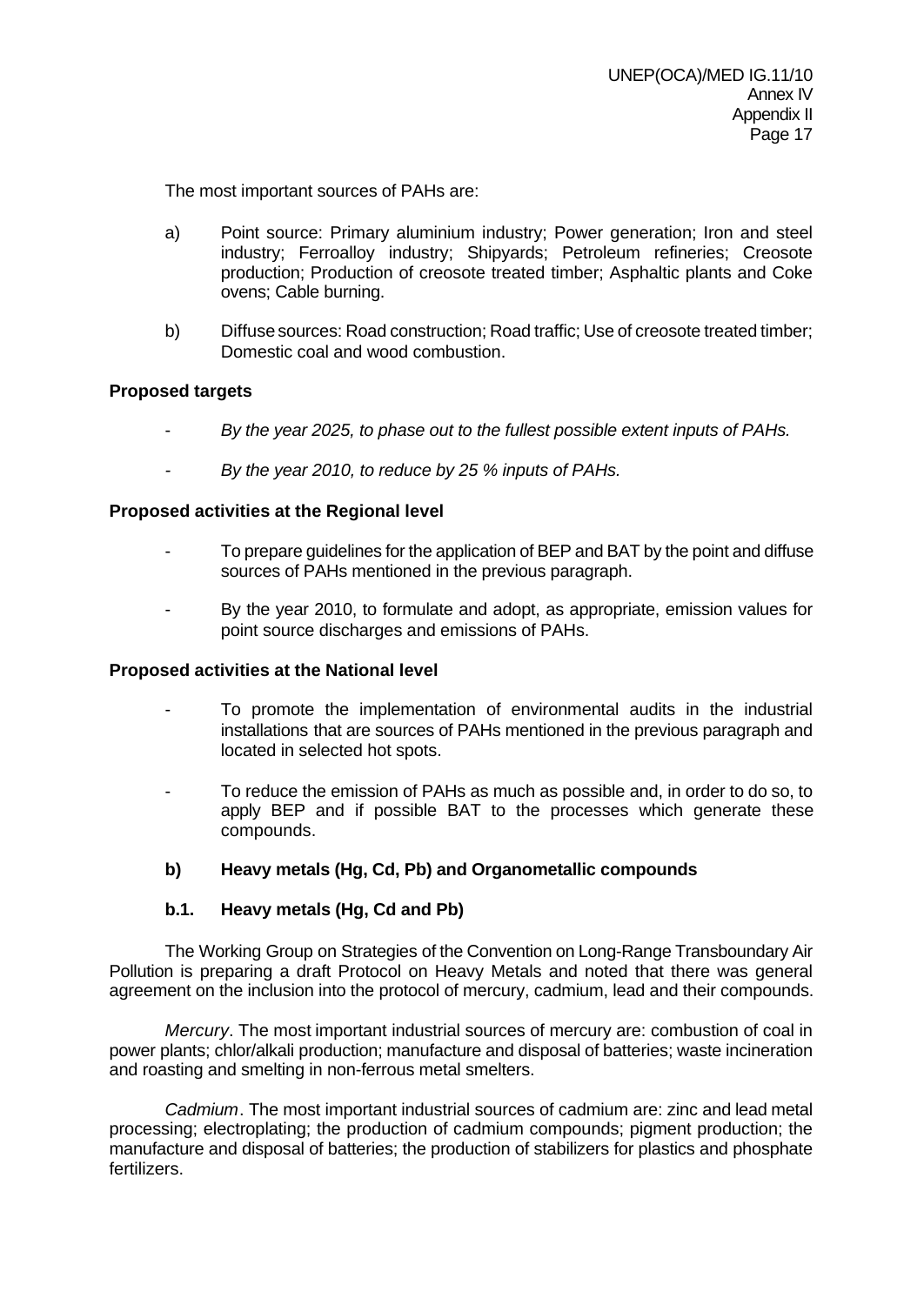The most important sources of PAHs are:

a) Point source: Primary aluminium industry; Power generation; Iron and steel industry; Ferroalloy industry; Shipyards; Petroleum refineries; Creosote production; Production of creosote treated timber; Asphaltic plants and Coke ovens; Cable burning.

b) Diffuse sources: Road construction; Road traffic; Use of creosote treated timber; Domestic coal and wood combustion.

**Proposed targets**

- *By the year 2025, to phase out to the fullest possible extent inputs of PAHs.*

- *By the year 2010, to reduce by 25 % inputs of PAHs.*

**Proposed activities at the Regional level**

- To prepare guidelines for the application of BEP and BAT by the point and diffuse sources of PAHs mentioned in the previous paragraph.

- By the year 2010, to formulate and adopt, as appropriate, emission values for point source discharges and emissions of PAHs.

**Proposed activities at the National level**

- To promote the implementation of environmental audits in the industrial installations that are sources of PAHs mentioned in the previous paragraph and located in selected hot spots.

- To reduce the emission of PAHs as much as possible and, in order to do so, to apply BEP and if possible BAT to the processes which generate these compounds.

**b) Heavy metals (Hg, Cd, Pb) and Organometallic compounds**

**b.1. Heavy metals (Hg, Cd and Pb)**

The Working Group on Strategies of the Convention on Long-Range Transboundary Air Pollution is preparing a draft Protocol on Heavy Metals and noted that there was general agreement on the inclusion into the protocol of mercury, cadmium, lead and their compounds.

*Mercury*. The most important industrial sources of mercury are: combustion of coal in power plants; chlor/alkali production; manufacture and disposal of batteries; waste incineration and roasting and smelting in non-ferrous metal smelters.

*Cadmium*. The most important industrial sources of cadmium are: zinc and lead metal processing; electroplating; the production of cadmium compounds; pigment production; the manufacture and disposal of batteries; the production of stabilizers for plastics and phosphate fertilizers.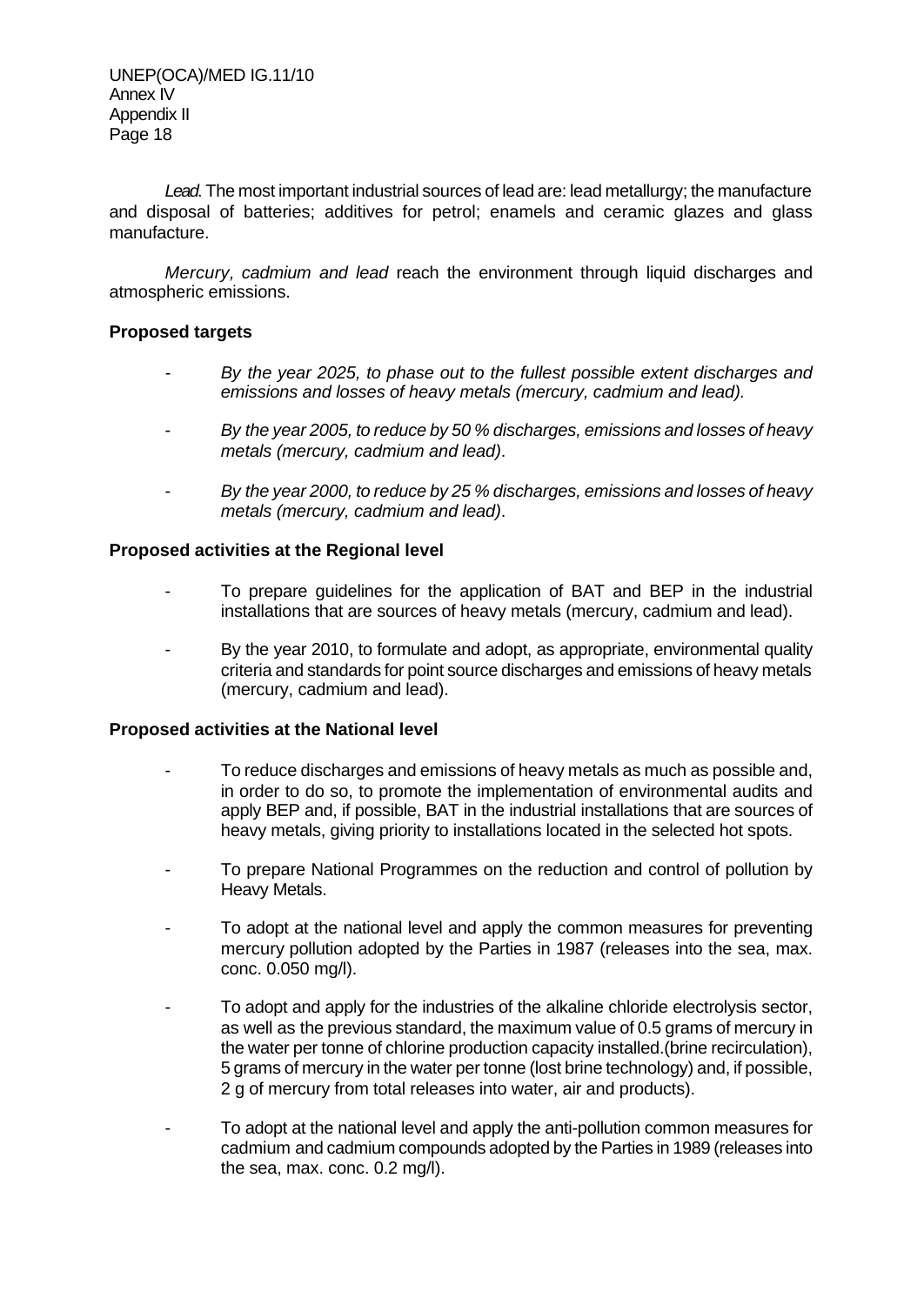*Lead*. The most important industrial sources of lead are: lead metallurgy; the manufacture and disposal of batteries; additives for petrol; enamels and ceramic glazes and glass manufacture.

*Mercury, cadmium and lead* reach the environment through liquid discharges and atmospheric emissions.

**Proposed targets**

- *By the year 2025, to phase out to the fullest possible extent discharges and emissions and losses of heavy metals (mercury, cadmium and lead).*

- *By the year 2005, to reduce by 50 % discharges, emissions and losses of heavy metals (mercury, cadmium and lead)*.

- *By the year 2000, to reduce by 25 % discharges, emissions and losses of heavy metals (mercury, cadmium and lead)*.

**Proposed activities at the Regional level**

- To prepare guidelines for the application of BAT and BEP in the industrial installations that are sources of heavy metals (mercury, cadmium and lead).

- By the year 2010, to formulate and adopt, as appropriate, environmental quality criteria and standards for point source discharges and emissions of heavy metals (mercury, cadmium and lead).

**Proposed activities at the National level**

- To reduce discharges and emissions of heavy metals as much as possible and, in order to do so, to promote the implementation of environmental audits and apply BEP and, if possible, BAT in the industrial installations that are sources of heavy metals, giving priority to installations located in the selected hot spots.

- To prepare National Programmes on the reduction and control of pollution by Heavy Metals.

- To adopt at the national level and apply the common measures for preventing mercury pollution adopted by the Parties in 1987 (releases into the sea, max. conc. 0.050 mg/l).

- To adopt and apply for the industries of the alkaline chloride electrolysis sector, as well as the previous standard, the maximum value of 0.5 grams of mercury in the water per tonne of chlorine production capacity installed.(brine recirculation), 5 grams of mercury in the water per tonne (lost brine technology) and, if possible, 2 g of mercury from total releases into water, air and products).

- To adopt at the national level and apply the anti-pollution common measures for cadmium and cadmium compounds adopted by the Parties in 1989 (releases into the sea, max. conc. 0.2 mg/l).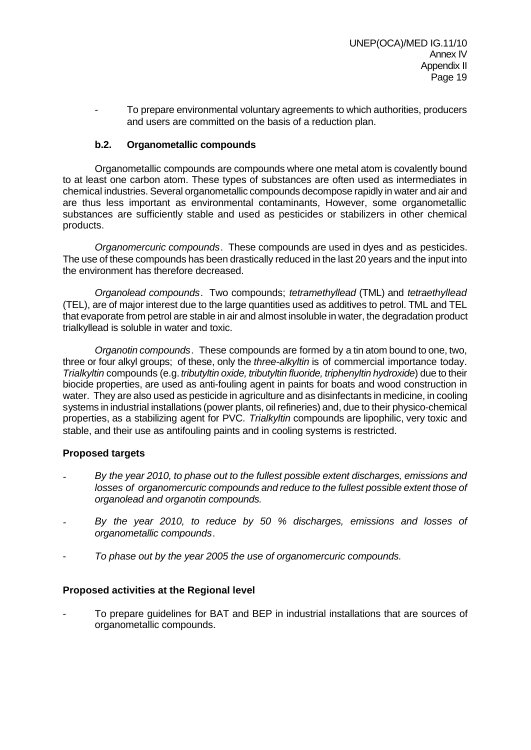- To prepare environmental voluntary agreements to which authorities, producers and users are committed on the basis of a reduction plan.

### b.2. Organometallic compounds

Organometallic compounds are compounds where one metal atom is covalently bound to at least one carbon atom. These types of substances are often used as intermediates in chemical industries. Several organometallic compounds decompose rapidly in water and air and are thus less important as environmental contaminants, However, some organometallic substances are sufficiently stable and used as pesticides or stabilizers in other chemical products.

*Organomercuric compounds*. These compounds are used in dyes and as pesticides. The use of these compounds has been drastically reduced in the last 20 years and the input into the environment has therefore decreased.

*Organolead compounds*. Two compounds; *tetramethyllead* (TML) and *tetraethyllead* (TEL), are of major interest due to the large quantities used as additives to petrol. TML and TEL that evaporate from petrol are stable in air and almost insoluble in water, the degradation product trialkyllead is soluble in water and toxic.

*Organotin compounds*. These compounds are formed by a tin atom bound to one, two, three or four alkyl groups; of these, only the *three-alkyltin* is of commercial importance today. *Trialkyltin* compounds (e.g. *tributyltin oxide, tributyltin fluoride, triphenyltin hydroxide*) due to their biocide properties, are used as anti-fouling agent in paints for boats and wood construction in water. They are also used as pesticide in agriculture and as disinfectants in medicine, in cooling systems in industrial installations (power plants, oil refineries) and, due to their physico-chemical properties, as a stabilizing agent for PVC. *Trialkyltin* compounds are lipophilic, very toxic and stable, and their use as antifouling paints and in cooling systems is restricted.

**Proposed targets**

- *By the year 2010, to phase out to the fullest possible extent discharges, emissions and losses of organomercuric compounds and reduce to the fullest possible extent those of organolead and organotin compounds.*
- *By the year 2010, to reduce by 50 % discharges, emissions and losses of organometallic compounds*.
- *To phase out by the year 2005 the use of organomercuric compounds.*

**Proposed activities at the Regional level**

- To prepare guidelines for BAT and BEP in industrial installations that are sources of organometallic compounds.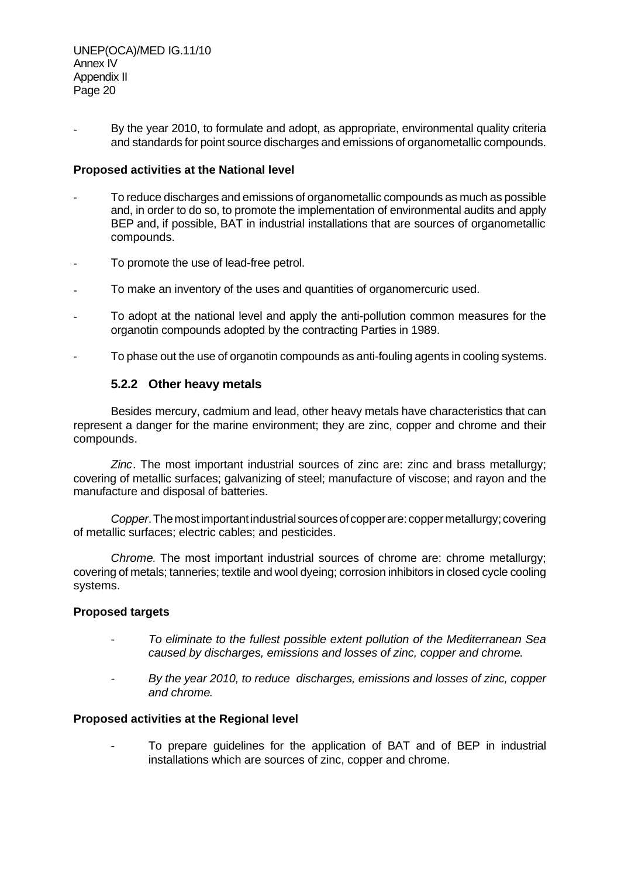- By the year 2010, to formulate and adopt, as appropriate, environmental quality criteria and standards for point source discharges and emissions of organometallic compounds.

**Proposed activities at the National level**

- To reduce discharges and emissions of organometallic compounds as much as possible and, in order to do so, to promote the implementation of environmental audits and apply BEP and, if possible, BAT in industrial installations that are sources of organometallic compounds.
- To promote the use of lead-free petrol.
- To make an inventory of the uses and quantities of organomercuric used.
- To adopt at the national level and apply the anti-pollution common measures for the organotin compounds adopted by the contracting Parties in 1989.
- To phase out the use of organotin compounds as anti-fouling agents in cooling systems.

### 5.2.2 Other heavy metals

Besides mercury, cadmium and lead, other heavy metals have characteristics that can represent a danger for the marine environment; they are zinc, copper and chrome and their compounds.

*Zinc*. The most important industrial sources of zinc are: zinc and brass metallurgy; covering of metallic surfaces; galvanizing of steel; manufacture of viscose; and rayon and the manufacture and disposal of batteries.

*Copper*. The most important industrial sources of copper are: copper metallurgy; covering of metallic surfaces; electric cables; and pesticides.

*Chrome*. The most important industrial sources of chrome are: chrome metallurgy; covering of metals; tanneries; textile and wool dyeing; corrosion inhibitors in closed cycle cooling systems.

**Proposed targets**

- *To eliminate to the fullest possible extent pollution of the Mediterranean Sea caused by discharges, emissions and losses of zinc, copper and chrome.*
- *By the year 2010, to reduce discharges, emissions and losses of zinc, copper and chrome.*

**Proposed activities at the Regional level**

- To prepare guidelines for the application of BAT and of BEP in industrial installations which are sources of zinc, copper and chrome.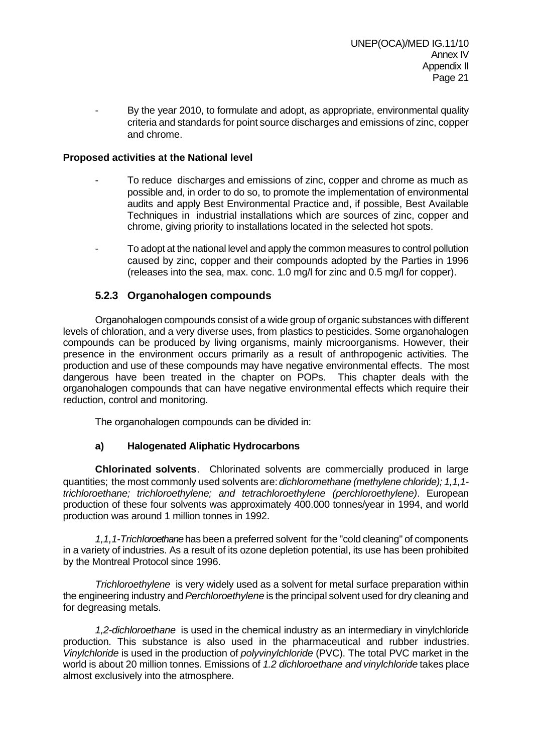- By the year 2010, to formulate and adopt, as appropriate, environmental quality criteria and standards for point source discharges and emissions of zinc, copper and chrome.

**Proposed activities at the National level**

- To reduce discharges and emissions of zinc, copper and chrome as much as possible and, in order to do so, to promote the implementation of environmental audits and apply Best Environmental Practice and, if possible, Best Available Techniques in industrial installations which are sources of zinc, copper and chrome, giving priority to installations located in the selected hot spots.

- To adopt at the national level and apply the common measures to control pollution caused by zinc, copper and their compounds adopted by the Parties in 1996 (releases into the sea, max. conc. 1.0 mg/l for zinc and 0.5 mg/l for copper).

### 5.2.3 Organohalogen compounds

Organohalogen compounds consist of a wide group of organic substances with different levels of chloration, and a very diverse uses, from plastics to pesticides. Some organohalogen compounds can be produced by living organisms, mainly microorganisms. However, their presence in the environment occurs primarily as a result of anthropogenic activities. The production and use of these compounds may have negative environmental effects. The most dangerous have been treated in the chapter on POPs. This chapter deals with the organohalogen compounds that can have negative environmental effects which require their reduction, control and monitoring.

The organohalogen compounds can be divided in:

**a) Halogenated Aliphatic Hydrocarbons**

**Chlorinated solvents**. Chlorinated solvents are commercially produced in large quantities; the most commonly used solvents are: *dichloromethane (methylene chloride); 1,1,1-trichloroethane; trichloroethylene; and tetrachloroethylene (perchloroethylene)*. European production of these four solvents was approximately 400.000 tonnes/year in 1994, and world production was around 1 million tonnes in 1992.

*1,1,1-Trichloroethane* has been a preferred solvent for the "cold cleaning" of components in a variety of industries. As a result of its ozone depletion potential, its use has been prohibited by the Montreal Protocol since 1996.

*Trichloroethylene* is very widely used as a solvent for metal surface preparation within the engineering industry and *Perchloroethylene* is the principal solvent used for dry cleaning and for degreasing metals.

*1,2-dichloroethane* is used in the chemical industry as an intermediary in vinylchloride production. This substance is also used in the pharmaceutical and rubber industries. *Vinylchloride* is used in the production of *polyvinylchloride* (PVC). The total PVC market in the world is about 20 million tonnes. Emissions of *1.2 dichloroethane and vinylchloride* takes place almost exclusively into the atmosphere.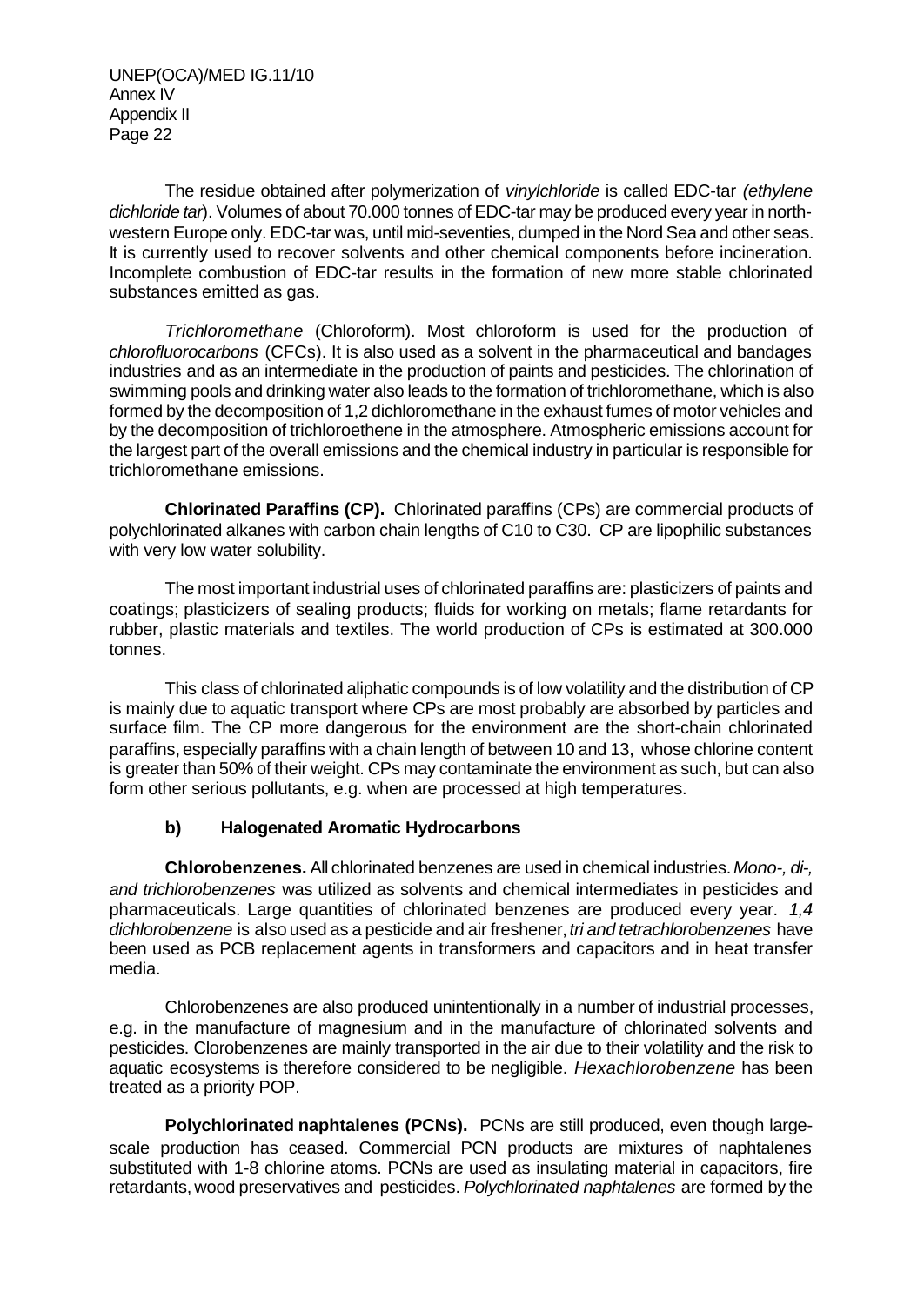The residue obtained after polymerization of *vinylchloride* is called EDC-tar *(ethylene dichloride tar*). Volumes of about 70.000 tonnes of EDC-tar may be produced every year in north-western Europe only. EDC-tar was, until mid-seventies, dumped in the Nord Sea and other seas. It is currently used to recover solvents and other chemical components before incineration. Incomplete combustion of EDC-tar results in the formation of new more stable chlorinated substances emitted as gas.

*Trichloromethane* (Chloroform). Most chloroform is used for the production of *chlorofluorocarbons* (CFCs). It is also used as a solvent in the pharmaceutical and bandages industries and as an intermediate in the production of paints and pesticides. The chlorination of swimming pools and drinking water also leads to the formation of trichloromethane, which is also formed by the decomposition of 1,2 dichloromethane in the exhaust fumes of motor vehicles and by the decomposition of trichloroethene in the atmosphere. Atmospheric emissions account for the largest part of the overall emissions and the chemical industry in particular is responsible for trichloromethane emissions.

**Chlorinated Paraffins (CP).** Chlorinated paraffins (CPs) are commercial products of polychlorinated alkanes with carbon chain lengths of C10 to C30. CP are lipophilic substances with very low water solubility.

The most important industrial uses of chlorinated paraffins are: plasticizers of paints and coatings; plasticizers of sealing products; fluids for working on metals; flame retardants for rubber, plastic materials and textiles. The world production of CPs is estimated at 300.000 tonnes.

This class of chlorinated aliphatic compounds is of low volatility and the distribution of CP is mainly due to aquatic transport where CPs are most probably are absorbed by particles and surface film. The CP more dangerous for the environment are the short-chain chlorinated paraffins, especially paraffins with a chain length of between 10 and 13, whose chlorine content is greater than 50% of their weight. CPs may contaminate the environment as such, but can also form other serious pollutants, e.g. when are processed at high temperatures.

#### b) Halogenated Aromatic Hydrocarbons

**Chlorobenzenes.** All chlorinated benzenes are used in chemical industries. *Mono-, di-, and trichlorobenzenes* was utilized as solvents and chemical intermediates in pesticides and pharmaceuticals. Large quantities of chlorinated benzenes are produced every year. *1,4 dichlorobenzene* is also used as a pesticide and air freshener, *tri and tetrachlorobenzenes* have been used as PCB replacement agents in transformers and capacitors and in heat transfer media.

Chlorobenzenes are also produced unintentionally in a number of industrial processes, e.g. in the manufacture of magnesium and in the manufacture of chlorinated solvents and pesticides. Clorobenzenes are mainly transported in the air due to their volatility and the risk to aquatic ecosystems is therefore considered to be negligible. *Hexachlorobenzene* has been treated as a priority POP.

**Polychlorinated naphtalenes (PCNs).** PCNs are still produced, even though large-scale production has ceased. Commercial PCN products are mixtures of naphtalenes substituted with 1-8 chlorine atoms. PCNs are used as insulating material in capacitors, fire retardants, wood preservatives and pesticides. *Polychlorinated naphtalenes* are formed by the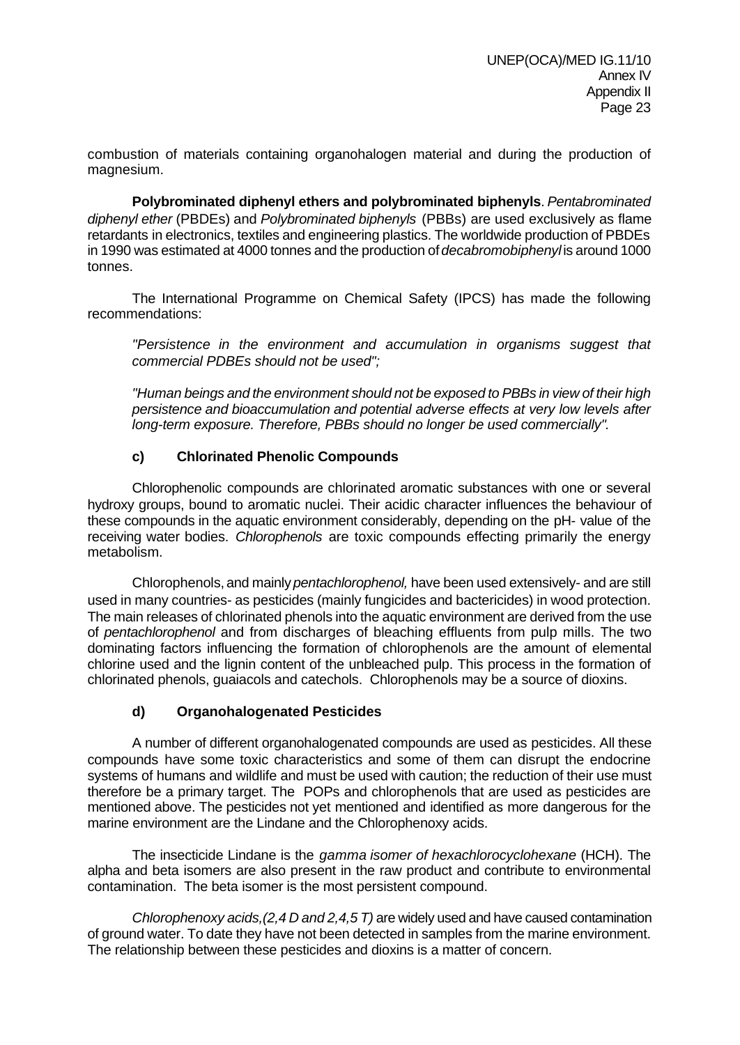combustion of materials containing organohalogen material and during the production of magnesium.

**Polybrominated diphenyl ethers and polybrominated biphenyls**. *Pentabrominated diphenyl ether* (PBDEs) and *Polybrominated biphenyls* (PBBs) are used exclusively as flame retardants in electronics, textiles and engineering plastics. The worldwide production of PBDEs in 1990 was estimated at 4000 tonnes and the production of *decabromobiphenyl* is around 1000 tonnes.

The International Programme on Chemical Safety (IPCS) has made the following recommendations:

*"Persistence in the environment and accumulation in organisms suggest that commercial PDBEs should not be used";*

*"Human beings and the environment should not be exposed to PBBs in view of their high persistence and bioaccumulation and potential adverse effects at very low levels after long-term exposure. Therefore, PBBs should no longer be used commercially".*

### c) Chlorinated Phenolic Compounds

Chlorophenolic compounds are chlorinated aromatic substances with one or several hydroxy groups, bound to aromatic nuclei. Their acidic character influences the behaviour of these compounds in the aquatic environment considerably, depending on the pH- value of the receiving water bodies. *Chlorophenols* are toxic compounds effecting primarily the energy metabolism.

Chlorophenols, and mainly *pentachlorophenol,* have been used extensively- and are still used in many countries- as pesticides (mainly fungicides and bactericides) in wood protection. The main releases of chlorinated phenols into the aquatic environment are derived from the use of *pentachlorophenol* and from discharges of bleaching effluents from pulp mills. The two dominating factors influencing the formation of chlorophenols are the amount of elemental chlorine used and the lignin content of the unbleached pulp. This process in the formation of chlorinated phenols, guaiacols and catechols. Chlorophenols may be a source of dioxins.

### d) Organohalogenated Pesticides

A number of different organohalogenated compounds are used as pesticides. All these compounds have some toxic characteristics and some of them can disrupt the endocrine systems of humans and wildlife and must be used with caution; the reduction of their use must therefore be a primary target. The POPs and chlorophenols that are used as pesticides are mentioned above. The pesticides not yet mentioned and identified as more dangerous for the marine environment are the Lindane and the Chlorophenoxy acids.

The insecticide Lindane is the *gamma isomer of hexachlorocyclohexane* (HCH). The alpha and beta isomers are also present in the raw product and contribute to environmental contamination. The beta isomer is the most persistent compound.

*Chlorophenoxy acids,(2,4 D and 2,4,5 T)* are widely used and have caused contamination of ground water. To date they have not been detected in samples from the marine environment. The relationship between these pesticides and dioxins is a matter of concern.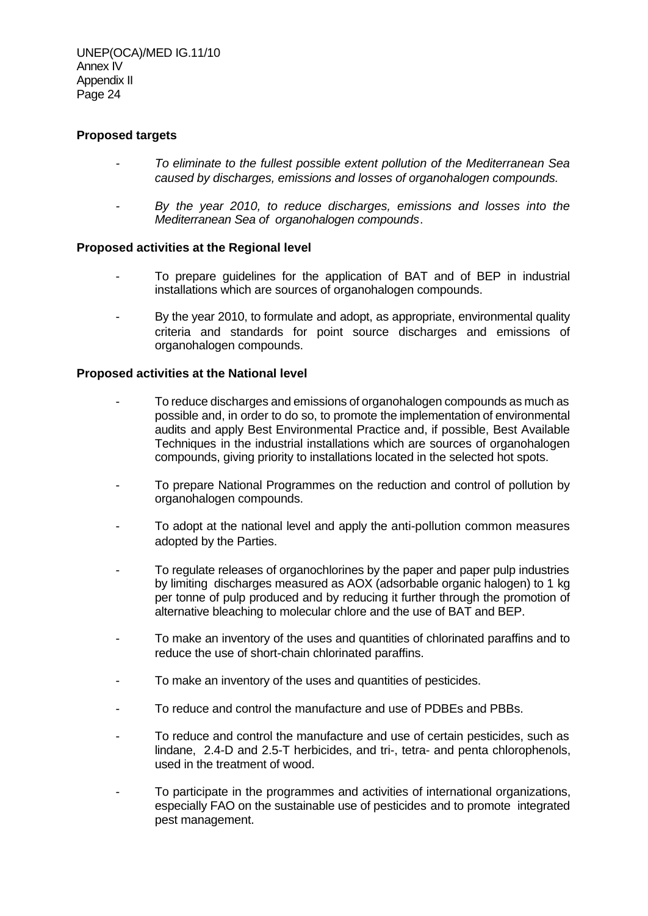**Proposed targets**

- *To eliminate to the fullest possible extent pollution of the Mediterranean Sea caused by discharges, emissions and losses of organohalogen compounds.*

- *By the year 2010, to reduce discharges, emissions and losses into the Mediterranean Sea of organohalogen compounds*.

**Proposed activities at the Regional level**

- To prepare guidelines for the application of BAT and of BEP in industrial installations which are sources of organohalogen compounds.

- By the year 2010, to formulate and adopt, as appropriate, environmental quality criteria and standards for point source discharges and emissions of organohalogen compounds.

**Proposed activities at the National level**

- To reduce discharges and emissions of organohalogen compounds as much as possible and, in order to do so, to promote the implementation of environmental audits and apply Best Environmental Practice and, if possible, Best Available Techniques in the industrial installations which are sources of organohalogen compounds, giving priority to installations located in the selected hot spots.

- To prepare National Programmes on the reduction and control of pollution by organohalogen compounds.

- To adopt at the national level and apply the anti-pollution common measures adopted by the Parties.

- To regulate releases of organochlorines by the paper and paper pulp industries by limiting discharges measured as AOX (adsorbable organic halogen) to 1 kg per tonne of pulp produced and by reducing it further through the promotion of alternative bleaching to molecular chlore and the use of BAT and BEP.

- To make an inventory of the uses and quantities of chlorinated paraffins and to reduce the use of short-chain chlorinated paraffins.

- To make an inventory of the uses and quantities of pesticides.

- To reduce and control the manufacture and use of PDBEs and PBBs.

- To reduce and control the manufacture and use of certain pesticides, such as lindane, 2.4-D and 2.5-T herbicides, and tri-, tetra- and penta chlorophenols, used in the treatment of wood.

- To participate in the programmes and activities of international organizations, especially FAO on the sustainable use of pesticides and to promote integrated pest management.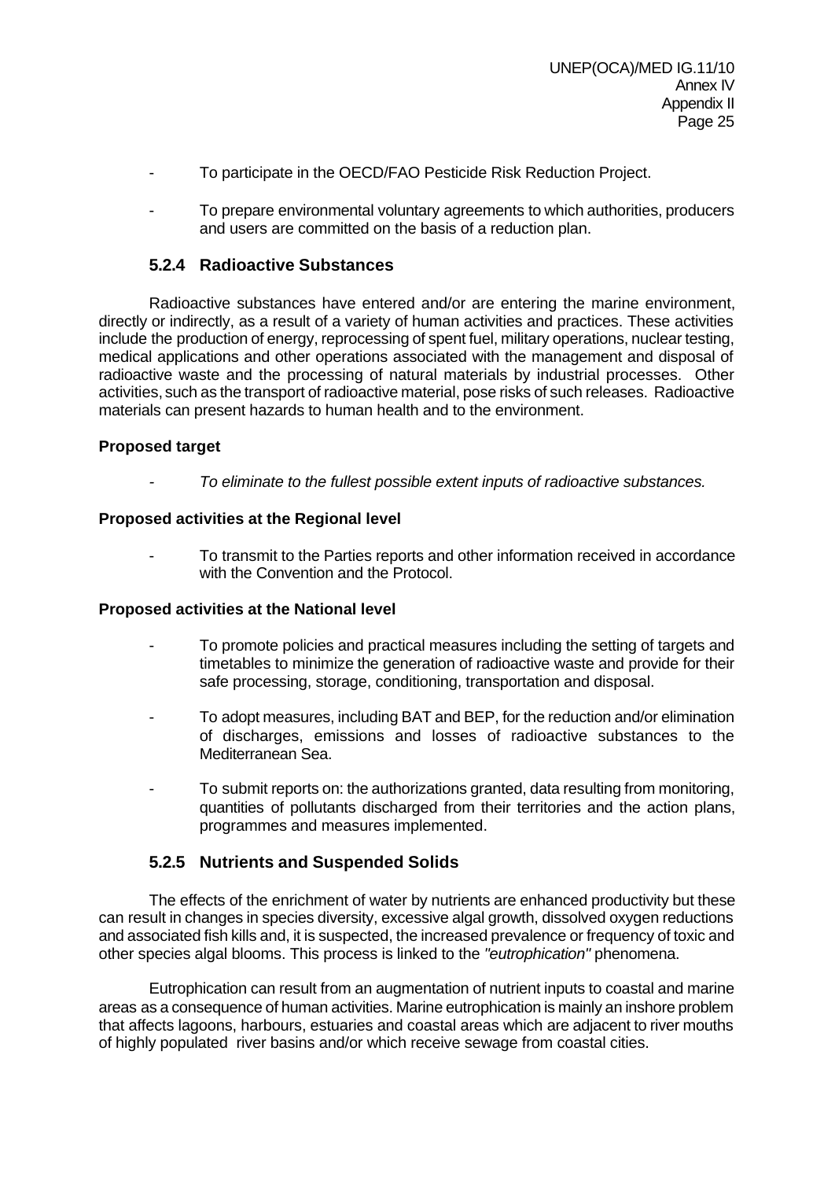- To participate in the OECD/FAO Pesticide Risk Reduction Project.

- To prepare environmental voluntary agreements to which authorities, producers and users are committed on the basis of a reduction plan.

### 5.2.4 Radioactive Substances

Radioactive substances have entered and/or are entering the marine environment, directly or indirectly, as a result of a variety of human activities and practices. These activities include the production of energy, reprocessing of spent fuel, military operations, nuclear testing, medical applications and other operations associated with the management and disposal of radioactive waste and the processing of natural materials by industrial processes. Other activities, such as the transport of radioactive material, pose risks of such releases. Radioactive materials can present hazards to human health and to the environment.

**Proposed target**

- *To eliminate to the fullest possible extent inputs of radioactive substances.*

**Proposed activities at the Regional level**

- To transmit to the Parties reports and other information received in accordance with the Convention and the Protocol.

**Proposed activities at the National level**

- To promote policies and practical measures including the setting of targets and timetables to minimize the generation of radioactive waste and provide for their safe processing, storage, conditioning, transportation and disposal.

- To adopt measures, including BAT and BEP, for the reduction and/or elimination of discharges, emissions and losses of radioactive substances to the Mediterranean Sea.

- To submit reports on: the authorizations granted, data resulting from monitoring, quantities of pollutants discharged from their territories and the action plans, programmes and measures implemented.

### 5.2.5 Nutrients and Suspended Solids

The effects of the enrichment of water by nutrients are enhanced productivity but these can result in changes in species diversity, excessive algal growth, dissolved oxygen reductions and associated fish kills and, it is suspected, the increased prevalence or frequency of toxic and other species algal blooms. This process is linked to the *"eutrophication"* phenomena.

Eutrophication can result from an augmentation of nutrient inputs to coastal and marine areas as a consequence of human activities. Marine eutrophication is mainly an inshore problem that affects lagoons, harbours, estuaries and coastal areas which are adjacent to river mouths of highly populated river basins and/or which receive sewage from coastal cities.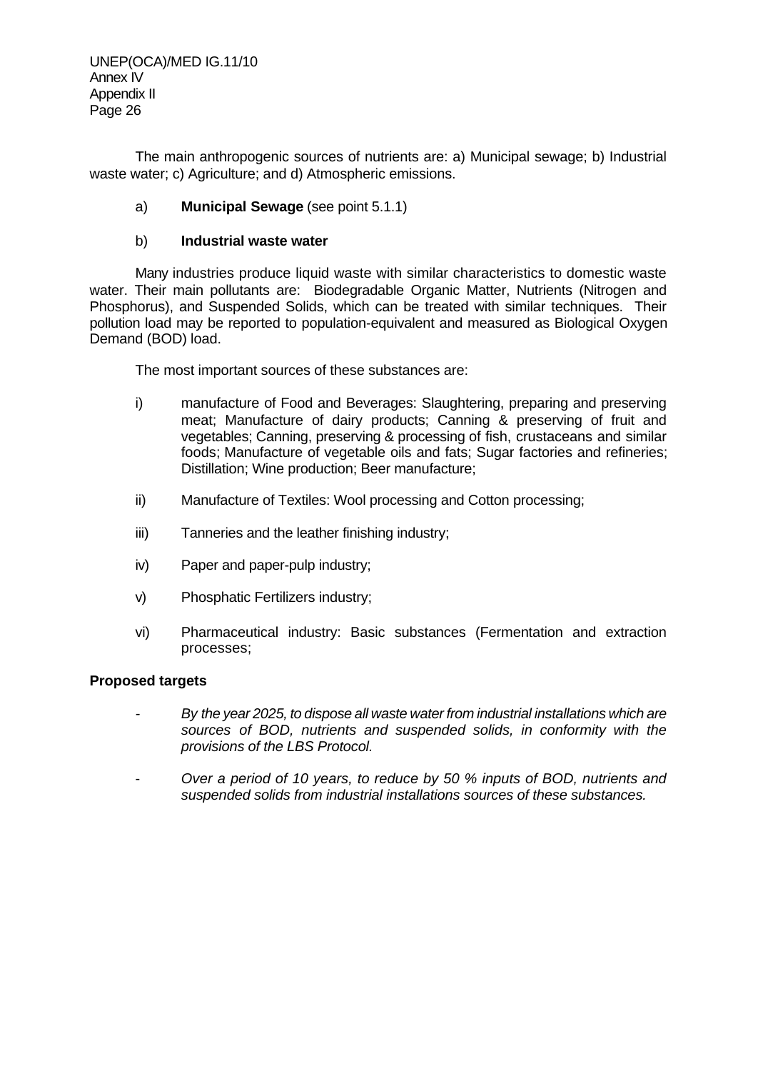The main anthropogenic sources of nutrients are: a) Municipal sewage; b) Industrial waste water; c) Agriculture; and d) Atmospheric emissions.

a) **Municipal Sewage** (see point 5.1.1)

b) **Industrial waste water**

Many industries produce liquid waste with similar characteristics to domestic waste water. Their main pollutants are: Biodegradable Organic Matter, Nutrients (Nitrogen and Phosphorus), and Suspended Solids, which can be treated with similar techniques. Their pollution load may be reported to population-equivalent and measured as Biological Oxygen Demand (BOD) load.

The most important sources of these substances are:

i) manufacture of Food and Beverages: Slaughtering, preparing and preserving meat; Manufacture of dairy products; Canning & preserving of fruit and vegetables; Canning, preserving & processing of fish, crustaceans and similar foods; Manufacture of vegetable oils and fats; Sugar factories and refineries; Distillation; Wine production; Beer manufacture;

ii) Manufacture of Textiles: Wool processing and Cotton processing;

iii) Tanneries and the leather finishing industry;

iv) Paper and paper-pulp industry;

v) Phosphatic Fertilizers industry;

vi) Pharmaceutical industry: Basic substances (Fermentation and extraction processes;

**Proposed targets**

- *By the year 2025, to dispose all waste water from industrial installations which are sources of BOD, nutrients and suspended solids, in conformity with the provisions of the LBS Protocol.*

- *Over a period of 10 years, to reduce by 50 % inputs of BOD, nutrients and suspended solids from industrial installations sources of these substances.*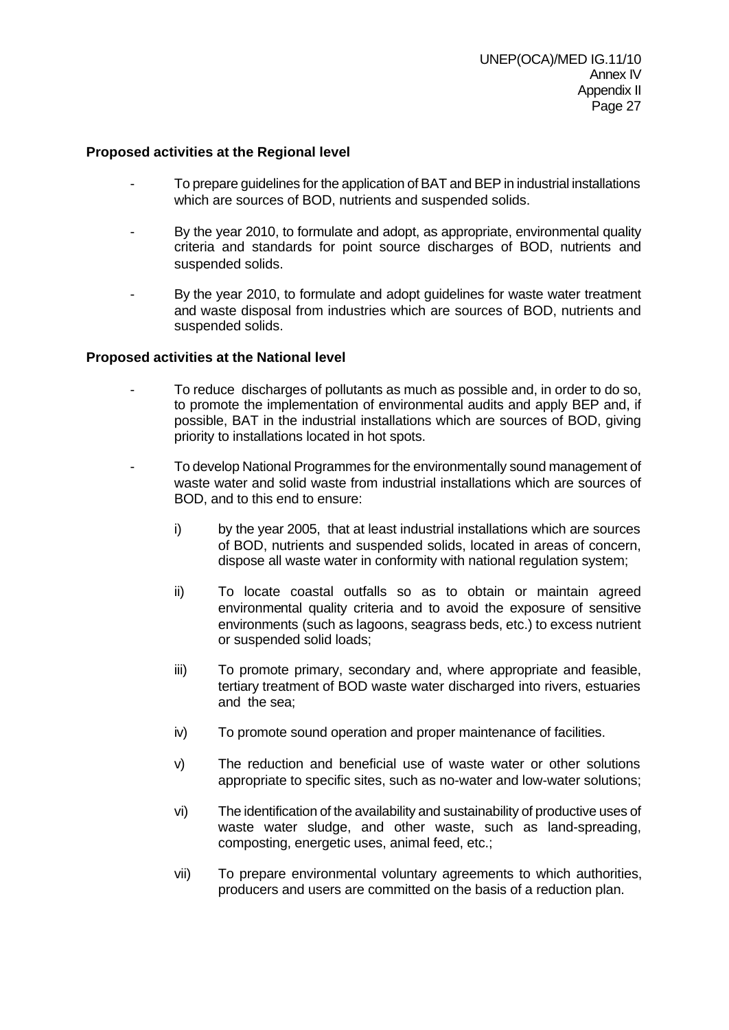**Proposed activities at the Regional level**

- To prepare guidelines for the application of BAT and BEP in industrial installations which are sources of BOD, nutrients and suspended solids.

- By the year 2010, to formulate and adopt, as appropriate, environmental quality criteria and standards for point source discharges of BOD, nutrients and suspended solids.

- By the year 2010, to formulate and adopt guidelines for waste water treatment and waste disposal from industries which are sources of BOD, nutrients and suspended solids.

**Proposed activities at the National level**

- To reduce discharges of pollutants as much as possible and, in order to do so, to promote the implementation of environmental audits and apply BEP and, if possible, BAT in the industrial installations which are sources of BOD, giving priority to installations located in hot spots.

- To develop National Programmes for the environmentally sound management of waste water and solid waste from industrial installations which are sources of BOD, and to this end to ensure:

  i) by the year 2005, that at least industrial installations which are sources of BOD, nutrients and suspended solids, located in areas of concern, dispose all waste water in conformity with national regulation system;

  ii) To locate coastal outfalls so as to obtain or maintain agreed environmental quality criteria and to avoid the exposure of sensitive environments (such as lagoons, seagrass beds, etc.) to excess nutrient or suspended solid loads;

  iii) To promote primary, secondary and, where appropriate and feasible, tertiary treatment of BOD waste water discharged into rivers, estuaries and the sea;

  iv) To promote sound operation and proper maintenance of facilities.

  v) The reduction and beneficial use of waste water or other solutions appropriate to specific sites, such as no-water and low-water solutions;

  vi) The identification of the availability and sustainability of productive uses of waste water sludge, and other waste, such as land-spreading, composting, energetic uses, animal feed, etc.;

  vii) To prepare environmental voluntary agreements to which authorities, producers and users are committed on the basis of a reduction plan.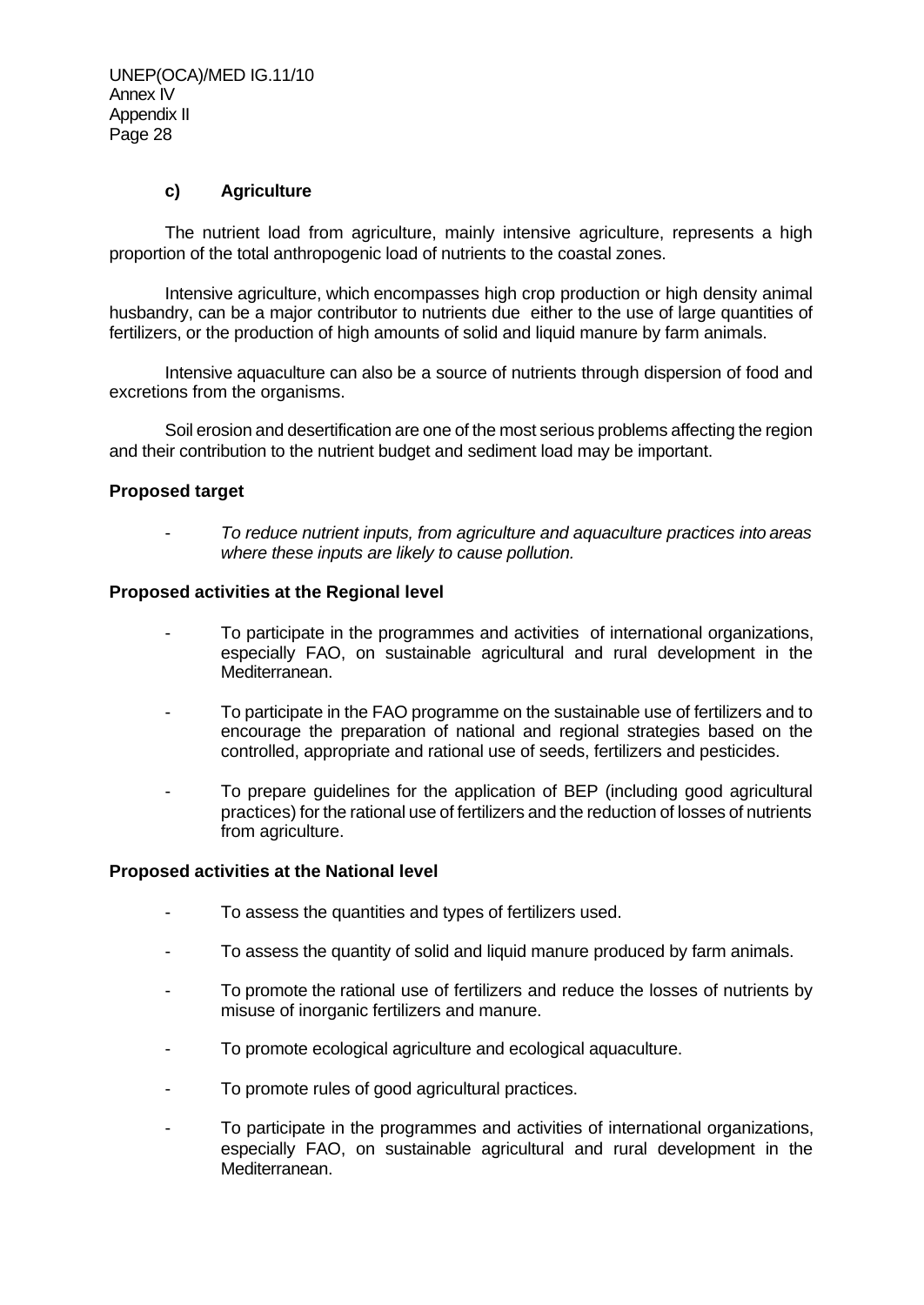### c) Agriculture

The nutrient load from agriculture, mainly intensive agriculture, represents a high proportion of the total anthropogenic load of nutrients to the coastal zones.

Intensive agriculture, which encompasses high crop production or high density animal husbandry, can be a major contributor to nutrients due either to the use of large quantities of fertilizers, or the production of high amounts of solid and liquid manure by farm animals.

Intensive aquaculture can also be a source of nutrients through dispersion of food and excretions from the organisms.

Soil erosion and desertification are one of the most serious problems affecting the region and their contribution to the nutrient budget and sediment load may be important.

**Proposed target**

- *To reduce nutrient inputs, from agriculture and aquaculture practices into areas where these inputs are likely to cause pollution.*

**Proposed activities at the Regional level**

- To participate in the programmes and activities of international organizations, especially FAO, on sustainable agricultural and rural development in the Mediterranean.
- To participate in the FAO programme on the sustainable use of fertilizers and to encourage the preparation of national and regional strategies based on the controlled, appropriate and rational use of seeds, fertilizers and pesticides.
- To prepare guidelines for the application of BEP (including good agricultural practices) for the rational use of fertilizers and the reduction of losses of nutrients from agriculture.

**Proposed activities at the National level**

- To assess the quantities and types of fertilizers used.
- To assess the quantity of solid and liquid manure produced by farm animals.
- To promote the rational use of fertilizers and reduce the losses of nutrients by misuse of inorganic fertilizers and manure.
- To promote ecological agriculture and ecological aquaculture.
- To promote rules of good agricultural practices.
- To participate in the programmes and activities of international organizations, especially FAO, on sustainable agricultural and rural development in the Mediterranean.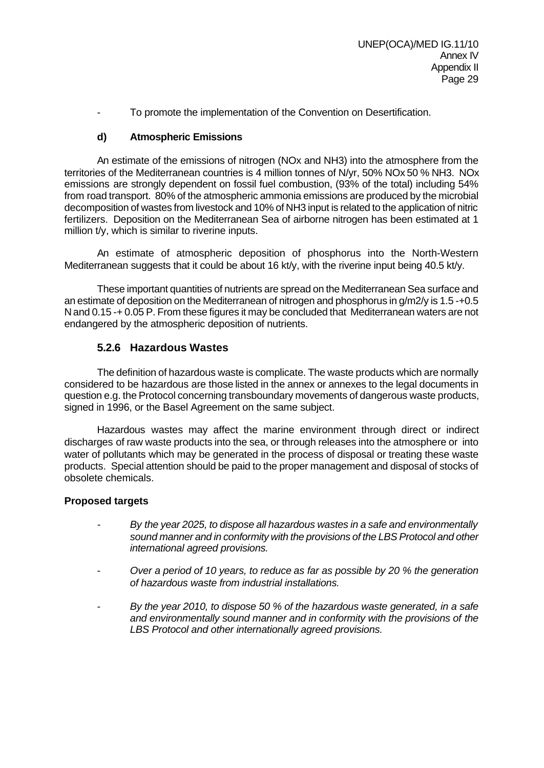- To promote the implementation of the Convention on Desertification.

#### d) Atmospheric Emissions

An estimate of the emissions of nitrogen (NOx and $NH_3$) into the atmosphere from the territories of the Mediterranean countries is 4 million tonnes of N/yr, 50% NOx 50 % $NH_3$. NOx emissions are strongly dependent on fossil fuel combustion, (93% of the total) including 54% from road transport. 80% of the atmospheric ammonia emissions are produced by the microbial decomposition of wastes from livestock and 10% of $NH_3$ input is related to the application of nitric fertilizers. Deposition on the Mediterranean Sea of airborne nitrogen has been estimated at 1 million t/y, which is similar to riverine inputs.

An estimate of atmospheric deposition of phosphorus into the North-Western Mediterranean suggests that it could be about 16 kt/y, with the riverine input being 40.5 kt/y.

These important quantities of nutrients are spread on the Mediterranean Sea surface and an estimate of deposition on the Mediterranean of nitrogen and phosphorus in $g/m^2/y$ is 1.5 -+0.5 N and 0.15 -+ 0.05 P. From these figures it may be concluded that Mediterranean waters are not endangered by the atmospheric deposition of nutrients.

### 5.2.6 Hazardous Wastes

The definition of hazardous waste is complicate. The waste products which are normally considered to be hazardous are those listed in the annex or annexes to the legal documents in question e.g. the Protocol concerning transboundary movements of dangerous waste products, signed in 1996, or the Basel Agreement on the same subject.

Hazardous wastes may affect the marine environment through direct or indirect discharges of raw waste products into the sea, or through releases into the atmosphere or into water of pollutants which may be generated in the process of disposal or treating these waste products. Special attention should be paid to the proper management and disposal of stocks of obsolete chemicals.

**Proposed targets**

- *By the year 2025, to dispose all hazardous wastes in a safe and environmentally sound manner and in conformity with the provisions of the LBS Protocol and other international agreed provisions.*

- *Over a period of 10 years, to reduce as far as possible by 20 % the generation of hazardous waste from industrial installations.*

- *By the year 2010, to dispose 50 % of the hazardous waste generated, in a safe and environmentally sound manner and in conformity with the provisions of the LBS Protocol and other internationally agreed provisions.*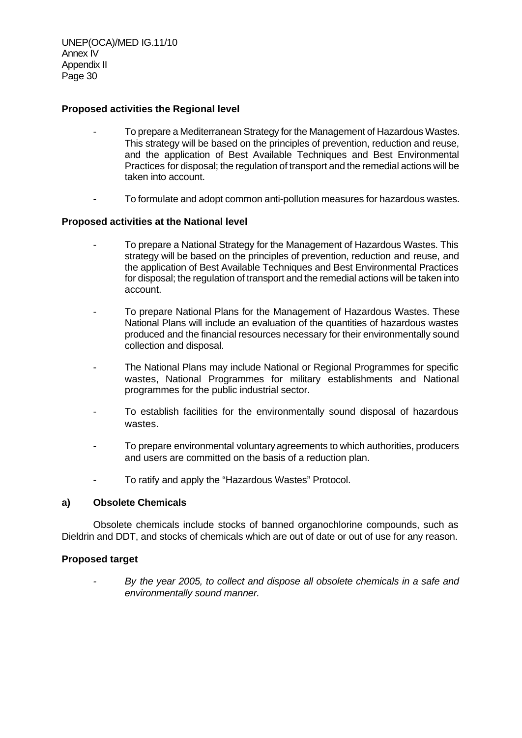**Proposed activities the Regional level**

- To prepare a Mediterranean Strategy for the Management of Hazardous Wastes. This strategy will be based on the principles of prevention, reduction and reuse, and the application of Best Available Techniques and Best Environmental Practices for disposal; the regulation of transport and the remedial actions will be taken into account.

- To formulate and adopt common anti-pollution measures for hazardous wastes.

**Proposed activities at the National level**

- To prepare a National Strategy for the Management of Hazardous Wastes. This strategy will be based on the principles of prevention, reduction and reuse, and the application of Best Available Techniques and Best Environmental Practices for disposal; the regulation of transport and the remedial actions will be taken into account.

- To prepare National Plans for the Management of Hazardous Wastes. These National Plans will include an evaluation of the quantities of hazardous wastes produced and the financial resources necessary for their environmentally sound collection and disposal.

- The National Plans may include National or Regional Programmes for specific wastes, National Programmes for military establishments and National programmes for the public industrial sector.

- To establish facilities for the environmentally sound disposal of hazardous wastes.

- To prepare environmental voluntary agreements to which authorities, producers and users are committed on the basis of a reduction plan.

- To ratify and apply the "Hazardous Wastes" Protocol.

### a) Obsolete Chemicals

Obsolete chemicals include stocks of banned organochlorine compounds, such as Dieldrin and DDT, and stocks of chemicals which are out of date or out of use for any reason.

**Proposed target**

- *By the year 2005, to collect and dispose all obsolete chemicals in a safe and environmentally sound manner.*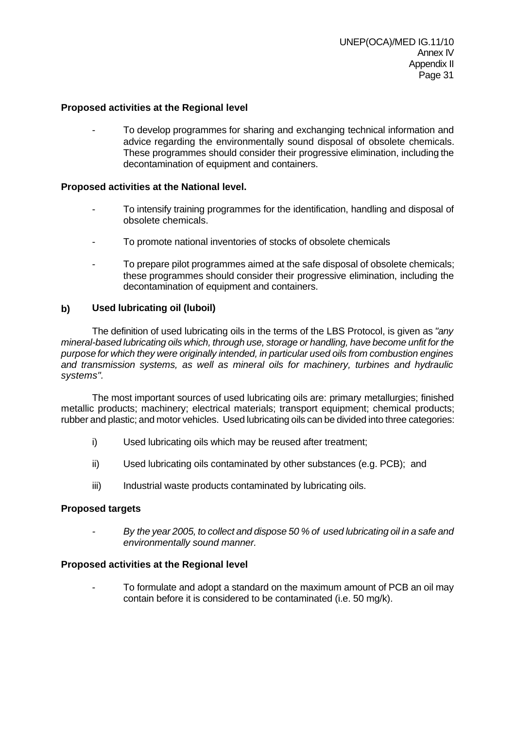**Proposed activities at the Regional level**

- To develop programmes for sharing and exchanging technical information and advice regarding the environmentally sound disposal of obsolete chemicals. These programmes should consider their progressive elimination, including the decontamination of equipment and containers.

**Proposed activities at the National level.**

- To intensify training programmes for the identification, handling and disposal of obsolete chemicals.

- To promote national inventories of stocks of obsolete chemicals

- To prepare pilot programmes aimed at the safe disposal of obsolete chemicals; these programmes should consider their progressive elimination, including the decontamination of equipment and containers.

**b) Used lubricating oil (luboil)**

The definition of used lubricating oils in the terms of the LBS Protocol, is given as *"any mineral-based lubricating oils which, through use, storage or handling, have become unfit for the purpose for which they were originally intended, in particular used oils from combustion engines and transmission systems, as well as mineral oils for machinery, turbines and hydraulic systems"*.

The most important sources of used lubricating oils are: primary metallurgies; finished metallic products; machinery; electrical materials; transport equipment; chemical products; rubber and plastic; and motor vehicles. Used lubricating oils can be divided into three categories:

i) Used lubricating oils which may be reused after treatment;

ii) Used lubricating oils contaminated by other substances (e.g. PCB); and

iii) Industrial waste products contaminated by lubricating oils.

**Proposed targets**

- *By the year 2005, to collect and dispose 50 % of used lubricating oil in a safe and environmentally sound manner.*

**Proposed activities at the Regional level**

- To formulate and adopt a standard on the maximum amount of PCB an oil may contain before it is considered to be contaminated (i.e. 50 mg/k).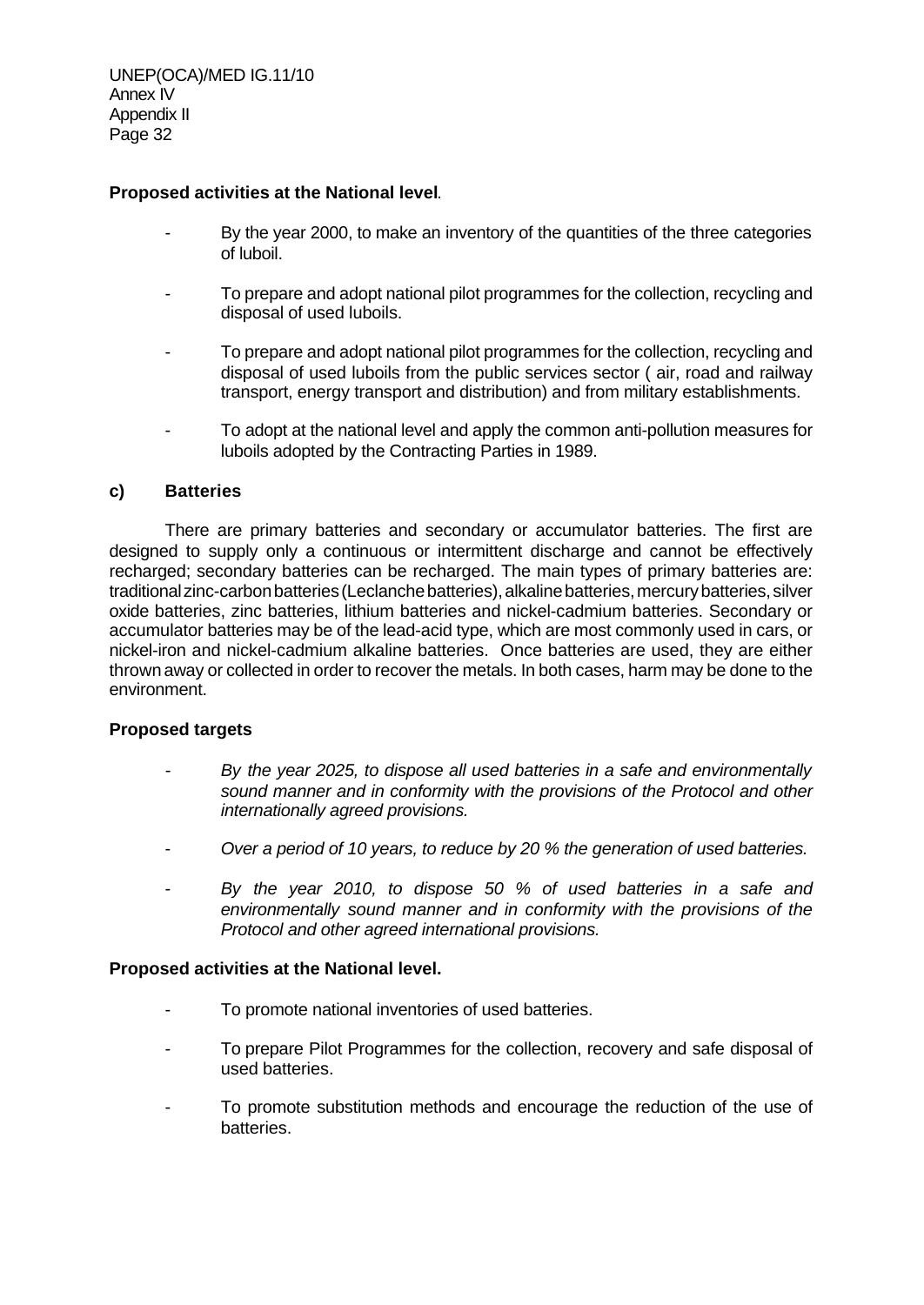**Proposed activities at the National level**.

- By the year 2000, to make an inventory of the quantities of the three categories of luboil.
- To prepare and adopt national pilot programmes for the collection, recycling and disposal of used luboils.
- To prepare and adopt national pilot programmes for the collection, recycling and disposal of used luboils from the public services sector ( air, road and railway transport, energy transport and distribution) and from military establishments.
- To adopt at the national level and apply the common anti-pollution measures for luboils adopted by the Contracting Parties in 1989.

### c) Batteries

There are primary batteries and secondary or accumulator batteries. The first are designed to supply only a continuous or intermittent discharge and cannot be effectively recharged; secondary batteries can be recharged. The main types of primary batteries are: traditional zinc-carbon batteries (Leclanche batteries), alkaline batteries, mercury batteries, silver oxide batteries, zinc batteries, lithium batteries and nickel-cadmium batteries. Secondary or accumulator batteries may be of the lead-acid type, which are most commonly used in cars, or nickel-iron and nickel-cadmium alkaline batteries. Once batteries are used, they are either thrown away or collected in order to recover the metals. In both cases, harm may be done to the environment.

**Proposed targets**

- *By the year 2025, to dispose all used batteries in a safe and environmentally sound manner and in conformity with the provisions of the Protocol and other internationally agreed provisions.*
- *Over a period of 10 years, to reduce by 20 % the generation of used batteries.*
- *By the year 2010, to dispose 50 % of used batteries in a safe and environmentally sound manner and in conformity with the provisions of the Protocol and other agreed international provisions.*

**Proposed activities at the National level.**

- To promote national inventories of used batteries.
- To prepare Pilot Programmes for the collection, recovery and safe disposal of used batteries.
- To promote substitution methods and encourage the reduction of the use of batteries.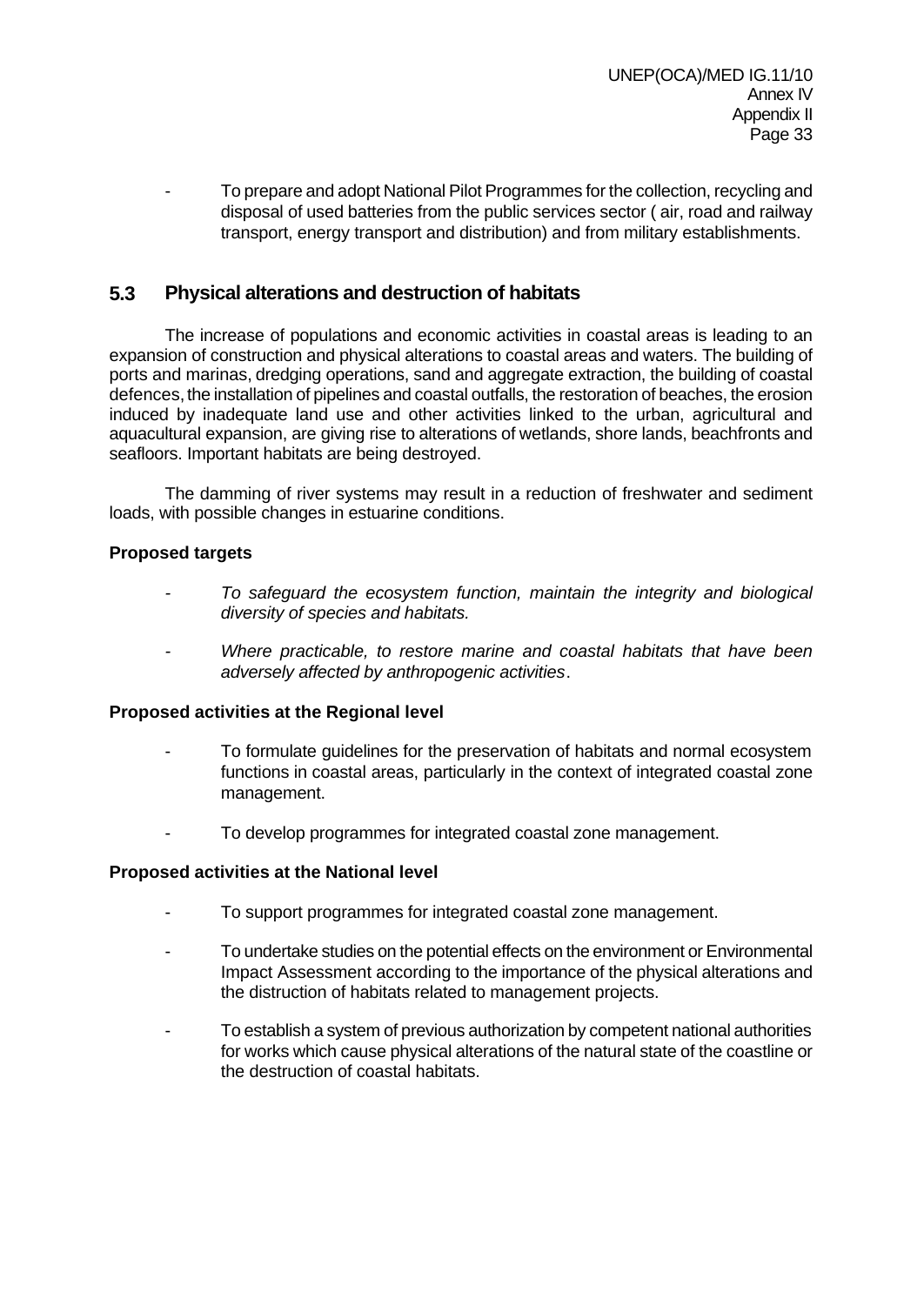- To prepare and adopt National Pilot Programmes for the collection, recycling and disposal of used batteries from the public services sector ( air, road and railway transport, energy transport and distribution) and from military establishments.

## 5.3 Physical alterations and destruction of habitats

The increase of populations and economic activities in coastal areas is leading to an expansion of construction and physical alterations to coastal areas and waters. The building of ports and marinas, dredging operations, sand and aggregate extraction, the building of coastal defences, the installation of pipelines and coastal outfalls, the restoration of beaches, the erosion induced by inadequate land use and other activities linked to the urban, agricultural and aquacultural expansion, are giving rise to alterations of wetlands, shore lands, beachfronts and seafloors. Important habitats are being destroyed.

The damming of river systems may result in a reduction of freshwater and sediment loads, with possible changes in estuarine conditions.

**Proposed targets**

- *To safeguard the ecosystem function, maintain the integrity and biological diversity of species and habitats.*

- *Where practicable, to restore marine and coastal habitats that have been adversely affected by anthropogenic activities*.

**Proposed activities at the Regional level**

- To formulate guidelines for the preservation of habitats and normal ecosystem functions in coastal areas, particularly in the context of integrated coastal zone management.

- To develop programmes for integrated coastal zone management.

**Proposed activities at the National level**

- To support programmes for integrated coastal zone management.

- To undertake studies on the potential effects on the environment or Environmental Impact Assessment according to the importance of the physical alterations and the distruction of habitats related to management projects.

- To establish a system of previous authorization by competent national authorities for works which cause physical alterations of the natural state of the coastline or the destruction of coastal habitats.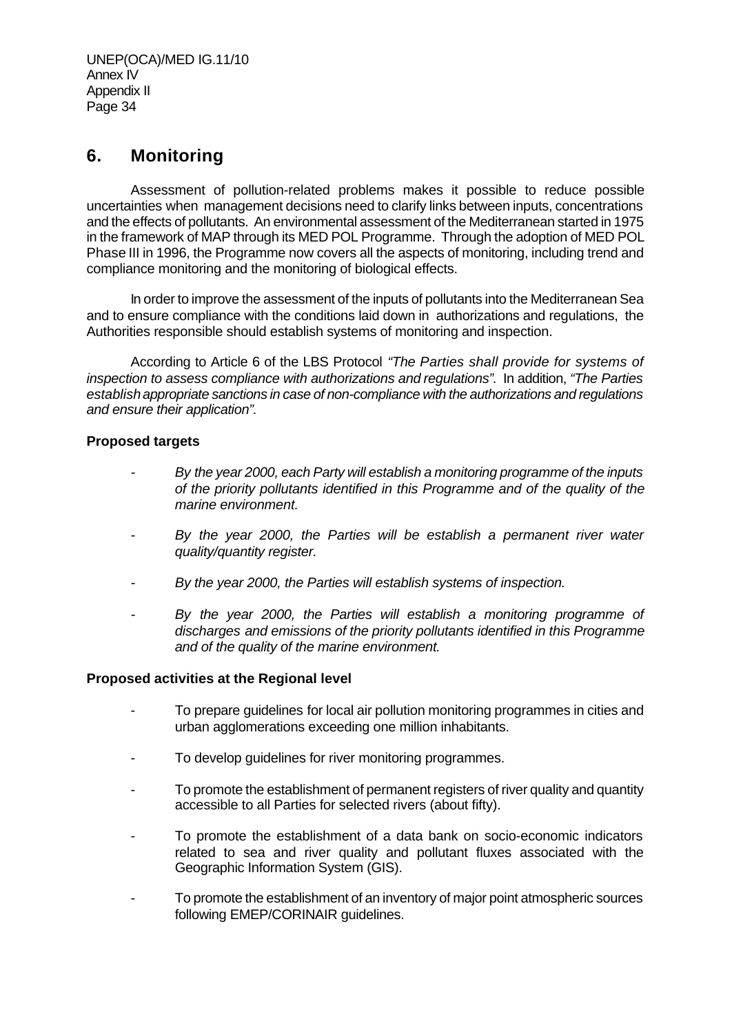## 6. Monitoring

Assessment of pollution-related problems makes it possible to reduce possible uncertainties when management decisions need to clarify links between inputs, concentrations and the effects of pollutants. An environmental assessment of the Mediterranean started in 1975 in the framework of MAP through its MED POL Programme. Through the adoption of MED POL Phase III in 1996, the Programme now covers all the aspects of monitoring, including trend and compliance monitoring and the monitoring of biological effects.

In order to improve the assessment of the inputs of pollutants into the Mediterranean Sea and to ensure compliance with the conditions laid down in authorizations and regulations, the Authorities responsible should establish systems of monitoring and inspection.

According to Article 6 of the LBS Protocol *"The Parties shall provide for systems of inspection to assess compliance with authorizations and regulations"*. In addition, *"The Parties establish appropriate sanctions in case of non-compliance with the authorizations and regulations and ensure their application".*

**Proposed targets**

- *By the year 2000, each Party will establish a monitoring programme of the inputs of the priority pollutants identified in this Programme and of the quality of the marine environment.*

- *By the year 2000, the Parties will be establish a permanent river water quality/quantity register.*

- *By the year 2000, the Parties will establish systems of inspection.*

- *By the year 2000, the Parties will establish a monitoring programme of discharges and emissions of the priority pollutants identified in this Programme and of the quality of the marine environment.*

**Proposed activities at the Regional level**

- To prepare guidelines for local air pollution monitoring programmes in cities and urban agglomerations exceeding one million inhabitants.

- To develop guidelines for river monitoring programmes.

- To promote the establishment of permanent registers of river quality and quantity accessible to all Parties for selected rivers (about fifty).

- To promote the establishment of a data bank on socio-economic indicators related to sea and river quality and pollutant fluxes associated with the Geographic Information System (GIS).

- To promote the establishment of an inventory of major point atmospheric sources following EMEP/CORINAIR guidelines.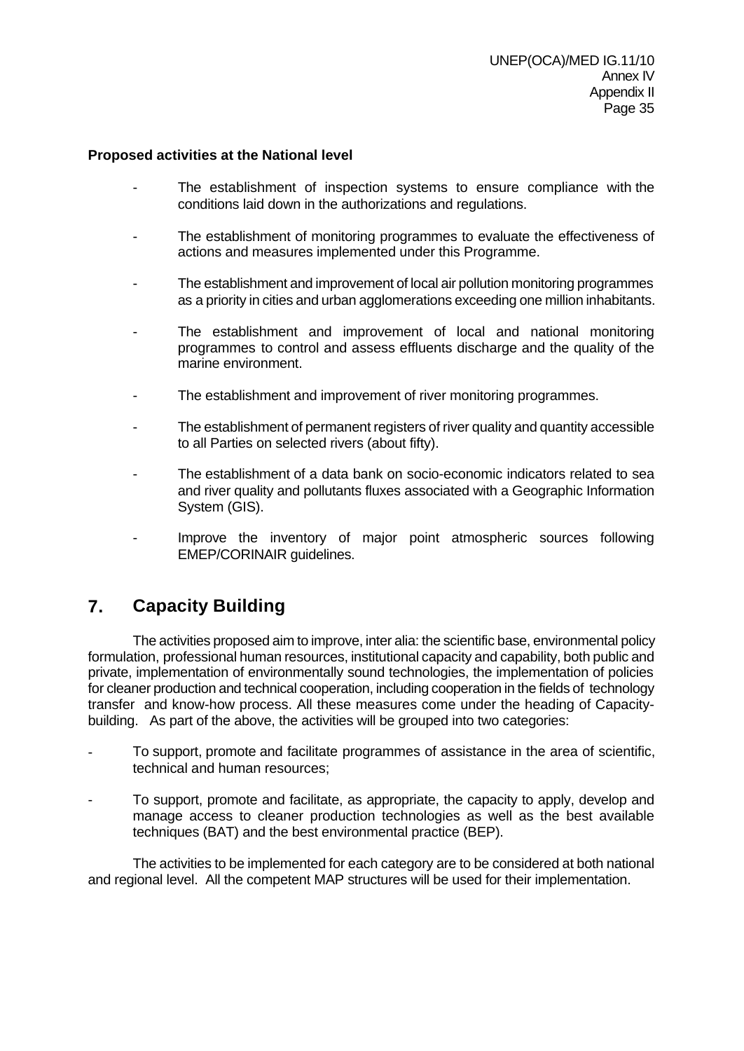**Proposed activities at the National level**

- The establishment of inspection systems to ensure compliance with the conditions laid down in the authorizations and regulations.
- The establishment of monitoring programmes to evaluate the effectiveness of actions and measures implemented under this Programme.
- The establishment and improvement of local air pollution monitoring programmes as a priority in cities and urban agglomerations exceeding one million inhabitants.
- The establishment and improvement of local and national monitoring programmes to control and assess effluents discharge and the quality of the marine environment.
- The establishment and improvement of river monitoring programmes.
- The establishment of permanent registers of river quality and quantity accessible to all Parties on selected rivers (about fifty).
- The establishment of a data bank on socio-economic indicators related to sea and river quality and pollutants fluxes associated with a Geographic Information System (GIS).
- Improve the inventory of major point atmospheric sources following EMEP/CORINAIR guidelines.

## 7. Capacity Building

The activities proposed aim to improve, inter alia: the scientific base, environmental policy formulation, professional human resources, institutional capacity and capability, both public and private, implementation of environmentally sound technologies, the implementation of policies for cleaner production and technical cooperation, including cooperation in the fields of technology transfer and know-how process. All these measures come under the heading of Capacity-building. As part of the above, the activities will be grouped into two categories:

- To support, promote and facilitate programmes of assistance in the area of scientific, technical and human resources;
- To support, promote and facilitate, as appropriate, the capacity to apply, develop and manage access to cleaner production technologies as well as the best available techniques (BAT) and the best environmental practice (BEP).

The activities to be implemented for each category are to be considered at both national and regional level. All the competent MAP structures will be used for their implementation.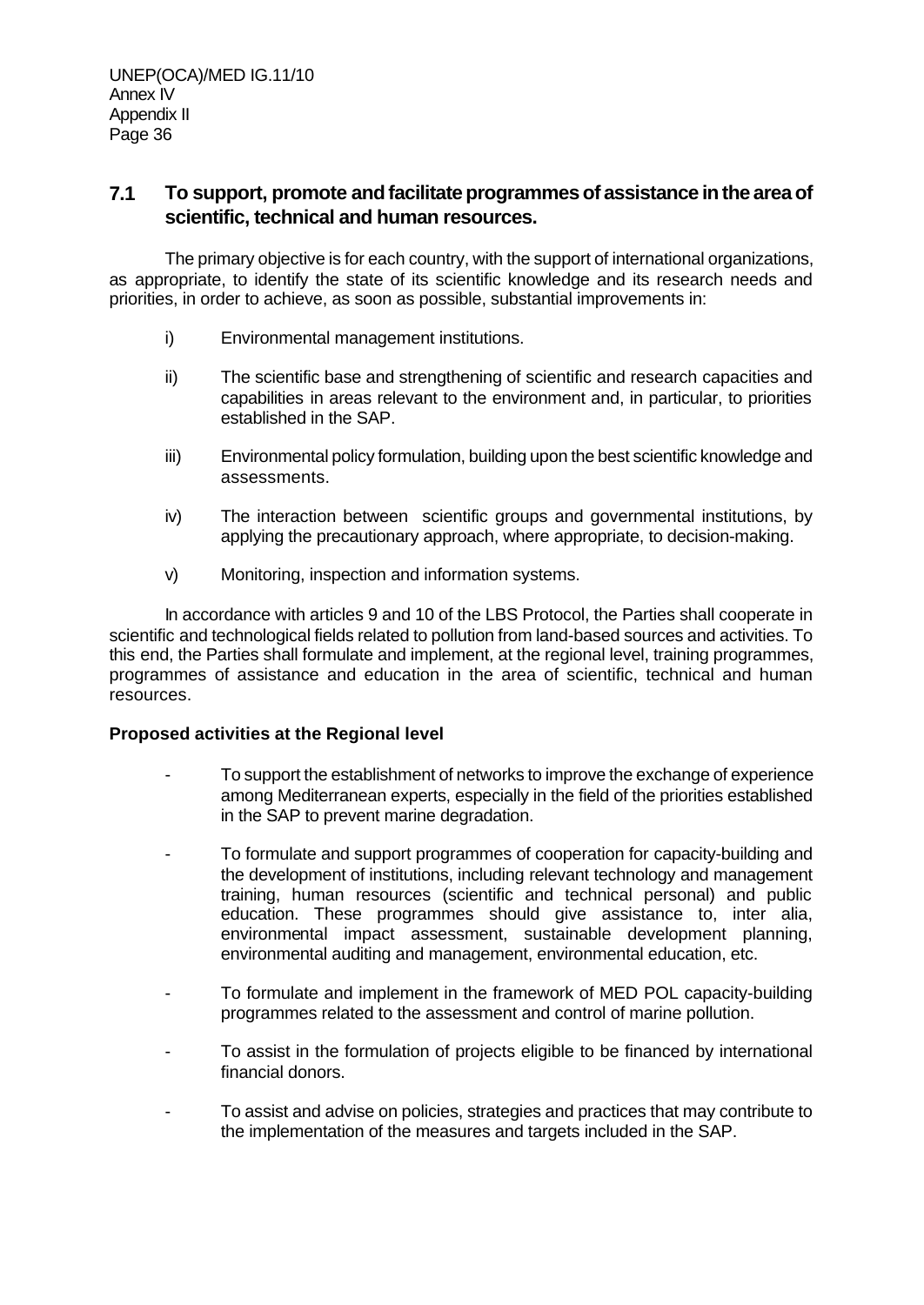## 7.1 To support, promote and facilitate programmes of assistance in the area of scientific, technical and human resources.

The primary objective is for each country, with the support of international organizations, as appropriate, to identify the state of its scientific knowledge and its research needs and priorities, in order to achieve, as soon as possible, substantial improvements in:

i) Environmental management institutions.

ii) The scientific base and strengthening of scientific and research capacities and capabilities in areas relevant to the environment and, in particular, to priorities established in the SAP.

iii) Environmental policy formulation, building upon the best scientific knowledge and assessments.

iv) The interaction between scientific groups and governmental institutions, by applying the precautionary approach, where appropriate, to decision-making.

v) Monitoring, inspection and information systems.

In accordance with articles 9 and 10 of the LBS Protocol, the Parties shall cooperate in scientific and technological fields related to pollution from land-based sources and activities. To this end, the Parties shall formulate and implement, at the regional level, training programmes, programmes of assistance and education in the area of scientific, technical and human resources.

**Proposed activities at the Regional level**

- To support the establishment of networks to improve the exchange of experience among Mediterranean experts, especially in the field of the priorities established in the SAP to prevent marine degradation.

- To formulate and support programmes of cooperation for capacity-building and the development of institutions, including relevant technology and management training, human resources (scientific and technical personal) and public education. These programmes should give assistance to, inter alia, environmental impact assessment, sustainable development planning, environmental auditing and management, environmental education, etc.

- To formulate and implement in the framework of MED POL capacity-building programmes related to the assessment and control of marine pollution.

- To assist in the formulation of projects eligible to be financed by international financial donors.

- To assist and advise on policies, strategies and practices that may contribute to the implementation of the measures and targets included in the SAP.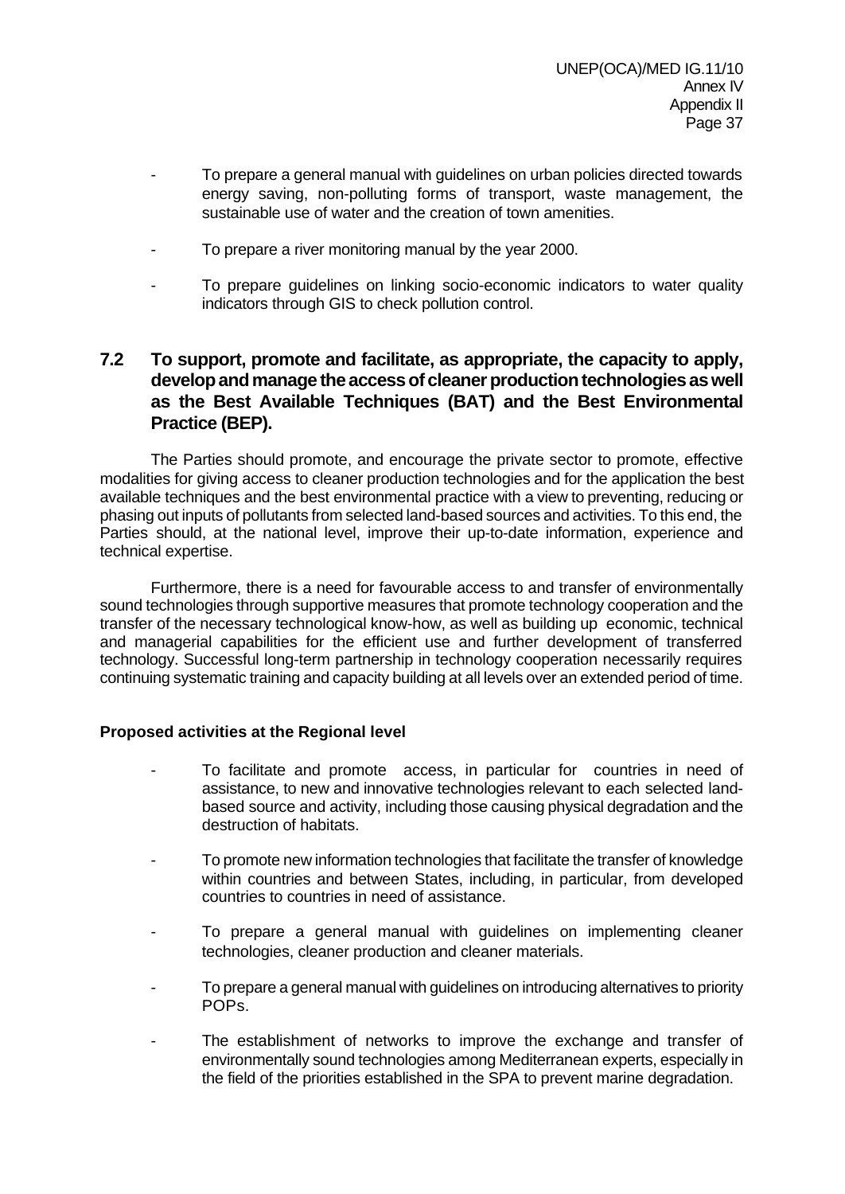- To prepare a general manual with guidelines on urban policies directed towards energy saving, non-polluting forms of transport, waste management, the sustainable use of water and the creation of town amenities.

- To prepare a river monitoring manual by the year 2000.

- To prepare guidelines on linking socio-economic indicators to water quality indicators through GIS to check pollution control.

## 7.2 To support, promote and facilitate, as appropriate, the capacity to apply, develop and manage the access of cleaner production technologies as well as the Best Available Techniques (BAT) and the Best Environmental Practice (BEP).

The Parties should promote, and encourage the private sector to promote, effective modalities for giving access to cleaner production technologies and for the application the best available techniques and the best environmental practice with a view to preventing, reducing or phasing out inputs of pollutants from selected land-based sources and activities. To this end, the Parties should, at the national level, improve their up-to-date information, experience and technical expertise.

Furthermore, there is a need for favourable access to and transfer of environmentally sound technologies through supportive measures that promote technology cooperation and the transfer of the necessary technological know-how, as well as building up economic, technical and managerial capabilities for the efficient use and further development of transferred technology. Successful long-term partnership in technology cooperation necessarily requires continuing systematic training and capacity building at all levels over an extended period of time.

**Proposed activities at the Regional level**

- To facilitate and promote access, in particular for countries in need of assistance, to new and innovative technologies relevant to each selected land-based source and activity, including those causing physical degradation and the destruction of habitats.

- To promote new information technologies that facilitate the transfer of knowledge within countries and between States, including, in particular, from developed countries to countries in need of assistance.

- To prepare a general manual with guidelines on implementing cleaner technologies, cleaner production and cleaner materials.

- To prepare a general manual with guidelines on introducing alternatives to priority POPs.

- The establishment of networks to improve the exchange and transfer of environmentally sound technologies among Mediterranean experts, especially in the field of the priorities established in the SPA to prevent marine degradation.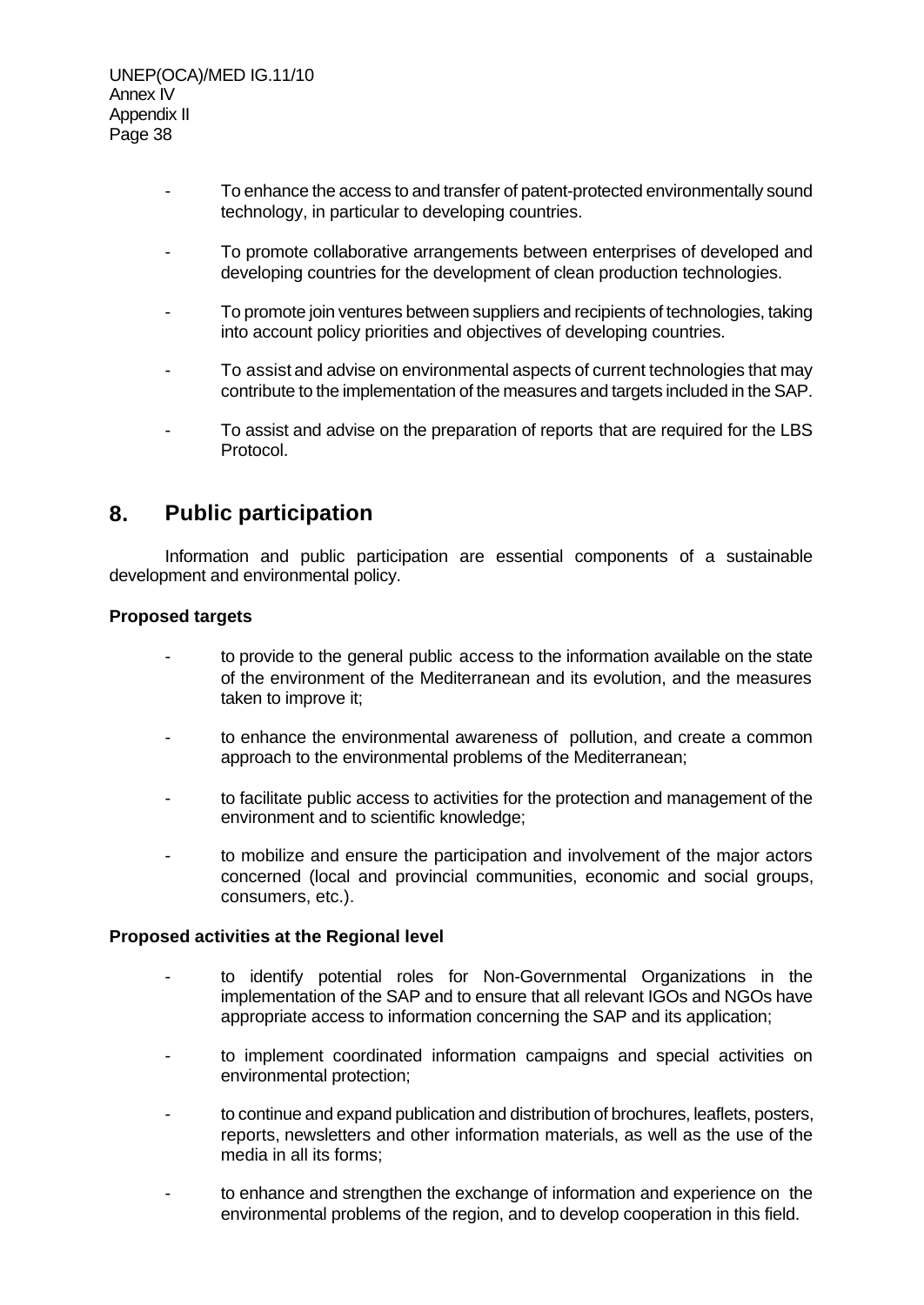- To enhance the access to and transfer of patent-protected environmentally sound technology, in particular to developing countries.
- To promote collaborative arrangements between enterprises of developed and developing countries for the development of clean production technologies.
- To promote join ventures between suppliers and recipients of technologies, taking into account policy priorities and objectives of developing countries.
- To assist and advise on environmental aspects of current technologies that may contribute to the implementation of the measures and targets included in the SAP.
- To assist and advise on the preparation of reports that are required for the LBS Protocol.

## 8. Public participation

Information and public participation are essential components of a sustainable development and environmental policy.

**Proposed targets**

- to provide to the general public access to the information available on the state of the environment of the Mediterranean and its evolution, and the measures taken to improve it;
- to enhance the environmental awareness of pollution, and create a common approach to the environmental problems of the Mediterranean;
- to facilitate public access to activities for the protection and management of the environment and to scientific knowledge;
- to mobilize and ensure the participation and involvement of the major actors concerned (local and provincial communities, economic and social groups, consumers, etc.).

**Proposed activities at the Regional level**

- to identify potential roles for Non-Governmental Organizations in the implementation of the SAP and to ensure that all relevant IGOs and NGOs have appropriate access to information concerning the SAP and its application;
- to implement coordinated information campaigns and special activities on environmental protection;
- to continue and expand publication and distribution of brochures, leaflets, posters, reports, newsletters and other information materials, as well as the use of the media in all its forms;
- to enhance and strengthen the exchange of information and experience on the environmental problems of the region, and to develop cooperation in this field.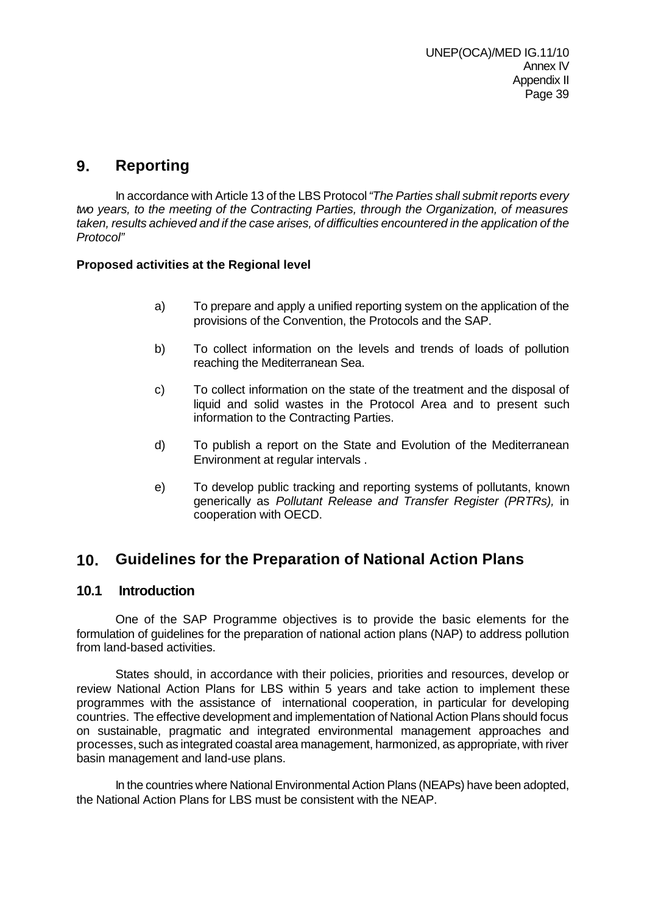## 9. Reporting

In accordance with Article 13 of the LBS Protocol *"The Parties shall submit reports every two years, to the meeting of the Contracting Parties, through the Organization, of measures taken, results achieved and if the case arises, of difficulties encountered in the application of the Protocol"*

**Proposed activities at the Regional level**

a) To prepare and apply a unified reporting system on the application of the provisions of the Convention, the Protocols and the SAP.

b) To collect information on the levels and trends of loads of pollution reaching the Mediterranean Sea.

c) To collect information on the state of the treatment and the disposal of liquid and solid wastes in the Protocol Area and to present such information to the Contracting Parties.

d) To publish a report on the State and Evolution of the Mediterranean Environment at regular intervals .

e) To develop public tracking and reporting systems of pollutants, known generically as *Pollutant Release and Transfer Register (PRTRs),* in cooperation with OECD.

## 10. Guidelines for the Preparation of National Action Plans

### 10.1 Introduction

One of the SAP Programme objectives is to provide the basic elements for the formulation of guidelines for the preparation of national action plans (NAP) to address pollution from land-based activities.

States should, in accordance with their policies, priorities and resources, develop or review National Action Plans for LBS within 5 years and take action to implement these programmes with the assistance of international cooperation, in particular for developing countries. The effective development and implementation of National Action Plans should focus on sustainable, pragmatic and integrated environmental management approaches and processes, such as integrated coastal area management, harmonized, as appropriate, with river basin management and land-use plans.

In the countries where National Environmental Action Plans (NEAPs) have been adopted, the National Action Plans for LBS must be consistent with the NEAP.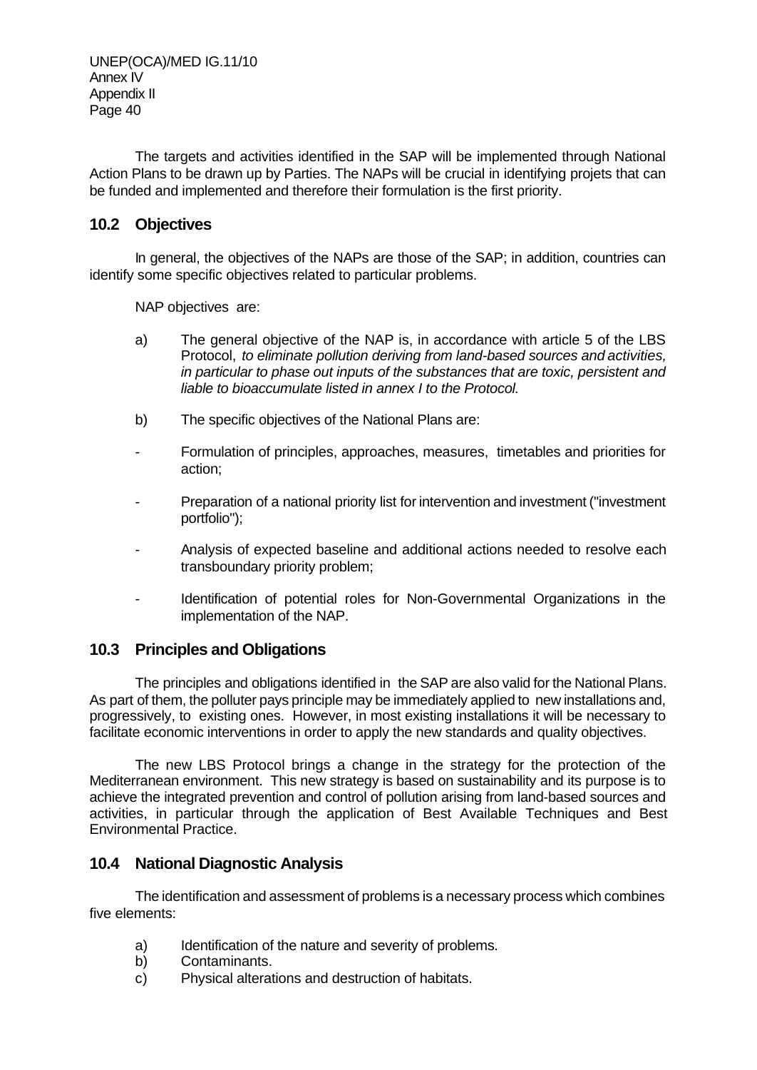The targets and activities identified in the SAP will be implemented through National Action Plans to be drawn up by Parties. The NAPs will be crucial in identifying projets that can be funded and implemented and therefore their formulation is the first priority.

## 10.2 Objectives

In general, the objectives of the NAPs are those of the SAP; in addition, countries can identify some specific objectives related to particular problems.

NAP objectives are:

a) The general objective of the NAP is, in accordance with article 5 of the LBS Protocol, *to eliminate pollution deriving from land-based sources and activities, in particular to phase out inputs of the substances that are toxic, persistent and liable to bioaccumulate listed in annex I to the Protocol.*

b) The specific objectives of the National Plans are:

- Formulation of principles, approaches, measures, timetables and priorities for action;
- Preparation of a national priority list for intervention and investment ("investment portfolio");
- Analysis of expected baseline and additional actions needed to resolve each transboundary priority problem;
- Identification of potential roles for Non-Governmental Organizations in the implementation of the NAP.

## 10.3 Principles and Obligations

The principles and obligations identified in the SAP are also valid for the National Plans. As part of them, the polluter pays principle may be immediately applied to new installations and, progressively, to existing ones. However, in most existing installations it will be necessary to facilitate economic interventions in order to apply the new standards and quality objectives.

The new LBS Protocol brings a change in the strategy for the protection of the Mediterranean environment. This new strategy is based on sustainability and its purpose is to achieve the integrated prevention and control of pollution arising from land-based sources and activities, in particular through the application of Best Available Techniques and Best Environmental Practice.

## 10.4 National Diagnostic Analysis

The identification and assessment of problems is a necessary process which combines five elements:

a) Identification of the nature and severity of problems.
b) Contaminants.
c) Physical alterations and destruction of habitats.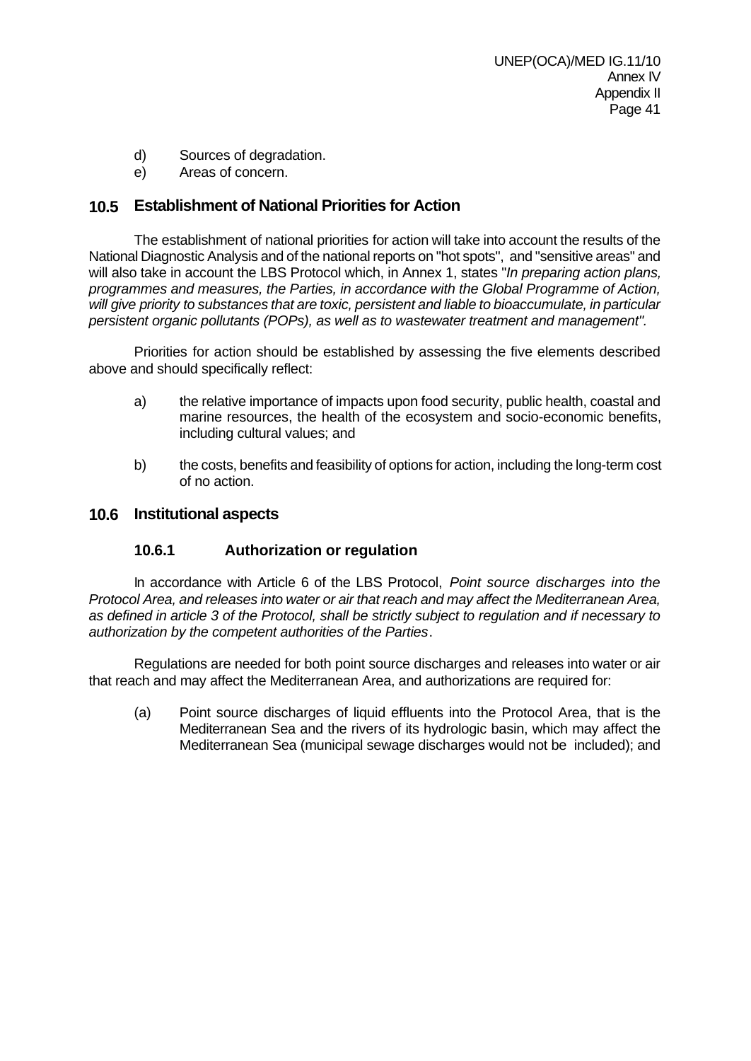d) Sources of degradation.
e) Areas of concern.

## 10.5 Establishment of National Priorities for Action

The establishment of national priorities for action will take into account the results of the National Diagnostic Analysis and of the national reports on "hot spots", and "sensitive areas" and will also take in account the LBS Protocol which, in Annex 1, states "*In preparing action plans, programmes and measures, the Parties, in accordance with the Global Programme of Action, will give priority to substances that are toxic, persistent and liable to bioaccumulate, in particular persistent organic pollutants (POPs), as well as to wastewater treatment and management".*

Priorities for action should be established by assessing the five elements described above and should specifically reflect:

a) the relative importance of impacts upon food security, public health, coastal and marine resources, the health of the ecosystem and socio-economic benefits, including cultural values; and

b) the costs, benefits and feasibility of options for action, including the long-term cost of no action.

## 10.6 Institutional aspects

### 10.6.1 Authorization or regulation

In accordance with Article 6 of the LBS Protocol, *Point source discharges into the Protocol Area, and releases into water or air that reach and may affect the Mediterranean Area, as defined in article 3 of the Protocol, shall be strictly subject to regulation and if necessary to authorization by the competent authorities of the Parties*.

Regulations are needed for both point source discharges and releases into water or air that reach and may affect the Mediterranean Area, and authorizations are required for:

(a) Point source discharges of liquid effluents into the Protocol Area, that is the Mediterranean Sea and the rivers of its hydrologic basin, which may affect the Mediterranean Sea (municipal sewage discharges would not be included); and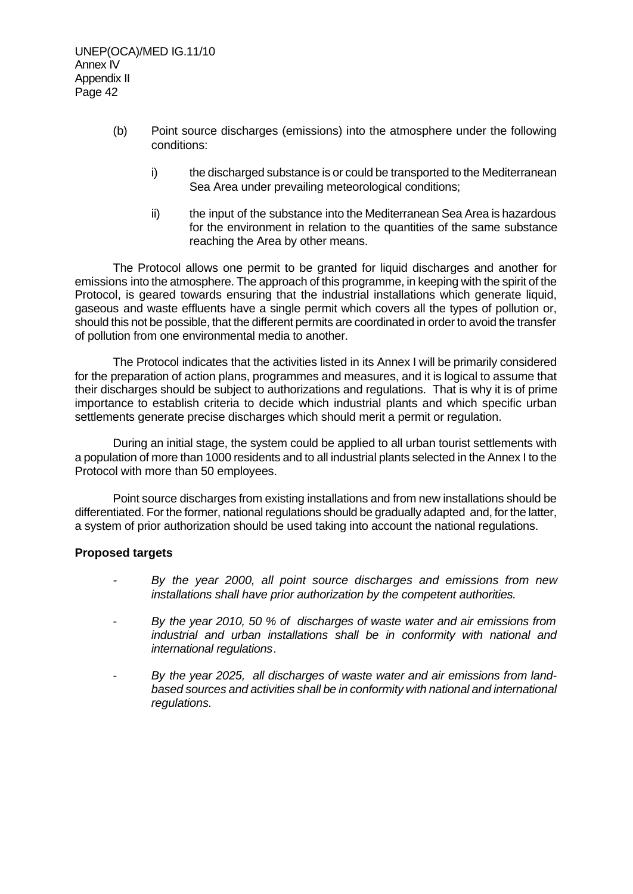(b) Point source discharges (emissions) into the atmosphere under the following conditions:

i) the discharged substance is or could be transported to the Mediterranean Sea Area under prevailing meteorological conditions;

ii) the input of the substance into the Mediterranean Sea Area is hazardous for the environment in relation to the quantities of the same substance reaching the Area by other means.

The Protocol allows one permit to be granted for liquid discharges and another for emissions into the atmosphere. The approach of this programme, in keeping with the spirit of the Protocol, is geared towards ensuring that the industrial installations which generate liquid, gaseous and waste effluents have a single permit which covers all the types of pollution or, should this not be possible, that the different permits are coordinated in order to avoid the transfer of pollution from one environmental media to another.

The Protocol indicates that the activities listed in its Annex I will be primarily considered for the preparation of action plans, programmes and measures, and it is logical to assume that their discharges should be subject to authorizations and regulations. That is why it is of prime importance to establish criteria to decide which industrial plants and which specific urban settlements generate precise discharges which should merit a permit or regulation.

During an initial stage, the system could be applied to all urban tourist settlements with a population of more than 1000 residents and to all industrial plants selected in the Annex I to the Protocol with more than 50 employees.

Point source discharges from existing installations and from new installations should be differentiated. For the former, national regulations should be gradually adapted and, for the latter, a system of prior authorization should be used taking into account the national regulations.

**Proposed targets**

- *By the year 2000, all point source discharges and emissions from new installations shall have prior authorization by the competent authorities.*

- *By the year 2010, 50 % of discharges of waste water and air emissions from industrial and urban installations shall be in conformity with national and international regulations*.

- *By the year 2025, all discharges of waste water and air emissions from land-based sources and activities shall be in conformity with national and international regulations.*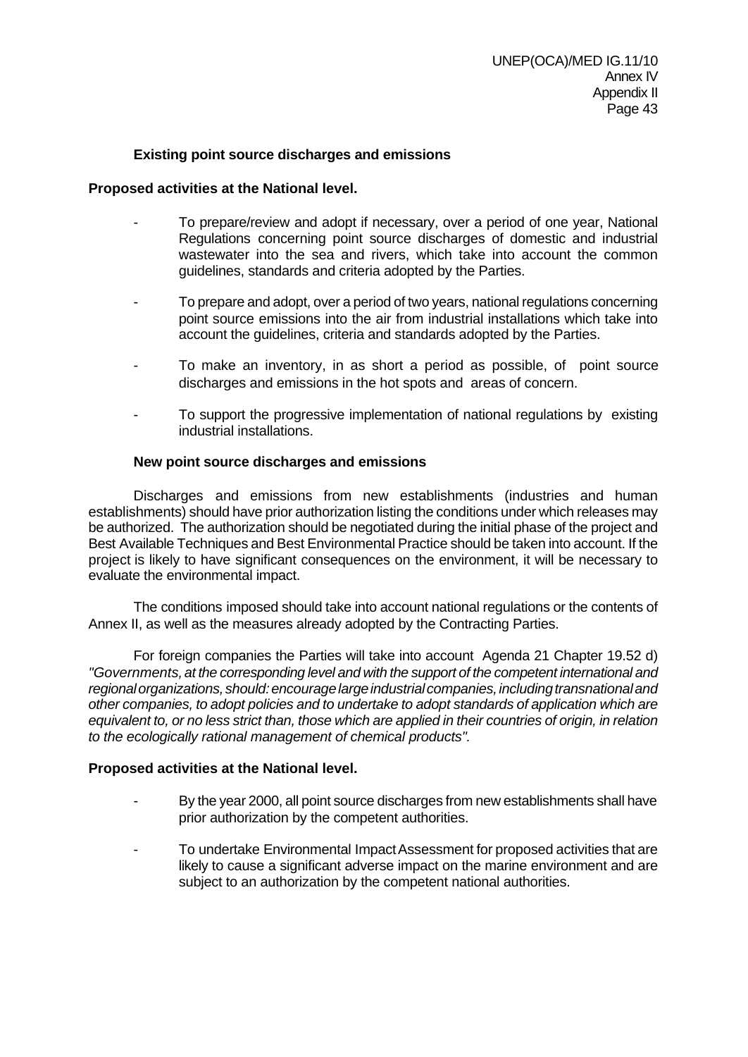### Existing point source discharges and emissions

**Proposed activities at the National level.**

- To prepare/review and adopt if necessary, over a period of one year, National Regulations concerning point source discharges of domestic and industrial wastewater into the sea and rivers, which take into account the common guidelines, standards and criteria adopted by the Parties.

- To prepare and adopt, over a period of two years, national regulations concerning point source emissions into the air from industrial installations which take into account the guidelines, criteria and standards adopted by the Parties.

- To make an inventory, in as short a period as possible, of point source discharges and emissions in the hot spots and areas of concern.

- To support the progressive implementation of national regulations by existing industrial installations.

### New point source discharges and emissions

Discharges and emissions from new establishments (industries and human establishments) should have prior authorization listing the conditions under which releases may be authorized. The authorization should be negotiated during the initial phase of the project and Best Available Techniques and Best Environmental Practice should be taken into account. If the project is likely to have significant consequences on the environment, it will be necessary to evaluate the environmental impact.

The conditions imposed should take into account national regulations or the contents of Annex II, as well as the measures already adopted by the Contracting Parties.

For foreign companies the Parties will take into account Agenda 21 Chapter 19.52 d) *"Governments, at the corresponding level and with the support of the competent international and regional organizations, should: encourage large industrial companies, including transnational and other companies, to adopt policies and to undertake to adopt standards of application which are equivalent to, or no less strict than, those which are applied in their countries of origin, in relation to the ecologically rational management of chemical products".*

**Proposed activities at the National level.**

- By the year 2000, all point source discharges from new establishments shall have prior authorization by the competent authorities.

- To undertake Environmental Impact Assessment for proposed activities that are likely to cause a significant adverse impact on the marine environment and are subject to an authorization by the competent national authorities.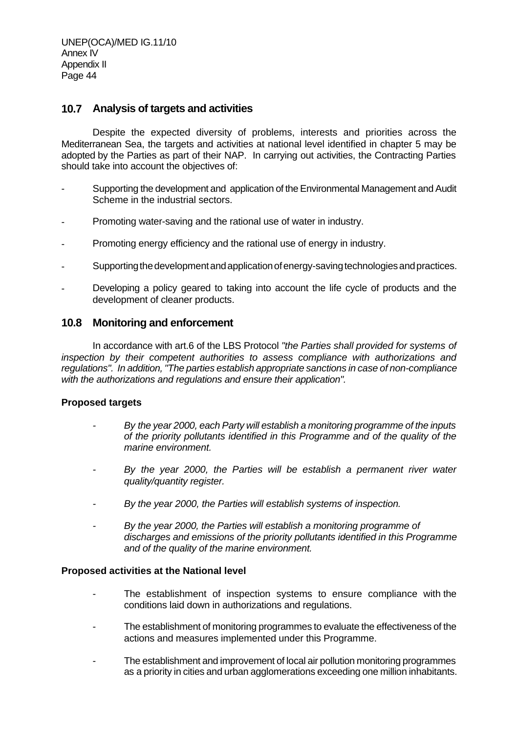## 10.7 Analysis of targets and activities

Despite the expected diversity of problems, interests and priorities across the Mediterranean Sea, the targets and activities at national level identified in chapter 5 may be adopted by the Parties as part of their NAP. In carrying out activities, the Contracting Parties should take into account the objectives of:

- Supporting the development and application of the Environmental Management and Audit Scheme in the industrial sectors.
- Promoting water-saving and the rational use of water in industry.
- Promoting energy efficiency and the rational use of energy in industry.
- Supporting the development and application of energy-saving technologies and practices.
- Developing a policy geared to taking into account the life cycle of products and the development of cleaner products.

## 10.8 Monitoring and enforcement

In accordance with art.6 of the LBS Protocol *"the Parties shall provided for systems of inspection by their competent authorities to assess compliance with authorizations and regulations". In addition, "The parties establish appropriate sanctions in case of non-compliance with the authorizations and regulations and ensure their application".*

**Proposed targets**

- *By the year 2000, each Party will establish a monitoring programme of the inputs of the priority pollutants identified in this Programme and of the quality of the marine environment.*
- *By the year 2000, the Parties will be establish a permanent river water quality/quantity register.*
- *By the year 2000, the Parties will establish systems of inspection.*
- *By the year 2000, the Parties will establish a monitoring programme of discharges and emissions of the priority pollutants identified in this Programme and of the quality of the marine environment.*

**Proposed activities at the National level**

- The establishment of inspection systems to ensure compliance with the conditions laid down in authorizations and regulations.
- The establishment of monitoring programmes to evaluate the effectiveness of the actions and measures implemented under this Programme.
- The establishment and improvement of local air pollution monitoring programmes as a priority in cities and urban agglomerations exceeding one million inhabitants.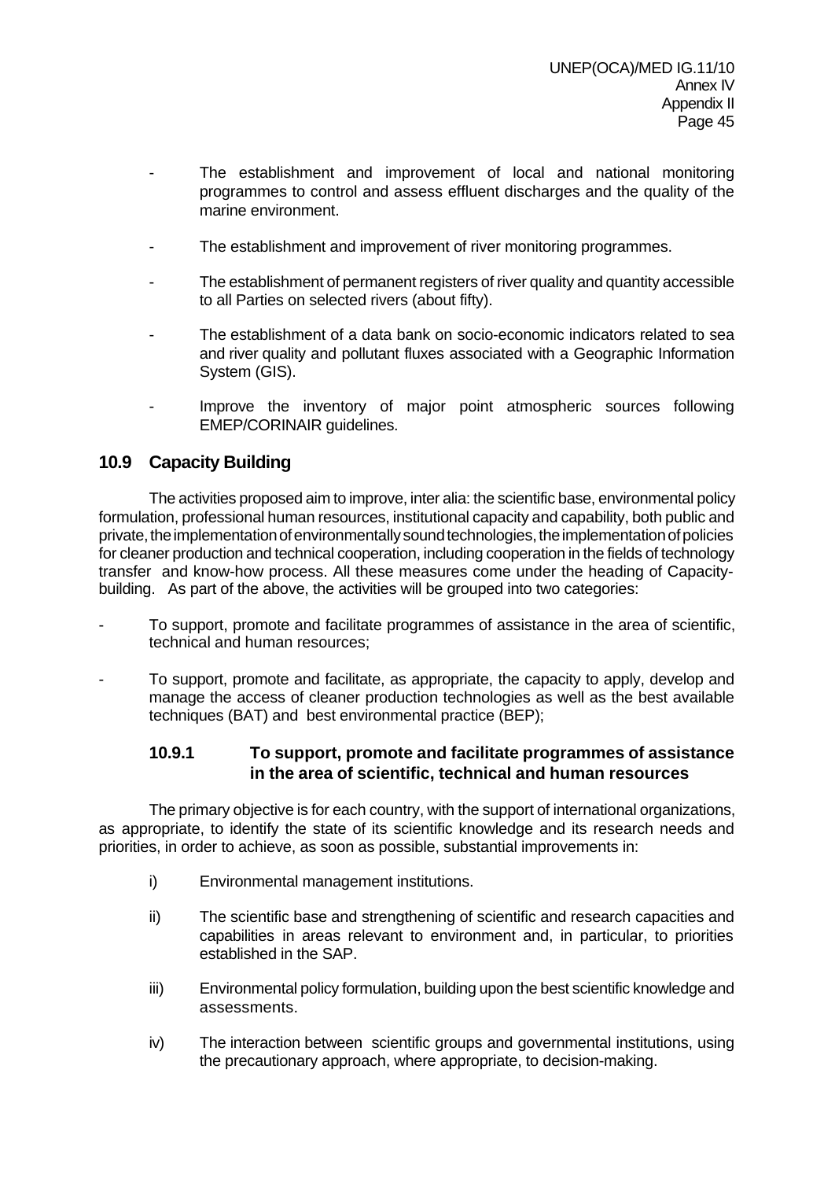- The establishment and improvement of local and national monitoring programmes to control and assess effluent discharges and the quality of the marine environment.

- The establishment and improvement of river monitoring programmes.

- The establishment of permanent registers of river quality and quantity accessible to all Parties on selected rivers (about fifty).

- The establishment of a data bank on socio-economic indicators related to sea and river quality and pollutant fluxes associated with a Geographic Information System (GIS).

- Improve the inventory of major point atmospheric sources following EMEP/CORINAIR guidelines.

## 10.9 Capacity Building

The activities proposed aim to improve, inter alia: the scientific base, environmental policy formulation, professional human resources, institutional capacity and capability, both public and private, the implementation of environmentally sound technologies, the implementation of policies for cleaner production and technical cooperation, including cooperation in the fields of technology transfer and know-how process. All these measures come under the heading of Capacity-building. As part of the above, the activities will be grouped into two categories:

- To support, promote and facilitate programmes of assistance in the area of scientific, technical and human resources;

- To support, promote and facilitate, as appropriate, the capacity to apply, develop and manage the access of cleaner production technologies as well as the best available techniques (BAT) and best environmental practice (BEP);

### 10.9.1 To support, promote and facilitate programmes of assistance in the area of scientific, technical and human resources

The primary objective is for each country, with the support of international organizations, as appropriate, to identify the state of its scientific knowledge and its research needs and priorities, in order to achieve, as soon as possible, substantial improvements in:

i) Environmental management institutions.

ii) The scientific base and strengthening of scientific and research capacities and capabilities in areas relevant to environment and, in particular, to priorities established in the SAP.

iii) Environmental policy formulation, building upon the best scientific knowledge and assessments.

iv) The interaction between scientific groups and governmental institutions, using the precautionary approach, where appropriate, to decision-making.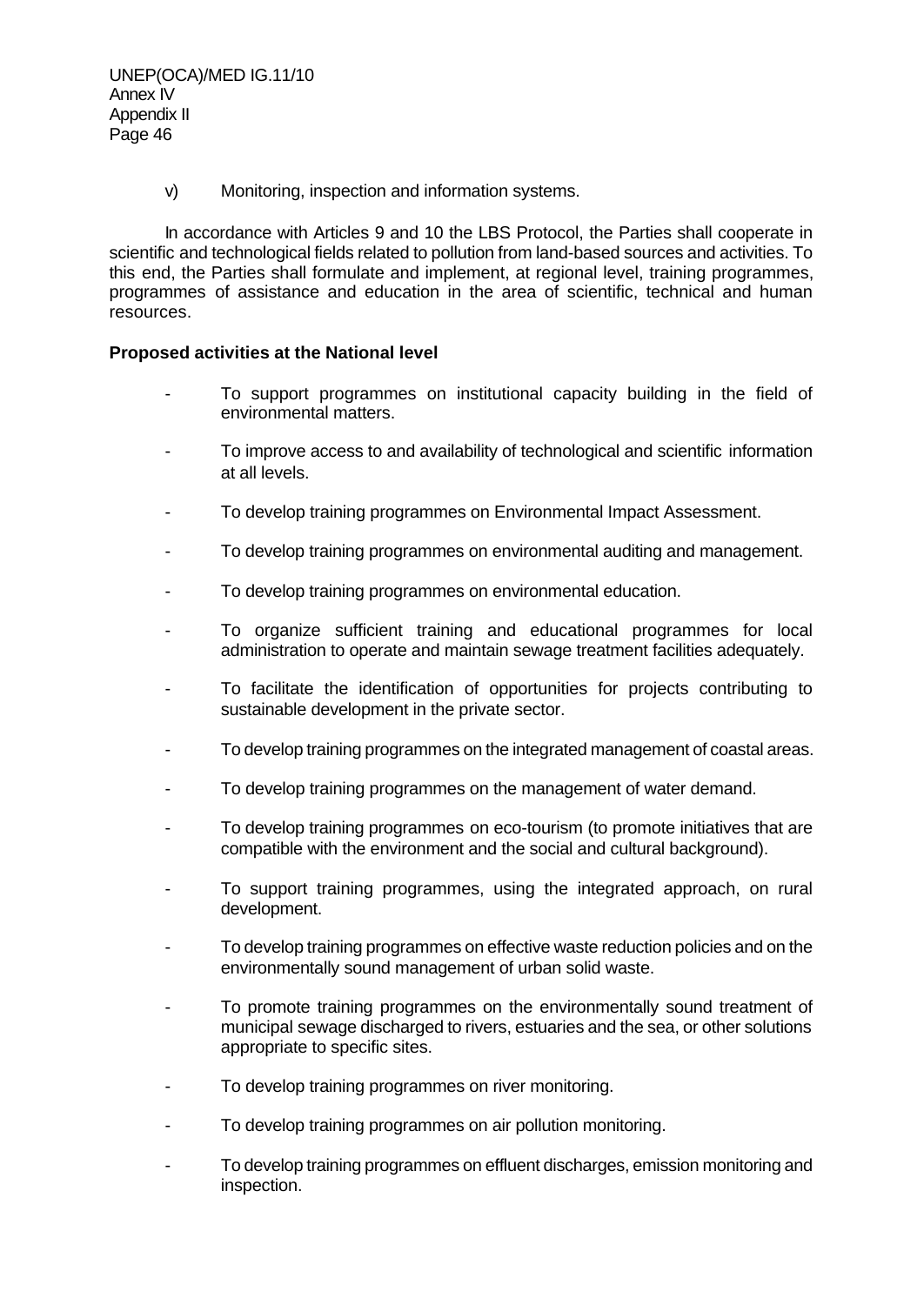v) Monitoring, inspection and information systems.

In accordance with Articles 9 and 10 the LBS Protocol, the Parties shall cooperate in scientific and technological fields related to pollution from land-based sources and activities. To this end, the Parties shall formulate and implement, at regional level, training programmes, programmes of assistance and education in the area of scientific, technical and human resources.

**Proposed activities at the National level**

- To support programmes on institutional capacity building in the field of environmental matters.
- To improve access to and availability of technological and scientific information at all levels.
- To develop training programmes on Environmental Impact Assessment.
- To develop training programmes on environmental auditing and management.
- To develop training programmes on environmental education.
- To organize sufficient training and educational programmes for local administration to operate and maintain sewage treatment facilities adequately.
- To facilitate the identification of opportunities for projects contributing to sustainable development in the private sector.
- To develop training programmes on the integrated management of coastal areas.
- To develop training programmes on the management of water demand.
- To develop training programmes on eco-tourism (to promote initiatives that are compatible with the environment and the social and cultural background).
- To support training programmes, using the integrated approach, on rural development.
- To develop training programmes on effective waste reduction policies and on the environmentally sound management of urban solid waste.
- To promote training programmes on the environmentally sound treatment of municipal sewage discharged to rivers, estuaries and the sea, or other solutions appropriate to specific sites.
- To develop training programmes on river monitoring.
- To develop training programmes on air pollution monitoring.
- To develop training programmes on effluent discharges, emission monitoring and inspection.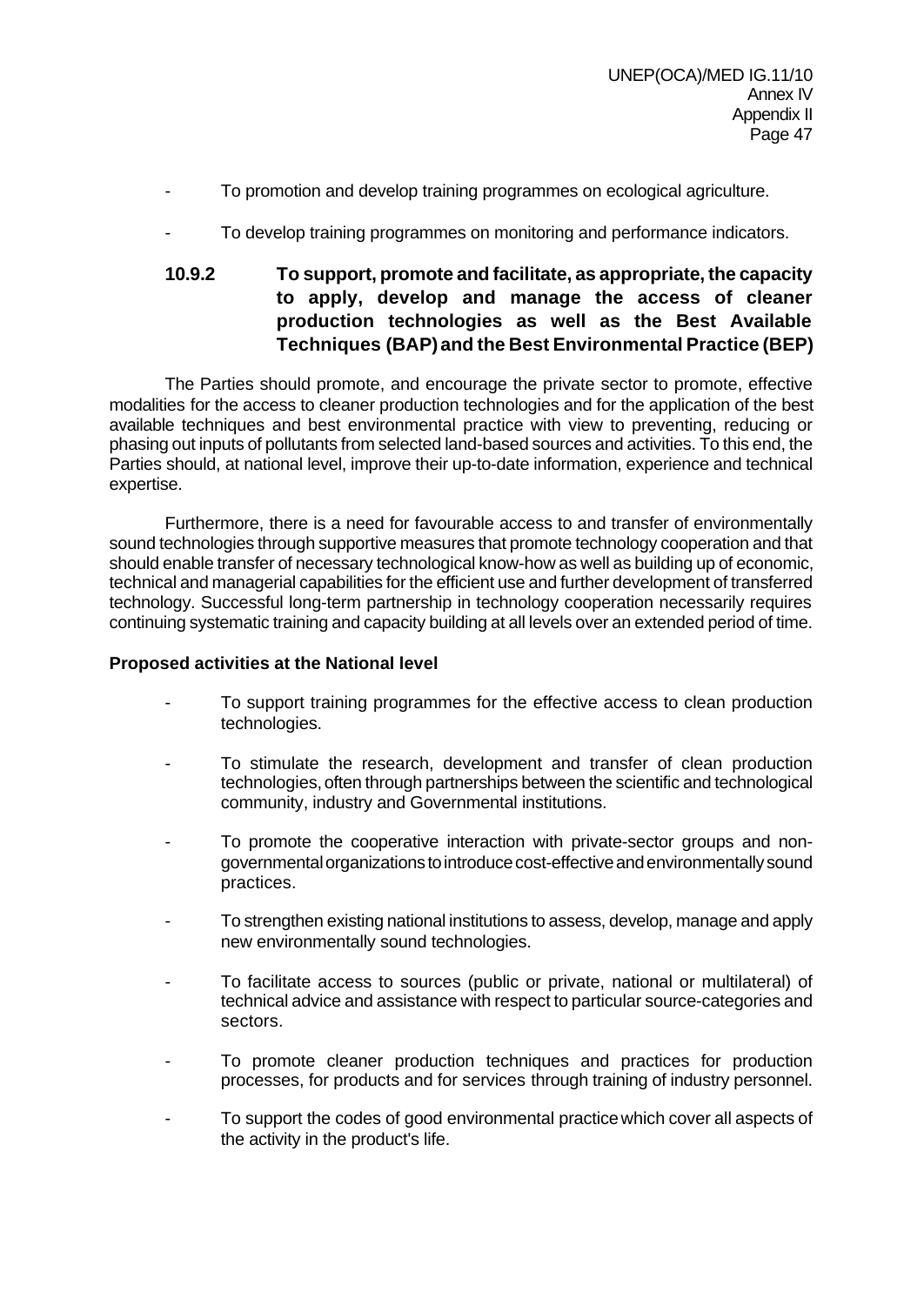- To promotion and develop training programmes on ecological agriculture.

- To develop training programmes on monitoring and performance indicators.

### 10.9.2 To support, promote and facilitate, as appropriate, the capacity to apply, develop and manage the access of cleaner production technologies as well as the Best Available Techniques (BAP) and the Best Environmental Practice (BEP)

The Parties should promote, and encourage the private sector to promote, effective modalities for the access to cleaner production technologies and for the application of the best available techniques and best environmental practice with view to preventing, reducing or phasing out inputs of pollutants from selected land-based sources and activities. To this end, the Parties should, at national level, improve their up-to-date information, experience and technical expertise.

Furthermore, there is a need for favourable access to and transfer of environmentally sound technologies through supportive measures that promote technology cooperation and that should enable transfer of necessary technological know-how as well as building up of economic, technical and managerial capabilities for the efficient use and further development of transferred technology. Successful long-term partnership in technology cooperation necessarily requires continuing systematic training and capacity building at all levels over an extended period of time.

**Proposed activities at the National level**

- To support training programmes for the effective access to clean production technologies.

- To stimulate the research, development and transfer of clean production technologies, often through partnerships between the scientific and technological community, industry and Governmental institutions.

- To promote the cooperative interaction with private-sector groups and non-governmental organizations to introduce cost-effective and environmentally sound practices.

- To strengthen existing national institutions to assess, develop, manage and apply new environmentally sound technologies.

- To facilitate access to sources (public or private, national or multilateral) of technical advice and assistance with respect to particular source-categories and sectors.

- To promote cleaner production techniques and practices for production processes, for products and for services through training of industry personnel.

- To support the codes of good environmental practice which cover all aspects of the activity in the product's life.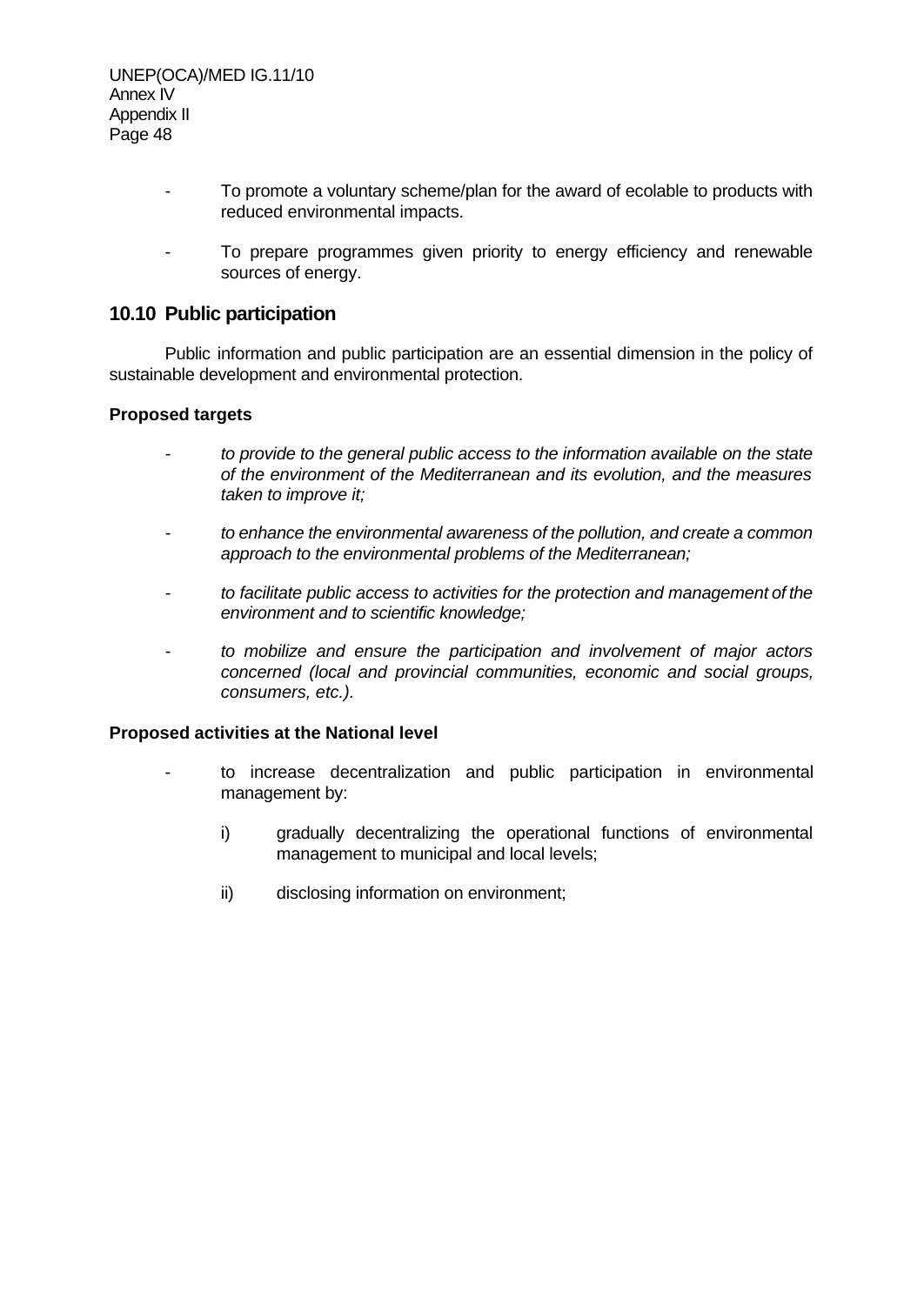- To promote a voluntary scheme/plan for the award of ecolable to products with reduced environmental impacts.

- To prepare programmes given priority to energy efficiency and renewable sources of energy.

## 10.10 Public participation

Public information and public participation are an essential dimension in the policy of sustainable development and environmental protection.

**Proposed targets**

- *to provide to the general public access to the information available on the state of the environment of the Mediterranean and its evolution, and the measures taken to improve it;*

- *to enhance the environmental awareness of the pollution, and create a common approach to the environmental problems of the Mediterranean;*

- *to facilitate public access to activities for the protection and management of the environment and to scientific knowledge;*

- *to mobilize and ensure the participation and involvement of major actors concerned (local and provincial communities, economic and social groups, consumers, etc.).*

**Proposed activities at the National level**

- to increase decentralization and public participation in environmental management by:

  i) gradually decentralizing the operational functions of environmental management to municipal and local levels;

  ii) disclosing information on environment;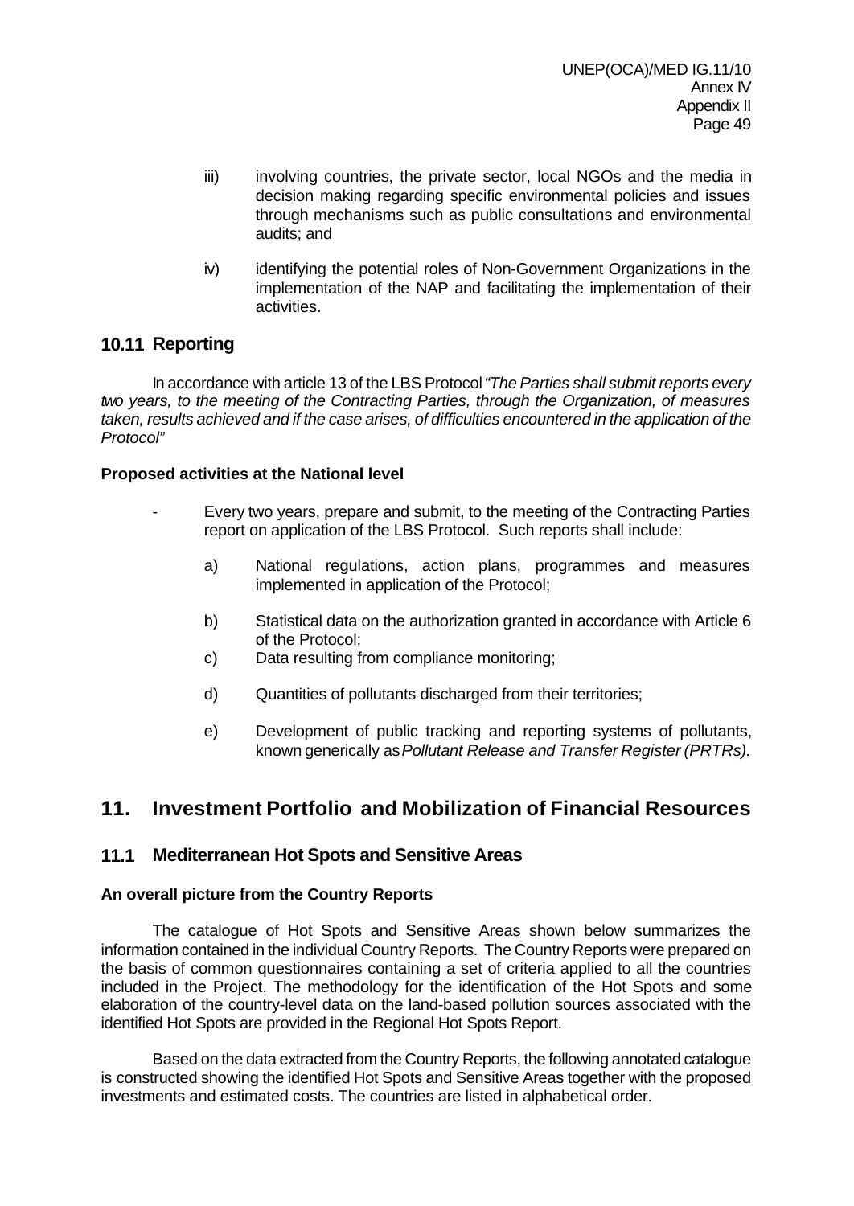iii) involving countries, the private sector, local NGOs and the media in decision making regarding specific environmental policies and issues through mechanisms such as public consultations and environmental audits; and

iv) identifying the potential roles of Non-Government Organizations in the implementation of the NAP and facilitating the implementation of their activities.

### 10.11 Reporting

In accordance with article 13 of the LBS Protocol *"The Parties shall submit reports every two years, to the meeting of the Contracting Parties, through the Organization, of measures taken, results achieved and if the case arises, of difficulties encountered in the application of the Protocol"*

**Proposed activities at the National level**

- Every two years, prepare and submit, to the meeting of the Contracting Parties report on application of the LBS Protocol. Such reports shall include:

  a) National regulations, action plans, programmes and measures implemented in application of the Protocol;

  b) Statistical data on the authorization granted in accordance with Article 6 of the Protocol;

  c) Data resulting from compliance monitoring;

  d) Quantities of pollutants discharged from their territories;

  e) Development of public tracking and reporting systems of pollutants, known generically as *Pollutant Release and Transfer Register (PRTRs).*

## 11. Investment Portfolio and Mobilization of Financial Resources

### 11.1 Mediterranean Hot Spots and Sensitive Areas

**An overall picture from the Country Reports**

The catalogue of Hot Spots and Sensitive Areas shown below summarizes the information contained in the individual Country Reports. The Country Reports were prepared on the basis of common questionnaires containing a set of criteria applied to all the countries included in the Project. The methodology for the identification of the Hot Spots and some elaboration of the country-level data on the land-based pollution sources associated with the identified Hot Spots are provided in the Regional Hot Spots Report.

Based on the data extracted from the Country Reports, the following annotated catalogue is constructed showing the identified Hot Spots and Sensitive Areas together with the proposed investments and estimated costs. The countries are listed in alphabetical order.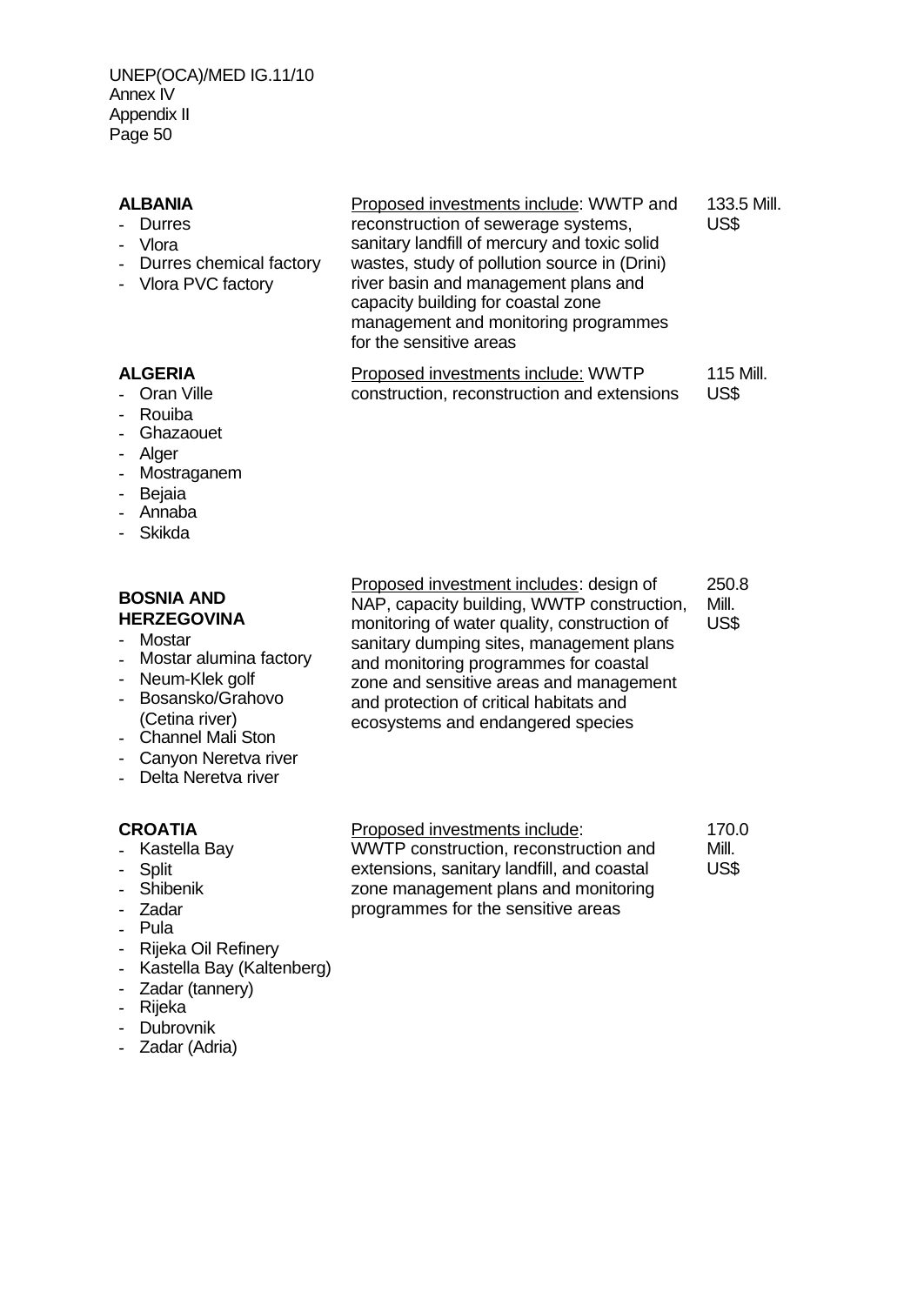| Country / Hot spots | Proposed investments | Cost |
|---|---|---|
| **ALBANIA**<br>- Durres<br>- Vlora<br>- Durres chemical factory<br>- Vlora PVC factory | Proposed investments include: WWTP and reconstruction of sewerage systems, sanitary landfill of mercury and toxic solid wastes, study of pollution source in (Drini) river basin and management plans and capacity building for coastal zone management and monitoring programmes for the sensitive areas | 133.5 Mill. US$ |
| **ALGERIA**<br>- Oran Ville<br>- Rouiba<br>- Ghazaouet<br>- Alger<br>- Mostraganem<br>- Bejaia<br>- Annaba<br>- Skikda | Proposed investments include: WWTP construction, reconstruction and extensions | 115 Mill. US$ |
| **BOSNIA AND HERZEGOVINA**<br>- Mostar<br>- Mostar alumina factory<br>- Neum-Klek golf<br>- Bosansko/Grahovo (Cetina river)<br>- Channel Mali Ston<br>- Canyon Neretva river<br>- Delta Neretva river | Proposed investment includes: design of NAP, capacity building, WWTP construction, monitoring of water quality, construction of sanitary dumping sites, management plans and monitoring programmes for coastal zone and sensitive areas and management and protection of critical habitats and ecosystems and endangered species | 250.8 Mill. US$ |
| **CROATIA**<br>- Kastella Bay<br>- Split<br>- Shibenik<br>- Zadar<br>- Pula<br>- Rijeka Oil Refinery<br>- Kastella Bay (Kaltenberg)<br>- Zadar (tannery)<br>- Rijeka<br>- Dubrovnik<br>- Zadar (Adria) | Proposed investments include: WWTP construction, reconstruction and extensions, sanitary landfill, and coastal zone management plans and monitoring programmes for the sensitive areas | 170.0 Mill. US$ |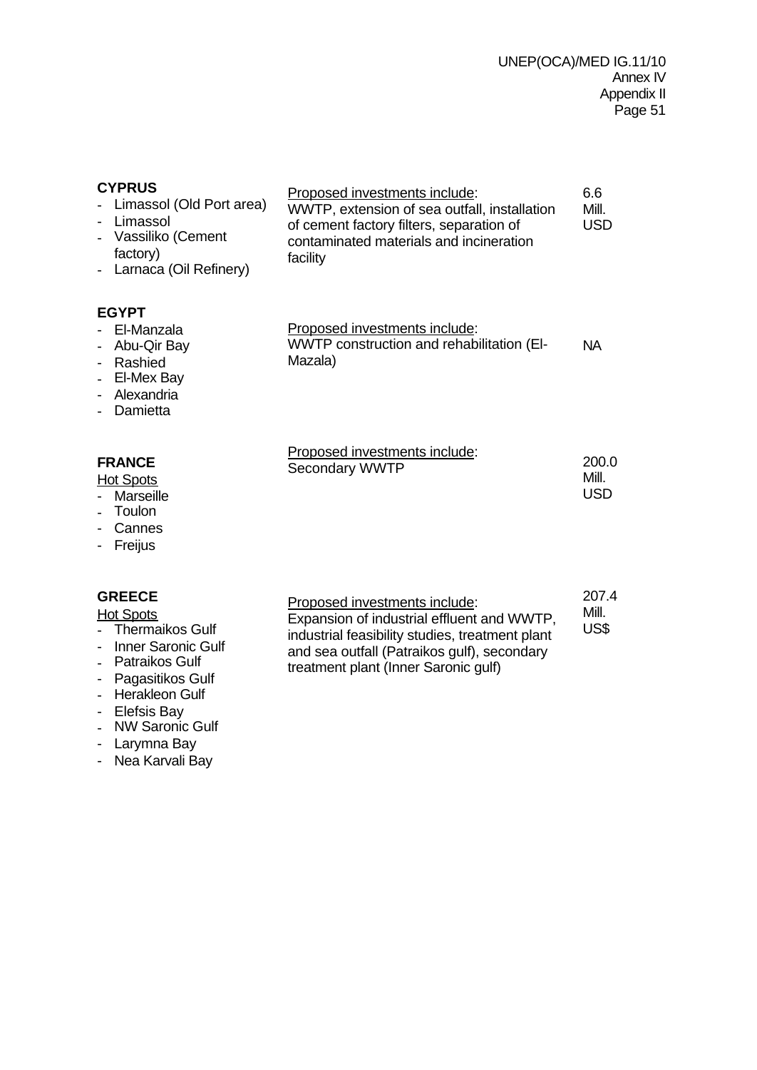| | | |
|---|---|---|
| **CYPRUS**<br>- Limassol (Old Port area)<br>- Limassol<br>- Vassiliko (Cement factory)<br>- Larnaca (Oil Refinery) | Proposed investments include:<br>WWTP, extension of sea outfall, installation of cement factory filters, separation of contaminated materials and incineration facility | 6.6 Mill. USD |
| **EGYPT**<br>- El-Manzala<br>- Abu-Qir Bay<br>- Rashied<br>- El-Mex Bay<br>- Alexandria<br>- Damietta | Proposed investments include:<br>WWTP construction and rehabilitation (El-Mazala) | NA |
| **FRANCE**<br>Hot Spots<br>- Marseille<br>- Toulon<br>- Cannes<br>- Freijus | Proposed investments include:<br>Secondary WWTP | 200.0 Mill. USD |
| **GREECE**<br>Hot Spots<br>- Thermaikos Gulf<br>- Inner Saronic Gulf<br>- Patraikos Gulf<br>- Pagasitikos Gulf<br>- Herakleon Gulf<br>- Elefsis Bay<br>- NW Saronic Gulf<br>- Larymna Bay<br>- Nea Karvali Bay | Proposed investments include:<br>Expansion of industrial effluent and WWTP, industrial feasibility studies, treatment plant and sea outfall (Patraikos gulf), secondary treatment plant (Inner Saronic gulf) | 207.4 Mill. US$ |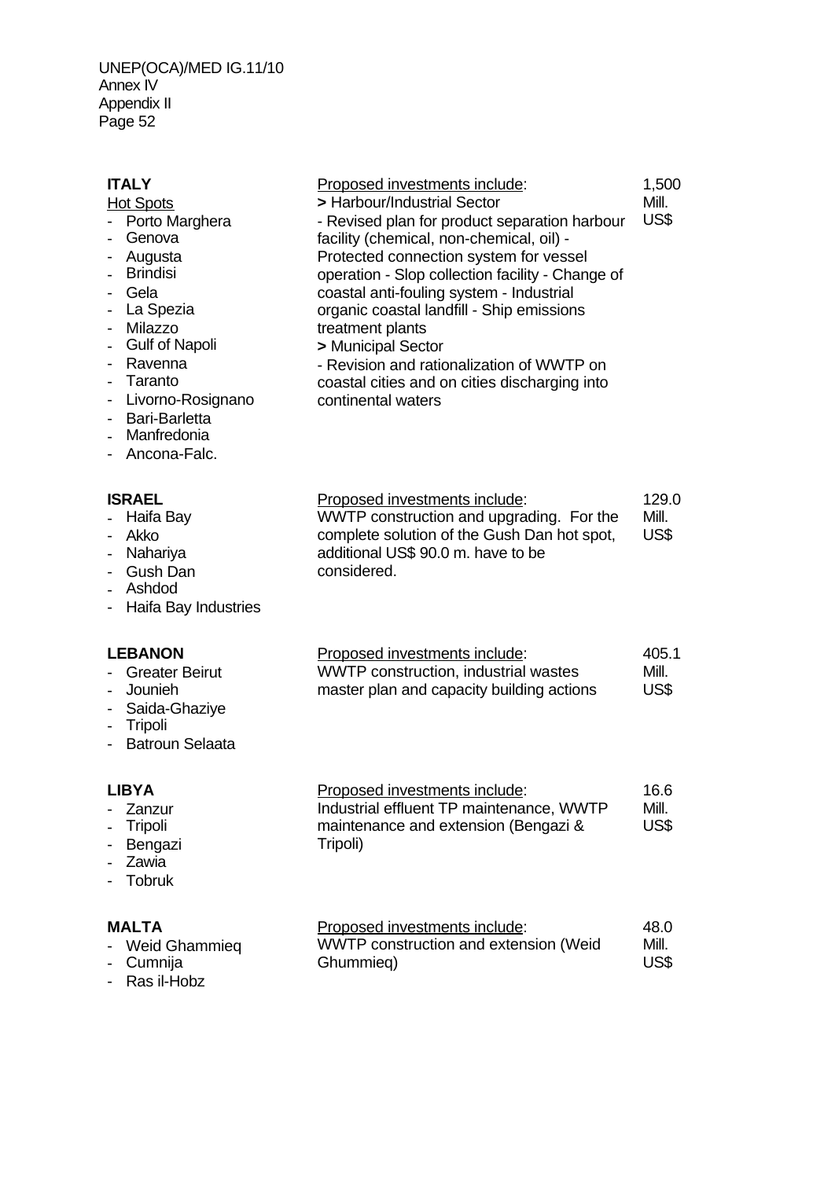| | | |
|---|---|---|
| **ITALY**<br>Hot Spots<br>- Porto Marghera<br>- Genova<br>- Augusta<br>- Brindisi<br>- Gela<br>- La Spezia<br>- Milazzo<br>- Gulf of Napoli<br>- Ravenna<br>- Taranto<br>- Livorno-Rosignano<br>- Bari-Barletta<br>- Manfredonia<br>- Ancona-Falc. | Proposed investments include:<br>**>** Harbour/Industrial Sector<br>- Revised plan for product separation harbour facility (chemical, non-chemical, oil) - Protected connection system for vessel operation - Slop collection facility - Change of coastal anti-fouling system - Industrial organic coastal landfill - Ship emissions treatment plants<br>**>** Municipal Sector<br>- Revision and rationalization of WWTP on coastal cities and on cities discharging into continental waters | 1,500 Mill. US$ |
| **ISRAEL**<br>- Haifa Bay<br>- Akko<br>- Nahariya<br>- Gush Dan<br>- Ashdod<br>- Haifa Bay Industries | Proposed investments include:<br>WWTP construction and upgrading. For the complete solution of the Gush Dan hot spot, additional US$ 90.0 m. have to be considered. | 129.0 Mill. US$ |
| **LEBANON**<br>- Greater Beirut<br>- Jounieh<br>- Saida-Ghaziye<br>- Tripoli<br>- Batroun Selaata | Proposed investments include:<br>WWTP construction, industrial wastes master plan and capacity building actions | 405.1 Mill. US$ |
| **LIBYA**<br>- Zanzur<br>- Tripoli<br>- Bengazi<br>- Zawia<br>- Tobruk | Proposed investments include:<br>Industrial effluent TP maintenance, WWTP maintenance and extension (Bengazi & Tripoli) | 16.6 Mill. US$ |
| **MALTA**<br>- Weid Ghammieq<br>- Cumnija<br>- Ras il-Hobz | Proposed investments include:<br>WWTP construction and extension (Weid Ghummieq) | 48.0 Mill. US$ |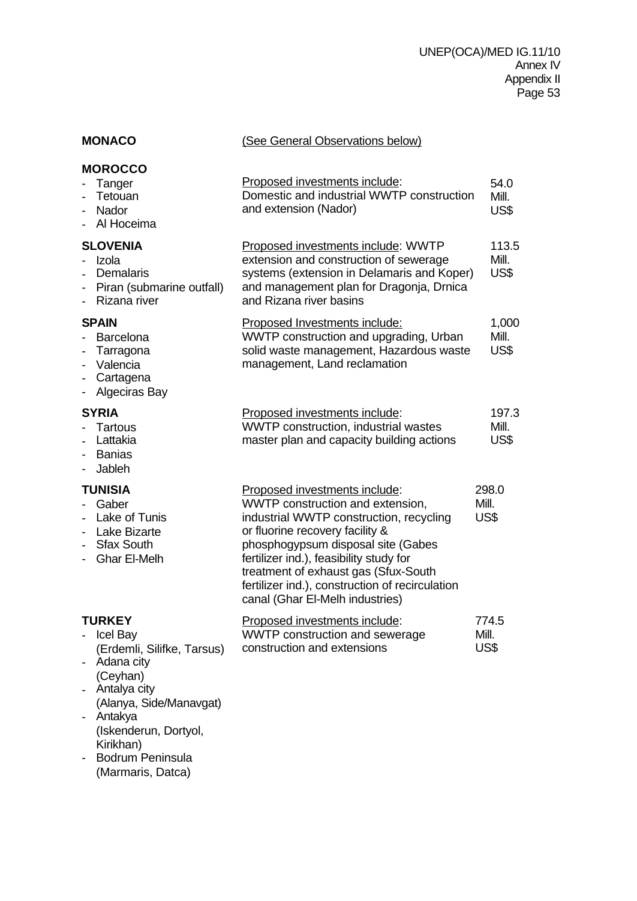| | | |
|---|---|---|
| **MONACO** | (See General Observations below) | |
| **MOROCCO**<br>- Tanger<br>- Tetouan<br>- Nador<br>- Al Hoceima | Proposed investments include:<br>Domestic and industrial WWTP construction and extension (Nador) | 54.0 Mill. US$ |
| **SLOVENIA**<br>- Izola<br>- Demalaris<br>- Piran (submarine outfall)<br>- Rizana river | Proposed investments include: WWTP extension and construction of sewerage systems (extension in Delamaris and Koper) and management plan for Dragonja, Drnica and Rizana river basins | 113.5 Mill. US$ |
| **SPAIN**<br>- Barcelona<br>- Tarragona<br>- Valencia<br>- Cartagena<br>- Algeciras Bay | Proposed Investments include:<br>WWTP construction and upgrading, Urban solid waste management, Hazardous waste management, Land reclamation | 1,000 Mill. US$ |
| **SYRIA**<br>- Tartous<br>- Lattakia<br>- Banias<br>- Jableh | Proposed investments include:<br>WWTP construction, industrial wastes master plan and capacity building actions | 197.3 Mill. US$ |
| **TUNISIA**<br>- Gaber<br>- Lake of Tunis<br>- Lake Bizarte<br>- Sfax South<br>- Ghar El-Melh | Proposed investments include:<br>WWTP construction and extension, industrial WWTP construction, recycling or fluorine recovery facility & phosphogypsum disposal site (Gabes fertilizer ind.), feasibility study for treatment of exhaust gas (Sfux-South fertilizer ind.), construction of recirculation canal (Ghar El-Melh industries) | 298.0 Mill. US$ |
| **TURKEY**<br>- Icel Bay (Erdemli, Silifke, Tarsus)<br>- Adana city (Ceyhan)<br>- Antalya city (Alanya, Side/Manavgat)<br>- Antakya (Iskenderun, Dortyol, Kirikhan)<br>- Bodrum Peninsula (Marmaris, Datca) | Proposed investments include:<br>WWTP construction and sewerage construction and extensions | 774.5 Mill. US$ |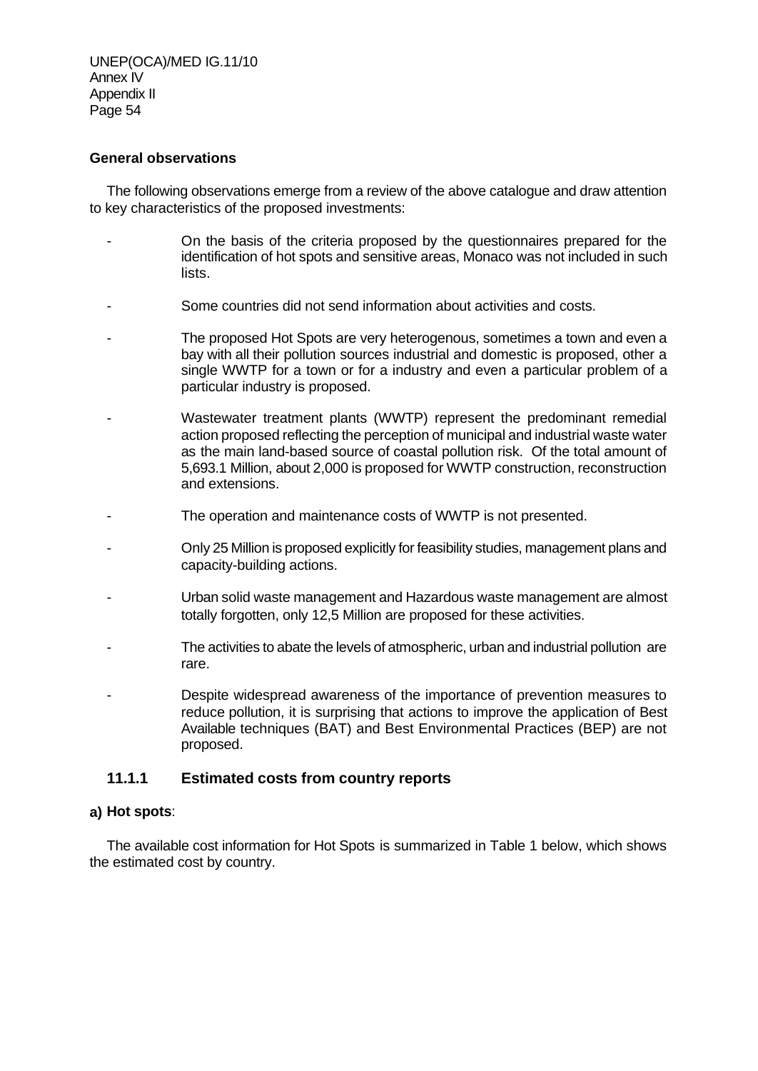**General observations**

The following observations emerge from a review of the above catalogue and draw attention to key characteristics of the proposed investments:

- On the basis of the criteria proposed by the questionnaires prepared for the identification of hot spots and sensitive areas, Monaco was not included in such lists.
- Some countries did not send information about activities and costs.
- The proposed Hot Spots are very heterogenous, sometimes a town and even a bay with all their pollution sources industrial and domestic is proposed, other a single WWTP for a town or for a industry and even a particular problem of a particular industry is proposed.
- Wastewater treatment plants (WWTP) represent the predominant remedial action proposed reflecting the perception of municipal and industrial waste water as the main land-based source of coastal pollution risk. Of the total amount of 5,693.1 Million, about 2,000 is proposed for WWTP construction, reconstruction and extensions.
- The operation and maintenance costs of WWTP is not presented.
- Only 25 Million is proposed explicitly for feasibility studies, management plans and capacity-building actions.
- Urban solid waste management and Hazardous waste management are almost totally forgotten, only 12,5 Million are proposed for these activities.
- The activities to abate the levels of atmospheric, urban and industrial pollution are rare.
- Despite widespread awareness of the importance of prevention measures to reduce pollution, it is surprising that actions to improve the application of Best Available techniques (BAT) and Best Environmental Practices (BEP) are not proposed.

### 11.1.1 Estimated costs from country reports

**a) Hot spots**:

The available cost information for Hot Spots is summarized in Table 1 below, which shows the estimated cost by country.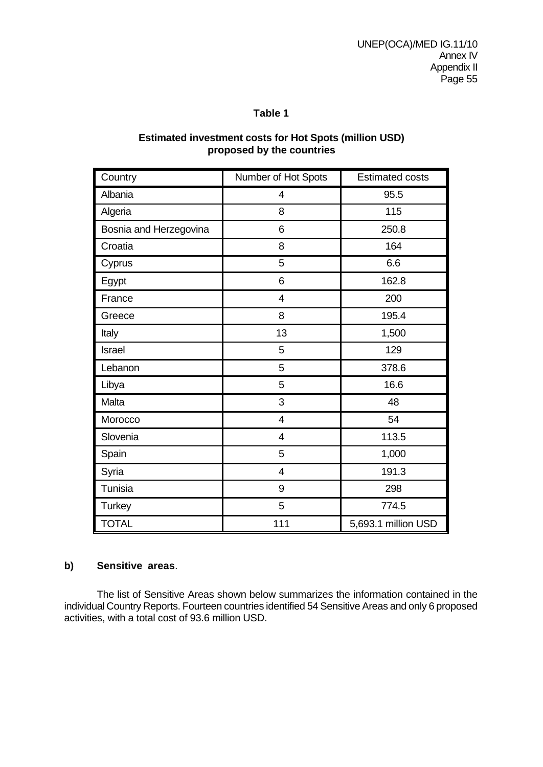**Table 1**

**Estimated investment costs for Hot Spots (million USD) proposed by the countries**

| Country | Number of Hot Spots | Estimated costs |
|---|---|---|
| Albania | 4 | 95.5 |
| Algeria | 8 | 115 |
| Bosnia and Herzegovina | 6 | 250.8 |
| Croatia | 8 | 164 |
| Cyprus | 5 | 6.6 |
| Egypt | 6 | 162.8 |
| France | 4 | 200 |
| Greece | 8 | 195.4 |
| Italy | 13 | 1,500 |
| Israel | 5 | 129 |
| Lebanon | 5 | 378.6 |
| Libya | 5 | 16.6 |
| Malta | 3 | 48 |
| Morocco | 4 | 54 |
| Slovenia | 4 | 113.5 |
| Spain | 5 | 1,000 |
| Syria | 4 | 191.3 |
| Tunisia | 9 | 298 |
| Turkey | 5 | 774.5 |
| TOTAL | 111 | 5,693.1 million USD |

**b) Sensitive areas**.

The list of Sensitive Areas shown below summarizes the information contained in the individual Country Reports. Fourteen countries identified 54 Sensitive Areas and only 6 proposed activities, with a total cost of 93.6 million USD.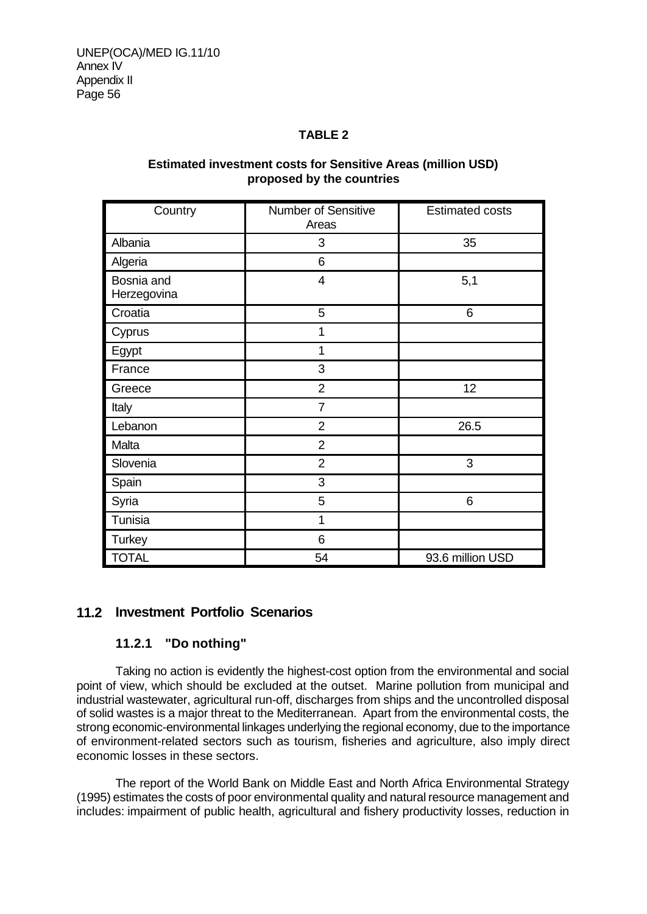**TABLE 2**

**Estimated investment costs for Sensitive Areas (million USD) proposed by the countries**

| Country | Number of Sensitive Areas | Estimated costs |
|---|---|---|
| Albania | 3 | 35 |
| Algeria | 6 | |
| Bosnia and Herzegovina | 4 | 5,1 |
| Croatia | 5 | 6 |
| Cyprus | 1 | |
| Egypt | 1 | |
| France | 3 | |
| Greece | 2 | 12 |
| Italy | 7 | |
| Lebanon | 2 | 26.5 |
| Malta | 2 | |
| Slovenia | 2 | 3 |
| Spain | 3 | |
| Syria | 5 | 6 |
| Tunisia | 1 | |
| Turkey | 6 | |
| TOTAL | 54 | 93.6 million USD |

## 11.2 Investment Portfolio Scenarios

### 11.2.1 "Do nothing"

Taking no action is evidently the highest-cost option from the environmental and social point of view, which should be excluded at the outset. Marine pollution from municipal and industrial wastewater, agricultural run-off, discharges from ships and the uncontrolled disposal of solid wastes is a major threat to the Mediterranean. Apart from the environmental costs, the strong economic-environmental linkages underlying the regional economy, due to the importance of environment-related sectors such as tourism, fisheries and agriculture, also imply direct economic losses in these sectors.

The report of the World Bank on Middle East and North Africa Environmental Strategy (1995) estimates the costs of poor environmental quality and natural resource management and includes: impairment of public health, agricultural and fishery productivity losses, reduction in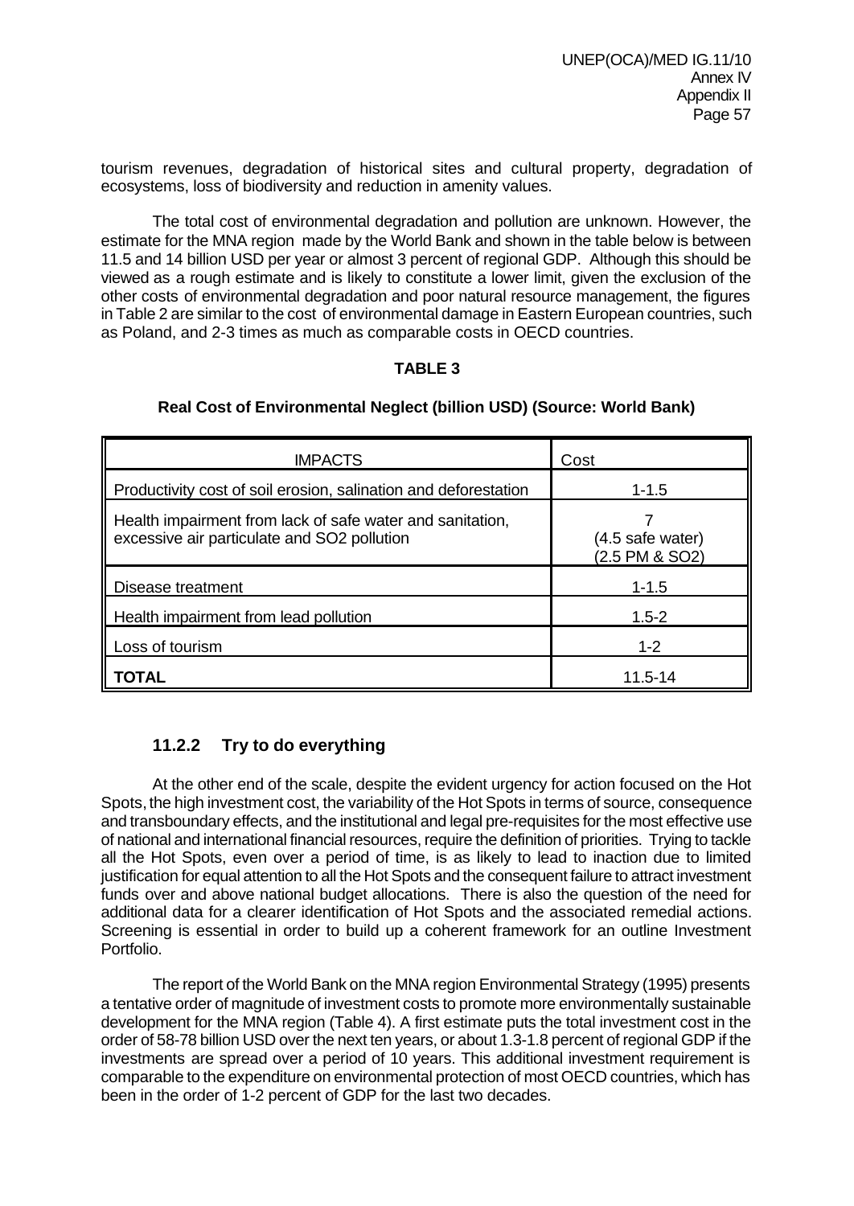tourism revenues, degradation of historical sites and cultural property, degradation of ecosystems, loss of biodiversity and reduction in amenity values.

The total cost of environmental degradation and pollution are unknown. However, the estimate for the MNA region made by the World Bank and shown in the table below is between 11.5 and 14 billion USD per year or almost 3 percent of regional GDP. Although this should be viewed as a rough estimate and is likely to constitute a lower limit, given the exclusion of the other costs of environmental degradation and poor natural resource management, the figures in Table 2 are similar to the cost of environmental damage in Eastern European countries, such as Poland, and 2-3 times as much as comparable costs in OECD countries.

**TABLE 3**

**Real Cost of Environmental Neglect (billion USD) (Source: World Bank)**

| IMPACTS | Cost |
|---|---|
| Productivity cost of soil erosion, salination and deforestation | 1-1.5 |
| Health impairment from lack of safe water and sanitation, excessive air particulate and SO2 pollution | 7 (4.5 safe water) (2.5 PM & SO2) |
| Disease treatment | 1-1.5 |
| Health impairment from lead pollution | 1.5-2 |
| Loss of tourism | 1-2 |
| **TOTAL** | 11.5-14 |

### 11.2.2 Try to do everything

At the other end of the scale, despite the evident urgency for action focused on the Hot Spots, the high investment cost, the variability of the Hot Spots in terms of source, consequence and transboundary effects, and the institutional and legal pre-requisites for the most effective use of national and international financial resources, require the definition of priorities. Trying to tackle all the Hot Spots, even over a period of time, is as likely to lead to inaction due to limited justification for equal attention to all the Hot Spots and the consequent failure to attract investment funds over and above national budget allocations. There is also the question of the need for additional data for a clearer identification of Hot Spots and the associated remedial actions. Screening is essential in order to build up a coherent framework for an outline Investment Portfolio.

The report of the World Bank on the MNA region Environmental Strategy (1995) presents a tentative order of magnitude of investment costs to promote more environmentally sustainable development for the MNA region (Table 4). A first estimate puts the total investment cost in the order of 58-78 billion USD over the next ten years, or about 1.3-1.8 percent of regional GDP if the investments are spread over a period of 10 years. This additional investment requirement is comparable to the expenditure on environmental protection of most OECD countries, which has been in the order of 1-2 percent of GDP for the last two decades.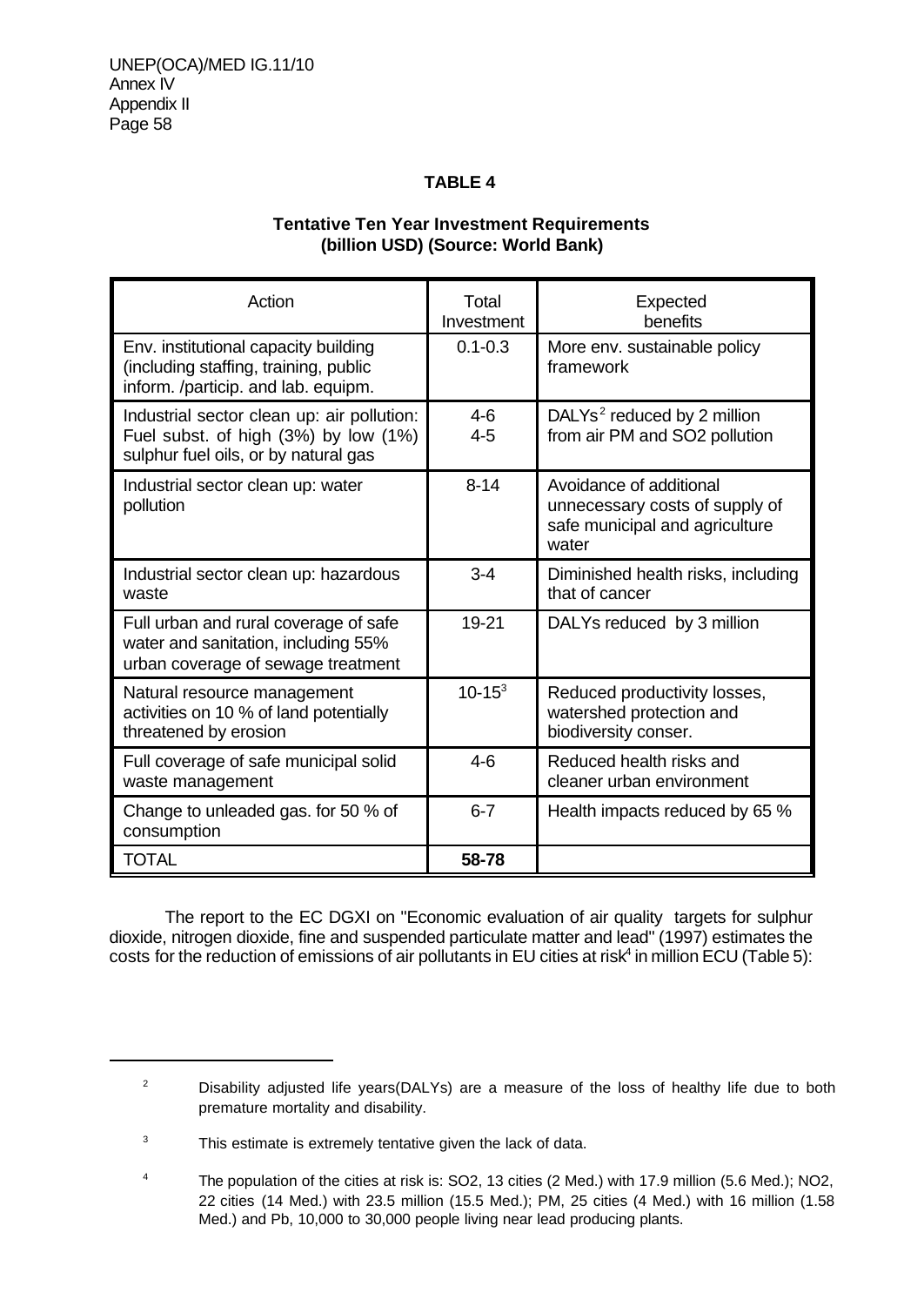**TABLE 4**

**Tentative Ten Year Investment Requirements (billion USD) (Source: World Bank)**

| Action | Total Investment | Expected benefits |
|---|---|---|
| Env. institutional capacity building (including staffing, training, public inform. /particip. and lab. equipm. | 0.1-0.3 | More env. sustainable policy framework |
| Industrial sector clean up: air pollution: Fuel subst. of high (3%) by low (1%) sulphur fuel oils, or by natural gas | 4-6<br>4-5 | DALYs[2] reduced by 2 million from air PM and SO2 pollution |
| Industrial sector clean up: water pollution | 8-14 | Avoidance of additional unnecessary costs of supply of safe municipal and agriculture water |
| Industrial sector clean up: hazardous waste | 3-4 | Diminished health risks, including that of cancer |
| Full urban and rural coverage of safe water and sanitation, including 55% urban coverage of sewage treatment | 19-21 | DALYs reduced by 3 million |
| Natural resource management activities on 10 % of land potentially threatened by erosion | 10-15[3] | Reduced productivity losses, watershed protection and biodiversity conser. |
| Full coverage of safe municipal solid waste management | 4-6 | Reduced health risks and cleaner urban environment |
| Change to unleaded gas. for 50 % of consumption | 6-7 | Health impacts reduced by 65 % |
| TOTAL | **58-78** | |

The report to the EC DGXI on "Economic evaluation of air quality targets for sulphur dioxide, nitrogen dioxide, fine and suspended particulate matter and lead" (1997) estimates the costs for the reduction of emissions of air pollutants in EU cities at risk[4] in million ECU (Table 5):

---

[2] Disability adjusted life years(DALYs) are a measure of the loss of healthy life due to both premature mortality and disability.

[3] This estimate is extremely tentative given the lack of data.

[4] The population of the cities at risk is: SO2, 13 cities (2 Med.) with 17.9 million (5.6 Med.); NO2, 22 cities (14 Med.) with 23.5 million (15.5 Med.); PM, 25 cities (4 Med.) with 16 million (1.58 Med.) and Pb, 10,000 to 30,000 people living near lead producing plants.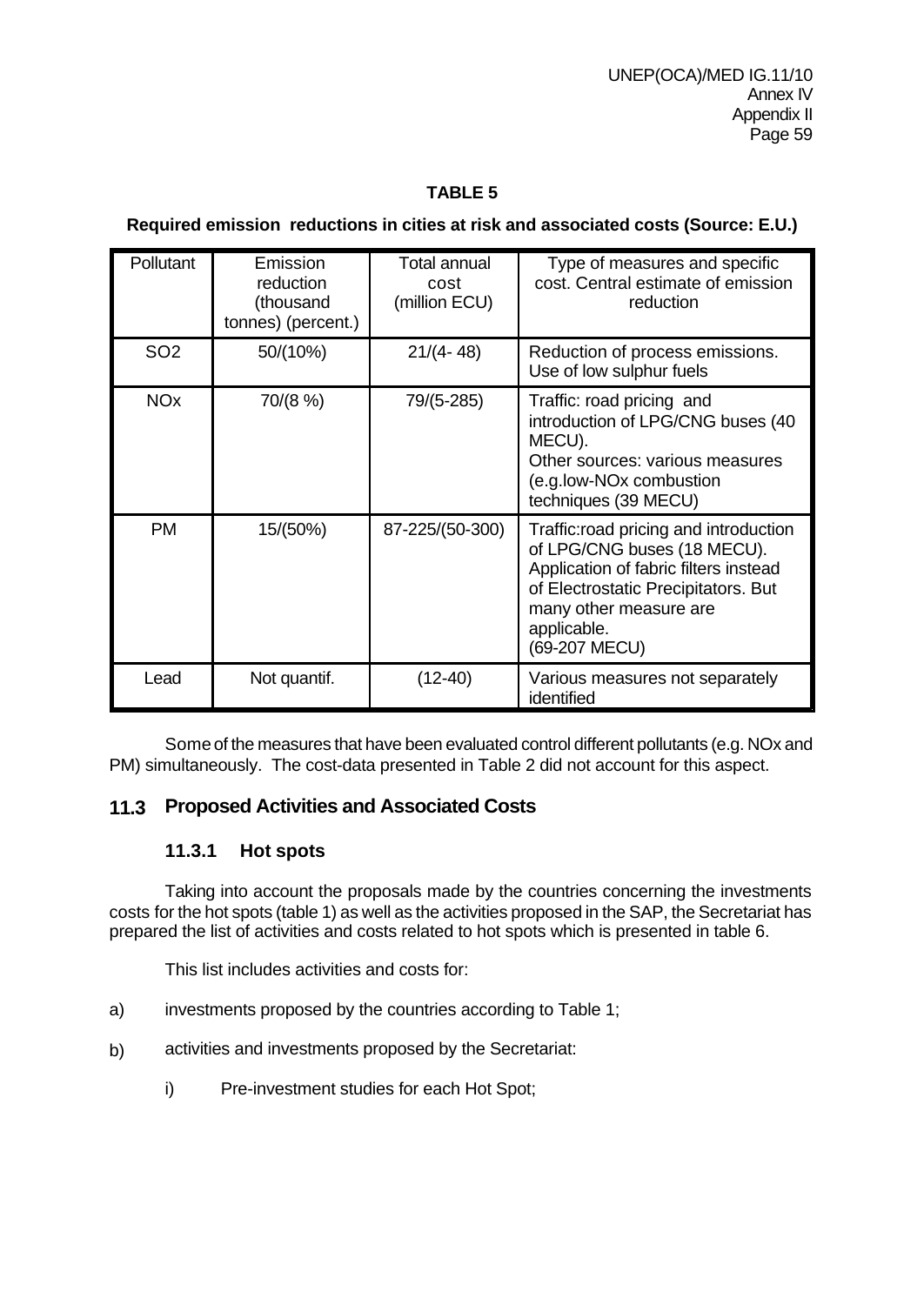**TABLE 5**

**Required emission reductions in cities at risk and associated costs (Source: E.U.)**

| Pollutant | Emission reduction (thousand tonnes) (percent.) | Total annual cost (million ECU) | Type of measures and specific cost. Central estimate of emission reduction |
|---|---|---|---|
| $SO_2$ | 50/(10%) | 21/(4- 48) | Reduction of process emissions. Use of low sulphur fuels |
| $NO_x$ | 70/(8 %) | 79/(5-285) | Traffic: road pricing and introduction of LPG/CNG buses (40 MECU). Other sources: various measures (e.g.low-NOx combustion techniques (39 MECU) |
| PM | 15/(50%) | 87-225/(50-300) | Traffic:road pricing and introduction of LPG/CNG buses (18 MECU). Application of fabric filters instead of Electrostatic Precipitators. But many other measure are applicable. (69-207 MECU) |
| Lead | Not quantif. | (12-40) | Various measures not separately identified |

Some of the measures that have been evaluated control different pollutants (e.g. NOx and PM) simultaneously. The cost-data presented in Table 2 did not account for this aspect.

## 11.3 Proposed Activities and Associated Costs

### 11.3.1 Hot spots

Taking into account the proposals made by the countries concerning the investments costs for the hot spots (table 1) as well as the activities proposed in the SAP, the Secretariat has prepared the list of activities and costs related to hot spots which is presented in table 6.

This list includes activities and costs for:

a) investments proposed by the countries according to Table 1;

b) activities and investments proposed by the Secretariat:

   i) Pre-investment studies for each Hot Spot;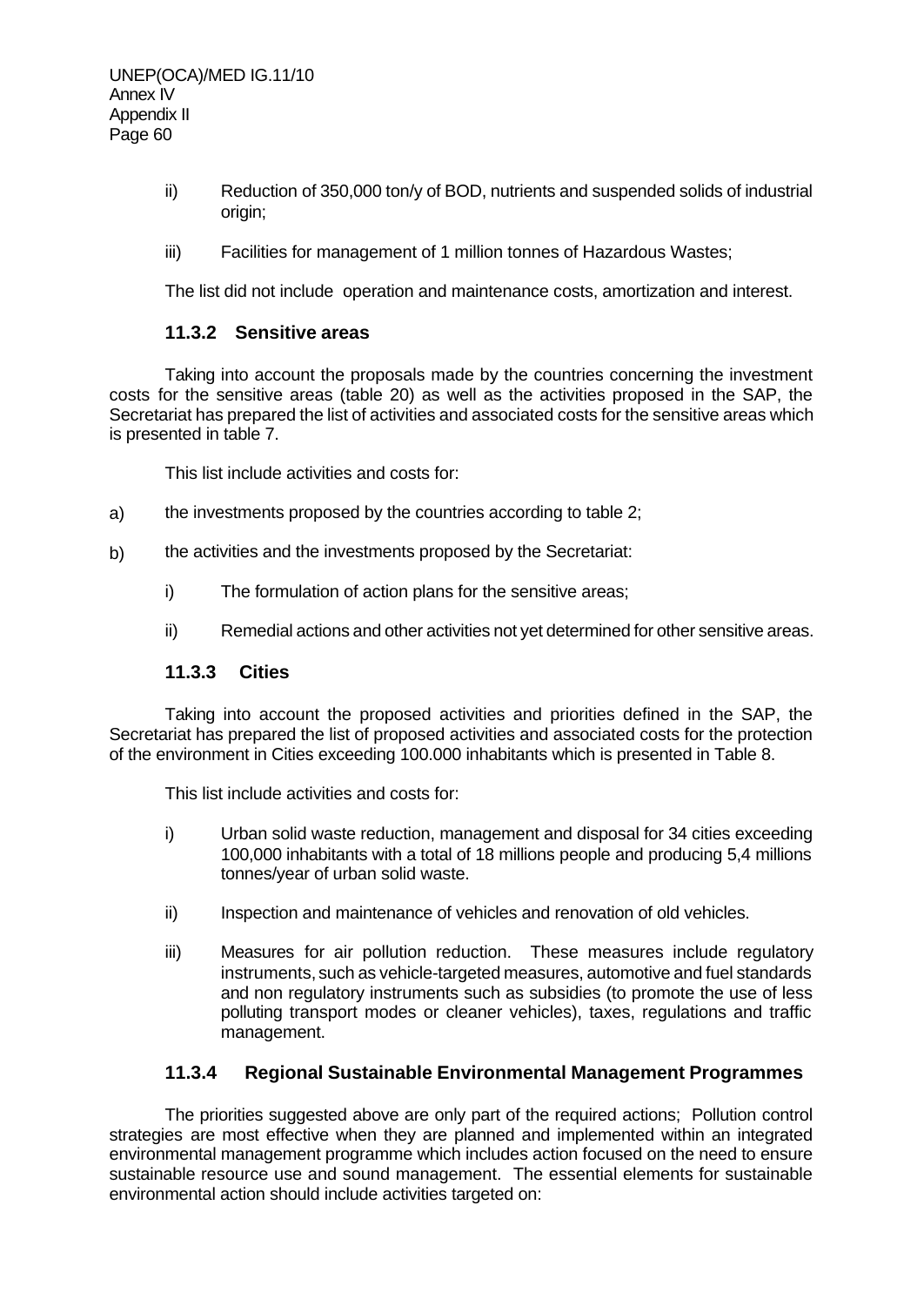ii) Reduction of 350,000 ton/y of BOD, nutrients and suspended solids of industrial origin;

iii) Facilities for management of 1 million tonnes of Hazardous Wastes;

The list did not include operation and maintenance costs, amortization and interest.

### 11.3.2 Sensitive areas

Taking into account the proposals made by the countries concerning the investment costs for the sensitive areas (table 20) as well as the activities proposed in the SAP, the Secretariat has prepared the list of activities and associated costs for the sensitive areas which is presented in table 7.

This list include activities and costs for:

a) the investments proposed by the countries according to table 2;

b) the activities and the investments proposed by the Secretariat:

   i) The formulation of action plans for the sensitive areas;

   ii) Remedial actions and other activities not yet determined for other sensitive areas.

### 11.3.3 Cities

Taking into account the proposed activities and priorities defined in the SAP, the Secretariat has prepared the list of proposed activities and associated costs for the protection of the environment in Cities exceeding 100.000 inhabitants which is presented in Table 8.

This list include activities and costs for:

i) Urban solid waste reduction, management and disposal for 34 cities exceeding 100,000 inhabitants with a total of 18 millions people and producing 5,4 millions tonnes/year of urban solid waste.

ii) Inspection and maintenance of vehicles and renovation of old vehicles.

iii) Measures for air pollution reduction. These measures include regulatory instruments, such as vehicle-targeted measures, automotive and fuel standards and non regulatory instruments such as subsidies (to promote the use of less polluting transport modes or cleaner vehicles), taxes, regulations and traffic management.

### 11.3.4 Regional Sustainable Environmental Management Programmes

The priorities suggested above are only part of the required actions; Pollution control strategies are most effective when they are planned and implemented within an integrated environmental management programme which includes action focused on the need to ensure sustainable resource use and sound management. The essential elements for sustainable environmental action should include activities targeted on: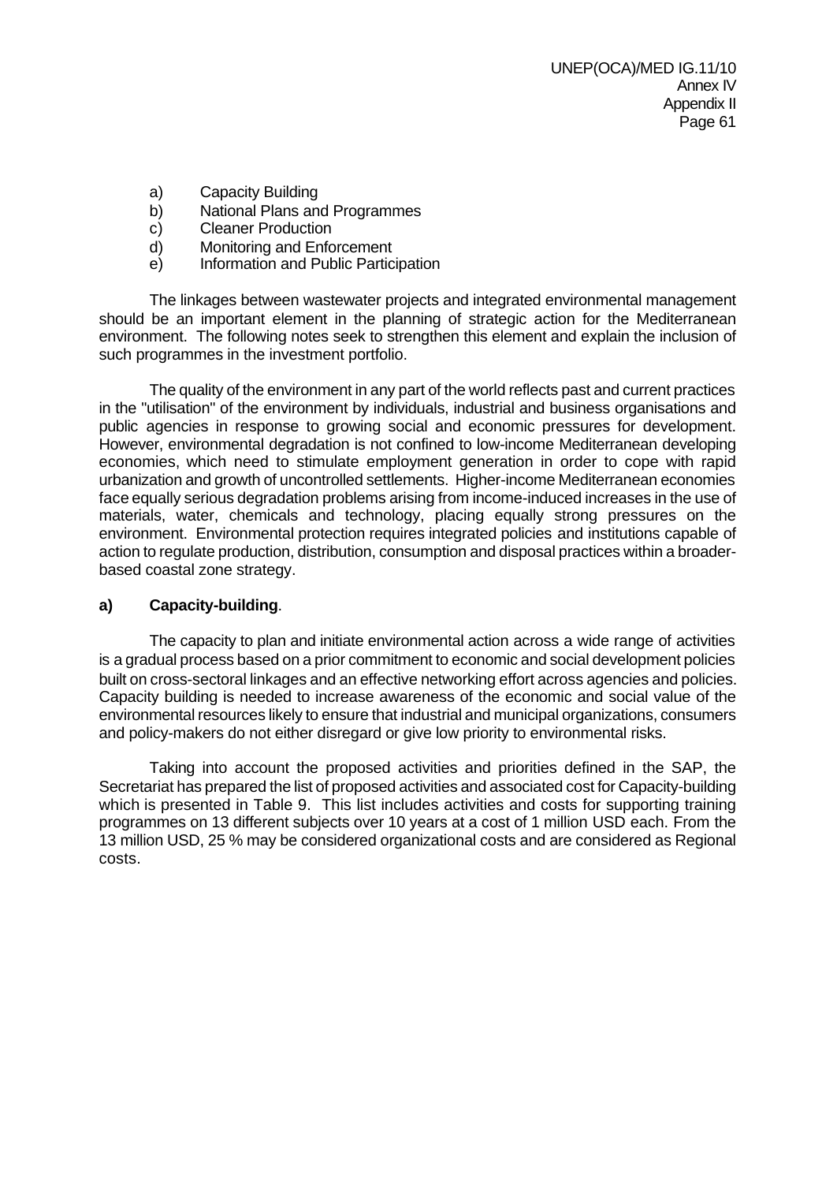a) Capacity Building
b) National Plans and Programmes
c) Cleaner Production
d) Monitoring and Enforcement
e) Information and Public Participation

The linkages between wastewater projects and integrated environmental management should be an important element in the planning of strategic action for the Mediterranean environment. The following notes seek to strengthen this element and explain the inclusion of such programmes in the investment portfolio.

The quality of the environment in any part of the world reflects past and current practices in the "utilisation" of the environment by individuals, industrial and business organisations and public agencies in response to growing social and economic pressures for development. However, environmental degradation is not confined to low-income Mediterranean developing economies, which need to stimulate employment generation in order to cope with rapid urbanization and growth of uncontrolled settlements. Higher-income Mediterranean economies face equally serious degradation problems arising from income-induced increases in the use of materials, water, chemicals and technology, placing equally strong pressures on the environment. Environmental protection requires integrated policies and institutions capable of action to regulate production, distribution, consumption and disposal practices within a broader-based coastal zone strategy.

**a) Capacity-building**.

The capacity to plan and initiate environmental action across a wide range of activities is a gradual process based on a prior commitment to economic and social development policies built on cross-sectoral linkages and an effective networking effort across agencies and policies. Capacity building is needed to increase awareness of the economic and social value of the environmental resources likely to ensure that industrial and municipal organizations, consumers and policy-makers do not either disregard or give low priority to environmental risks.

Taking into account the proposed activities and priorities defined in the SAP, the Secretariat has prepared the list of proposed activities and associated cost for Capacity-building which is presented in Table 9. This list includes activities and costs for supporting training programmes on 13 different subjects over 10 years at a cost of 1 million USD each. From the 13 million USD, 25 % may be considered organizational costs and are considered as Regional costs.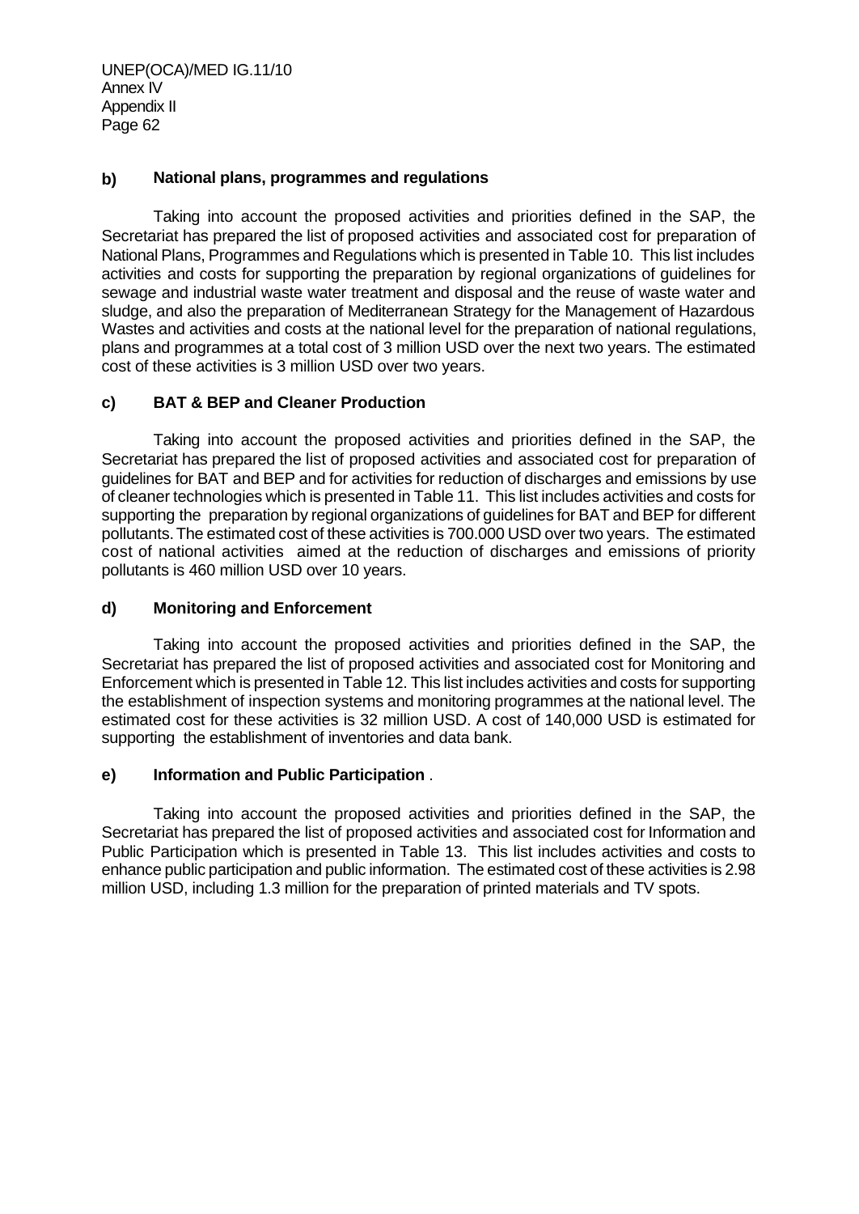#### b) National plans, programmes and regulations

Taking into account the proposed activities and priorities defined in the SAP, the Secretariat has prepared the list of proposed activities and associated cost for preparation of National Plans, Programmes and Regulations which is presented in Table 10. This list includes activities and costs for supporting the preparation by regional organizations of guidelines for sewage and industrial waste water treatment and disposal and the reuse of waste water and sludge, and also the preparation of Mediterranean Strategy for the Management of Hazardous Wastes and activities and costs at the national level for the preparation of national regulations, plans and programmes at a total cost of 3 million USD over the next two years. The estimated cost of these activities is 3 million USD over two years.

#### c) BAT & BEP and Cleaner Production

Taking into account the proposed activities and priorities defined in the SAP, the Secretariat has prepared the list of proposed activities and associated cost for preparation of guidelines for BAT and BEP and for activities for reduction of discharges and emissions by use of cleaner technologies which is presented in Table 11. This list includes activities and costs for supporting the preparation by regional organizations of guidelines for BAT and BEP for different pollutants. The estimated cost of these activities is 700.000 USD over two years. The estimated cost of national activities aimed at the reduction of discharges and emissions of priority pollutants is 460 million USD over 10 years.

#### d) Monitoring and Enforcement

Taking into account the proposed activities and priorities defined in the SAP, the Secretariat has prepared the list of proposed activities and associated cost for Monitoring and Enforcement which is presented in Table 12. This list includes activities and costs for supporting the establishment of inspection systems and monitoring programmes at the national level. The estimated cost for these activities is 32 million USD. A cost of 140,000 USD is estimated for supporting the establishment of inventories and data bank.

#### e) Information and Public Participation .

Taking into account the proposed activities and priorities defined in the SAP, the Secretariat has prepared the list of proposed activities and associated cost for Information and Public Participation which is presented in Table 13. This list includes activities and costs to enhance public participation and public information. The estimated cost of these activities is 2.98 million USD, including 1.3 million for the preparation of printed materials and TV spots.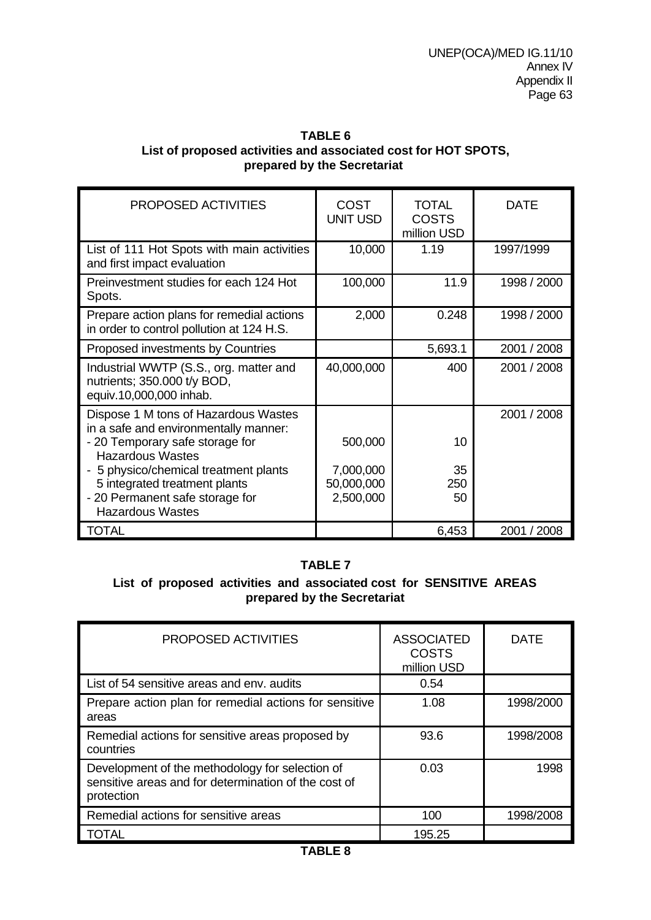**TABLE 6**
**List of proposed activities and associated cost for HOT SPOTS, prepared by the Secretariat**

| PROPOSED ACTIVITIES | COST UNIT USD | TOTAL COSTS million USD | DATE |
|---|---|---|---|
| List of 111 Hot Spots with main activities and first impact evaluation | 10,000 | 1.19 | 1997/1999 |
| Preinvestment studies for each 124 Hot Spots. | 100,000 | 11.9 | 1998 / 2000 |
| Prepare action plans for remedial actions in order to control pollution at 124 H.S. | 2,000 | 0.248 | 1998 / 2000 |
| Proposed investments by Countries | | 5,693.1 | 2001 / 2008 |
| Industrial WWTP (S.S., org. matter and nutrients; 350.000 t/y BOD, equiv.10,000,000 inhab. | 40,000,000 | 400 | 2001 / 2008 |
| Dispose 1 M tons of Hazardous Wastes in a safe and environmentally manner: | | | 2001 / 2008 |
| - 20 Temporary safe storage for Hazardous Wastes | 500,000 | 10 | |
| - 5 physico/chemical treatment plants | 7,000,000 | 35 | |
| 5 integrated treatment plants | 50,000,000 | 250 | |
| - 20 Permanent safe storage for Hazardous Wastes | 2,500,000 | 50 | |
| TOTAL | | 6,453 | 2001 / 2008 |

**TABLE 7**
**List of proposed activities and associated cost for SENSITIVE AREAS prepared by the Secretariat**

| PROPOSED ACTIVITIES | ASSOCIATED COSTS million USD | DATE |
|---|---|---|
| List of 54 sensitive areas and env. audits | 0.54 | |
| Prepare action plan for remedial actions for sensitive areas | 1.08 | 1998/2000 |
| Remedial actions for sensitive areas proposed by countries | 93.6 | 1998/2008 |
| Development of the methodology for selection of sensitive areas and for determination of the cost of protection | 0.03 | 1998 |
| Remedial actions for sensitive areas | 100 | 1998/2008 |
| TOTAL | 195.25 | |

**TABLE 8**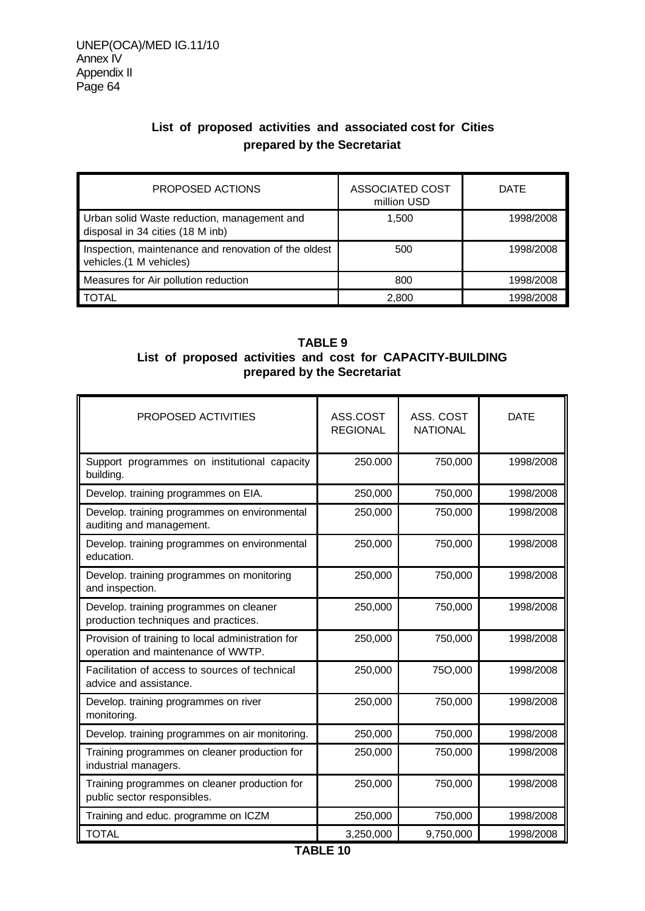## List of proposed activities and associated cost for Cities prepared by the Secretariat

| PROPOSED ACTIONS | ASSOCIATED COST million USD | DATE |
|---|---|---|
| Urban solid Waste reduction, management and disposal in 34 cities (18 M inb) | 1,500 | 1998/2008 |
| Inspection, maintenance and renovation of the oldest vehicles.(1 M vehicles) | 500 | 1998/2008 |
| Measures for Air pollution reduction | 800 | 1998/2008 |
| TOTAL | 2,800 | 1998/2008 |

**TABLE 9**

## List of proposed activities and cost for CAPACITY-BUILDING prepared by the Secretariat

| PROPOSED ACTIVITIES | ASS.COST REGIONAL | ASS. COST NATIONAL | DATE |
|---|---|---|---|
| Support programmes on institutional capacity building. | 250.000 | 750,000 | 1998/2008 |
| Develop. training programmes on EIA. | 250,000 | 750,000 | 1998/2008 |
| Develop. training programmes on environmental auditing and management. | 250,000 | 750,000 | 1998/2008 |
| Develop. training programmes on environmental education. | 250,000 | 750,000 | 1998/2008 |
| Develop. training programmes on monitoring and inspection. | 250,000 | 750,000 | 1998/2008 |
| Develop. training programmes on cleaner production techniques and practices. | 250,000 | 750,000 | 1998/2008 |
| Provision of training to local administration for operation and maintenance of WWTP. | 250,000 | 750,000 | 1998/2008 |
| Facilitation of access to sources of technical advice and assistance. | 250,000 | 75O,000 | 1998/2008 |
| Develop. training programmes on river monitoring. | 250,000 | 750,000 | 1998/2008 |
| Develop. training programmes on air monitoring. | 250,000 | 750,000 | 1998/2008 |
| Training programmes on cleaner production for industrial managers. | 250,000 | 750,000 | 1998/2008 |
| Training programmes on cleaner production for public sector responsibles. | 250,000 | 750,000 | 1998/2008 |
| Training and educ. programme on ICZM | 250,000 | 750,000 | 1998/2008 |
| TOTAL | 3,250,000 | 9,750,000 | 1998/2008 |

**TABLE 10**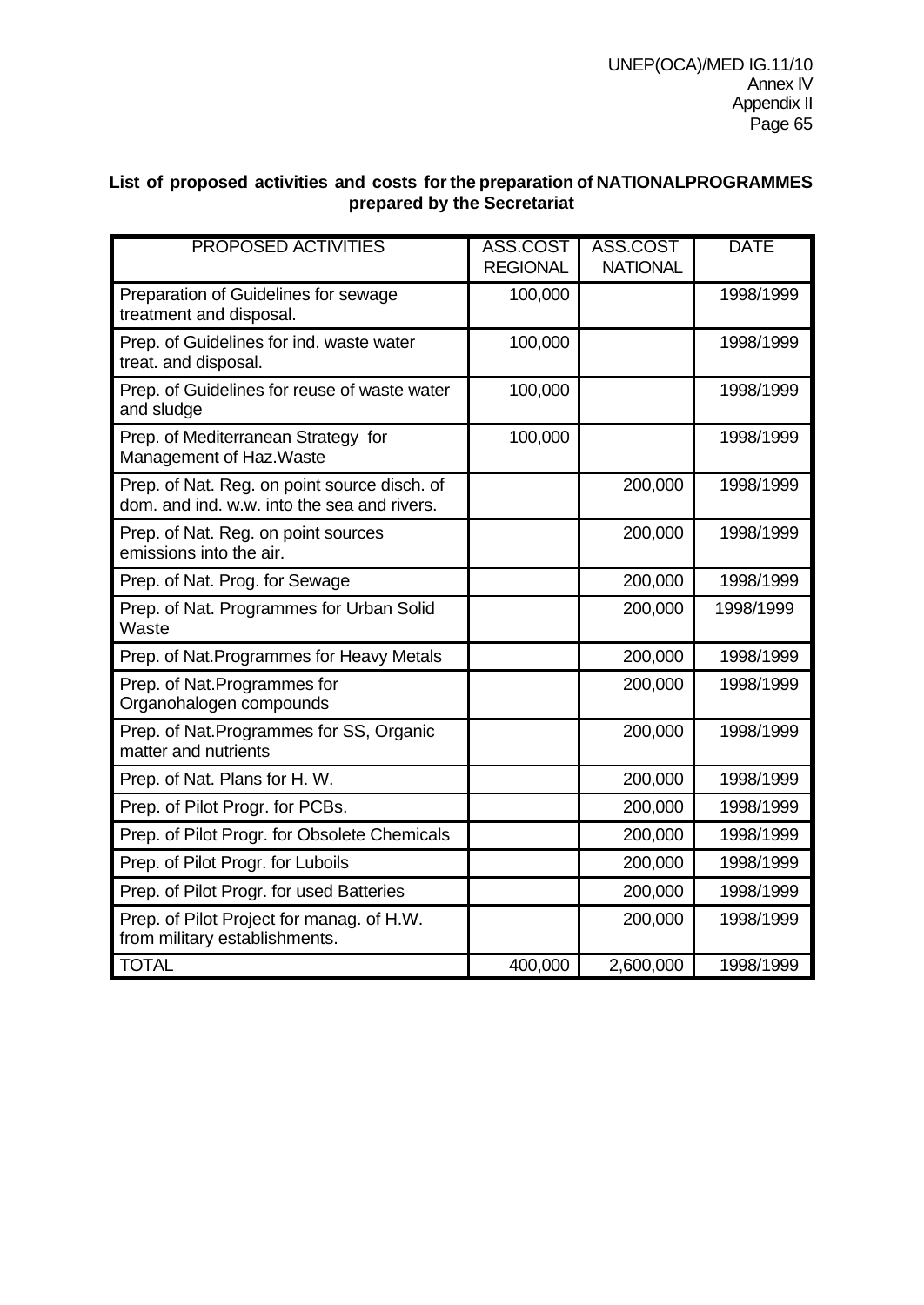**List of proposed activities and costs for the preparation of NATIONALPROGRAMMES prepared by the Secretariat**

| PROPOSED ACTIVITIES | ASS.COST REGIONAL | ASS.COST NATIONAL | DATE |
|---|---|---|---|
| Preparation of Guidelines for sewage treatment and disposal. | 100,000 | | 1998/1999 |
| Prep. of Guidelines for ind. waste water treat. and disposal. | 100,000 | | 1998/1999 |
| Prep. of Guidelines for reuse of waste water and sludge | 100,000 | | 1998/1999 |
| Prep. of Mediterranean Strategy for Management of Haz.Waste | 100,000 | | 1998/1999 |
| Prep. of Nat. Reg. on point source disch. of dom. and ind. w.w. into the sea and rivers. | | 200,000 | 1998/1999 |
| Prep. of Nat. Reg. on point sources emissions into the air. | | 200,000 | 1998/1999 |
| Prep. of Nat. Prog. for Sewage | | 200,000 | 1998/1999 |
| Prep. of Nat. Programmes for Urban Solid Waste | | 200,000 | 1998/1999 |
| Prep. of Nat.Programmes for Heavy Metals | | 200,000 | 1998/1999 |
| Prep. of Nat.Programmes for Organohalogen compounds | | 200,000 | 1998/1999 |
| Prep. of Nat.Programmes for SS, Organic matter and nutrients | | 200,000 | 1998/1999 |
| Prep. of Nat. Plans for H. W. | | 200,000 | 1998/1999 |
| Prep. of Pilot Progr. for PCBs. | | 200,000 | 1998/1999 |
| Prep. of Pilot Progr. for Obsolete Chemicals | | 200,000 | 1998/1999 |
| Prep. of Pilot Progr. for Luboils | | 200,000 | 1998/1999 |
| Prep. of Pilot Progr. for used Batteries | | 200,000 | 1998/1999 |
| Prep. of Pilot Project for manag. of H.W. from military establishments. | | 200,000 | 1998/1999 |
| TOTAL | 400,000 | 2,600,000 | 1998/1999 |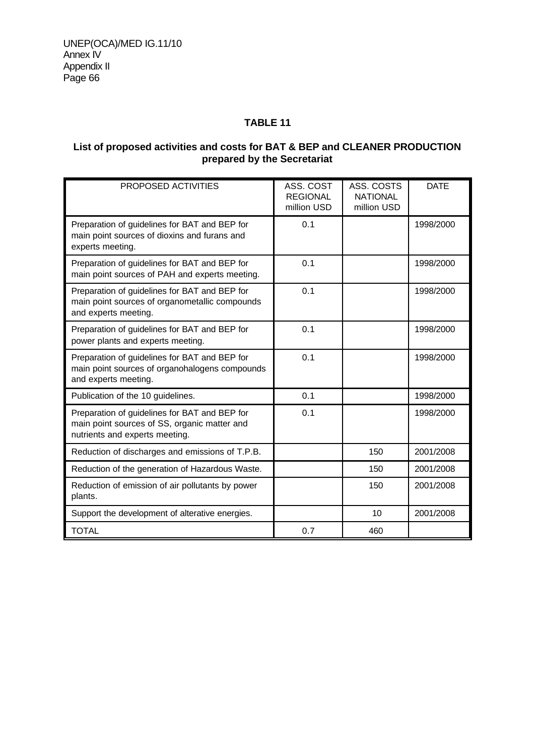## TABLE 11

### List of proposed activities and costs for BAT & BEP and CLEANER PRODUCTION prepared by the Secretariat

| PROPOSED ACTIVITIES | ASS. COST REGIONAL million USD | ASS. COSTS NATIONAL million USD | DATE |
|---|---|---|---|
| Preparation of guidelines for BAT and BEP for main point sources of dioxins and furans and experts meeting. | 0.1 | | 1998/2000 |
| Preparation of guidelines for BAT and BEP for main point sources of PAH and experts meeting. | 0.1 | | 1998/2000 |
| Preparation of guidelines for BAT and BEP for main point sources of organometallic compounds and experts meeting. | 0.1 | | 1998/2000 |
| Preparation of guidelines for BAT and BEP for power plants and experts meeting. | 0.1 | | 1998/2000 |
| Preparation of guidelines for BAT and BEP for main point sources of organohalogens compounds and experts meeting. | 0.1 | | 1998/2000 |
| Publication of the 10 guidelines. | 0.1 | | 1998/2000 |
| Preparation of guidelines for BAT and BEP for main point sources of SS, organic matter and nutrients and experts meeting. | 0.1 | | 1998/2000 |
| Reduction of discharges and emissions of T.P.B. | | 150 | 2001/2008 |
| Reduction of the generation of Hazardous Waste. | | 150 | 2001/2008 |
| Reduction of emission of air pollutants by power plants. | | 150 | 2001/2008 |
| Support the development of alterative energies. | | 10 | 2001/2008 |
| TOTAL | 0.7 | 460 | |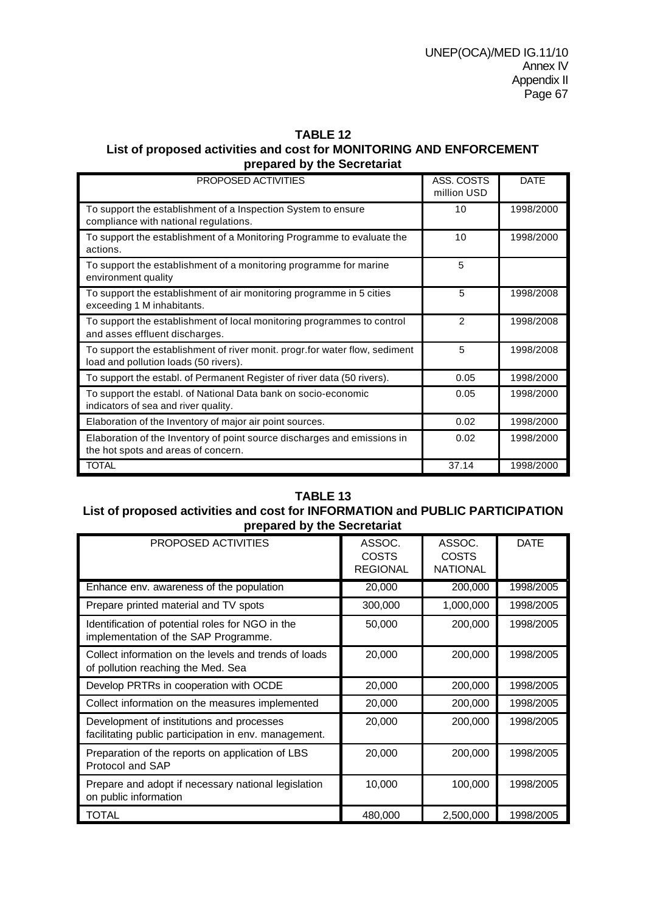**TABLE 12**

**List of proposed activities and cost for MONITORING AND ENFORCEMENT prepared by the Secretariat**

| PROPOSED ACTIVITIES | ASS. COSTS million USD | DATE |
|---|---|---|
| To support the establishment of a Inspection System to ensure compliance with national regulations. | 10 | 1998/2000 |
| To support the establishment of a Monitoring Programme to evaluate the actions. | 10 | 1998/2000 |
| To support the establishment of a monitoring programme for marine environment quality | 5 | |
| To support the establishment of air monitoring programme in 5 cities exceeding 1 M inhabitants. | 5 | 1998/2008 |
| To support the establishment of local monitoring programmes to control and asses effluent discharges. | 2 | 1998/2008 |
| To support the establishment of river monit. progr.for water flow, sediment load and pollution loads (50 rivers). | 5 | 1998/2008 |
| To support the establ. of Permanent Register of river data (50 rivers). | 0.05 | 1998/2000 |
| To support the establ. of National Data bank on socio-economic indicators of sea and river quality. | 0.05 | 1998/2000 |
| Elaboration of the Inventory of major air point sources. | 0.02 | 1998/2000 |
| Elaboration of the Inventory of point source discharges and emissions in the hot spots and areas of concern. | 0.02 | 1998/2000 |
| TOTAL | 37.14 | 1998/2000 |

**TABLE 13**

**List of proposed activities and cost for INFORMATION and PUBLIC PARTICIPATION prepared by the Secretariat**

| PROPOSED ACTIVITIES | ASSOC. COSTS REGIONAL | ASSOC. COSTS NATIONAL | DATE |
|---|---|---|---|
| Enhance env. awareness of the population | 20,000 | 200,000 | 1998/2005 |
| Prepare printed material and TV spots | 300,000 | 1,000,000 | 1998/2005 |
| Identification of potential roles for NGO in the implementation of the SAP Programme. | 50,000 | 200,000 | 1998/2005 |
| Collect information on the levels and trends of loads of pollution reaching the Med. Sea | 20,000 | 200,000 | 1998/2005 |
| Develop PRTRs in cooperation with OCDE | 20,000 | 200,000 | 1998/2005 |
| Collect information on the measures implemented | 20,000 | 200,000 | 1998/2005 |
| Development of institutions and processes facilitating public participation in env. management. | 20,000 | 200,000 | 1998/2005 |
| Preparation of the reports on application of LBS Protocol and SAP | 20,000 | 200,000 | 1998/2005 |
| Prepare and adopt if necessary national legislation on public information | 10,000 | 100,000 | 1998/2005 |
| TOTAL | 480,000 | 2,500,000 | 1998/2005 |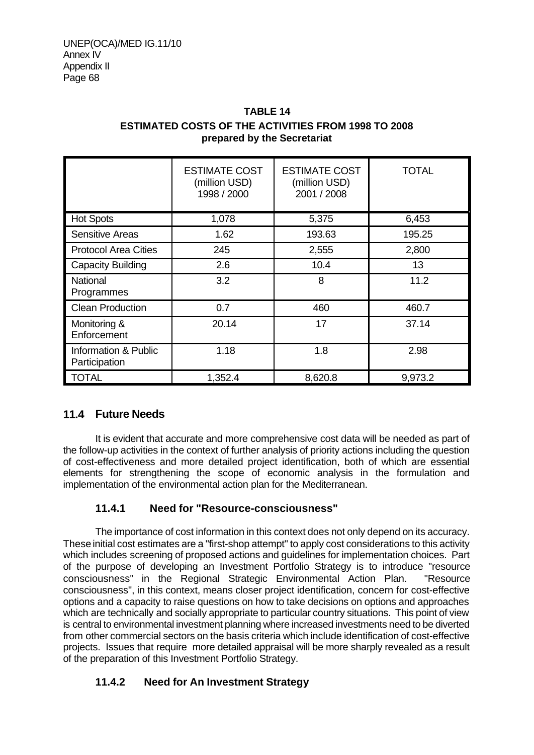**TABLE 14**

**ESTIMATED COSTS OF THE ACTIVITIES FROM 1998 TO 2008**
**prepared by the Secretariat**

| | ESTIMATE COST (million USD) 1998 / 2000 | ESTIMATE COST (million USD) 2001 / 2008 | TOTAL |
|---|---|---|---|
| Hot Spots | 1,078 | 5,375 | 6,453 |
| Sensitive Areas | 1.62 | 193.63 | 195.25 |
| Protocol Area Cities | 245 | 2,555 | 2,800 |
| Capacity Building | 2.6 | 10.4 | 13 |
| National Programmes | 3.2 | 8 | 11.2 |
| Clean Production | 0.7 | 460 | 460.7 |
| Monitoring & Enforcement | 20.14 | 17 | 37.14 |
| Information & Public Participation | 1.18 | 1.8 | 2.98 |
| TOTAL | 1,352.4 | 8,620.8 | 9,973.2 |

## 11.4 Future Needs

It is evident that accurate and more comprehensive cost data will be needed as part of the follow-up activities in the context of further analysis of priority actions including the question of cost-effectiveness and more detailed project identification, both of which are essential elements for strengthening the scope of economic analysis in the formulation and implementation of the environmental action plan for the Mediterranean.

### 11.4.1 Need for "Resource-consciousness"

The importance of cost information in this context does not only depend on its accuracy. These initial cost estimates are a "first-shop attempt" to apply cost considerations to this activity which includes screening of proposed actions and guidelines for implementation choices. Part of the purpose of developing an Investment Portfolio Strategy is to introduce "resource consciousness" in the Regional Strategic Environmental Action Plan. "Resource consciousness", in this context, means closer project identification, concern for cost-effective options and a capacity to raise questions on how to take decisions on options and approaches which are technically and socially appropriate to particular country situations. This point of view is central to environmental investment planning where increased investments need to be diverted from other commercial sectors on the basis criteria which include identification of cost-effective projects. Issues that require more detailed appraisal will be more sharply revealed as a result of the preparation of this Investment Portfolio Strategy.

### 11.4.2 Need for An Investment Strategy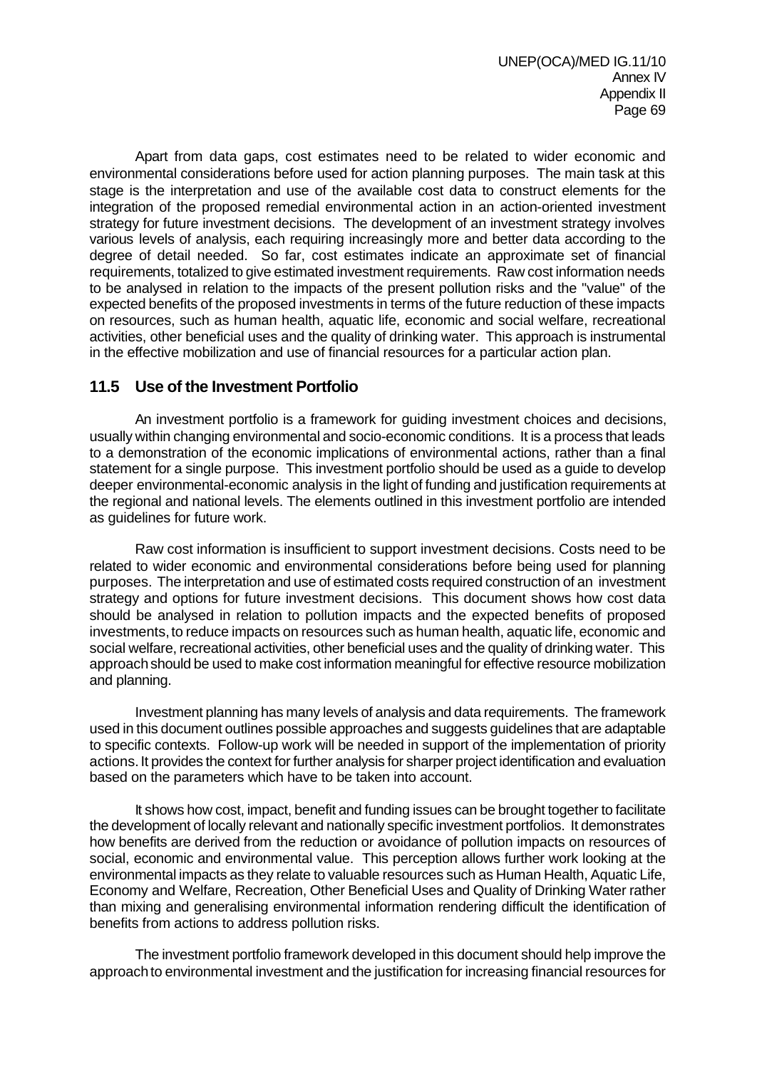Apart from data gaps, cost estimates need to be related to wider economic and environmental considerations before used for action planning purposes. The main task at this stage is the interpretation and use of the available cost data to construct elements for the integration of the proposed remedial environmental action in an action-oriented investment strategy for future investment decisions. The development of an investment strategy involves various levels of analysis, each requiring increasingly more and better data according to the degree of detail needed. So far, cost estimates indicate an approximate set of financial requirements, totalized to give estimated investment requirements. Raw cost information needs to be analysed in relation to the impacts of the present pollution risks and the "value" of the expected benefits of the proposed investments in terms of the future reduction of these impacts on resources, such as human health, aquatic life, economic and social welfare, recreational activities, other beneficial uses and the quality of drinking water. This approach is instrumental in the effective mobilization and use of financial resources for a particular action plan.

## 11.5 Use of the Investment Portfolio

An investment portfolio is a framework for guiding investment choices and decisions, usually within changing environmental and socio-economic conditions. It is a process that leads to a demonstration of the economic implications of environmental actions, rather than a final statement for a single purpose. This investment portfolio should be used as a guide to develop deeper environmental-economic analysis in the light of funding and justification requirements at the regional and national levels. The elements outlined in this investment portfolio are intended as guidelines for future work.

Raw cost information is insufficient to support investment decisions. Costs need to be related to wider economic and environmental considerations before being used for planning purposes. The interpretation and use of estimated costs required construction of an investment strategy and options for future investment decisions. This document shows how cost data should be analysed in relation to pollution impacts and the expected benefits of proposed investments, to reduce impacts on resources such as human health, aquatic life, economic and social welfare, recreational activities, other beneficial uses and the quality of drinking water. This approach should be used to make cost information meaningful for effective resource mobilization and planning.

Investment planning has many levels of analysis and data requirements. The framework used in this document outlines possible approaches and suggests guidelines that are adaptable to specific contexts. Follow-up work will be needed in support of the implementation of priority actions. It provides the context for further analysis for sharper project identification and evaluation based on the parameters which have to be taken into account.

It shows how cost, impact, benefit and funding issues can be brought together to facilitate the development of locally relevant and nationally specific investment portfolios. It demonstrates how benefits are derived from the reduction or avoidance of pollution impacts on resources of social, economic and environmental value. This perception allows further work looking at the environmental impacts as they relate to valuable resources such as Human Health, Aquatic Life, Economy and Welfare, Recreation, Other Beneficial Uses and Quality of Drinking Water rather than mixing and generalising environmental information rendering difficult the identification of benefits from actions to address pollution risks.

The investment portfolio framework developed in this document should help improve the approach to environmental investment and the justification for increasing financial resources for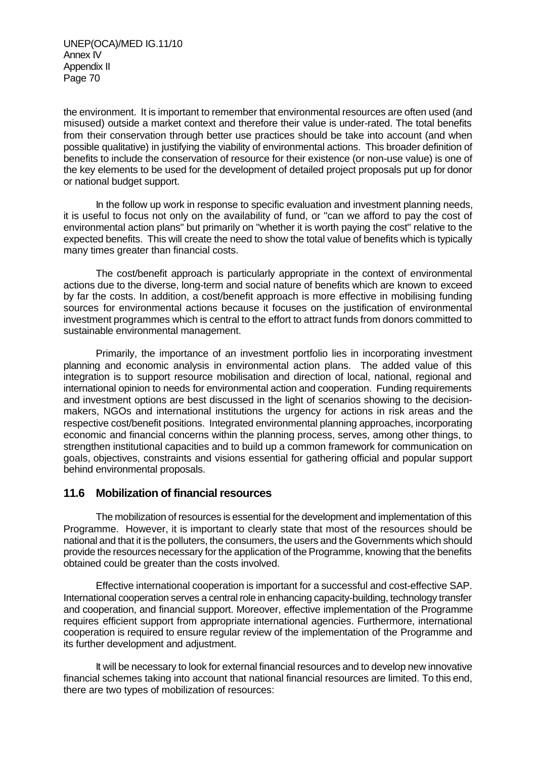the environment. It is important to remember that environmental resources are often used (and misused) outside a market context and therefore their value is under-rated. The total benefits from their conservation through better use practices should be take into account (and when possible qualitative) in justifying the viability of environmental actions. This broader definition of benefits to include the conservation of resource for their existence (or non-use value) is one of the key elements to be used for the development of detailed project proposals put up for donor or national budget support.

In the follow up work in response to specific evaluation and investment planning needs, it is useful to focus not only on the availability of fund, or "can we afford to pay the cost of environmental action plans" but primarily on "whether it is worth paying the cost" relative to the expected benefits. This will create the need to show the total value of benefits which is typically many times greater than financial costs.

The cost/benefit approach is particularly appropriate in the context of environmental actions due to the diverse, long-term and social nature of benefits which are known to exceed by far the costs. In addition, a cost/benefit approach is more effective in mobilising funding sources for environmental actions because it focuses on the justification of environmental investment programmes which is central to the effort to attract funds from donors committed to sustainable environmental management.

Primarily, the importance of an investment portfolio lies in incorporating investment planning and economic analysis in environmental action plans. The added value of this integration is to support resource mobilisation and direction of local, national, regional and international opinion to needs for environmental action and cooperation. Funding requirements and investment options are best discussed in the light of scenarios showing to the decision-makers, NGOs and international institutions the urgency for actions in risk areas and the respective cost/benefit positions. Integrated environmental planning approaches, incorporating economic and financial concerns within the planning process, serves, among other things, to strengthen institutional capacities and to build up a common framework for communication on goals, objectives, constraints and visions essential for gathering official and popular support behind environmental proposals.

## 11.6 Mobilization of financial resources

The mobilization of resources is essential for the development and implementation of this Programme. However, it is important to clearly state that most of the resources should be national and that it is the polluters, the consumers, the users and the Governments which should provide the resources necessary for the application of the Programme, knowing that the benefits obtained could be greater than the costs involved.

Effective international cooperation is important for a successful and cost-effective SAP. International cooperation serves a central role in enhancing capacity-building, technology transfer and cooperation, and financial support. Moreover, effective implementation of the Programme requires efficient support from appropriate international agencies. Furthermore, international cooperation is required to ensure regular review of the implementation of the Programme and its further development and adjustment.

It will be necessary to look for external financial resources and to develop new innovative financial schemes taking into account that national financial resources are limited. To this end, there are two types of mobilization of resources: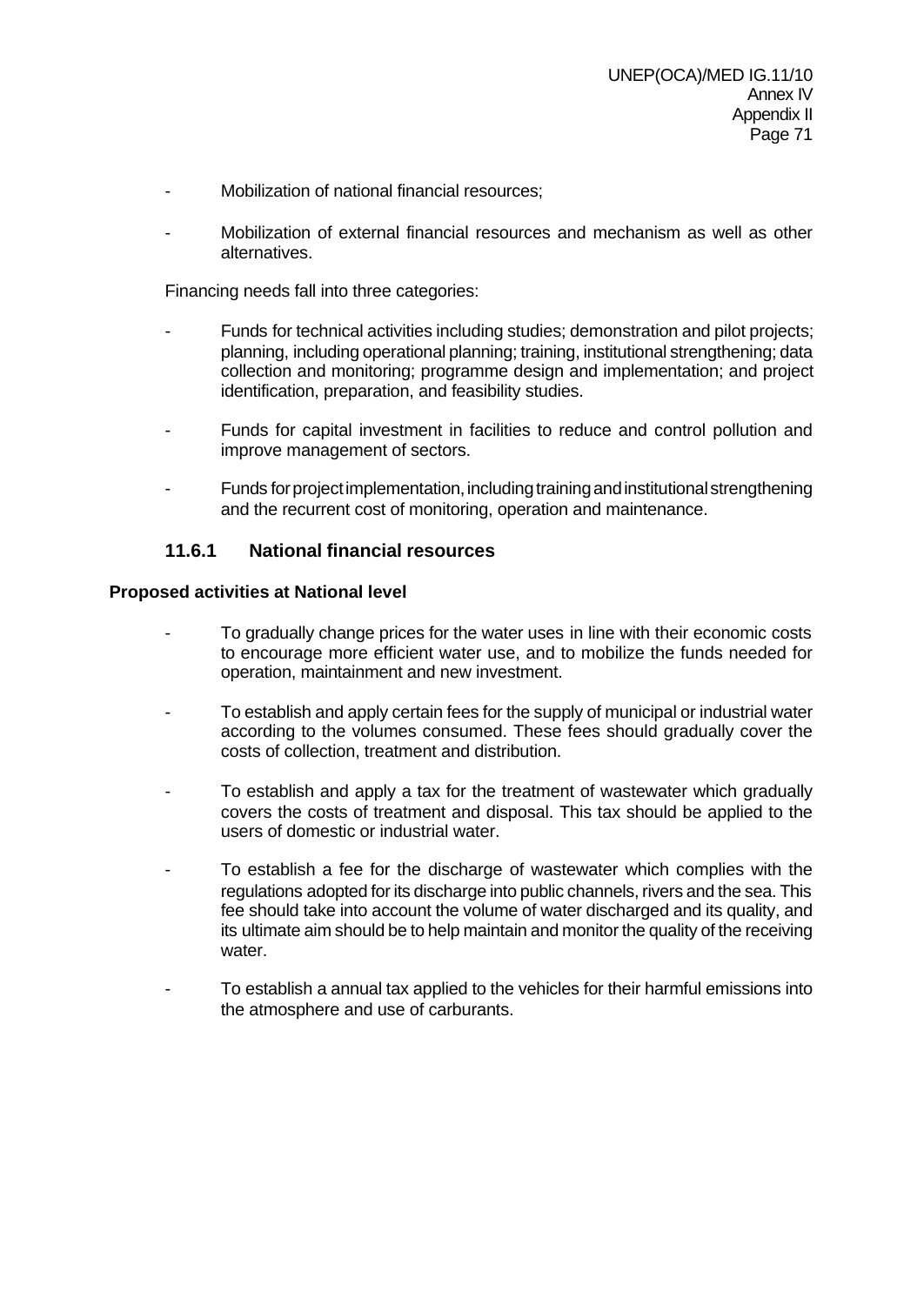- Mobilization of national financial resources;
- Mobilization of external financial resources and mechanism as well as other alternatives.

Financing needs fall into three categories:

- Funds for technical activities including studies; demonstration and pilot projects; planning, including operational planning; training, institutional strengthening; data collection and monitoring; programme design and implementation; and project identification, preparation, and feasibility studies.
- Funds for capital investment in facilities to reduce and control pollution and improve management of sectors.
- Funds for project implementation, including training and institutional strengthening and the recurrent cost of monitoring, operation and maintenance.

### 11.6.1 National financial resources

**Proposed activities at National level**

- To gradually change prices for the water uses in line with their economic costs to encourage more efficient water use, and to mobilize the funds needed for operation, maintainment and new investment.
- To establish and apply certain fees for the supply of municipal or industrial water according to the volumes consumed. These fees should gradually cover the costs of collection, treatment and distribution.
- To establish and apply a tax for the treatment of wastewater which gradually covers the costs of treatment and disposal. This tax should be applied to the users of domestic or industrial water.
- To establish a fee for the discharge of wastewater which complies with the regulations adopted for its discharge into public channels, rivers and the sea. This fee should take into account the volume of water discharged and its quality, and its ultimate aim should be to help maintain and monitor the quality of the receiving water.
- To establish a annual tax applied to the vehicles for their harmful emissions into the atmosphere and use of carburants.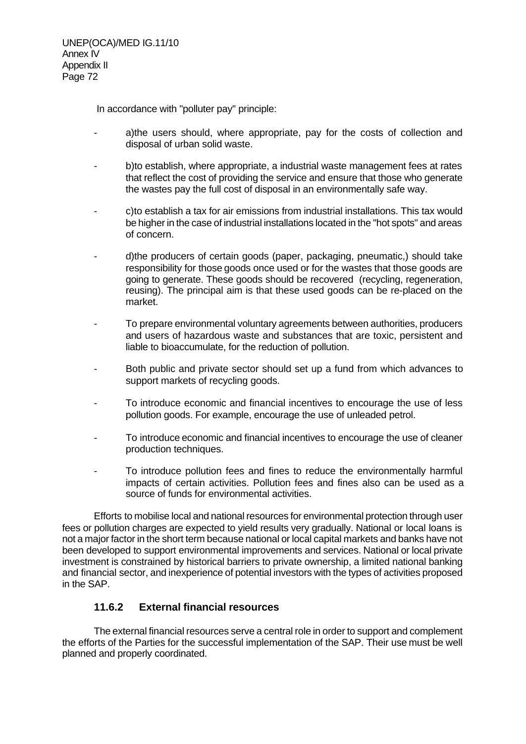In accordance with "polluter pay" principle:

- a)the users should, where appropriate, pay for the costs of collection and disposal of urban solid waste.
- b)to establish, where appropriate, a industrial waste management fees at rates that reflect the cost of providing the service and ensure that those who generate the wastes pay the full cost of disposal in an environmentally safe way.
- c)to establish a tax for air emissions from industrial installations. This tax would be higher in the case of industrial installations located in the "hot spots" and areas of concern.
- d)the producers of certain goods (paper, packaging, pneumatic,) should take responsibility for those goods once used or for the wastes that those goods are going to generate. These goods should be recovered (recycling, regeneration, reusing). The principal aim is that these used goods can be re-placed on the market.
- To prepare environmental voluntary agreements between authorities, producers and users of hazardous waste and substances that are toxic, persistent and liable to bioaccumulate, for the reduction of pollution.
- Both public and private sector should set up a fund from which advances to support markets of recycling goods.
- To introduce economic and financial incentives to encourage the use of less pollution goods. For example, encourage the use of unleaded petrol.
- To introduce economic and financial incentives to encourage the use of cleaner production techniques.
- To introduce pollution fees and fines to reduce the environmentally harmful impacts of certain activities. Pollution fees and fines also can be used as a source of funds for environmental activities.

Efforts to mobilise local and national resources for environmental protection through user fees or pollution charges are expected to yield results very gradually. National or local loans is not a major factor in the short term because national or local capital markets and banks have not been developed to support environmental improvements and services. National or local private investment is constrained by historical barriers to private ownership, a limited national banking and financial sector, and inexperience of potential investors with the types of activities proposed in the SAP.

### 11.6.2 External financial resources

The external financial resources serve a central role in order to support and complement the efforts of the Parties for the successful implementation of the SAP. Their use must be well planned and properly coordinated.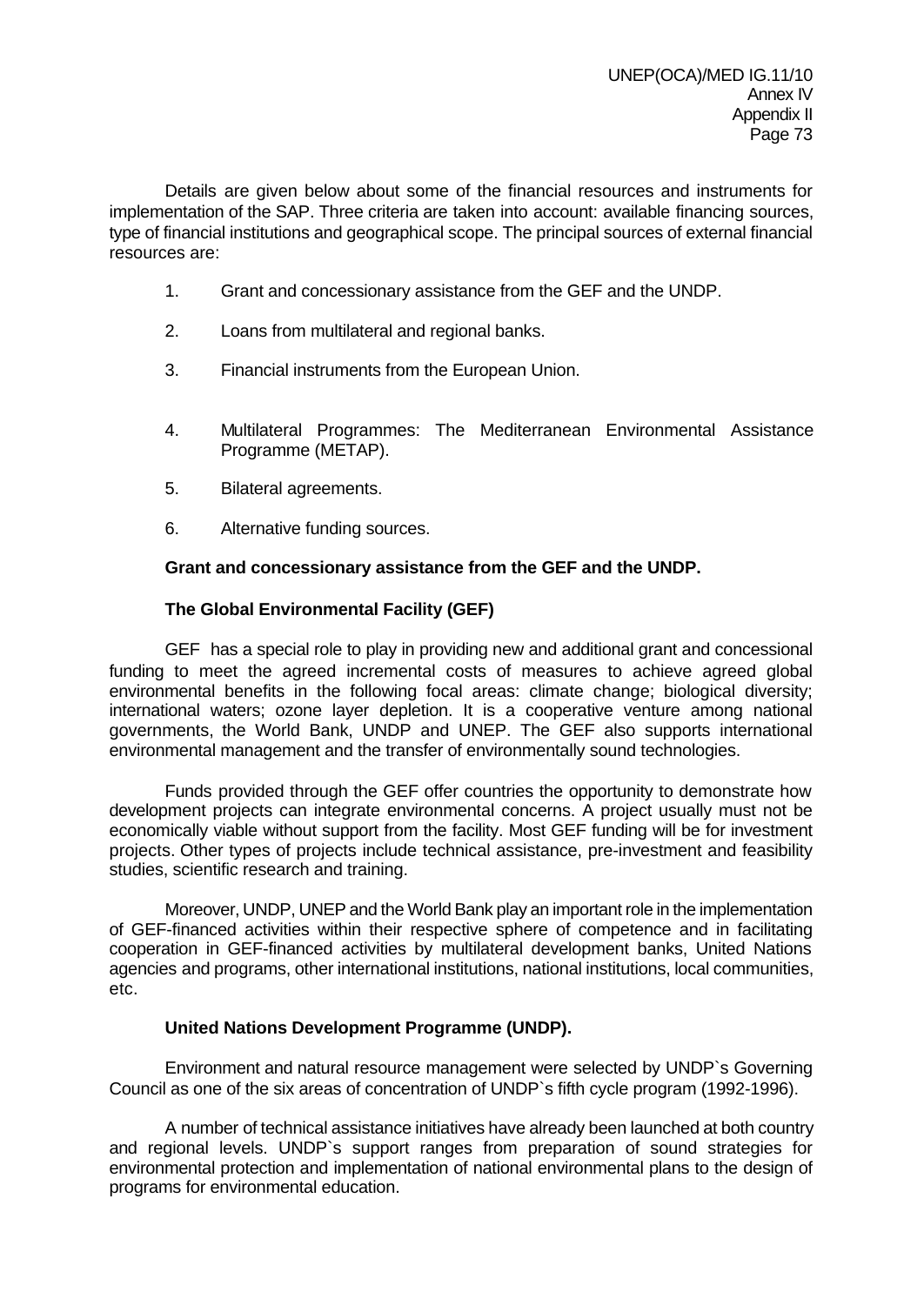Details are given below about some of the financial resources and instruments for implementation of the SAP. Three criteria are taken into account: available financing sources, type of financial institutions and geographical scope. The principal sources of external financial resources are:

1. Grant and concessionary assistance from the GEF and the UNDP.

2. Loans from multilateral and regional banks.

3. Financial instruments from the European Union.

4. Multilateral Programmes: The Mediterranean Environmental Assistance Programme (METAP).

5. Bilateral agreements.

6. Alternative funding sources.

**Grant and concessionary assistance from the GEF and the UNDP.**

**The Global Environmental Facility (GEF)**

GEF has a special role to play in providing new and additional grant and concessional funding to meet the agreed incremental costs of measures to achieve agreed global environmental benefits in the following focal areas: climate change; biological diversity; international waters; ozone layer depletion. It is a cooperative venture among national governments, the World Bank, UNDP and UNEP. The GEF also supports international environmental management and the transfer of environmentally sound technologies.

Funds provided through the GEF offer countries the opportunity to demonstrate how development projects can integrate environmental concerns. A project usually must not be economically viable without support from the facility. Most GEF funding will be for investment projects. Other types of projects include technical assistance, pre-investment and feasibility studies, scientific research and training.

Moreover, UNDP, UNEP and the World Bank play an important role in the implementation of GEF-financed activities within their respective sphere of competence and in facilitating cooperation in GEF-financed activities by multilateral development banks, United Nations agencies and programs, other international institutions, national institutions, local communities, etc.

**United Nations Development Programme (UNDP).**

Environment and natural resource management were selected by UNDP`s Governing Council as one of the six areas of concentration of UNDP`s fifth cycle program (1992-1996).

A number of technical assistance initiatives have already been launched at both country and regional levels. UNDP`s support ranges from preparation of sound strategies for environmental protection and implementation of national environmental plans to the design of programs for environmental education.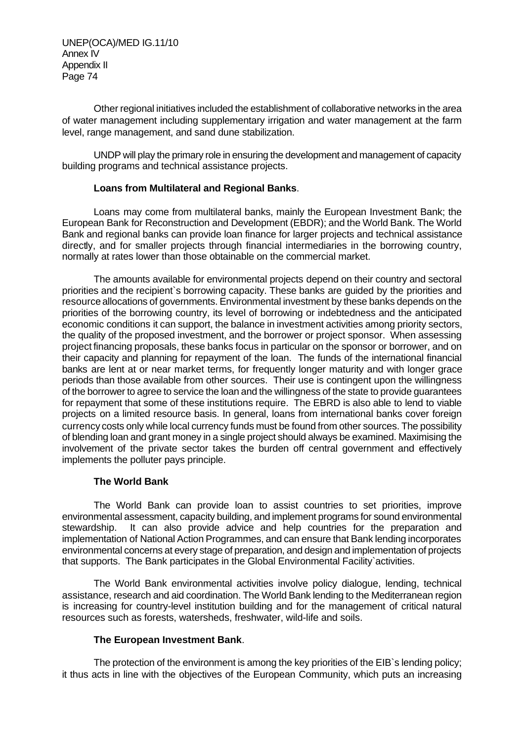Other regional initiatives included the establishment of collaborative networks in the area of water management including supplementary irrigation and water management at the farm level, range management, and sand dune stabilization.

UNDP will play the primary role in ensuring the development and management of capacity building programs and technical assistance projects.

**Loans from Multilateral and Regional Banks**.

Loans may come from multilateral banks, mainly the European Investment Bank; the European Bank for Reconstruction and Development (EBDR); and the World Bank. The World Bank and regional banks can provide loan finance for larger projects and technical assistance directly, and for smaller projects through financial intermediaries in the borrowing country, normally at rates lower than those obtainable on the commercial market.

The amounts available for environmental projects depend on their country and sectoral priorities and the recipient`s borrowing capacity. These banks are guided by the priorities and resource allocations of governments. Environmental investment by these banks depends on the priorities of the borrowing country, its level of borrowing or indebtedness and the anticipated economic conditions it can support, the balance in investment activities among priority sectors, the quality of the proposed investment, and the borrower or project sponsor. When assessing project financing proposals, these banks focus in particular on the sponsor or borrower, and on their capacity and planning for repayment of the loan. The funds of the international financial banks are lent at or near market terms, for frequently longer maturity and with longer grace periods than those available from other sources. Their use is contingent upon the willingness of the borrower to agree to service the loan and the willingness of the state to provide guarantees for repayment that some of these institutions require. The EBRD is also able to lend to viable projects on a limited resource basis. In general, loans from international banks cover foreign currency costs only while local currency funds must be found from other sources. The possibility of blending loan and grant money in a single project should always be examined. Maximising the involvement of the private sector takes the burden off central government and effectively implements the polluter pays principle.

**The World Bank**

The World Bank can provide loan to assist countries to set priorities, improve environmental assessment, capacity building, and implement programs for sound environmental stewardship. It can also provide advice and help countries for the preparation and implementation of National Action Programmes, and can ensure that Bank lending incorporates environmental concerns at every stage of preparation, and design and implementation of projects that supports. The Bank participates in the Global Environmental Facility`activities.

The World Bank environmental activities involve policy dialogue, lending, technical assistance, research and aid coordination. The World Bank lending to the Mediterranean region is increasing for country-level institution building and for the management of critical natural resources such as forests, watersheds, freshwater, wild-life and soils.

**The European Investment Bank**.

The protection of the environment is among the key priorities of the EIB`s lending policy; it thus acts in line with the objectives of the European Community, which puts an increasing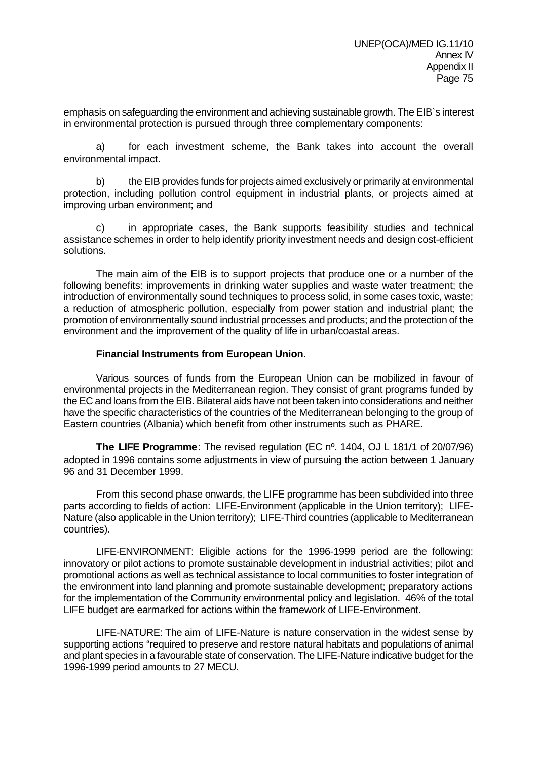emphasis on safeguarding the environment and achieving sustainable growth. The EIB`s interest in environmental protection is pursued through three complementary components:

a) for each investment scheme, the Bank takes into account the overall environmental impact.

b) the EIB provides funds for projects aimed exclusively or primarily at environmental protection, including pollution control equipment in industrial plants, or projects aimed at improving urban environment; and

c) in appropriate cases, the Bank supports feasibility studies and technical assistance schemes in order to help identify priority investment needs and design cost-efficient solutions.

The main aim of the EIB is to support projects that produce one or a number of the following benefits: improvements in drinking water supplies and waste water treatment; the introduction of environmentally sound techniques to process solid, in some cases toxic, waste; a reduction of atmospheric pollution, especially from power station and industrial plant; the promotion of environmentally sound industrial processes and products; and the protection of the environment and the improvement of the quality of life in urban/coastal areas.

**Financial Instruments from European Union**.

Various sources of funds from the European Union can be mobilized in favour of environmental projects in the Mediterranean region. They consist of grant programs funded by the EC and loans from the EIB. Bilateral aids have not been taken into considerations and neither have the specific characteristics of the countries of the Mediterranean belonging to the group of Eastern countries (Albania) which benefit from other instruments such as PHARE.

**The LIFE Programme**: The revised regulation (EC nº. 1404, OJ L 181/1 of 20/07/96) adopted in 1996 contains some adjustments in view of pursuing the action between 1 January 96 and 31 December 1999.

From this second phase onwards, the LIFE programme has been subdivided into three parts according to fields of action: LIFE-Environment (applicable in the Union territory); LIFE-Nature (also applicable in the Union territory); LIFE-Third countries (applicable to Mediterranean countries).

LIFE-ENVIRONMENT: Eligible actions for the 1996-1999 period are the following: innovatory or pilot actions to promote sustainable development in industrial activities; pilot and promotional actions as well as technical assistance to local communities to foster integration of the environment into land planning and promote sustainable development; preparatory actions for the implementation of the Community environmental policy and legislation. 46% of the total LIFE budget are earmarked for actions within the framework of LIFE-Environment.

LIFE-NATURE: The aim of LIFE-Nature is nature conservation in the widest sense by supporting actions "required to preserve and restore natural habitats and populations of animal and plant species in a favourable state of conservation. The LIFE-Nature indicative budget for the 1996-1999 period amounts to 27 MECU.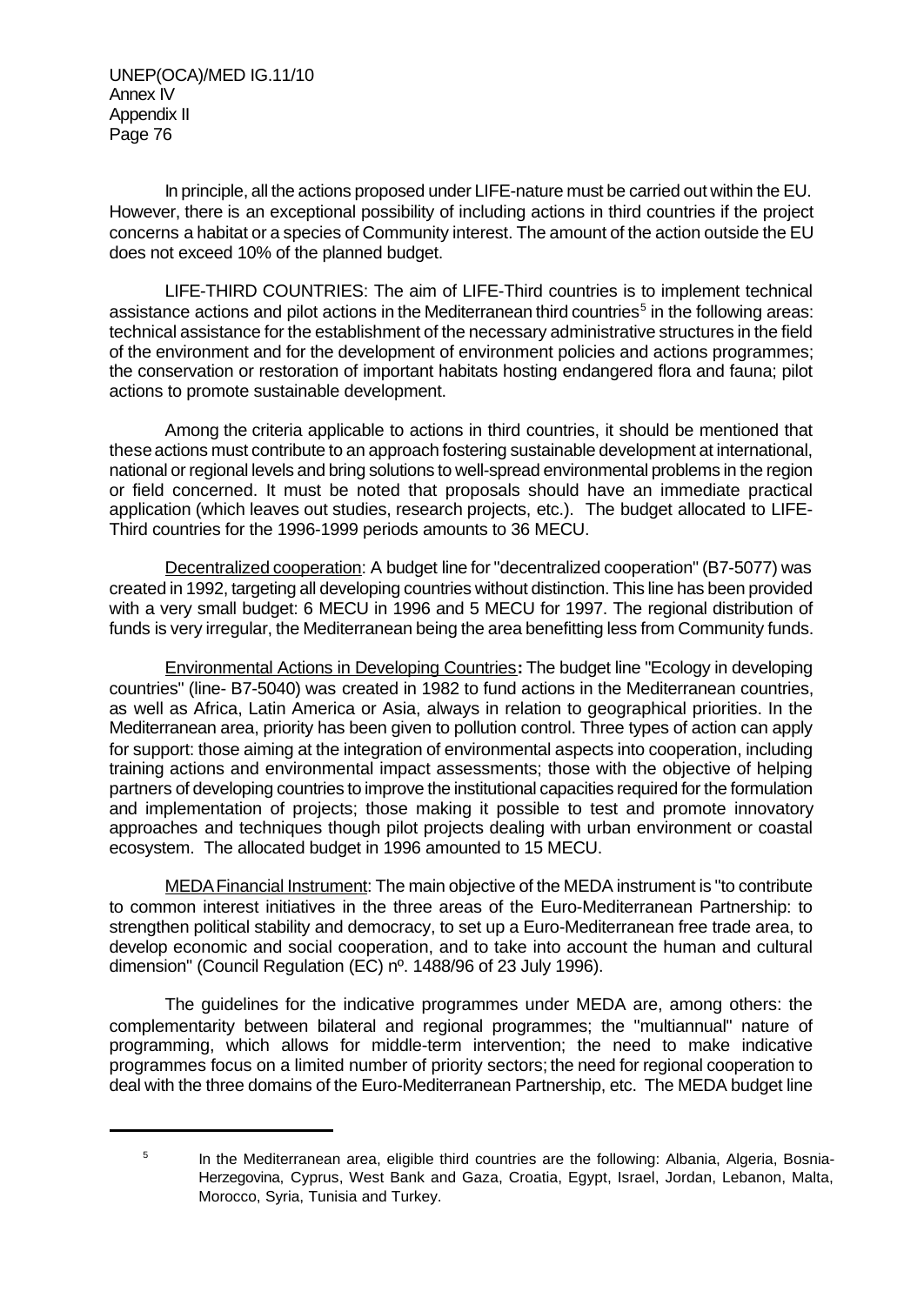In principle, all the actions proposed under LIFE-nature must be carried out within the EU. However, there is an exceptional possibility of including actions in third countries if the project concerns a habitat or a species of Community interest. The amount of the action outside the EU does not exceed 10% of the planned budget.

LIFE-THIRD COUNTRIES: The aim of LIFE-Third countries is to implement technical assistance actions and pilot actions in the Mediterranean third countries[5] in the following areas: technical assistance for the establishment of the necessary administrative structures in the field of the environment and for the development of environment policies and actions programmes; the conservation or restoration of important habitats hosting endangered flora and fauna; pilot actions to promote sustainable development.

Among the criteria applicable to actions in third countries, it should be mentioned that these actions must contribute to an approach fostering sustainable development at international, national or regional levels and bring solutions to well-spread environmental problems in the region or field concerned. It must be noted that proposals should have an immediate practical application (which leaves out studies, research projects, etc.). The budget allocated to LIFE-Third countries for the 1996-1999 periods amounts to 36 MECU.

<u>Decentralized cooperation</u>: A budget line for "decentralized cooperation" (B7-5077) was created in 1992, targeting all developing countries without distinction. This line has been provided with a very small budget: 6 MECU in 1996 and 5 MECU for 1997. The regional distribution of funds is very irregular, the Mediterranean being the area benefitting less from Community funds.

<u>Environmental Actions in Developing Countries</u>**:** The budget line "Ecology in developing countries" (line- B7-5040) was created in 1982 to fund actions in the Mediterranean countries, as well as Africa, Latin America or Asia, always in relation to geographical priorities. In the Mediterranean area, priority has been given to pollution control. Three types of action can apply for support: those aiming at the integration of environmental aspects into cooperation, including training actions and environmental impact assessments; those with the objective of helping partners of developing countries to improve the institutional capacities required for the formulation and implementation of projects; those making it possible to test and promote innovatory approaches and techniques though pilot projects dealing with urban environment or coastal ecosystem. The allocated budget in 1996 amounted to 15 MECU.

<u>MEDA Financial Instrument</u>: The main objective of the MEDA instrument is "to contribute to common interest initiatives in the three areas of the Euro-Mediterranean Partnership: to strengthen political stability and democracy, to set up a Euro-Mediterranean free trade area, to develop economic and social cooperation, and to take into account the human and cultural dimension" (Council Regulation (EC) nº. 1488/96 of 23 July 1996).

The guidelines for the indicative programmes under MEDA are, among others: the complementarity between bilateral and regional programmes; the "multiannual" nature of programming, which allows for middle-term intervention; the need to make indicative programmes focus on a limited number of priority sectors; the need for regional cooperation to deal with the three domains of the Euro-Mediterranean Partnership, etc. The MEDA budget line

---

[5] In the Mediterranean area, eligible third countries are the following: Albania, Algeria, Bosnia-Herzegovina, Cyprus, West Bank and Gaza, Croatia, Egypt, Israel, Jordan, Lebanon, Malta, Morocco, Syria, Tunisia and Turkey.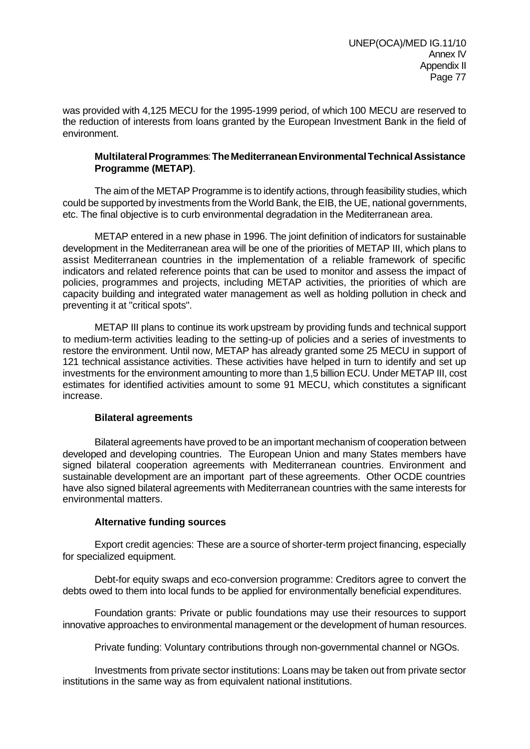was provided with 4,125 MECU for the 1995-1999 period, of which 100 MECU are reserved to the reduction of interests from loans granted by the European Investment Bank in the field of environment.

**Multilateral Programmes: The Mediterranean Environmental Technical Assistance Programme (METAP).**

The aim of the METAP Programme is to identify actions, through feasibility studies, which could be supported by investments from the World Bank, the EIB, the UE, national governments, etc. The final objective is to curb environmental degradation in the Mediterranean area.

METAP entered in a new phase in 1996. The joint definition of indicators for sustainable development in the Mediterranean area will be one of the priorities of METAP III, which plans to assist Mediterranean countries in the implementation of a reliable framework of specific indicators and related reference points that can be used to monitor and assess the impact of policies, programmes and projects, including METAP activities, the priorities of which are capacity building and integrated water management as well as holding pollution in check and preventing it at "critical spots".

METAP III plans to continue its work upstream by providing funds and technical support to medium-term activities leading to the setting-up of policies and a series of investments to restore the environment. Until now, METAP has already granted some 25 MECU in support of 121 technical assistance activities. These activities have helped in turn to identify and set up investments for the environment amounting to more than 1,5 billion ECU. Under METAP III, cost estimates for identified activities amount to some 91 MECU, which constitutes a significant increase.

**Bilateral agreements**

Bilateral agreements have proved to be an important mechanism of cooperation between developed and developing countries. The European Union and many States members have signed bilateral cooperation agreements with Mediterranean countries. Environment and sustainable development are an important part of these agreements. Other OCDE countries have also signed bilateral agreements with Mediterranean countries with the same interests for environmental matters.

**Alternative funding sources**

Export credit agencies: These are a source of shorter-term project financing, especially for specialized equipment.

Debt-for equity swaps and eco-conversion programme: Creditors agree to convert the debts owed to them into local funds to be applied for environmentally beneficial expenditures.

Foundation grants: Private or public foundations may use their resources to support innovative approaches to environmental management or the development of human resources.

Private funding: Voluntary contributions through non-governmental channel or NGOs.

Investments from private sector institutions: Loans may be taken out from private sector institutions in the same way as from equivalent national institutions.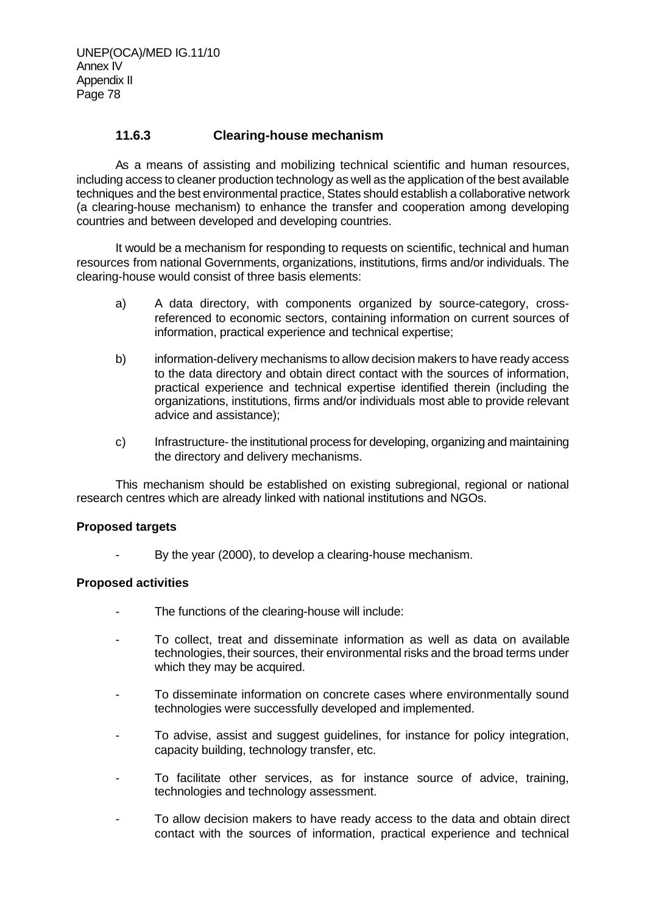### 11.6.3 Clearing-house mechanism

As a means of assisting and mobilizing technical scientific and human resources, including access to cleaner production technology as well as the application of the best available techniques and the best environmental practice, States should establish a collaborative network (a clearing-house mechanism) to enhance the transfer and cooperation among developing countries and between developed and developing countries.

It would be a mechanism for responding to requests on scientific, technical and human resources from national Governments, organizations, institutions, firms and/or individuals. The clearing-house would consist of three basis elements:

a) A data directory, with components organized by source-category, cross-referenced to economic sectors, containing information on current sources of information, practical experience and technical expertise;

b) information-delivery mechanisms to allow decision makers to have ready access to the data directory and obtain direct contact with the sources of information, practical experience and technical expertise identified therein (including the organizations, institutions, firms and/or individuals most able to provide relevant advice and assistance);

c) Infrastructure- the institutional process for developing, organizing and maintaining the directory and delivery mechanisms.

This mechanism should be established on existing subregional, regional or national research centres which are already linked with national institutions and NGOs.

**Proposed targets**

- By the year (2000), to develop a clearing-house mechanism.

**Proposed activities**

- The functions of the clearing-house will include:
- To collect, treat and disseminate information as well as data on available technologies, their sources, their environmental risks and the broad terms under which they may be acquired.
- To disseminate information on concrete cases where environmentally sound technologies were successfully developed and implemented.
- To advise, assist and suggest guidelines, for instance for policy integration, capacity building, technology transfer, etc.
- To facilitate other services, as for instance source of advice, training, technologies and technology assessment.
- To allow decision makers to have ready access to the data and obtain direct contact with the sources of information, practical experience and technical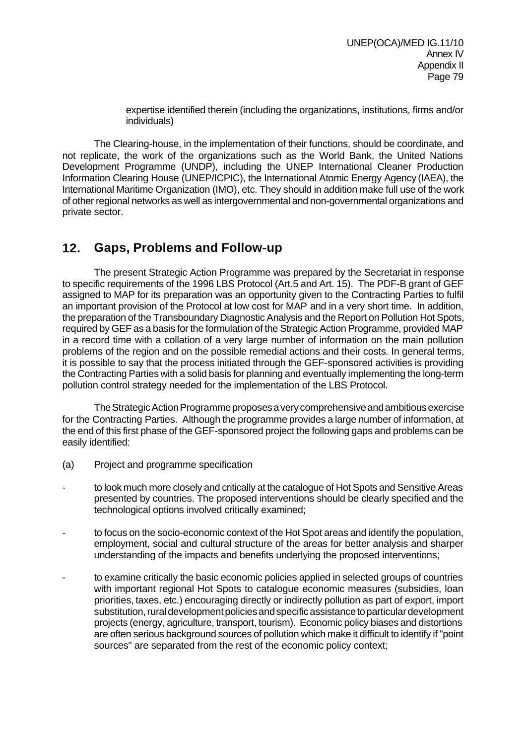expertise identified therein (including the organizations, institutions, firms and/or individuals)

The Clearing-house, in the implementation of their functions, should be coordinate, and not replicate, the work of the organizations such as the World Bank, the United Nations Development Programme (UNDP), including the UNEP International Cleaner Production Information Clearing House (UNEP/ICPIC), the International Atomic Energy Agency (IAEA), the International Maritime Organization (IMO), etc. They should in addition make full use of the work of other regional networks as well as intergovernmental and non-governmental organizations and private sector.

## 12. Gaps, Problems and Follow-up

The present Strategic Action Programme was prepared by the Secretariat in response to specific requirements of the 1996 LBS Protocol (Art.5 and Art. 15). The PDF-B grant of GEF assigned to MAP for its preparation was an opportunity given to the Contracting Parties to fulfil an important provision of the Protocol at low cost for MAP and in a very short time. In addition, the preparation of the Transboundary Diagnostic Analysis and the Report on Pollution Hot Spots, required by GEF as a basis for the formulation of the Strategic Action Programme, provided MAP in a record time with a collation of a very large number of information on the main pollution problems of the region and on the possible remedial actions and their costs. In general terms, it is possible to say that the process initiated through the GEF-sponsored activities is providing the Contracting Parties with a solid basis for planning and eventually implementing the long-term pollution control strategy needed for the implementation of the LBS Protocol.

The Strategic Action Programme proposes a very comprehensive and ambitious exercise for the Contracting Parties. Although the programme provides a large number of information, at the end of this first phase of the GEF-sponsored project the following gaps and problems can be easily identified:

(a) Project and programme specification

- to look much more closely and critically at the catalogue of Hot Spots and Sensitive Areas presented by countries. The proposed interventions should be clearly specified and the technological options involved critically examined;
- to focus on the socio-economic context of the Hot Spot areas and identify the population, employment, social and cultural structure of the areas for better analysis and sharper understanding of the impacts and benefits underlying the proposed interventions;
- to examine critically the basic economic policies applied in selected groups of countries with important regional Hot Spots to catalogue economic measures (subsidies, loan priorities, taxes, etc.) encouraging directly or indirectly pollution as part of export, import substitution, rural development policies and specific assistance to particular development projects (energy, agriculture, transport, tourism). Economic policy biases and distortions are often serious background sources of pollution which make it difficult to identify if "point sources" are separated from the rest of the economic policy context;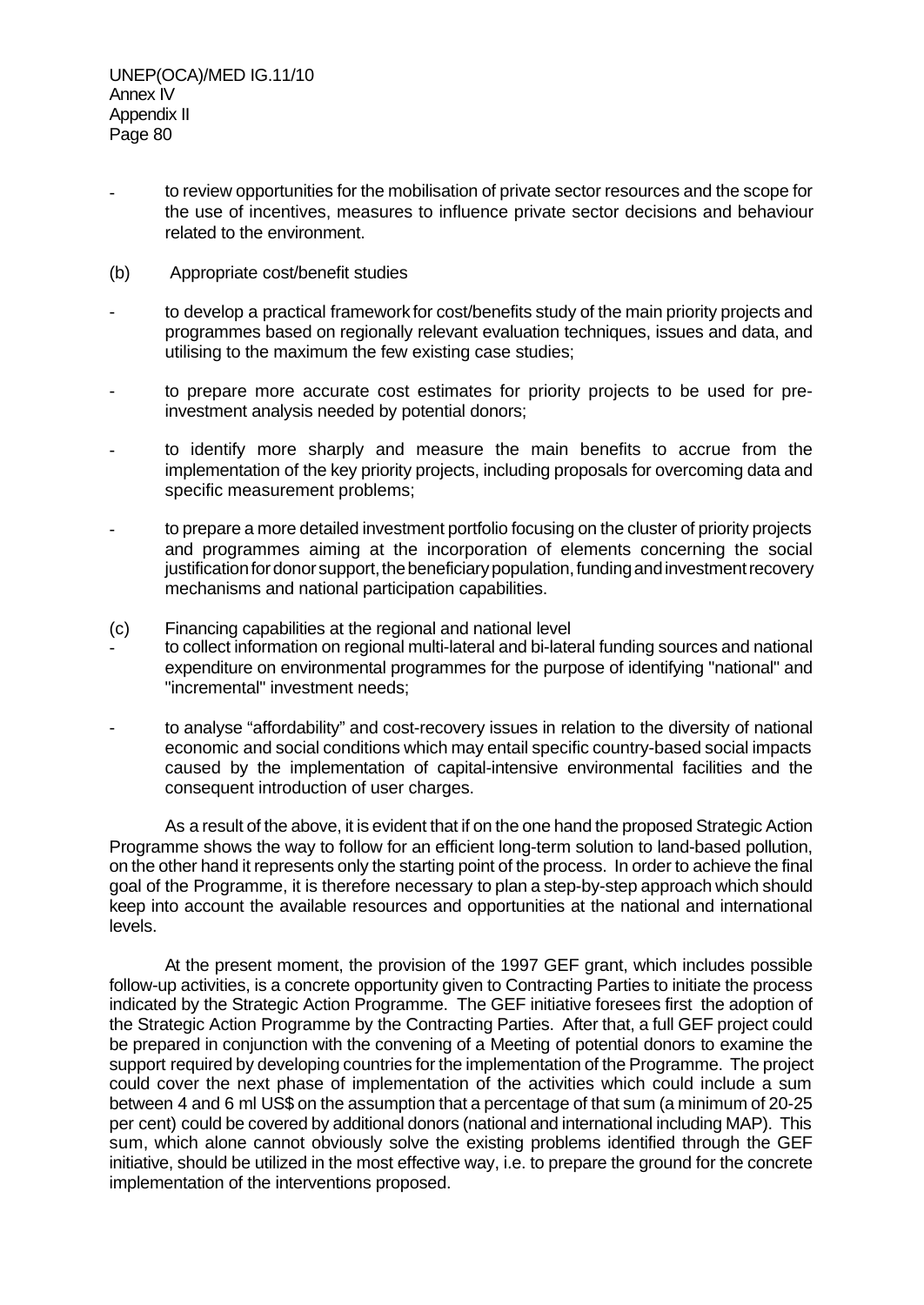- to review opportunities for the mobilisation of private sector resources and the scope for the use of incentives, measures to influence private sector decisions and behaviour related to the environment.

(b) Appropriate cost/benefit studies

- to develop a practical framework for cost/benefits study of the main priority projects and programmes based on regionally relevant evaluation techniques, issues and data, and utilising to the maximum the few existing case studies;

- to prepare more accurate cost estimates for priority projects to be used for pre-investment analysis needed by potential donors;

- to identify more sharply and measure the main benefits to accrue from the implementation of the key priority projects, including proposals for overcoming data and specific measurement problems;

- to prepare a more detailed investment portfolio focusing on the cluster of priority projects and programmes aiming at the incorporation of elements concerning the social justification for donor support, the beneficiary population, funding and investment recovery mechanisms and national participation capabilities.

(c) Financing capabilities at the regional and national level

- to collect information on regional multi-lateral and bi-lateral funding sources and national expenditure on environmental programmes for the purpose of identifying "national" and "incremental" investment needs;

- to analyse "affordability" and cost-recovery issues in relation to the diversity of national economic and social conditions which may entail specific country-based social impacts caused by the implementation of capital-intensive environmental facilities and the consequent introduction of user charges.

As a result of the above, it is evident that if on the one hand the proposed Strategic Action Programme shows the way to follow for an efficient long-term solution to land-based pollution, on the other hand it represents only the starting point of the process. In order to achieve the final goal of the Programme, it is therefore necessary to plan a step-by-step approach which should keep into account the available resources and opportunities at the national and international levels.

At the present moment, the provision of the 1997 GEF grant, which includes possible follow-up activities, is a concrete opportunity given to Contracting Parties to initiate the process indicated by the Strategic Action Programme. The GEF initiative foresees first the adoption of the Strategic Action Programme by the Contracting Parties. After that, a full GEF project could be prepared in conjunction with the convening of a Meeting of potential donors to examine the support required by developing countries for the implementation of the Programme. The project could cover the next phase of implementation of the activities which could include a sum between 4 and 6 ml US$ on the assumption that a percentage of that sum (a minimum of 20-25 per cent) could be covered by additional donors (national and international including MAP). This sum, which alone cannot obviously solve the existing problems identified through the GEF initiative, should be utilized in the most effective way, i.e. to prepare the ground for the concrete implementation of the interventions proposed.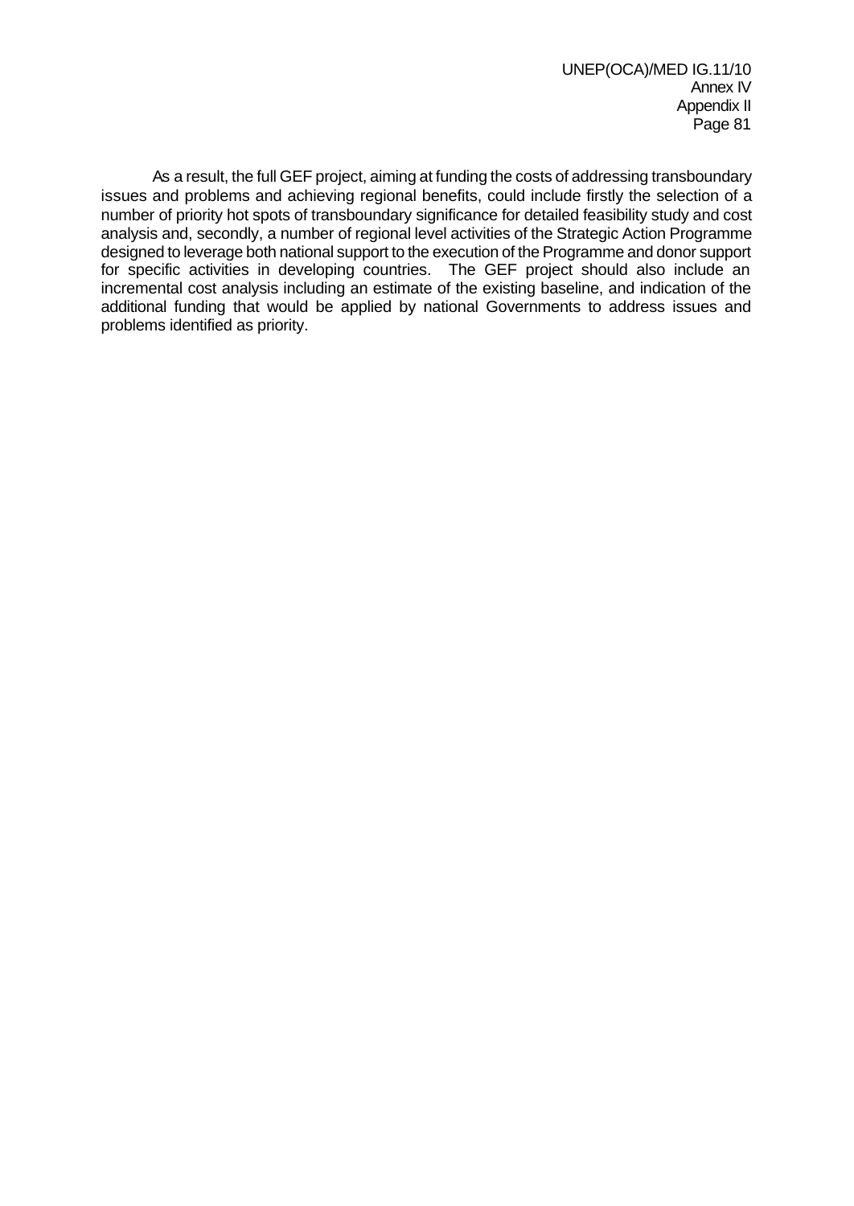As a result, the full GEF project, aiming at funding the costs of addressing transboundary issues and problems and achieving regional benefits, could include firstly the selection of a number of priority hot spots of transboundary significance for detailed feasibility study and cost analysis and, secondly, a number of regional level activities of the Strategic Action Programme designed to leverage both national support to the execution of the Programme and donor support for specific activities in developing countries. The GEF project should also include an incremental cost analysis including an estimate of the existing baseline, and indication of the additional funding that would be applied by national Governments to address issues and problems identified as priority.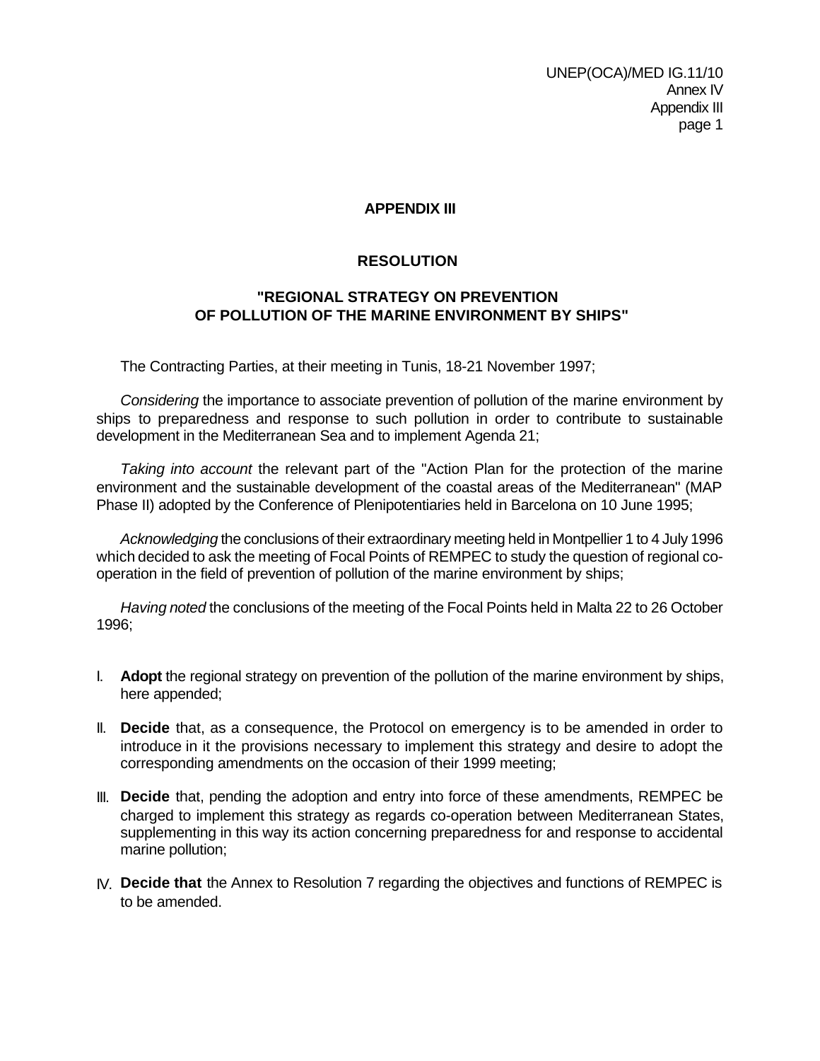## APPENDIX III

## RESOLUTION

### "REGIONAL STRATEGY ON PREVENTION OF POLLUTION OF THE MARINE ENVIRONMENT BY SHIPS"

The Contracting Parties, at their meeting in Tunis, 18-21 November 1997;

*Considering* the importance to associate prevention of pollution of the marine environment by ships to preparedness and response to such pollution in order to contribute to sustainable development in the Mediterranean Sea and to implement Agenda 21;

*Taking into account* the relevant part of the "Action Plan for the protection of the marine environment and the sustainable development of the coastal areas of the Mediterranean" (MAP Phase II) adopted by the Conference of Plenipotentiaries held in Barcelona on 10 June 1995;

*Acknowledging* the conclusions of their extraordinary meeting held in Montpellier 1 to 4 July 1996 which decided to ask the meeting of Focal Points of REMPEC to study the question of regional co-operation in the field of prevention of pollution of the marine environment by ships;

*Having noted* the conclusions of the meeting of the Focal Points held in Malta 22 to 26 October 1996;

I. **Adopt** the regional strategy on prevention of the pollution of the marine environment by ships, here appended;

II. **Decide** that, as a consequence, the Protocol on emergency is to be amended in order to introduce in it the provisions necessary to implement this strategy and desire to adopt the corresponding amendments on the occasion of their 1999 meeting;

III. **Decide** that, pending the adoption and entry into force of these amendments, REMPEC be charged to implement this strategy as regards co-operation between Mediterranean States, supplementing in this way its action concerning preparedness for and response to accidental marine pollution;

IV. **Decide that** the Annex to Resolution 7 regarding the objectives and functions of REMPEC is to be amended.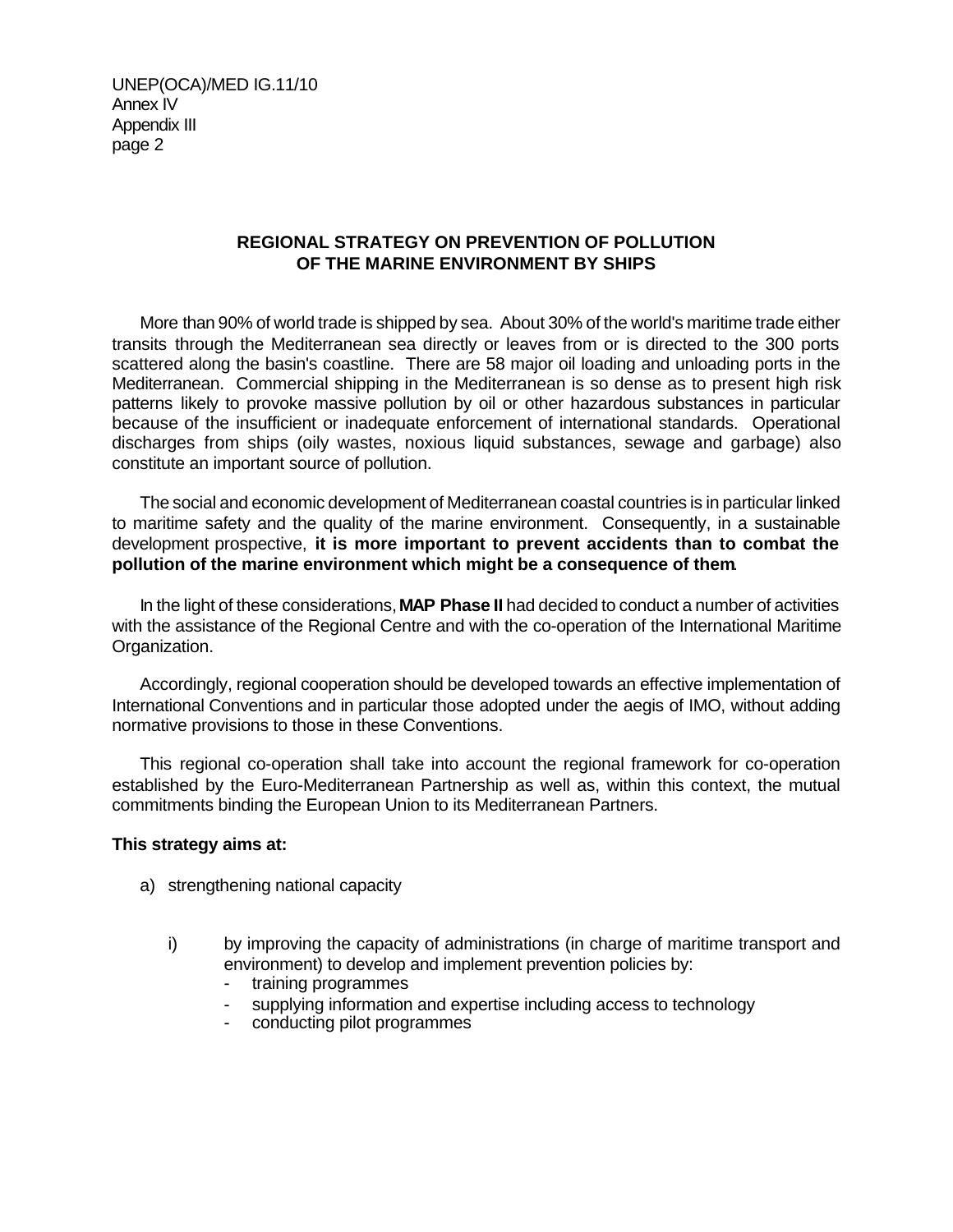## REGIONAL STRATEGY ON PREVENTION OF POLLUTION OF THE MARINE ENVIRONMENT BY SHIPS

More than 90% of world trade is shipped by sea. About 30% of the world's maritime trade either transits through the Mediterranean sea directly or leaves from or is directed to the 300 ports scattered along the basin's coastline. There are 58 major oil loading and unloading ports in the Mediterranean. Commercial shipping in the Mediterranean is so dense as to present high risk patterns likely to provoke massive pollution by oil or other hazardous substances in particular because of the insufficient or inadequate enforcement of international standards. Operational discharges from ships (oily wastes, noxious liquid substances, sewage and garbage) also constitute an important source of pollution.

The social and economic development of Mediterranean coastal countries is in particular linked to maritime safety and the quality of the marine environment. Consequently, in a sustainable development prospective, **it is more important to prevent accidents than to combat the pollution of the marine environment which might be a consequence of them**.

In the light of these considerations, **MAP Phase II** had decided to conduct a number of activities with the assistance of the Regional Centre and with the co-operation of the International Maritime Organization.

Accordingly, regional cooperation should be developed towards an effective implementation of International Conventions and in particular those adopted under the aegis of IMO, without adding normative provisions to those in these Conventions.

This regional co-operation shall take into account the regional framework for co-operation established by the Euro-Mediterranean Partnership as well as, within this context, the mutual commitments binding the European Union to its Mediterranean Partners.

**This strategy aims at:**

a) strengthening national capacity

   i) by improving the capacity of administrations (in charge of maritime transport and environment) to develop and implement prevention policies by:
      - training programmes
      - supplying information and expertise including access to technology
      - conducting pilot programmes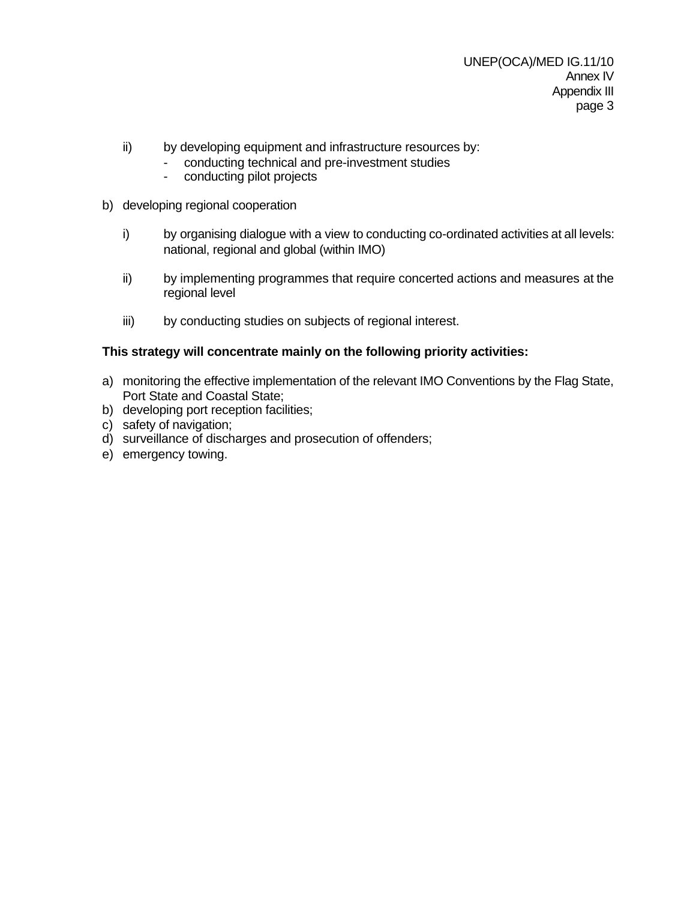ii) by developing equipment and infrastructure resources by:
   - conducting technical and pre-investment studies
   - conducting pilot projects

b) developing regional cooperation

   i) by organising dialogue with a view to conducting co-ordinated activities at all levels: national, regional and global (within IMO)

   ii) by implementing programmes that require concerted actions and measures at the regional level

   iii) by conducting studies on subjects of regional interest.

**This strategy will concentrate mainly on the following priority activities:**

a) monitoring the effective implementation of the relevant IMO Conventions by the Flag State, Port State and Coastal State;
b) developing port reception facilities;
c) safety of navigation;
d) surveillance of discharges and prosecution of offenders;
e) emergency towing.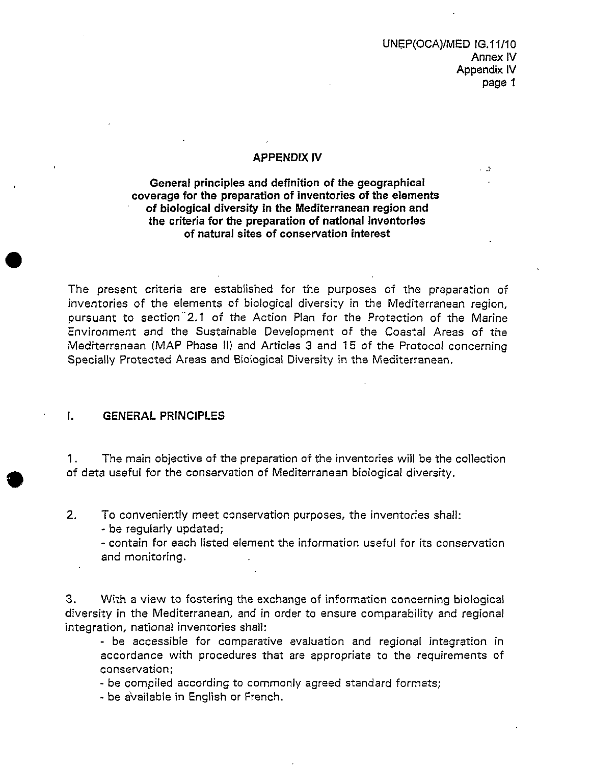## APPENDIX IV

### General principles and definition of the geographical coverage for the preparation of inventories of the elements of biological diversity in the Mediterranean region and the criteria for the preparation of national inventories of natural sites of conservation interest

The present criteria are established for the purposes of the preparation of inventories of the elements of biological diversity in the Mediterranean region, pursuant to section 2.1 of the Action Plan for the Protection of the Marine Environment and the Sustainable Development of the Coastal Areas of the Mediterranean (MAP Phase II) and Articles 3 and 15 of the Protocol concerning Specially Protected Areas and Biological Diversity in the Mediterranean.

## I. GENERAL PRINCIPLES

1. The main objective of the preparation of the inventories will be the collection of data useful for the conservation of Mediterranean biological diversity.

2. To conveniently meet conservation purposes, the inventories shall:
   - be regularly updated;
   - contain for each listed element the information useful for its conservation and monitoring.

3. With a view to fostering the exchange of information concerning biological diversity in the Mediterranean, and in order to ensure comparability and regional integration, national inventories shall:
   - be accessible for comparative evaluation and regional integration in accordance with procedures that are appropriate to the requirements of conservation;
   - be compiled according to commonly agreed standard formats;
   - be available in English or French.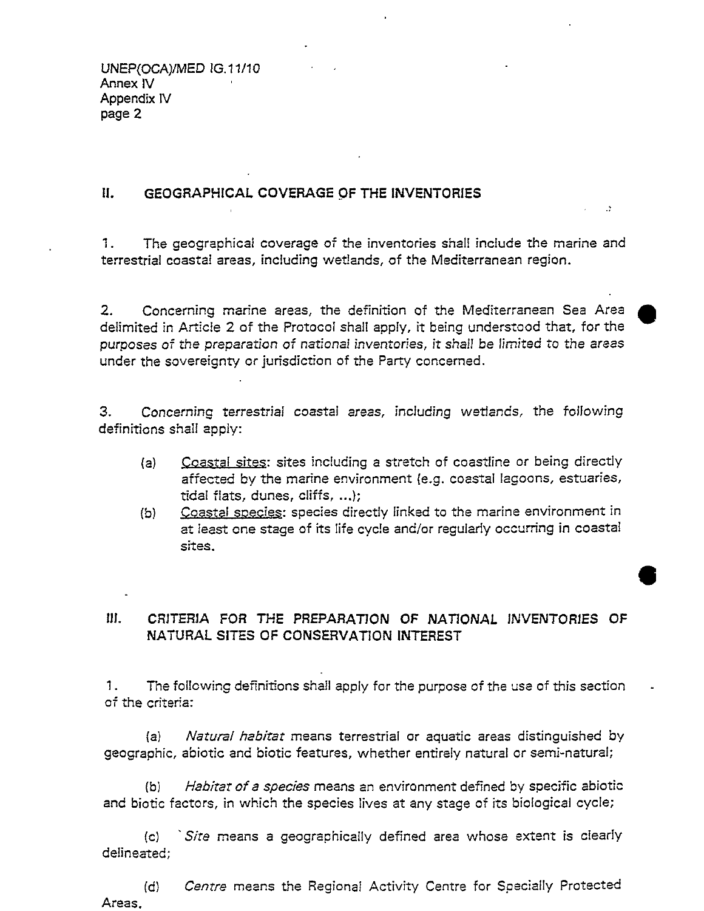## II. GEOGRAPHICAL COVERAGE OF THE INVENTORIES

1. The geographical coverage of the inventories shall include the marine and terrestrial coastal areas, including wetlands, of the Mediterranean region.

2. Concerning marine areas, the definition of the Mediterranean Sea Area delimited in Article 2 of the Protocol shall apply, it being understood that, for the *purposes of the preparation of national inventories, it shall be limited to the areas* under the sovereignty or jurisdiction of the Party concerned.

3. Concerning *terrestrial coastal areas, including wetlands*, the following definitions shall apply:

   (a) Coastal sites: sites including a stretch of coastline or being directly affected by the marine environment (e.g. coastal lagoons, estuaries, tidal flats, dunes, cliffs, ...);

   (b) Coastal species: species directly linked to the marine environment in at least one stage of its life cycle and/or regularly occurring in coastal sites.

## III. CRITERIA FOR THE PREPARATION OF NATIONAL INVENTORIES OF NATURAL SITES OF CONSERVATION INTEREST

1. The following definitions shall apply for the purpose of the use of this section of the criteria:

   (a) *Natural habitat* means terrestrial or aquatic areas distinguished by geographic, abiotic and biotic features, whether entirely natural or semi-natural;

   (b) *Habitat of a species* means an environment defined by specific abiotic and biotic factors, in which the species lives at any stage of its biological cycle;

   (c) *Site* means a geographically defined area whose extent is clearly delineated;

   (d) *Centre* means the Regional Activity Centre for Specially Protected Areas.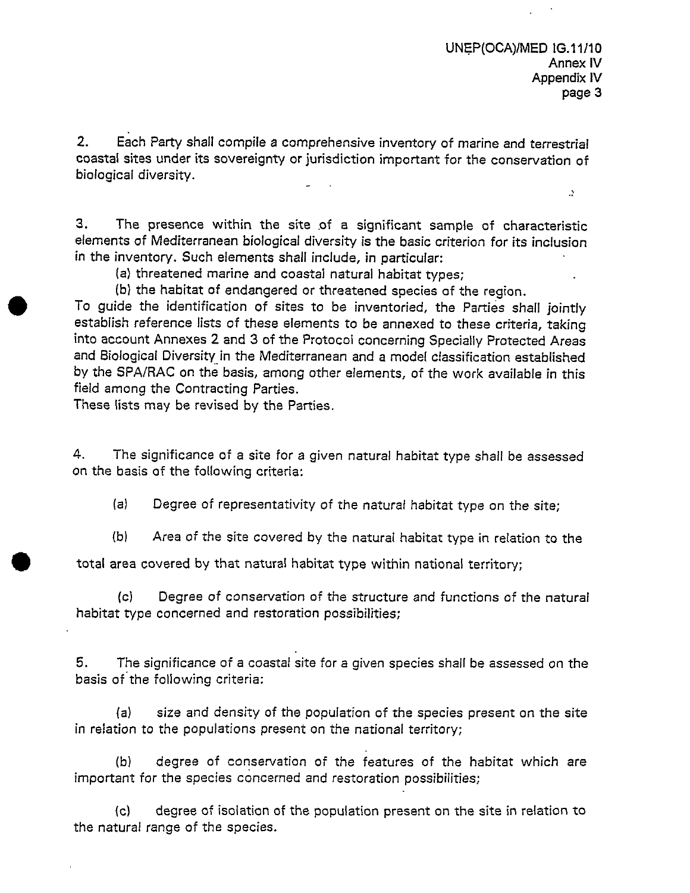2. Each Party shall compile a comprehensive inventory of marine and terrestrial coastal sites under its sovereignty or jurisdiction important for the conservation of biological diversity.

3. The presence within the site of a significant sample of characteristic elements of Mediterranean biological diversity is the basic criterion for its inclusion in the inventory. Such elements shall include, in particular:

(a) threatened marine and coastal natural habitat types;

(b) the habitat of endangered or threatened species of the region.

To guide the identification of sites to be inventoried, the Parties shall jointly establish reference lists of these elements to be annexed to these criteria, taking into account Annexes 2 and 3 of the Protocol concerning Specially Protected Areas and Biological Diversity in the Mediterranean and a model classification established by the SPA/RAC on the basis, among other elements, of the work available in this field among the Contracting Parties.

These lists may be revised by the Parties.

4. The significance of a site for a given natural habitat type shall be assessed on the basis of the following criteria:

(a) Degree of representativity of the natural habitat type on the site;

(b) Area of the site covered by the natural habitat type in relation to the total area covered by that natural habitat type within national territory;

(c) Degree of conservation of the structure and functions of the natural habitat type concerned and restoration possibilities;

5. The significance of a coastal site for a given species shall be assessed on the basis of the following criteria:

(a) size and density of the population of the species present on the site in relation to the populations present on the national territory;

(b) degree of conservation of the features of the habitat which are important for the species concerned and restoration possibilities;

(c) degree of isolation of the population present on the site in relation to the natural range of the species.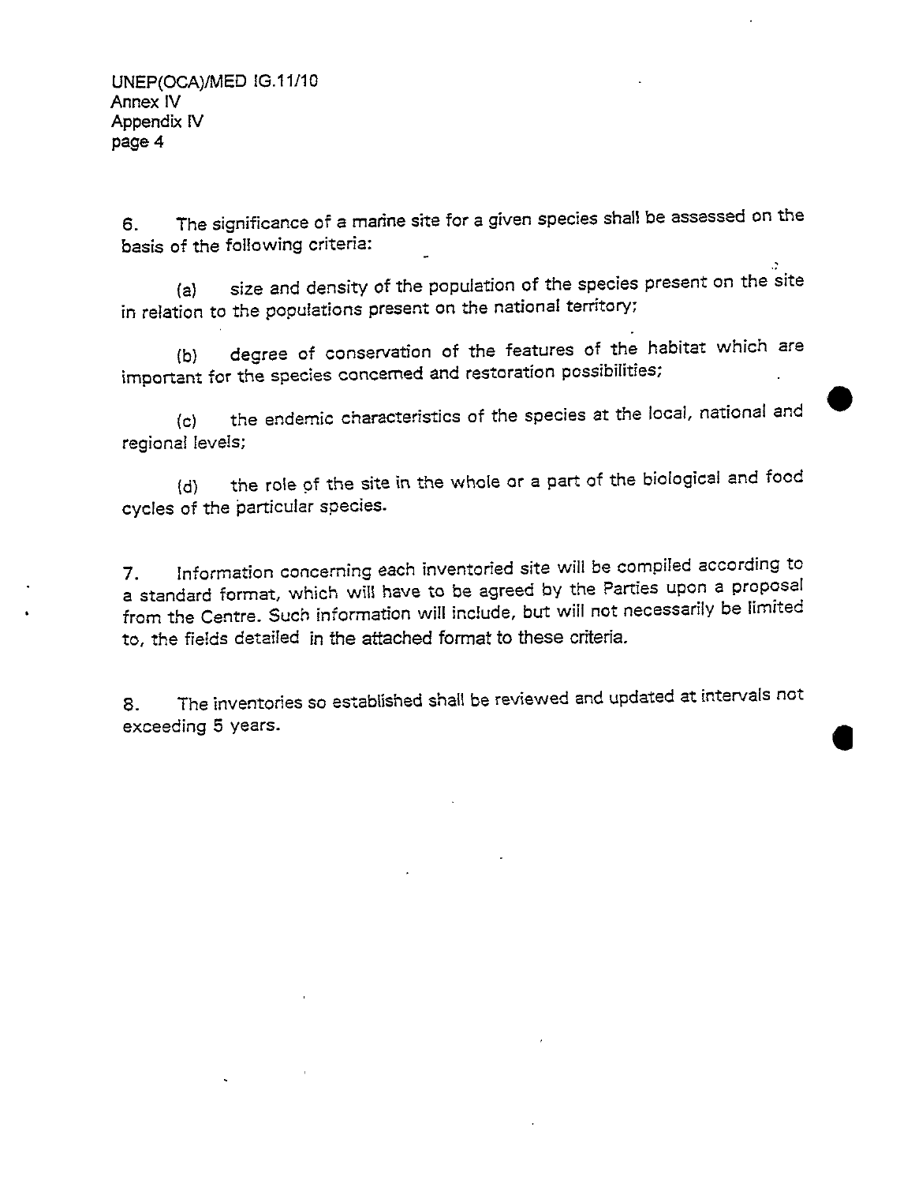6. The significance of a marine site for a given species shall be assessed on the basis of the following criteria:

(a) size and density of the population of the species present on the site in relation to the populations present on the national territory;

(b) degree of conservation of the features of the habitat which are important for the species concerned and restoration possibilities;

(c) the endemic characteristics of the species at the local, national and regional levels;

(d) the role of the site in the whole or a part of the biological and food cycles of the particular species.

7. Information concerning each inventoried site will be compiled according to a standard format, which will have to be agreed by the Parties upon a proposal from the Centre. Such information will include, but will not necessarily be limited to, the fields detailed in the attached format to these criteria.

8. The inventories so established shall be reviewed and updated at intervals not exceeding 5 years.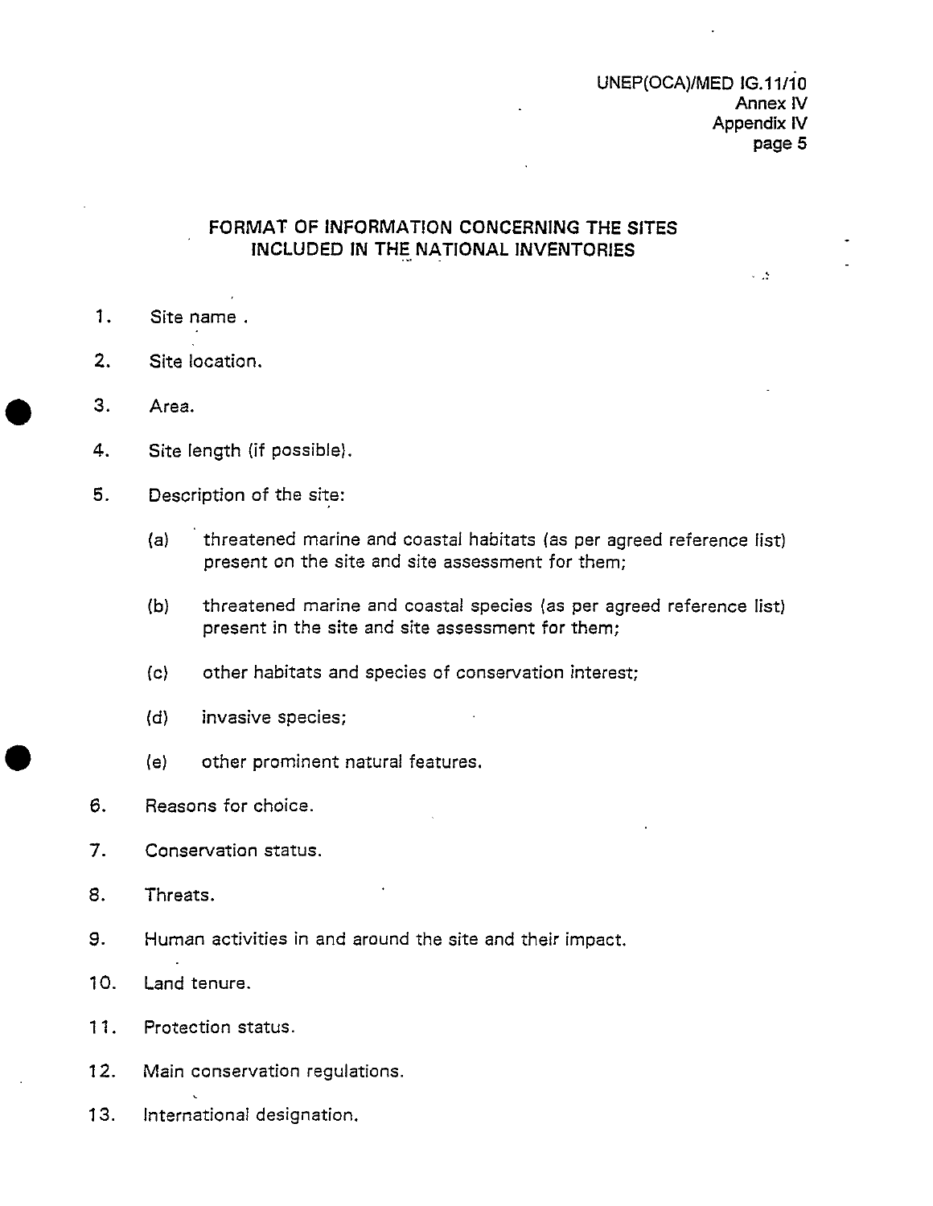## FORMAT OF INFORMATION CONCERNING THE SITES INCLUDED IN THE NATIONAL INVENTORIES

1. Site name .

2. Site location.

3. Area.

4. Site length (if possible).

5. Description of the site:

   (a) threatened marine and coastal habitats (as per agreed reference list) present on the site and site assessment for them;

   (b) threatened marine and coastal species (as per agreed reference list) present in the site and site assessment for them;

   (c) other habitats and species of conservation interest;

   (d) invasive species;

   (e) other prominent natural features.

6. Reasons for choice.

7. Conservation status.

8. Threats.

9. Human activities in and around the site and their impact.

10. Land tenure.

11. Protection status.

12. Main conservation regulations.

13. International designation.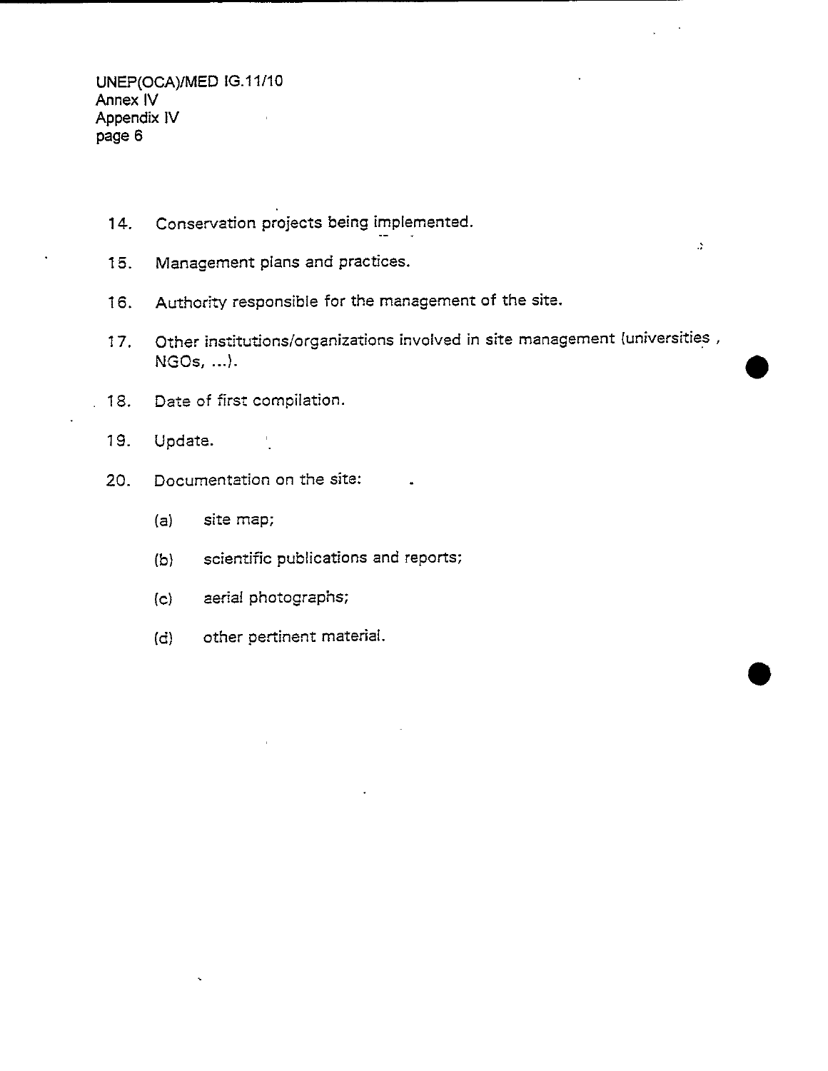14. Conservation projects being implemented.

15. Management plans and practices.

16. Authority responsible for the management of the site.

17. Other institutions/organizations involved in site management (universities , NGOs, ...).

18. Date of first compilation.

19. Update.

20. Documentation on the site:

    (a) site map;

    (b) scientific publications and reports;

    (c) aerial photographs;

    (d) other pertinent material.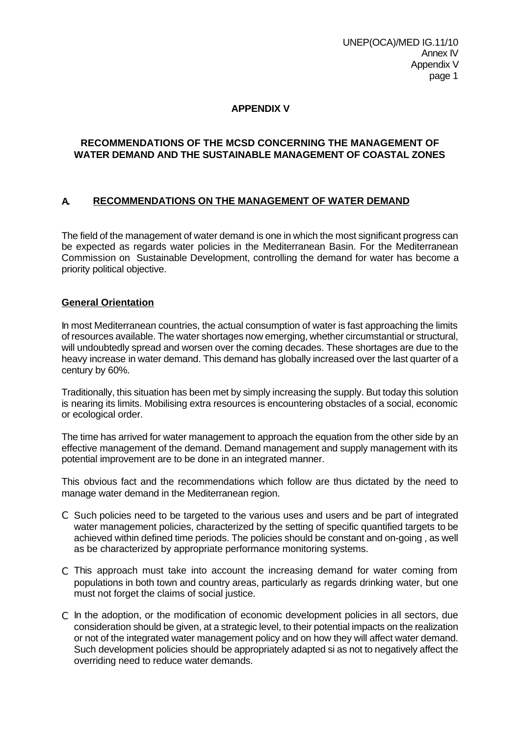# APPENDIX V

## RECOMMENDATIONS OF THE MCSD CONCERNING THE MANAGEMENT OF WATER DEMAND AND THE SUSTAINABLE MANAGEMENT OF COASTAL ZONES

### A. RECOMMENDATIONS ON THE MANAGEMENT OF WATER DEMAND

The field of the management of water demand is one in which the most significant progress can be expected as regards water policies in the Mediterranean Basin. For the Mediterranean Commission on Sustainable Development, controlling the demand for water has become a priority political objective.

**General Orientation**

In most Mediterranean countries, the actual consumption of water is fast approaching the limits of resources available. The water shortages now emerging, whether circumstantial or structural, will undoubtedly spread and worsen over the coming decades. These shortages are due to the heavy increase in water demand. This demand has globally increased over the last quarter of a century by 60%.

Traditionally, this situation has been met by simply increasing the supply. But today this solution is nearing its limits. Mobilising extra resources is encountering obstacles of a social, economic or ecological order.

The time has arrived for water management to approach the equation from the other side by an effective management of the demand. Demand management and supply management with its potential improvement are to be done in an integrated manner.

This obvious fact and the recommendations which follow are thus dictated by the need to manage water demand in the Mediterranean region.

- Such policies need to be targeted to the various uses and users and be part of integrated water management policies, characterized by the setting of specific quantified targets to be achieved within defined time periods. The policies should be constant and on-going , as well as be characterized by appropriate performance monitoring systems.
- This approach must take into account the increasing demand for water coming from populations in both town and country areas, particularly as regards drinking water, but one must not forget the claims of social justice.
- In the adoption, or the modification of economic development policies in all sectors, due consideration should be given, at a strategic level, to their potential impacts on the realization or not of the integrated water management policy and on how they will affect water demand. Such development policies should be appropriately adapted si as not to negatively affect the overriding need to reduce water demands.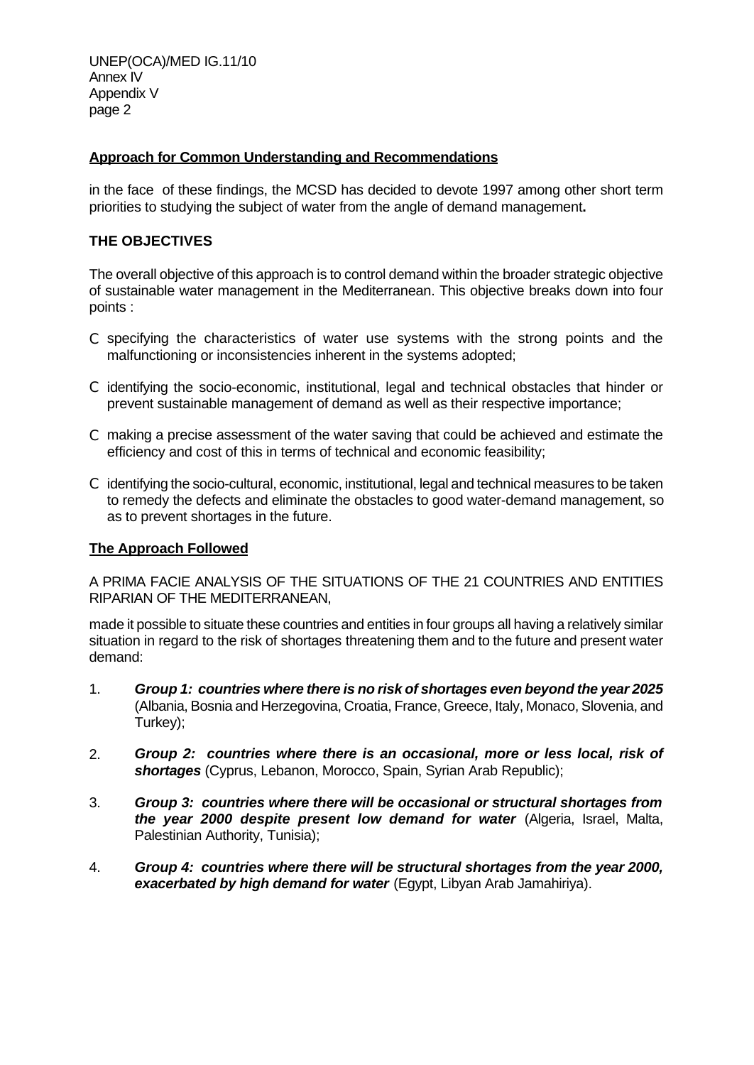**Approach for Common Understanding and Recommendations**

in the face of these findings, the MCSD has decided to devote 1997 among other short term priorities to studying the subject of water from the angle of demand management**.**

**THE OBJECTIVES**

The overall objective of this approach is to control demand within the broader strategic objective of sustainable water management in the Mediterranean. This objective breaks down into four points :

- specifying the characteristics of water use systems with the strong points and the malfunctioning or inconsistencies inherent in the systems adopted;
- identifying the socio-economic, institutional, legal and technical obstacles that hinder or prevent sustainable management of demand as well as their respective importance;
- making a precise assessment of the water saving that could be achieved and estimate the efficiency and cost of this in terms of technical and economic feasibility;
- identifying the socio-cultural, economic, institutional, legal and technical measures to be taken to remedy the defects and eliminate the obstacles to good water-demand management, so as to prevent shortages in the future.

**The Approach Followed**

A PRIMA FACIE ANALYSIS OF THE SITUATIONS OF THE 21 COUNTRIES AND ENTITIES RIPARIAN OF THE MEDITERRANEAN,

made it possible to situate these countries and entities in four groups all having a relatively similar situation in regard to the risk of shortages threatening them and to the future and present water demand:

1. ***Group 1: countries where there is no risk of shortages even beyond the year 2025*** (Albania, Bosnia and Herzegovina, Croatia, France, Greece, Italy, Monaco, Slovenia, and Turkey);

2. ***Group 2: countries where there is an occasional, more or less local, risk of shortages*** (Cyprus, Lebanon, Morocco, Spain, Syrian Arab Republic);

3. ***Group 3: countries where there will be occasional or structural shortages from the year 2000 despite present low demand for water*** (Algeria, Israel, Malta, Palestinian Authority, Tunisia);

4. ***Group 4: countries where there will be structural shortages from the year 2000, exacerbated by high demand for water*** (Egypt, Libyan Arab Jamahiriya).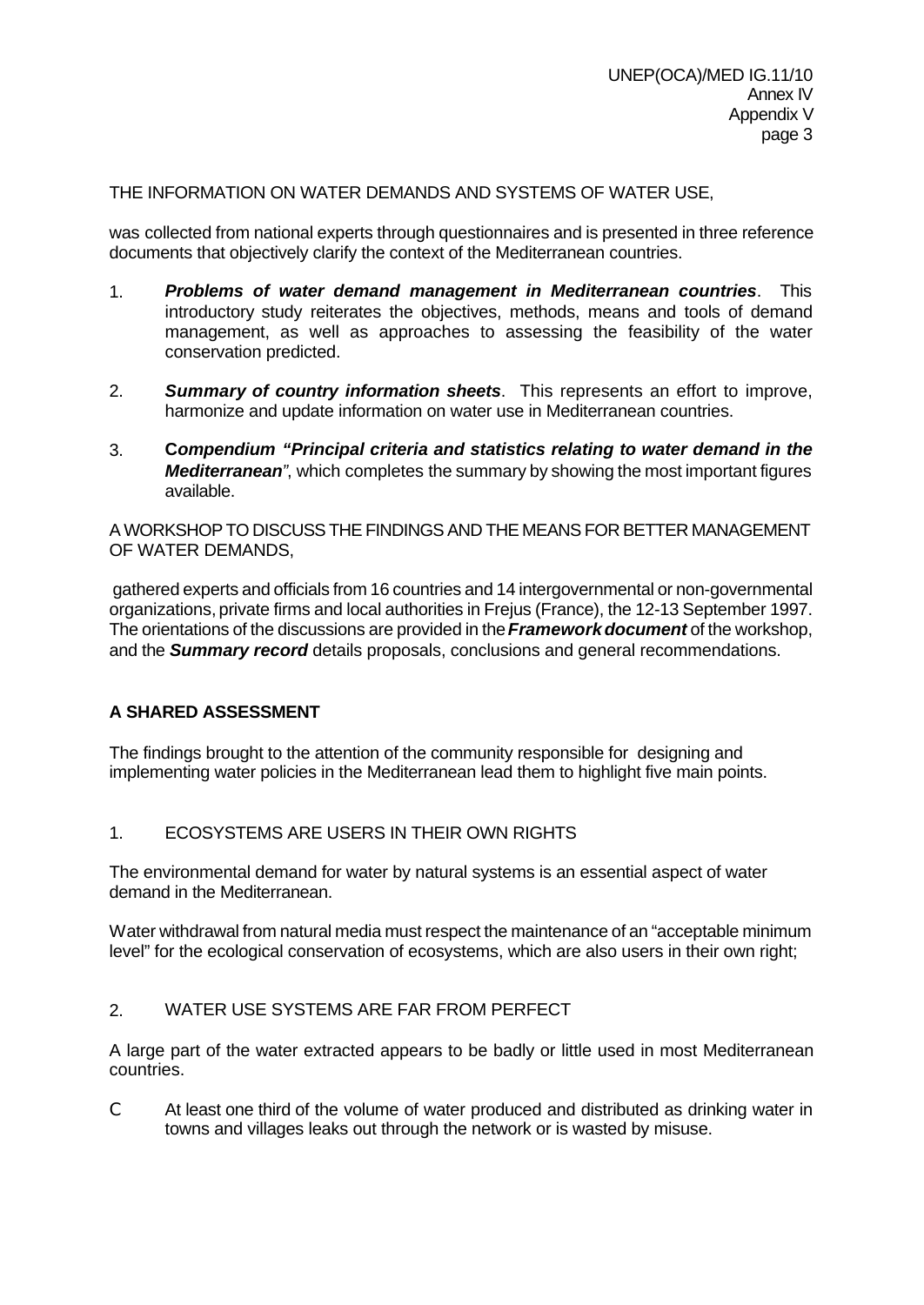THE INFORMATION ON WATER DEMANDS AND SYSTEMS OF WATER USE,

was collected from national experts through questionnaires and is presented in three reference documents that objectively clarify the context of the Mediterranean countries.

1. ***Problems of water demand management in Mediterranean countries***. This introductory study reiterates the objectives, methods, means and tools of demand management, as well as approaches to assessing the feasibility of the water conservation predicted.

2. ***Summary of country information sheets***. This represents an effort to improve, harmonize and update information on water use in Mediterranean countries.

3. **C*ompendium "Principal criteria and statistics relating to water demand in the Mediterranean*"**, which completes the summary by showing the most important figures available.

A WORKSHOP TO DISCUSS THE FINDINGS AND THE MEANS FOR BETTER MANAGEMENT OF WATER DEMANDS,

gathered experts and officials from 16 countries and 14 intergovernmental or non-governmental organizations, private firms and local authorities in Frejus (France), the 12-13 September 1997. The orientations of the discussions are provided in the ***Framework document*** of the workshop, and the ***Summary record*** details proposals, conclusions and general recommendations.

**A SHARED ASSESSMENT**

The findings brought to the attention of the community responsible for designing and implementing water policies in the Mediterranean lead them to highlight five main points.

1. ECOSYSTEMS ARE USERS IN THEIR OWN RIGHTS

The environmental demand for water by natural systems is an essential aspect of water demand in the Mediterranean.

Water withdrawal from natural media must respect the maintenance of an "acceptable minimum level" for the ecological conservation of ecosystems, which are also users in their own right;

2. WATER USE SYSTEMS ARE FAR FROM PERFECT

A large part of the water extracted appears to be badly or little used in most Mediterranean countries.

- At least one third of the volume of water produced and distributed as drinking water in towns and villages leaks out through the network or is wasted by misuse.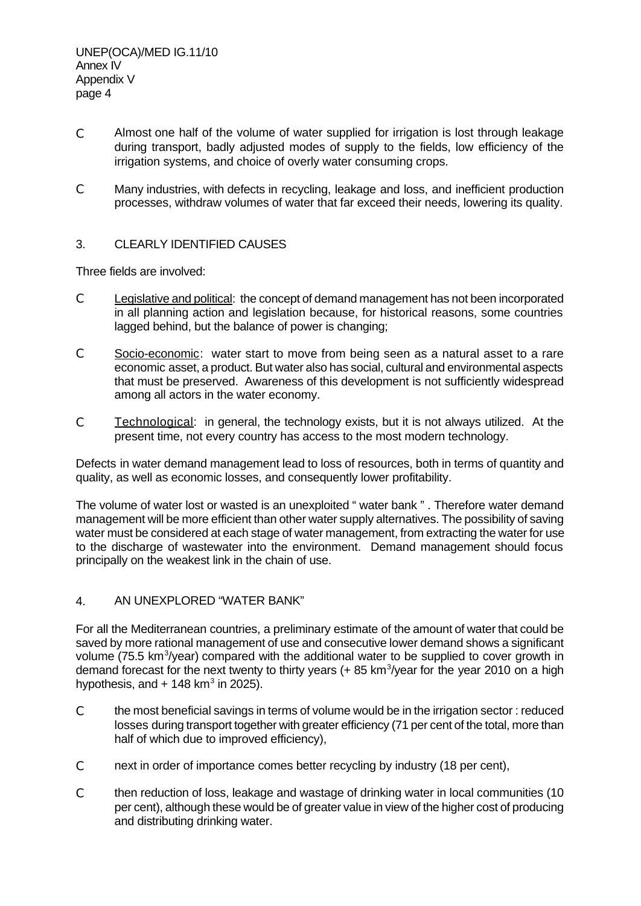- Almost one half of the volume of water supplied for irrigation is lost through leakage during transport, badly adjusted modes of supply to the fields, low efficiency of the irrigation systems, and choice of overly water consuming crops.

- Many industries, with defects in recycling, leakage and loss, and inefficient production processes, withdraw volumes of water that far exceed their needs, lowering its quality.

## 3. CLEARLY IDENTIFIED CAUSES

Three fields are involved:

- Legislative and political: the concept of demand management has not been incorporated in all planning action and legislation because, for historical reasons, some countries lagged behind, but the balance of power is changing;

- Socio-economic: water start to move from being seen as a natural asset to a rare economic asset, a product. But water also has social, cultural and environmental aspects that must be preserved. Awareness of this development is not sufficiently widespread among all actors in the water economy.

- Technological: in general, the technology exists, but it is not always utilized. At the present time, not every country has access to the most modern technology.

Defects in water demand management lead to loss of resources, both in terms of quantity and quality, as well as economic losses, and consequently lower profitability.

The volume of water lost or wasted is an unexploited " water bank " . Therefore water demand management will be more efficient than other water supply alternatives. The possibility of saving water must be considered at each stage of water management, from extracting the water for use to the discharge of wastewater into the environment. Demand management should focus principally on the weakest link in the chain of use.

## 4. AN UNEXPLORED "WATER BANK"

For all the Mediterranean countries, a preliminary estimate of the amount of water that could be saved by more rational management of use and consecutive lower demand shows a significant volume (75.5 km$^3$/year) compared with the additional water to be supplied to cover growth in demand forecast for the next twenty to thirty years (+ 85 km$^3$/year for the year 2010 on a high hypothesis, and + 148 km$^3$ in 2025).

- the most beneficial savings in terms of volume would be in the irrigation sector : reduced losses during transport together with greater efficiency (71 per cent of the total, more than half of which due to improved efficiency),

- next in order of importance comes better recycling by industry (18 per cent),

- then reduction of loss, leakage and wastage of drinking water in local communities (10 per cent), although these would be of greater value in view of the higher cost of producing and distributing drinking water.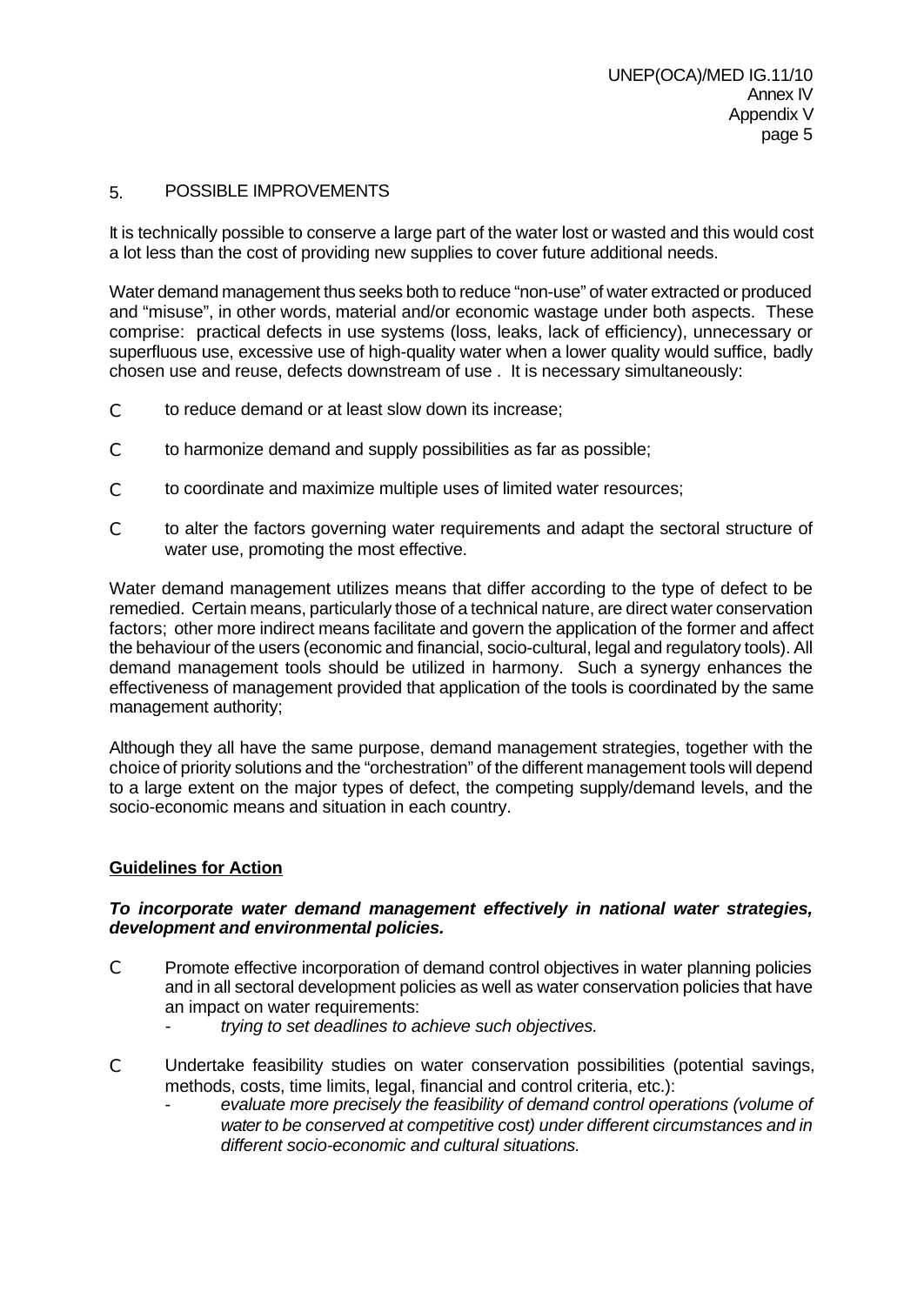## 5. POSSIBLE IMPROVEMENTS

It is technically possible to conserve a large part of the water lost or wasted and this would cost a lot less than the cost of providing new supplies to cover future additional needs.

Water demand management thus seeks both to reduce "non-use" of water extracted or produced and "misuse", in other words, material and/or economic wastage under both aspects. These comprise: practical defects in use systems (loss, leaks, lack of efficiency), unnecessary or superfluous use, excessive use of high-quality water when a lower quality would suffice, badly chosen use and reuse, defects downstream of use . It is necessary simultaneously:

- to reduce demand or at least slow down its increase;
- to harmonize demand and supply possibilities as far as possible;
- to coordinate and maximize multiple uses of limited water resources;
- to alter the factors governing water requirements and adapt the sectoral structure of water use, promoting the most effective.

Water demand management utilizes means that differ according to the type of defect to be remedied. Certain means, particularly those of a technical nature, are direct water conservation factors; other more indirect means facilitate and govern the application of the former and affect the behaviour of the users (economic and financial, socio-cultural, legal and regulatory tools). All demand management tools should be utilized in harmony. Such a synergy enhances the effectiveness of management provided that application of the tools is coordinated by the same management authority;

Although they all have the same purpose, demand management strategies, together with the choice of priority solutions and the "orchestration" of the different management tools will depend to a large extent on the major types of defect, the competing supply/demand levels, and the socio-economic means and situation in each country.

**Guidelines for Action**

***To incorporate water demand management effectively in national water strategies, development and environmental policies.***

- Promote effective incorporation of demand control objectives in water planning policies and in all sectoral development policies as well as water conservation policies that have an impact on water requirements:
  - *trying to set deadlines to achieve such objectives.*
- Undertake feasibility studies on water conservation possibilities (potential savings, methods, costs, time limits, legal, financial and control criteria, etc.):
  - *evaluate more precisely the feasibility of demand control operations (volume of water to be conserved at competitive cost) under different circumstances and in different socio-economic and cultural situations.*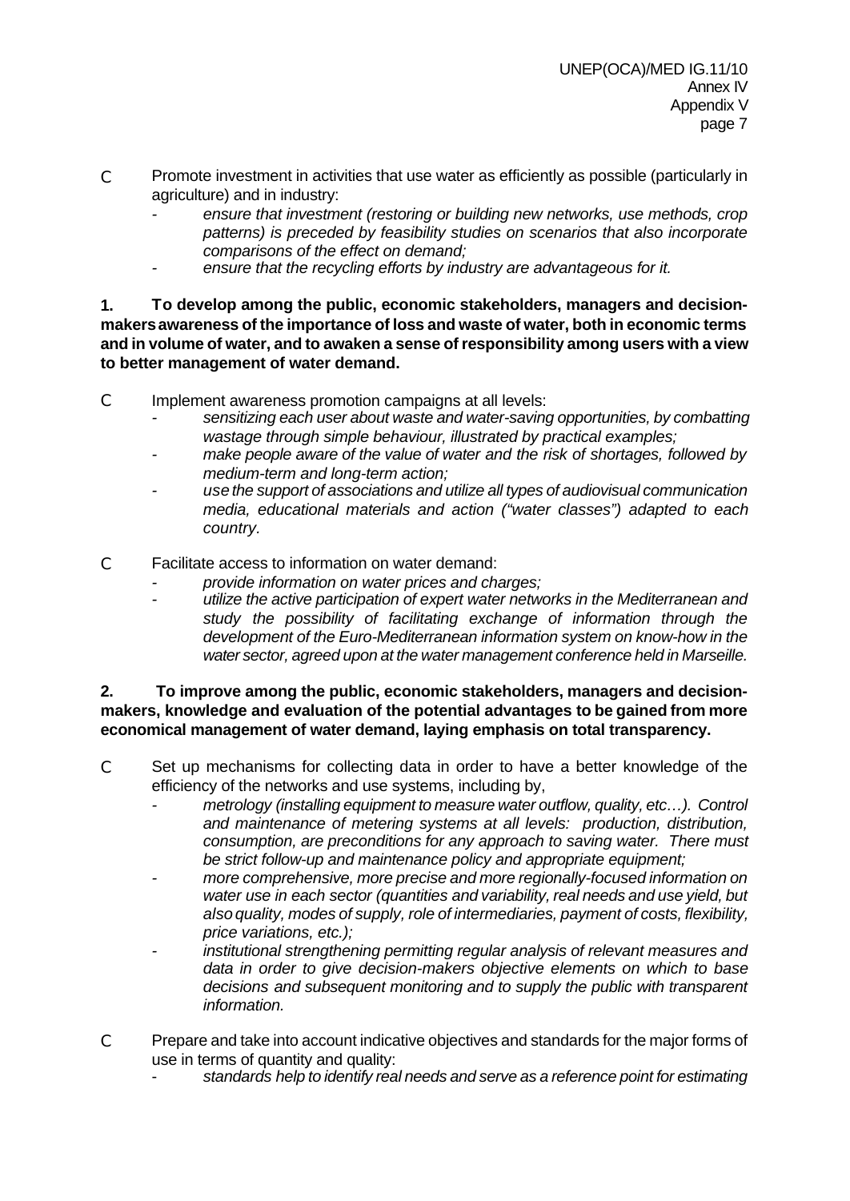- Promote investment in activities that use water as efficiently as possible (particularly in agriculture) and in industry:
  - *ensure that investment (restoring or building new networks, use methods, crop patterns) is preceded by feasibility studies on scenarios that also incorporate comparisons of the effect on demand;*
  - *ensure that the recycling efforts by industry are advantageous for it.*

**1. To develop among the public, economic stakeholders, managers and decision-makers awareness of the importance of loss and waste of water, both in economic terms and in volume of water, and to awaken a sense of responsibility among users with a view to better management of water demand.**

- Implement awareness promotion campaigns at all levels:
  - *sensitizing each user about waste and water-saving opportunities, by combatting wastage through simple behaviour, illustrated by practical examples;*
  - *make people aware of the value of water and the risk of shortages, followed by medium-term and long-term action;*
  - *use the support of associations and utilize all types of audiovisual communication media, educational materials and action ("water classes") adapted to each country.*

- Facilitate access to information on water demand:
  - *provide information on water prices and charges;*
  - *utilize the active participation of expert water networks in the Mediterranean and study the possibility of facilitating exchange of information through the development of the Euro-Mediterranean information system on know-how in the water sector, agreed upon at the water management conference held in Marseille.*

**2. To improve among the public, economic stakeholders, managers and decision-makers, knowledge and evaluation of the potential advantages to be gained from more economical management of water demand, laying emphasis on total transparency.**

- Set up mechanisms for collecting data in order to have a better knowledge of the efficiency of the networks and use systems, including by,
  - *metrology (installing equipment to measure water outflow, quality, etc…). Control and maintenance of metering systems at all levels: production, distribution, consumption, are preconditions for any approach to saving water. There must be strict follow-up and maintenance policy and appropriate equipment;*
  - *more comprehensive, more precise and more regionally-focused information on water use in each sector (quantities and variability, real needs and use yield, but also quality, modes of supply, role of intermediaries, payment of costs, flexibility, price variations, etc.);*
  - *institutional strengthening permitting regular analysis of relevant measures and data in order to give decision-makers objective elements on which to base decisions and subsequent monitoring and to supply the public with transparent information.*

- Prepare and take into account indicative objectives and standards for the major forms of use in terms of quantity and quality:
  - *standards help to identify real needs and serve as a reference point for estimating*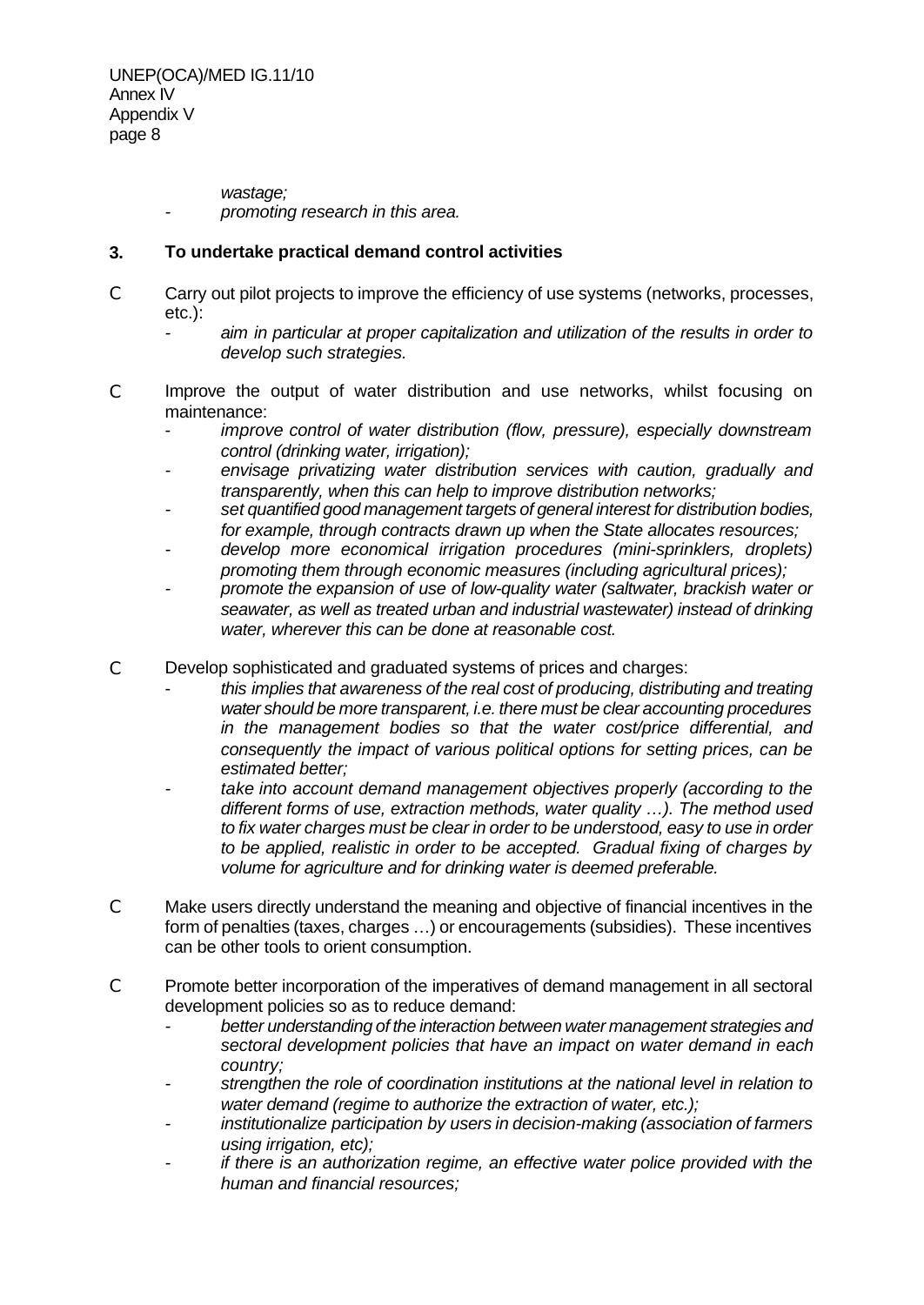*wastage;*
- *promoting research in this area.*

### 3. To undertake practical demand control activities

- Carry out pilot projects to improve the efficiency of use systems (networks, processes, etc.):
  - *aim in particular at proper capitalization and utilization of the results in order to develop such strategies.*

- Improve the output of water distribution and use networks, whilst focusing on maintenance:
  - *improve control of water distribution (flow, pressure), especially downstream control (drinking water, irrigation);*
  - *envisage privatizing water distribution services with caution, gradually and transparently, when this can help to improve distribution networks;*
  - *set quantified good management targets of general interest for distribution bodies, for example, through contracts drawn up when the State allocates resources;*
  - *develop more economical irrigation procedures (mini-sprinklers, droplets) promoting them through economic measures (including agricultural prices);*
  - *promote the expansion of use of low-quality water (saltwater, brackish water or seawater, as well as treated urban and industrial wastewater) instead of drinking water, wherever this can be done at reasonable cost.*

- Develop sophisticated and graduated systems of prices and charges:
  - *this implies that awareness of the real cost of producing, distributing and treating water should be more transparent, i.e. there must be clear accounting procedures in the management bodies so that the water cost/price differential, and consequently the impact of various political options for setting prices, can be estimated better;*
  - *take into account demand management objectives properly (according to the different forms of use, extraction methods, water quality …). The method used to fix water charges must be clear in order to be understood, easy to use in order to be applied, realistic in order to be accepted. Gradual fixing of charges by volume for agriculture and for drinking water is deemed preferable.*

- Make users directly understand the meaning and objective of financial incentives in the form of penalties (taxes, charges …) or encouragements (subsidies). These incentives can be other tools to orient consumption.

- Promote better incorporation of the imperatives of demand management in all sectoral development policies so as to reduce demand:
  - *better understanding of the interaction between water management strategies and sectoral development policies that have an impact on water demand in each country;*
  - *strengthen the role of coordination institutions at the national level in relation to water demand (regime to authorize the extraction of water, etc.);*
  - *institutionalize participation by users in decision-making (association of farmers using irrigation, etc);*
  - *if there is an authorization regime, an effective water police provided with the human and financial resources;*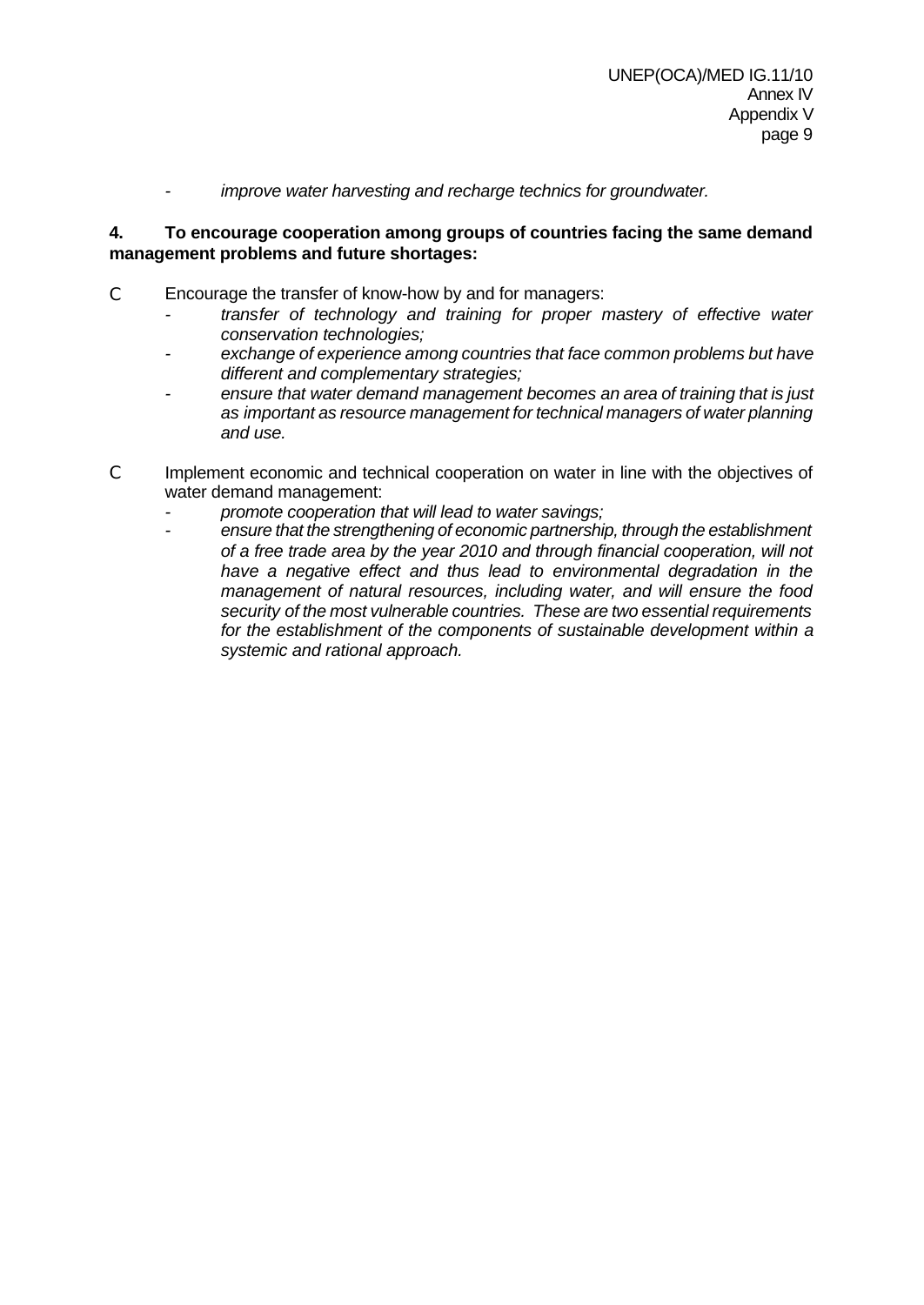- *improve water harvesting and recharge technics for groundwater.*

**4. To encourage cooperation among groups of countries facing the same demand management problems and future shortages:**

- Encourage the transfer of know-how by and for managers:
  - *transfer of technology and training for proper mastery of effective water conservation technologies;*
  - *exchange of experience among countries that face common problems but have different and complementary strategies;*
  - *ensure that water demand management becomes an area of training that is just as important as resource management for technical managers of water planning and use.*

- Implement economic and technical cooperation on water in line with the objectives of water demand management:
  - *promote cooperation that will lead to water savings;*
  - *ensure that the strengthening of economic partnership, through the establishment of a free trade area by the year 2010 and through financial cooperation, will not have a negative effect and thus lead to environmental degradation in the management of natural resources, including water, and will ensure the food security of the most vulnerable countries. These are two essential requirements for the establishment of the components of sustainable development within a systemic and rational approach.*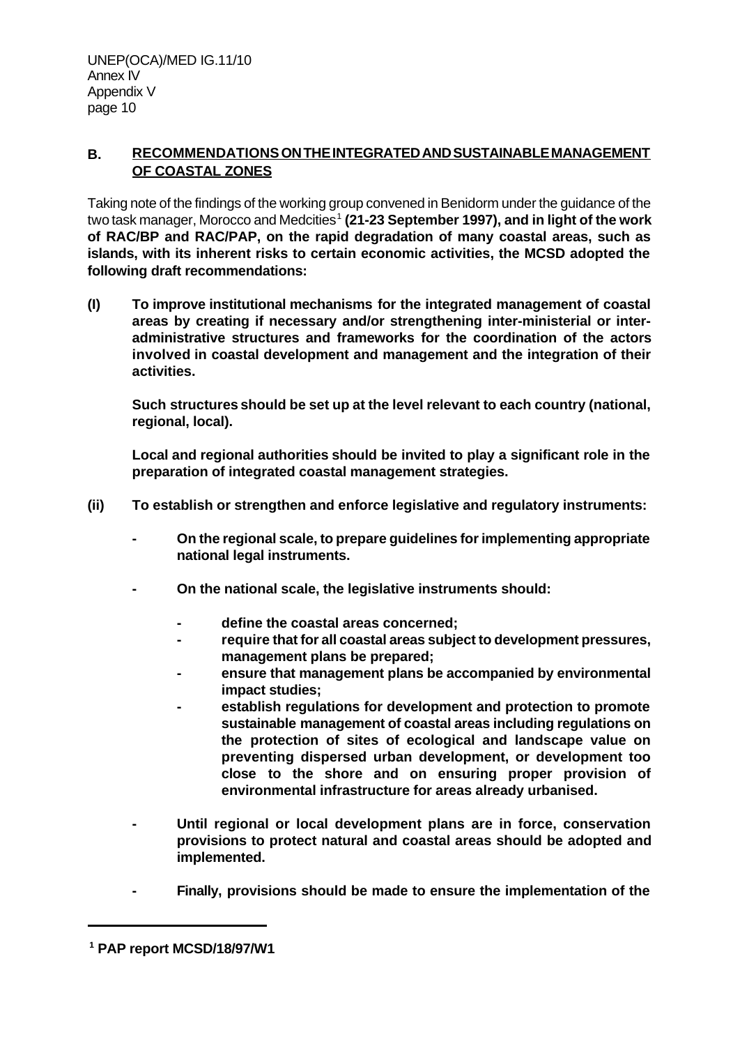## B. RECOMMENDATIONS ON THE INTEGRATED AND SUSTAINABLE MANAGEMENT OF COASTAL ZONES

Taking note of the findings of the working group convened in Benidorm under the guidance of the two task manager, Morocco and Medcities[1] **(21-23 September 1997), and in light of the work of RAC/BP and RAC/PAP, on the rapid degradation of many coastal areas, such as islands, with its inherent risks to certain economic activities, the MCSD adopted the following draft recommendations:**

**(I) To improve institutional mechanisms for the integrated management of coastal areas by creating if necessary and/or strengthening inter-ministerial or inter-administrative structures and frameworks for the coordination of the actors involved in coastal development and management and the integration of their activities.**

**Such structures should be set up at the level relevant to each country (national, regional, local).**

**Local and regional authorities should be invited to play a significant role in the preparation of integrated coastal management strategies.**

**(ii) To establish or strengthen and enforce legislative and regulatory instruments:**

- **On the regional scale, to prepare guidelines for implementing appropriate national legal instruments.**
- **On the national scale, the legislative instruments should:**
  - **define the coastal areas concerned;**
  - **require that for all coastal areas subject to development pressures, management plans be prepared;**
  - **ensure that management plans be accompanied by environmental impact studies;**
  - **establish regulations for development and protection to promote sustainable management of coastal areas including regulations on the protection of sites of ecological and landscape value on preventing dispersed urban development, or development too close to the shore and on ensuring proper provision of environmental infrastructure for areas already urbanised.**
- **Until regional or local development plans are in force, conservation provisions to protect natural and coastal areas should be adopted and implemented.**
- **Finally, provisions should be made to ensure the implementation of the**

---

[1] **PAP report MCSD/18/97/W1**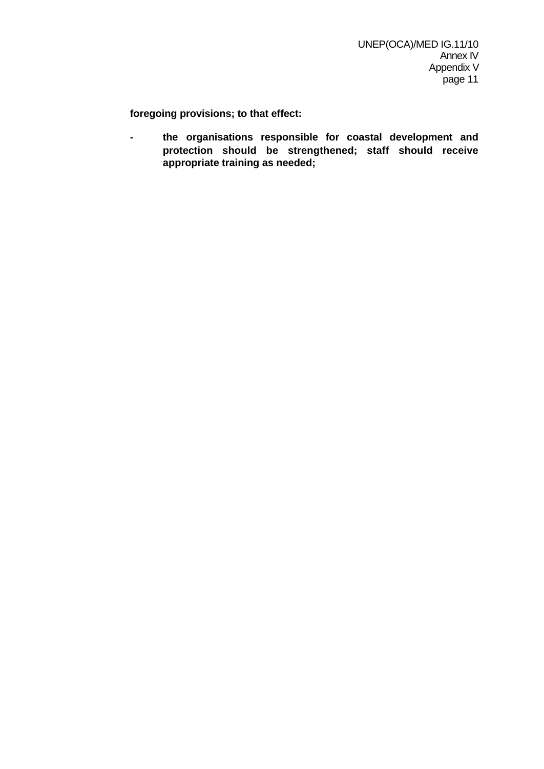**foregoing provisions; to that effect:**

- **the organisations responsible for coastal development and protection should be strengthened; staff should receive appropriate training as needed;**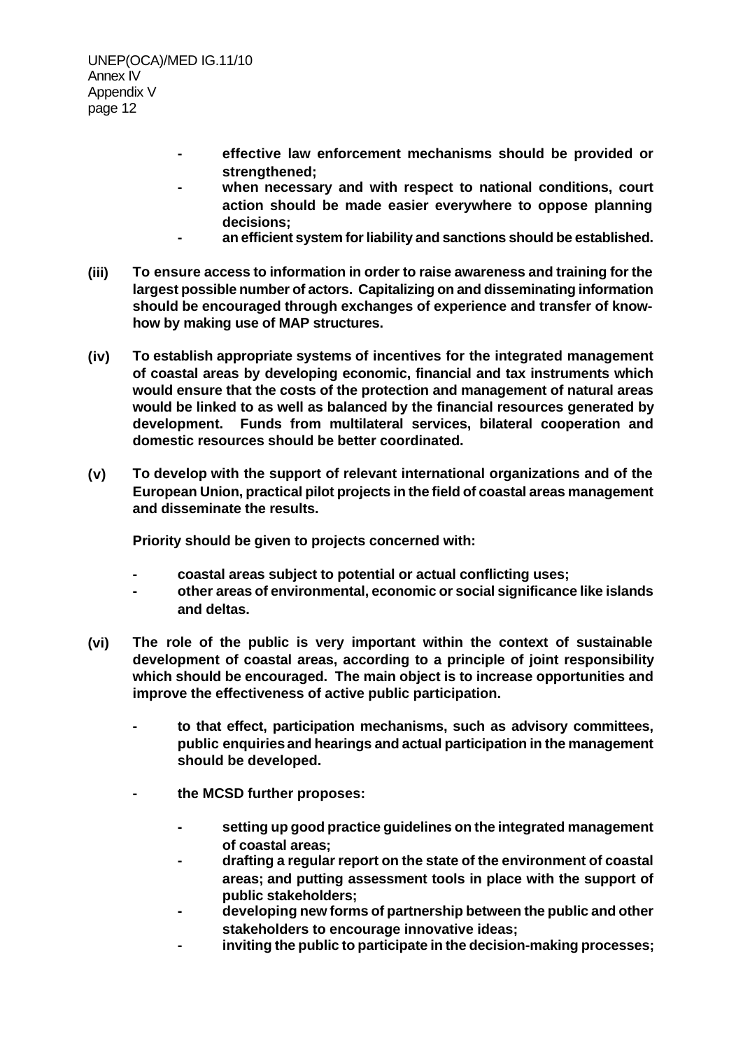- **effective law enforcement mechanisms should be provided or strengthened;**
- **when necessary and with respect to national conditions, court action should be made easier everywhere to oppose planning decisions;**
- **an efficient system for liability and sanctions should be established.**

**(iii) To ensure access to information in order to raise awareness and training for the largest possible number of actors. Capitalizing on and disseminating information should be encouraged through exchanges of experience and transfer of know-how by making use of MAP structures.**

**(iv) To establish appropriate systems of incentives for the integrated management of coastal areas by developing economic, financial and tax instruments which would ensure that the costs of the protection and management of natural areas would be linked to as well as balanced by the financial resources generated by development. Funds from multilateral services, bilateral cooperation and domestic resources should be better coordinated.**

**(v) To develop with the support of relevant international organizations and of the European Union, practical pilot projects in the field of coastal areas management and disseminate the results.**

**Priority should be given to projects concerned with:**

- **coastal areas subject to potential or actual conflicting uses;**
- **other areas of environmental, economic or social significance like islands and deltas.**

**(vi) The role of the public is very important within the context of sustainable development of coastal areas, according to a principle of joint responsibility which should be encouraged. The main object is to increase opportunities and improve the effectiveness of active public participation.**

- **to that effect, participation mechanisms, such as advisory committees, public enquiries and hearings and actual participation in the management should be developed.**

- **the MCSD further proposes:**

    - **setting up good practice guidelines on the integrated management of coastal areas;**
    - **drafting a regular report on the state of the environment of coastal areas; and putting assessment tools in place with the support of public stakeholders;**
    - **developing new forms of partnership between the public and other stakeholders to encourage innovative ideas;**
    - **inviting the public to participate in the decision-making processes;**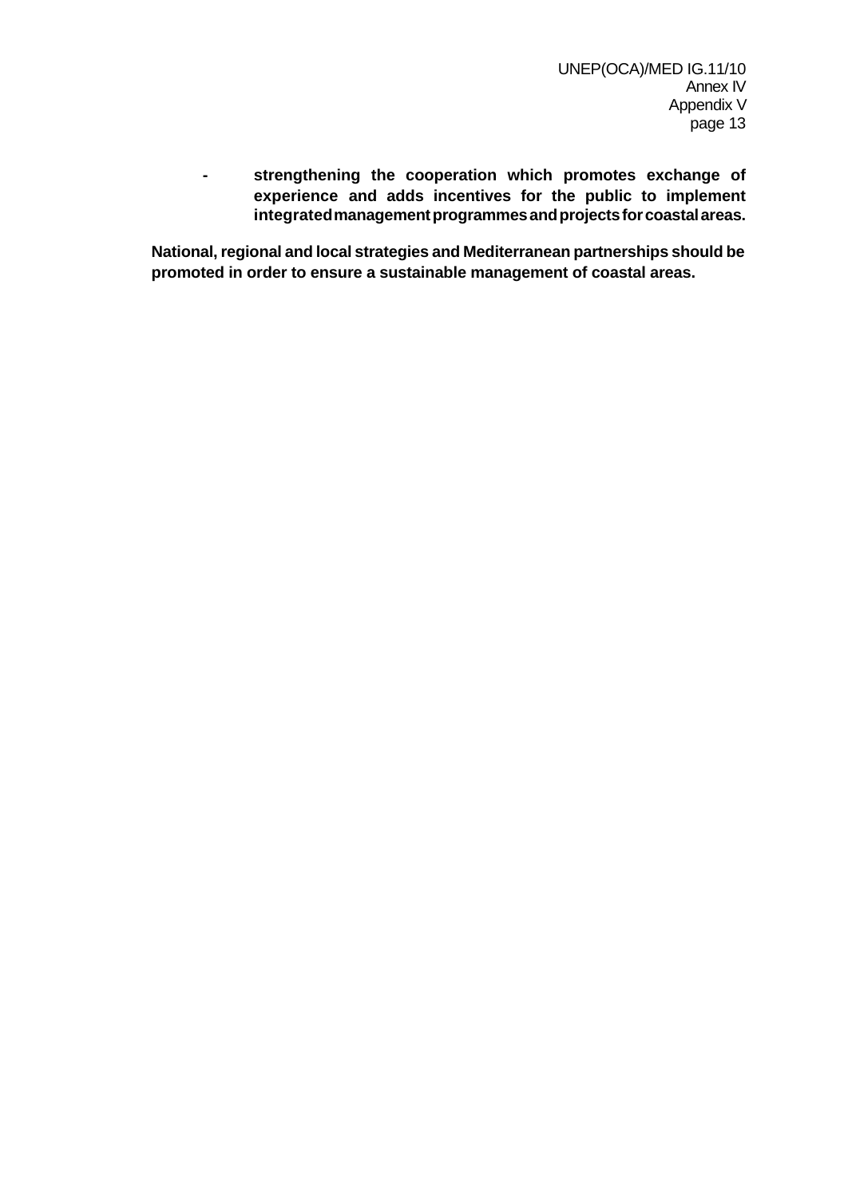- **strengthening the cooperation which promotes exchange of experience and adds incentives for the public to implement integrated management programmes and projects for coastal areas.**

**National, regional and local strategies and Mediterranean partnerships should be promoted in order to ensure a sustainable management of coastal areas.**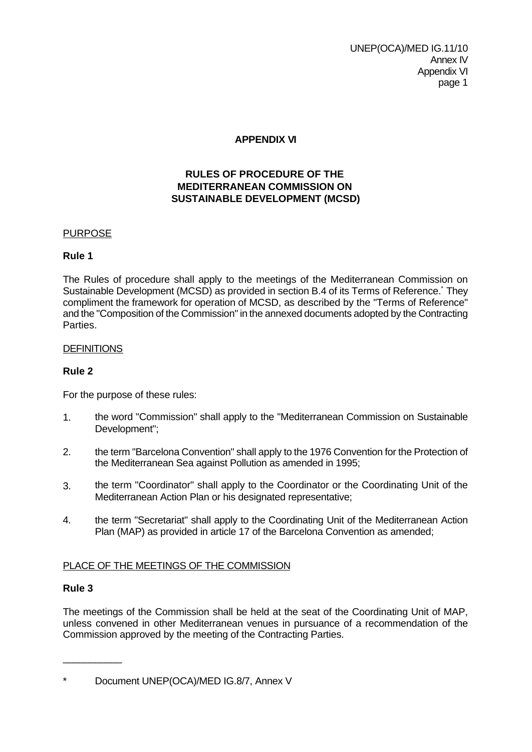## APPENDIX VI

## RULES OF PROCEDURE OF THE MEDITERRANEAN COMMISSION ON SUSTAINABLE DEVELOPMENT (MCSD)

PURPOSE

**Rule 1**

The Rules of procedure shall apply to the meetings of the Mediterranean Commission on Sustainable Development (MCSD) as provided in section B.4 of its Terms of Reference.* They compliment the framework for operation of MCSD, as described by the "Terms of Reference" and the "Composition of the Commission" in the annexed documents adopted by the Contracting Parties.

DEFINITIONS

**Rule 2**

For the purpose of these rules:

1. the word "Commission" shall apply to the "Mediterranean Commission on Sustainable Development";

2. the term "Barcelona Convention" shall apply to the 1976 Convention for the Protection of the Mediterranean Sea against Pollution as amended in 1995;

3. the term "Coordinator" shall apply to the Coordinator or the Coordinating Unit of the Mediterranean Action Plan or his designated representative;

4. the term "Secretariat" shall apply to the Coordinating Unit of the Mediterranean Action Plan (MAP) as provided in article 17 of the Barcelona Convention as amended;

PLACE OF THE MEETINGS OF THE COMMISSION

**Rule 3**

The meetings of the Commission shall be held at the seat of the Coordinating Unit of MAP, unless convened in other Mediterranean venues in pursuance of a recommendation of the Commission approved by the meeting of the Contracting Parties.

___________

* Document UNEP(OCA)/MED IG.8/7, Annex V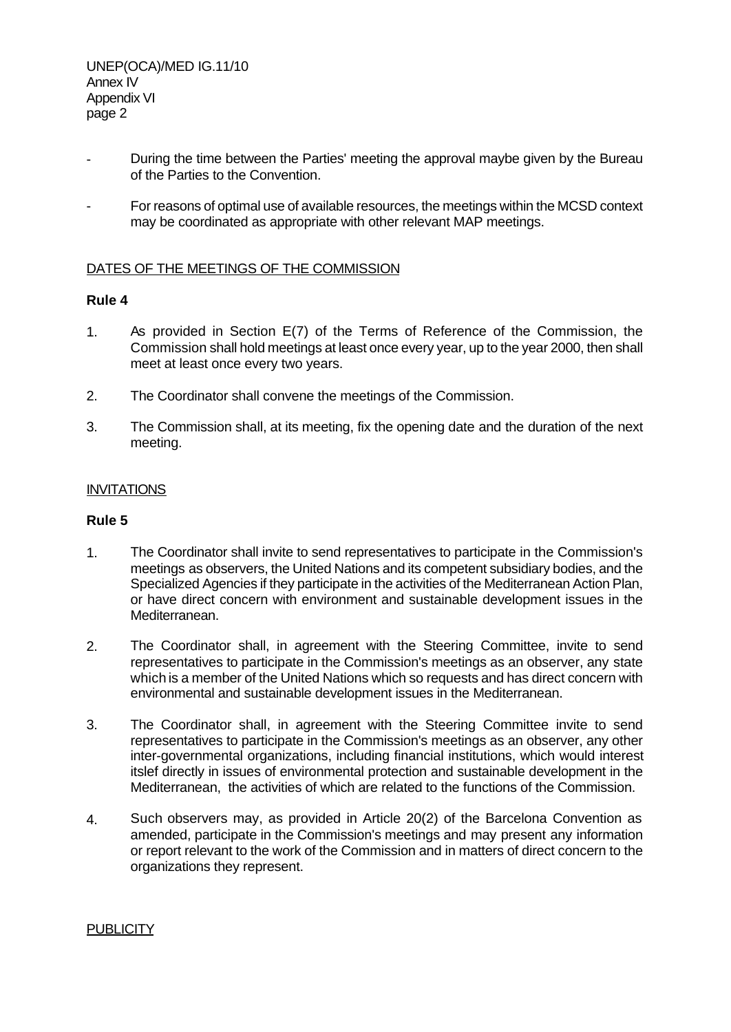- During the time between the Parties' meeting the approval maybe given by the Bureau of the Parties to the Convention.

- For reasons of optimal use of available resources, the meetings within the MCSD context may be coordinated as appropriate with other relevant MAP meetings.

DATES OF THE MEETINGS OF THE COMMISSION

**Rule 4**

1. As provided in Section E(7) of the Terms of Reference of the Commission, the Commission shall hold meetings at least once every year, up to the year 2000, then shall meet at least once every two years.

2. The Coordinator shall convene the meetings of the Commission.

3. The Commission shall, at its meeting, fix the opening date and the duration of the next meeting.

INVITATIONS

**Rule 5**

1. The Coordinator shall invite to send representatives to participate in the Commission's meetings as observers, the United Nations and its competent subsidiary bodies, and the Specialized Agencies if they participate in the activities of the Mediterranean Action Plan, or have direct concern with environment and sustainable development issues in the Mediterranean.

2. The Coordinator shall, in agreement with the Steering Committee, invite to send representatives to participate in the Commission's meetings as an observer, any state which is a member of the United Nations which so requests and has direct concern with environmental and sustainable development issues in the Mediterranean.

3. The Coordinator shall, in agreement with the Steering Committee invite to send representatives to participate in the Commission's meetings as an observer, any other inter-governmental organizations, including financial institutions, which would interest itslef directly in issues of environmental protection and sustainable development in the Mediterranean, the activities of which are related to the functions of the Commission.

4. Such observers may, as provided in Article 20(2) of the Barcelona Convention as amended, participate in the Commission's meetings and may present any information or report relevant to the work of the Commission and in matters of direct concern to the organizations they represent.

PUBLICITY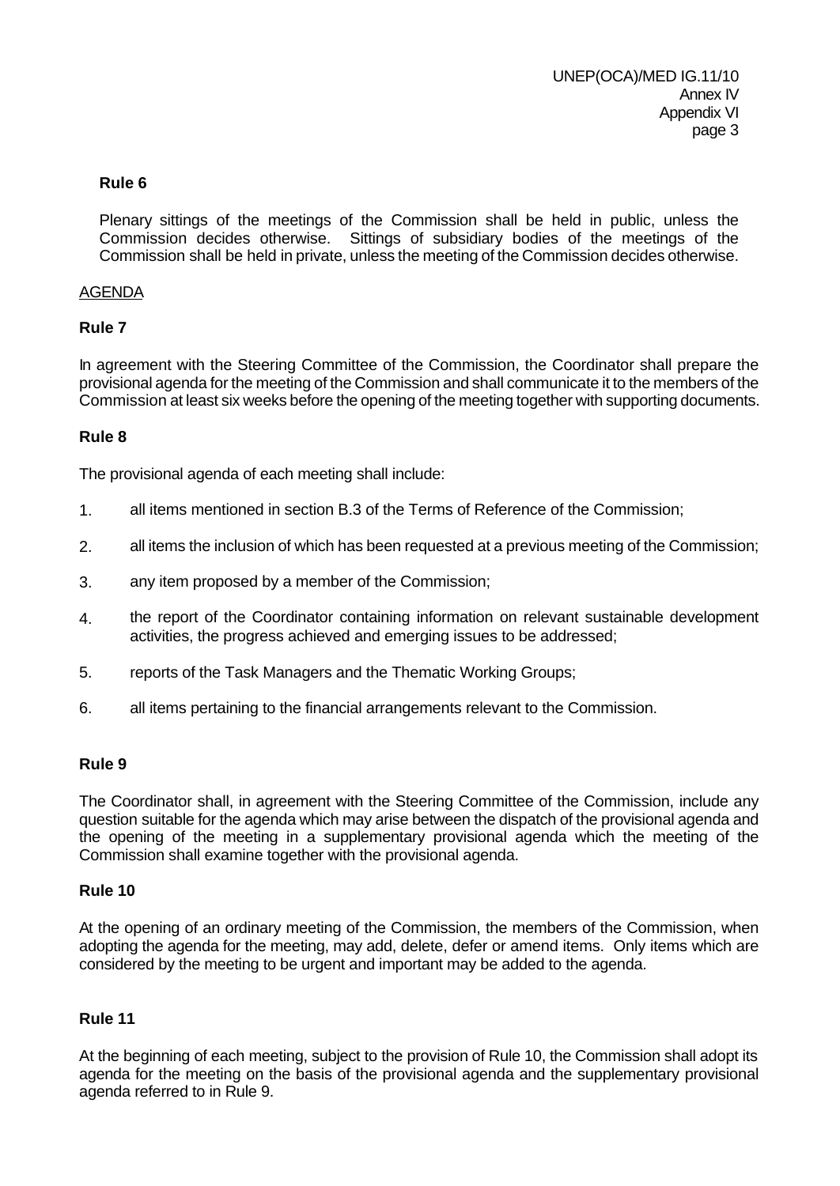**Rule 6**

Plenary sittings of the meetings of the Commission shall be held in public, unless the Commission decides otherwise. Sittings of subsidiary bodies of the meetings of the Commission shall be held in private, unless the meeting of the Commission decides otherwise.

<u>AGENDA</u>

**Rule 7**

In agreement with the Steering Committee of the Commission, the Coordinator shall prepare the provisional agenda for the meeting of the Commission and shall communicate it to the members of the Commission at least six weeks before the opening of the meeting together with supporting documents.

**Rule 8**

The provisional agenda of each meeting shall include:

1. all items mentioned in section B.3 of the Terms of Reference of the Commission;
2. all items the inclusion of which has been requested at a previous meeting of the Commission;
3. any item proposed by a member of the Commission;
4. the report of the Coordinator containing information on relevant sustainable development activities, the progress achieved and emerging issues to be addressed;
5. reports of the Task Managers and the Thematic Working Groups;
6. all items pertaining to the financial arrangements relevant to the Commission.

**Rule 9**

The Coordinator shall, in agreement with the Steering Committee of the Commission, include any question suitable for the agenda which may arise between the dispatch of the provisional agenda and the opening of the meeting in a supplementary provisional agenda which the meeting of the Commission shall examine together with the provisional agenda.

**Rule 10**

At the opening of an ordinary meeting of the Commission, the members of the Commission, when adopting the agenda for the meeting, may add, delete, defer or amend items. Only items which are considered by the meeting to be urgent and important may be added to the agenda.

**Rule 11**

At the beginning of each meeting, subject to the provision of Rule 10, the Commission shall adopt its agenda for the meeting on the basis of the provisional agenda and the supplementary provisional agenda referred to in Rule 9.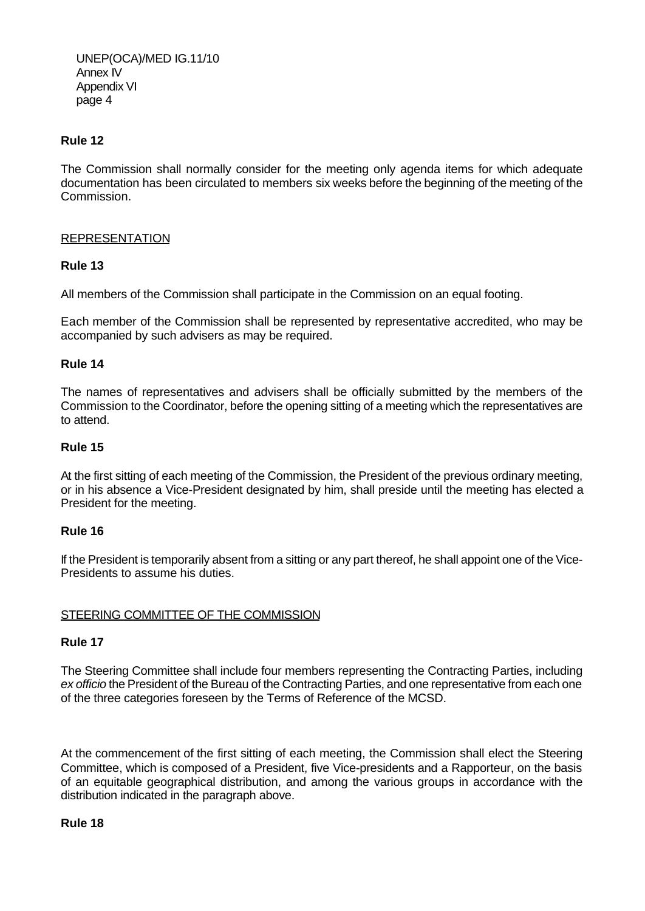**Rule 12**

The Commission shall normally consider for the meeting only agenda items for which adequate documentation has been circulated to members six weeks before the beginning of the meeting of the Commission.

REPRESENTATION

**Rule 13**

All members of the Commission shall participate in the Commission on an equal footing.

Each member of the Commission shall be represented by representative accredited, who may be accompanied by such advisers as may be required.

**Rule 14**

The names of representatives and advisers shall be officially submitted by the members of the Commission to the Coordinator, before the opening sitting of a meeting which the representatives are to attend.

**Rule 15**

At the first sitting of each meeting of the Commission, the President of the previous ordinary meeting, or in his absence a Vice-President designated by him, shall preside until the meeting has elected a President for the meeting.

**Rule 16**

If the President is temporarily absent from a sitting or any part thereof, he shall appoint one of the Vice-Presidents to assume his duties.

STEERING COMMITTEE OF THE COMMISSION

**Rule 17**

The Steering Committee shall include four members representing the Contracting Parties, including *ex officio* the President of the Bureau of the Contracting Parties, and one representative from each one of the three categories foreseen by the Terms of Reference of the MCSD.

At the commencement of the first sitting of each meeting, the Commission shall elect the Steering Committee, which is composed of a President, five Vice-presidents and a Rapporteur, on the basis of an equitable geographical distribution, and among the various groups in accordance with the distribution indicated in the paragraph above.

**Rule 18**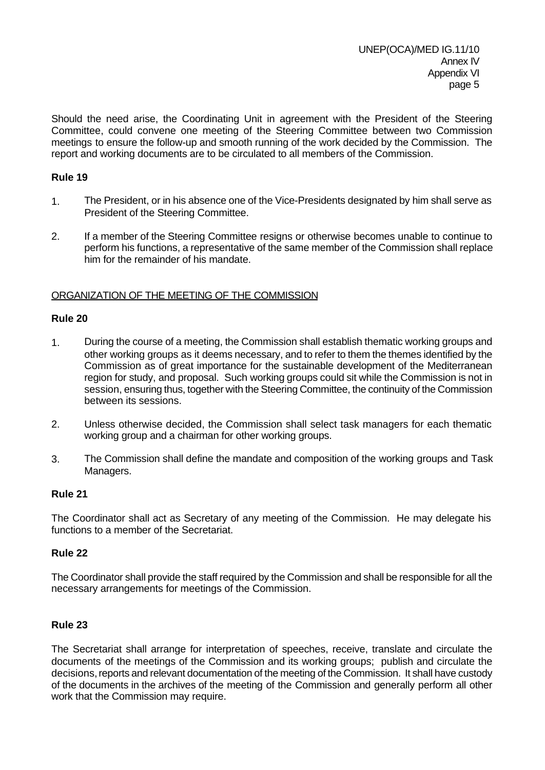Should the need arise, the Coordinating Unit in agreement with the President of the Steering Committee, could convene one meeting of the Steering Committee between two Commission meetings to ensure the follow-up and smooth running of the work decided by the Commission. The report and working documents are to be circulated to all members of the Commission.

**Rule 19**

1. The President, or in his absence one of the Vice-Presidents designated by him shall serve as President of the Steering Committee.

2. If a member of the Steering Committee resigns or otherwise becomes unable to continue to perform his functions, a representative of the same member of the Commission shall replace him for the remainder of his mandate.

<u>ORGANIZATION OF THE MEETING OF THE COMMISSION</u>

**Rule 20**

1. During the course of a meeting, the Commission shall establish thematic working groups and other working groups as it deems necessary, and to refer to them the themes identified by the Commission as of great importance for the sustainable development of the Mediterranean region for study, and proposal. Such working groups could sit while the Commission is not in session, ensuring thus, together with the Steering Committee, the continuity of the Commission between its sessions.

2. Unless otherwise decided, the Commission shall select task managers for each thematic working group and a chairman for other working groups.

3. The Commission shall define the mandate and composition of the working groups and Task Managers.

**Rule 21**

The Coordinator shall act as Secretary of any meeting of the Commission. He may delegate his functions to a member of the Secretariat.

**Rule 22**

The Coordinator shall provide the staff required by the Commission and shall be responsible for all the necessary arrangements for meetings of the Commission.

**Rule 23**

The Secretariat shall arrange for interpretation of speeches, receive, translate and circulate the documents of the meetings of the Commission and its working groups; publish and circulate the decisions, reports and relevant documentation of the meeting of the Commission. It shall have custody of the documents in the archives of the meeting of the Commission and generally perform all other work that the Commission may require.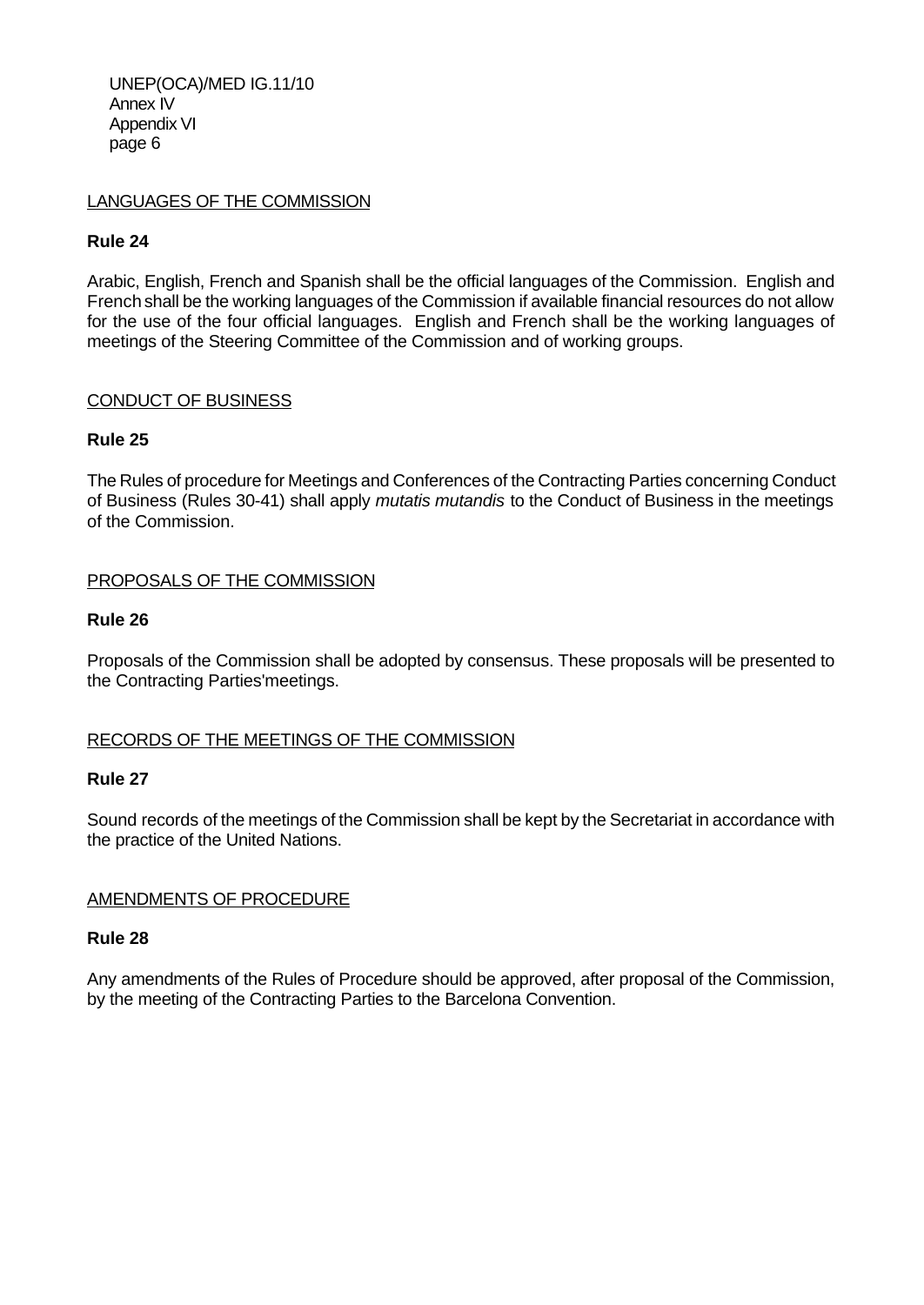LANGUAGES OF THE COMMISSION

**Rule 24**

Arabic, English, French and Spanish shall be the official languages of the Commission. English and French shall be the working languages of the Commission if available financial resources do not allow for the use of the four official languages. English and French shall be the working languages of meetings of the Steering Committee of the Commission and of working groups.

CONDUCT OF BUSINESS

**Rule 25**

The Rules of procedure for Meetings and Conferences of the Contracting Parties concerning Conduct of Business (Rules 30-41) shall apply *mutatis mutandis* to the Conduct of Business in the meetings of the Commission.

PROPOSALS OF THE COMMISSION

**Rule 26**

Proposals of the Commission shall be adopted by consensus. These proposals will be presented to the Contracting Parties'meetings.

RECORDS OF THE MEETINGS OF THE COMMISSION

**Rule 27**

Sound records of the meetings of the Commission shall be kept by the Secretariat in accordance with the practice of the United Nations.

AMENDMENTS OF PROCEDURE

**Rule 28**

Any amendments of the Rules of Procedure should be approved, after proposal of the Commission, by the meeting of the Contracting Parties to the Barcelona Convention.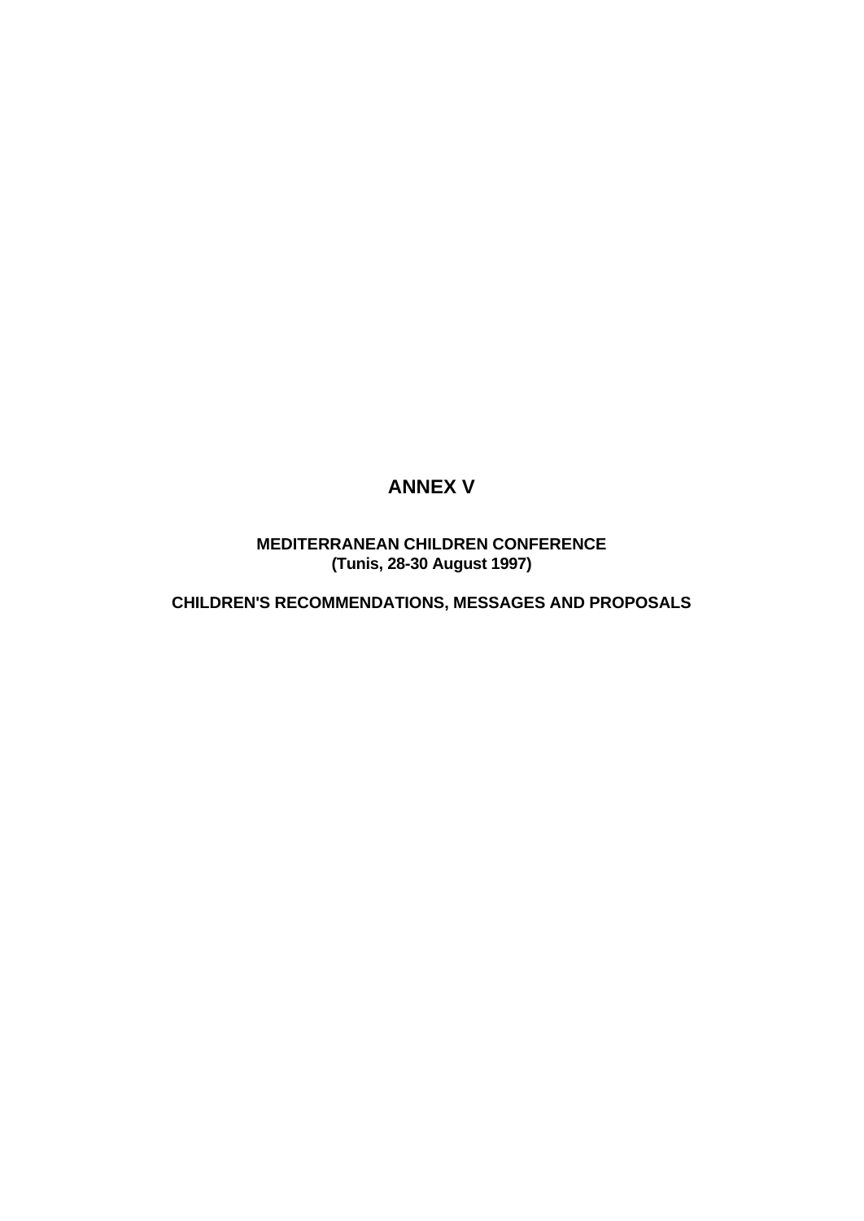# ANNEX V

## MEDITERRANEAN CHILDREN CONFERENCE
**(Tunis, 28-30 August 1997)**

## CHILDREN'S RECOMMENDATIONS, MESSAGES AND PROPOSALS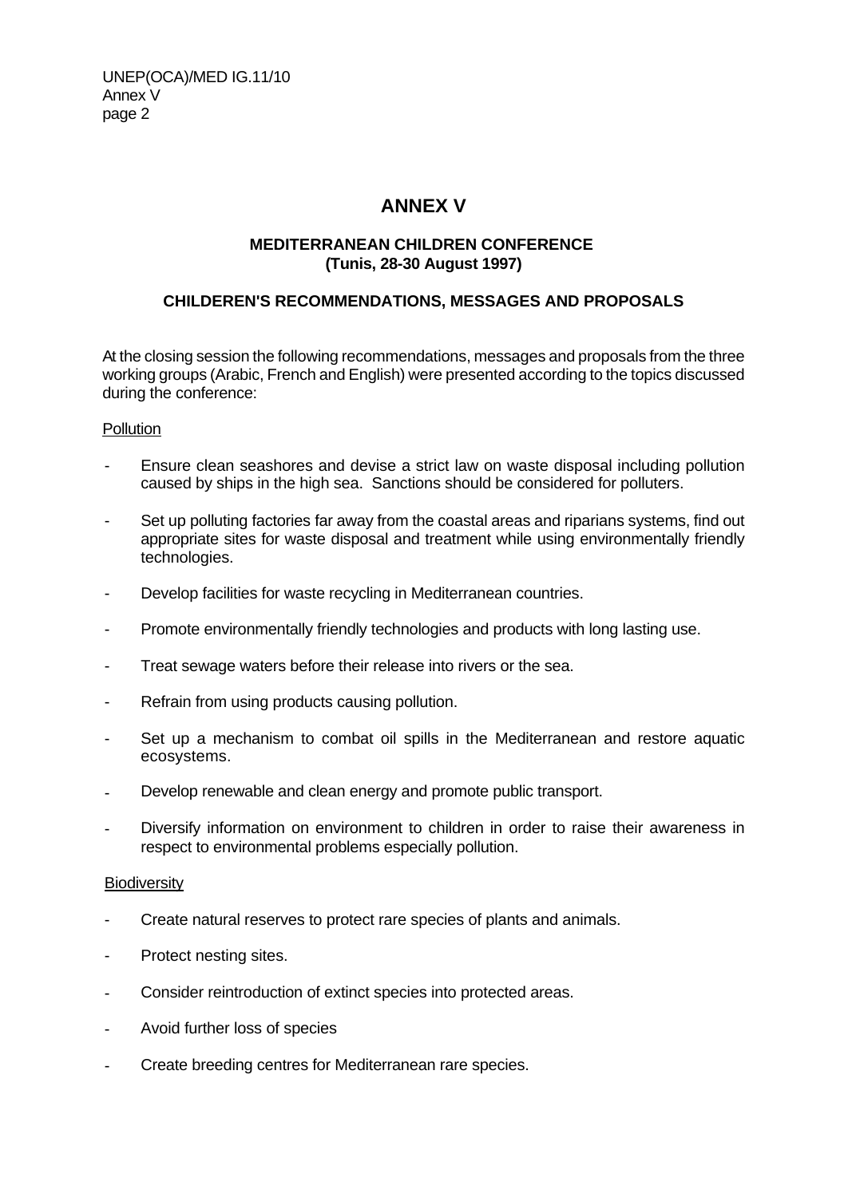# ANNEX V

## MEDITERRANEAN CHILDREN CONFERENCE
## (Tunis, 28-30 August 1997)

### CHILDEREN'S RECOMMENDATIONS, MESSAGES AND PROPOSALS

At the closing session the following recommendations, messages and proposals from the three working groups (Arabic, French and English) were presented according to the topics discussed during the conference:

Pollution

- Ensure clean seashores and devise a strict law on waste disposal including pollution caused by ships in the high sea. Sanctions should be considered for polluters.
- Set up polluting factories far away from the coastal areas and riparians systems, find out appropriate sites for waste disposal and treatment while using environmentally friendly technologies.
- Develop facilities for waste recycling in Mediterranean countries.
- Promote environmentally friendly technologies and products with long lasting use.
- Treat sewage waters before their release into rivers or the sea.
- Refrain from using products causing pollution.
- Set up a mechanism to combat oil spills in the Mediterranean and restore aquatic ecosystems.
- Develop renewable and clean energy and promote public transport.
- Diversify information on environment to children in order to raise their awareness in respect to environmental problems especially pollution.

Biodiversity

- Create natural reserves to protect rare species of plants and animals.
- Protect nesting sites.
- Consider reintroduction of extinct species into protected areas.
- Avoid further loss of species
- Create breeding centres for Mediterranean rare species.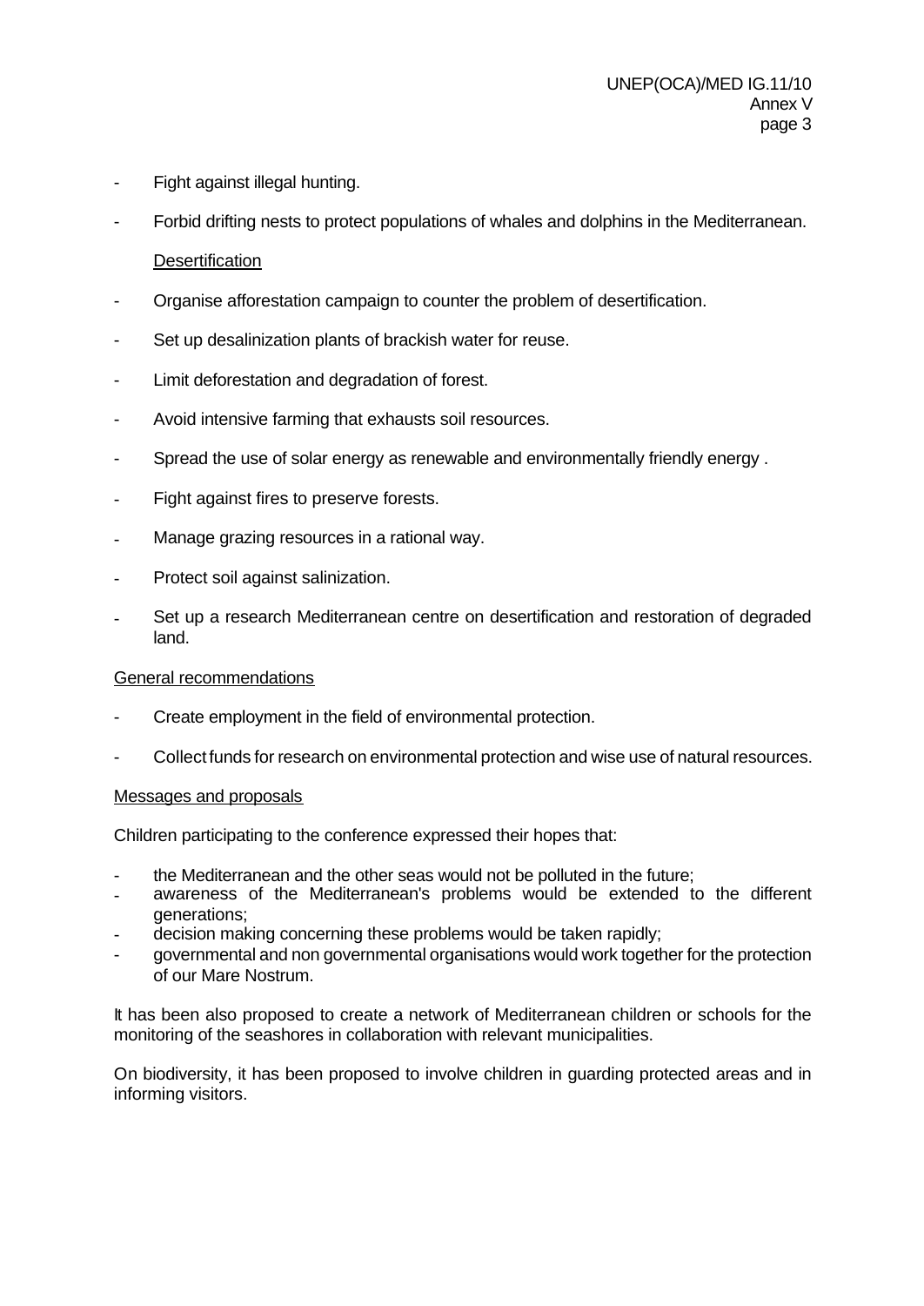- Fight against illegal hunting.
- Forbid drifting nests to protect populations of whales and dolphins in the Mediterranean.

Desertification

- Organise afforestation campaign to counter the problem of desertification.
- Set up desalinization plants of brackish water for reuse.
- Limit deforestation and degradation of forest.
- Avoid intensive farming that exhausts soil resources.
- Spread the use of solar energy as renewable and environmentally friendly energy .
- Fight against fires to preserve forests.
- Manage grazing resources in a rational way.
- Protect soil against salinization.
- Set up a research Mediterranean centre on desertification and restoration of degraded land.

General recommendations

- Create employment in the field of environmental protection.
- Collect funds for research on environmental protection and wise use of natural resources.

Messages and proposals

Children participating to the conference expressed their hopes that:

- the Mediterranean and the other seas would not be polluted in the future;
- awareness of the Mediterranean's problems would be extended to the different generations;
- decision making concerning these problems would be taken rapidly;
- governmental and non governmental organisations would work together for the protection of our Mare Nostrum.

It has been also proposed to create a network of Mediterranean children or schools for the monitoring of the seashores in collaboration with relevant municipalities.

On biodiversity, it has been proposed to involve children in guarding protected areas and in informing visitors.